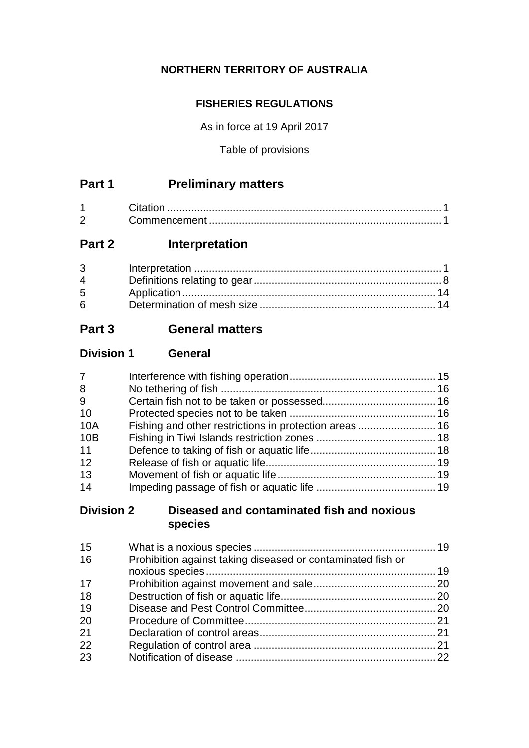**NORTHERN TERRITORY OF AUSTRALIA**

**FISHERIES REGULATIONS**

As in force at 19 April 2017

Table of provisions

## Part 1 Preliminary matters

| | | |
|---|---|---|
| 1 | Citation | 1 |
| 2 | Commencement | 1 |

## Part 2 Interpretation

| | | |
|---|---|---|
| 3 | Interpretation | 1 |
| 4 | Definitions relating to gear | 8 |
| 5 | Application | 14 |
| 6 | Determination of mesh size | 14 |

## Part 3 General matters

### Division 1 General

| | | |
|---|---|---|
| 7 | Interference with fishing operation | 15 |
| 8 | No tethering of fish | 16 |
| 9 | Certain fish not to be taken or possessed | 16 |
| 10 | Protected species not to be taken | 16 |
| 10A | Fishing and other restrictions in protection areas | 16 |
| 10B | Fishing in Tiwi Islands restriction zones | 18 |
| 11 | Defence to taking of fish or aquatic life | 18 |
| 12 | Release of fish or aquatic life | 19 |
| 13 | Movement of fish or aquatic life | 19 |
| 14 | Impeding passage of fish or aquatic life | 19 |

### Division 2 Diseased and contaminated fish and noxious species

| | | |
|---|---|---|
| 15 | What is a noxious species | 19 |
| 16 | Prohibition against taking diseased or contaminated fish or noxious species | 19 |
| 17 | Prohibition against movement and sale | 20 |
| 18 | Destruction of fish or aquatic life | 20 |
| 19 | Disease and Pest Control Committee | 20 |
| 20 | Procedure of Committee | 21 |
| 21 | Declaration of control areas | 21 |
| 22 | Regulation of control area | 21 |
| 23 | Notification of disease | 22 |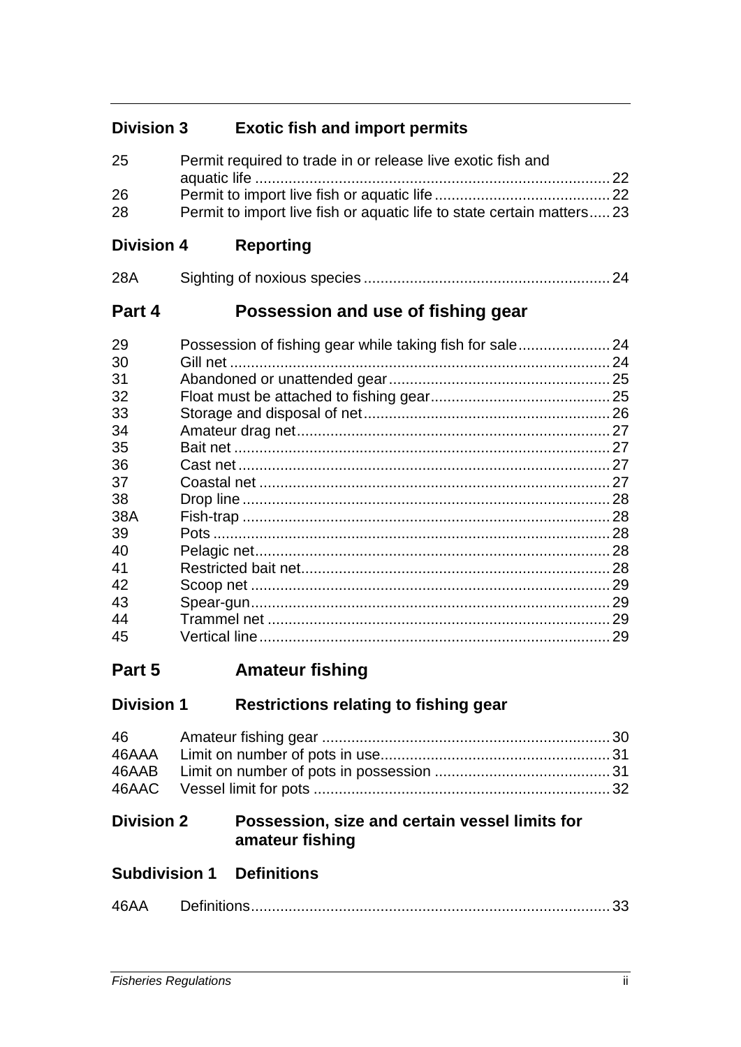## Division 3 Exotic fish and import permits

| | | |
|---|---|---|
| 25 | Permit required to trade in or release live exotic fish and aquatic life | 22 |
| 26 | Permit to import live fish or aquatic life | 22 |
| 28 | Permit to import live fish or aquatic life to state certain matters | 23 |

## Division 4 Reporting

| | | |
|---|---|---|
| 28A | Sighting of noxious species | 24 |

# Part 4 Possession and use of fishing gear

| | | |
|---|---|---|
| 29 | Possession of fishing gear while taking fish for sale | 24 |
| 30 | Gill net | 24 |
| 31 | Abandoned or unattended gear | 25 |
| 32 | Float must be attached to fishing gear | 25 |
| 33 | Storage and disposal of net | 26 |
| 34 | Amateur drag net | 27 |
| 35 | Bait net | 27 |
| 36 | Cast net | 27 |
| 37 | Coastal net | 27 |
| 38 | Drop line | 28 |
| 38A | Fish-trap | 28 |
| 39 | Pots | 28 |
| 40 | Pelagic net | 28 |
| 41 | Restricted bait net | 28 |
| 42 | Scoop net | 29 |
| 43 | Spear-gun | 29 |
| 44 | Trammel net | 29 |
| 45 | Vertical line | 29 |

# Part 5 Amateur fishing

## Division 1 Restrictions relating to fishing gear

| | | |
|---|---|---|
| 46 | Amateur fishing gear | 30 |
| 46AAA | Limit on number of pots in use | 31 |
| 46AAB | Limit on number of pots in possession | 31 |
| 46AAC | Vessel limit for pots | 32 |

## Division 2 Possession, size and certain vessel limits for amateur fishing

### Subdivision 1 Definitions

| | | |
|---|---|---|
| 46AA | Definitions | 33 |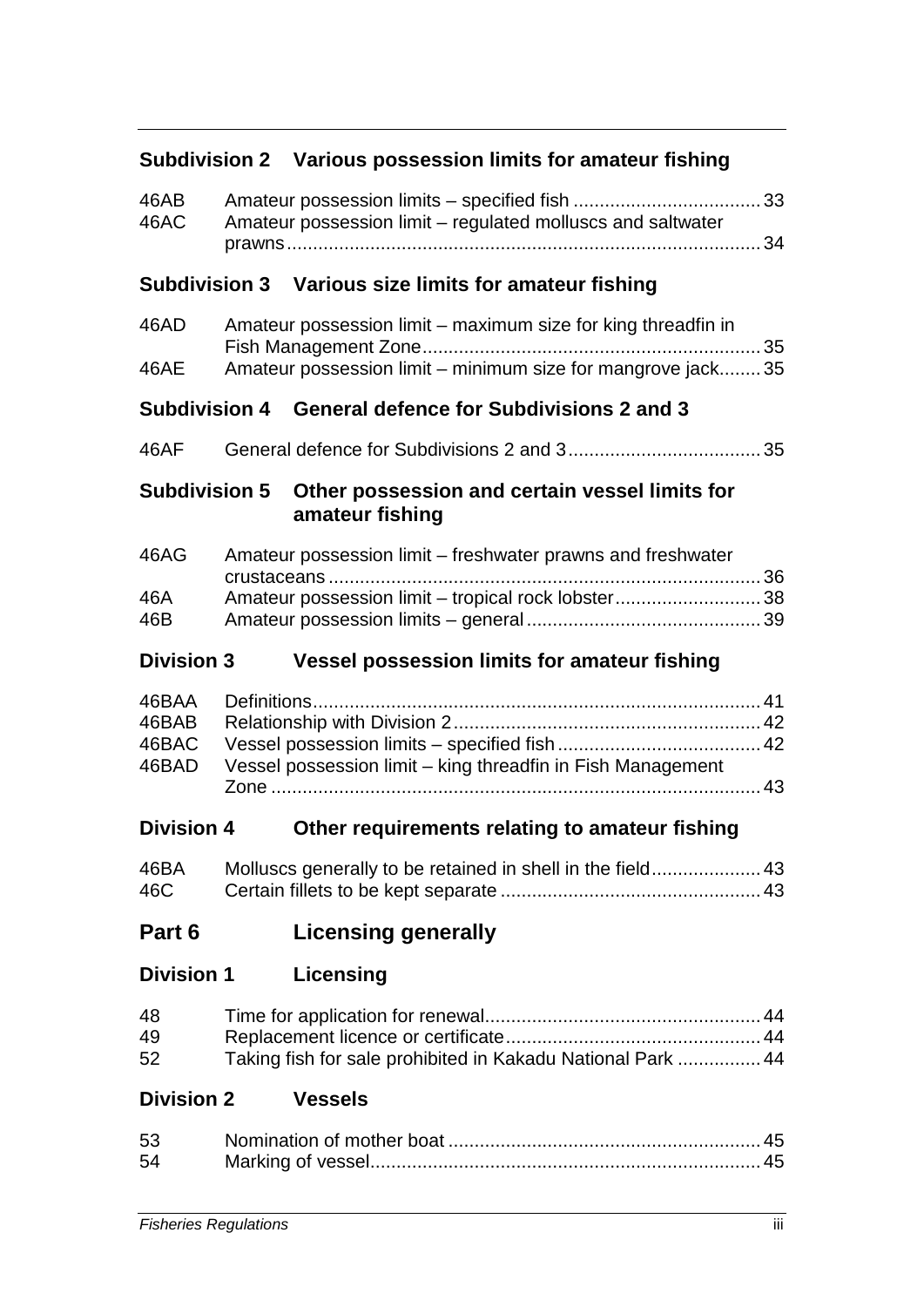### Subdivision 2 Various possession limits for amateur fishing

| | | |
|---|---|---|
| 46AB | Amateur possession limits – specified fish | 33 |
| 46AC | Amateur possession limit – regulated molluscs and saltwater prawns | 34 |

### Subdivision 3 Various size limits for amateur fishing

| | | |
|---|---|---|
| 46AD | Amateur possession limit – maximum size for king threadfin in Fish Management Zone | 35 |
| 46AE | Amateur possession limit – minimum size for mangrove jack | 35 |

### Subdivision 4 General defence for Subdivisions 2 and 3

| | | |
|---|---|---|
| 46AF | General defence for Subdivisions 2 and 3 | 35 |

### Subdivision 5 Other possession and certain vessel limits for amateur fishing

| | | |
|---|---|---|
| 46AG | Amateur possession limit – freshwater prawns and freshwater crustaceans | 36 |
| 46A | Amateur possession limit – tropical rock lobster | 38 |
| 46B | Amateur possession limits – general | 39 |

### Division 3 Vessel possession limits for amateur fishing

| | | |
|---|---|---|
| 46BAA | Definitions | 41 |
| 46BAB | Relationship with Division 2 | 42 |
| 46BAC | Vessel possession limits – specified fish | 42 |
| 46BAD | Vessel possession limit – king threadfin in Fish Management Zone | 43 |

### Division 4 Other requirements relating to amateur fishing

| | | |
|---|---|---|
| 46BA | Molluscs generally to be retained in shell in the field | 43 |
| 46C | Certain fillets to be kept separate | 43 |

## Part 6 Licensing generally

### Division 1 Licensing

| | | |
|---|---|---|
| 48 | Time for application for renewal | 44 |
| 49 | Replacement licence or certificate | 44 |
| 52 | Taking fish for sale prohibited in Kakadu National Park | 44 |

### Division 2 Vessels

| | | |
|---|---|---|
| 53 | Nomination of mother boat | 45 |
| 54 | Marking of vessel | 45 |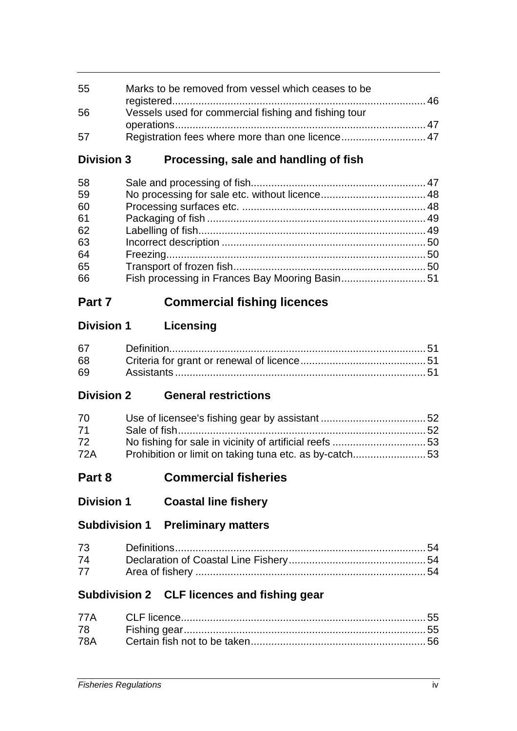| | | |
|---|---|---|
| 55 | Marks to be removed from vessel which ceases to be registered | 46 |
| 56 | Vessels used for commercial fishing and fishing tour operations | 47 |
| 57 | Registration fees where more than one licence | 47 |

### Division 3 Processing, sale and handling of fish

| | | |
|---|---|---|
| 58 | Sale and processing of fish | 47 |
| 59 | No processing for sale etc. without licence | 48 |
| 60 | Processing surfaces etc. | 48 |
| 61 | Packaging of fish | 49 |
| 62 | Labelling of fish | 49 |
| 63 | Incorrect description | 50 |
| 64 | Freezing | 50 |
| 65 | Transport of frozen fish | 50 |
| 66 | Fish processing in Frances Bay Mooring Basin | 51 |

## Part 7 Commercial fishing licences

### Division 1 Licensing

| | | |
|---|---|---|
| 67 | Definition | 51 |
| 68 | Criteria for grant or renewal of licence | 51 |
| 69 | Assistants | 51 |

### Division 2 General restrictions

| | | |
|---|---|---|
| 70 | Use of licensee's fishing gear by assistant | 52 |
| 71 | Sale of fish | 52 |
| 72 | No fishing for sale in vicinity of artificial reefs | 53 |
| 72A | Prohibition or limit on taking tuna etc. as by-catch | 53 |

## Part 8 Commercial fisheries

### Division 1 Coastal line fishery

#### Subdivision 1 Preliminary matters

| | | |
|---|---|---|
| 73 | Definitions | 54 |
| 74 | Declaration of Coastal Line Fishery | 54 |
| 77 | Area of fishery | 54 |

#### Subdivision 2 CLF licences and fishing gear

| | | |
|---|---|---|
| 77A | CLF licence | 55 |
| 78 | Fishing gear | 55 |
| 78A | Certain fish not to be taken | 56 |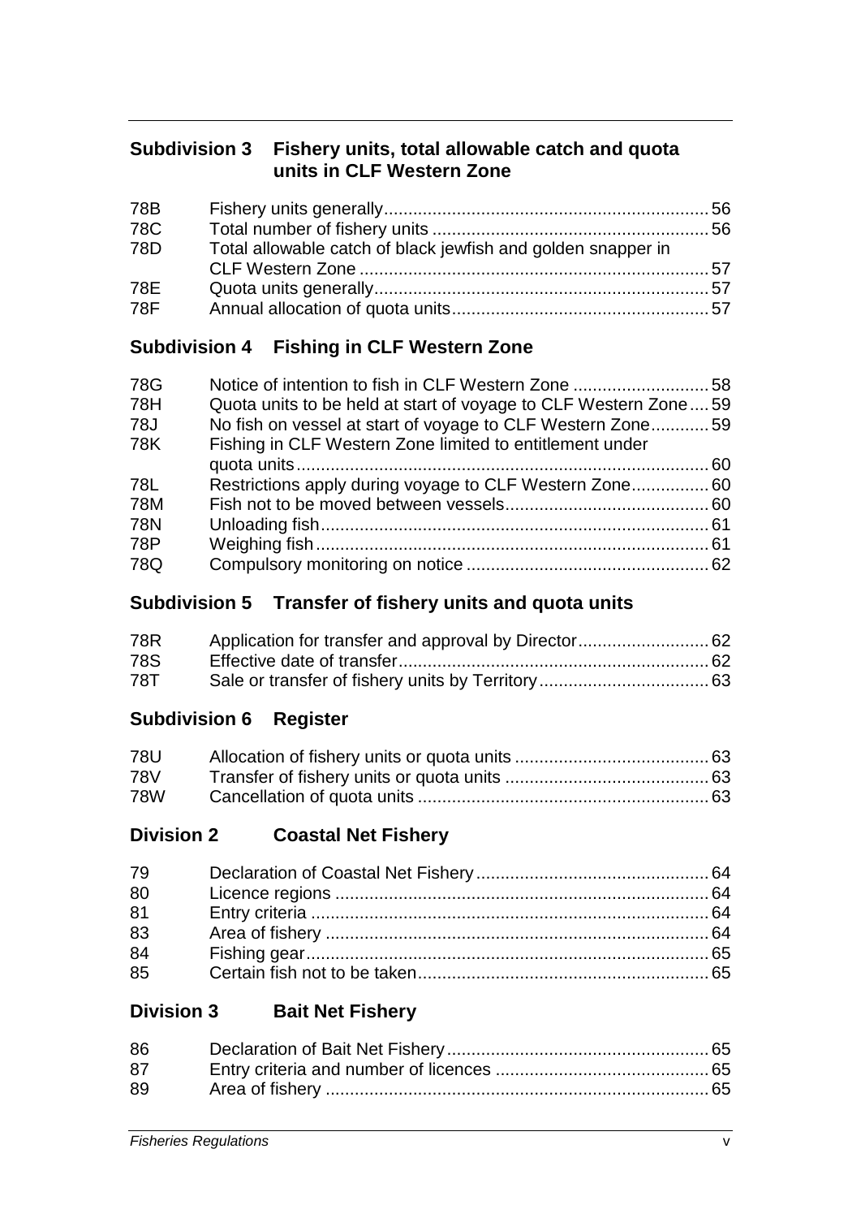### Subdivision 3 Fishery units, total allowable catch and quota units in CLF Western Zone

| | | |
|---|---|---|
| 78B | Fishery units generally | 56 |
| 78C | Total number of fishery units | 56 |
| 78D | Total allowable catch of black jewfish and golden snapper in CLF Western Zone | 57 |
| 78E | Quota units generally | 57 |
| 78F | Annual allocation of quota units | 57 |

### Subdivision 4 Fishing in CLF Western Zone

| | | |
|---|---|---|
| 78G | Notice of intention to fish in CLF Western Zone | 58 |
| 78H | Quota units to be held at start of voyage to CLF Western Zone | 59 |
| 78J | No fish on vessel at start of voyage to CLF Western Zone | 59 |
| 78K | Fishing in CLF Western Zone limited to entitlement under quota units | 60 |
| 78L | Restrictions apply during voyage to CLF Western Zone | 60 |
| 78M | Fish not to be moved between vessels | 60 |
| 78N | Unloading fish | 61 |
| 78P | Weighing fish | 61 |
| 78Q | Compulsory monitoring on notice | 62 |

### Subdivision 5 Transfer of fishery units and quota units

| | | |
|---|---|---|
| 78R | Application for transfer and approval by Director | 62 |
| 78S | Effective date of transfer | 62 |
| 78T | Sale or transfer of fishery units by Territory | 63 |

### Subdivision 6 Register

| | | |
|---|---|---|
| 78U | Allocation of fishery units or quota units | 63 |
| 78V | Transfer of fishery units or quota units | 63 |
| 78W | Cancellation of quota units | 63 |

## Division 2 Coastal Net Fishery

| | | |
|---|---|---|
| 79 | Declaration of Coastal Net Fishery | 64 |
| 80 | Licence regions | 64 |
| 81 | Entry criteria | 64 |
| 83 | Area of fishery | 64 |
| 84 | Fishing gear | 65 |
| 85 | Certain fish not to be taken | 65 |

## Division 3 Bait Net Fishery

| | | |
|---|---|---|
| 86 | Declaration of Bait Net Fishery | 65 |
| 87 | Entry criteria and number of licences | 65 |
| 89 | Area of fishery | 65 |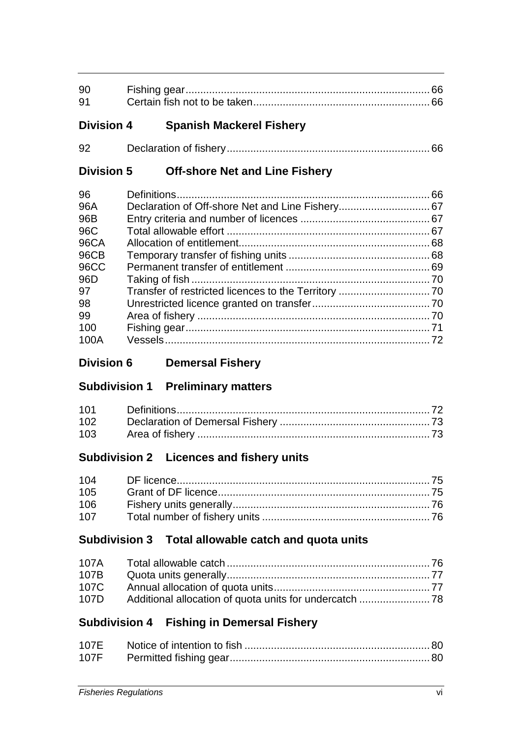| | | |
|---|---|---|
| 90 | Fishing gear | 66 |
| 91 | Certain fish not to be taken | 66 |

**Division 4 Spanish Mackerel Fishery**

| | | |
|---|---|---|
| 92 | Declaration of fishery | 66 |

**Division 5 Off-shore Net and Line Fishery**

| | | |
|---|---|---|
| 96 | Definitions | 66 |
| 96A | Declaration of Off-shore Net and Line Fishery | 67 |
| 96B | Entry criteria and number of licences | 67 |
| 96C | Total allowable effort | 67 |
| 96CA | Allocation of entitlement | 68 |
| 96CB | Temporary transfer of fishing units | 68 |
| 96CC | Permanent transfer of entitlement | 69 |
| 96D | Taking of fish | 70 |
| 97 | Transfer of restricted licences to the Territory | 70 |
| 98 | Unrestricted licence granted on transfer | 70 |
| 99 | Area of fishery | 70 |
| 100 | Fishing gear | 71 |
| 100A | Vessels | 72 |

**Division 6 Demersal Fishery**

**Subdivision 1 Preliminary matters**

| | | |
|---|---|---|
| 101 | Definitions | 72 |
| 102 | Declaration of Demersal Fishery | 73 |
| 103 | Area of fishery | 73 |

**Subdivision 2 Licences and fishery units**

| | | |
|---|---|---|
| 104 | DF licence | 75 |
| 105 | Grant of DF licence | 75 |
| 106 | Fishery units generally | 76 |
| 107 | Total number of fishery units | 76 |

**Subdivision 3 Total allowable catch and quota units**

| | | |
|---|---|---|
| 107A | Total allowable catch | 76 |
| 107B | Quota units generally | 77 |
| 107C | Annual allocation of quota units | 77 |
| 107D | Additional allocation of quota units for undercatch | 78 |

**Subdivision 4 Fishing in Demersal Fishery**

| | | |
|---|---|---|
| 107E | Notice of intention to fish | 80 |
| 107F | Permitted fishing gear | 80 |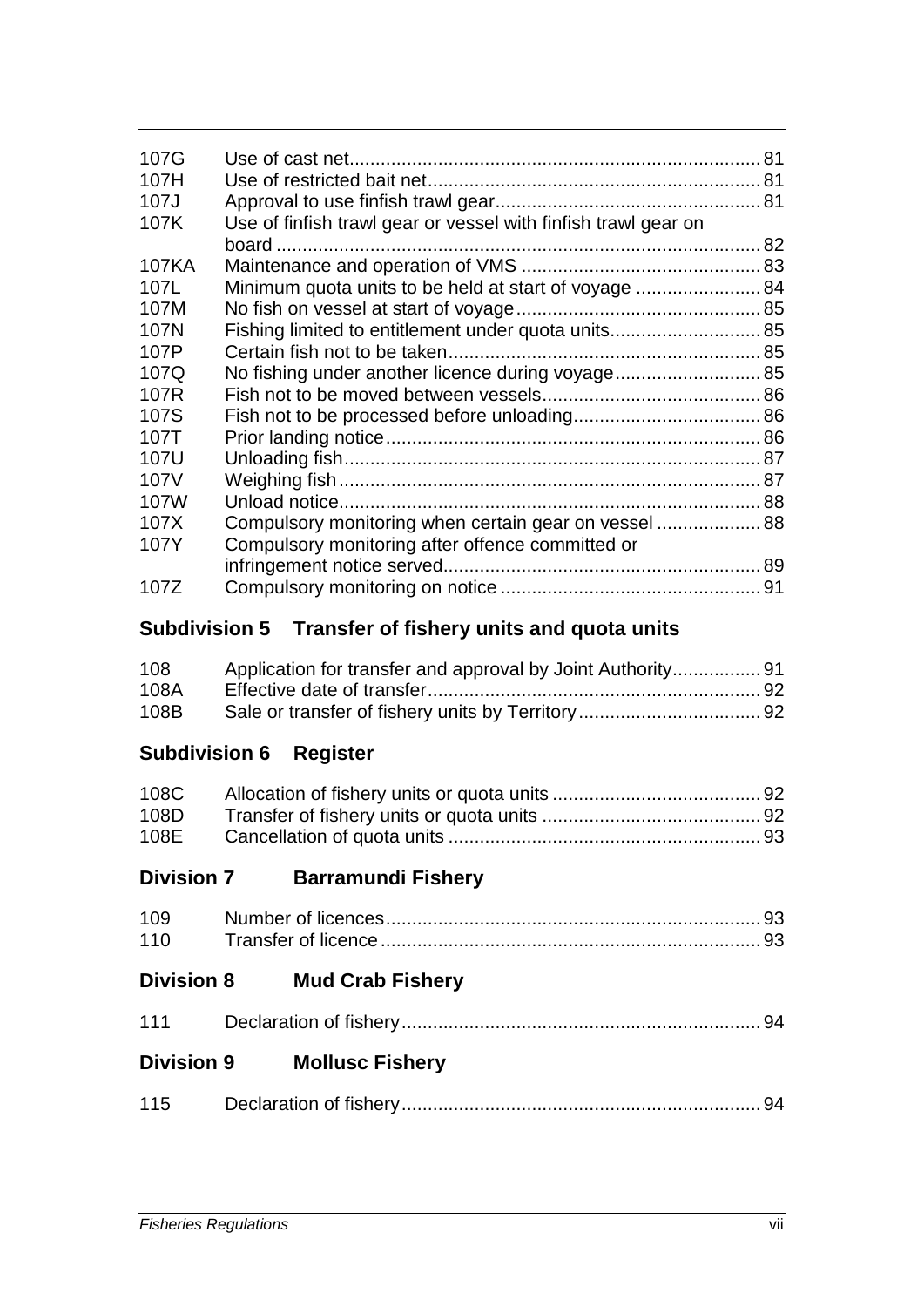| | | |
|---|---|---|
| 107G | Use of cast net | 81 |
| 107H | Use of restricted bait net | 81 |
| 107J | Approval to use finfish trawl gear | 81 |
| 107K | Use of finfish trawl gear or vessel with finfish trawl gear on board | 82 |
| 107KA | Maintenance and operation of VMS | 83 |
| 107L | Minimum quota units to be held at start of voyage | 84 |
| 107M | No fish on vessel at start of voyage | 85 |
| 107N | Fishing limited to entitlement under quota units | 85 |
| 107P | Certain fish not to be taken | 85 |
| 107Q | No fishing under another licence during voyage | 85 |
| 107R | Fish not to be moved between vessels | 86 |
| 107S | Fish not to be processed before unloading | 86 |
| 107T | Prior landing notice | 86 |
| 107U | Unloading fish | 87 |
| 107V | Weighing fish | 87 |
| 107W | Unload notice | 88 |
| 107X | Compulsory monitoring when certain gear on vessel | 88 |
| 107Y | Compulsory monitoring after offence committed or infringement notice served | 89 |
| 107Z | Compulsory monitoring on notice | 91 |

### Subdivision 5 Transfer of fishery units and quota units

| | | |
|---|---|---|
| 108 | Application for transfer and approval by Joint Authority | 91 |
| 108A | Effective date of transfer | 92 |
| 108B | Sale or transfer of fishery units by Territory | 92 |

### Subdivision 6 Register

| | | |
|---|---|---|
| 108C | Allocation of fishery units or quota units | 92 |
| 108D | Transfer of fishery units or quota units | 92 |
| 108E | Cancellation of quota units | 93 |

## Division 7 Barramundi Fishery

| | | |
|---|---|---|
| 109 | Number of licences | 93 |
| 110 | Transfer of licence | 93 |

## Division 8 Mud Crab Fishery

| | | |
|---|---|---|
| 111 | Declaration of fishery | 94 |

## Division 9 Mollusc Fishery

| | | |
|---|---|---|
| 115 | Declaration of fishery | 94 |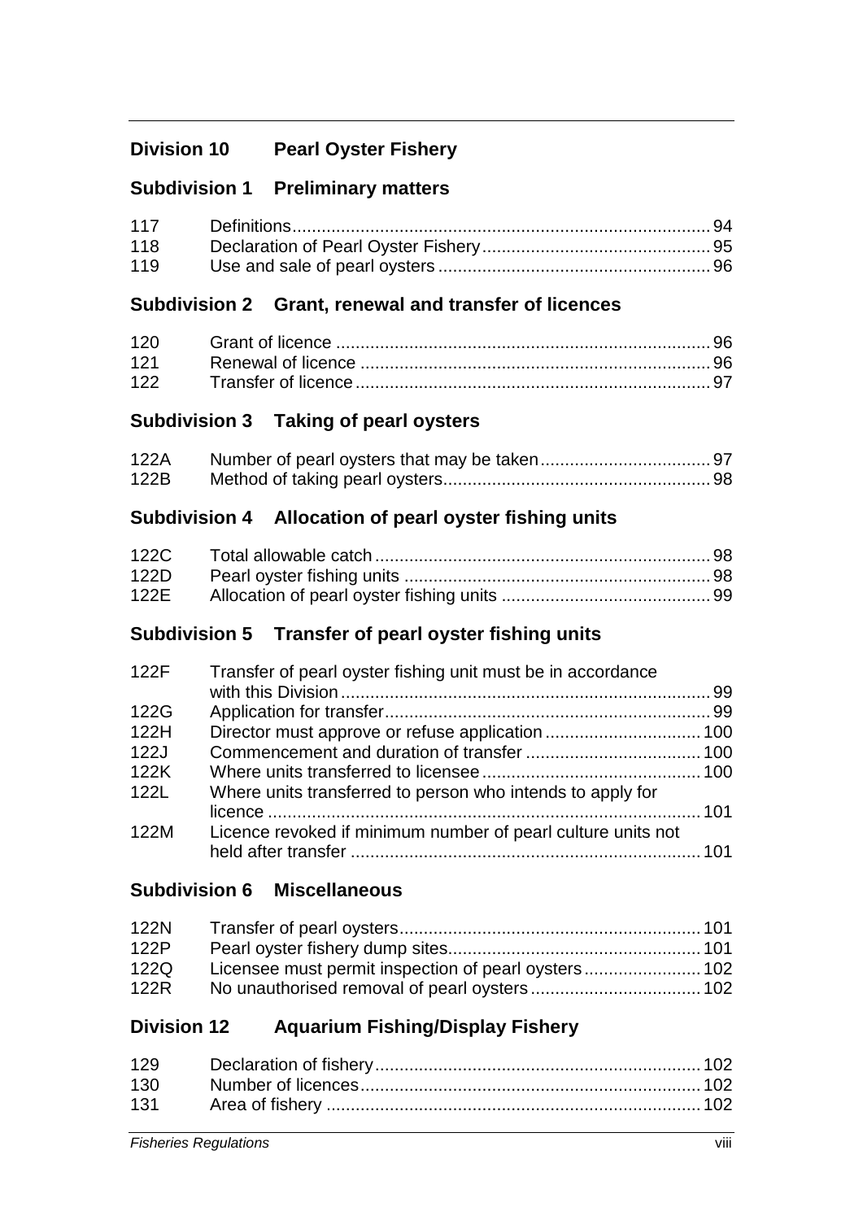## Division 10 Pearl Oyster Fishery

### Subdivision 1 Preliminary matters

| | | |
|---|---|---|
| 117 | Definitions | 94 |
| 118 | Declaration of Pearl Oyster Fishery | 95 |
| 119 | Use and sale of pearl oysters | 96 |

### Subdivision 2 Grant, renewal and transfer of licences

| | | |
|---|---|---|
| 120 | Grant of licence | 96 |
| 121 | Renewal of licence | 96 |
| 122 | Transfer of licence | 97 |

### Subdivision 3 Taking of pearl oysters

| | | |
|---|---|---|
| 122A | Number of pearl oysters that may be taken | 97 |
| 122B | Method of taking pearl oysters | 98 |

### Subdivision 4 Allocation of pearl oyster fishing units

| | | |
|---|---|---|
| 122C | Total allowable catch | 98 |
| 122D | Pearl oyster fishing units | 98 |
| 122E | Allocation of pearl oyster fishing units | 99 |

### Subdivision 5 Transfer of pearl oyster fishing units

| | | |
|---|---|---|
| 122F | Transfer of pearl oyster fishing unit must be in accordance with this Division | 99 |
| 122G | Application for transfer | 99 |
| 122H | Director must approve or refuse application | 100 |
| 122J | Commencement and duration of transfer | 100 |
| 122K | Where units transferred to licensee | 100 |
| 122L | Where units transferred to person who intends to apply for licence | 101 |
| 122M | Licence revoked if minimum number of pearl culture units not held after transfer | 101 |

### Subdivision 6 Miscellaneous

| | | |
|---|---|---|
| 122N | Transfer of pearl oysters | 101 |
| 122P | Pearl oyster fishery dump sites | 101 |
| 122Q | Licensee must permit inspection of pearl oysters | 102 |
| 122R | No unauthorised removal of pearl oysters | 102 |

## Division 12 Aquarium Fishing/Display Fishery

| | | |
|---|---|---|
| 129 | Declaration of fishery | 102 |
| 130 | Number of licences | 102 |
| 131 | Area of fishery | 102 |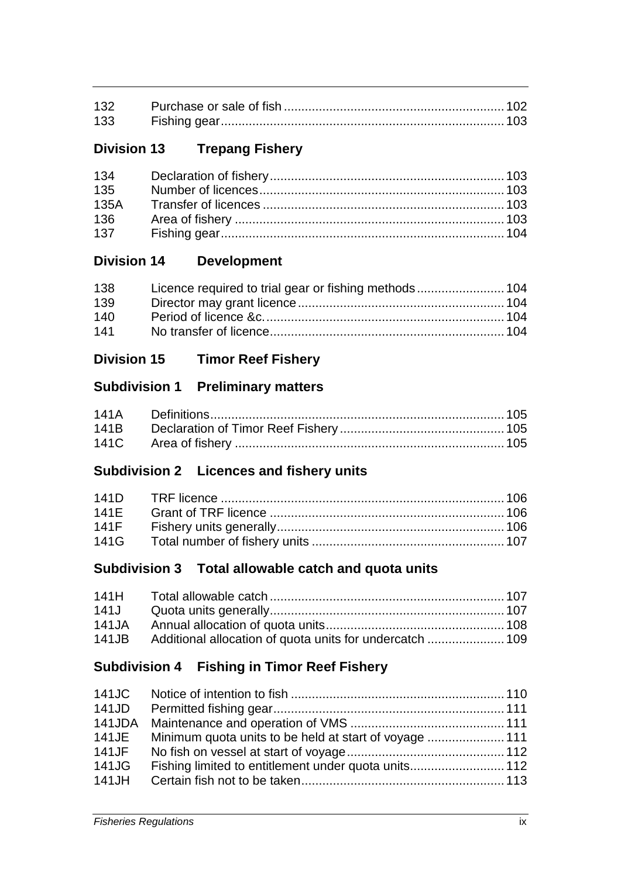| | | |
|---|---|---|
| 132 | Purchase or sale of fish | 102 |
| 133 | Fishing gear | 103 |

## Division 13 Trepang Fishery

| | | |
|---|---|---|
| 134 | Declaration of fishery | 103 |
| 135 | Number of licences | 103 |
| 135A | Transfer of licences | 103 |
| 136 | Area of fishery | 103 |
| 137 | Fishing gear | 104 |

## Division 14 Development

| | | |
|---|---|---|
| 138 | Licence required to trial gear or fishing methods | 104 |
| 139 | Director may grant licence | 104 |
| 140 | Period of licence &c. | 104 |
| 141 | No transfer of licence | 104 |

## Division 15 Timor Reef Fishery

### Subdivision 1 Preliminary matters

| | | |
|---|---|---|
| 141A | Definitions | 105 |
| 141B | Declaration of Timor Reef Fishery | 105 |
| 141C | Area of fishery | 105 |

### Subdivision 2 Licences and fishery units

| | | |
|---|---|---|
| 141D | TRF licence | 106 |
| 141E | Grant of TRF licence | 106 |
| 141F | Fishery units generally | 106 |
| 141G | Total number of fishery units | 107 |

### Subdivision 3 Total allowable catch and quota units

| | | |
|---|---|---|
| 141H | Total allowable catch | 107 |
| 141J | Quota units generally | 107 |
| 141JA | Annual allocation of quota units | 108 |
| 141JB | Additional allocation of quota units for undercatch | 109 |

### Subdivision 4 Fishing in Timor Reef Fishery

| | | |
|---|---|---|
| 141JC | Notice of intention to fish | 110 |
| 141JD | Permitted fishing gear | 111 |
| 141JDA | Maintenance and operation of VMS | 111 |
| 141JE | Minimum quota units to be held at start of voyage | 111 |
| 141JF | No fish on vessel at start of voyage | 112 |
| 141JG | Fishing limited to entitlement under quota units | 112 |
| 141JH | Certain fish not to be taken | 113 |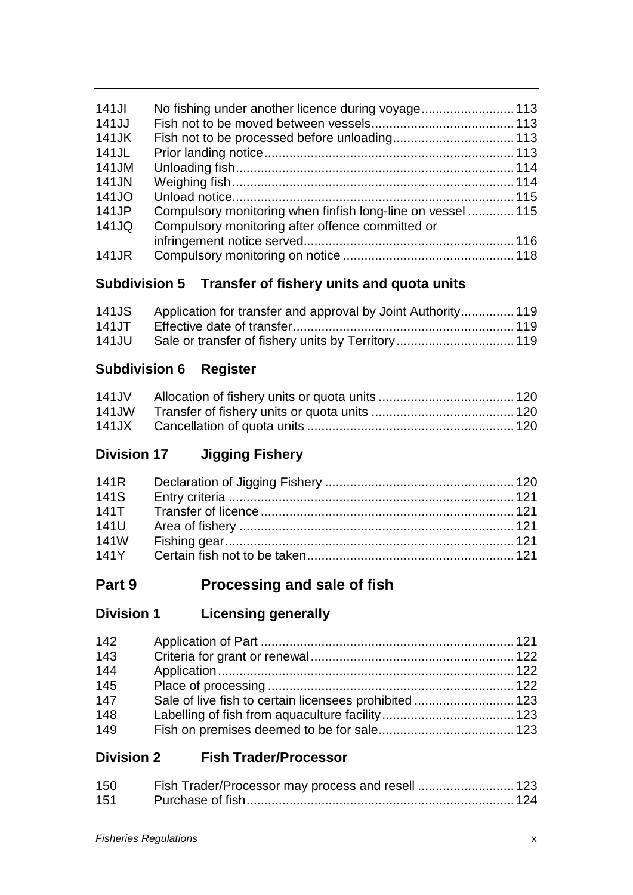| | | |
|---|---|---|
| 141JI | No fishing under another licence during voyage | 113 |
| 141JJ | Fish not to be moved between vessels | 113 |
| 141JK | Fish not to be processed before unloading | 113 |
| 141JL | Prior landing notice | 113 |
| 141JM | Unloading fish | 114 |
| 141JN | Weighing fish | 114 |
| 141JO | Unload notice | 115 |
| 141JP | Compulsory monitoring when finfish long-line on vessel | 115 |
| 141JQ | Compulsory monitoring after offence committed or infringement notice served | 116 |
| 141JR | Compulsory monitoring on notice | 118 |

### Subdivision 5 Transfer of fishery units and quota units

| | | |
|---|---|---|
| 141JS | Application for transfer and approval by Joint Authority | 119 |
| 141JT | Effective date of transfer | 119 |
| 141JU | Sale or transfer of fishery units by Territory | 119 |

### Subdivision 6 Register

| | | |
|---|---|---|
| 141JV | Allocation of fishery units or quota units | 120 |
| 141JW | Transfer of fishery units or quota units | 120 |
| 141JX | Cancellation of quota units | 120 |

### Division 17 Jigging Fishery

| | | |
|---|---|---|
| 141R | Declaration of Jigging Fishery | 120 |
| 141S | Entry criteria | 121 |
| 141T | Transfer of licence | 121 |
| 141U | Area of fishery | 121 |
| 141W | Fishing gear | 121 |
| 141Y | Certain fish not to be taken | 121 |

## Part 9 Processing and sale of fish

### Division 1 Licensing generally

| | | |
|---|---|---|
| 142 | Application of Part | 121 |
| 143 | Criteria for grant or renewal | 122 |
| 144 | Application | 122 |
| 145 | Place of processing | 122 |
| 147 | Sale of live fish to certain licensees prohibited | 123 |
| 148 | Labelling of fish from aquaculture facility | 123 |
| 149 | Fish on premises deemed to be for sale | 123 |

### Division 2 Fish Trader/Processor

| | | |
|---|---|---|
| 150 | Fish Trader/Processor may process and resell | 123 |
| 151 | Purchase of fish | 124 |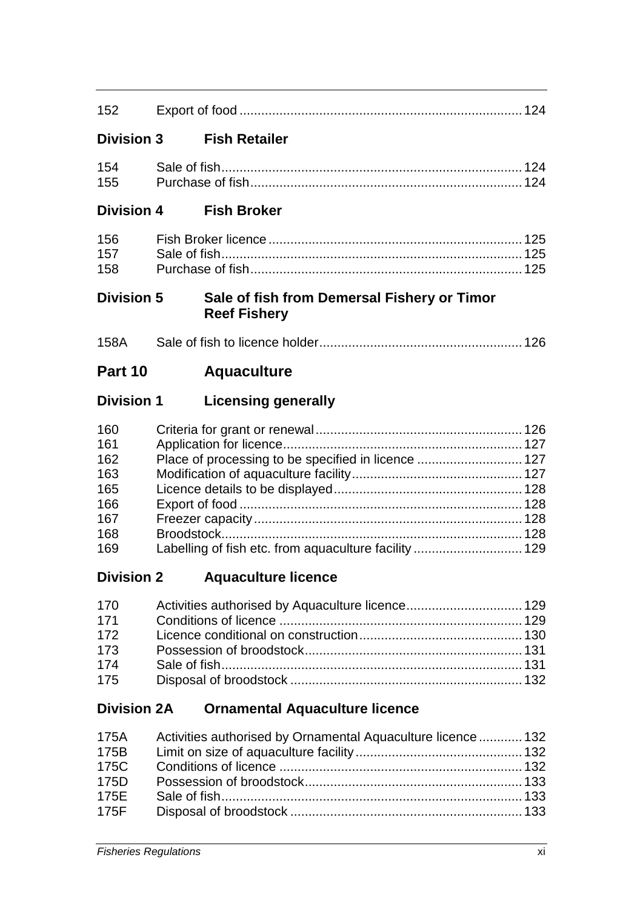152 Export of food ............................................................................ 124

**Division 3 Fish Retailer**

154 Sale of fish.................................................................................. 124
155 Purchase of fish.......................................................................... 124

**Division 4 Fish Broker**

156 Fish Broker licence ..................................................................... 125
157 Sale of fish.................................................................................. 125
158 Purchase of fish.......................................................................... 125

**Division 5 Sale of fish from Demersal Fishery or Timor Reef Fishery**

158A Sale of fish to licence holder....................................................... 126

## Part 10 Aquaculture

**Division 1 Licensing generally**

160 Criteria for grant or renewal......................................................... 126
161 Application for licence................................................................. 127
162 Place of processing to be specified in licence ............................ 127
163 Modification of aquaculture facility............................................... 127
165 Licence details to be displayed................................................... 128
166 Export of food ............................................................................. 128
167 Freezer capacity......................................................................... 128
168 Broodstock.................................................................................. 128
169 Labelling of fish etc. from aquaculture facility ............................. 129

**Division 2 Aquaculture licence**

170 Activities authorised by Aquaculture licence................................ 129
171 Conditions of licence .................................................................. 129
172 Licence conditional on construction............................................ 130
173 Possession of broodstock........................................................... 131
174 Sale of fish.................................................................................. 131
175 Disposal of broodstock ............................................................... 132

**Division 2A Ornamental Aquaculture licence**

175A Activities authorised by Ornamental Aquaculture licence ............ 132
175B Limit on size of aquaculture facility............................................. 132
175C Conditions of licence .................................................................. 132
175D Possession of broodstock........................................................... 133
175E Sale of fish.................................................................................. 133
175F Disposal of broodstock ............................................................... 133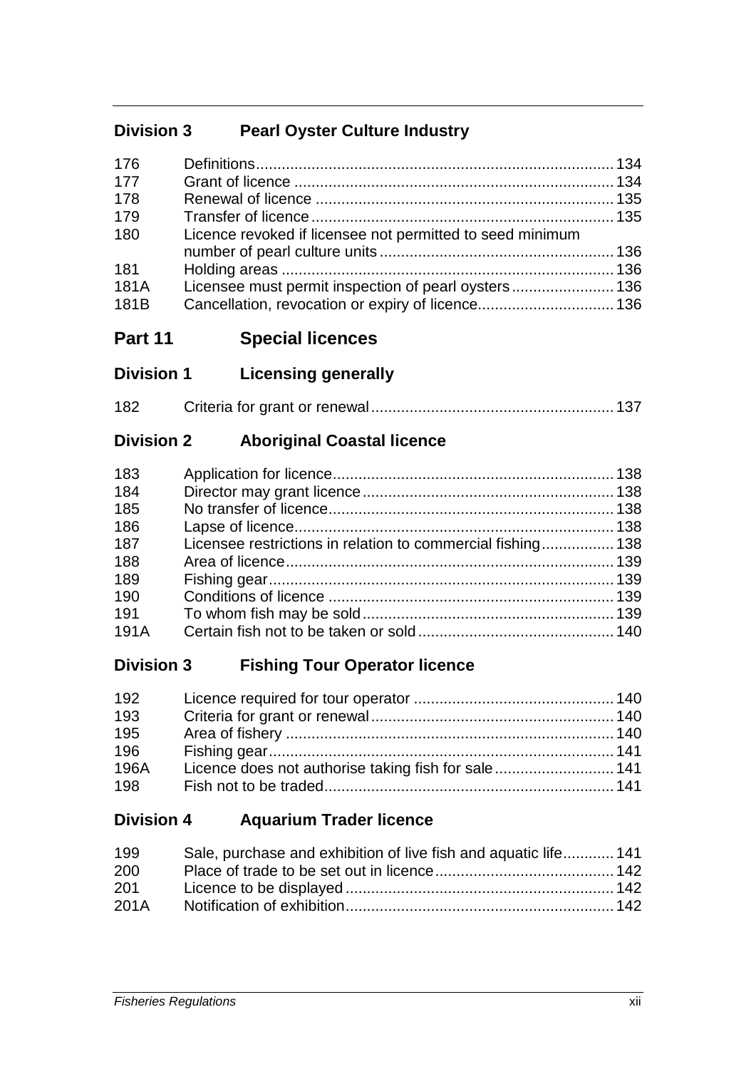## Division 3 Pearl Oyster Culture Industry

| | | |
|---|---|---|
| 176 | Definitions | 134 |
| 177 | Grant of licence | 134 |
| 178 | Renewal of licence | 135 |
| 179 | Transfer of licence | 135 |
| 180 | Licence revoked if licensee not permitted to seed minimum number of pearl culture units | 136 |
| 181 | Holding areas | 136 |
| 181A | Licensee must permit inspection of pearl oysters | 136 |
| 181B | Cancellation, revocation or expiry of licence | 136 |

# Part 11 Special licences

## Division 1 Licensing generally

| | | |
|---|---|---|
| 182 | Criteria for grant or renewal | 137 |

## Division 2 Aboriginal Coastal licence

| | | |
|---|---|---|
| 183 | Application for licence | 138 |
| 184 | Director may grant licence | 138 |
| 185 | No transfer of licence | 138 |
| 186 | Lapse of licence | 138 |
| 187 | Licensee restrictions in relation to commercial fishing | 138 |
| 188 | Area of licence | 139 |
| 189 | Fishing gear | 139 |
| 190 | Conditions of licence | 139 |
| 191 | To whom fish may be sold | 139 |
| 191A | Certain fish not to be taken or sold | 140 |

## Division 3 Fishing Tour Operator licence

| | | |
|---|---|---|
| 192 | Licence required for tour operator | 140 |
| 193 | Criteria for grant or renewal | 140 |
| 195 | Area of fishery | 140 |
| 196 | Fishing gear | 141 |
| 196A | Licence does not authorise taking fish for sale | 141 |
| 198 | Fish not to be traded | 141 |

## Division 4 Aquarium Trader licence

| | | |
|---|---|---|
| 199 | Sale, purchase and exhibition of live fish and aquatic life | 141 |
| 200 | Place of trade to be set out in licence | 142 |
| 201 | Licence to be displayed | 142 |
| 201A | Notification of exhibition | 142 |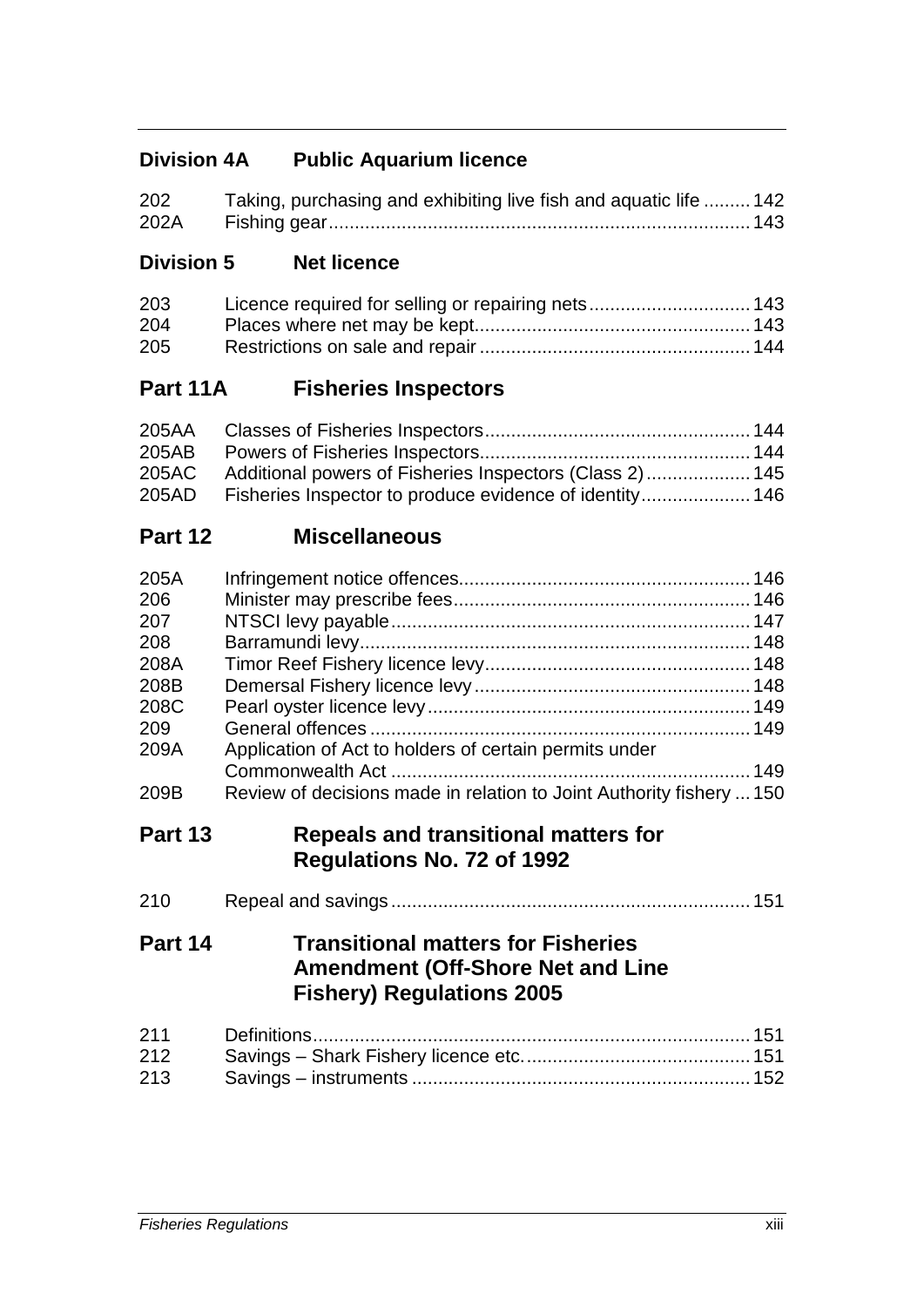## Division 4A Public Aquarium licence

| | | |
|---|---|---|
| 202 | Taking, purchasing and exhibiting live fish and aquatic life | 142 |
| 202A | Fishing gear | 143 |

## Division 5 Net licence

| | | |
|---|---|---|
| 203 | Licence required for selling or repairing nets | 143 |
| 204 | Places where net may be kept | 143 |
| 205 | Restrictions on sale and repair | 144 |

# Part 11A Fisheries Inspectors

| | | |
|---|---|---|
| 205AA | Classes of Fisheries Inspectors | 144 |
| 205AB | Powers of Fisheries Inspectors | 144 |
| 205AC | Additional powers of Fisheries Inspectors (Class 2) | 145 |
| 205AD | Fisheries Inspector to produce evidence of identity | 146 |

# Part 12 Miscellaneous

| | | |
|---|---|---|
| 205A | Infringement notice offences | 146 |
| 206 | Minister may prescribe fees | 146 |
| 207 | NTSCI levy payable | 147 |
| 208 | Barramundi levy | 148 |
| 208A | Timor Reef Fishery licence levy | 148 |
| 208B | Demersal Fishery licence levy | 148 |
| 208C | Pearl oyster licence levy | 149 |
| 209 | General offences | 149 |
| 209A | Application of Act to holders of certain permits under Commonwealth Act | 149 |
| 209B | Review of decisions made in relation to Joint Authority fishery | 150 |

# Part 13 Repeals and transitional matters for Regulations No. 72 of 1992

| | | |
|---|---|---|
| 210 | Repeal and savings | 151 |

# Part 14 Transitional matters for Fisheries Amendment (Off-Shore Net and Line Fishery) Regulations 2005

| | | |
|---|---|---|
| 211 | Definitions | 151 |
| 212 | Savings – Shark Fishery licence etc. | 151 |
| 213 | Savings – instruments | 152 |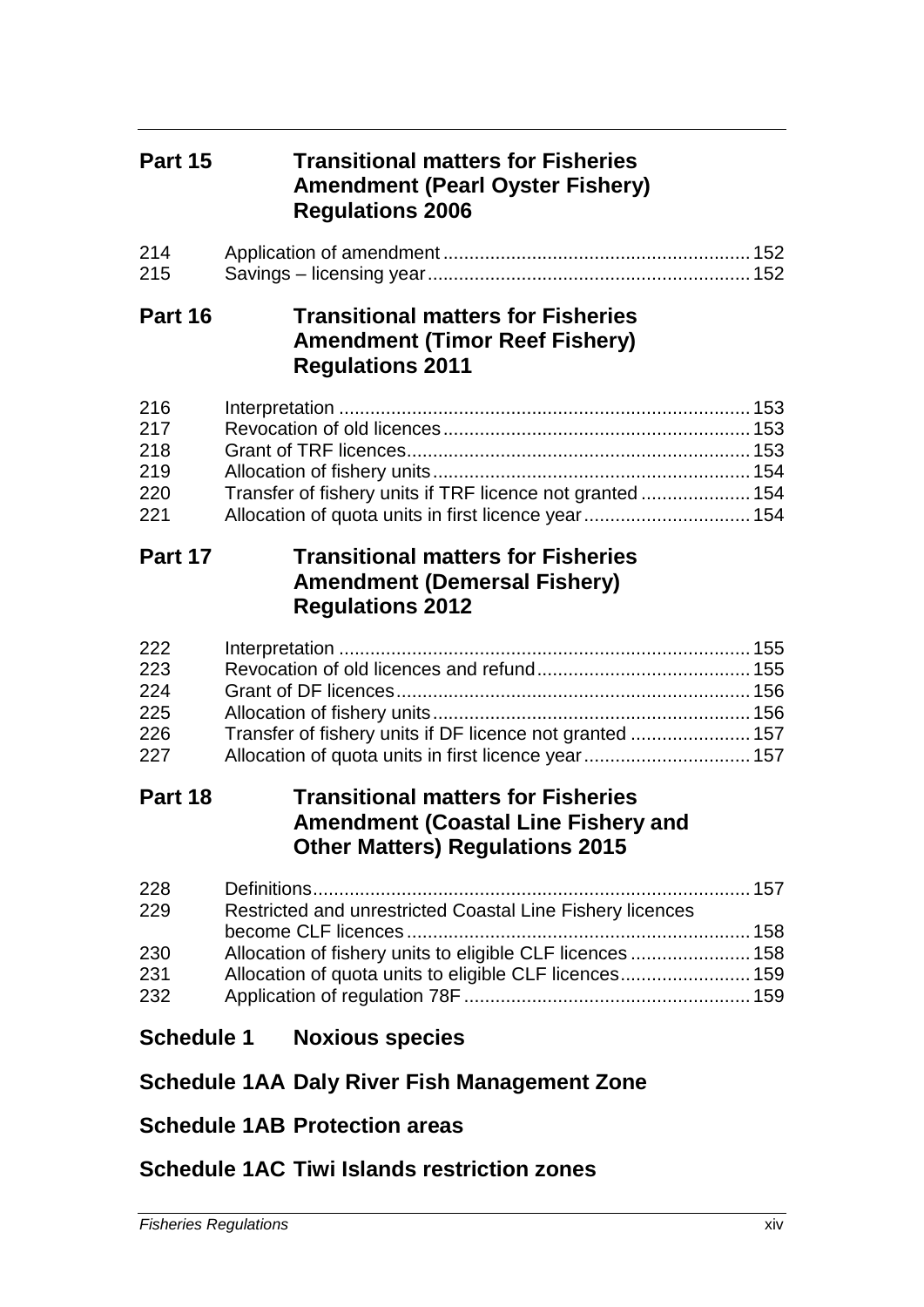## Part 15 Transitional matters for Fisheries Amendment (Pearl Oyster Fishery) Regulations 2006

| | | |
|---|---|---|
| 214 | Application of amendment | 152 |
| 215 | Savings – licensing year | 152 |

## Part 16 Transitional matters for Fisheries Amendment (Timor Reef Fishery) Regulations 2011

| | | |
|---|---|---|
| 216 | Interpretation | 153 |
| 217 | Revocation of old licences | 153 |
| 218 | Grant of TRF licences | 153 |
| 219 | Allocation of fishery units | 154 |
| 220 | Transfer of fishery units if TRF licence not granted | 154 |
| 221 | Allocation of quota units in first licence year | 154 |

## Part 17 Transitional matters for Fisheries Amendment (Demersal Fishery) Regulations 2012

| | | |
|---|---|---|
| 222 | Interpretation | 155 |
| 223 | Revocation of old licences and refund | 155 |
| 224 | Grant of DF licences | 156 |
| 225 | Allocation of fishery units | 156 |
| 226 | Transfer of fishery units if DF licence not granted | 157 |
| 227 | Allocation of quota units in first licence year | 157 |

## Part 18 Transitional matters for Fisheries Amendment (Coastal Line Fishery and Other Matters) Regulations 2015

| | | |
|---|---|---|
| 228 | Definitions | 157 |
| 229 | Restricted and unrestricted Coastal Line Fishery licences become CLF licences | 158 |
| 230 | Allocation of fishery units to eligible CLF licences | 158 |
| 231 | Allocation of quota units to eligible CLF licences | 159 |
| 232 | Application of regulation 78F | 159 |

## Schedule 1 Noxious species

## Schedule 1AA Daly River Fish Management Zone

## Schedule 1AB Protection areas

## Schedule 1AC Tiwi Islands restriction zones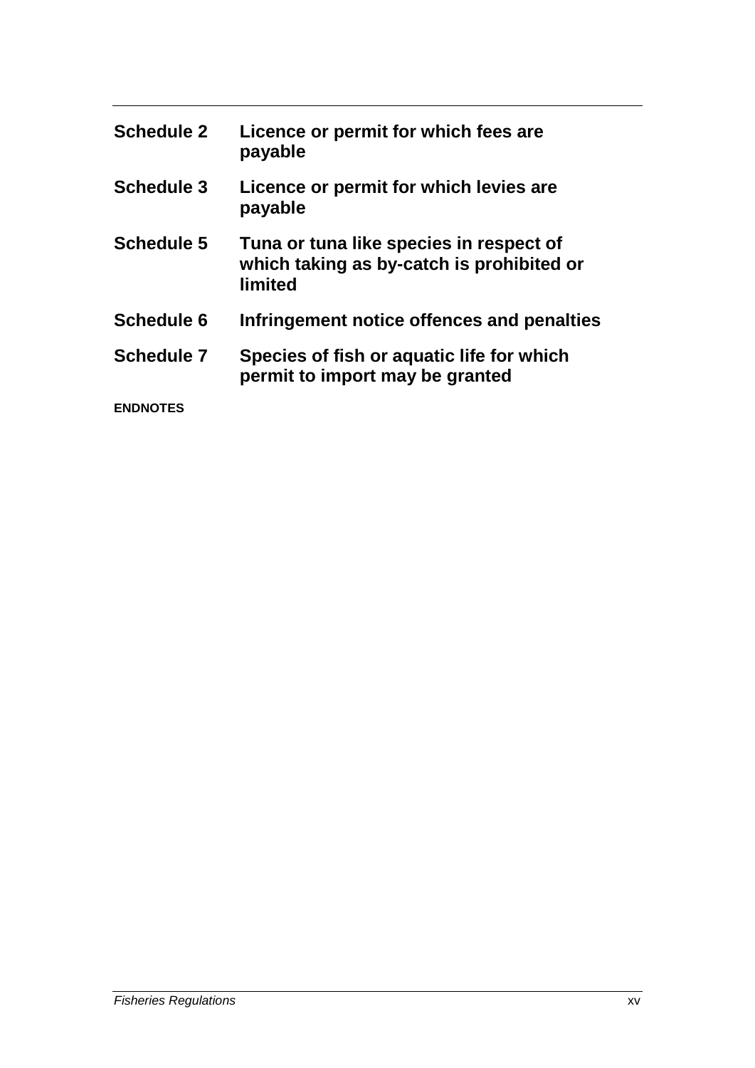**Schedule 2** **Licence or permit for which fees are payable**

**Schedule 3** **Licence or permit for which levies are payable**

**Schedule 5** **Tuna or tuna like species in respect of which taking as by-catch is prohibited or limited**

**Schedule 6** **Infringement notice offences and penalties**

**Schedule 7** **Species of fish or aquatic life for which permit to import may be granted**

**ENDNOTES**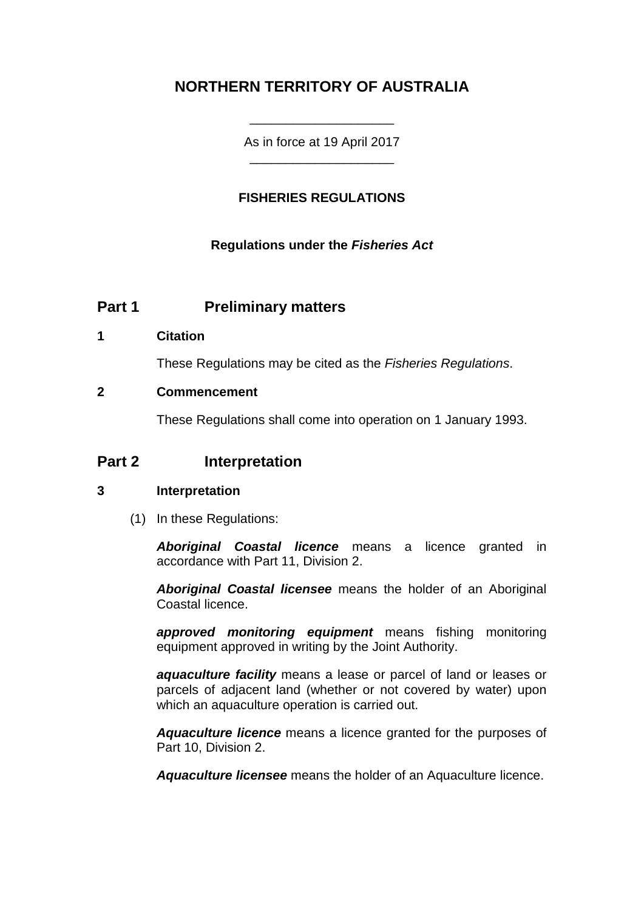# NORTHERN TERRITORY OF AUSTRALIA

As in force at 19 April 2017

## FISHERIES REGULATIONS

**Regulations under the *Fisheries Act***

## Part 1 Preliminary matters

### 1 Citation

These Regulations may be cited as the *Fisheries Regulations*.

### 2 Commencement

These Regulations shall come into operation on 1 January 1993.

## Part 2 Interpretation

### 3 Interpretation

(1) In these Regulations:

***Aboriginal Coastal licence*** means a licence granted in accordance with Part 11, Division 2.

***Aboriginal Coastal licensee*** means the holder of an Aboriginal Coastal licence.

***approved monitoring equipment*** means fishing monitoring equipment approved in writing by the Joint Authority.

***aquaculture facility*** means a lease or parcel of land or leases or parcels of adjacent land (whether or not covered by water) upon which an aquaculture operation is carried out.

***Aquaculture licence*** means a licence granted for the purposes of Part 10, Division 2.

***Aquaculture licensee*** means the holder of an Aquaculture licence.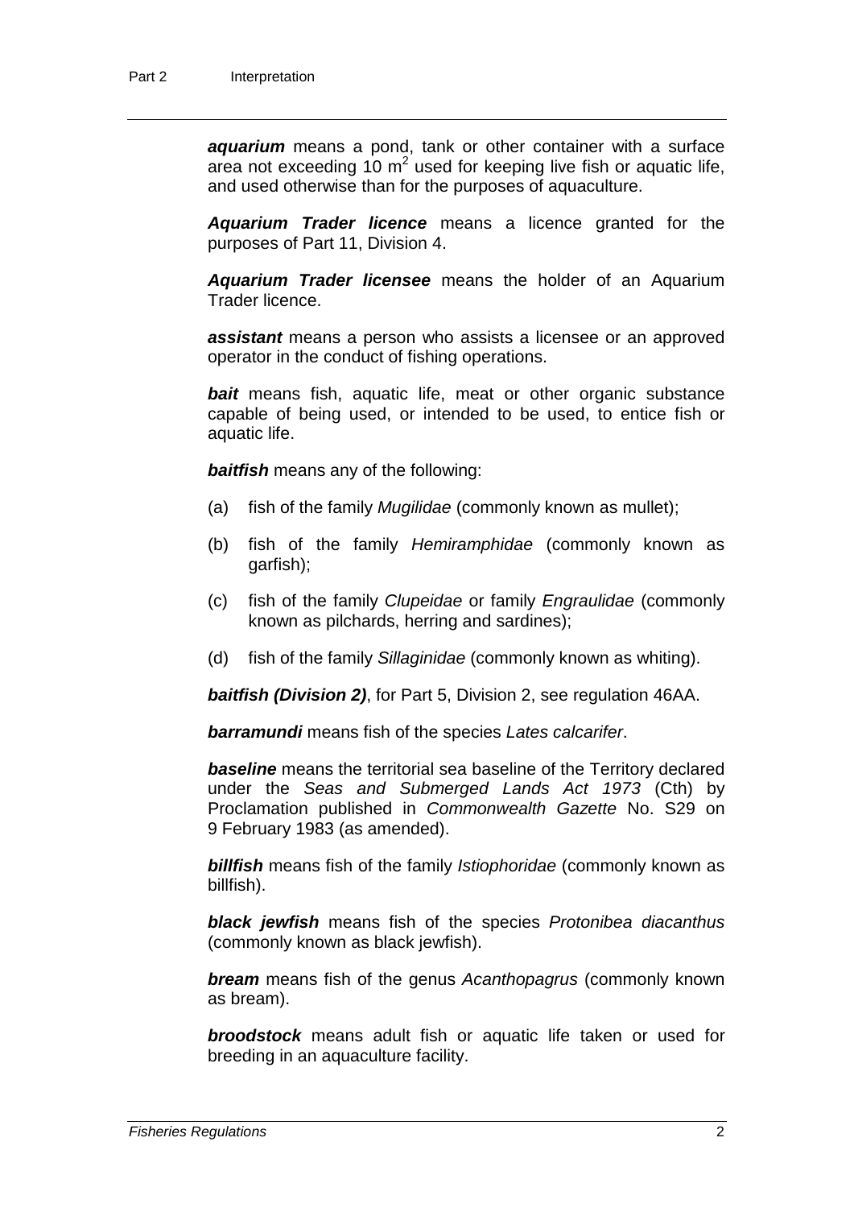***aquarium*** means a pond, tank or other container with a surface area not exceeding 10 $m^2$ used for keeping live fish or aquatic life, and used otherwise than for the purposes of aquaculture.

***Aquarium Trader licence*** means a licence granted for the purposes of Part 11, Division 4.

***Aquarium Trader licensee*** means the holder of an Aquarium Trader licence.

***assistant*** means a person who assists a licensee or an approved operator in the conduct of fishing operations.

***bait*** means fish, aquatic life, meat or other organic substance capable of being used, or intended to be used, to entice fish or aquatic life.

***baitfish*** means any of the following:

(a) fish of the family *Mugilidae* (commonly known as mullet);

(b) fish of the family *Hemiramphidae* (commonly known as garfish);

(c) fish of the family *Clupeidae* or family *Engraulidae* (commonly known as pilchards, herring and sardines);

(d) fish of the family *Sillaginidae* (commonly known as whiting).

***baitfish (Division 2)***, for Part 5, Division 2, see regulation 46AA.

***barramundi*** means fish of the species *Lates calcarifer*.

***baseline*** means the territorial sea baseline of the Territory declared under the *Seas and Submerged Lands Act 1973* (Cth) by Proclamation published in *Commonwealth Gazette* No. S29 on 9 February 1983 (as amended).

***billfish*** means fish of the family *Istiophoridae* (commonly known as billfish).

***black jewfish*** means fish of the species *Protonibea diacanthus* (commonly known as black jewfish).

***bream*** means fish of the genus *Acanthopagrus* (commonly known as bream).

***broodstock*** means adult fish or aquatic life taken or used for breeding in an aquaculture facility.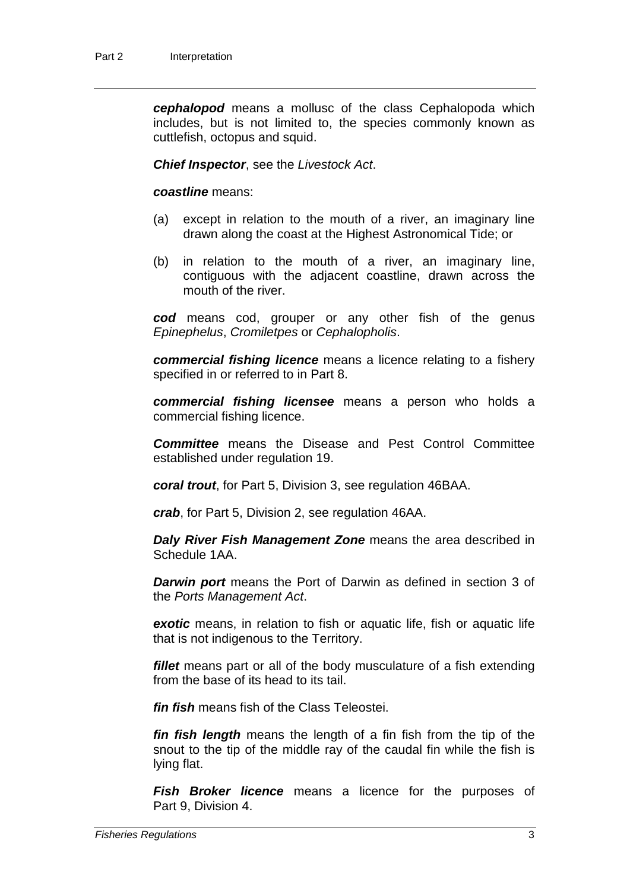***cephalopod*** means a mollusc of the class Cephalopoda which includes, but is not limited to, the species commonly known as cuttlefish, octopus and squid.

***Chief Inspector***, see the *Livestock Act*.

***coastline*** means:

(a) except in relation to the mouth of a river, an imaginary line drawn along the coast at the Highest Astronomical Tide; or

(b) in relation to the mouth of a river, an imaginary line, contiguous with the adjacent coastline, drawn across the mouth of the river.

***cod*** means cod, grouper or any other fish of the genus *Epinephelus*, *Cromiletpes* or *Cephalopholis*.

***commercial fishing licence*** means a licence relating to a fishery specified in or referred to in Part 8.

***commercial fishing licensee*** means a person who holds a commercial fishing licence.

***Committee*** means the Disease and Pest Control Committee established under regulation 19.

***coral trout***, for Part 5, Division 3, see regulation 46BAA.

***crab***, for Part 5, Division 2, see regulation 46AA.

***Daly River Fish Management Zone*** means the area described in Schedule 1AA.

***Darwin port*** means the Port of Darwin as defined in section 3 of the *Ports Management Act*.

***exotic*** means, in relation to fish or aquatic life, fish or aquatic life that is not indigenous to the Territory.

***fillet*** means part or all of the body musculature of a fish extending from the base of its head to its tail.

***fin fish*** means fish of the Class Teleostei.

***fin fish length*** means the length of a fin fish from the tip of the snout to the tip of the middle ray of the caudal fin while the fish is lying flat.

***Fish Broker licence*** means a licence for the purposes of Part 9, Division 4.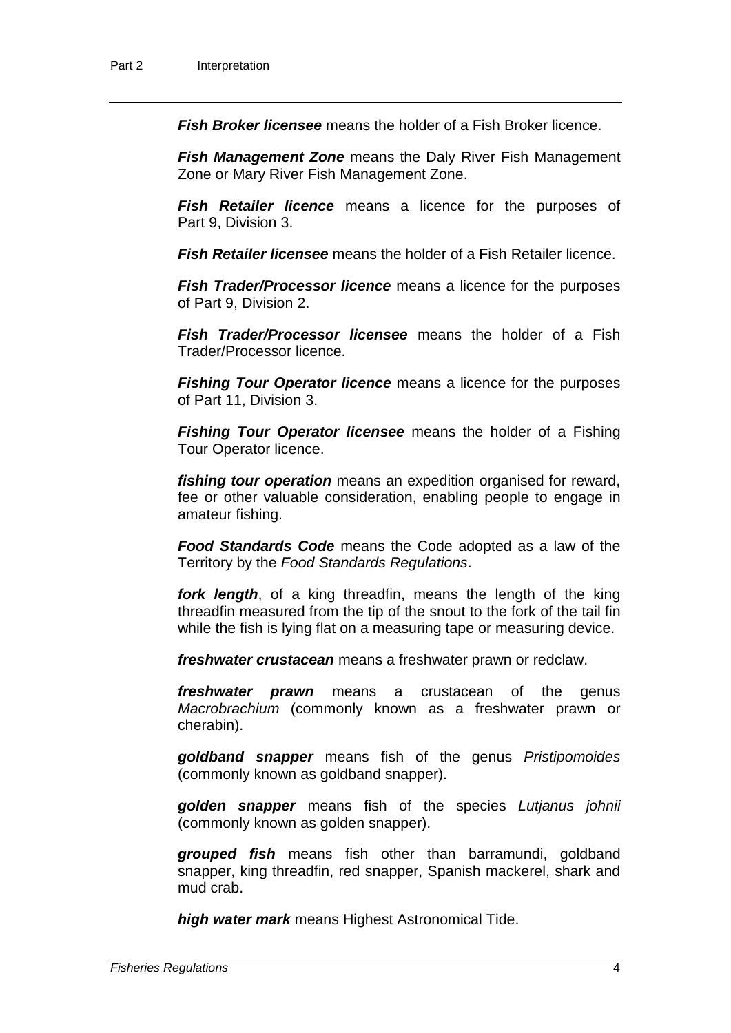***Fish Broker licensee*** means the holder of a Fish Broker licence.

***Fish Management Zone*** means the Daly River Fish Management Zone or Mary River Fish Management Zone.

***Fish Retailer licence*** means a licence for the purposes of Part 9, Division 3.

***Fish Retailer licensee*** means the holder of a Fish Retailer licence.

***Fish Trader/Processor licence*** means a licence for the purposes of Part 9, Division 2.

***Fish Trader/Processor licensee*** means the holder of a Fish Trader/Processor licence.

***Fishing Tour Operator licence*** means a licence for the purposes of Part 11, Division 3.

***Fishing Tour Operator licensee*** means the holder of a Fishing Tour Operator licence.

***fishing tour operation*** means an expedition organised for reward, fee or other valuable consideration, enabling people to engage in amateur fishing.

***Food Standards Code*** means the Code adopted as a law of the Territory by the *Food Standards Regulations*.

***fork length***, of a king threadfin, means the length of the king threadfin measured from the tip of the snout to the fork of the tail fin while the fish is lying flat on a measuring tape or measuring device.

***freshwater crustacean*** means a freshwater prawn or redclaw.

***freshwater prawn*** means a crustacean of the genus *Macrobrachium* (commonly known as a freshwater prawn or cherabin).

***goldband snapper*** means fish of the genus *Pristipomoides* (commonly known as goldband snapper).

***golden snapper*** means fish of the species *Lutjanus johnii* (commonly known as golden snapper).

***grouped fish*** means fish other than barramundi, goldband snapper, king threadfin, red snapper, Spanish mackerel, shark and mud crab.

***high water mark*** means Highest Astronomical Tide.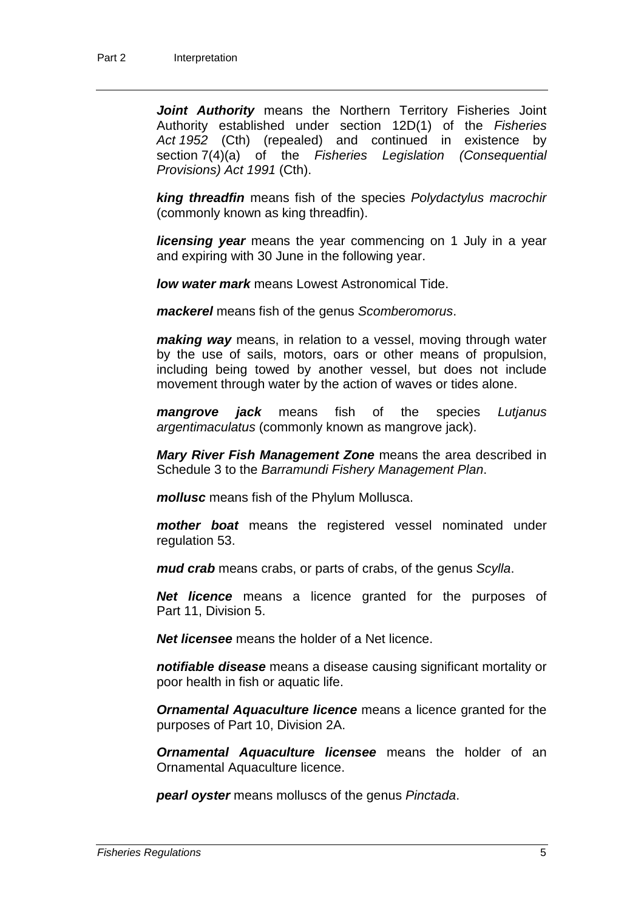***Joint Authority*** means the Northern Territory Fisheries Joint Authority established under section 12D(1) of the *Fisheries Act 1952* (Cth) (repealed) and continued in existence by section 7(4)(a) of the *Fisheries Legislation (Consequential Provisions) Act 1991* (Cth).

***king threadfin*** means fish of the species *Polydactylus macrochir* (commonly known as king threadfin).

***licensing year*** means the year commencing on 1 July in a year and expiring with 30 June in the following year.

***low water mark*** means Lowest Astronomical Tide.

***mackerel*** means fish of the genus *Scomberomorus*.

***making way*** means, in relation to a vessel, moving through water by the use of sails, motors, oars or other means of propulsion, including being towed by another vessel, but does not include movement through water by the action of waves or tides alone.

***mangrove jack*** means fish of the species *Lutjanus argentimaculatus* (commonly known as mangrove jack).

***Mary River Fish Management Zone*** means the area described in Schedule 3 to the *Barramundi Fishery Management Plan*.

***mollusc*** means fish of the Phylum Mollusca.

***mother boat*** means the registered vessel nominated under regulation 53.

***mud crab*** means crabs, or parts of crabs, of the genus *Scylla*.

***Net licence*** means a licence granted for the purposes of Part 11, Division 5.

***Net licensee*** means the holder of a Net licence.

***notifiable disease*** means a disease causing significant mortality or poor health in fish or aquatic life.

***Ornamental Aquaculture licence*** means a licence granted for the purposes of Part 10, Division 2A.

***Ornamental Aquaculture licensee*** means the holder of an Ornamental Aquaculture licence.

***pearl oyster*** means molluscs of the genus *Pinctada*.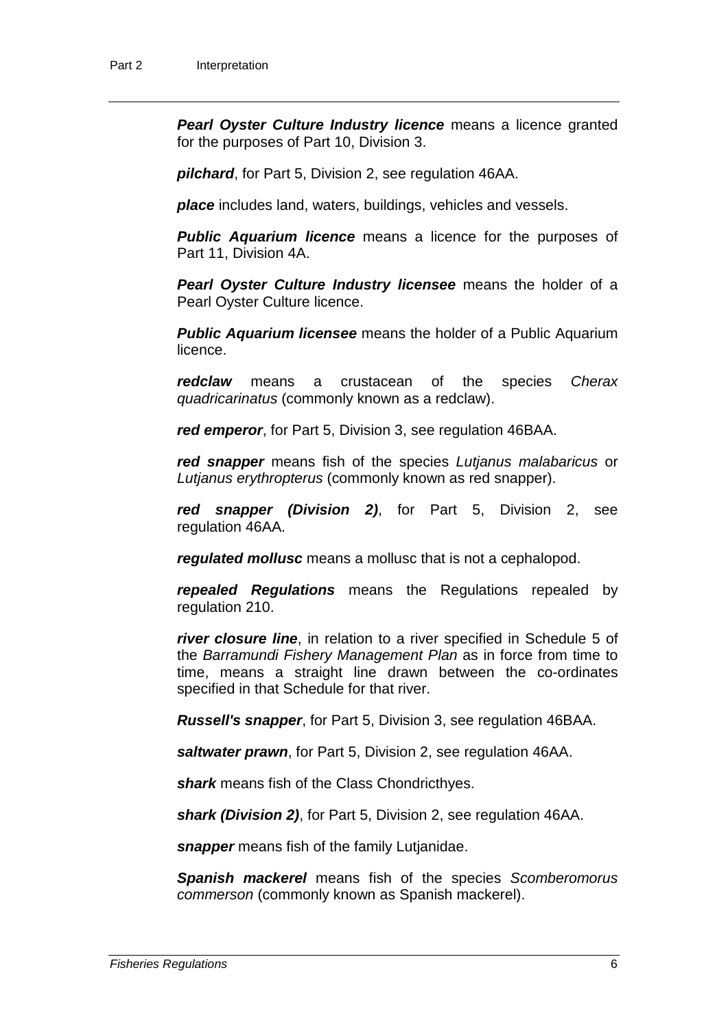***Pearl Oyster Culture Industry licence*** means a licence granted for the purposes of Part 10, Division 3.

***pilchard***, for Part 5, Division 2, see regulation 46AA.

***place*** includes land, waters, buildings, vehicles and vessels.

***Public Aquarium licence*** means a licence for the purposes of Part 11, Division 4A.

***Pearl Oyster Culture Industry licensee*** means the holder of a Pearl Oyster Culture licence.

***Public Aquarium licensee*** means the holder of a Public Aquarium licence.

***redclaw*** means a crustacean of the species *Cherax quadricarinatus* (commonly known as a redclaw).

***red emperor***, for Part 5, Division 3, see regulation 46BAA.

***red snapper*** means fish of the species *Lutjanus malabaricus* or *Lutjanus erythropterus* (commonly known as red snapper).

***red snapper (Division 2)***, for Part 5, Division 2, see regulation 46AA.

***regulated mollusc*** means a mollusc that is not a cephalopod.

***repealed Regulations*** means the Regulations repealed by regulation 210.

***river closure line***, in relation to a river specified in Schedule 5 of the *Barramundi Fishery Management Plan* as in force from time to time, means a straight line drawn between the co-ordinates specified in that Schedule for that river.

***Russell's snapper***, for Part 5, Division 3, see regulation 46BAA.

***saltwater prawn***, for Part 5, Division 2, see regulation 46AA.

***shark*** means fish of the Class Chondricthyes.

***shark (Division 2)***, for Part 5, Division 2, see regulation 46AA.

***snapper*** means fish of the family Lutjanidae.

***Spanish mackerel*** means fish of the species *Scomberomorus commerson* (commonly known as Spanish mackerel).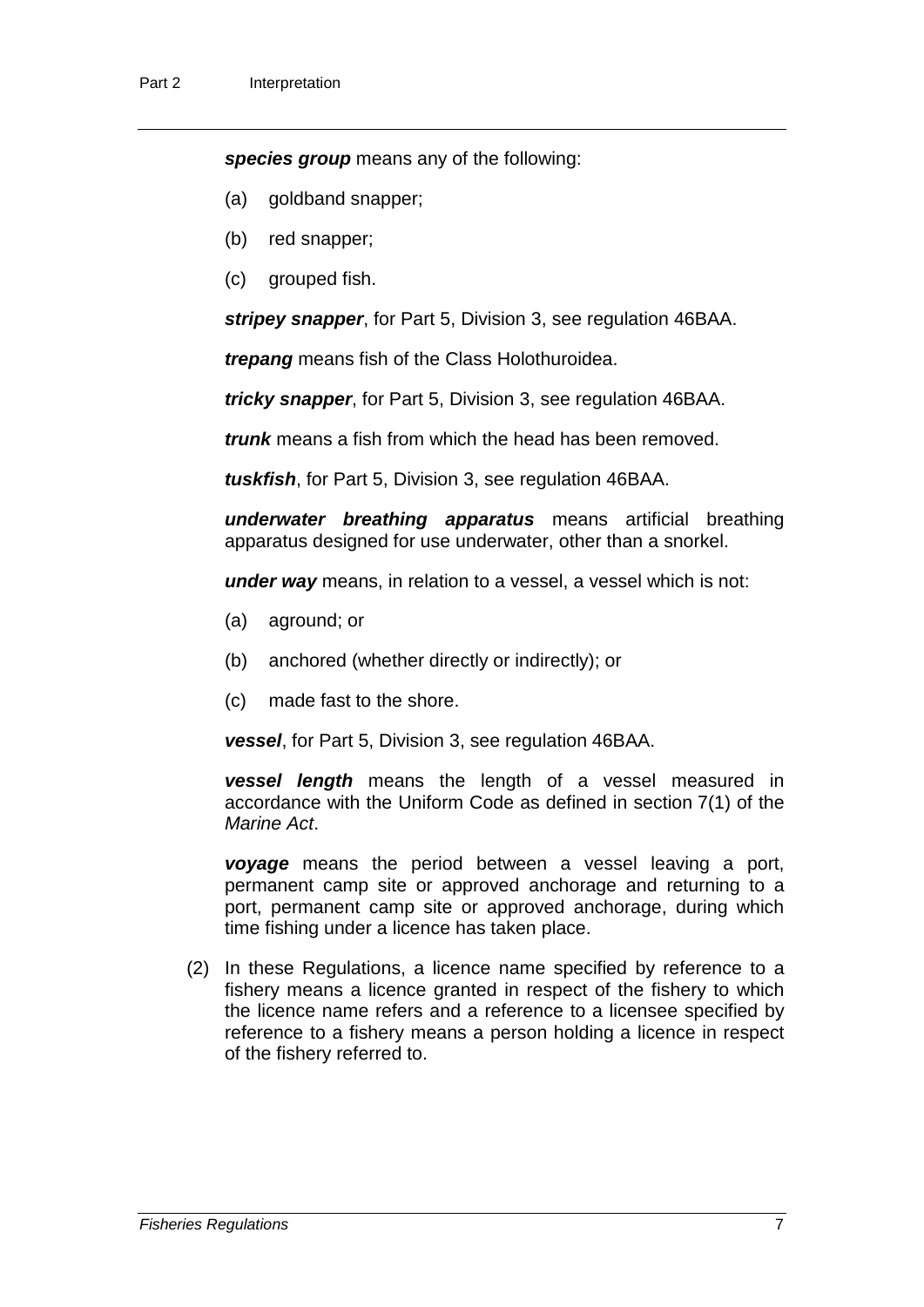***species group*** means any of the following:

(a) goldband snapper;

(b) red snapper;

(c) grouped fish.

***stripey snapper***, for Part 5, Division 3, see regulation 46BAA.

***trepang*** means fish of the Class Holothuroidea.

***tricky snapper***, for Part 5, Division 3, see regulation 46BAA.

***trunk*** means a fish from which the head has been removed.

***tuskfish***, for Part 5, Division 3, see regulation 46BAA.

***underwater breathing apparatus*** means artificial breathing apparatus designed for use underwater, other than a snorkel.

***under way*** means, in relation to a vessel, a vessel which is not:

(a) aground; or

(b) anchored (whether directly or indirectly); or

(c) made fast to the shore.

***vessel***, for Part 5, Division 3, see regulation 46BAA.

***vessel length*** means the length of a vessel measured in accordance with the Uniform Code as defined in section 7(1) of the *Marine Act*.

***voyage*** means the period between a vessel leaving a port, permanent camp site or approved anchorage and returning to a port, permanent camp site or approved anchorage, during which time fishing under a licence has taken place.

(2) In these Regulations, a licence name specified by reference to a fishery means a licence granted in respect of the fishery to which the licence name refers and a reference to a licensee specified by reference to a fishery means a person holding a licence in respect of the fishery referred to.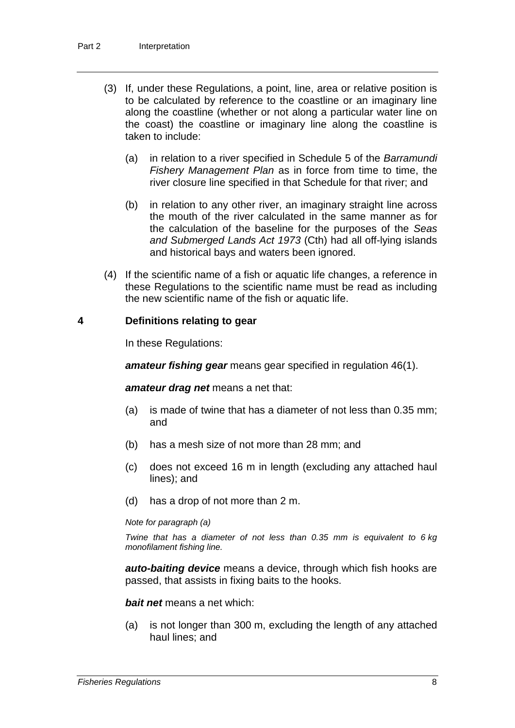(3) If, under these Regulations, a point, line, area or relative position is to be calculated by reference to the coastline or an imaginary line along the coastline (whether or not along a particular water line on the coast) the coastline or imaginary line along the coastline is taken to include:

(a) in relation to a river specified in Schedule 5 of the *Barramundi Fishery Management Plan* as in force from time to time, the river closure line specified in that Schedule for that river; and

(b) in relation to any other river, an imaginary straight line across the mouth of the river calculated in the same manner as for the calculation of the baseline for the purposes of the *Seas and Submerged Lands Act 1973* (Cth) had all off-lying islands and historical bays and waters been ignored.

(4) If the scientific name of a fish or aquatic life changes, a reference in these Regulations to the scientific name must be read as including the new scientific name of the fish or aquatic life.

## 4 Definitions relating to gear

In these Regulations:

***amateur fishing gear*** means gear specified in regulation 46(1).

***amateur drag net*** means a net that:

(a) is made of twine that has a diameter of not less than 0.35 mm; and

(b) has a mesh size of not more than 28 mm; and

(c) does not exceed 16 m in length (excluding any attached haul lines); and

(d) has a drop of not more than 2 m.

*Note for paragraph (a)*

*Twine that has a diameter of not less than 0.35 mm is equivalent to 6 kg monofilament fishing line.*

***auto-baiting device*** means a device, through which fish hooks are passed, that assists in fixing baits to the hooks.

***bait net*** means a net which:

(a) is not longer than 300 m, excluding the length of any attached haul lines; and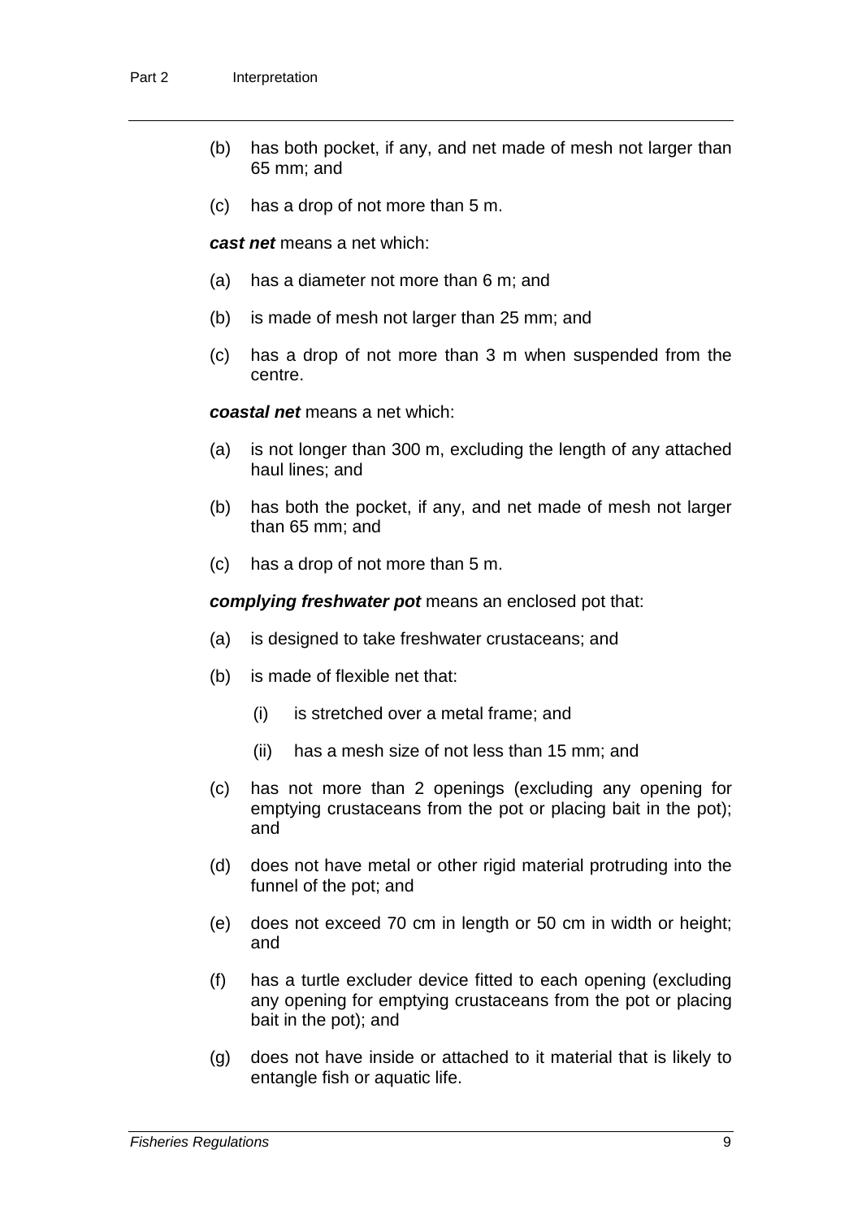(b) has both pocket, if any, and net made of mesh not larger than 65 mm; and

(c) has a drop of not more than 5 m.

***cast net*** means a net which:

(a) has a diameter not more than 6 m; and

(b) is made of mesh not larger than 25 mm; and

(c) has a drop of not more than 3 m when suspended from the centre.

***coastal net*** means a net which:

(a) is not longer than 300 m, excluding the length of any attached haul lines; and

(b) has both the pocket, if any, and net made of mesh not larger than 65 mm; and

(c) has a drop of not more than 5 m.

***complying freshwater pot*** means an enclosed pot that:

(a) is designed to take freshwater crustaceans; and

(b) is made of flexible net that:

  (i) is stretched over a metal frame; and

  (ii) has a mesh size of not less than 15 mm; and

(c) has not more than 2 openings (excluding any opening for emptying crustaceans from the pot or placing bait in the pot); and

(d) does not have metal or other rigid material protruding into the funnel of the pot; and

(e) does not exceed 70 cm in length or 50 cm in width or height; and

(f) has a turtle excluder device fitted to each opening (excluding any opening for emptying crustaceans from the pot or placing bait in the pot); and

(g) does not have inside or attached to it material that is likely to entangle fish or aquatic life.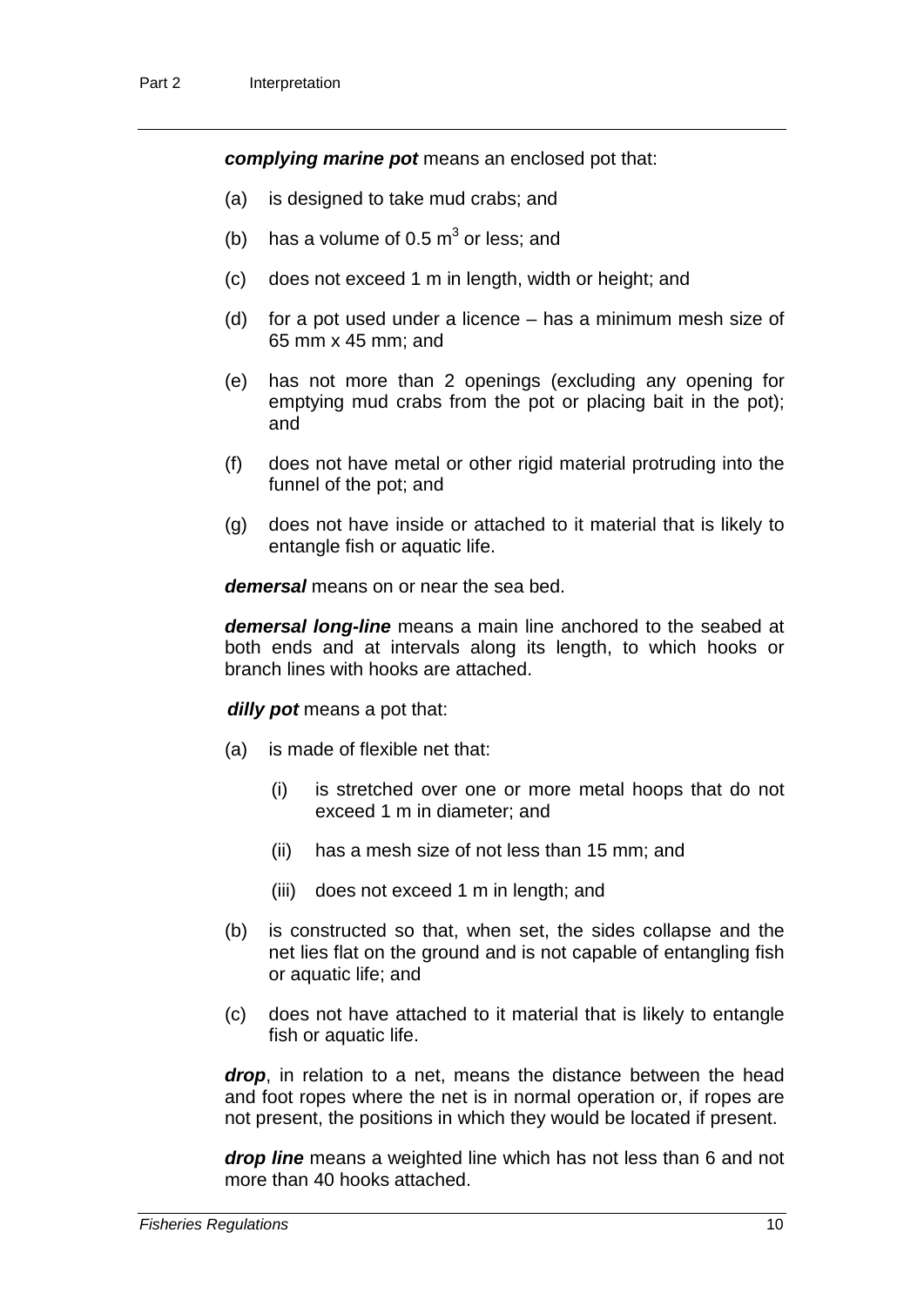***complying marine pot*** means an enclosed pot that:

(a) is designed to take mud crabs; and

(b) has a volume of 0.5 $m^3$ or less; and

(c) does not exceed 1 m in length, width or height; and

(d) for a pot used under a licence – has a minimum mesh size of 65 mm x 45 mm; and

(e) has not more than 2 openings (excluding any opening for emptying mud crabs from the pot or placing bait in the pot); and

(f) does not have metal or other rigid material protruding into the funnel of the pot; and

(g) does not have inside or attached to it material that is likely to entangle fish or aquatic life.

***demersal*** means on or near the sea bed.

***demersal long-line*** means a main line anchored to the seabed at both ends and at intervals along its length, to which hooks or branch lines with hooks are attached.

***dilly pot*** means a pot that:

(a) is made of flexible net that:

(i) is stretched over one or more metal hoops that do not exceed 1 m in diameter; and

(ii) has a mesh size of not less than 15 mm; and

(iii) does not exceed 1 m in length; and

(b) is constructed so that, when set, the sides collapse and the net lies flat on the ground and is not capable of entangling fish or aquatic life; and

(c) does not have attached to it material that is likely to entangle fish or aquatic life.

***drop***, in relation to a net, means the distance between the head and foot ropes where the net is in normal operation or, if ropes are not present, the positions in which they would be located if present.

***drop line*** means a weighted line which has not less than 6 and not more than 40 hooks attached.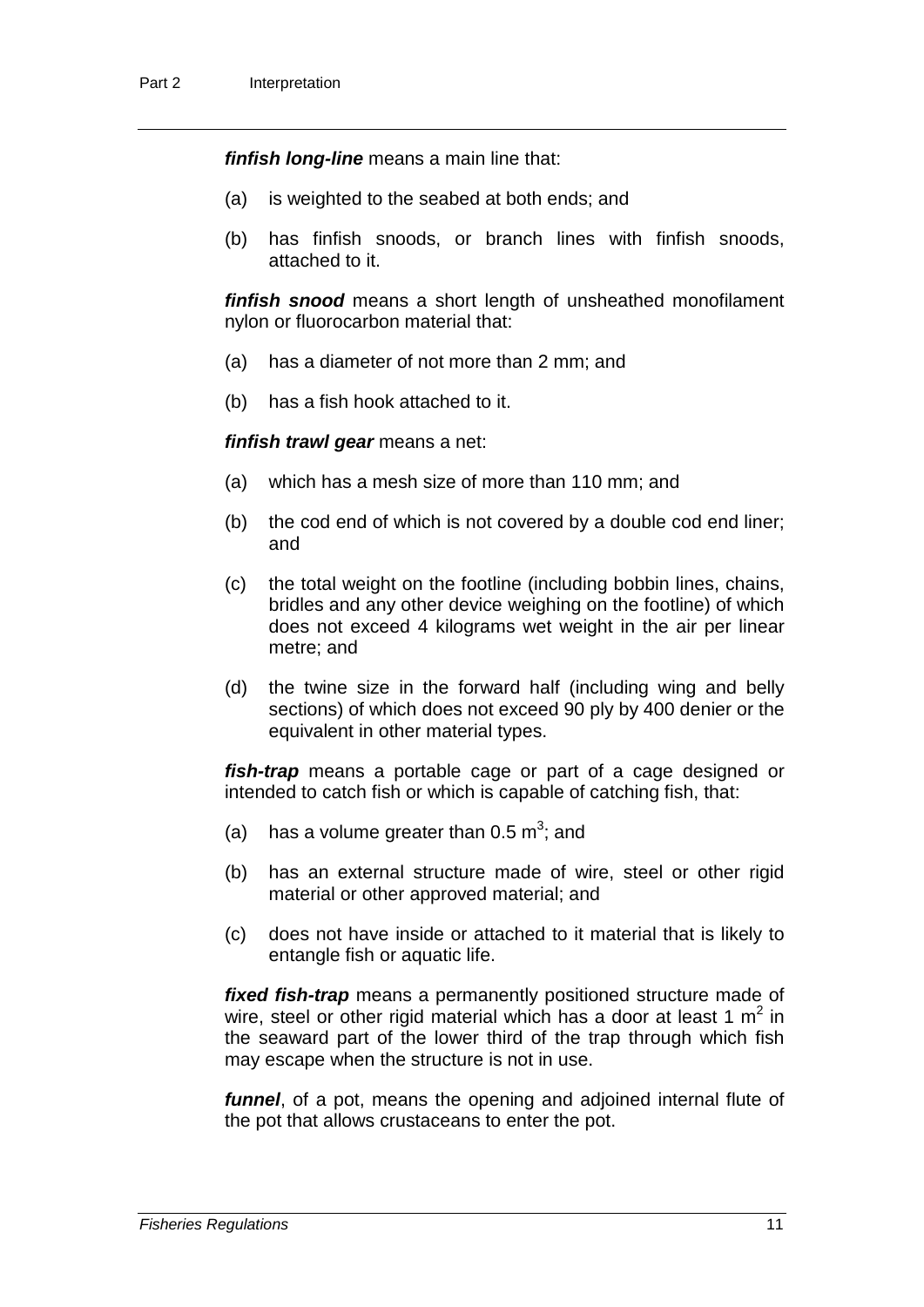***finfish long-line*** means a main line that:

(a) is weighted to the seabed at both ends; and

(b) has finfish snoods, or branch lines with finfish snoods, attached to it.

***finfish snood*** means a short length of unsheathed monofilament nylon or fluorocarbon material that:

(a) has a diameter of not more than 2 mm; and

(b) has a fish hook attached to it.

***finfish trawl gear*** means a net:

(a) which has a mesh size of more than 110 mm; and

(b) the cod end of which is not covered by a double cod end liner; and

(c) the total weight on the footline (including bobbin lines, chains, bridles and any other device weighing on the footline) of which does not exceed 4 kilograms wet weight in the air per linear metre; and

(d) the twine size in the forward half (including wing and belly sections) of which does not exceed 90 ply by 400 denier or the equivalent in other material types.

***fish-trap*** means a portable cage or part of a cage designed or intended to catch fish or which is capable of catching fish, that:

(a) has a volume greater than 0.5 $m^3$; and

(b) has an external structure made of wire, steel or other rigid material or other approved material; and

(c) does not have inside or attached to it material that is likely to entangle fish or aquatic life.

***fixed fish-trap*** means a permanently positioned structure made of wire, steel or other rigid material which has a door at least 1 $m^2$ in the seaward part of the lower third of the trap through which fish may escape when the structure is not in use.

***funnel***, of a pot, means the opening and adjoined internal flute of the pot that allows crustaceans to enter the pot.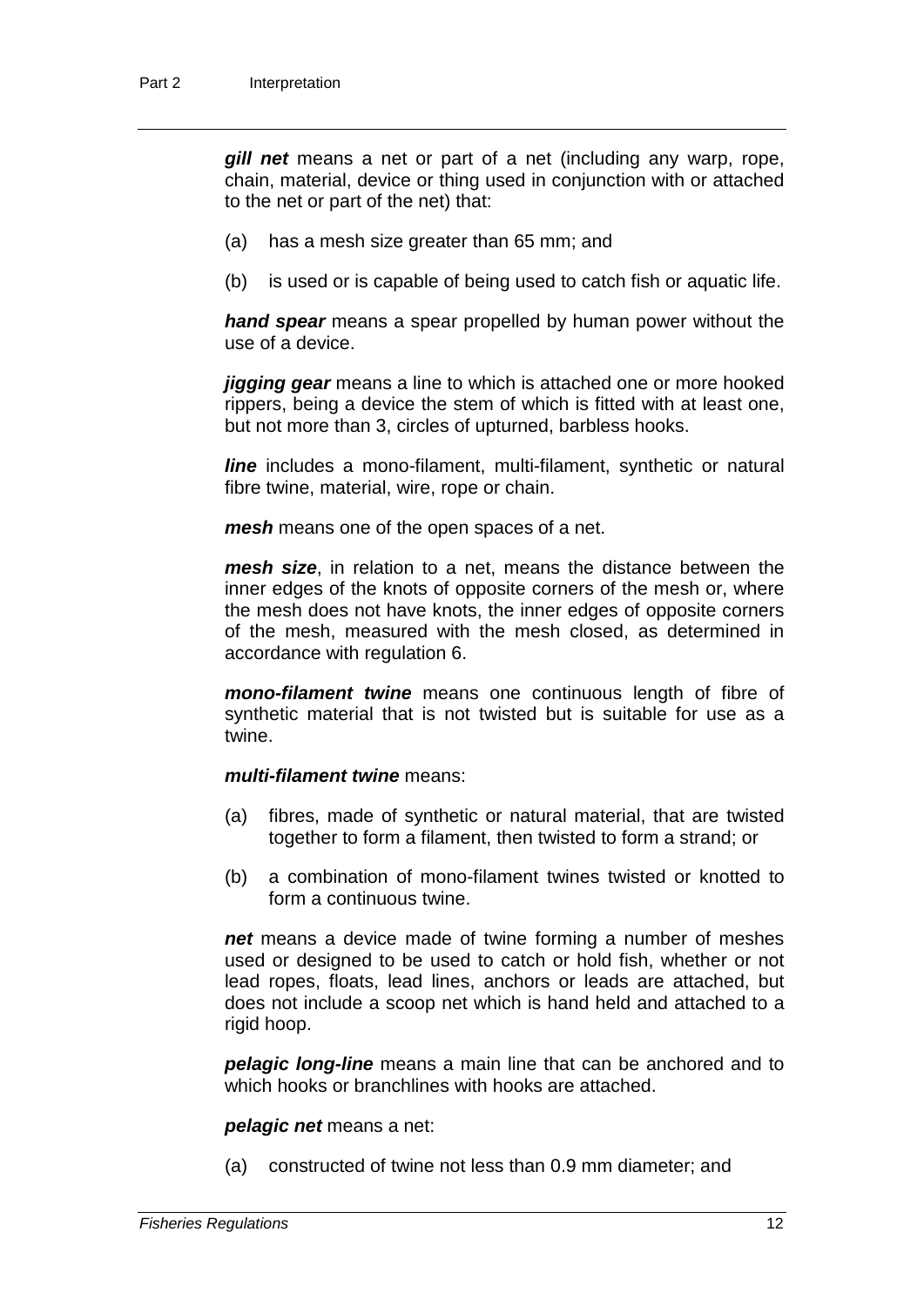***gill net*** means a net or part of a net (including any warp, rope, chain, material, device or thing used in conjunction with or attached to the net or part of the net) that:

(a) has a mesh size greater than 65 mm; and

(b) is used or is capable of being used to catch fish or aquatic life.

***hand spear*** means a spear propelled by human power without the use of a device.

***jigging gear*** means a line to which is attached one or more hooked rippers, being a device the stem of which is fitted with at least one, but not more than 3, circles of upturned, barbless hooks.

***line*** includes a mono-filament, multi-filament, synthetic or natural fibre twine, material, wire, rope or chain.

***mesh*** means one of the open spaces of a net.

***mesh size***, in relation to a net, means the distance between the inner edges of the knots of opposite corners of the mesh or, where the mesh does not have knots, the inner edges of opposite corners of the mesh, measured with the mesh closed, as determined in accordance with regulation 6.

***mono-filament twine*** means one continuous length of fibre of synthetic material that is not twisted but is suitable for use as a twine.

***multi-filament twine*** means:

(a) fibres, made of synthetic or natural material, that are twisted together to form a filament, then twisted to form a strand; or

(b) a combination of mono-filament twines twisted or knotted to form a continuous twine.

***net*** means a device made of twine forming a number of meshes used or designed to be used to catch or hold fish, whether or not lead ropes, floats, lead lines, anchors or leads are attached, but does not include a scoop net which is hand held and attached to a rigid hoop.

***pelagic long-line*** means a main line that can be anchored and to which hooks or branchlines with hooks are attached.

***pelagic net*** means a net:

(a) constructed of twine not less than 0.9 mm diameter; and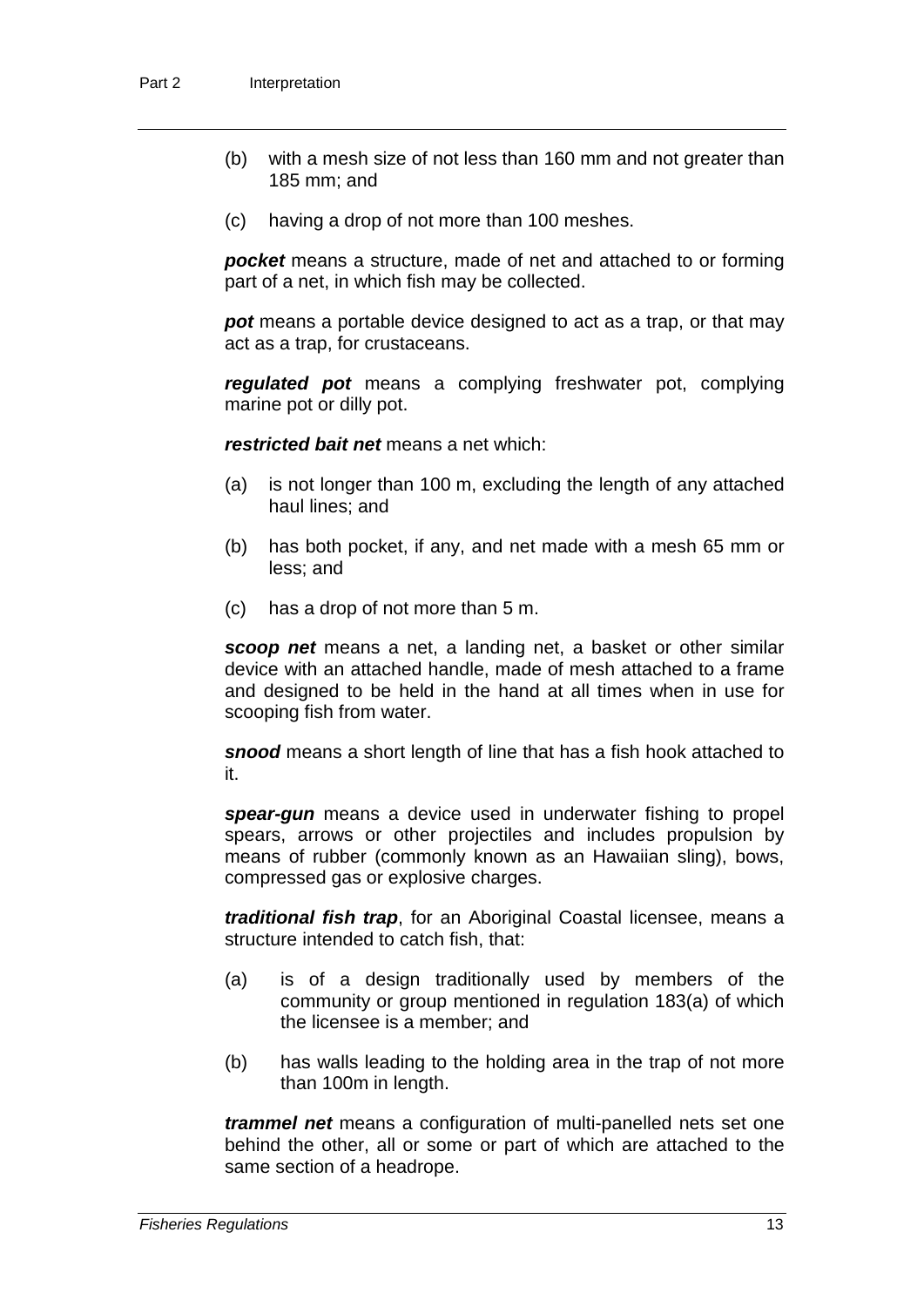(b) with a mesh size of not less than 160 mm and not greater than 185 mm; and

(c) having a drop of not more than 100 meshes.

***pocket*** means a structure, made of net and attached to or forming part of a net, in which fish may be collected.

***pot*** means a portable device designed to act as a trap, or that may act as a trap, for crustaceans.

***regulated pot*** means a complying freshwater pot, complying marine pot or dilly pot.

***restricted bait net*** means a net which:

(a) is not longer than 100 m, excluding the length of any attached haul lines; and

(b) has both pocket, if any, and net made with a mesh 65 mm or less; and

(c) has a drop of not more than 5 m.

***scoop net*** means a net, a landing net, a basket or other similar device with an attached handle, made of mesh attached to a frame and designed to be held in the hand at all times when in use for scooping fish from water.

***snood*** means a short length of line that has a fish hook attached to it.

***spear-gun*** means a device used in underwater fishing to propel spears, arrows or other projectiles and includes propulsion by means of rubber (commonly known as an Hawaiian sling), bows, compressed gas or explosive charges.

***traditional fish trap***, for an Aboriginal Coastal licensee, means a structure intended to catch fish, that:

(a) is of a design traditionally used by members of the community or group mentioned in regulation 183(a) of which the licensee is a member; and

(b) has walls leading to the holding area in the trap of not more than 100m in length.

***trammel net*** means a configuration of multi-panelled nets set one behind the other, all or some or part of which are attached to the same section of a headrope.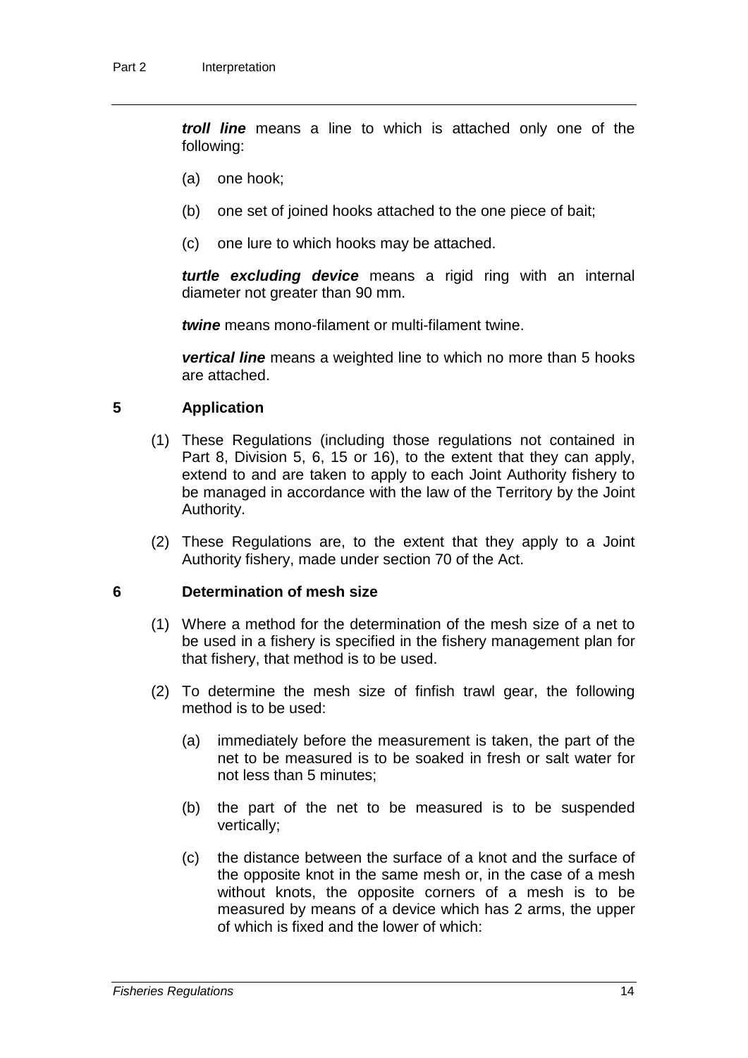***troll line*** means a line to which is attached only one of the following:

(a) one hook;

(b) one set of joined hooks attached to the one piece of bait;

(c) one lure to which hooks may be attached.

***turtle excluding device*** means a rigid ring with an internal diameter not greater than 90 mm.

***twine*** means mono-filament or multi-filament twine.

***vertical line*** means a weighted line to which no more than 5 hooks are attached.

### 5 Application

(1) These Regulations (including those regulations not contained in Part 8, Division 5, 6, 15 or 16), to the extent that they can apply, extend to and are taken to apply to each Joint Authority fishery to be managed in accordance with the law of the Territory by the Joint Authority.

(2) These Regulations are, to the extent that they apply to a Joint Authority fishery, made under section 70 of the Act.

### 6 Determination of mesh size

(1) Where a method for the determination of the mesh size of a net to be used in a fishery is specified in the fishery management plan for that fishery, that method is to be used.

(2) To determine the mesh size of finfish trawl gear, the following method is to be used:

(a) immediately before the measurement is taken, the part of the net to be measured is to be soaked in fresh or salt water for not less than 5 minutes;

(b) the part of the net to be measured is to be suspended vertically;

(c) the distance between the surface of a knot and the surface of the opposite knot in the same mesh or, in the case of a mesh without knots, the opposite corners of a mesh is to be measured by means of a device which has 2 arms, the upper of which is fixed and the lower of which: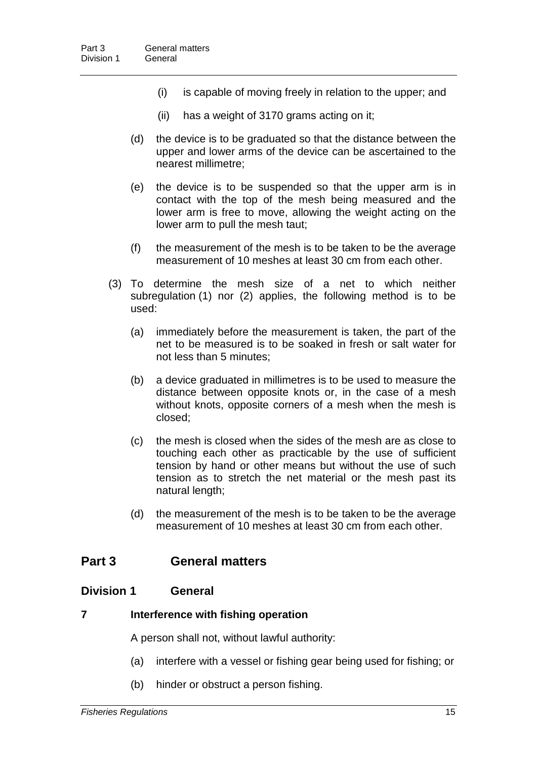(i) is capable of moving freely in relation to the upper; and

(ii) has a weight of 3170 grams acting on it;

(d) the device is to be graduated so that the distance between the upper and lower arms of the device can be ascertained to the nearest millimetre;

(e) the device is to be suspended so that the upper arm is in contact with the top of the mesh being measured and the lower arm is free to move, allowing the weight acting on the lower arm to pull the mesh taut;

(f) the measurement of the mesh is to be taken to be the average measurement of 10 meshes at least 30 cm from each other.

(3) To determine the mesh size of a net to which neither subregulation (1) nor (2) applies, the following method is to be used:

(a) immediately before the measurement is taken, the part of the net to be measured is to be soaked in fresh or salt water for not less than 5 minutes;

(b) a device graduated in millimetres is to be used to measure the distance between opposite knots or, in the case of a mesh without knots, opposite corners of a mesh when the mesh is closed;

(c) the mesh is closed when the sides of the mesh are as close to touching each other as practicable by the use of sufficient tension by hand or other means but without the use of such tension as to stretch the net material or the mesh past its natural length;

(d) the measurement of the mesh is to be taken to be the average measurement of 10 meshes at least 30 cm from each other.

## Part 3 General matters

### Division 1 General

#### 7 Interference with fishing operation

A person shall not, without lawful authority:

(a) interfere with a vessel or fishing gear being used for fishing; or

(b) hinder or obstruct a person fishing.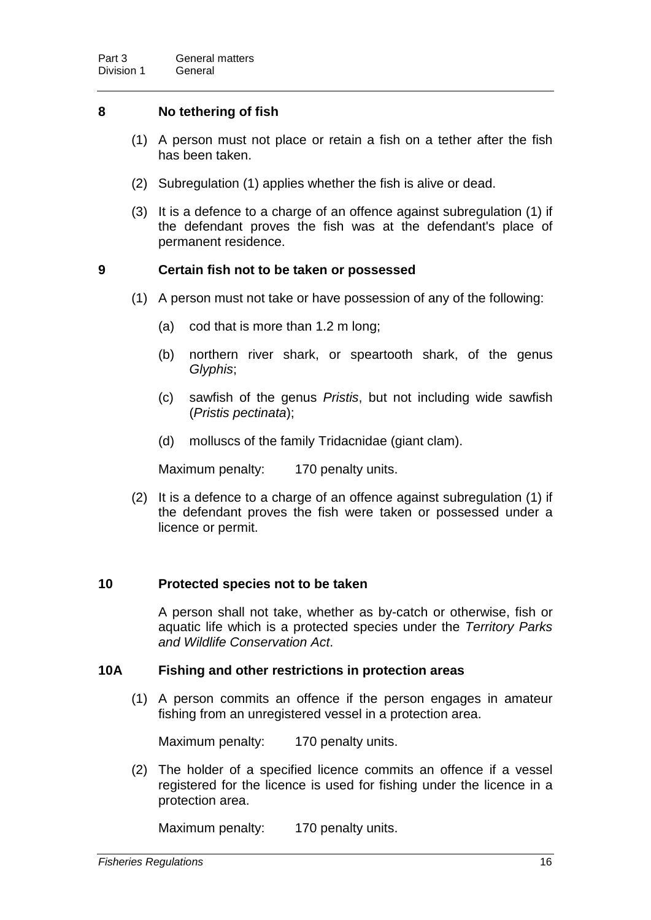## 8 No tethering of fish

(1) A person must not place or retain a fish on a tether after the fish has been taken.

(2) Subregulation (1) applies whether the fish is alive or dead.

(3) It is a defence to a charge of an offence against subregulation (1) if the defendant proves the fish was at the defendant's place of permanent residence.

## 9 Certain fish not to be taken or possessed

(1) A person must not take or have possession of any of the following:

- (a) cod that is more than 1.2 m long;
- (b) northern river shark, or speartooth shark, of the genus *Glyphis*;
- (c) sawfish of the genus *Pristis*, but not including wide sawfish (*Pristis pectinata*);
- (d) molluscs of the family Tridacnidae (giant clam).

Maximum penalty: 170 penalty units.

(2) It is a defence to a charge of an offence against subregulation (1) if the defendant proves the fish were taken or possessed under a licence or permit.

## 10 Protected species not to be taken

A person shall not take, whether as by-catch or otherwise, fish or aquatic life which is a protected species under the *Territory Parks and Wildlife Conservation Act*.

## 10A Fishing and other restrictions in protection areas

(1) A person commits an offence if the person engages in amateur fishing from an unregistered vessel in a protection area.

Maximum penalty: 170 penalty units.

(2) The holder of a specified licence commits an offence if a vessel registered for the licence is used for fishing under the licence in a protection area.

Maximum penalty: 170 penalty units.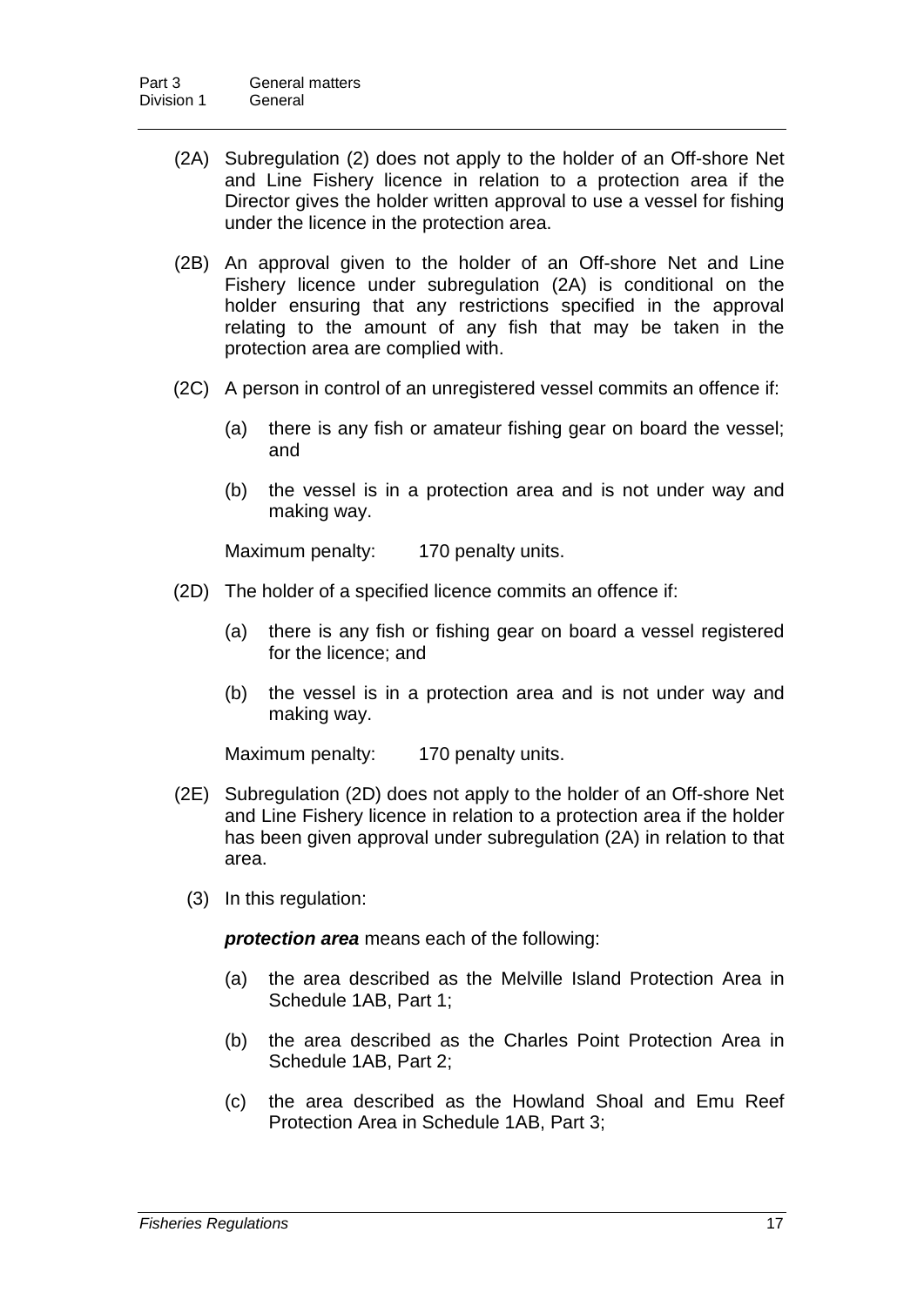(2A) Subregulation (2) does not apply to the holder of an Off-shore Net and Line Fishery licence in relation to a protection area if the Director gives the holder written approval to use a vessel for fishing under the licence in the protection area.

(2B) An approval given to the holder of an Off-shore Net and Line Fishery licence under subregulation (2A) is conditional on the holder ensuring that any restrictions specified in the approval relating to the amount of any fish that may be taken in the protection area are complied with.

(2C) A person in control of an unregistered vessel commits an offence if:

(a) there is any fish or amateur fishing gear on board the vessel; and

(b) the vessel is in a protection area and is not under way and making way.

Maximum penalty: 170 penalty units.

(2D) The holder of a specified licence commits an offence if:

(a) there is any fish or fishing gear on board a vessel registered for the licence; and

(b) the vessel is in a protection area and is not under way and making way.

Maximum penalty: 170 penalty units.

(2E) Subregulation (2D) does not apply to the holder of an Off-shore Net and Line Fishery licence in relation to a protection area if the holder has been given approval under subregulation (2A) in relation to that area.

(3) In this regulation:

***protection area*** means each of the following:

(a) the area described as the Melville Island Protection Area in Schedule 1AB, Part 1;

(b) the area described as the Charles Point Protection Area in Schedule 1AB, Part 2;

(c) the area described as the Howland Shoal and Emu Reef Protection Area in Schedule 1AB, Part 3;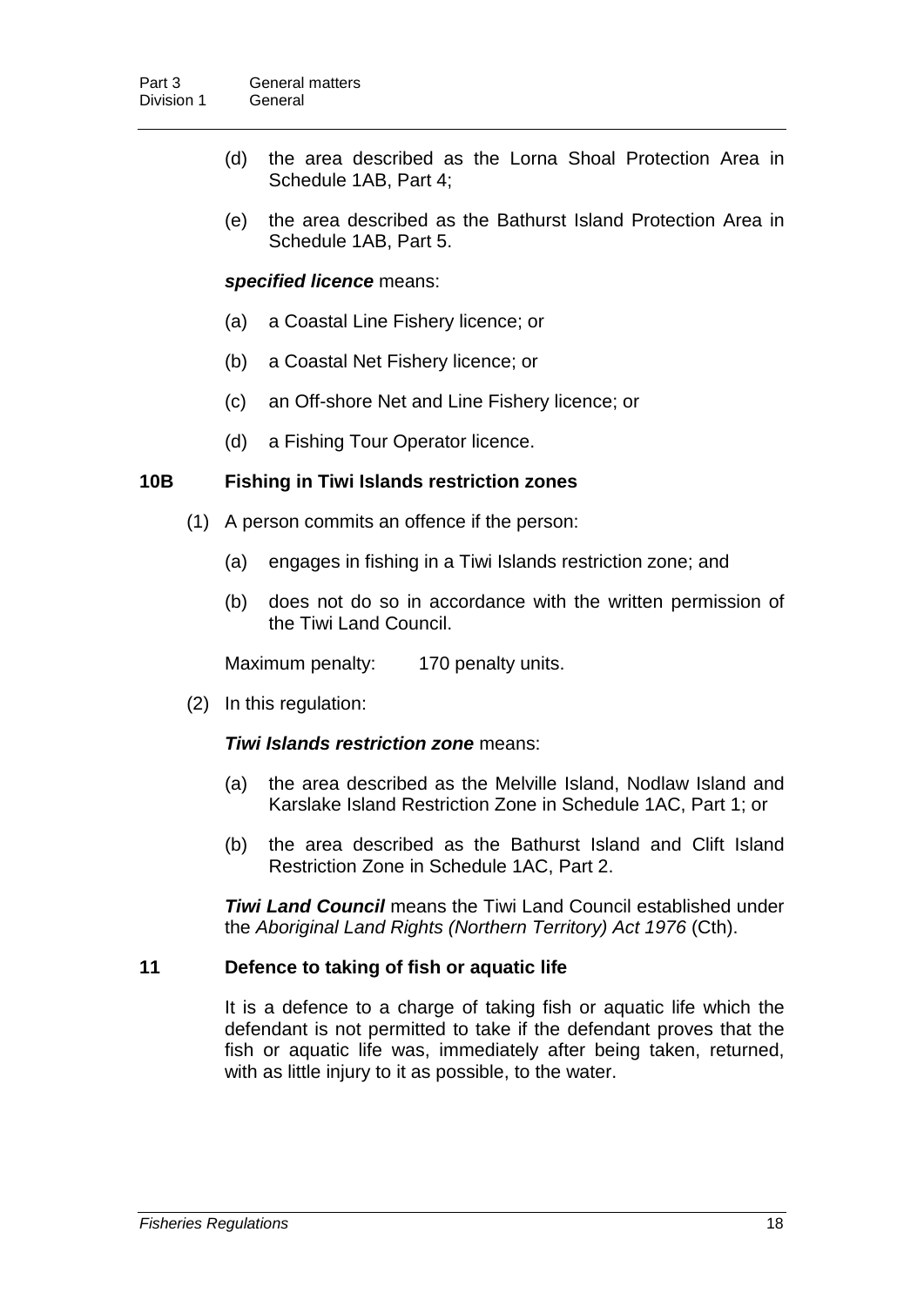(d) the area described as the Lorna Shoal Protection Area in Schedule 1AB, Part 4;

(e) the area described as the Bathurst Island Protection Area in Schedule 1AB, Part 5.

***specified licence*** means:

(a) a Coastal Line Fishery licence; or

(b) a Coastal Net Fishery licence; or

(c) an Off-shore Net and Line Fishery licence; or

(d) a Fishing Tour Operator licence.

### 10B Fishing in Tiwi Islands restriction zones

(1) A person commits an offence if the person:

(a) engages in fishing in a Tiwi Islands restriction zone; and

(b) does not do so in accordance with the written permission of the Tiwi Land Council.

Maximum penalty: 170 penalty units.

(2) In this regulation:

***Tiwi Islands restriction zone*** means:

(a) the area described as the Melville Island, Nodlaw Island and Karslake Island Restriction Zone in Schedule 1AC, Part 1; or

(b) the area described as the Bathurst Island and Clift Island Restriction Zone in Schedule 1AC, Part 2.

***Tiwi Land Council*** means the Tiwi Land Council established under the *Aboriginal Land Rights (Northern Territory) Act 1976* (Cth).

### 11 Defence to taking of fish or aquatic life

It is a defence to a charge of taking fish or aquatic life which the defendant is not permitted to take if the defendant proves that the fish or aquatic life was, immediately after being taken, returned, with as little injury to it as possible, to the water.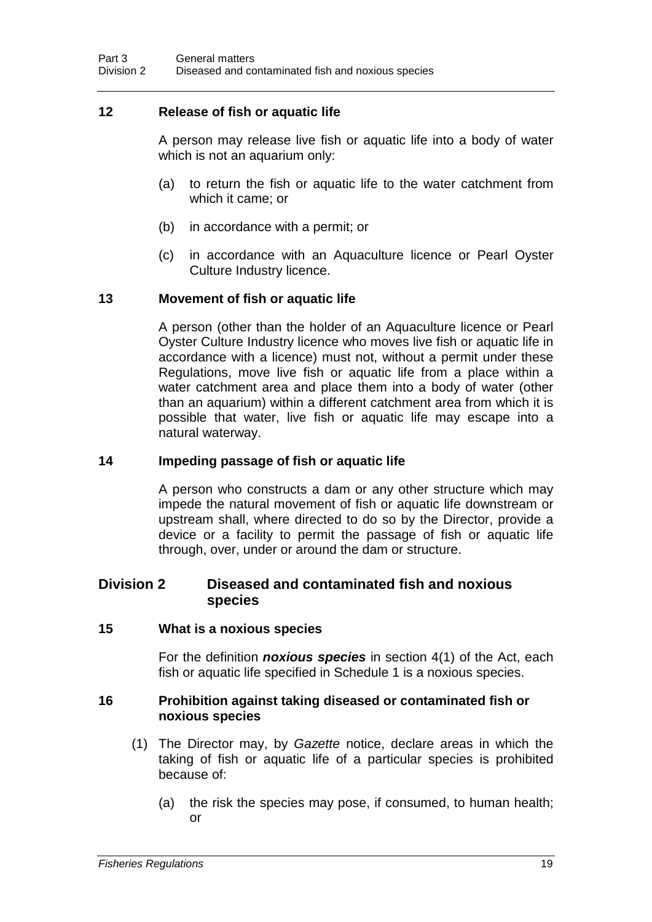### 12 Release of fish or aquatic life

A person may release live fish or aquatic life into a body of water which is not an aquarium only:

(a) to return the fish or aquatic life to the water catchment from which it came; or

(b) in accordance with a permit; or

(c) in accordance with an Aquaculture licence or Pearl Oyster Culture Industry licence.

### 13 Movement of fish or aquatic life

A person (other than the holder of an Aquaculture licence or Pearl Oyster Culture Industry licence who moves live fish or aquatic life in accordance with a licence) must not, without a permit under these Regulations, move live fish or aquatic life from a place within a water catchment area and place them into a body of water (other than an aquarium) within a different catchment area from which it is possible that water, live fish or aquatic life may escape into a natural waterway.

### 14 Impeding passage of fish or aquatic life

A person who constructs a dam or any other structure which may impede the natural movement of fish or aquatic life downstream or upstream shall, where directed to do so by the Director, provide a device or a facility to permit the passage of fish or aquatic life through, over, under or around the dam or structure.

## Division 2 Diseased and contaminated fish and noxious species

### 15 What is a noxious species

For the definition ***noxious species*** in section 4(1) of the Act, each fish or aquatic life specified in Schedule 1 is a noxious species.

### 16 Prohibition against taking diseased or contaminated fish or noxious species

(1) The Director may, by *Gazette* notice, declare areas in which the taking of fish or aquatic life of a particular species is prohibited because of:

(a) the risk the species may pose, if consumed, to human health; or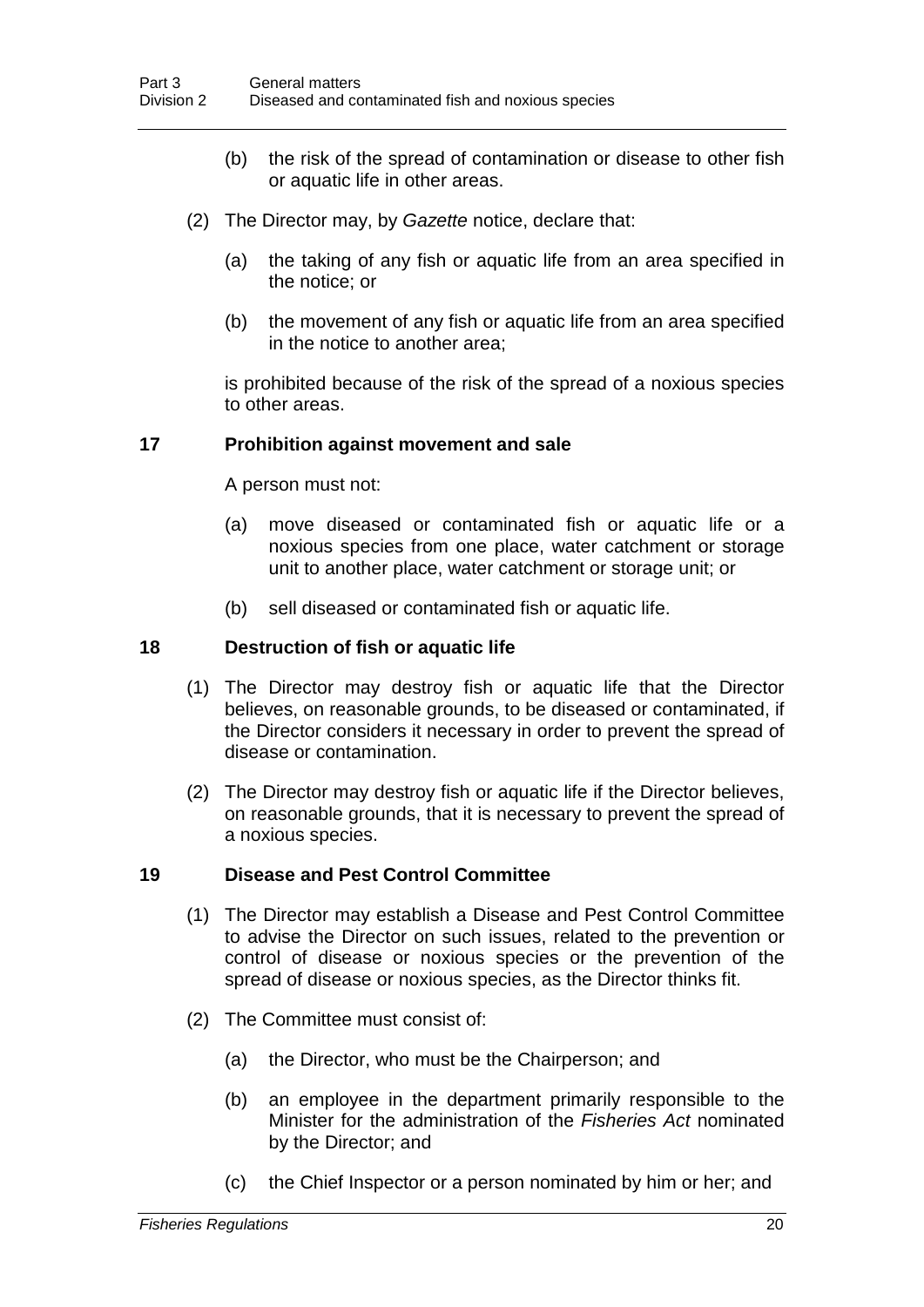(b) the risk of the spread of contamination or disease to other fish or aquatic life in other areas.

(2) The Director may, by *Gazette* notice, declare that:

(a) the taking of any fish or aquatic life from an area specified in the notice; or

(b) the movement of any fish or aquatic life from an area specified in the notice to another area;

is prohibited because of the risk of the spread of a noxious species to other areas.

### 17 Prohibition against movement and sale

A person must not:

(a) move diseased or contaminated fish or aquatic life or a noxious species from one place, water catchment or storage unit to another place, water catchment or storage unit; or

(b) sell diseased or contaminated fish or aquatic life.

### 18 Destruction of fish or aquatic life

(1) The Director may destroy fish or aquatic life that the Director believes, on reasonable grounds, to be diseased or contaminated, if the Director considers it necessary in order to prevent the spread of disease or contamination.

(2) The Director may destroy fish or aquatic life if the Director believes, on reasonable grounds, that it is necessary to prevent the spread of a noxious species.

### 19 Disease and Pest Control Committee

(1) The Director may establish a Disease and Pest Control Committee to advise the Director on such issues, related to the prevention or control of disease or noxious species or the prevention of the spread of disease or noxious species, as the Director thinks fit.

(2) The Committee must consist of:

(a) the Director, who must be the Chairperson; and

(b) an employee in the department primarily responsible to the Minister for the administration of the *Fisheries Act* nominated by the Director; and

(c) the Chief Inspector or a person nominated by him or her; and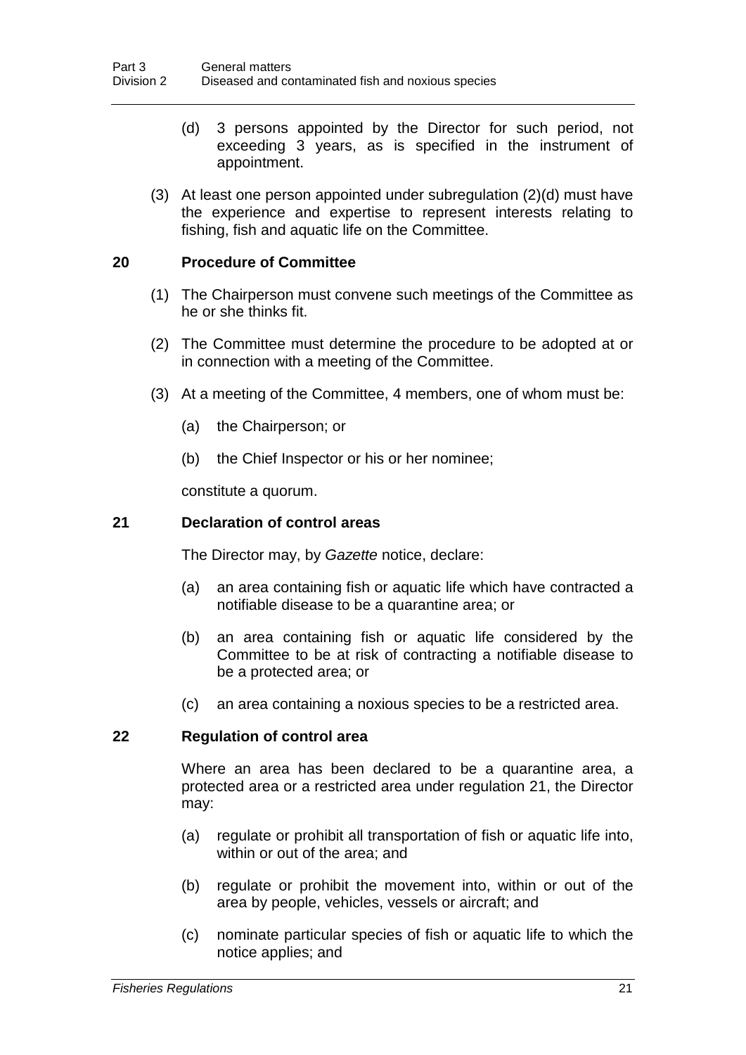(d) 3 persons appointed by the Director for such period, not exceeding 3 years, as is specified in the instrument of appointment.

(3) At least one person appointed under subregulation (2)(d) must have the experience and expertise to represent interests relating to fishing, fish and aquatic life on the Committee.

### 20 Procedure of Committee

(1) The Chairperson must convene such meetings of the Committee as he or she thinks fit.

(2) The Committee must determine the procedure to be adopted at or in connection with a meeting of the Committee.

(3) At a meeting of the Committee, 4 members, one of whom must be:

(a) the Chairperson; or

(b) the Chief Inspector or his or her nominee;

constitute a quorum.

### 21 Declaration of control areas

The Director may, by *Gazette* notice, declare:

(a) an area containing fish or aquatic life which have contracted a notifiable disease to be a quarantine area; or

(b) an area containing fish or aquatic life considered by the Committee to be at risk of contracting a notifiable disease to be a protected area; or

(c) an area containing a noxious species to be a restricted area.

### 22 Regulation of control area

Where an area has been declared to be a quarantine area, a protected area or a restricted area under regulation 21, the Director may:

(a) regulate or prohibit all transportation of fish or aquatic life into, within or out of the area; and

(b) regulate or prohibit the movement into, within or out of the area by people, vehicles, vessels or aircraft; and

(c) nominate particular species of fish or aquatic life to which the notice applies; and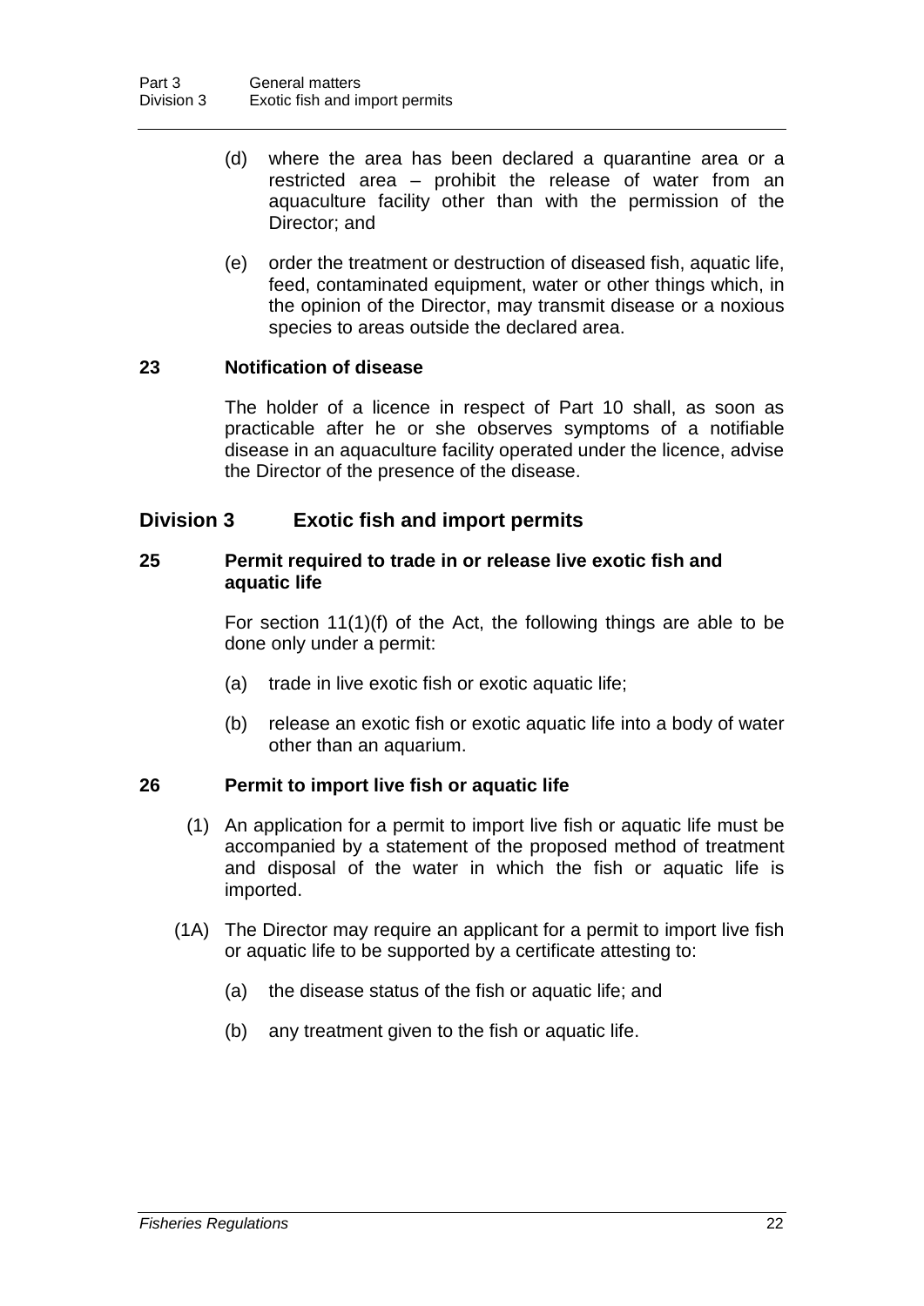(d) where the area has been declared a quarantine area or a restricted area – prohibit the release of water from an aquaculture facility other than with the permission of the Director; and

(e) order the treatment or destruction of diseased fish, aquatic life, feed, contaminated equipment, water or other things which, in the opinion of the Director, may transmit disease or a noxious species to areas outside the declared area.

### 23 Notification of disease

The holder of a licence in respect of Part 10 shall, as soon as practicable after he or she observes symptoms of a notifiable disease in an aquaculture facility operated under the licence, advise the Director of the presence of the disease.

## Division 3 Exotic fish and import permits

### 25 Permit required to trade in or release live exotic fish and aquatic life

For section 11(1)(f) of the Act, the following things are able to be done only under a permit:

(a) trade in live exotic fish or exotic aquatic life;

(b) release an exotic fish or exotic aquatic life into a body of water other than an aquarium.

### 26 Permit to import live fish or aquatic life

(1) An application for a permit to import live fish or aquatic life must be accompanied by a statement of the proposed method of treatment and disposal of the water in which the fish or aquatic life is imported.

(1A) The Director may require an applicant for a permit to import live fish or aquatic life to be supported by a certificate attesting to:

(a) the disease status of the fish or aquatic life; and

(b) any treatment given to the fish or aquatic life.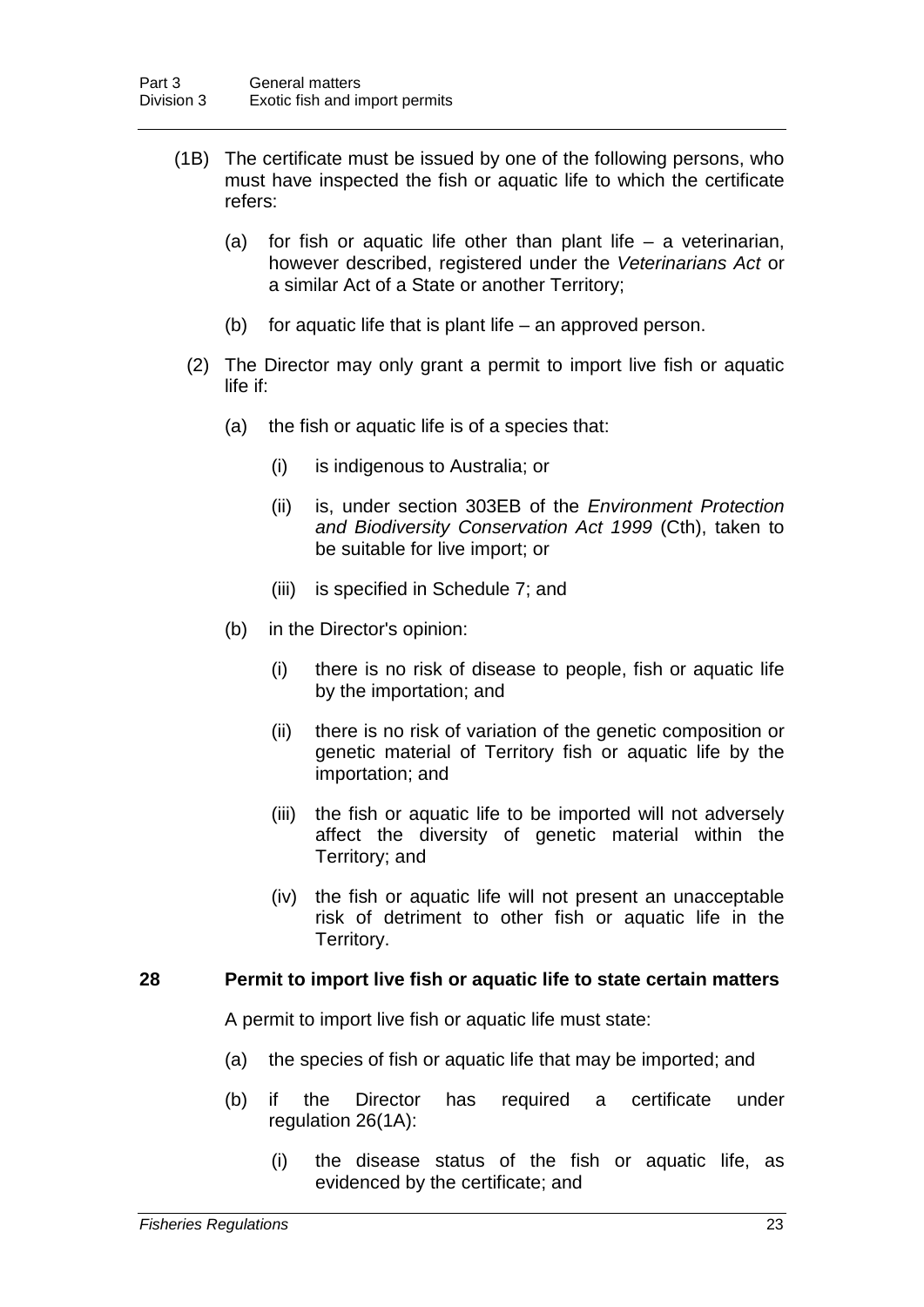(1B) The certificate must be issued by one of the following persons, who must have inspected the fish or aquatic life to which the certificate refers:

(a) for fish or aquatic life other than plant life – a veterinarian, however described, registered under the *Veterinarians Act* or a similar Act of a State or another Territory;

(b) for aquatic life that is plant life – an approved person.

(2) The Director may only grant a permit to import live fish or aquatic life if:

(a) the fish or aquatic life is of a species that:

(i) is indigenous to Australia; or

(ii) is, under section 303EB of the *Environment Protection and Biodiversity Conservation Act 1999* (Cth), taken to be suitable for live import; or

(iii) is specified in Schedule 7; and

(b) in the Director's opinion:

(i) there is no risk of disease to people, fish or aquatic life by the importation; and

(ii) there is no risk of variation of the genetic composition or genetic material of Territory fish or aquatic life by the importation; and

(iii) the fish or aquatic life to be imported will not adversely affect the diversity of genetic material within the Territory; and

(iv) the fish or aquatic life will not present an unacceptable risk of detriment to other fish or aquatic life in the Territory.

**28 Permit to import live fish or aquatic life to state certain matters**

A permit to import live fish or aquatic life must state:

(a) the species of fish or aquatic life that may be imported; and

(b) if the Director has required a certificate under regulation 26(1A):

(i) the disease status of the fish or aquatic life, as evidenced by the certificate; and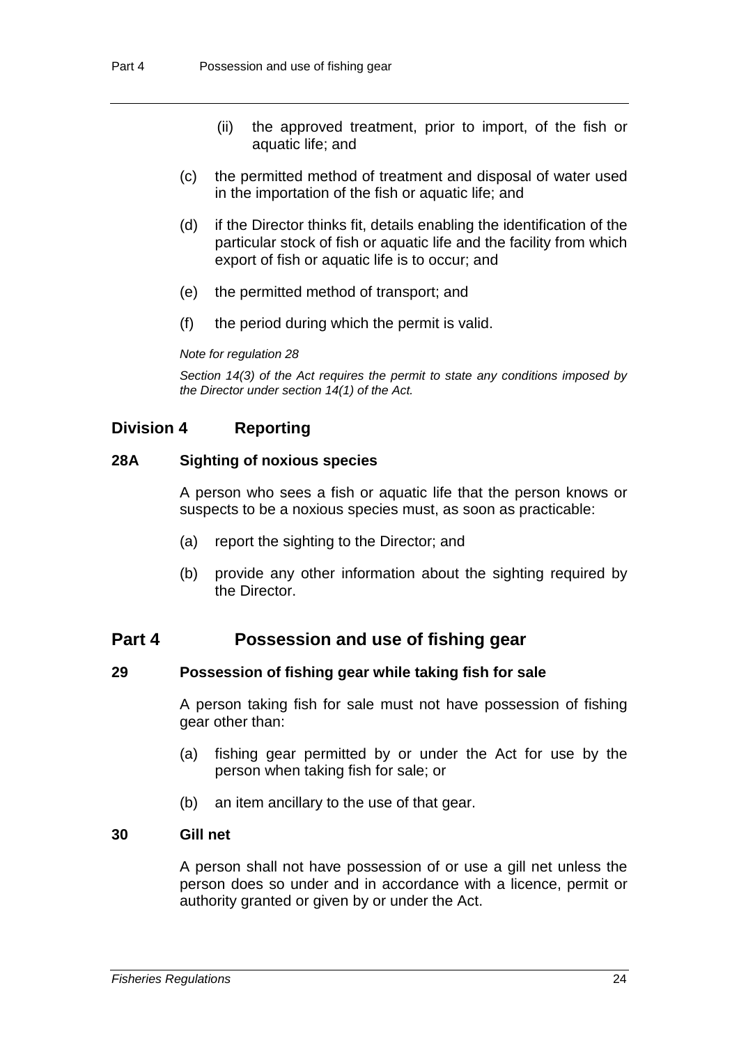(ii) the approved treatment, prior to import, of the fish or aquatic life; and

(c) the permitted method of treatment and disposal of water used in the importation of the fish or aquatic life; and

(d) if the Director thinks fit, details enabling the identification of the particular stock of fish or aquatic life and the facility from which export of fish or aquatic life is to occur; and

(e) the permitted method of transport; and

(f) the period during which the permit is valid.

*Note for regulation 28*

*Section 14(3) of the Act requires the permit to state any conditions imposed by the Director under section 14(1) of the Act.*

## Division 4 Reporting

### 28A Sighting of noxious species

A person who sees a fish or aquatic life that the person knows or suspects to be a noxious species must, as soon as practicable:

(a) report the sighting to the Director; and

(b) provide any other information about the sighting required by the Director.

# Part 4 Possession and use of fishing gear

### 29 Possession of fishing gear while taking fish for sale

A person taking fish for sale must not have possession of fishing gear other than:

(a) fishing gear permitted by or under the Act for use by the person when taking fish for sale; or

(b) an item ancillary to the use of that gear.

### 30 Gill net

A person shall not have possession of or use a gill net unless the person does so under and in accordance with a licence, permit or authority granted or given by or under the Act.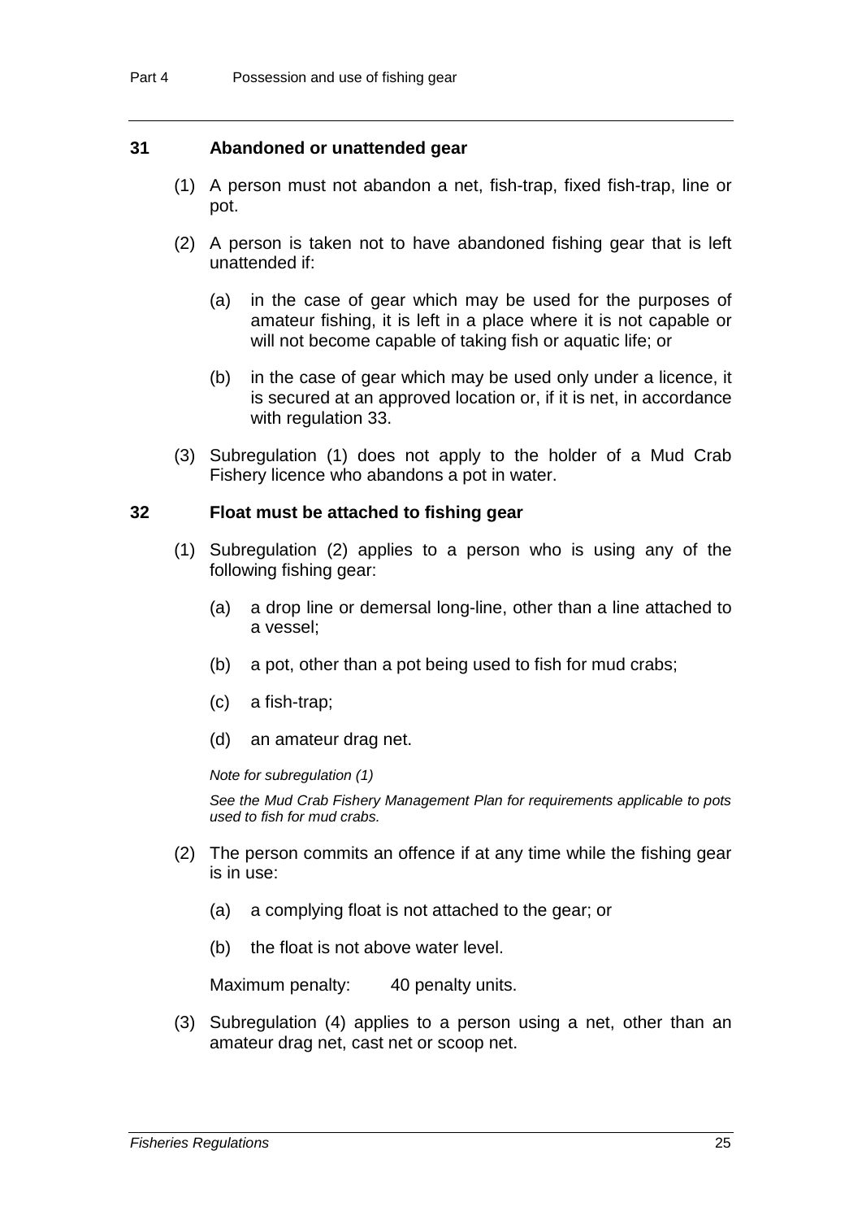## 31 Abandoned or unattended gear

(1) A person must not abandon a net, fish-trap, fixed fish-trap, line or pot.

(2) A person is taken not to have abandoned fishing gear that is left unattended if:

(a) in the case of gear which may be used for the purposes of amateur fishing, it is left in a place where it is not capable or will not become capable of taking fish or aquatic life; or

(b) in the case of gear which may be used only under a licence, it is secured at an approved location or, if it is net, in accordance with regulation 33.

(3) Subregulation (1) does not apply to the holder of a Mud Crab Fishery licence who abandons a pot in water.

## 32 Float must be attached to fishing gear

(1) Subregulation (2) applies to a person who is using any of the following fishing gear:

(a) a drop line or demersal long-line, other than a line attached to a vessel;

(b) a pot, other than a pot being used to fish for mud crabs;

(c) a fish-trap;

(d) an amateur drag net.

*Note for subregulation (1)*

*See the Mud Crab Fishery Management Plan for requirements applicable to pots used to fish for mud crabs.*

(2) The person commits an offence if at any time while the fishing gear is in use:

(a) a complying float is not attached to the gear; or

(b) the float is not above water level.

Maximum penalty: 40 penalty units.

(3) Subregulation (4) applies to a person using a net, other than an amateur drag net, cast net or scoop net.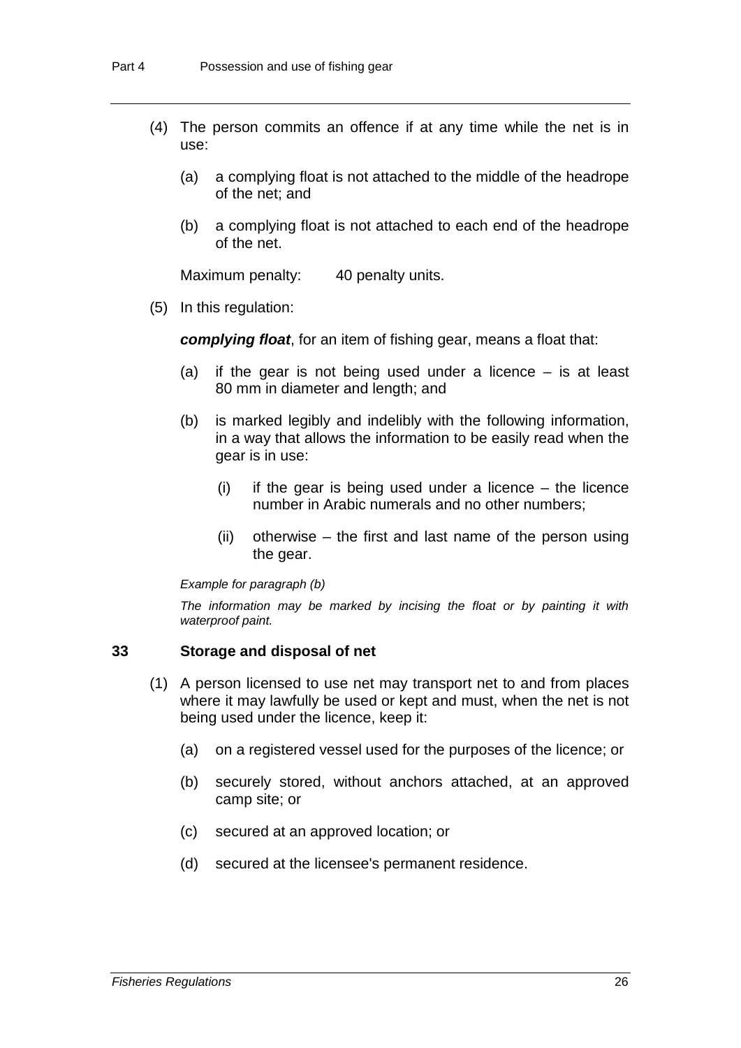(4) The person commits an offence if at any time while the net is in use:

(a) a complying float is not attached to the middle of the headrope of the net; and

(b) a complying float is not attached to each end of the headrope of the net.

Maximum penalty: 40 penalty units.

(5) In this regulation:

***complying float***, for an item of fishing gear, means a float that:

(a) if the gear is not being used under a licence – is at least 80 mm in diameter and length; and

(b) is marked legibly and indelibly with the following information, in a way that allows the information to be easily read when the gear is in use:

(i) if the gear is being used under a licence – the licence number in Arabic numerals and no other numbers;

(ii) otherwise – the first and last name of the person using the gear.

*Example for paragraph (b)*

*The information may be marked by incising the float or by painting it with waterproof paint.*

### 33 Storage and disposal of net

(1) A person licensed to use net may transport net to and from places where it may lawfully be used or kept and must, when the net is not being used under the licence, keep it:

(a) on a registered vessel used for the purposes of the licence; or

(b) securely stored, without anchors attached, at an approved camp site; or

(c) secured at an approved location; or

(d) secured at the licensee's permanent residence.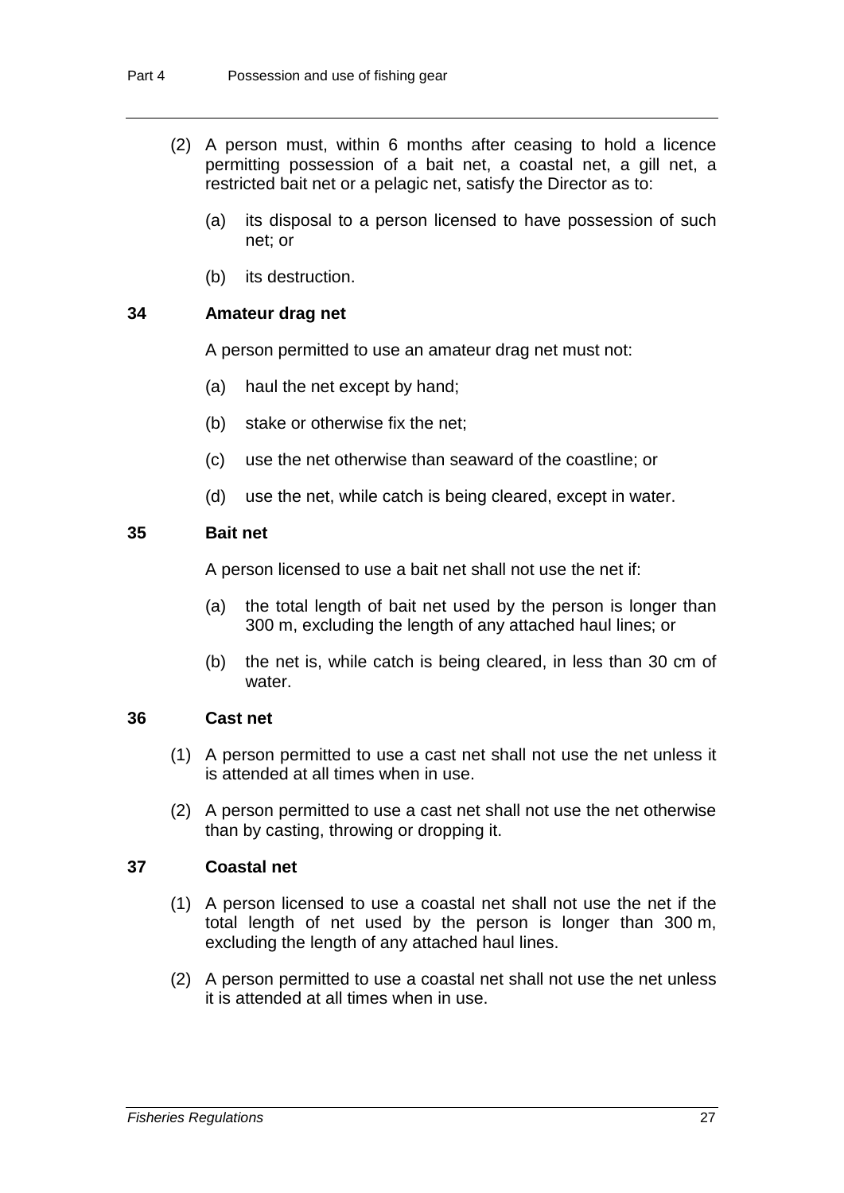(2) A person must, within 6 months after ceasing to hold a licence permitting possession of a bait net, a coastal net, a gill net, a restricted bait net or a pelagic net, satisfy the Director as to:

(a) its disposal to a person licensed to have possession of such net; or

(b) its destruction.

### 34 Amateur drag net

A person permitted to use an amateur drag net must not:

(a) haul the net except by hand;

(b) stake or otherwise fix the net;

(c) use the net otherwise than seaward of the coastline; or

(d) use the net, while catch is being cleared, except in water.

### 35 Bait net

A person licensed to use a bait net shall not use the net if:

(a) the total length of bait net used by the person is longer than 300 m, excluding the length of any attached haul lines; or

(b) the net is, while catch is being cleared, in less than 30 cm of water.

### 36 Cast net

(1) A person permitted to use a cast net shall not use the net unless it is attended at all times when in use.

(2) A person permitted to use a cast net shall not use the net otherwise than by casting, throwing or dropping it.

### 37 Coastal net

(1) A person licensed to use a coastal net shall not use the net if the total length of net used by the person is longer than 300 m, excluding the length of any attached haul lines.

(2) A person permitted to use a coastal net shall not use the net unless it is attended at all times when in use.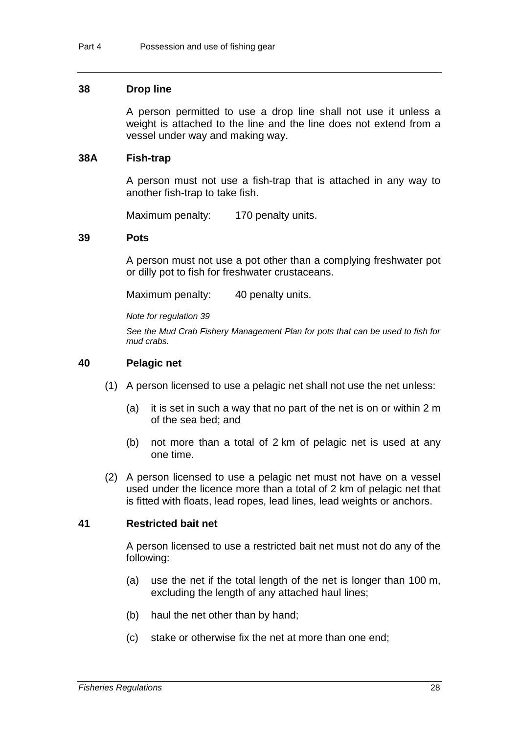### 38 Drop line

A person permitted to use a drop line shall not use it unless a weight is attached to the line and the line does not extend from a vessel under way and making way.

### 38A Fish-trap

A person must not use a fish-trap that is attached in any way to another fish-trap to take fish.

Maximum penalty: 170 penalty units.

### 39 Pots

A person must not use a pot other than a complying freshwater pot or dilly pot to fish for freshwater crustaceans.

Maximum penalty: 40 penalty units.

*Note for regulation 39*

*See the Mud Crab Fishery Management Plan for pots that can be used to fish for mud crabs.*

### 40 Pelagic net

(1) A person licensed to use a pelagic net shall not use the net unless:

(a) it is set in such a way that no part of the net is on or within 2 m of the sea bed; and

(b) not more than a total of 2 km of pelagic net is used at any one time.

(2) A person licensed to use a pelagic net must not have on a vessel used under the licence more than a total of 2 km of pelagic net that is fitted with floats, lead ropes, lead lines, lead weights or anchors.

### 41 Restricted bait net

A person licensed to use a restricted bait net must not do any of the following:

(a) use the net if the total length of the net is longer than 100 m, excluding the length of any attached haul lines;

(b) haul the net other than by hand;

(c) stake or otherwise fix the net at more than one end;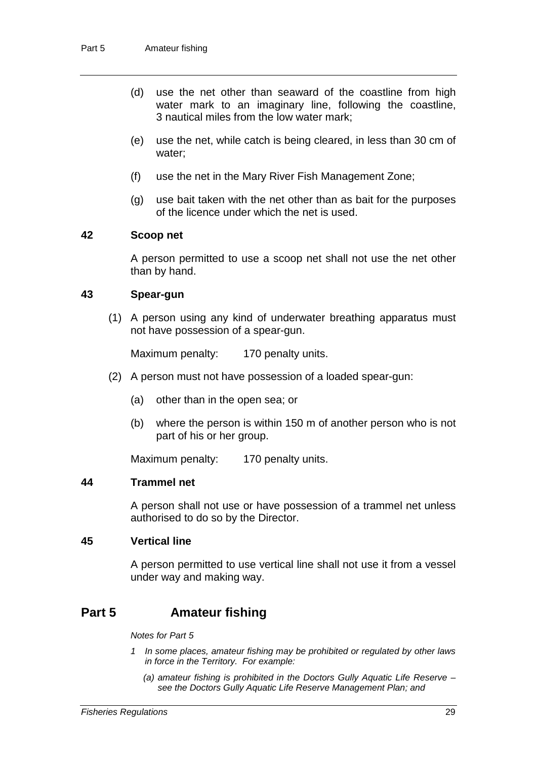(d) use the net other than seaward of the coastline from high water mark to an imaginary line, following the coastline, 3 nautical miles from the low water mark;

(e) use the net, while catch is being cleared, in less than 30 cm of water;

(f) use the net in the Mary River Fish Management Zone;

(g) use bait taken with the net other than as bait for the purposes of the licence under which the net is used.

### 42 Scoop net

A person permitted to use a scoop net shall not use the net other than by hand.

### 43 Spear-gun

(1) A person using any kind of underwater breathing apparatus must not have possession of a spear-gun.

Maximum penalty: 170 penalty units.

(2) A person must not have possession of a loaded spear-gun:

(a) other than in the open sea; or

(b) where the person is within 150 m of another person who is not part of his or her group.

Maximum penalty: 170 penalty units.

### 44 Trammel net

A person shall not use or have possession of a trammel net unless authorised to do so by the Director.

### 45 Vertical line

A person permitted to use vertical line shall not use it from a vessel under way and making way.

## Part 5 Amateur fishing

*Notes for Part 5*

*1 In some places, amateur fishing may be prohibited or regulated by other laws in force in the Territory. For example:*

*(a) amateur fishing is prohibited in the Doctors Gully Aquatic Life Reserve – see the Doctors Gully Aquatic Life Reserve Management Plan; and*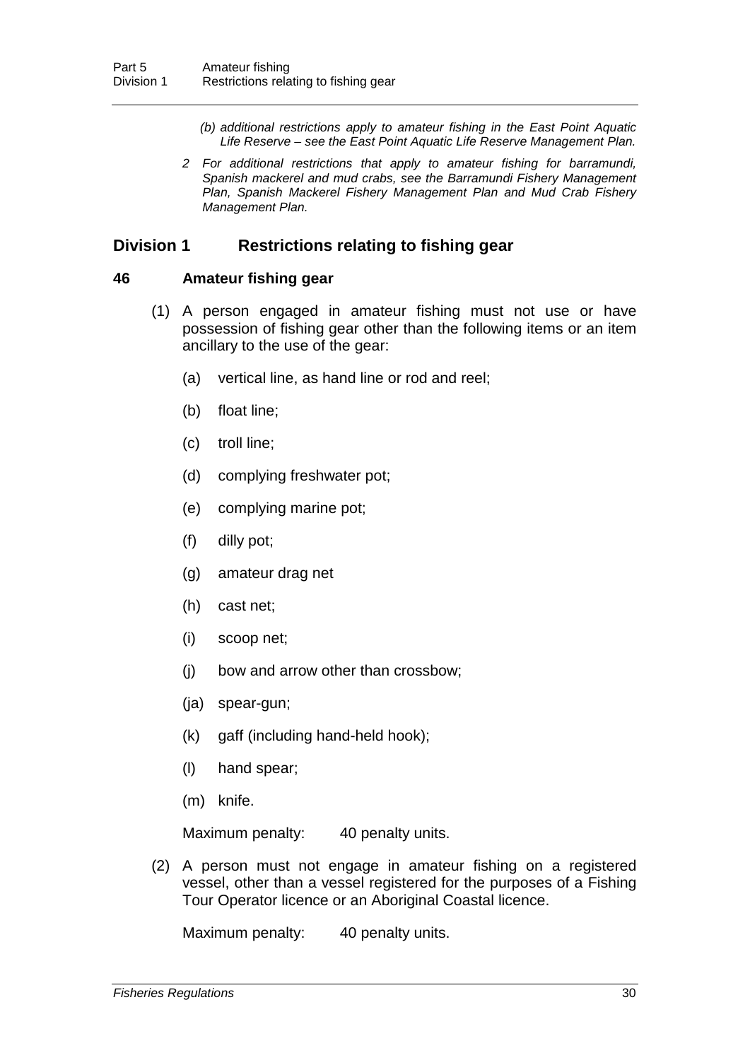*(b) additional restrictions apply to amateur fishing in the East Point Aquatic Life Reserve – see the East Point Aquatic Life Reserve Management Plan.*

*2 For additional restrictions that apply to amateur fishing for barramundi, Spanish mackerel and mud crabs, see the Barramundi Fishery Management Plan, Spanish Mackerel Fishery Management Plan and Mud Crab Fishery Management Plan.*

## Division 1 Restrictions relating to fishing gear

### 46 Amateur fishing gear

(1) A person engaged in amateur fishing must not use or have possession of fishing gear other than the following items or an item ancillary to the use of the gear:

- (a) vertical line, as hand line or rod and reel;
- (b) float line;
- (c) troll line;
- (d) complying freshwater pot;
- (e) complying marine pot;
- (f) dilly pot;
- (g) amateur drag net
- (h) cast net;
- (i) scoop net;
- (j) bow and arrow other than crossbow;
- (ja) spear-gun;
- (k) gaff (including hand-held hook);
- (l) hand spear;
- (m) knife.

Maximum penalty: 40 penalty units.

(2) A person must not engage in amateur fishing on a registered vessel, other than a vessel registered for the purposes of a Fishing Tour Operator licence or an Aboriginal Coastal licence.

Maximum penalty: 40 penalty units.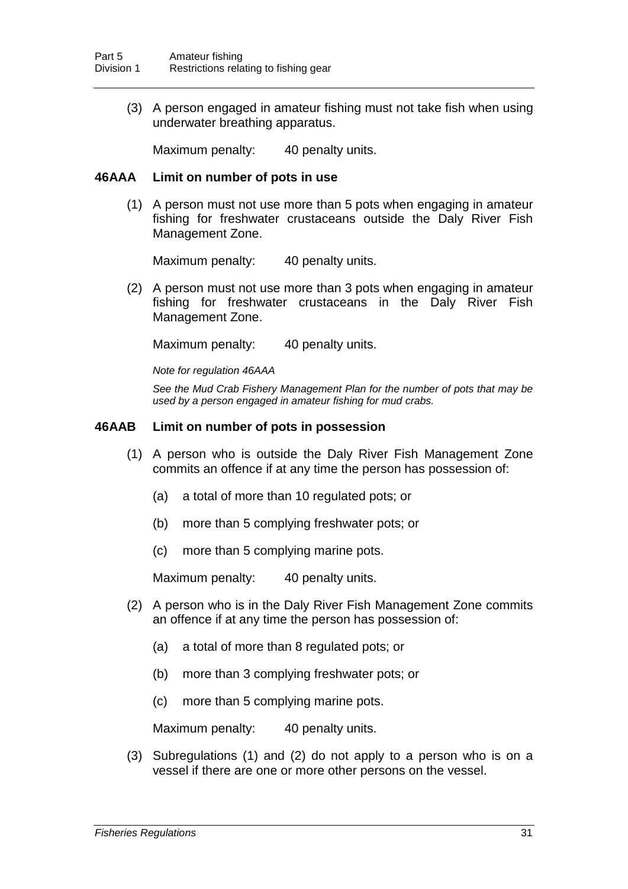(3) A person engaged in amateur fishing must not take fish when using underwater breathing apparatus.

Maximum penalty: 40 penalty units.

### 46AAA Limit on number of pots in use

(1) A person must not use more than 5 pots when engaging in amateur fishing for freshwater crustaceans outside the Daly River Fish Management Zone.

Maximum penalty: 40 penalty units.

(2) A person must not use more than 3 pots when engaging in amateur fishing for freshwater crustaceans in the Daly River Fish Management Zone.

Maximum penalty: 40 penalty units.

*Note for regulation 46AAA*

*See the Mud Crab Fishery Management Plan for the number of pots that may be used by a person engaged in amateur fishing for mud crabs.*

### 46AAB Limit on number of pots in possession

(1) A person who is outside the Daly River Fish Management Zone commits an offence if at any time the person has possession of:

(a) a total of more than 10 regulated pots; or

(b) more than 5 complying freshwater pots; or

(c) more than 5 complying marine pots.

Maximum penalty: 40 penalty units.

(2) A person who is in the Daly River Fish Management Zone commits an offence if at any time the person has possession of:

(a) a total of more than 8 regulated pots; or

(b) more than 3 complying freshwater pots; or

(c) more than 5 complying marine pots.

Maximum penalty: 40 penalty units.

(3) Subregulations (1) and (2) do not apply to a person who is on a vessel if there are one or more other persons on the vessel.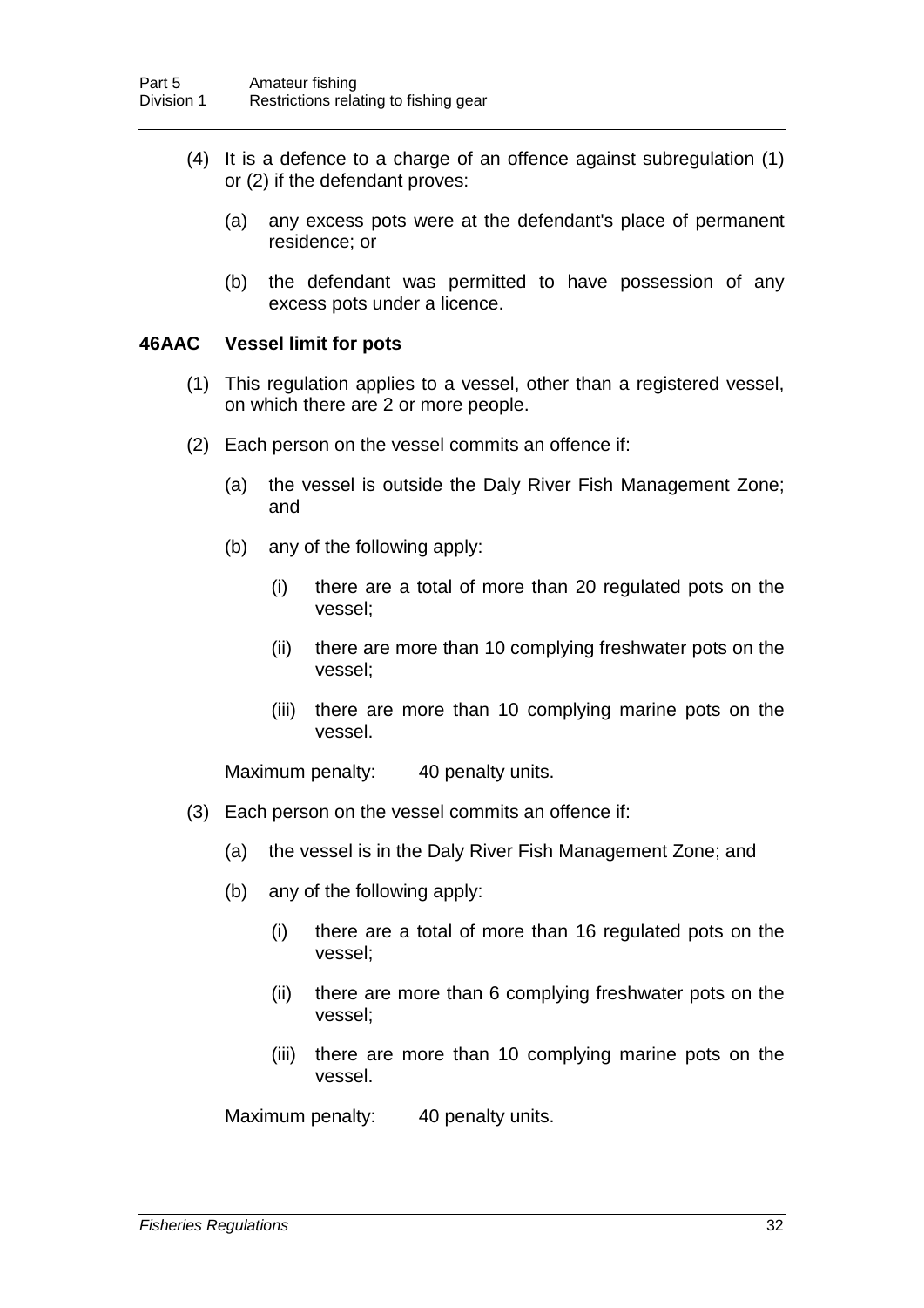(4) It is a defence to a charge of an offence against subregulation (1) or (2) if the defendant proves:

(a) any excess pots were at the defendant's place of permanent residence; or

(b) the defendant was permitted to have possession of any excess pots under a licence.

### 46AAC Vessel limit for pots

(1) This regulation applies to a vessel, other than a registered vessel, on which there are 2 or more people.

(2) Each person on the vessel commits an offence if:

(a) the vessel is outside the Daly River Fish Management Zone; and

(b) any of the following apply:

(i) there are a total of more than 20 regulated pots on the vessel;

(ii) there are more than 10 complying freshwater pots on the vessel;

(iii) there are more than 10 complying marine pots on the vessel.

Maximum penalty: 40 penalty units.

(3) Each person on the vessel commits an offence if:

(a) the vessel is in the Daly River Fish Management Zone; and

(b) any of the following apply:

(i) there are a total of more than 16 regulated pots on the vessel;

(ii) there are more than 6 complying freshwater pots on the vessel;

(iii) there are more than 10 complying marine pots on the vessel.

Maximum penalty: 40 penalty units.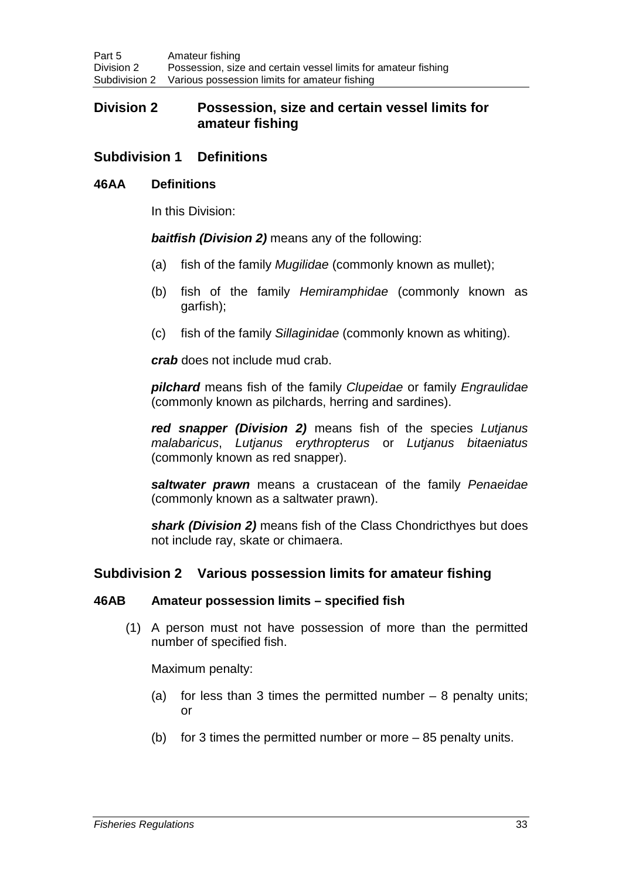## Division 2 Possession, size and certain vessel limits for amateur fishing

### Subdivision 1 Definitions

#### 46AA Definitions

In this Division:

***baitfish (Division 2)*** means any of the following:

(a) fish of the family *Mugilidae* (commonly known as mullet);

(b) fish of the family *Hemiramphidae* (commonly known as garfish);

(c) fish of the family *Sillaginidae* (commonly known as whiting).

***crab*** does not include mud crab.

***pilchard*** means fish of the family *Clupeidae* or family *Engraulidae* (commonly known as pilchards, herring and sardines).

***red snapper (Division 2)*** means fish of the species *Lutjanus malabaricus*, *Lutjanus erythropterus* or *Lutjanus bitaeniatus* (commonly known as red snapper).

***saltwater prawn*** means a crustacean of the family *Penaeidae* (commonly known as a saltwater prawn).

***shark (Division 2)*** means fish of the Class Chondricthyes but does not include ray, skate or chimaera.

### Subdivision 2 Various possession limits for amateur fishing

#### 46AB Amateur possession limits – specified fish

(1) A person must not have possession of more than the permitted number of specified fish.

Maximum penalty:

(a) for less than 3 times the permitted number – 8 penalty units; or

(b) for 3 times the permitted number or more – 85 penalty units.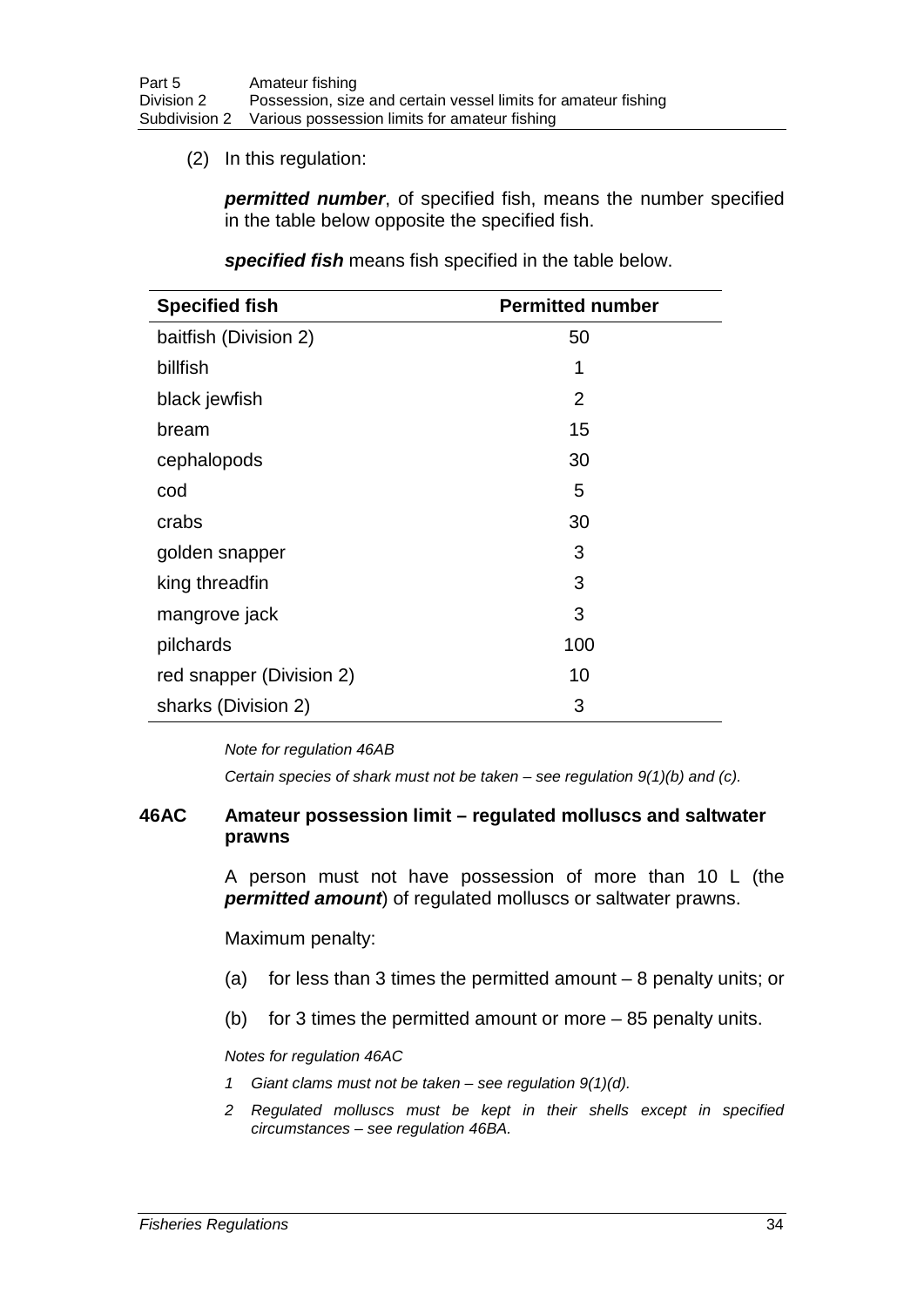(2) In this regulation:

***permitted number***, of specified fish, means the number specified in the table below opposite the specified fish.

***specified fish*** means fish specified in the table below.

| Specified fish | Permitted number |
| --- | --- |
| baitfish (Division 2) | 50 |
| billfish | 1 |
| black jewfish | 2 |
| bream | 15 |
| cephalopods | 30 |
| cod | 5 |
| crabs | 30 |
| golden snapper | 3 |
| king threadfin | 3 |
| mangrove jack | 3 |
| pilchards | 100 |
| red snapper (Division 2) | 10 |
| sharks (Division 2) | 3 |

*Note for regulation 46AB*

*Certain species of shark must not be taken – see regulation 9(1)(b) and (c).*

### 46AC Amateur possession limit – regulated molluscs and saltwater prawns

A person must not have possession of more than 10 L (the ***permitted amount***) of regulated molluscs or saltwater prawns.

Maximum penalty:

(a) for less than 3 times the permitted amount – 8 penalty units; or

(b) for 3 times the permitted amount or more – 85 penalty units.

*Notes for regulation 46AC*

*1 Giant clams must not be taken – see regulation 9(1)(d).*

*2 Regulated molluscs must be kept in their shells except in specified circumstances – see regulation 46BA.*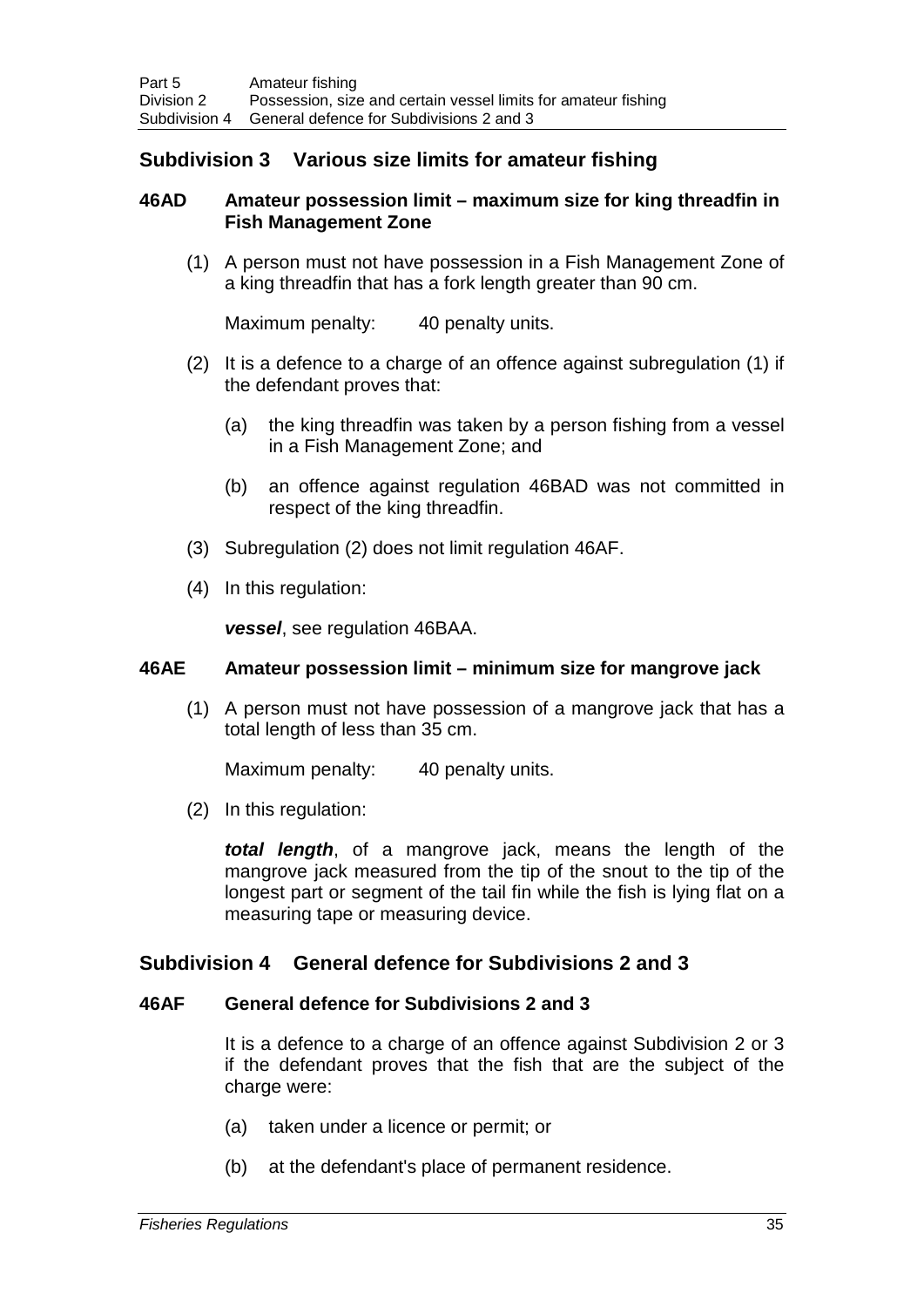## Subdivision 3 Various size limits for amateur fishing

### 46AD Amateur possession limit – maximum size for king threadfin in Fish Management Zone

(1) A person must not have possession in a Fish Management Zone of a king threadfin that has a fork length greater than 90 cm.

Maximum penalty: 40 penalty units.

(2) It is a defence to a charge of an offence against subregulation (1) if the defendant proves that:

(a) the king threadfin was taken by a person fishing from a vessel in a Fish Management Zone; and

(b) an offence against regulation 46BAD was not committed in respect of the king threadfin.

(3) Subregulation (2) does not limit regulation 46AF.

(4) In this regulation:

***vessel***, see regulation 46BAA.

### 46AE Amateur possession limit – minimum size for mangrove jack

(1) A person must not have possession of a mangrove jack that has a total length of less than 35 cm.

Maximum penalty: 40 penalty units.

(2) In this regulation:

***total length***, of a mangrove jack, means the length of the mangrove jack measured from the tip of the snout to the tip of the longest part or segment of the tail fin while the fish is lying flat on a measuring tape or measuring device.

## Subdivision 4 General defence for Subdivisions 2 and 3

### 46AF General defence for Subdivisions 2 and 3

It is a defence to a charge of an offence against Subdivision 2 or 3 if the defendant proves that the fish that are the subject of the charge were:

(a) taken under a licence or permit; or

(b) at the defendant's place of permanent residence.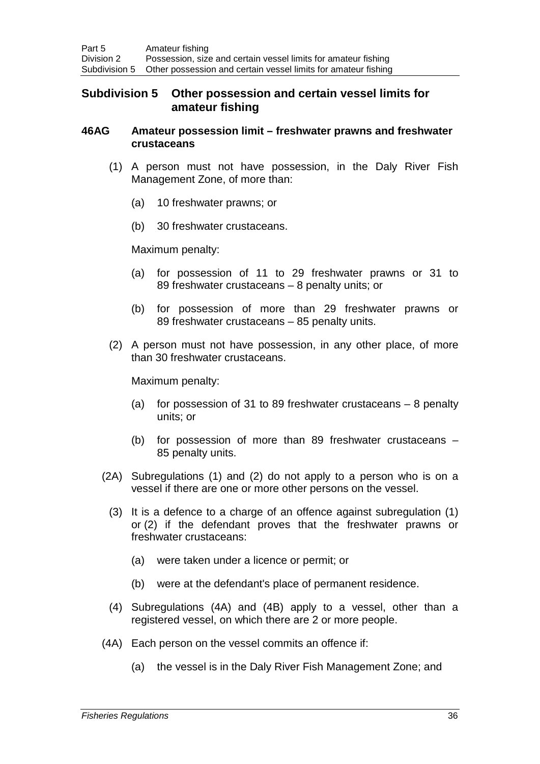## Subdivision 5 Other possession and certain vessel limits for amateur fishing

### 46AG Amateur possession limit – freshwater prawns and freshwater crustaceans

(1) A person must not have possession, in the Daly River Fish Management Zone, of more than:

(a) 10 freshwater prawns; or

(b) 30 freshwater crustaceans.

Maximum penalty:

(a) for possession of 11 to 29 freshwater prawns or 31 to 89 freshwater crustaceans – 8 penalty units; or

(b) for possession of more than 29 freshwater prawns or 89 freshwater crustaceans – 85 penalty units.

(2) A person must not have possession, in any other place, of more than 30 freshwater crustaceans.

Maximum penalty:

(a) for possession of 31 to 89 freshwater crustaceans – 8 penalty units; or

(b) for possession of more than 89 freshwater crustaceans – 85 penalty units.

(2A) Subregulations (1) and (2) do not apply to a person who is on a vessel if there are one or more other persons on the vessel.

(3) It is a defence to a charge of an offence against subregulation (1) or (2) if the defendant proves that the freshwater prawns or freshwater crustaceans:

(a) were taken under a licence or permit; or

(b) were at the defendant's place of permanent residence.

(4) Subregulations (4A) and (4B) apply to a vessel, other than a registered vessel, on which there are 2 or more people.

(4A) Each person on the vessel commits an offence if:

(a) the vessel is in the Daly River Fish Management Zone; and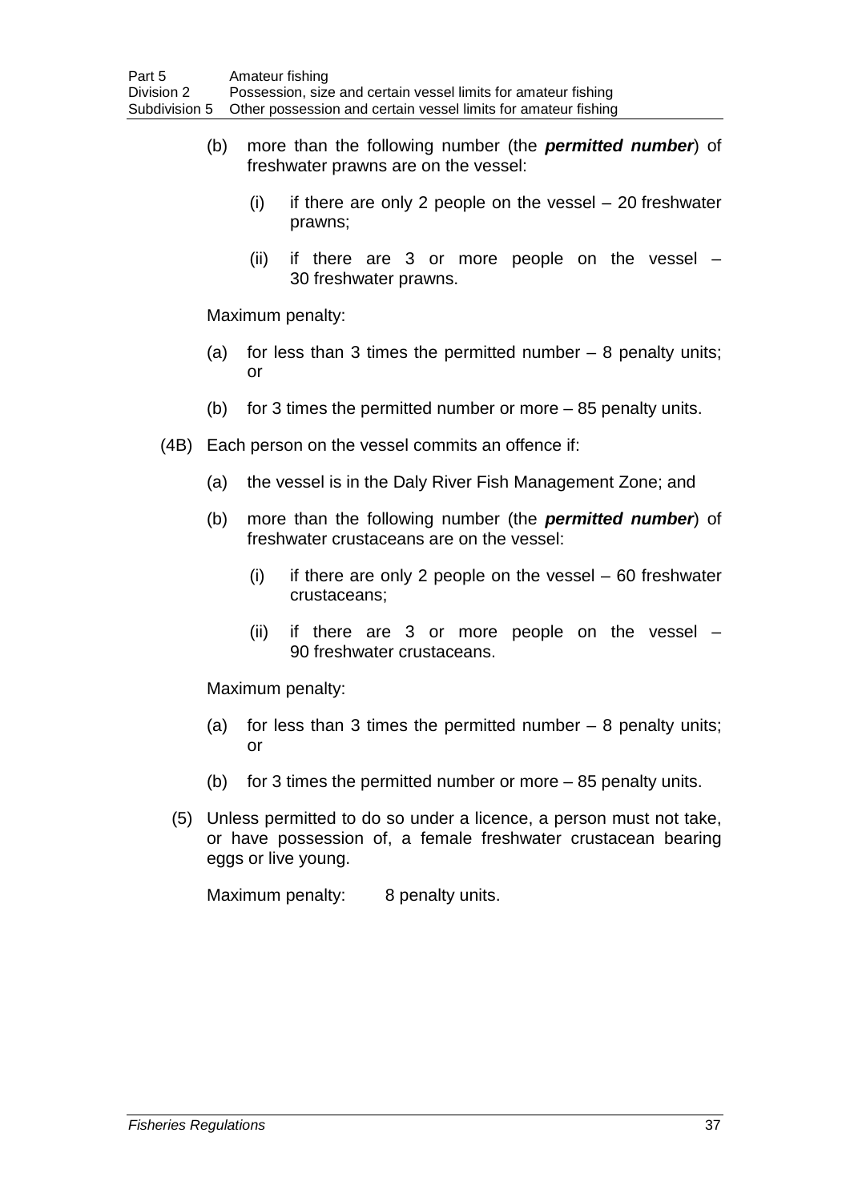(b) more than the following number (the ***permitted number***) of freshwater prawns are on the vessel:

(i) if there are only 2 people on the vessel – 20 freshwater prawns;

(ii) if there are 3 or more people on the vessel – 30 freshwater prawns.

Maximum penalty:

(a) for less than 3 times the permitted number – 8 penalty units; or

(b) for 3 times the permitted number or more – 85 penalty units.

(4B) Each person on the vessel commits an offence if:

(a) the vessel is in the Daly River Fish Management Zone; and

(b) more than the following number (the ***permitted number***) of freshwater crustaceans are on the vessel:

(i) if there are only 2 people on the vessel – 60 freshwater crustaceans;

(ii) if there are 3 or more people on the vessel – 90 freshwater crustaceans.

Maximum penalty:

(a) for less than 3 times the permitted number – 8 penalty units; or

(b) for 3 times the permitted number or more – 85 penalty units.

(5) Unless permitted to do so under a licence, a person must not take, or have possession of, a female freshwater crustacean bearing eggs or live young.

Maximum penalty: 8 penalty units.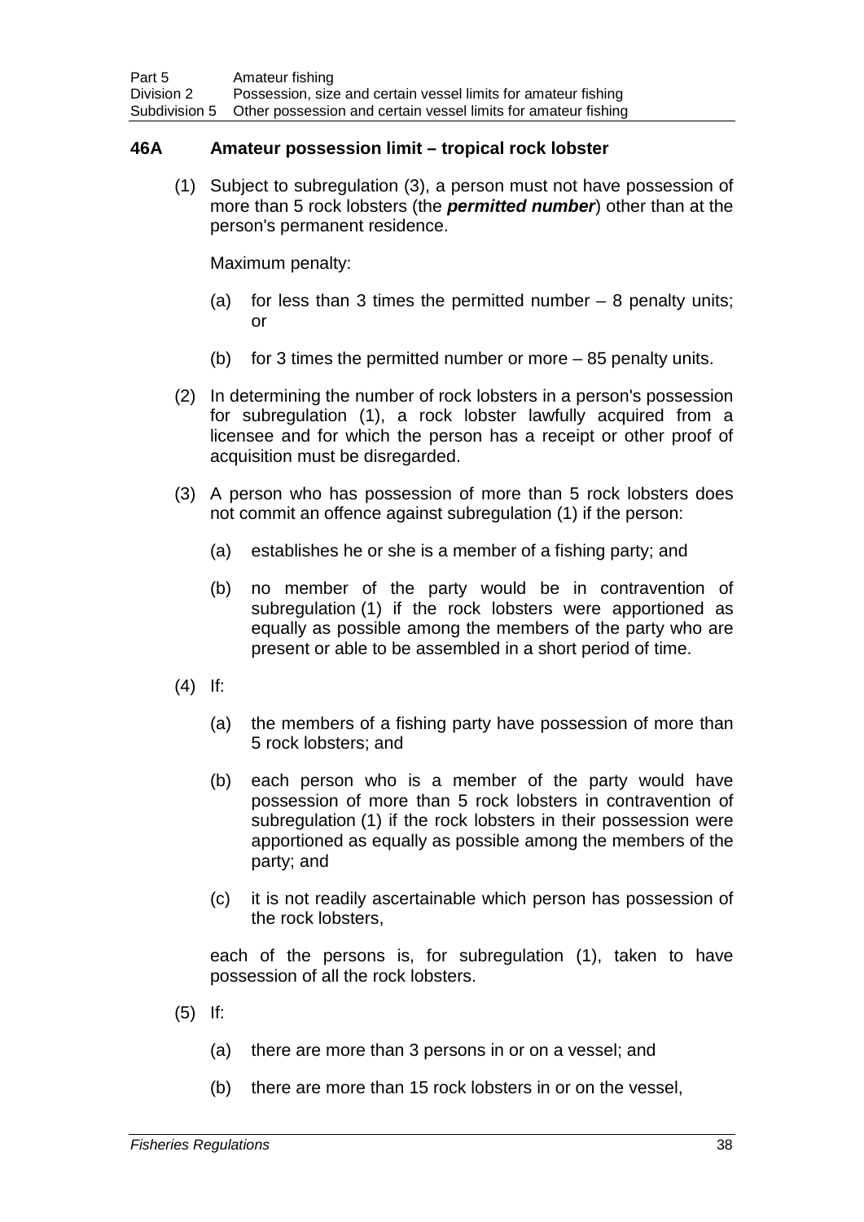### 46A Amateur possession limit – tropical rock lobster

(1) Subject to subregulation (3), a person must not have possession of more than 5 rock lobsters (the ***permitted number***) other than at the person's permanent residence.

Maximum penalty:

(a) for less than 3 times the permitted number – 8 penalty units; or

(b) for 3 times the permitted number or more – 85 penalty units.

(2) In determining the number of rock lobsters in a person's possession for subregulation (1), a rock lobster lawfully acquired from a licensee and for which the person has a receipt or other proof of acquisition must be disregarded.

(3) A person who has possession of more than 5 rock lobsters does not commit an offence against subregulation (1) if the person:

(a) establishes he or she is a member of a fishing party; and

(b) no member of the party would be in contravention of subregulation (1) if the rock lobsters were apportioned as equally as possible among the members of the party who are present or able to be assembled in a short period of time.

(4) If:

(a) the members of a fishing party have possession of more than 5 rock lobsters; and

(b) each person who is a member of the party would have possession of more than 5 rock lobsters in contravention of subregulation (1) if the rock lobsters in their possession were apportioned as equally as possible among the members of the party; and

(c) it is not readily ascertainable which person has possession of the rock lobsters,

each of the persons is, for subregulation (1), taken to have possession of all the rock lobsters.

(5) If:

(a) there are more than 3 persons in or on a vessel; and

(b) there are more than 15 rock lobsters in or on the vessel,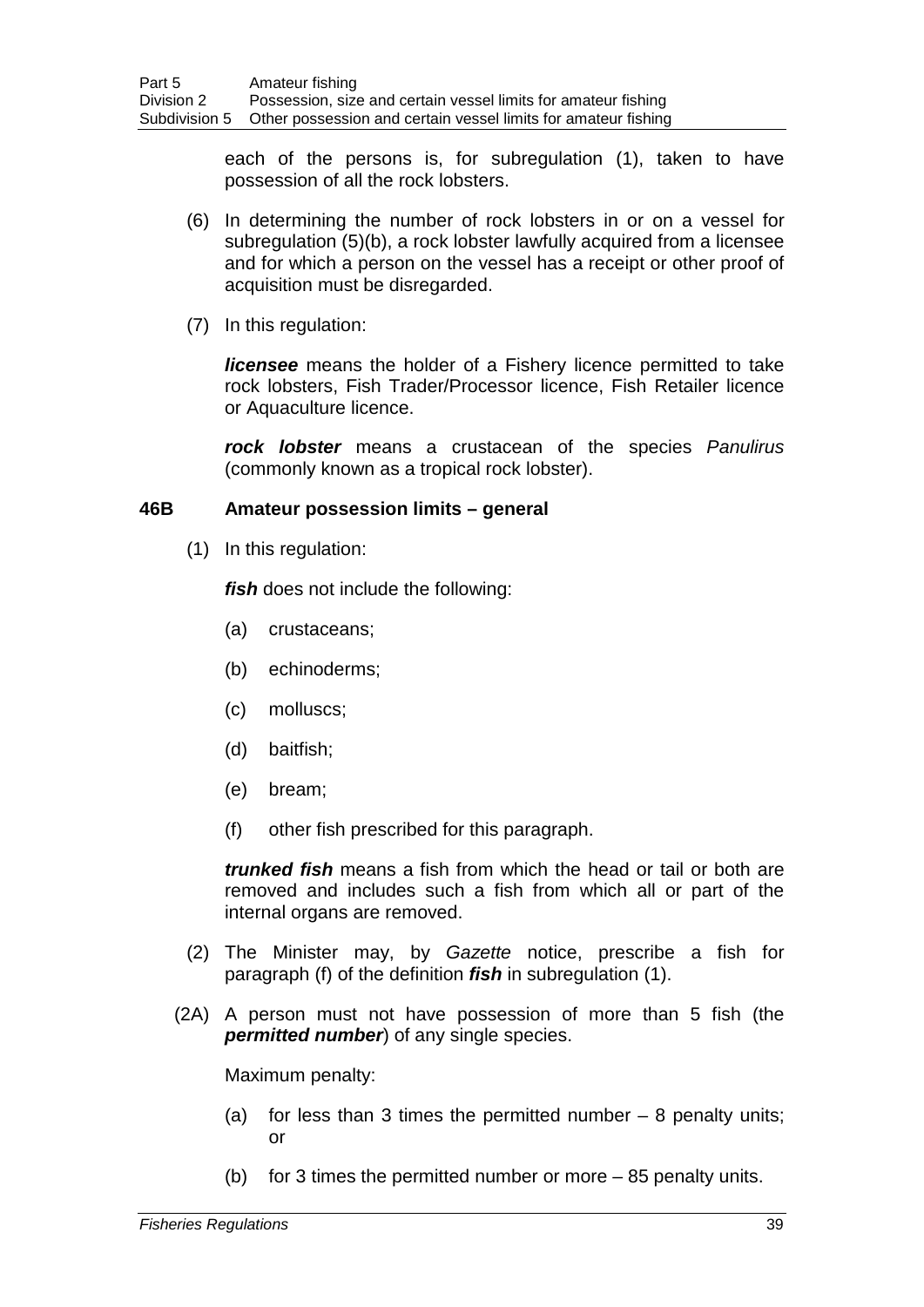each of the persons is, for subregulation (1), taken to have possession of all the rock lobsters.

(6) In determining the number of rock lobsters in or on a vessel for subregulation (5)(b), a rock lobster lawfully acquired from a licensee and for which a person on the vessel has a receipt or other proof of acquisition must be disregarded.

(7) In this regulation:

***licensee*** means the holder of a Fishery licence permitted to take rock lobsters, Fish Trader/Processor licence, Fish Retailer licence or Aquaculture licence.

***rock lobster*** means a crustacean of the species *Panulirus* (commonly known as a tropical rock lobster).

### 46B Amateur possession limits – general

(1) In this regulation:

***fish*** does not include the following:

(a) crustaceans;

(b) echinoderms;

(c) molluscs;

(d) baitfish;

(e) bream;

(f) other fish prescribed for this paragraph.

***trunked fish*** means a fish from which the head or tail or both are removed and includes such a fish from which all or part of the internal organs are removed.

(2) The Minister may, by *Gazette* notice, prescribe a fish for paragraph (f) of the definition ***fish*** in subregulation (1).

(2A) A person must not have possession of more than 5 fish (the ***permitted number***) of any single species.

Maximum penalty:

(a) for less than 3 times the permitted number – 8 penalty units; or

(b) for 3 times the permitted number or more – 85 penalty units.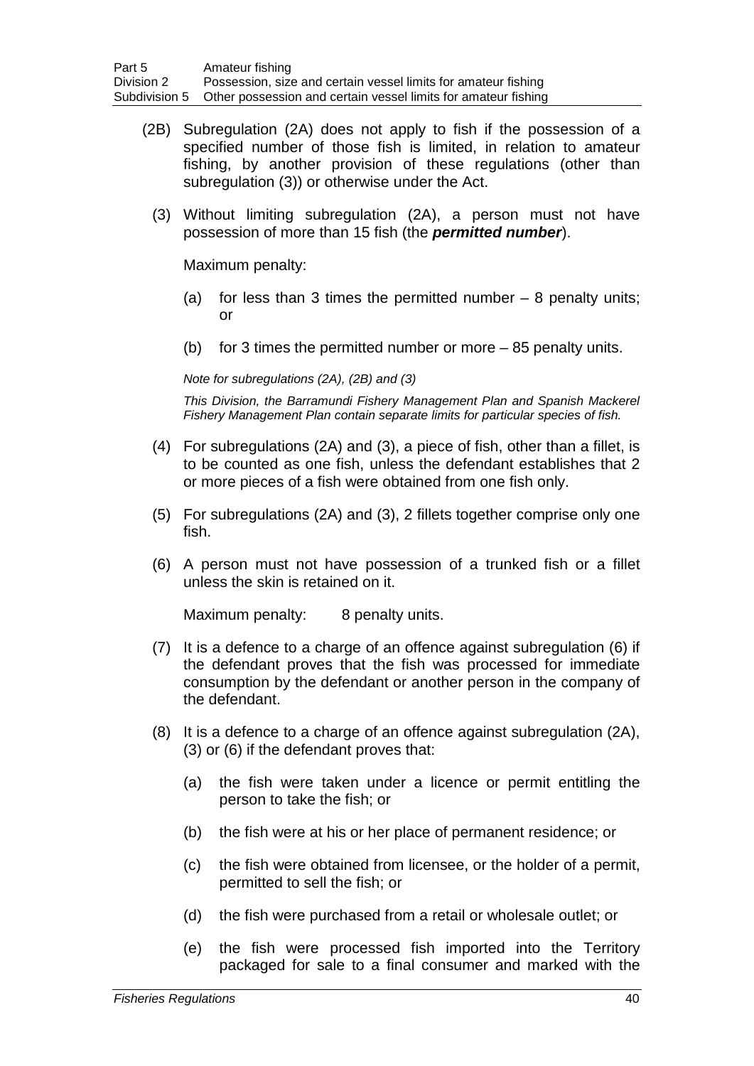(2B) Subregulation (2A) does not apply to fish if the possession of a specified number of those fish is limited, in relation to amateur fishing, by another provision of these regulations (other than subregulation (3)) or otherwise under the Act.

(3) Without limiting subregulation (2A), a person must not have possession of more than 15 fish (the ***permitted number***).

Maximum penalty:

(a) for less than 3 times the permitted number – 8 penalty units; or

(b) for 3 times the permitted number or more – 85 penalty units.

*Note for subregulations (2A), (2B) and (3)*

*This Division, the Barramundi Fishery Management Plan and Spanish Mackerel Fishery Management Plan contain separate limits for particular species of fish.*

(4) For subregulations (2A) and (3), a piece of fish, other than a fillet, is to be counted as one fish, unless the defendant establishes that 2 or more pieces of a fish were obtained from one fish only.

(5) For subregulations (2A) and (3), 2 fillets together comprise only one fish.

(6) A person must not have possession of a trunked fish or a fillet unless the skin is retained on it.

Maximum penalty: 8 penalty units.

(7) It is a defence to a charge of an offence against subregulation (6) if the defendant proves that the fish was processed for immediate consumption by the defendant or another person in the company of the defendant.

(8) It is a defence to a charge of an offence against subregulation (2A), (3) or (6) if the defendant proves that:

(a) the fish were taken under a licence or permit entitling the person to take the fish; or

(b) the fish were at his or her place of permanent residence; or

(c) the fish were obtained from licensee, or the holder of a permit, permitted to sell the fish; or

(d) the fish were purchased from a retail or wholesale outlet; or

(e) the fish were processed fish imported into the Territory packaged for sale to a final consumer and marked with the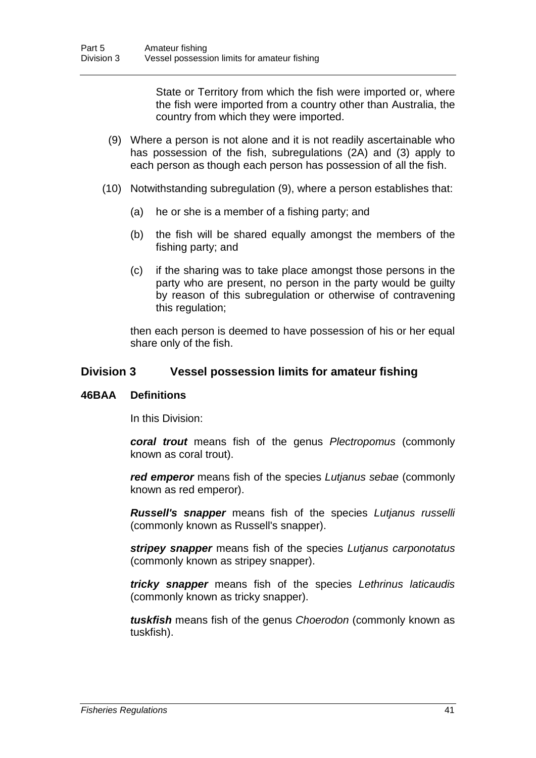State or Territory from which the fish were imported or, where the fish were imported from a country other than Australia, the country from which they were imported.

(9) Where a person is not alone and it is not readily ascertainable who has possession of the fish, subregulations (2A) and (3) apply to each person as though each person has possession of all the fish.

(10) Notwithstanding subregulation (9), where a person establishes that:

(a) he or she is a member of a fishing party; and

(b) the fish will be shared equally amongst the members of the fishing party; and

(c) if the sharing was to take place amongst those persons in the party who are present, no person in the party would be guilty by reason of this subregulation or otherwise of contravening this regulation;

then each person is deemed to have possession of his or her equal share only of the fish.

## Division 3 Vessel possession limits for amateur fishing

### 46BAA Definitions

In this Division:

***coral trout*** means fish of the genus *Plectropomus* (commonly known as coral trout).

***red emperor*** means fish of the species *Lutjanus sebae* (commonly known as red emperor).

***Russell's snapper*** means fish of the species *Lutjanus russelli* (commonly known as Russell's snapper).

***stripey snapper*** means fish of the species *Lutjanus carponotatus* (commonly known as stripey snapper).

***tricky snapper*** means fish of the species *Lethrinus laticaudis* (commonly known as tricky snapper).

***tuskfish*** means fish of the genus *Choerodon* (commonly known as tuskfish).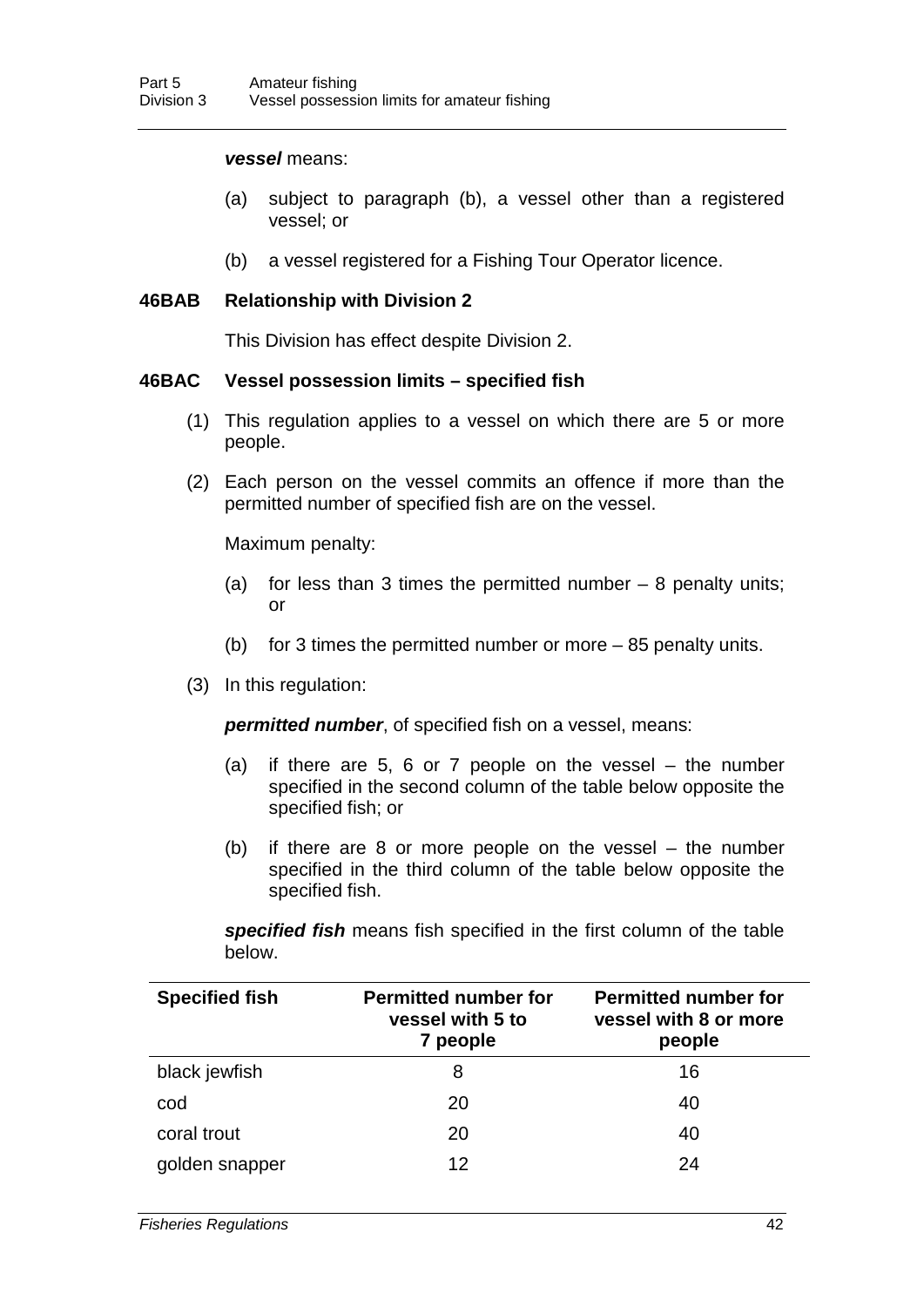***vessel*** means:

(a) subject to paragraph (b), a vessel other than a registered vessel; or

(b) a vessel registered for a Fishing Tour Operator licence.

### 46BAB Relationship with Division 2

This Division has effect despite Division 2.

### 46BAC Vessel possession limits – specified fish

(1) This regulation applies to a vessel on which there are 5 or more people.

(2) Each person on the vessel commits an offence if more than the permitted number of specified fish are on the vessel.

Maximum penalty:

(a) for less than 3 times the permitted number – 8 penalty units; or

(b) for 3 times the permitted number or more – 85 penalty units.

(3) In this regulation:

***permitted number***, of specified fish on a vessel, means:

(a) if there are 5, 6 or 7 people on the vessel – the number specified in the second column of the table below opposite the specified fish; or

(b) if there are 8 or more people on the vessel – the number specified in the third column of the table below opposite the specified fish.

***specified fish*** means fish specified in the first column of the table below.

| Specified fish | Permitted number for vessel with 5 to 7 people | Permitted number for vessel with 8 or more people |
|---|---|---|
| black jewfish | 8 | 16 |
| cod | 20 | 40 |
| coral trout | 20 | 40 |
| golden snapper | 12 | 24 |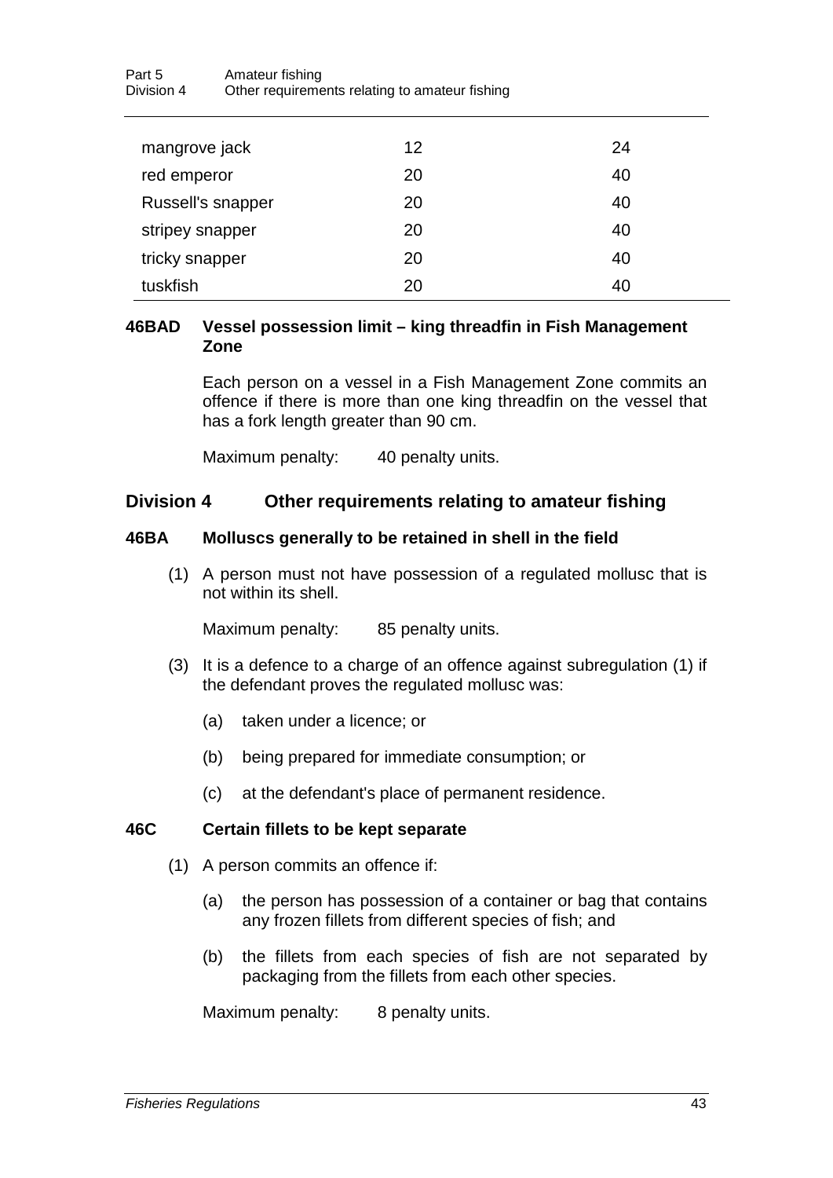| | | |
|---|---|---|
| mangrove jack | 12 | 24 |
| red emperor | 20 | 40 |
| Russell's snapper | 20 | 40 |
| stripey snapper | 20 | 40 |
| tricky snapper | 20 | 40 |
| tuskfish | 20 | 40 |

### 46BAD Vessel possession limit – king threadfin in Fish Management Zone

Each person on a vessel in a Fish Management Zone commits an offence if there is more than one king threadfin on the vessel that has a fork length greater than 90 cm.

Maximum penalty: 40 penalty units.

## Division 4 Other requirements relating to amateur fishing

### 46BA Molluscs generally to be retained in shell in the field

(1) A person must not have possession of a regulated mollusc that is not within its shell.

Maximum penalty: 85 penalty units.

(3) It is a defence to a charge of an offence against subregulation (1) if the defendant proves the regulated mollusc was:

(a) taken under a licence; or

(b) being prepared for immediate consumption; or

(c) at the defendant's place of permanent residence.

### 46C Certain fillets to be kept separate

(1) A person commits an offence if:

(a) the person has possession of a container or bag that contains any frozen fillets from different species of fish; and

(b) the fillets from each species of fish are not separated by packaging from the fillets from each other species.

Maximum penalty: 8 penalty units.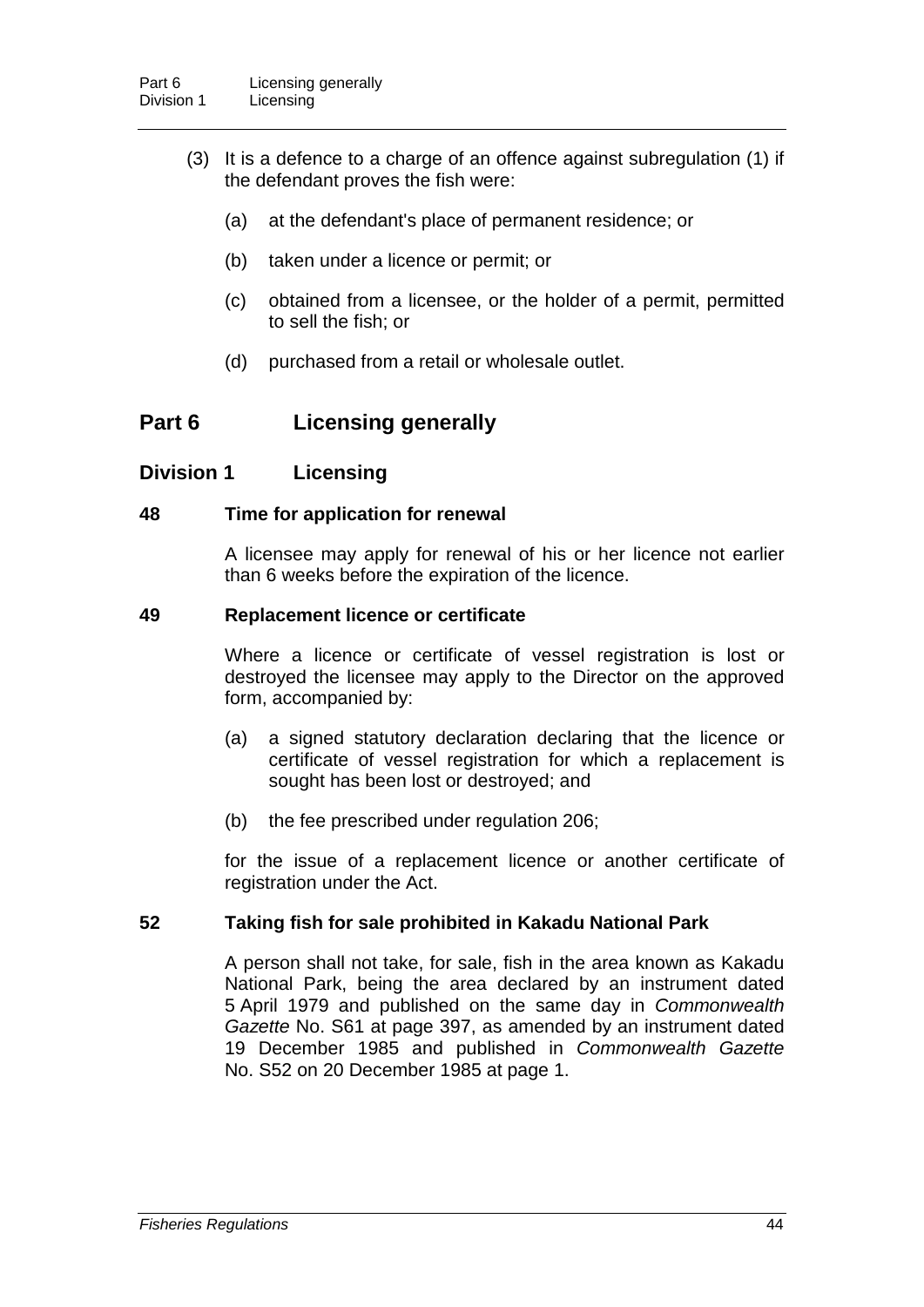(3) It is a defence to a charge of an offence against subregulation (1) if the defendant proves the fish were:

(a) at the defendant's place of permanent residence; or

(b) taken under a licence or permit; or

(c) obtained from a licensee, or the holder of a permit, permitted to sell the fish; or

(d) purchased from a retail or wholesale outlet.

## Part 6 Licensing generally

### Division 1 Licensing

#### 48 Time for application for renewal

A licensee may apply for renewal of his or her licence not earlier than 6 weeks before the expiration of the licence.

#### 49 Replacement licence or certificate

Where a licence or certificate of vessel registration is lost or destroyed the licensee may apply to the Director on the approved form, accompanied by:

(a) a signed statutory declaration declaring that the licence or certificate of vessel registration for which a replacement is sought has been lost or destroyed; and

(b) the fee prescribed under regulation 206;

for the issue of a replacement licence or another certificate of registration under the Act.

#### 52 Taking fish for sale prohibited in Kakadu National Park

A person shall not take, for sale, fish in the area known as Kakadu National Park, being the area declared by an instrument dated 5 April 1979 and published on the same day in *Commonwealth Gazette* No. S61 at page 397, as amended by an instrument dated 19 December 1985 and published in *Commonwealth Gazette* No. S52 on 20 December 1985 at page 1.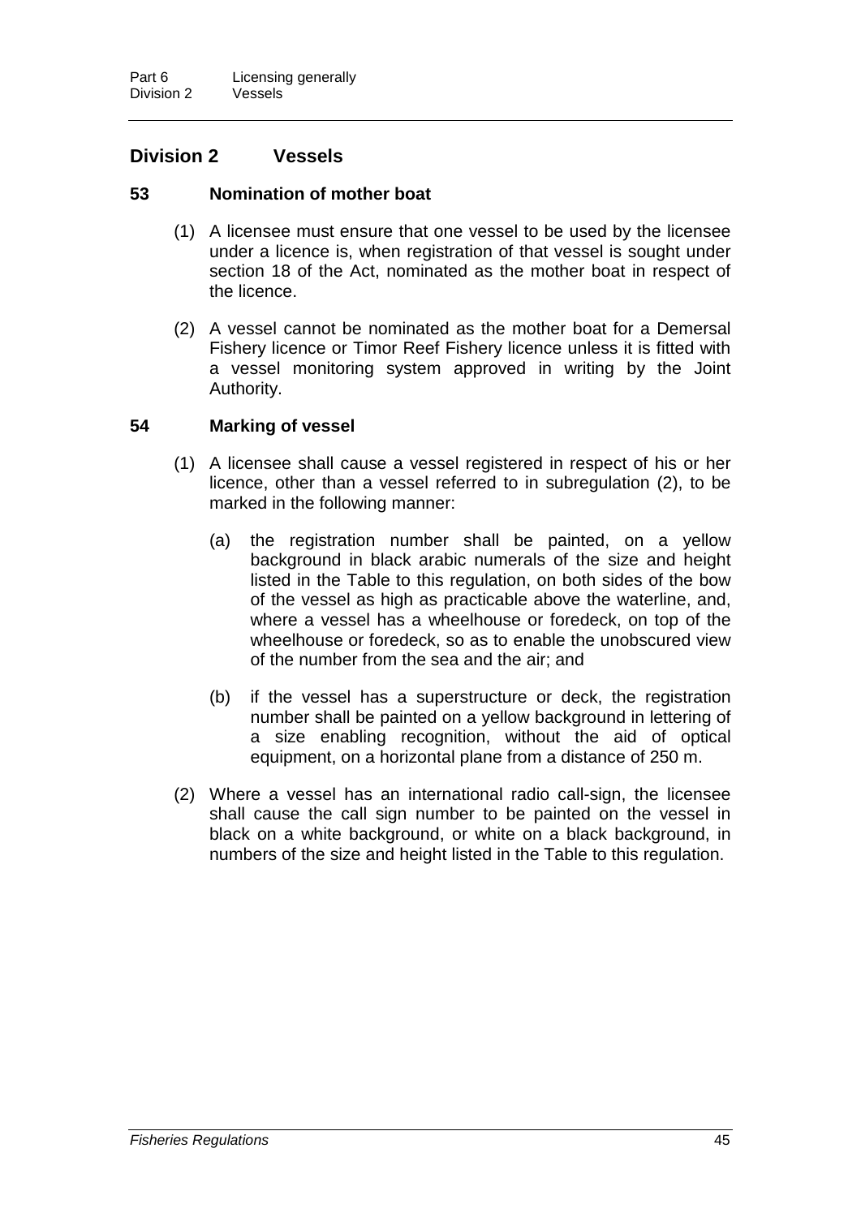## Division 2 Vessels

### 53 Nomination of mother boat

(1) A licensee must ensure that one vessel to be used by the licensee under a licence is, when registration of that vessel is sought under section 18 of the Act, nominated as the mother boat in respect of the licence.

(2) A vessel cannot be nominated as the mother boat for a Demersal Fishery licence or Timor Reef Fishery licence unless it is fitted with a vessel monitoring system approved in writing by the Joint Authority.

### 54 Marking of vessel

(1) A licensee shall cause a vessel registered in respect of his or her licence, other than a vessel referred to in subregulation (2), to be marked in the following manner:

(a) the registration number shall be painted, on a yellow background in black arabic numerals of the size and height listed in the Table to this regulation, on both sides of the bow of the vessel as high as practicable above the waterline, and, where a vessel has a wheelhouse or foredeck, on top of the wheelhouse or foredeck, so as to enable the unobscured view of the number from the sea and the air; and

(b) if the vessel has a superstructure or deck, the registration number shall be painted on a yellow background in lettering of a size enabling recognition, without the aid of optical equipment, on a horizontal plane from a distance of 250 m.

(2) Where a vessel has an international radio call-sign, the licensee shall cause the call sign number to be painted on the vessel in black on a white background, or white on a black background, in numbers of the size and height listed in the Table to this regulation.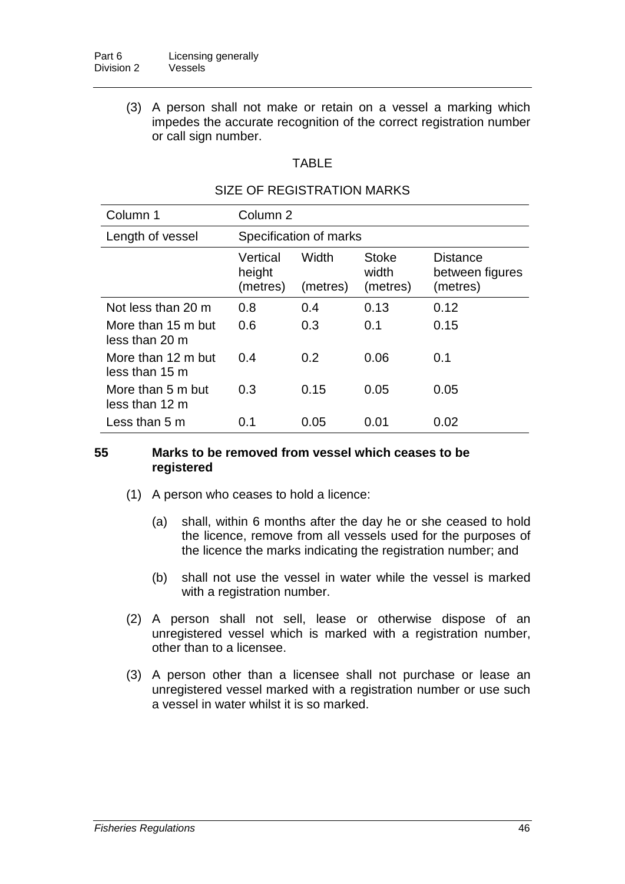(3) A person shall not make or retain on a vessel a marking which impedes the accurate recognition of the correct registration number or call sign number.

TABLE

SIZE OF REGISTRATION MARKS

| Column 1 | Column 2 | | | |
|---|---|---|---|---|
| Length of vessel | Specification of marks | | | |
| | Vertical height (metres) | Width (metres) | Stoke width (metres) | Distance between figures (metres) |
| Not less than 20 m | 0.8 | 0.4 | 0.13 | 0.12 |
| More than 15 m but less than 20 m | 0.6 | 0.3 | 0.1 | 0.15 |
| More than 12 m but less than 15 m | 0.4 | 0.2 | 0.06 | 0.1 |
| More than 5 m but less than 12 m | 0.3 | 0.15 | 0.05 | 0.05 |
| Less than 5 m | 0.1 | 0.05 | 0.01 | 0.02 |

### 55 Marks to be removed from vessel which ceases to be registered

(1) A person who ceases to hold a licence:

(a) shall, within 6 months after the day he or she ceased to hold the licence, remove from all vessels used for the purposes of the licence the marks indicating the registration number; and

(b) shall not use the vessel in water while the vessel is marked with a registration number.

(2) A person shall not sell, lease or otherwise dispose of an unregistered vessel which is marked with a registration number, other than to a licensee.

(3) A person other than a licensee shall not purchase or lease an unregistered vessel marked with a registration number or use such a vessel in water whilst it is so marked.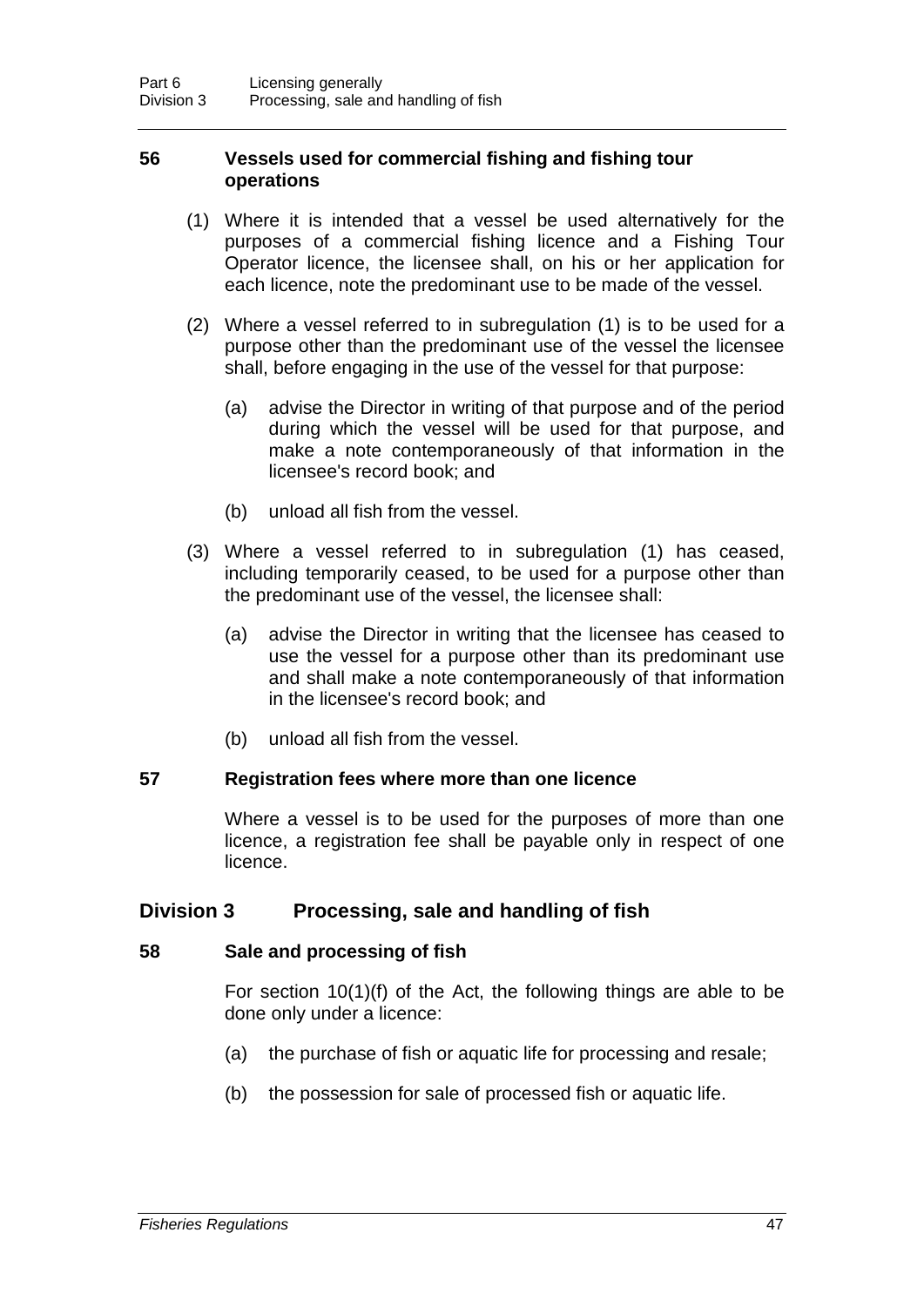### 56 Vessels used for commercial fishing and fishing tour operations

(1) Where it is intended that a vessel be used alternatively for the purposes of a commercial fishing licence and a Fishing Tour Operator licence, the licensee shall, on his or her application for each licence, note the predominant use to be made of the vessel.

(2) Where a vessel referred to in subregulation (1) is to be used for a purpose other than the predominant use of the vessel the licensee shall, before engaging in the use of the vessel for that purpose:

(a) advise the Director in writing of that purpose and of the period during which the vessel will be used for that purpose, and make a note contemporaneously of that information in the licensee's record book; and

(b) unload all fish from the vessel.

(3) Where a vessel referred to in subregulation (1) has ceased, including temporarily ceased, to be used for a purpose other than the predominant use of the vessel, the licensee shall:

(a) advise the Director in writing that the licensee has ceased to use the vessel for a purpose other than its predominant use and shall make a note contemporaneously of that information in the licensee's record book; and

(b) unload all fish from the vessel.

### 57 Registration fees where more than one licence

Where a vessel is to be used for the purposes of more than one licence, a registration fee shall be payable only in respect of one licence.

## Division 3 Processing, sale and handling of fish

### 58 Sale and processing of fish

For section 10(1)(f) of the Act, the following things are able to be done only under a licence:

(a) the purchase of fish or aquatic life for processing and resale;

(b) the possession for sale of processed fish or aquatic life.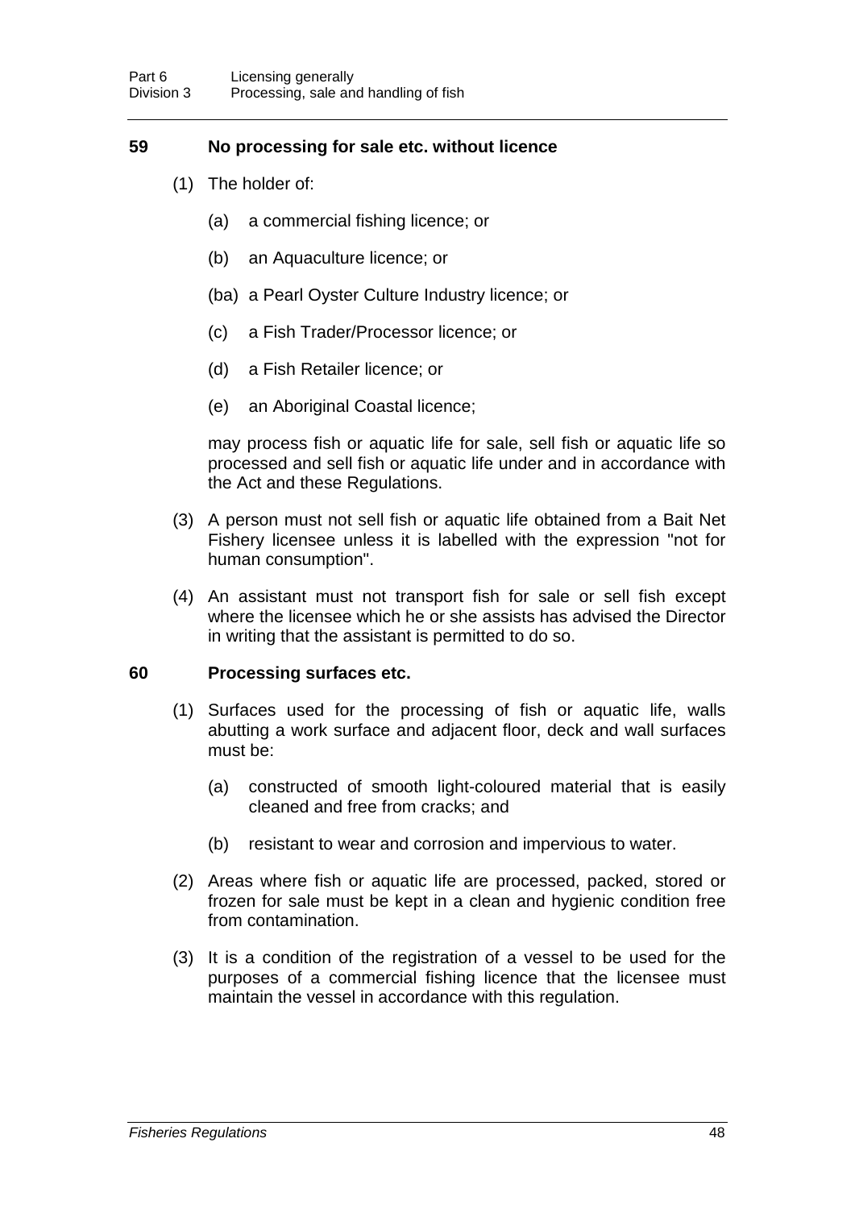## 59 No processing for sale etc. without licence

(1) The holder of:

(a) a commercial fishing licence; or

(b) an Aquaculture licence; or

(ba) a Pearl Oyster Culture Industry licence; or

(c) a Fish Trader/Processor licence; or

(d) a Fish Retailer licence; or

(e) an Aboriginal Coastal licence;

may process fish or aquatic life for sale, sell fish or aquatic life so processed and sell fish or aquatic life under and in accordance with the Act and these Regulations.

(3) A person must not sell fish or aquatic life obtained from a Bait Net Fishery licensee unless it is labelled with the expression "not for human consumption".

(4) An assistant must not transport fish for sale or sell fish except where the licensee which he or she assists has advised the Director in writing that the assistant is permitted to do so.

## 60 Processing surfaces etc.

(1) Surfaces used for the processing of fish or aquatic life, walls abutting a work surface and adjacent floor, deck and wall surfaces must be:

(a) constructed of smooth light-coloured material that is easily cleaned and free from cracks; and

(b) resistant to wear and corrosion and impervious to water.

(2) Areas where fish or aquatic life are processed, packed, stored or frozen for sale must be kept in a clean and hygienic condition free from contamination.

(3) It is a condition of the registration of a vessel to be used for the purposes of a commercial fishing licence that the licensee must maintain the vessel in accordance with this regulation.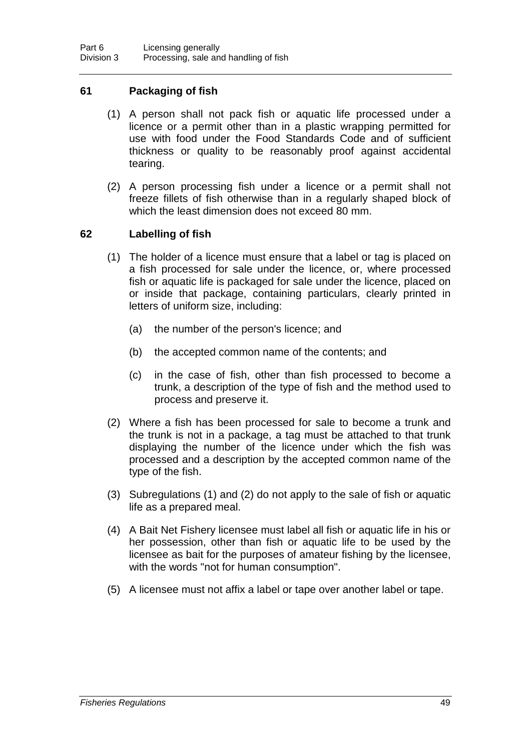### 61 Packaging of fish

(1) A person shall not pack fish or aquatic life processed under a licence or a permit other than in a plastic wrapping permitted for use with food under the Food Standards Code and of sufficient thickness or quality to be reasonably proof against accidental tearing.

(2) A person processing fish under a licence or a permit shall not freeze fillets of fish otherwise than in a regularly shaped block of which the least dimension does not exceed 80 mm.

### 62 Labelling of fish

(1) The holder of a licence must ensure that a label or tag is placed on a fish processed for sale under the licence, or, where processed fish or aquatic life is packaged for sale under the licence, placed on or inside that package, containing particulars, clearly printed in letters of uniform size, including:

- (a) the number of the person's licence; and
- (b) the accepted common name of the contents; and
- (c) in the case of fish, other than fish processed to become a trunk, a description of the type of fish and the method used to process and preserve it.

(2) Where a fish has been processed for sale to become a trunk and the trunk is not in a package, a tag must be attached to that trunk displaying the number of the licence under which the fish was processed and a description by the accepted common name of the type of the fish.

(3) Subregulations (1) and (2) do not apply to the sale of fish or aquatic life as a prepared meal.

(4) A Bait Net Fishery licensee must label all fish or aquatic life in his or her possession, other than fish or aquatic life to be used by the licensee as bait for the purposes of amateur fishing by the licensee, with the words "not for human consumption".

(5) A licensee must not affix a label or tape over another label or tape.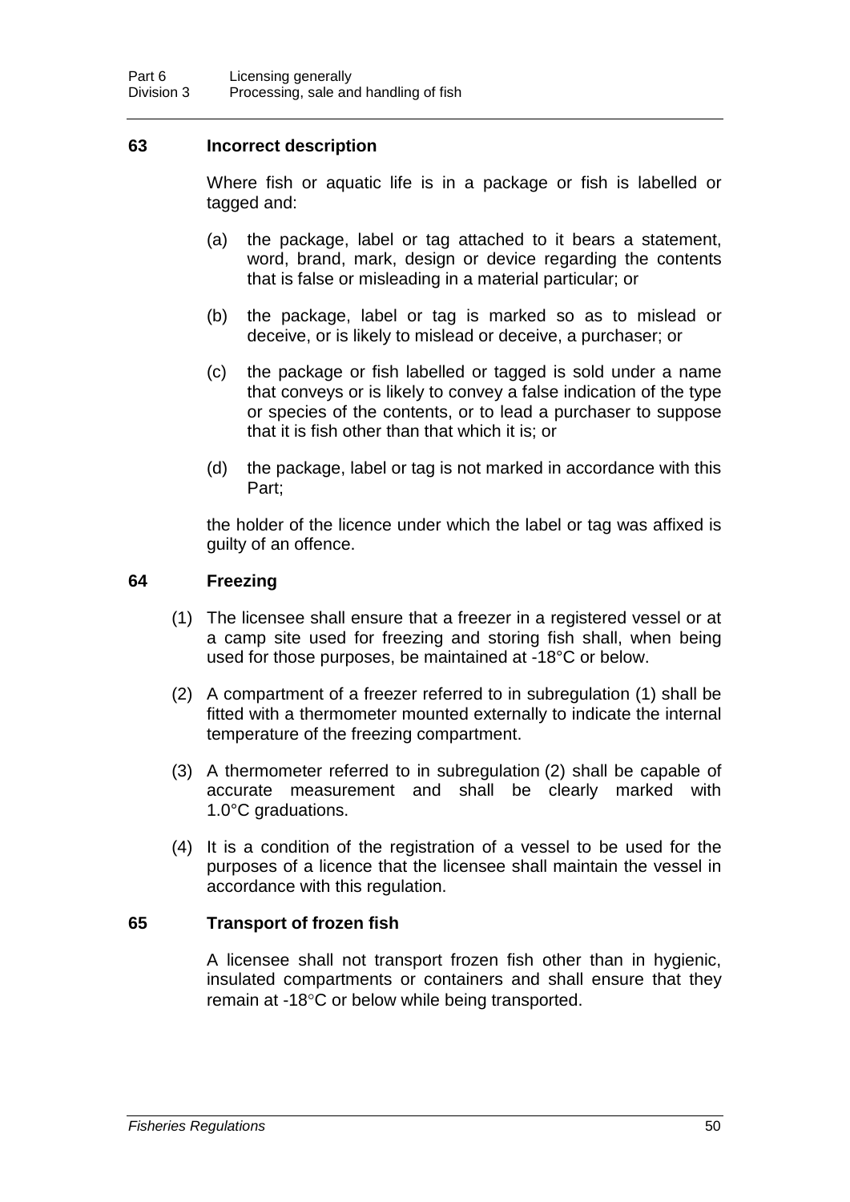## 63 Incorrect description

Where fish or aquatic life is in a package or fish is labelled or tagged and:

(a) the package, label or tag attached to it bears a statement, word, brand, mark, design or device regarding the contents that is false or misleading in a material particular; or

(b) the package, label or tag is marked so as to mislead or deceive, or is likely to mislead or deceive, a purchaser; or

(c) the package or fish labelled or tagged is sold under a name that conveys or is likely to convey a false indication of the type or species of the contents, or to lead a purchaser to suppose that it is fish other than that which it is; or

(d) the package, label or tag is not marked in accordance with this Part;

the holder of the licence under which the label or tag was affixed is guilty of an offence.

## 64 Freezing

(1) The licensee shall ensure that a freezer in a registered vessel or at a camp site used for freezing and storing fish shall, when being used for those purposes, be maintained at -18°C or below.

(2) A compartment of a freezer referred to in subregulation (1) shall be fitted with a thermometer mounted externally to indicate the internal temperature of the freezing compartment.

(3) A thermometer referred to in subregulation (2) shall be capable of accurate measurement and shall be clearly marked with 1.0°C graduations.

(4) It is a condition of the registration of a vessel to be used for the purposes of a licence that the licensee shall maintain the vessel in accordance with this regulation.

## 65 Transport of frozen fish

A licensee shall not transport frozen fish other than in hygienic, insulated compartments or containers and shall ensure that they remain at -18°C or below while being transported.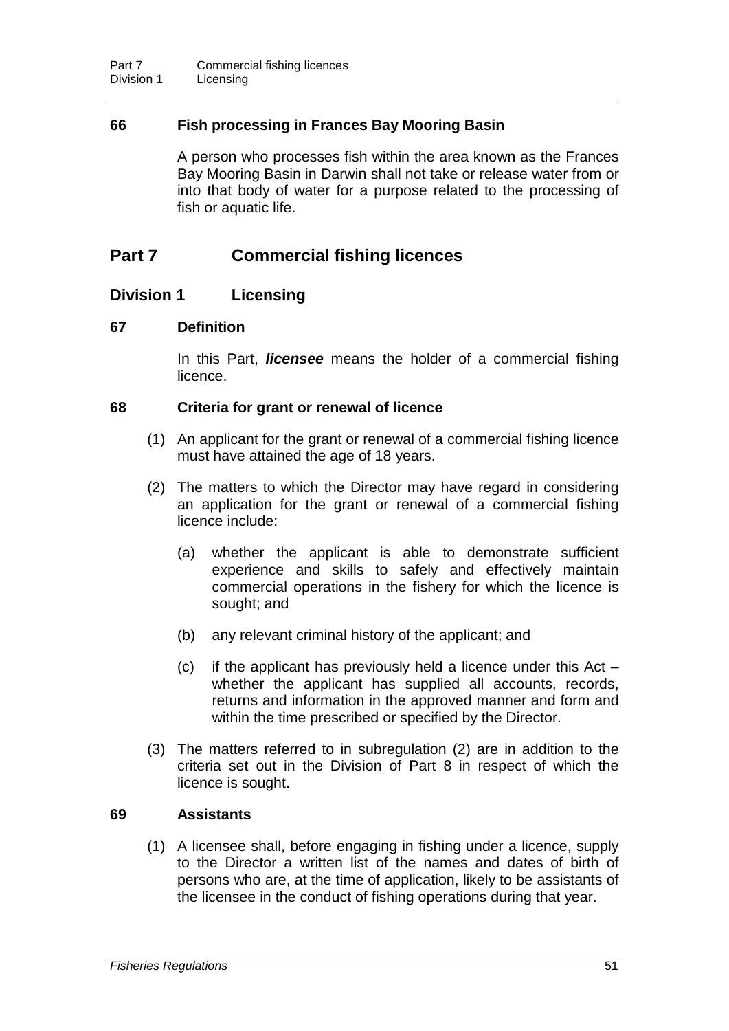### 66 Fish processing in Frances Bay Mooring Basin

A person who processes fish within the area known as the Frances Bay Mooring Basin in Darwin shall not take or release water from or into that body of water for a purpose related to the processing of fish or aquatic life.

# Part 7 Commercial fishing licences

## Division 1 Licensing

### 67 Definition

In this Part, ***licensee*** means the holder of a commercial fishing licence.

### 68 Criteria for grant or renewal of licence

(1) An applicant for the grant or renewal of a commercial fishing licence must have attained the age of 18 years.

(2) The matters to which the Director may have regard in considering an application for the grant or renewal of a commercial fishing licence include:

(a) whether the applicant is able to demonstrate sufficient experience and skills to safely and effectively maintain commercial operations in the fishery for which the licence is sought; and

(b) any relevant criminal history of the applicant; and

(c) if the applicant has previously held a licence under this Act – whether the applicant has supplied all accounts, records, returns and information in the approved manner and form and within the time prescribed or specified by the Director.

(3) The matters referred to in subregulation (2) are in addition to the criteria set out in the Division of Part 8 in respect of which the licence is sought.

### 69 Assistants

(1) A licensee shall, before engaging in fishing under a licence, supply to the Director a written list of the names and dates of birth of persons who are, at the time of application, likely to be assistants of the licensee in the conduct of fishing operations during that year.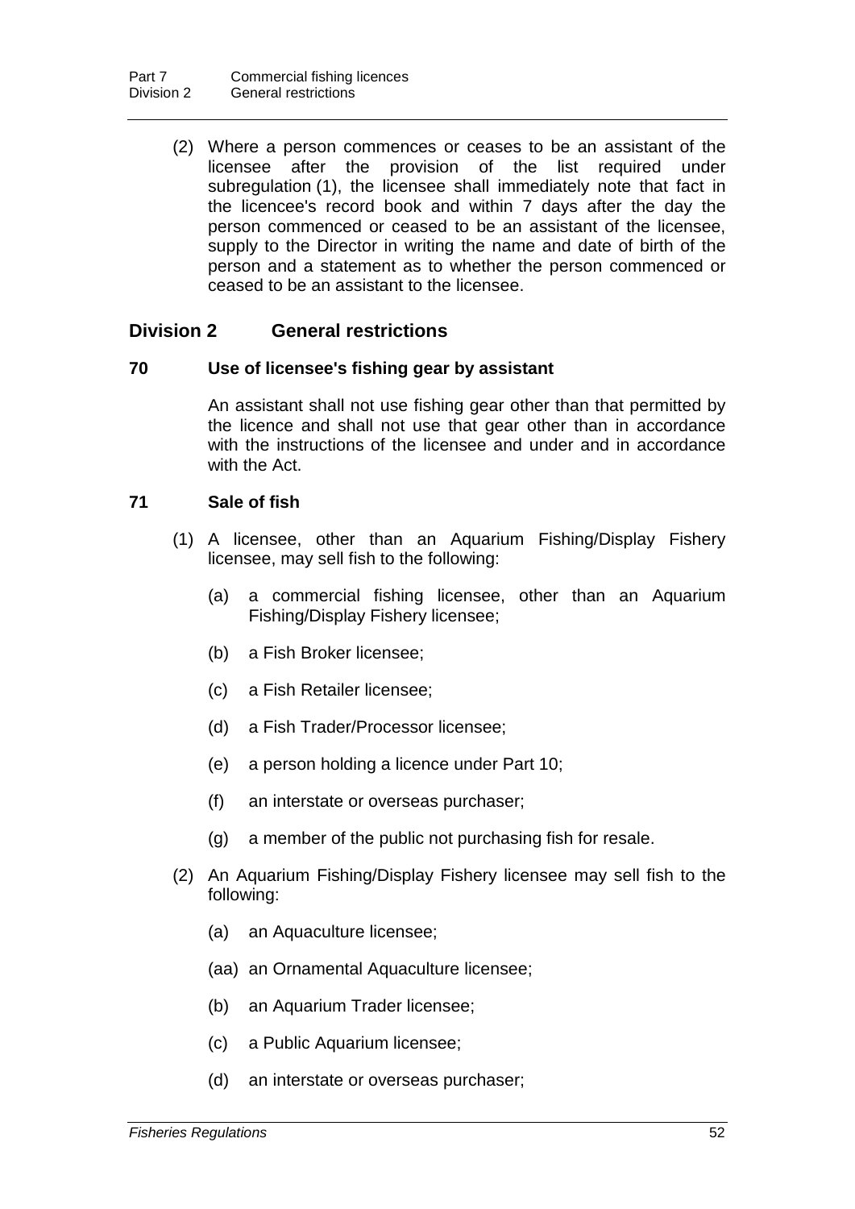(2) Where a person commences or ceases to be an assistant of the licensee after the provision of the list required under subregulation (1), the licensee shall immediately note that fact in the licencee's record book and within 7 days after the day the person commenced or ceased to be an assistant of the licensee, supply to the Director in writing the name and date of birth of the person and a statement as to whether the person commenced or ceased to be an assistant to the licensee.

## Division 2 General restrictions

### 70 Use of licensee's fishing gear by assistant

An assistant shall not use fishing gear other than that permitted by the licence and shall not use that gear other than in accordance with the instructions of the licensee and under and in accordance with the Act.

### 71 Sale of fish

(1) A licensee, other than an Aquarium Fishing/Display Fishery licensee, may sell fish to the following:

(a) a commercial fishing licensee, other than an Aquarium Fishing/Display Fishery licensee;

(b) a Fish Broker licensee;

(c) a Fish Retailer licensee;

(d) a Fish Trader/Processor licensee;

(e) a person holding a licence under Part 10;

(f) an interstate or overseas purchaser;

(g) a member of the public not purchasing fish for resale.

(2) An Aquarium Fishing/Display Fishery licensee may sell fish to the following:

(a) an Aquaculture licensee;

(aa) an Ornamental Aquaculture licensee;

(b) an Aquarium Trader licensee;

(c) a Public Aquarium licensee;

(d) an interstate or overseas purchaser;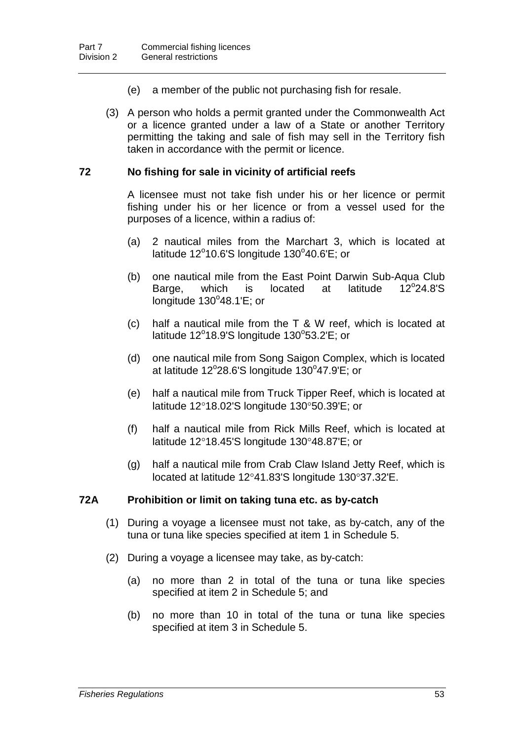(e) a member of the public not purchasing fish for resale.

(3) A person who holds a permit granted under the Commonwealth Act or a licence granted under a law of a State or another Territory permitting the taking and sale of fish may sell in the Territory fish taken in accordance with the permit or licence.

### 72 No fishing for sale in vicinity of artificial reefs

A licensee must not take fish under his or her licence or permit fishing under his or her licence or from a vessel used for the purposes of a licence, within a radius of:

(a) 2 nautical miles from the Marchart 3, which is located at latitude 12°10.6'S longitude 130°40.6'E; or

(b) one nautical mile from the East Point Darwin Sub-Aqua Club Barge, which is located at latitude 12°24.8'S longitude 130°48.1'E; or

(c) half a nautical mile from the T & W reef, which is located at latitude 12°18.9'S longitude 130°53.2'E; or

(d) one nautical mile from Song Saigon Complex, which is located at latitude 12°28.6'S longitude 130°47.9'E; or

(e) half a nautical mile from Truck Tipper Reef, which is located at latitude 12°18.02'S longitude 130°50.39'E; or

(f) half a nautical mile from Rick Mills Reef, which is located at latitude 12°18.45'S longitude 130°48.87'E; or

(g) half a nautical mile from Crab Claw Island Jetty Reef, which is located at latitude 12°41.83'S longitude 130°37.32'E.

### 72A Prohibition or limit on taking tuna etc. as by-catch

(1) During a voyage a licensee must not take, as by-catch, any of the tuna or tuna like species specified at item 1 in Schedule 5.

(2) During a voyage a licensee may take, as by-catch:

(a) no more than 2 in total of the tuna or tuna like species specified at item 2 in Schedule 5; and

(b) no more than 10 in total of the tuna or tuna like species specified at item 3 in Schedule 5.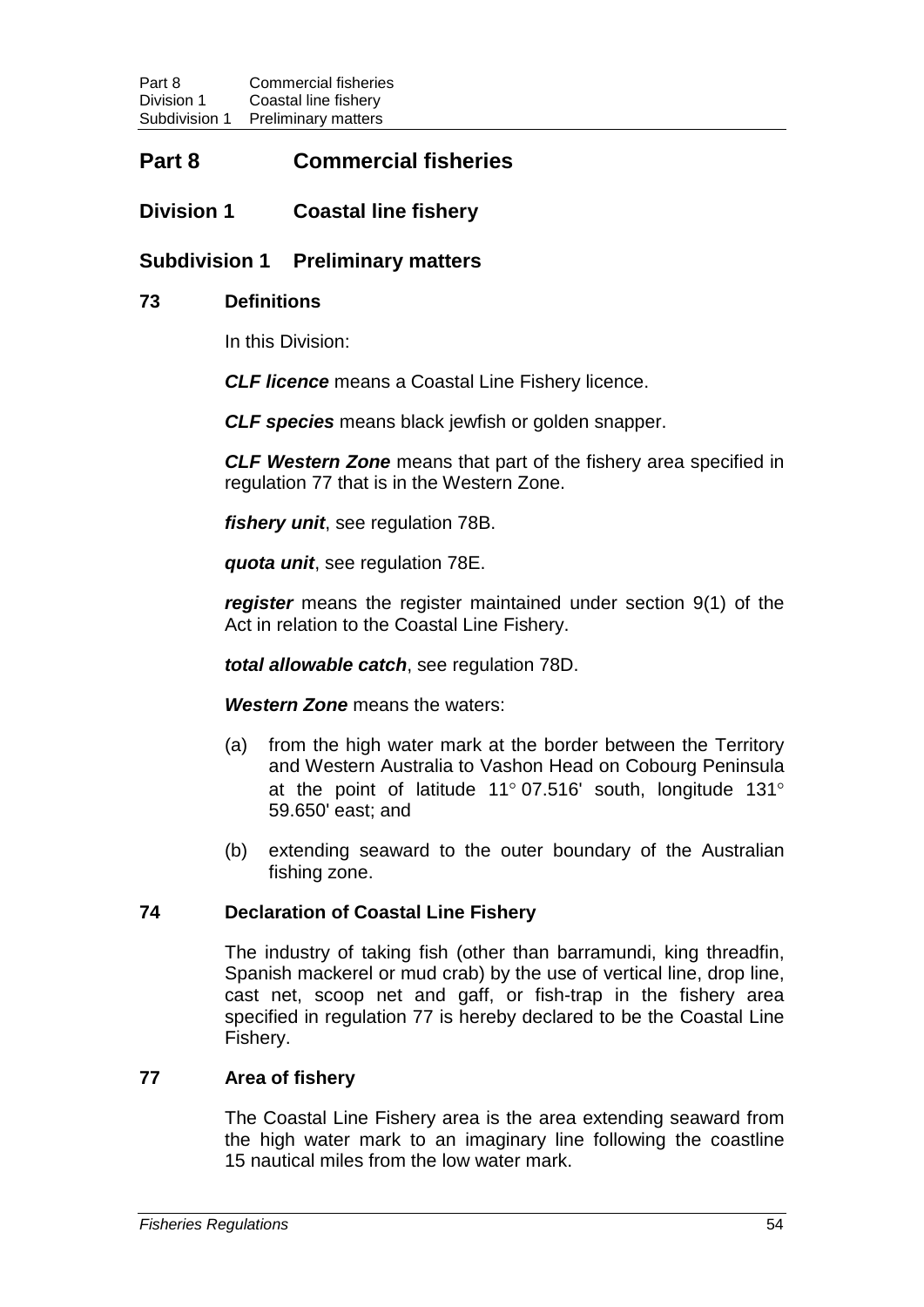# Part 8 Commercial fisheries

## Division 1 Coastal line fishery

### Subdivision 1 Preliminary matters

#### 73 Definitions

In this Division:

***CLF licence*** means a Coastal Line Fishery licence.

***CLF species*** means black jewfish or golden snapper.

***CLF Western Zone*** means that part of the fishery area specified in regulation 77 that is in the Western Zone.

***fishery unit***, see regulation 78B.

***quota unit***, see regulation 78E.

***register*** means the register maintained under section 9(1) of the Act in relation to the Coastal Line Fishery.

***total allowable catch***, see regulation 78D.

***Western Zone*** means the waters:

(a) from the high water mark at the border between the Territory and Western Australia to Vashon Head on Cobourg Peninsula at the point of latitude 11° 07.516' south, longitude 131° 59.650' east; and

(b) extending seaward to the outer boundary of the Australian fishing zone.

#### 74 Declaration of Coastal Line Fishery

The industry of taking fish (other than barramundi, king threadfin, Spanish mackerel or mud crab) by the use of vertical line, drop line, cast net, scoop net and gaff, or fish-trap in the fishery area specified in regulation 77 is hereby declared to be the Coastal Line Fishery.

#### 77 Area of fishery

The Coastal Line Fishery area is the area extending seaward from the high water mark to an imaginary line following the coastline 15 nautical miles from the low water mark.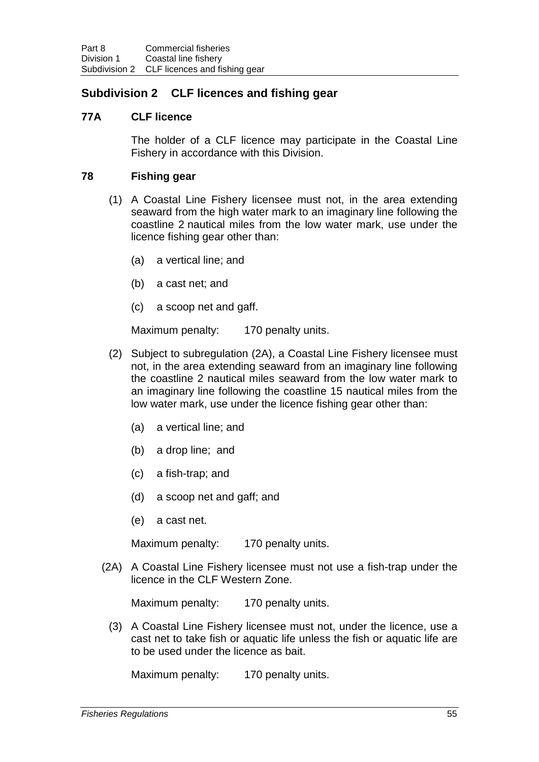## Subdivision 2 CLF licences and fishing gear

### 77A CLF licence

The holder of a CLF licence may participate in the Coastal Line Fishery in accordance with this Division.

### 78 Fishing gear

(1) A Coastal Line Fishery licensee must not, in the area extending seaward from the high water mark to an imaginary line following the coastline 2 nautical miles from the low water mark, use under the licence fishing gear other than:

(a) a vertical line; and

(b) a cast net; and

(c) a scoop net and gaff.

Maximum penalty: 170 penalty units.

(2) Subject to subregulation (2A), a Coastal Line Fishery licensee must not, in the area extending seaward from an imaginary line following the coastline 2 nautical miles seaward from the low water mark to an imaginary line following the coastline 15 nautical miles from the low water mark, use under the licence fishing gear other than:

(a) a vertical line; and

(b) a drop line; and

(c) a fish-trap; and

(d) a scoop net and gaff; and

(e) a cast net.

Maximum penalty: 170 penalty units.

(2A) A Coastal Line Fishery licensee must not use a fish-trap under the licence in the CLF Western Zone.

Maximum penalty: 170 penalty units.

(3) A Coastal Line Fishery licensee must not, under the licence, use a cast net to take fish or aquatic life unless the fish or aquatic life are to be used under the licence as bait.

Maximum penalty: 170 penalty units.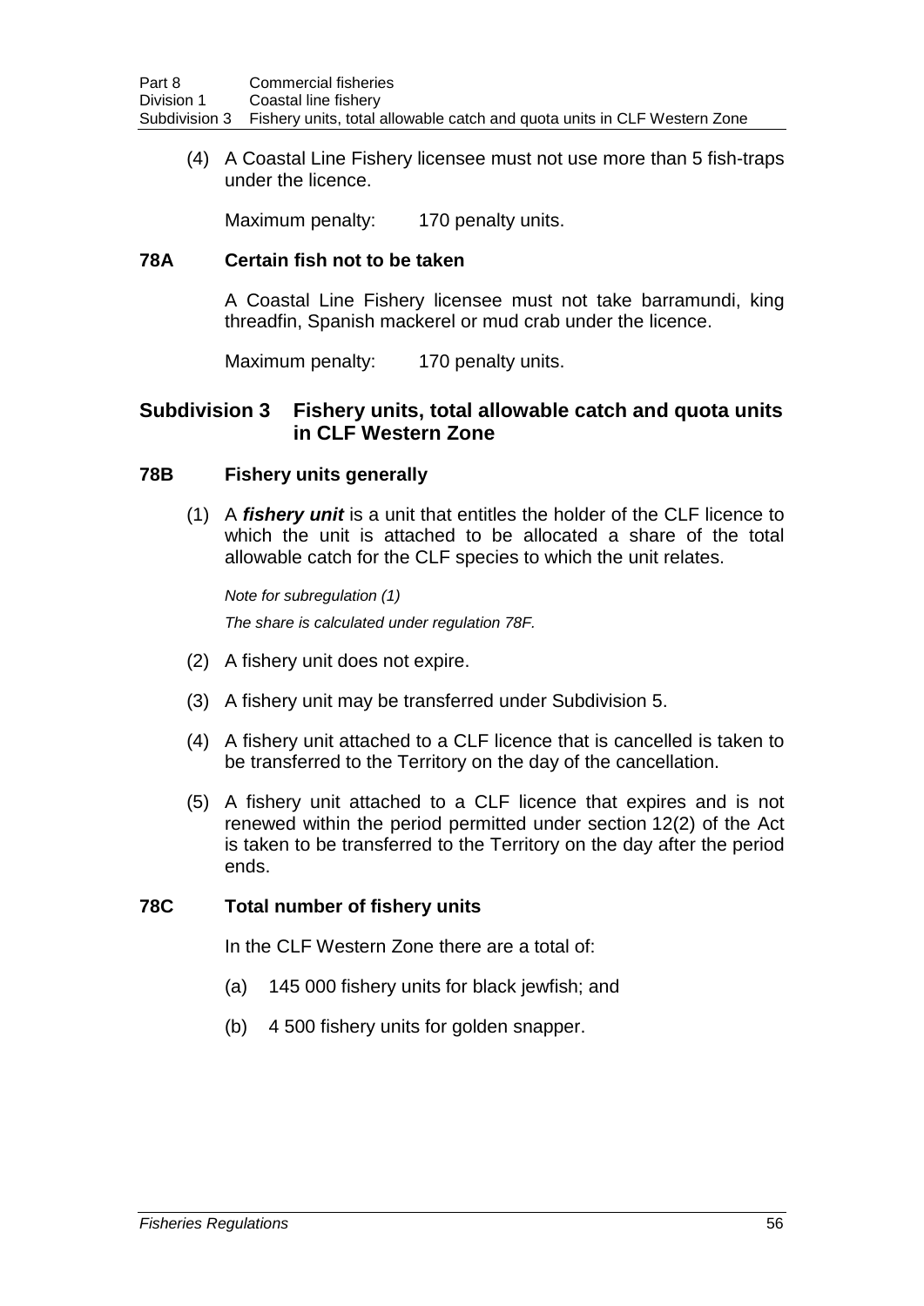(4) A Coastal Line Fishery licensee must not use more than 5 fish-traps under the licence.

Maximum penalty: 170 penalty units.

### 78A Certain fish not to be taken

A Coastal Line Fishery licensee must not take barramundi, king threadfin, Spanish mackerel or mud crab under the licence.

Maximum penalty: 170 penalty units.

## Subdivision 3 Fishery units, total allowable catch and quota units in CLF Western Zone

### 78B Fishery units generally

(1) A ***fishery unit*** is a unit that entitles the holder of the CLF licence to which the unit is attached to be allocated a share of the total allowable catch for the CLF species to which the unit relates.

*Note for subregulation (1)*

*The share is calculated under regulation 78F.*

(2) A fishery unit does not expire.

(3) A fishery unit may be transferred under Subdivision 5.

(4) A fishery unit attached to a CLF licence that is cancelled is taken to be transferred to the Territory on the day of the cancellation.

(5) A fishery unit attached to a CLF licence that expires and is not renewed within the period permitted under section 12(2) of the Act is taken to be transferred to the Territory on the day after the period ends.

### 78C Total number of fishery units

In the CLF Western Zone there are a total of:

(a) 145 000 fishery units for black jewfish; and

(b) 4 500 fishery units for golden snapper.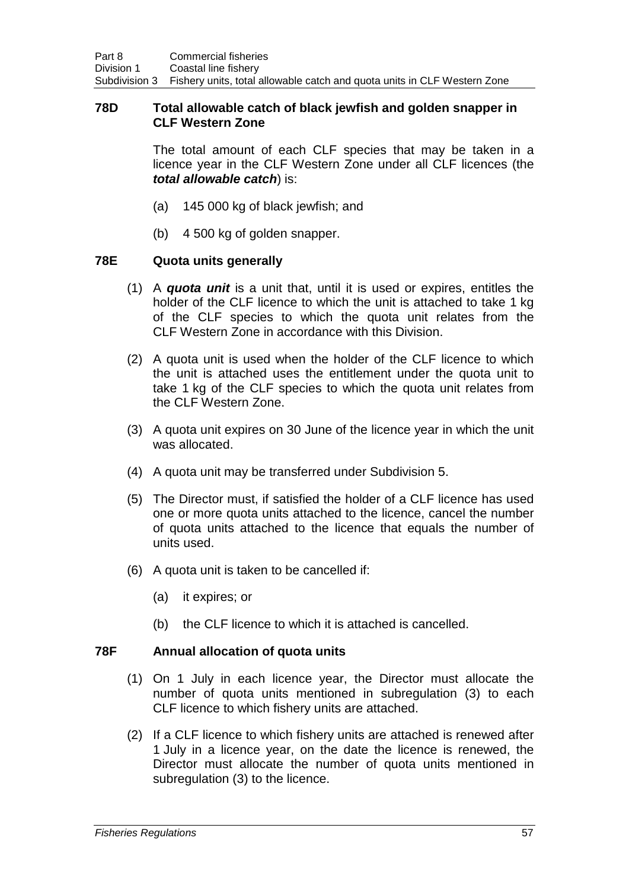### 78D Total allowable catch of black jewfish and golden snapper in CLF Western Zone

The total amount of each CLF species that may be taken in a licence year in the CLF Western Zone under all CLF licences (the ***total allowable catch***) is:

(a) 145 000 kg of black jewfish; and

(b) 4 500 kg of golden snapper.

### 78E Quota units generally

(1) A ***quota unit*** is a unit that, until it is used or expires, entitles the holder of the CLF licence to which the unit is attached to take 1 kg of the CLF species to which the quota unit relates from the CLF Western Zone in accordance with this Division.

(2) A quota unit is used when the holder of the CLF licence to which the unit is attached uses the entitlement under the quota unit to take 1 kg of the CLF species to which the quota unit relates from the CLF Western Zone.

(3) A quota unit expires on 30 June of the licence year in which the unit was allocated.

(4) A quota unit may be transferred under Subdivision 5.

(5) The Director must, if satisfied the holder of a CLF licence has used one or more quota units attached to the licence, cancel the number of quota units attached to the licence that equals the number of units used.

(6) A quota unit is taken to be cancelled if:

(a) it expires; or

(b) the CLF licence to which it is attached is cancelled.

### 78F Annual allocation of quota units

(1) On 1 July in each licence year, the Director must allocate the number of quota units mentioned in subregulation (3) to each CLF licence to which fishery units are attached.

(2) If a CLF licence to which fishery units are attached is renewed after 1 July in a licence year, on the date the licence is renewed, the Director must allocate the number of quota units mentioned in subregulation (3) to the licence.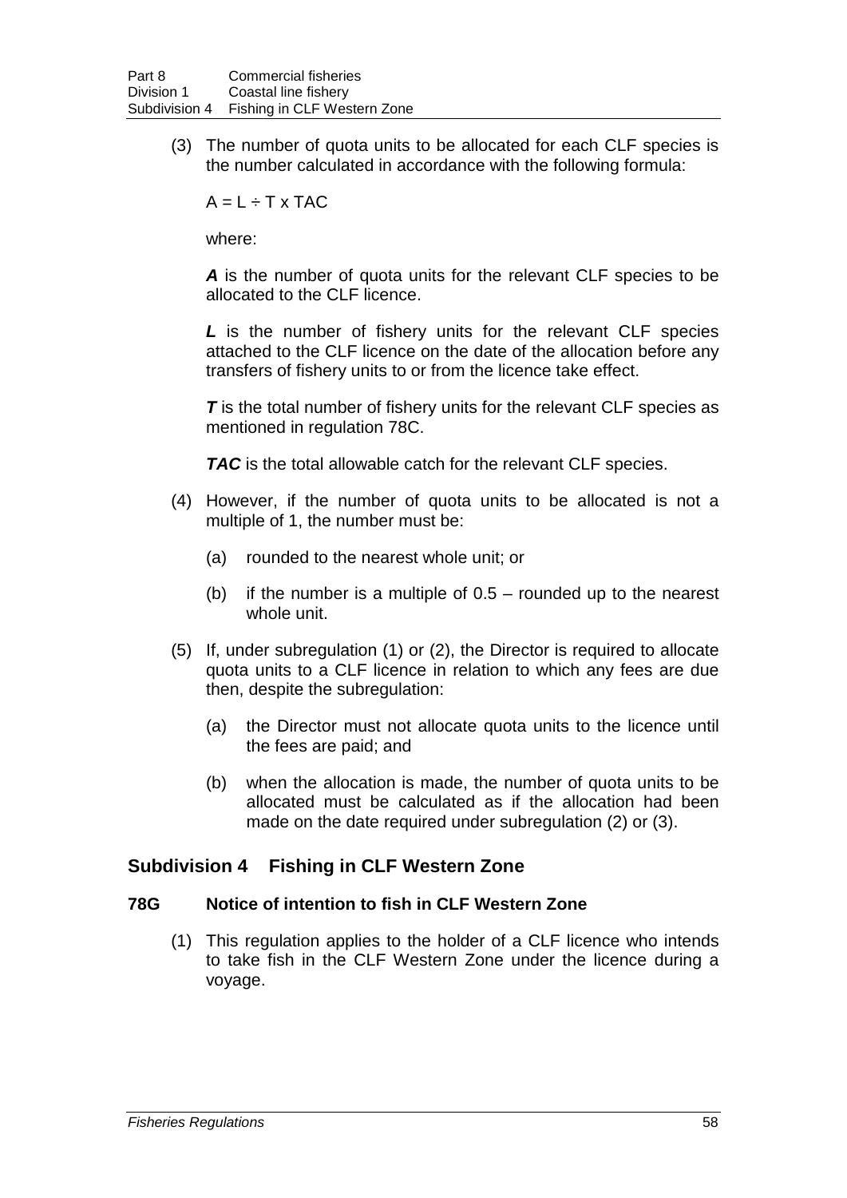(3) The number of quota units to be allocated for each CLF species is the number calculated in accordance with the following formula:

$$A = L \div T \times TAC$$

where:

***A*** is the number of quota units for the relevant CLF species to be allocated to the CLF licence.

***L*** is the number of fishery units for the relevant CLF species attached to the CLF licence on the date of the allocation before any transfers of fishery units to or from the licence take effect.

***T*** is the total number of fishery units for the relevant CLF species as mentioned in regulation 78C.

***TAC*** is the total allowable catch for the relevant CLF species.

(4) However, if the number of quota units to be allocated is not a multiple of 1, the number must be:

(a) rounded to the nearest whole unit; or

(b) if the number is a multiple of 0.5 – rounded up to the nearest whole unit.

(5) If, under subregulation (1) or (2), the Director is required to allocate quota units to a CLF licence in relation to which any fees are due then, despite the subregulation:

(a) the Director must not allocate quota units to the licence until the fees are paid; and

(b) when the allocation is made, the number of quota units to be allocated must be calculated as if the allocation had been made on the date required under subregulation (2) or (3).

## Subdivision 4 Fishing in CLF Western Zone

### 78G Notice of intention to fish in CLF Western Zone

(1) This regulation applies to the holder of a CLF licence who intends to take fish in the CLF Western Zone under the licence during a voyage.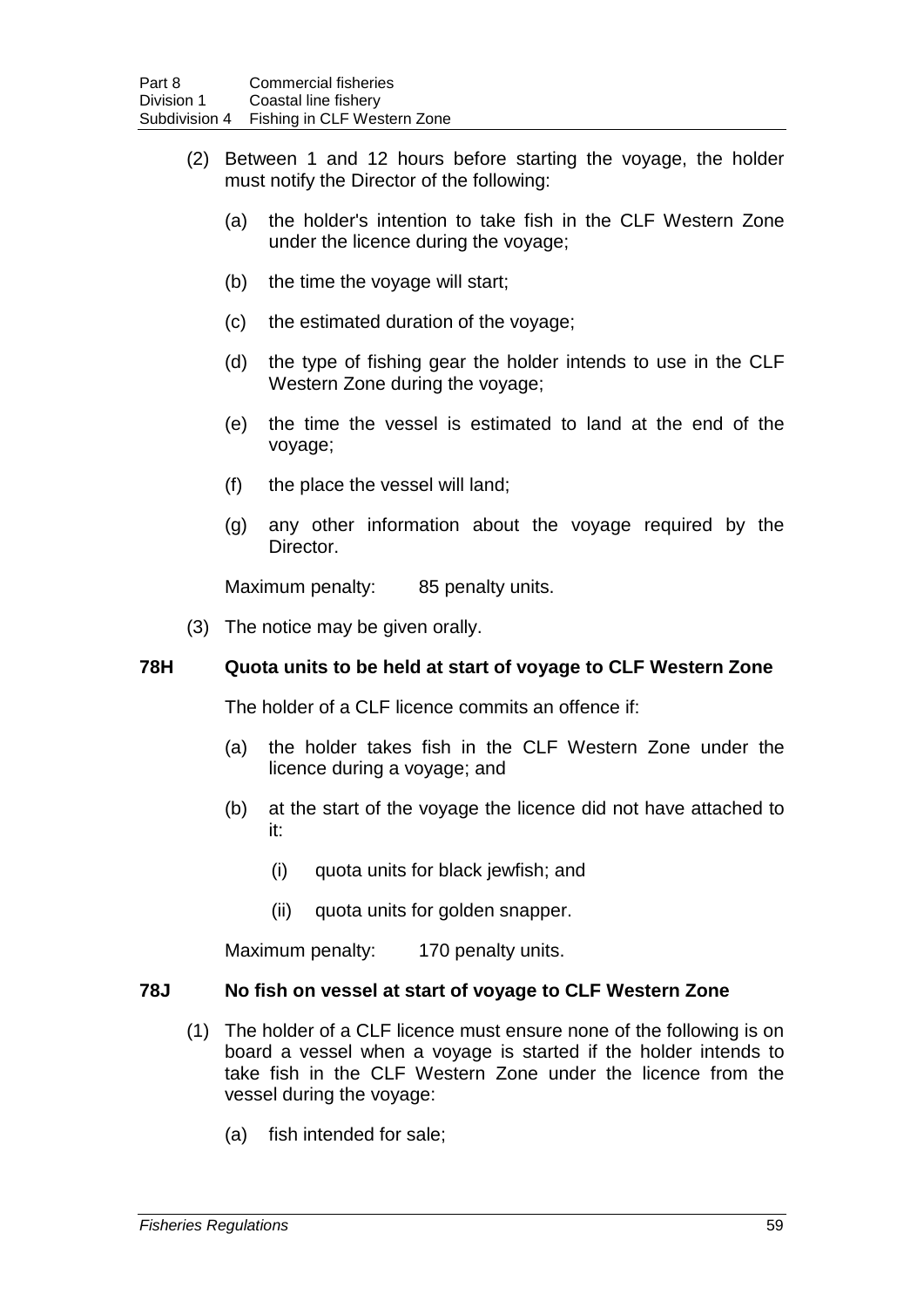(2) Between 1 and 12 hours before starting the voyage, the holder must notify the Director of the following:

(a) the holder's intention to take fish in the CLF Western Zone under the licence during the voyage;

(b) the time the voyage will start;

(c) the estimated duration of the voyage;

(d) the type of fishing gear the holder intends to use in the CLF Western Zone during the voyage;

(e) the time the vessel is estimated to land at the end of the voyage;

(f) the place the vessel will land;

(g) any other information about the voyage required by the Director.

Maximum penalty: 85 penalty units.

(3) The notice may be given orally.

### 78H Quota units to be held at start of voyage to CLF Western Zone

The holder of a CLF licence commits an offence if:

(a) the holder takes fish in the CLF Western Zone under the licence during a voyage; and

(b) at the start of the voyage the licence did not have attached to it:

(i) quota units for black jewfish; and

(ii) quota units for golden snapper.

Maximum penalty: 170 penalty units.

### 78J No fish on vessel at start of voyage to CLF Western Zone

(1) The holder of a CLF licence must ensure none of the following is on board a vessel when a voyage is started if the holder intends to take fish in the CLF Western Zone under the licence from the vessel during the voyage:

(a) fish intended for sale;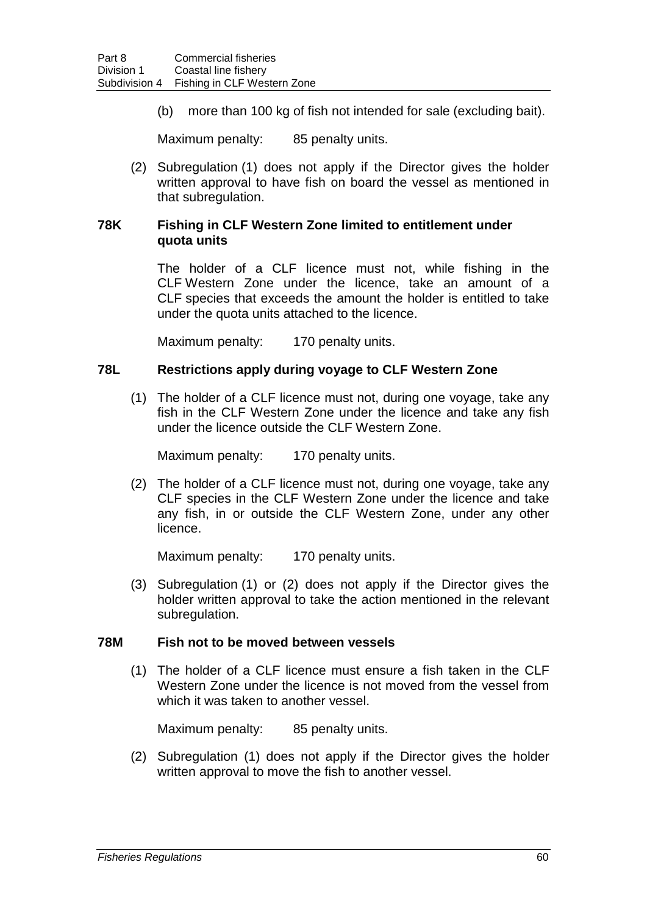(b) more than 100 kg of fish not intended for sale (excluding bait).

Maximum penalty: 85 penalty units.

(2) Subregulation (1) does not apply if the Director gives the holder written approval to have fish on board the vessel as mentioned in that subregulation.

### 78K Fishing in CLF Western Zone limited to entitlement under quota units

The holder of a CLF licence must not, while fishing in the CLF Western Zone under the licence, take an amount of a CLF species that exceeds the amount the holder is entitled to take under the quota units attached to the licence.

Maximum penalty: 170 penalty units.

### 78L Restrictions apply during voyage to CLF Western Zone

(1) The holder of a CLF licence must not, during one voyage, take any fish in the CLF Western Zone under the licence and take any fish under the licence outside the CLF Western Zone.

Maximum penalty: 170 penalty units.

(2) The holder of a CLF licence must not, during one voyage, take any CLF species in the CLF Western Zone under the licence and take any fish, in or outside the CLF Western Zone, under any other licence.

Maximum penalty: 170 penalty units.

(3) Subregulation (1) or (2) does not apply if the Director gives the holder written approval to take the action mentioned in the relevant subregulation.

### 78M Fish not to be moved between vessels

(1) The holder of a CLF licence must ensure a fish taken in the CLF Western Zone under the licence is not moved from the vessel from which it was taken to another vessel.

Maximum penalty: 85 penalty units.

(2) Subregulation (1) does not apply if the Director gives the holder written approval to move the fish to another vessel.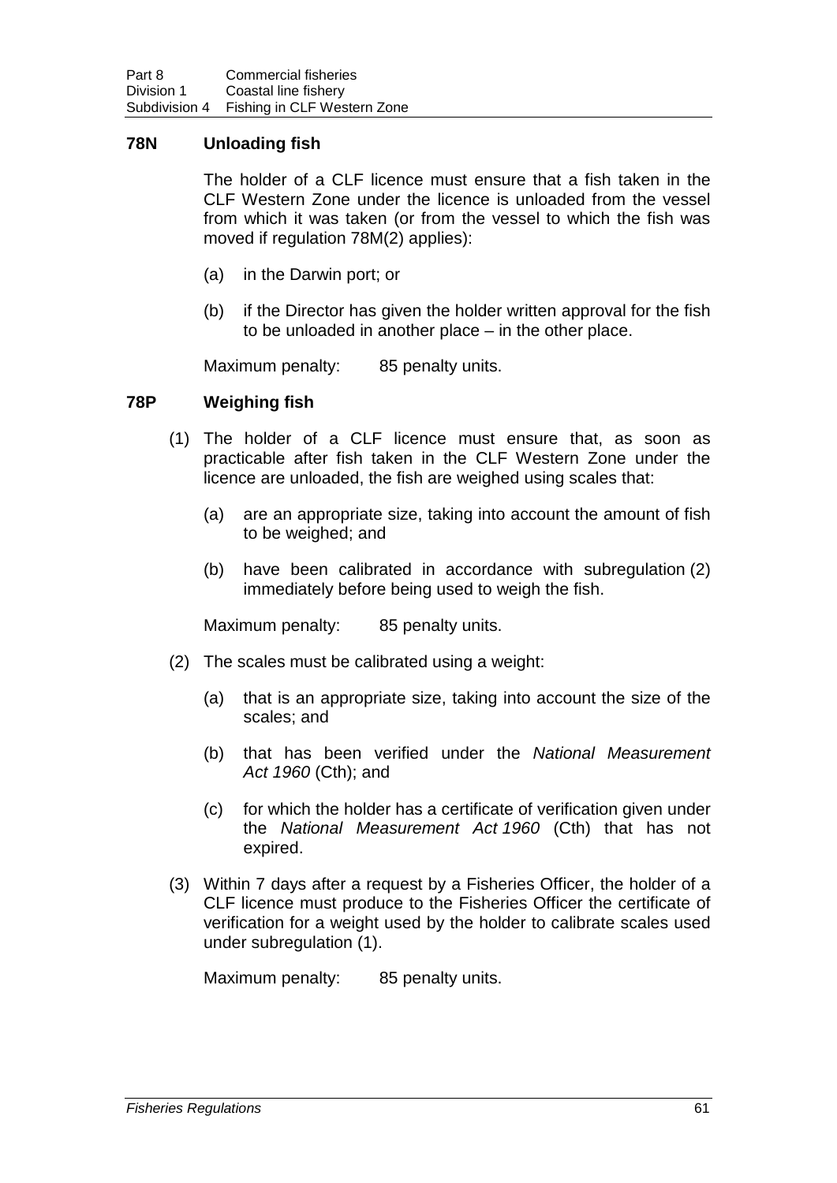### 78N Unloading fish

The holder of a CLF licence must ensure that a fish taken in the CLF Western Zone under the licence is unloaded from the vessel from which it was taken (or from the vessel to which the fish was moved if regulation 78M(2) applies):

(a) in the Darwin port; or

(b) if the Director has given the holder written approval for the fish to be unloaded in another place – in the other place.

Maximum penalty: 85 penalty units.

### 78P Weighing fish

(1) The holder of a CLF licence must ensure that, as soon as practicable after fish taken in the CLF Western Zone under the licence are unloaded, the fish are weighed using scales that:

(a) are an appropriate size, taking into account the amount of fish to be weighed; and

(b) have been calibrated in accordance with subregulation (2) immediately before being used to weigh the fish.

Maximum penalty: 85 penalty units.

(2) The scales must be calibrated using a weight:

(a) that is an appropriate size, taking into account the size of the scales; and

(b) that has been verified under the *National Measurement Act 1960* (Cth); and

(c) for which the holder has a certificate of verification given under the *National Measurement Act 1960* (Cth) that has not expired.

(3) Within 7 days after a request by a Fisheries Officer, the holder of a CLF licence must produce to the Fisheries Officer the certificate of verification for a weight used by the holder to calibrate scales used under subregulation (1).

Maximum penalty: 85 penalty units.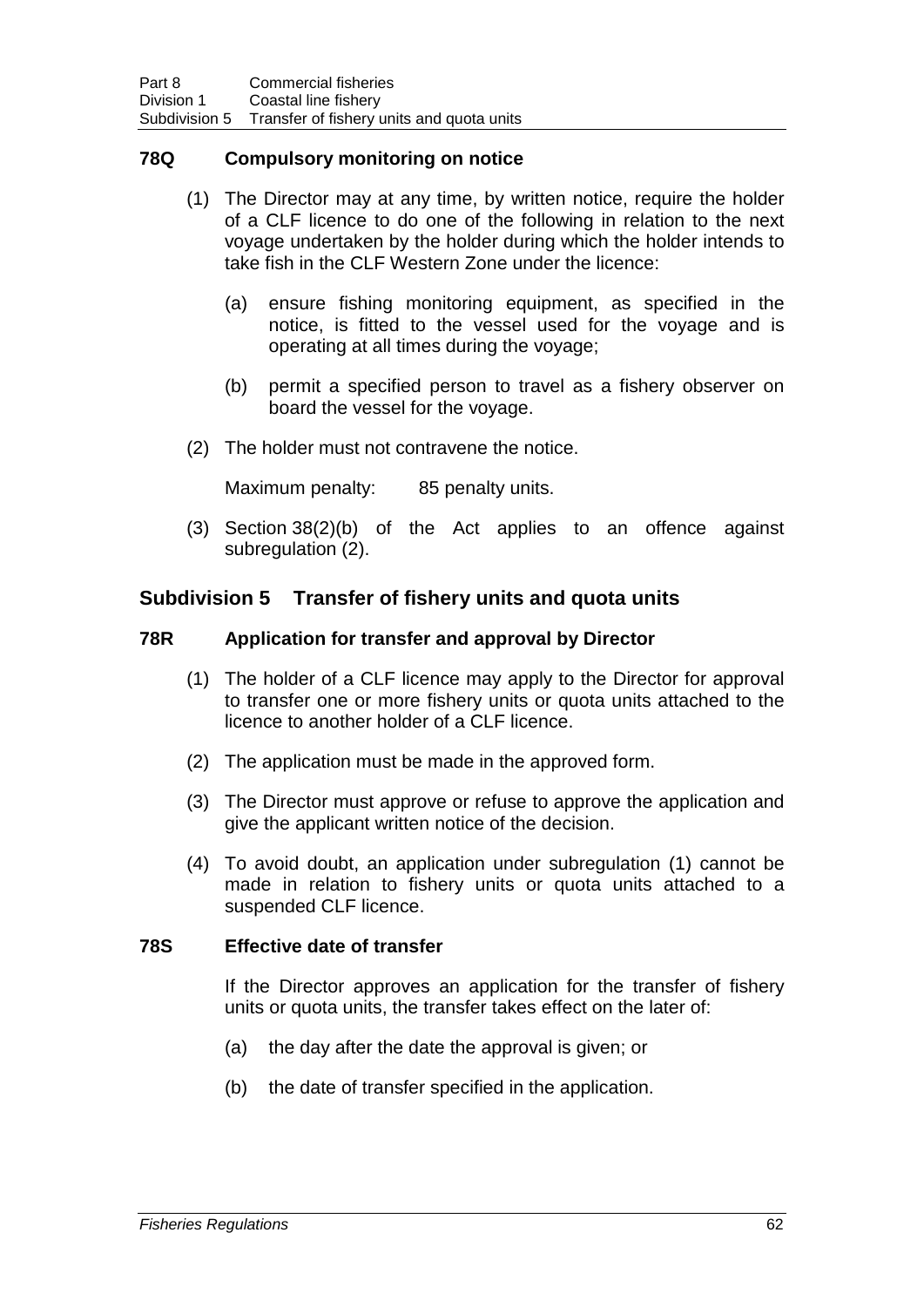### 78Q Compulsory monitoring on notice

(1) The Director may at any time, by written notice, require the holder of a CLF licence to do one of the following in relation to the next voyage undertaken by the holder during which the holder intends to take fish in the CLF Western Zone under the licence:

(a) ensure fishing monitoring equipment, as specified in the notice, is fitted to the vessel used for the voyage and is operating at all times during the voyage;

(b) permit a specified person to travel as a fishery observer on board the vessel for the voyage.

(2) The holder must not contravene the notice.

Maximum penalty: 85 penalty units.

(3) Section 38(2)(b) of the Act applies to an offence against subregulation (2).

## Subdivision 5 Transfer of fishery units and quota units

### 78R Application for transfer and approval by Director

(1) The holder of a CLF licence may apply to the Director for approval to transfer one or more fishery units or quota units attached to the licence to another holder of a CLF licence.

(2) The application must be made in the approved form.

(3) The Director must approve or refuse to approve the application and give the applicant written notice of the decision.

(4) To avoid doubt, an application under subregulation (1) cannot be made in relation to fishery units or quota units attached to a suspended CLF licence.

### 78S Effective date of transfer

If the Director approves an application for the transfer of fishery units or quota units, the transfer takes effect on the later of:

(a) the day after the date the approval is given; or

(b) the date of transfer specified in the application.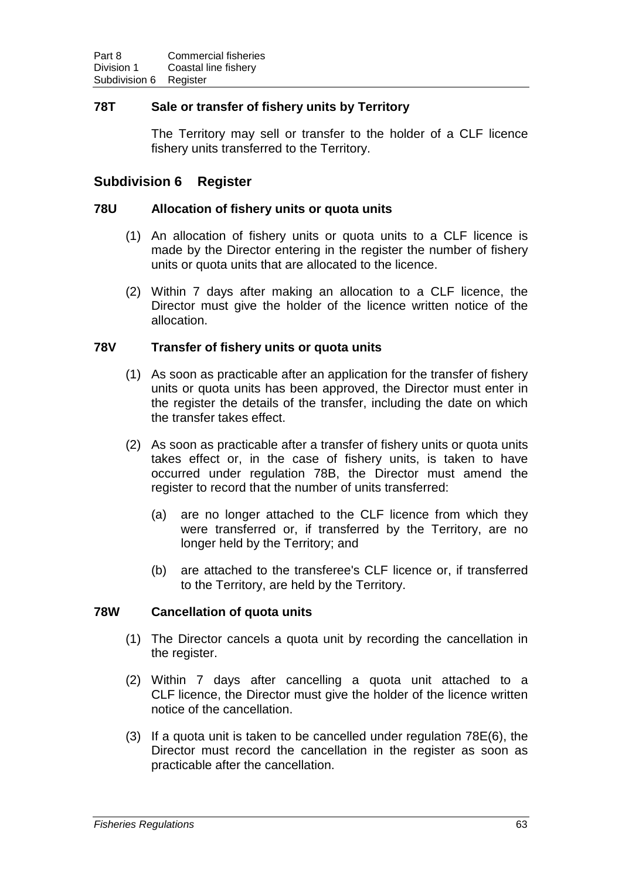### 78T Sale or transfer of fishery units by Territory

The Territory may sell or transfer to the holder of a CLF licence fishery units transferred to the Territory.

## Subdivision 6 Register

### 78U Allocation of fishery units or quota units

(1) An allocation of fishery units or quota units to a CLF licence is made by the Director entering in the register the number of fishery units or quota units that are allocated to the licence.

(2) Within 7 days after making an allocation to a CLF licence, the Director must give the holder of the licence written notice of the allocation.

### 78V Transfer of fishery units or quota units

(1) As soon as practicable after an application for the transfer of fishery units or quota units has been approved, the Director must enter in the register the details of the transfer, including the date on which the transfer takes effect.

(2) As soon as practicable after a transfer of fishery units or quota units takes effect or, in the case of fishery units, is taken to have occurred under regulation 78B, the Director must amend the register to record that the number of units transferred:

(a) are no longer attached to the CLF licence from which they were transferred or, if transferred by the Territory, are no longer held by the Territory; and

(b) are attached to the transferee's CLF licence or, if transferred to the Territory, are held by the Territory.

### 78W Cancellation of quota units

(1) The Director cancels a quota unit by recording the cancellation in the register.

(2) Within 7 days after cancelling a quota unit attached to a CLF licence, the Director must give the holder of the licence written notice of the cancellation.

(3) If a quota unit is taken to be cancelled under regulation 78E(6), the Director must record the cancellation in the register as soon as practicable after the cancellation.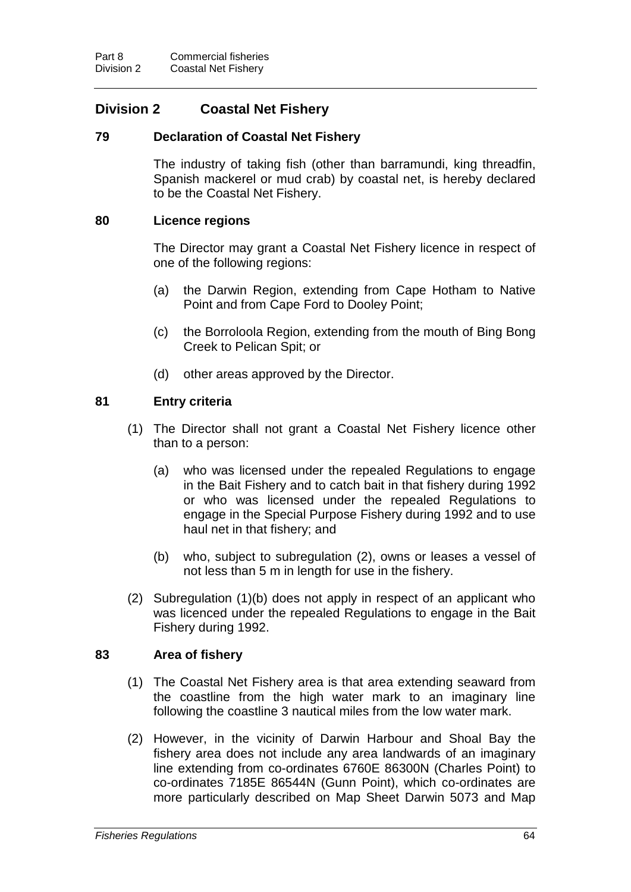## Division 2 Coastal Net Fishery

### 79 Declaration of Coastal Net Fishery

The industry of taking fish (other than barramundi, king threadfin, Spanish mackerel or mud crab) by coastal net, is hereby declared to be the Coastal Net Fishery.

### 80 Licence regions

The Director may grant a Coastal Net Fishery licence in respect of one of the following regions:

(a) the Darwin Region, extending from Cape Hotham to Native Point and from Cape Ford to Dooley Point;

(c) the Borroloola Region, extending from the mouth of Bing Bong Creek to Pelican Spit; or

(d) other areas approved by the Director.

### 81 Entry criteria

(1) The Director shall not grant a Coastal Net Fishery licence other than to a person:

(a) who was licensed under the repealed Regulations to engage in the Bait Fishery and to catch bait in that fishery during 1992 or who was licensed under the repealed Regulations to engage in the Special Purpose Fishery during 1992 and to use haul net in that fishery; and

(b) who, subject to subregulation (2), owns or leases a vessel of not less than 5 m in length for use in the fishery.

(2) Subregulation (1)(b) does not apply in respect of an applicant who was licenced under the repealed Regulations to engage in the Bait Fishery during 1992.

### 83 Area of fishery

(1) The Coastal Net Fishery area is that area extending seaward from the coastline from the high water mark to an imaginary line following the coastline 3 nautical miles from the low water mark.

(2) However, in the vicinity of Darwin Harbour and Shoal Bay the fishery area does not include any area landwards of an imaginary line extending from co-ordinates 6760E 86300N (Charles Point) to co-ordinates 7185E 86544N (Gunn Point), which co-ordinates are more particularly described on Map Sheet Darwin 5073 and Map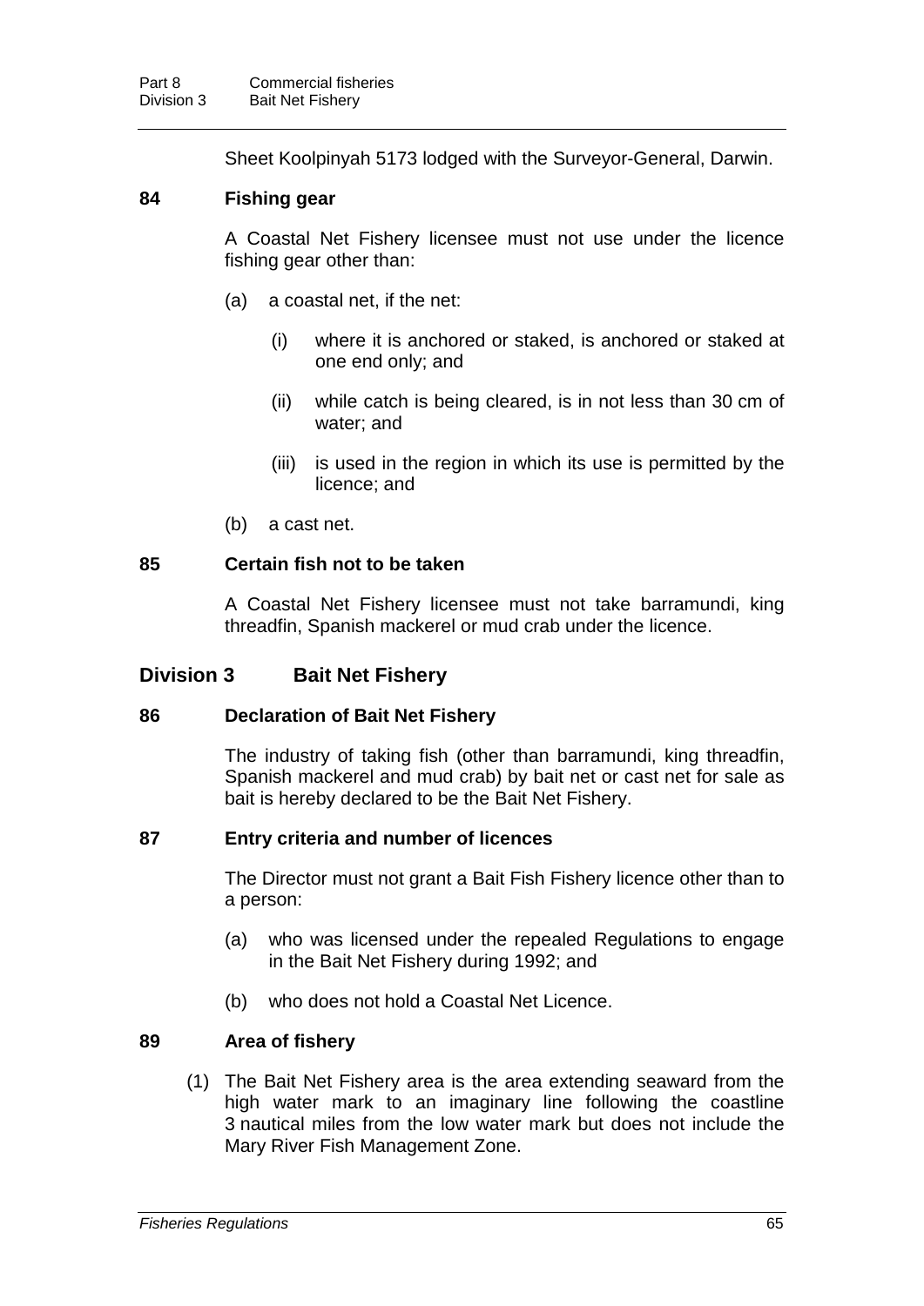Sheet Koolpinyah 5173 lodged with the Surveyor-General, Darwin.

### 84 Fishing gear

A Coastal Net Fishery licensee must not use under the licence fishing gear other than:

(a) a coastal net, if the net:

(i) where it is anchored or staked, is anchored or staked at one end only; and

(ii) while catch is being cleared, is in not less than 30 cm of water; and

(iii) is used in the region in which its use is permitted by the licence; and

(b) a cast net.

### 85 Certain fish not to be taken

A Coastal Net Fishery licensee must not take barramundi, king threadfin, Spanish mackerel or mud crab under the licence.

## Division 3 Bait Net Fishery

### 86 Declaration of Bait Net Fishery

The industry of taking fish (other than barramundi, king threadfin, Spanish mackerel and mud crab) by bait net or cast net for sale as bait is hereby declared to be the Bait Net Fishery.

### 87 Entry criteria and number of licences

The Director must not grant a Bait Fish Fishery licence other than to a person:

(a) who was licensed under the repealed Regulations to engage in the Bait Net Fishery during 1992; and

(b) who does not hold a Coastal Net Licence.

### 89 Area of fishery

(1) The Bait Net Fishery area is the area extending seaward from the high water mark to an imaginary line following the coastline 3 nautical miles from the low water mark but does not include the Mary River Fish Management Zone.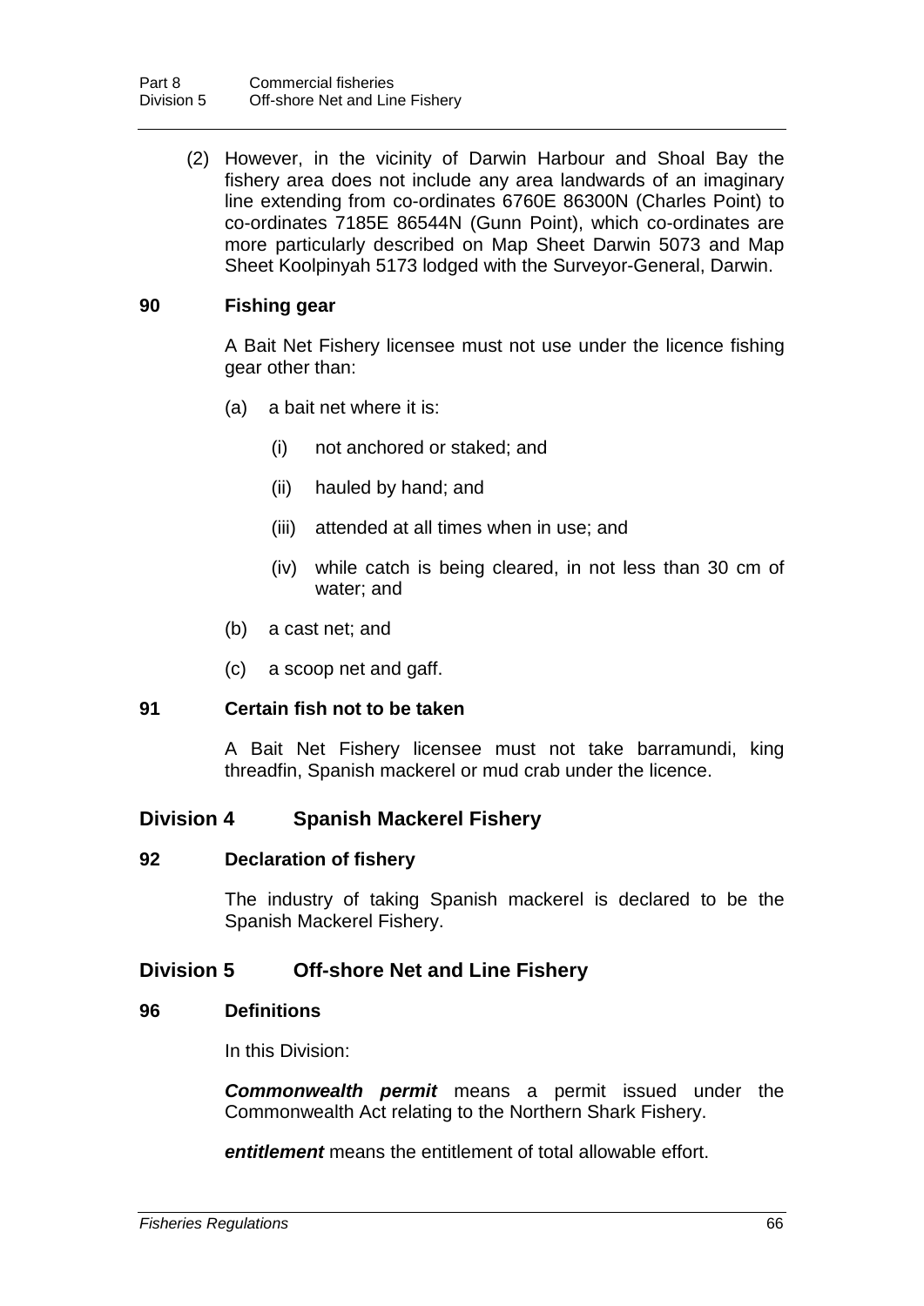(2) However, in the vicinity of Darwin Harbour and Shoal Bay the fishery area does not include any area landwards of an imaginary line extending from co-ordinates 6760E 86300N (Charles Point) to co-ordinates 7185E 86544N (Gunn Point), which co-ordinates are more particularly described on Map Sheet Darwin 5073 and Map Sheet Koolpinyah 5173 lodged with the Surveyor-General, Darwin.

### 90 Fishing gear

A Bait Net Fishery licensee must not use under the licence fishing gear other than:

(a) a bait net where it is:

(i) not anchored or staked; and

(ii) hauled by hand; and

(iii) attended at all times when in use; and

(iv) while catch is being cleared, in not less than 30 cm of water; and

(b) a cast net; and

(c) a scoop net and gaff.

### 91 Certain fish not to be taken

A Bait Net Fishery licensee must not take barramundi, king threadfin, Spanish mackerel or mud crab under the licence.

## Division 4 Spanish Mackerel Fishery

### 92 Declaration of fishery

The industry of taking Spanish mackerel is declared to be the Spanish Mackerel Fishery.

## Division 5 Off-shore Net and Line Fishery

### 96 Definitions

In this Division:

***Commonwealth permit*** means a permit issued under the Commonwealth Act relating to the Northern Shark Fishery.

***entitlement*** means the entitlement of total allowable effort.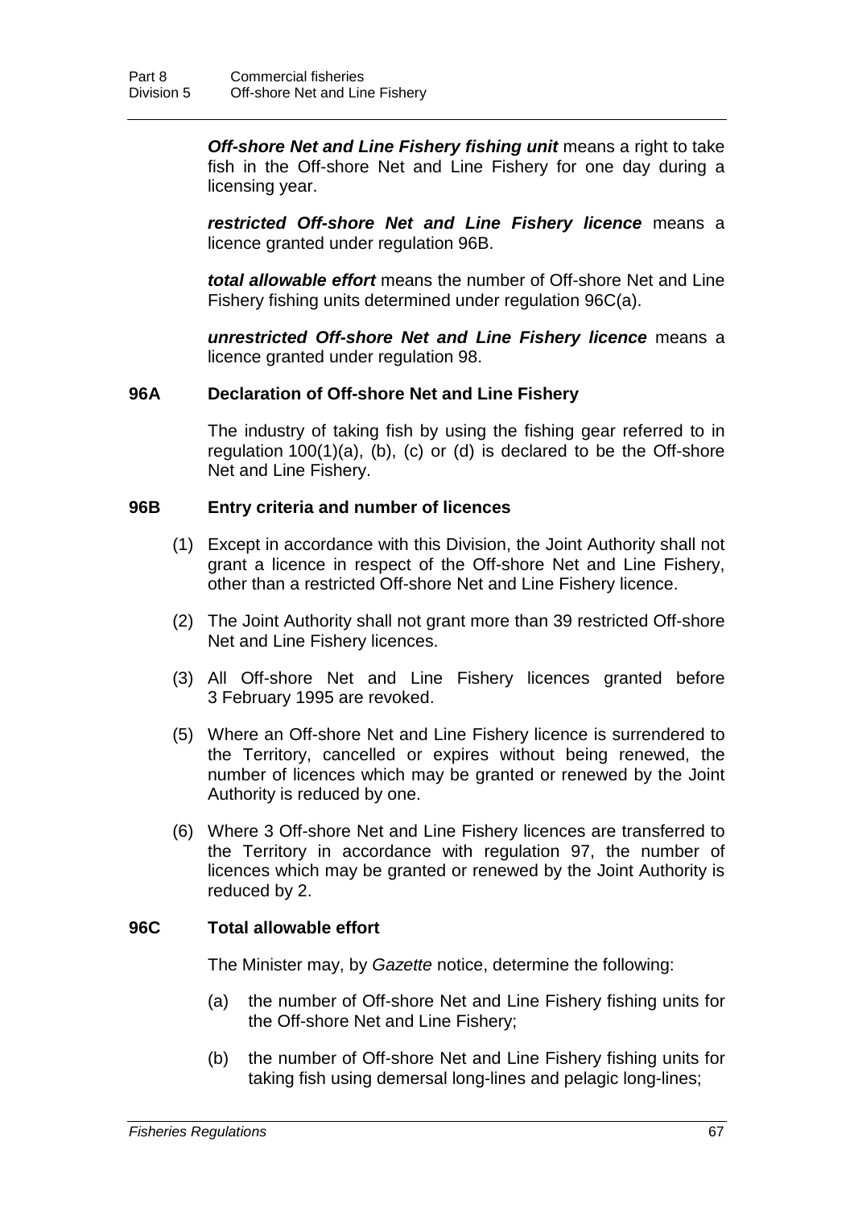***Off-shore Net and Line Fishery fishing unit*** means a right to take fish in the Off-shore Net and Line Fishery for one day during a licensing year.

***restricted Off-shore Net and Line Fishery licence*** means a licence granted under regulation 96B.

***total allowable effort*** means the number of Off-shore Net and Line Fishery fishing units determined under regulation 96C(a).

***unrestricted Off-shore Net and Line Fishery licence*** means a licence granted under regulation 98.

### 96A Declaration of Off-shore Net and Line Fishery

The industry of taking fish by using the fishing gear referred to in regulation 100(1)(a), (b), (c) or (d) is declared to be the Off-shore Net and Line Fishery.

### 96B Entry criteria and number of licences

(1) Except in accordance with this Division, the Joint Authority shall not grant a licence in respect of the Off-shore Net and Line Fishery, other than a restricted Off-shore Net and Line Fishery licence.

(2) The Joint Authority shall not grant more than 39 restricted Off-shore Net and Line Fishery licences.

(3) All Off-shore Net and Line Fishery licences granted before 3 February 1995 are revoked.

(5) Where an Off-shore Net and Line Fishery licence is surrendered to the Territory, cancelled or expires without being renewed, the number of licences which may be granted or renewed by the Joint Authority is reduced by one.

(6) Where 3 Off-shore Net and Line Fishery licences are transferred to the Territory in accordance with regulation 97, the number of licences which may be granted or renewed by the Joint Authority is reduced by 2.

### 96C Total allowable effort

The Minister may, by *Gazette* notice, determine the following:

(a) the number of Off-shore Net and Line Fishery fishing units for the Off-shore Net and Line Fishery;

(b) the number of Off-shore Net and Line Fishery fishing units for taking fish using demersal long-lines and pelagic long-lines;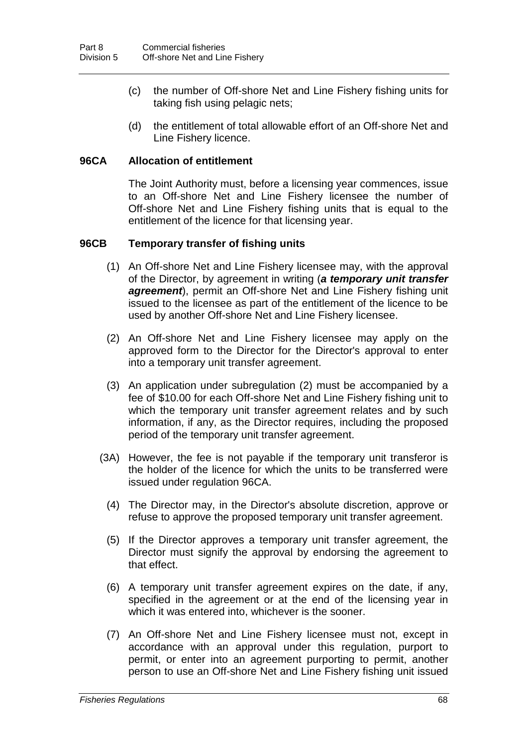(c) the number of Off-shore Net and Line Fishery fishing units for taking fish using pelagic nets;

(d) the entitlement of total allowable effort of an Off-shore Net and Line Fishery licence.

### 96CA Allocation of entitlement

The Joint Authority must, before a licensing year commences, issue to an Off-shore Net and Line Fishery licensee the number of Off-shore Net and Line Fishery fishing units that is equal to the entitlement of the licence for that licensing year.

### 96CB Temporary transfer of fishing units

(1) An Off-shore Net and Line Fishery licensee may, with the approval of the Director, by agreement in writing (***a temporary unit transfer agreement***), permit an Off-shore Net and Line Fishery fishing unit issued to the licensee as part of the entitlement of the licence to be used by another Off-shore Net and Line Fishery licensee.

(2) An Off-shore Net and Line Fishery licensee may apply on the approved form to the Director for the Director's approval to enter into a temporary unit transfer agreement.

(3) An application under subregulation (2) must be accompanied by a fee of $10.00 for each Off-shore Net and Line Fishery fishing unit to which the temporary unit transfer agreement relates and by such information, if any, as the Director requires, including the proposed period of the temporary unit transfer agreement.

(3A) However, the fee is not payable if the temporary unit transferor is the holder of the licence for which the units to be transferred were issued under regulation 96CA.

(4) The Director may, in the Director's absolute discretion, approve or refuse to approve the proposed temporary unit transfer agreement.

(5) If the Director approves a temporary unit transfer agreement, the Director must signify the approval by endorsing the agreement to that effect.

(6) A temporary unit transfer agreement expires on the date, if any, specified in the agreement or at the end of the licensing year in which it was entered into, whichever is the sooner.

(7) An Off-shore Net and Line Fishery licensee must not, except in accordance with an approval under this regulation, purport to permit, or enter into an agreement purporting to permit, another person to use an Off-shore Net and Line Fishery fishing unit issued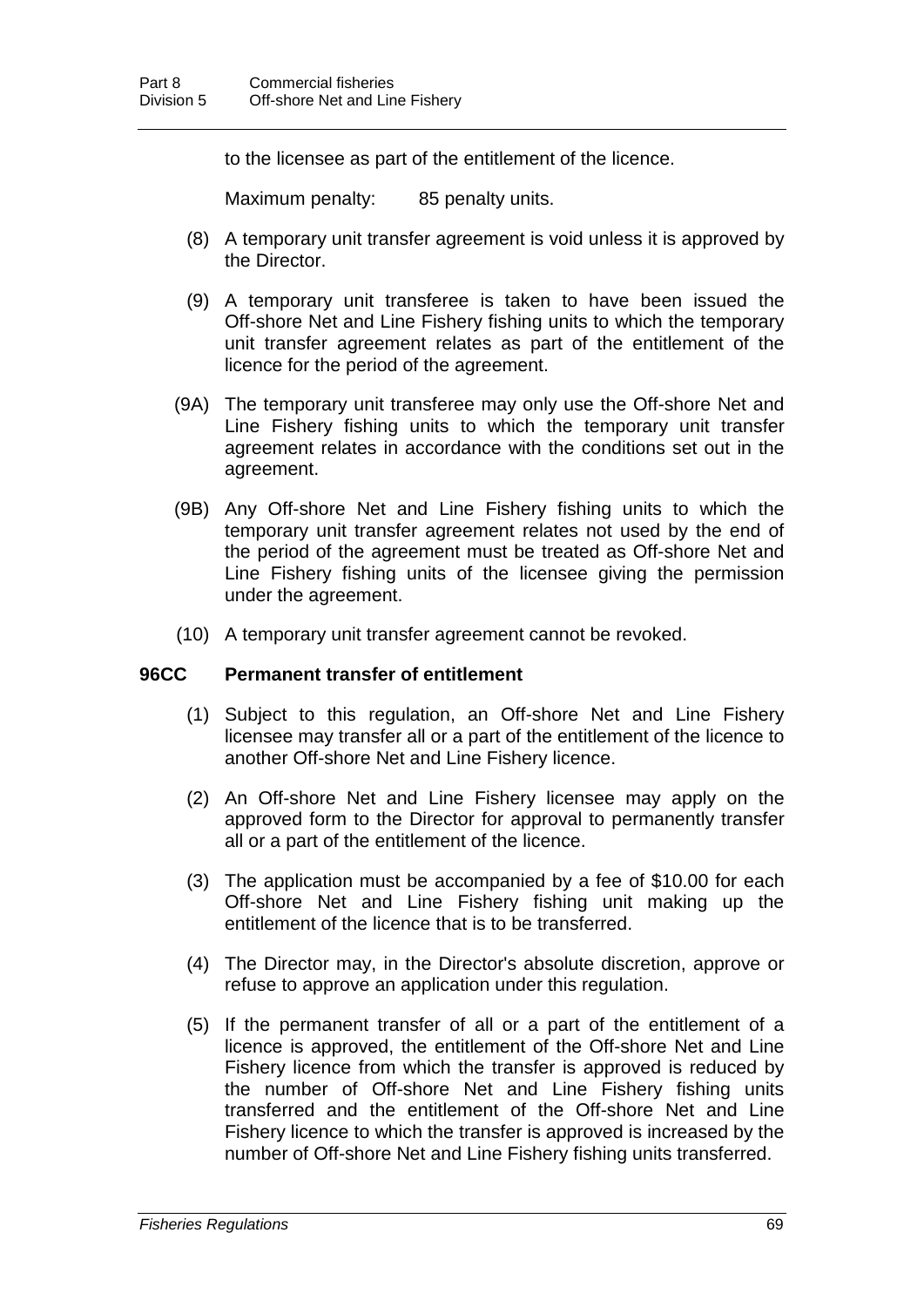to the licensee as part of the entitlement of the licence.

Maximum penalty: 85 penalty units.

(8) A temporary unit transfer agreement is void unless it is approved by the Director.

(9) A temporary unit transferee is taken to have been issued the Off-shore Net and Line Fishery fishing units to which the temporary unit transfer agreement relates as part of the entitlement of the licence for the period of the agreement.

(9A) The temporary unit transferee may only use the Off-shore Net and Line Fishery fishing units to which the temporary unit transfer agreement relates in accordance with the conditions set out in the agreement.

(9B) Any Off-shore Net and Line Fishery fishing units to which the temporary unit transfer agreement relates not used by the end of the period of the agreement must be treated as Off-shore Net and Line Fishery fishing units of the licensee giving the permission under the agreement.

(10) A temporary unit transfer agreement cannot be revoked.

### 96CC Permanent transfer of entitlement

(1) Subject to this regulation, an Off-shore Net and Line Fishery licensee may transfer all or a part of the entitlement of the licence to another Off-shore Net and Line Fishery licence.

(2) An Off-shore Net and Line Fishery licensee may apply on the approved form to the Director for approval to permanently transfer all or a part of the entitlement of the licence.

(3) The application must be accompanied by a fee of $10.00 for each Off-shore Net and Line Fishery fishing unit making up the entitlement of the licence that is to be transferred.

(4) The Director may, in the Director's absolute discretion, approve or refuse to approve an application under this regulation.

(5) If the permanent transfer of all or a part of the entitlement of a licence is approved, the entitlement of the Off-shore Net and Line Fishery licence from which the transfer is approved is reduced by the number of Off-shore Net and Line Fishery fishing units transferred and the entitlement of the Off-shore Net and Line Fishery licence to which the transfer is approved is increased by the number of Off-shore Net and Line Fishery fishing units transferred.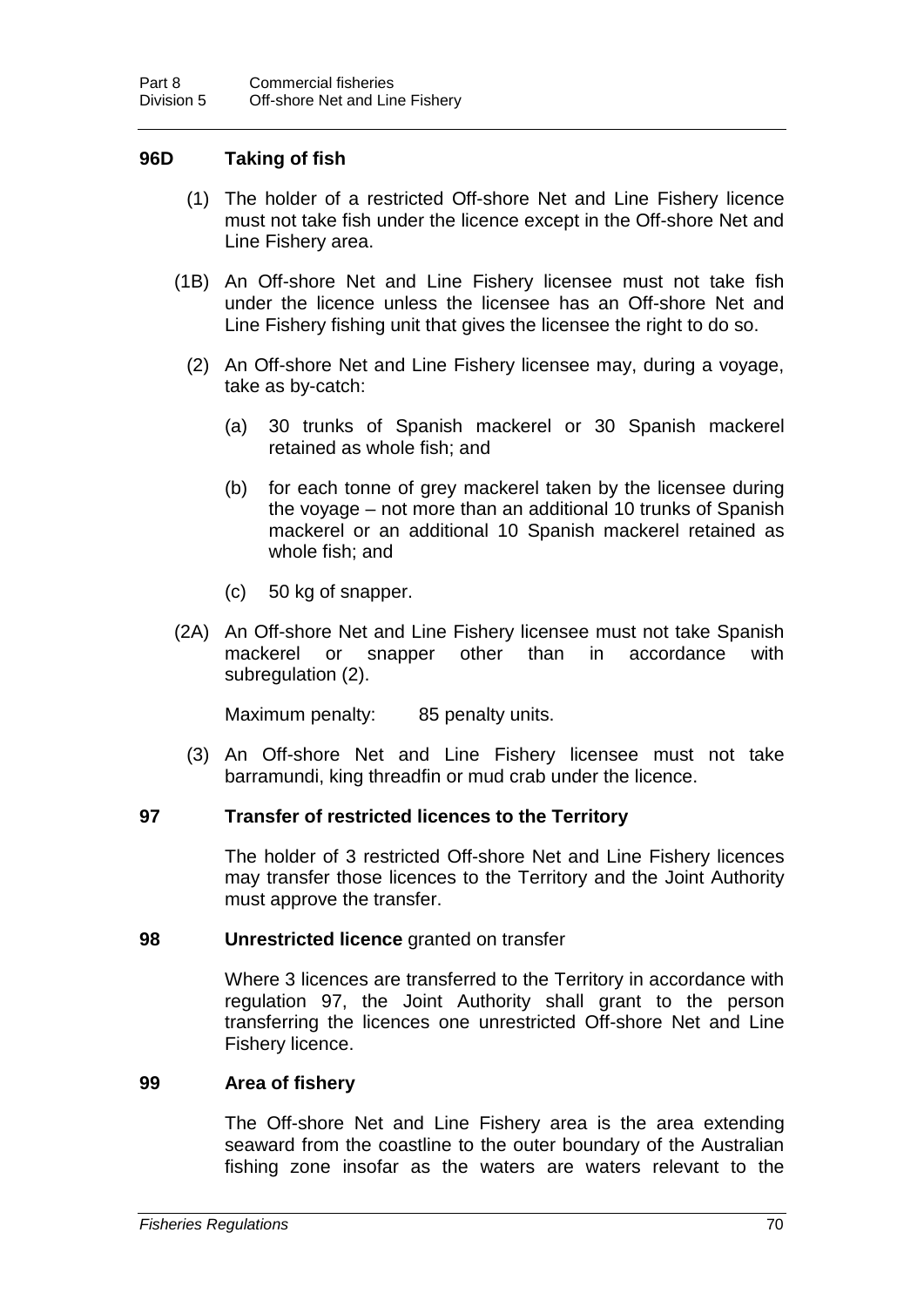### 96D Taking of fish

(1) The holder of a restricted Off-shore Net and Line Fishery licence must not take fish under the licence except in the Off-shore Net and Line Fishery area.

(1B) An Off-shore Net and Line Fishery licensee must not take fish under the licence unless the licensee has an Off-shore Net and Line Fishery fishing unit that gives the licensee the right to do so.

(2) An Off-shore Net and Line Fishery licensee may, during a voyage, take as by-catch:

(a) 30 trunks of Spanish mackerel or 30 Spanish mackerel retained as whole fish; and

(b) for each tonne of grey mackerel taken by the licensee during the voyage – not more than an additional 10 trunks of Spanish mackerel or an additional 10 Spanish mackerel retained as whole fish; and

(c) 50 kg of snapper.

(2A) An Off-shore Net and Line Fishery licensee must not take Spanish mackerel or snapper other than in accordance with subregulation (2).

Maximum penalty: 85 penalty units.

(3) An Off-shore Net and Line Fishery licensee must not take barramundi, king threadfin or mud crab under the licence.

### 97 Transfer of restricted licences to the Territory

The holder of 3 restricted Off-shore Net and Line Fishery licences may transfer those licences to the Territory and the Joint Authority must approve the transfer.

### 98 **Unrestricted licence** granted on transfer

Where 3 licences are transferred to the Territory in accordance with regulation 97, the Joint Authority shall grant to the person transferring the licences one unrestricted Off-shore Net and Line Fishery licence.

### 99 Area of fishery

The Off-shore Net and Line Fishery area is the area extending seaward from the coastline to the outer boundary of the Australian fishing zone insofar as the waters are waters relevant to the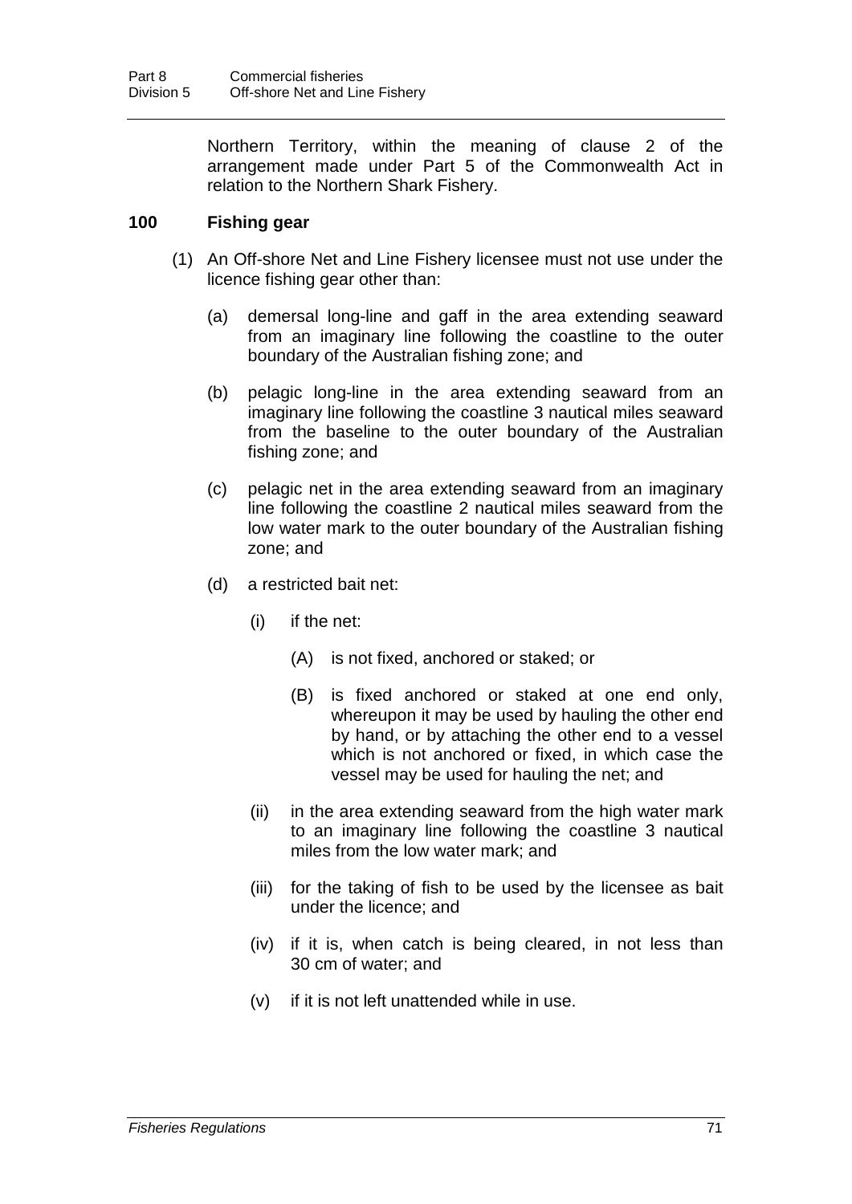Northern Territory, within the meaning of clause 2 of the arrangement made under Part 5 of the Commonwealth Act in relation to the Northern Shark Fishery.

**100 Fishing gear**

(1) An Off-shore Net and Line Fishery licensee must not use under the licence fishing gear other than:

(a) demersal long-line and gaff in the area extending seaward from an imaginary line following the coastline to the outer boundary of the Australian fishing zone; and

(b) pelagic long-line in the area extending seaward from an imaginary line following the coastline 3 nautical miles seaward from the baseline to the outer boundary of the Australian fishing zone; and

(c) pelagic net in the area extending seaward from an imaginary line following the coastline 2 nautical miles seaward from the low water mark to the outer boundary of the Australian fishing zone; and

(d) a restricted bait net:

(i) if the net:

(A) is not fixed, anchored or staked; or

(B) is fixed anchored or staked at one end only, whereupon it may be used by hauling the other end by hand, or by attaching the other end to a vessel which is not anchored or fixed, in which case the vessel may be used for hauling the net; and

(ii) in the area extending seaward from the high water mark to an imaginary line following the coastline 3 nautical miles from the low water mark; and

(iii) for the taking of fish to be used by the licensee as bait under the licence; and

(iv) if it is, when catch is being cleared, in not less than 30 cm of water; and

(v) if it is not left unattended while in use.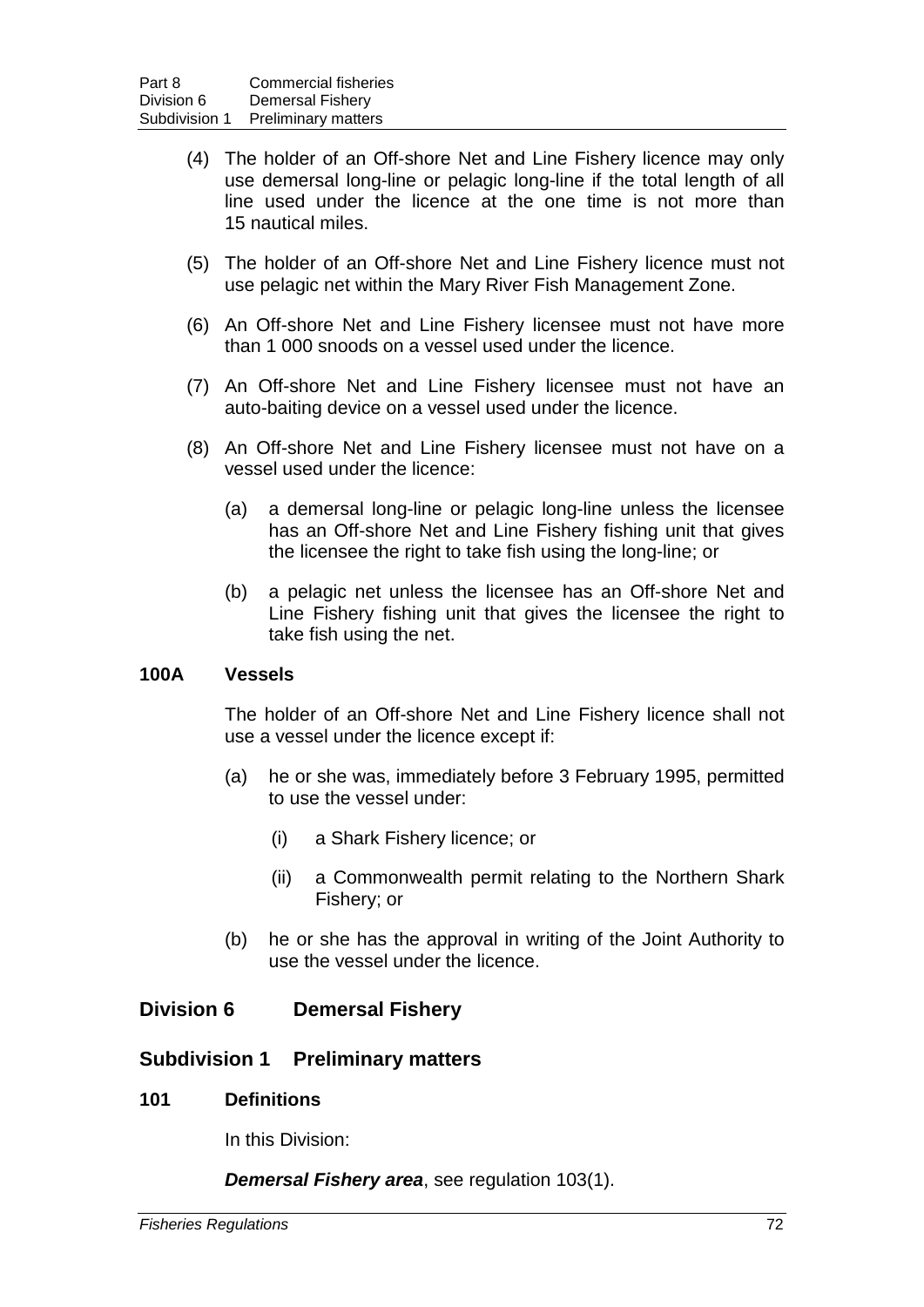(4) The holder of an Off-shore Net and Line Fishery licence may only use demersal long-line or pelagic long-line if the total length of all line used under the licence at the one time is not more than 15 nautical miles.

(5) The holder of an Off-shore Net and Line Fishery licence must not use pelagic net within the Mary River Fish Management Zone.

(6) An Off-shore Net and Line Fishery licensee must not have more than 1 000 snoods on a vessel used under the licence.

(7) An Off-shore Net and Line Fishery licensee must not have an auto-baiting device on a vessel used under the licence.

(8) An Off-shore Net and Line Fishery licensee must not have on a vessel used under the licence:

(a) a demersal long-line or pelagic long-line unless the licensee has an Off-shore Net and Line Fishery fishing unit that gives the licensee the right to take fish using the long-line; or

(b) a pelagic net unless the licensee has an Off-shore Net and Line Fishery fishing unit that gives the licensee the right to take fish using the net.

#### 100A Vessels

The holder of an Off-shore Net and Line Fishery licence shall not use a vessel under the licence except if:

(a) he or she was, immediately before 3 February 1995, permitted to use the vessel under:

(i) a Shark Fishery licence; or

(ii) a Commonwealth permit relating to the Northern Shark Fishery; or

(b) he or she has the approval in writing of the Joint Authority to use the vessel under the licence.

## Division 6 Demersal Fishery

### Subdivision 1 Preliminary matters

#### 101 Definitions

In this Division:

***Demersal Fishery area***, see regulation 103(1).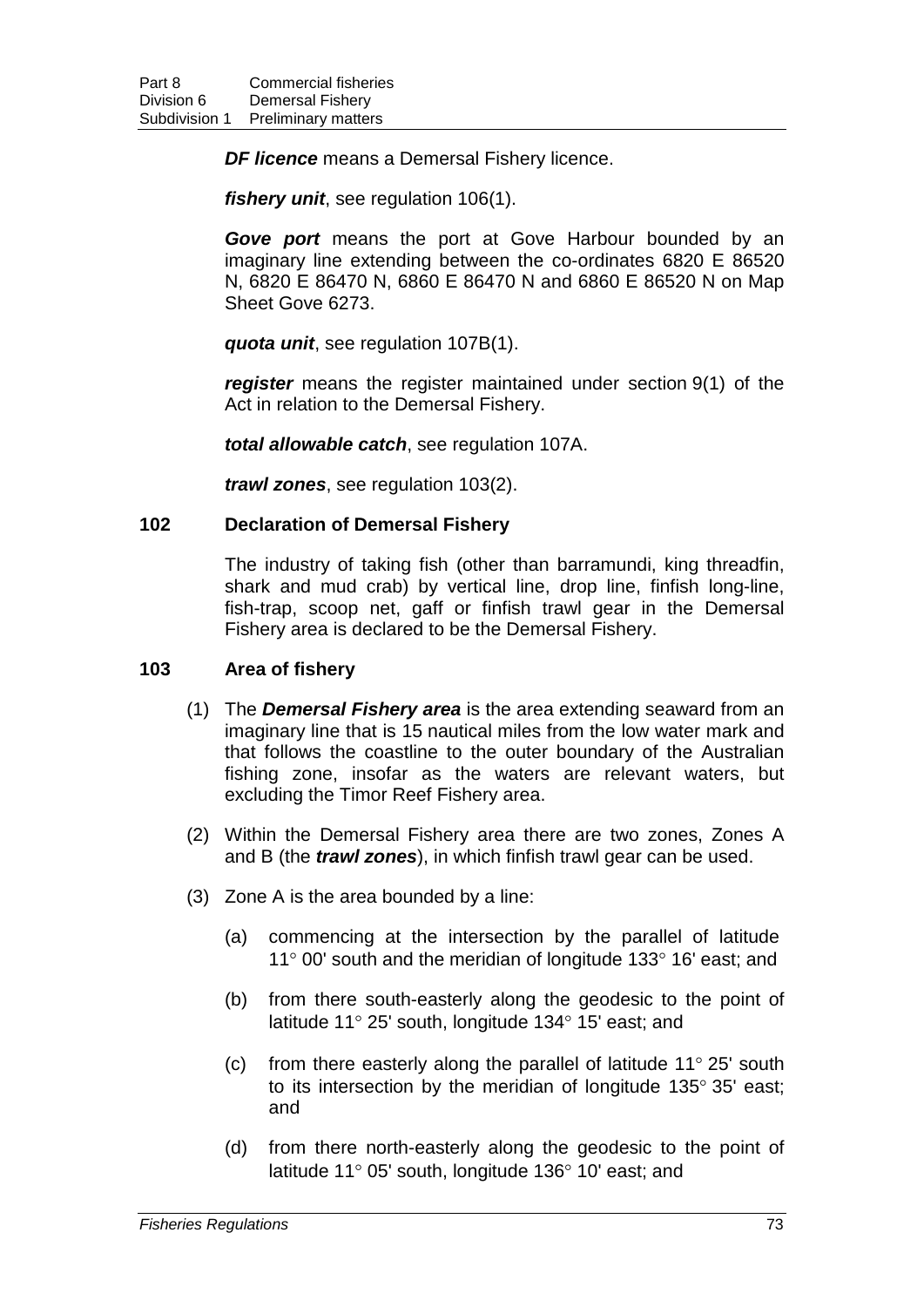***DF licence*** means a Demersal Fishery licence.

***fishery unit***, see regulation 106(1).

***Gove port*** means the port at Gove Harbour bounded by an imaginary line extending between the co-ordinates 6820 E 86520 N, 6820 E 86470 N, 6860 E 86470 N and 6860 E 86520 N on Map Sheet Gove 6273.

***quota unit***, see regulation 107B(1).

***register*** means the register maintained under section 9(1) of the Act in relation to the Demersal Fishery.

***total allowable catch***, see regulation 107A.

***trawl zones***, see regulation 103(2).

### 102 Declaration of Demersal Fishery

The industry of taking fish (other than barramundi, king threadfin, shark and mud crab) by vertical line, drop line, finfish long-line, fish-trap, scoop net, gaff or finfish trawl gear in the Demersal Fishery area is declared to be the Demersal Fishery.

### 103 Area of fishery

(1) The ***Demersal Fishery area*** is the area extending seaward from an imaginary line that is 15 nautical miles from the low water mark and that follows the coastline to the outer boundary of the Australian fishing zone, insofar as the waters are relevant waters, but excluding the Timor Reef Fishery area.

(2) Within the Demersal Fishery area there are two zones, Zones A and B (the ***trawl zones***), in which finfish trawl gear can be used.

(3) Zone A is the area bounded by a line:

(a) commencing at the intersection by the parallel of latitude 11° 00' south and the meridian of longitude 133° 16' east; and

(b) from there south-easterly along the geodesic to the point of latitude 11° 25' south, longitude 134° 15' east; and

(c) from there easterly along the parallel of latitude 11° 25' south to its intersection by the meridian of longitude 135° 35' east; and

(d) from there north-easterly along the geodesic to the point of latitude 11° 05' south, longitude 136° 10' east; and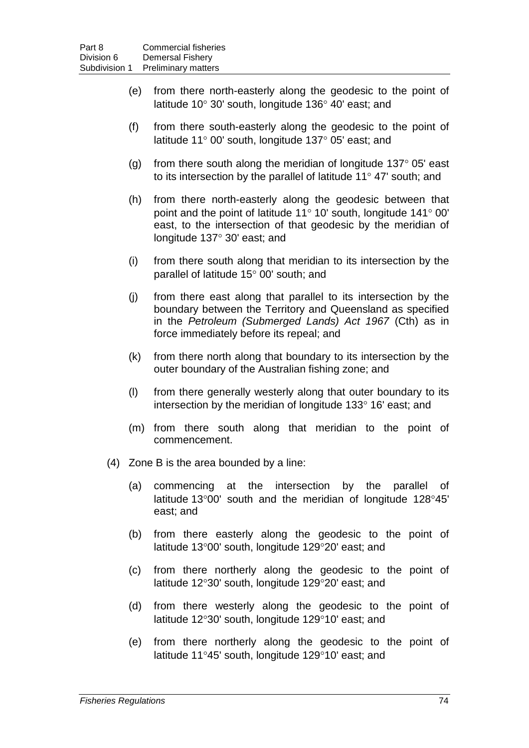(e) from there north-easterly along the geodesic to the point of latitude 10° 30' south, longitude 136° 40' east; and

(f) from there south-easterly along the geodesic to the point of latitude 11° 00' south, longitude 137° 05' east; and

(g) from there south along the meridian of longitude 137° 05' east to its intersection by the parallel of latitude 11° 47' south; and

(h) from there north-easterly along the geodesic between that point and the point of latitude 11° 10' south, longitude 141° 00' east, to the intersection of that geodesic by the meridian of longitude 137° 30' east; and

(i) from there south along that meridian to its intersection by the parallel of latitude 15° 00' south; and

(j) from there east along that parallel to its intersection by the boundary between the Territory and Queensland as specified in the *Petroleum (Submerged Lands) Act 1967* (Cth) as in force immediately before its repeal; and

(k) from there north along that boundary to its intersection by the outer boundary of the Australian fishing zone; and

(l) from there generally westerly along that outer boundary to its intersection by the meridian of longitude 133° 16' east; and

(m) from there south along that meridian to the point of commencement.

(4) Zone B is the area bounded by a line:

(a) commencing at the intersection by the parallel of latitude 13°00' south and the meridian of longitude 128°45' east; and

(b) from there easterly along the geodesic to the point of latitude 13°00' south, longitude 129°20' east; and

(c) from there northerly along the geodesic to the point of latitude 12°30' south, longitude 129°20' east; and

(d) from there westerly along the geodesic to the point of latitude 12°30' south, longitude 129°10' east; and

(e) from there northerly along the geodesic to the point of latitude 11°45' south, longitude 129°10' east; and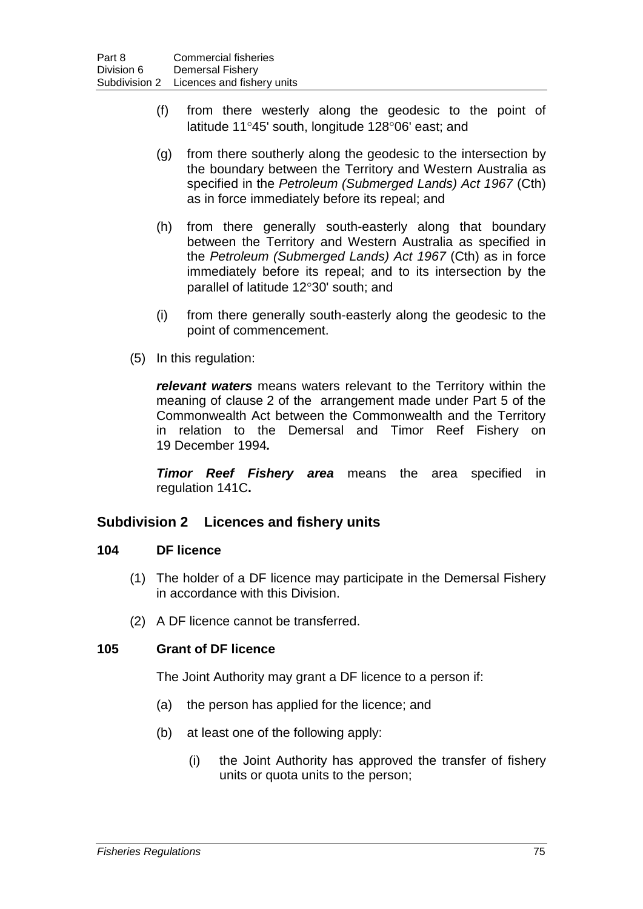(f) from there westerly along the geodesic to the point of latitude 11°45' south, longitude 128°06' east; and

(g) from there southerly along the geodesic to the intersection by the boundary between the Territory and Western Australia as specified in the *Petroleum (Submerged Lands) Act 1967* (Cth) as in force immediately before its repeal; and

(h) from there generally south-easterly along that boundary between the Territory and Western Australia as specified in the *Petroleum (Submerged Lands) Act 1967* (Cth) as in force immediately before its repeal; and to its intersection by the parallel of latitude 12°30' south; and

(i) from there generally south-easterly along the geodesic to the point of commencement.

(5) In this regulation:

***relevant waters*** means waters relevant to the Territory within the meaning of clause 2 of the arrangement made under Part 5 of the Commonwealth Act between the Commonwealth and the Territory in relation to the Demersal and Timor Reef Fishery on 19 December 1994**.**

***Timor Reef Fishery area*** means the area specified in regulation 141C**.**

## Subdivision 2 Licences and fishery units

### 104 DF licence

(1) The holder of a DF licence may participate in the Demersal Fishery in accordance with this Division.

(2) A DF licence cannot be transferred.

### 105 Grant of DF licence

The Joint Authority may grant a DF licence to a person if:

(a) the person has applied for the licence; and

(b) at least one of the following apply:

(i) the Joint Authority has approved the transfer of fishery units or quota units to the person;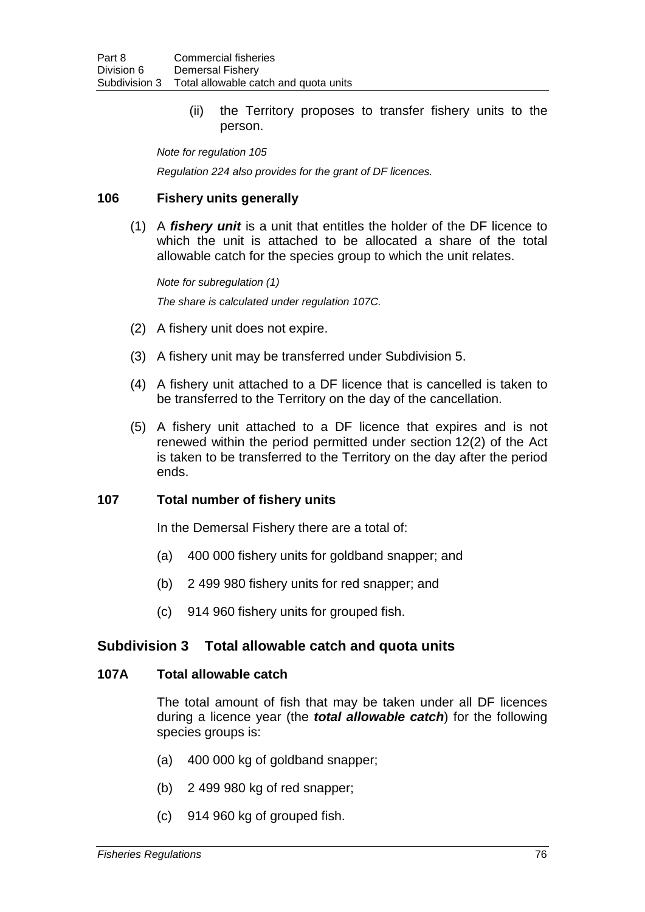(ii) the Territory proposes to transfer fishery units to the person.

*Note for regulation 105*

*Regulation 224 also provides for the grant of DF licences.*

### 106 Fishery units generally

(1) A ***fishery unit*** is a unit that entitles the holder of the DF licence to which the unit is attached to be allocated a share of the total allowable catch for the species group to which the unit relates.

*Note for subregulation (1)*

*The share is calculated under regulation 107C.*

(2) A fishery unit does not expire.

(3) A fishery unit may be transferred under Subdivision 5.

(4) A fishery unit attached to a DF licence that is cancelled is taken to be transferred to the Territory on the day of the cancellation.

(5) A fishery unit attached to a DF licence that expires and is not renewed within the period permitted under section 12(2) of the Act is taken to be transferred to the Territory on the day after the period ends.

### 107 Total number of fishery units

In the Demersal Fishery there are a total of:

(a) 400 000 fishery units for goldband snapper; and

(b) 2 499 980 fishery units for red snapper; and

(c) 914 960 fishery units for grouped fish.

## Subdivision 3 Total allowable catch and quota units

### 107A Total allowable catch

The total amount of fish that may be taken under all DF licences during a licence year (the ***total allowable catch***) for the following species groups is:

(a) 400 000 kg of goldband snapper;

(b) 2 499 980 kg of red snapper;

(c) 914 960 kg of grouped fish.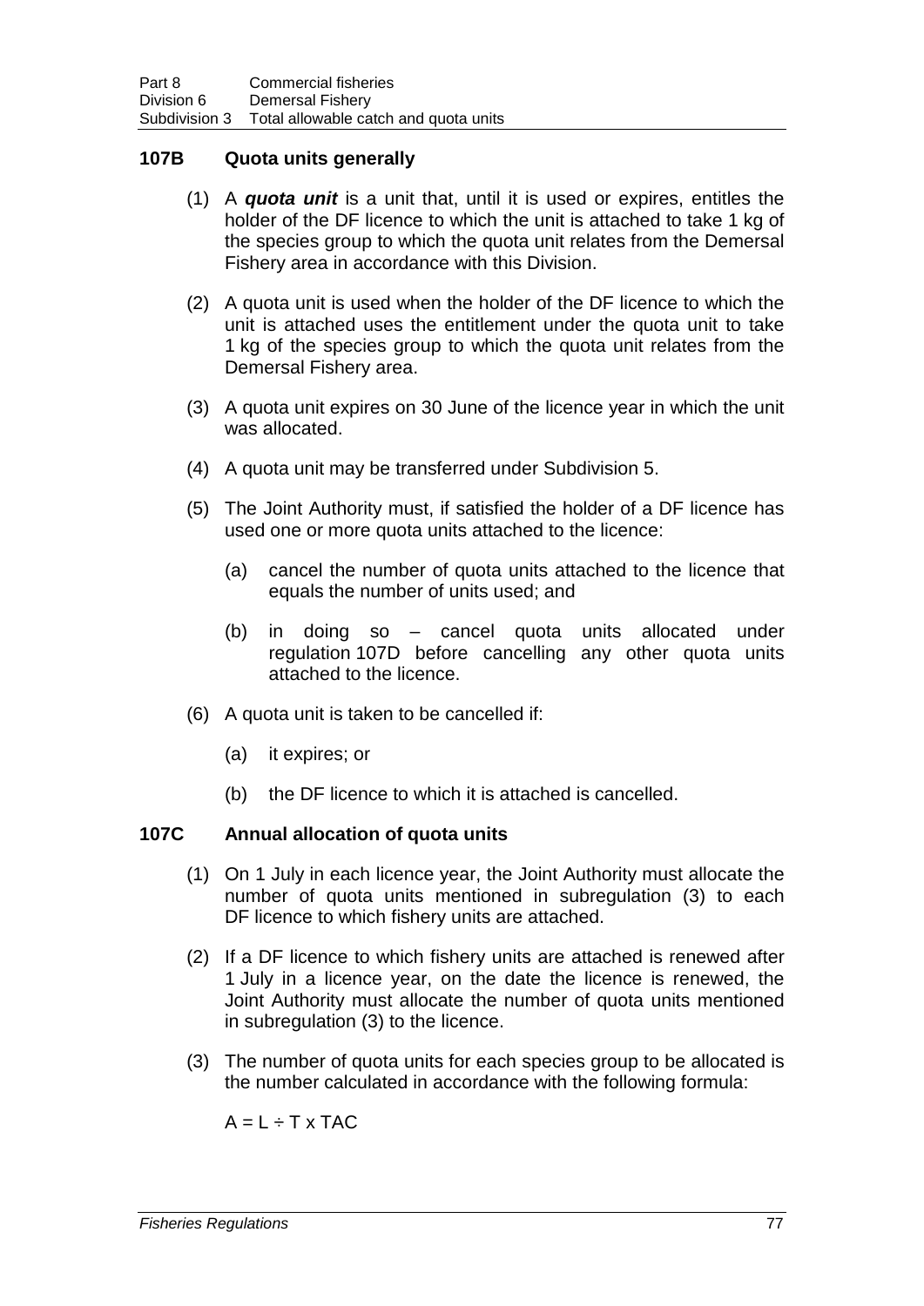### 107B Quota units generally

(1) A ***quota unit*** is a unit that, until it is used or expires, entitles the holder of the DF licence to which the unit is attached to take 1 kg of the species group to which the quota unit relates from the Demersal Fishery area in accordance with this Division.

(2) A quota unit is used when the holder of the DF licence to which the unit is attached uses the entitlement under the quota unit to take 1 kg of the species group to which the quota unit relates from the Demersal Fishery area.

(3) A quota unit expires on 30 June of the licence year in which the unit was allocated.

(4) A quota unit may be transferred under Subdivision 5.

(5) The Joint Authority must, if satisfied the holder of a DF licence has used one or more quota units attached to the licence:

(a) cancel the number of quota units attached to the licence that equals the number of units used; and

(b) in doing so – cancel quota units allocated under regulation 107D before cancelling any other quota units attached to the licence.

(6) A quota unit is taken to be cancelled if:

(a) it expires; or

(b) the DF licence to which it is attached is cancelled.

### 107C Annual allocation of quota units

(1) On 1 July in each licence year, the Joint Authority must allocate the number of quota units mentioned in subregulation (3) to each DF licence to which fishery units are attached.

(2) If a DF licence to which fishery units are attached is renewed after 1 July in a licence year, on the date the licence is renewed, the Joint Authority must allocate the number of quota units mentioned in subregulation (3) to the licence.

(3) The number of quota units for each species group to be allocated is the number calculated in accordance with the following formula:

$$A = L \div T \times TAC$$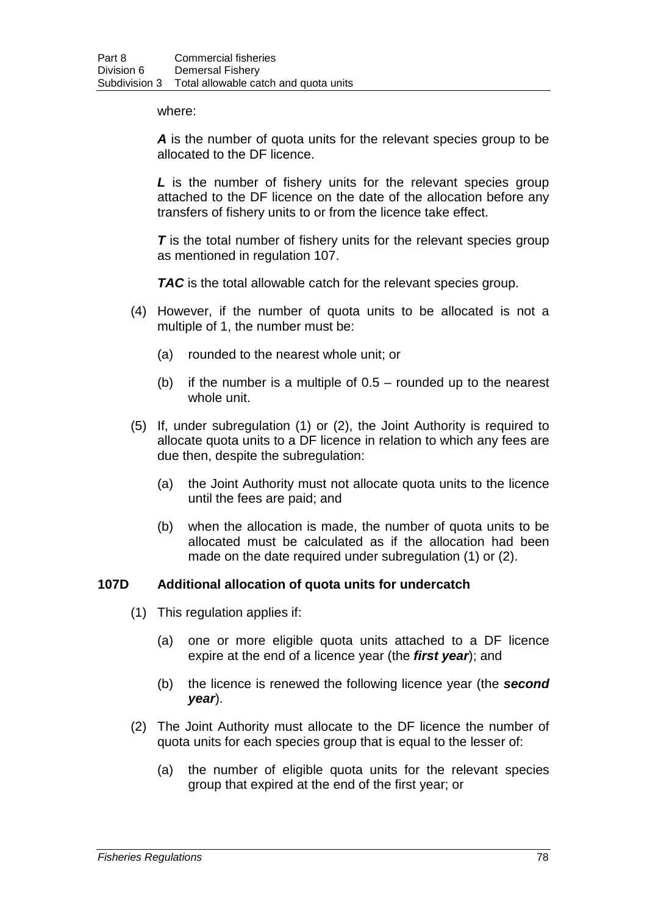where:

***A*** is the number of quota units for the relevant species group to be allocated to the DF licence.

***L*** is the number of fishery units for the relevant species group attached to the DF licence on the date of the allocation before any transfers of fishery units to or from the licence take effect.

***T*** is the total number of fishery units for the relevant species group as mentioned in regulation 107.

***TAC*** is the total allowable catch for the relevant species group.

(4) However, if the number of quota units to be allocated is not a multiple of 1, the number must be:

(a) rounded to the nearest whole unit; or

(b) if the number is a multiple of 0.5 – rounded up to the nearest whole unit.

(5) If, under subregulation (1) or (2), the Joint Authority is required to allocate quota units to a DF licence in relation to which any fees are due then, despite the subregulation:

(a) the Joint Authority must not allocate quota units to the licence until the fees are paid; and

(b) when the allocation is made, the number of quota units to be allocated must be calculated as if the allocation had been made on the date required under subregulation (1) or (2).

### 107D Additional allocation of quota units for undercatch

(1) This regulation applies if:

(a) one or more eligible quota units attached to a DF licence expire at the end of a licence year (the ***first year***); and

(b) the licence is renewed the following licence year (the ***second year***).

(2) The Joint Authority must allocate to the DF licence the number of quota units for each species group that is equal to the lesser of:

(a) the number of eligible quota units for the relevant species group that expired at the end of the first year; or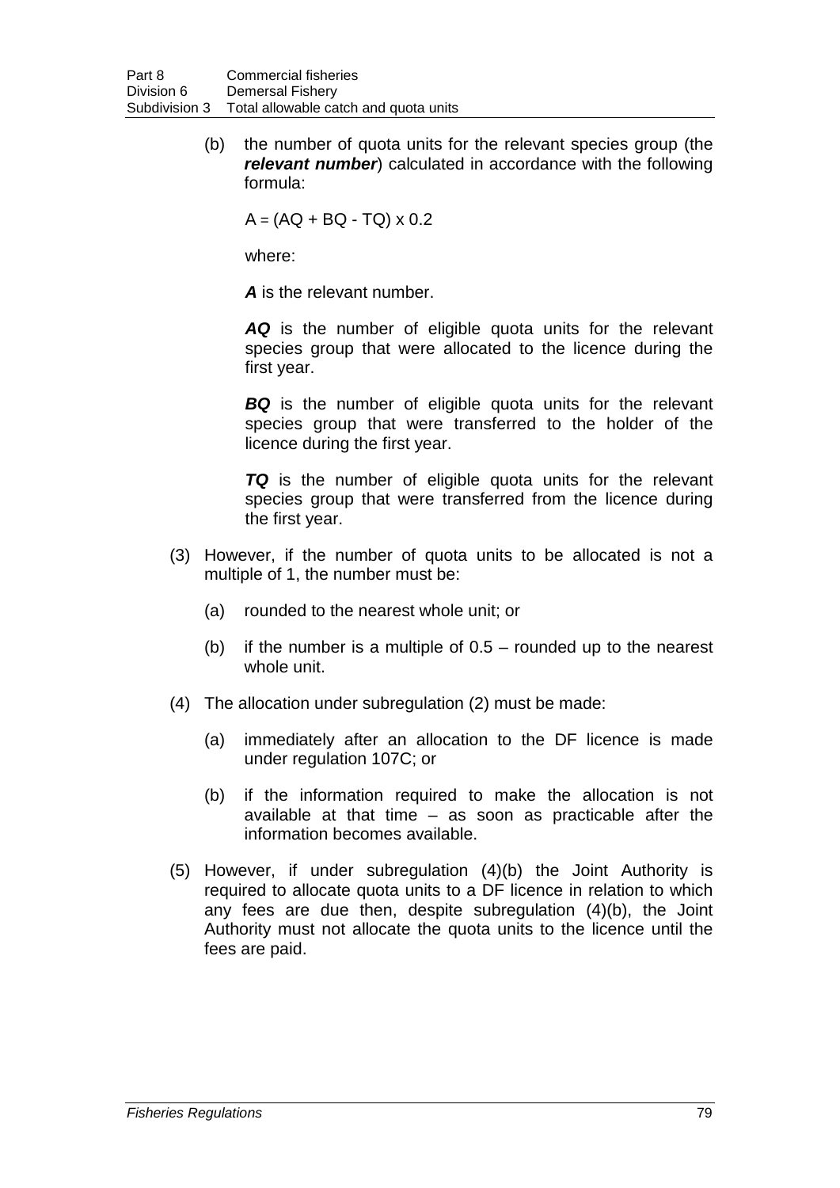(b) the number of quota units for the relevant species group (the ***relevant number***) calculated in accordance with the following formula:

$$A = (AQ + BQ - TQ) \times 0.2$$

where:

***A*** is the relevant number.

***AQ*** is the number of eligible quota units for the relevant species group that were allocated to the licence during the first year.

***BQ*** is the number of eligible quota units for the relevant species group that were transferred to the holder of the licence during the first year.

***TQ*** is the number of eligible quota units for the relevant species group that were transferred from the licence during the first year.

(3) However, if the number of quota units to be allocated is not a multiple of 1, the number must be:

(a) rounded to the nearest whole unit; or

(b) if the number is a multiple of 0.5 – rounded up to the nearest whole unit.

(4) The allocation under subregulation (2) must be made:

(a) immediately after an allocation to the DF licence is made under regulation 107C; or

(b) if the information required to make the allocation is not available at that time – as soon as practicable after the information becomes available.

(5) However, if under subregulation (4)(b) the Joint Authority is required to allocate quota units to a DF licence in relation to which any fees are due then, despite subregulation (4)(b), the Joint Authority must not allocate the quota units to the licence until the fees are paid.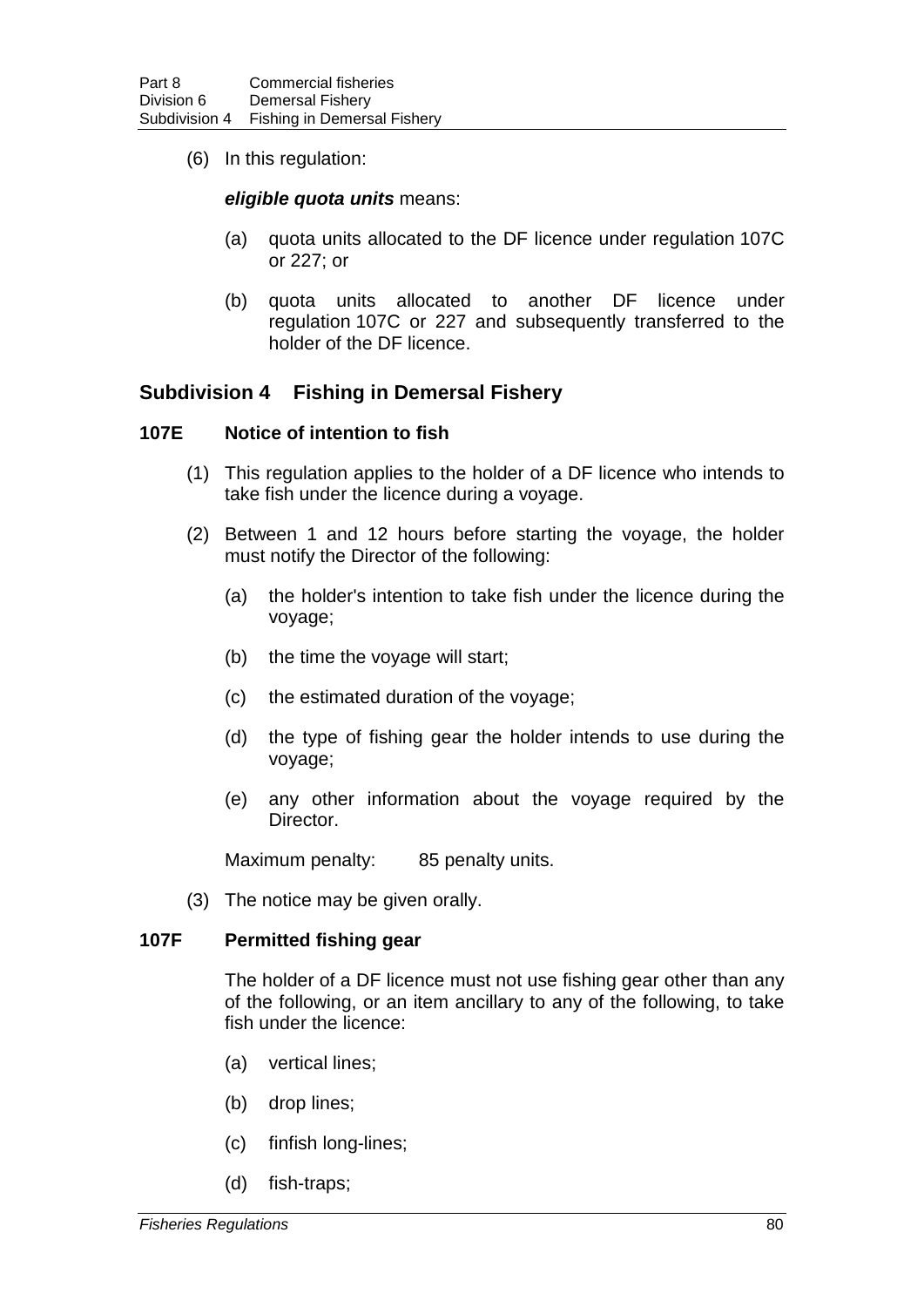(6) In this regulation:

***eligible quota units*** means:

(a) quota units allocated to the DF licence under regulation 107C or 227; or

(b) quota units allocated to another DF licence under regulation 107C or 227 and subsequently transferred to the holder of the DF licence.

## Subdivision 4 Fishing in Demersal Fishery

### 107E Notice of intention to fish

(1) This regulation applies to the holder of a DF licence who intends to take fish under the licence during a voyage.

(2) Between 1 and 12 hours before starting the voyage, the holder must notify the Director of the following:

(a) the holder's intention to take fish under the licence during the voyage;

(b) the time the voyage will start;

(c) the estimated duration of the voyage;

(d) the type of fishing gear the holder intends to use during the voyage;

(e) any other information about the voyage required by the Director.

Maximum penalty: 85 penalty units.

(3) The notice may be given orally.

### 107F Permitted fishing gear

The holder of a DF licence must not use fishing gear other than any of the following, or an item ancillary to any of the following, to take fish under the licence:

(a) vertical lines;

(b) drop lines;

(c) finfish long-lines;

(d) fish-traps;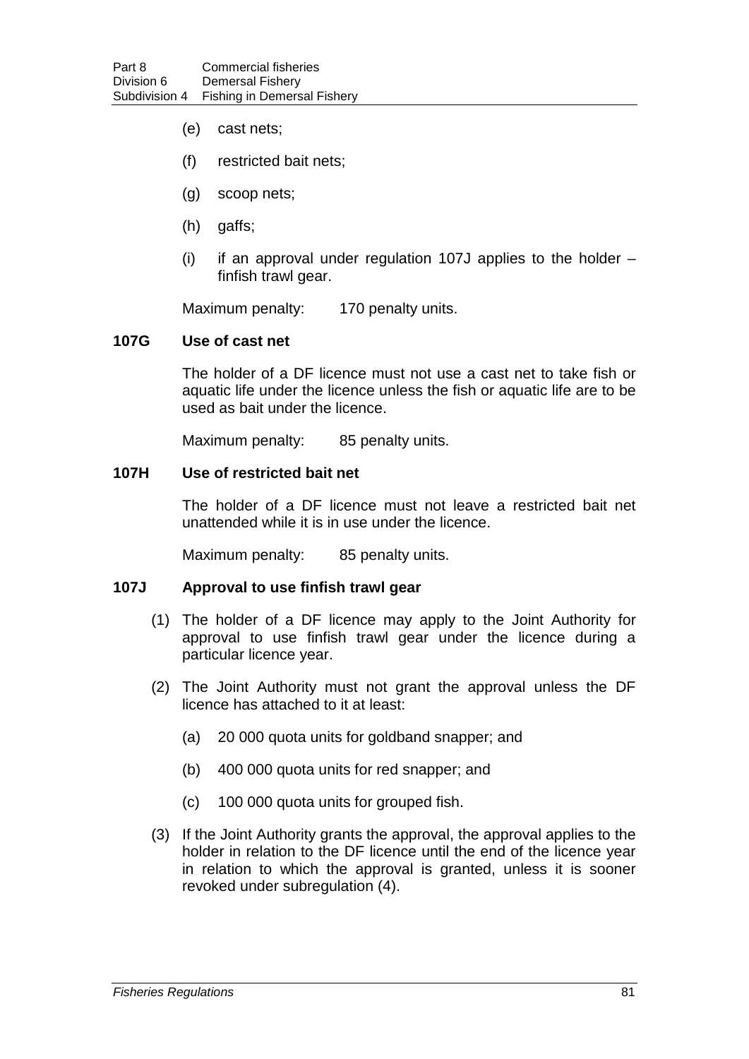(e) cast nets;

(f) restricted bait nets;

(g) scoop nets;

(h) gaffs;

(i) if an approval under regulation 107J applies to the holder – finfish trawl gear.

Maximum penalty: 170 penalty units.

**107G Use of cast net**

The holder of a DF licence must not use a cast net to take fish or aquatic life under the licence unless the fish or aquatic life are to be used as bait under the licence.

Maximum penalty: 85 penalty units.

**107H Use of restricted bait net**

The holder of a DF licence must not leave a restricted bait net unattended while it is in use under the licence.

Maximum penalty: 85 penalty units.

**107J Approval to use finfish trawl gear**

(1) The holder of a DF licence may apply to the Joint Authority for approval to use finfish trawl gear under the licence during a particular licence year.

(2) The Joint Authority must not grant the approval unless the DF licence has attached to it at least:

(a) 20 000 quota units for goldband snapper; and

(b) 400 000 quota units for red snapper; and

(c) 100 000 quota units for grouped fish.

(3) If the Joint Authority grants the approval, the approval applies to the holder in relation to the DF licence until the end of the licence year in relation to which the approval is granted, unless it is sooner revoked under subregulation (4).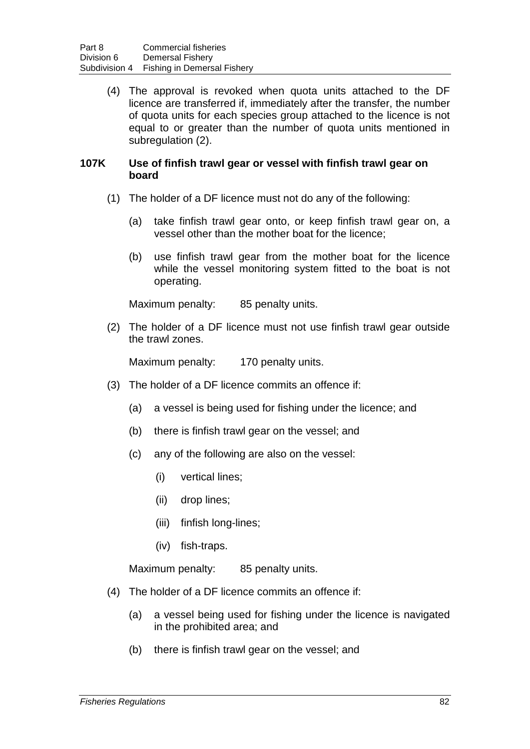(4) The approval is revoked when quota units attached to the DF licence are transferred if, immediately after the transfer, the number of quota units for each species group attached to the licence is not equal to or greater than the number of quota units mentioned in subregulation (2).

### 107K Use of finfish trawl gear or vessel with finfish trawl gear on board

(1) The holder of a DF licence must not do any of the following:

(a) take finfish trawl gear onto, or keep finfish trawl gear on, a vessel other than the mother boat for the licence;

(b) use finfish trawl gear from the mother boat for the licence while the vessel monitoring system fitted to the boat is not operating.

Maximum penalty: 85 penalty units.

(2) The holder of a DF licence must not use finfish trawl gear outside the trawl zones.

Maximum penalty: 170 penalty units.

(3) The holder of a DF licence commits an offence if:

(a) a vessel is being used for fishing under the licence; and

(b) there is finfish trawl gear on the vessel; and

(c) any of the following are also on the vessel:

(i) vertical lines;

(ii) drop lines;

(iii) finfish long-lines;

(iv) fish-traps.

Maximum penalty: 85 penalty units.

(4) The holder of a DF licence commits an offence if:

(a) a vessel being used for fishing under the licence is navigated in the prohibited area; and

(b) there is finfish trawl gear on the vessel; and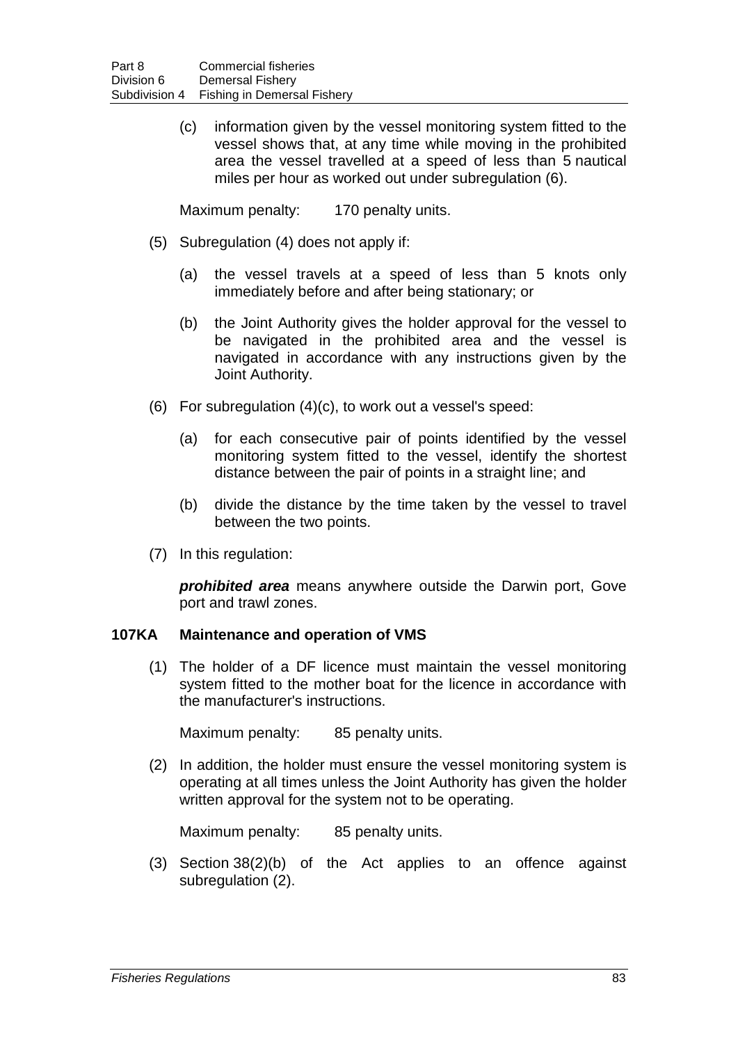(c) information given by the vessel monitoring system fitted to the vessel shows that, at any time while moving in the prohibited area the vessel travelled at a speed of less than 5 nautical miles per hour as worked out under subregulation (6).

Maximum penalty: 170 penalty units.

(5) Subregulation (4) does not apply if:

(a) the vessel travels at a speed of less than 5 knots only immediately before and after being stationary; or

(b) the Joint Authority gives the holder approval for the vessel to be navigated in the prohibited area and the vessel is navigated in accordance with any instructions given by the Joint Authority.

(6) For subregulation (4)(c), to work out a vessel's speed:

(a) for each consecutive pair of points identified by the vessel monitoring system fitted to the vessel, identify the shortest distance between the pair of points in a straight line; and

(b) divide the distance by the time taken by the vessel to travel between the two points.

(7) In this regulation:

***prohibited area*** means anywhere outside the Darwin port, Gove port and trawl zones.

### 107KA Maintenance and operation of VMS

(1) The holder of a DF licence must maintain the vessel monitoring system fitted to the mother boat for the licence in accordance with the manufacturer's instructions.

Maximum penalty: 85 penalty units.

(2) In addition, the holder must ensure the vessel monitoring system is operating at all times unless the Joint Authority has given the holder written approval for the system not to be operating.

Maximum penalty: 85 penalty units.

(3) Section 38(2)(b) of the Act applies to an offence against subregulation (2).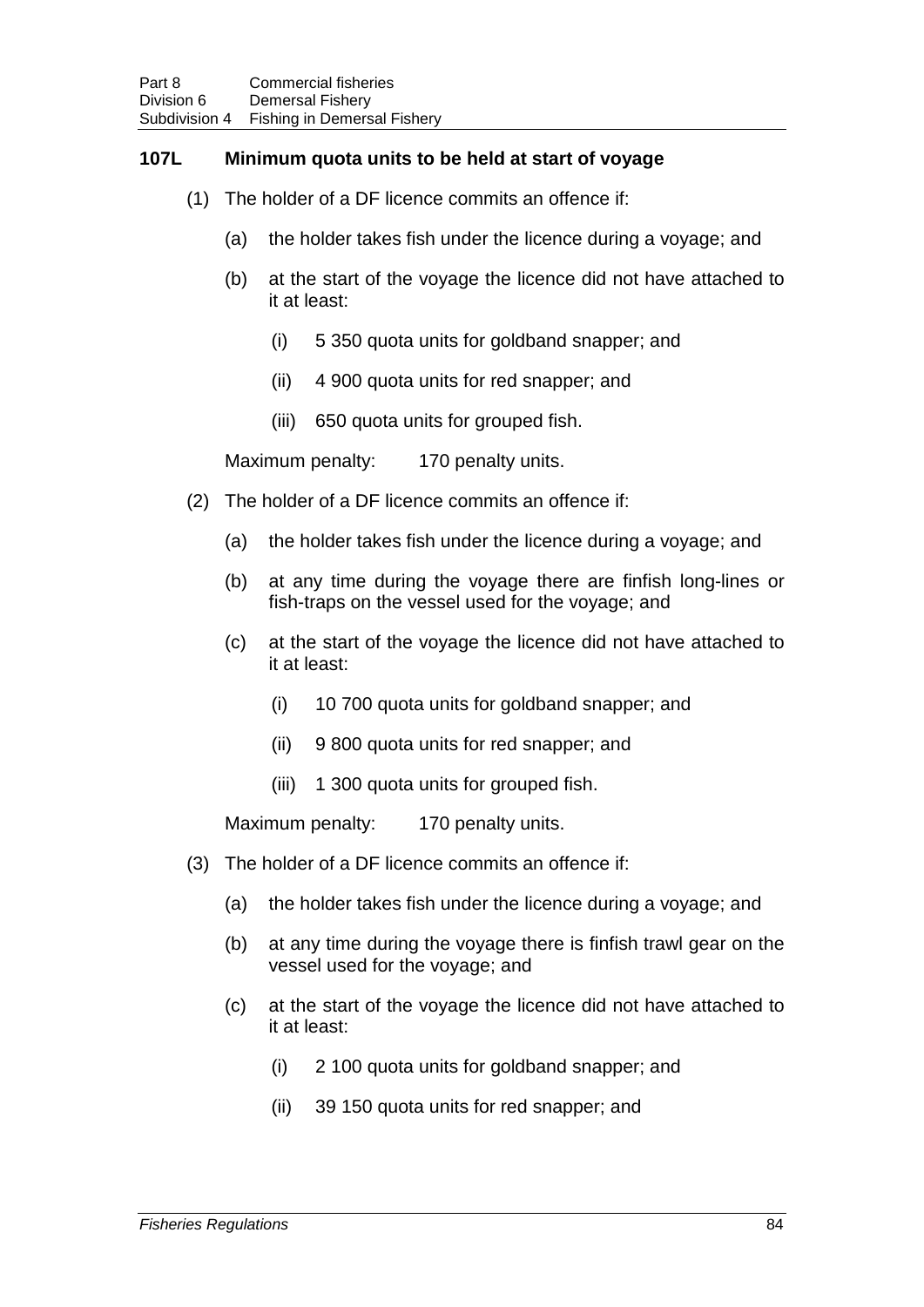## 107L Minimum quota units to be held at start of voyage

(1) The holder of a DF licence commits an offence if:

(a) the holder takes fish under the licence during a voyage; and

(b) at the start of the voyage the licence did not have attached to it at least:

(i) 5 350 quota units for goldband snapper; and

(ii) 4 900 quota units for red snapper; and

(iii) 650 quota units for grouped fish.

Maximum penalty: 170 penalty units.

(2) The holder of a DF licence commits an offence if:

(a) the holder takes fish under the licence during a voyage; and

(b) at any time during the voyage there are finfish long-lines or fish-traps on the vessel used for the voyage; and

(c) at the start of the voyage the licence did not have attached to it at least:

(i) 10 700 quota units for goldband snapper; and

(ii) 9 800 quota units for red snapper; and

(iii) 1 300 quota units for grouped fish.

Maximum penalty: 170 penalty units.

(3) The holder of a DF licence commits an offence if:

(a) the holder takes fish under the licence during a voyage; and

(b) at any time during the voyage there is finfish trawl gear on the vessel used for the voyage; and

(c) at the start of the voyage the licence did not have attached to it at least:

(i) 2 100 quota units for goldband snapper; and

(ii) 39 150 quota units for red snapper; and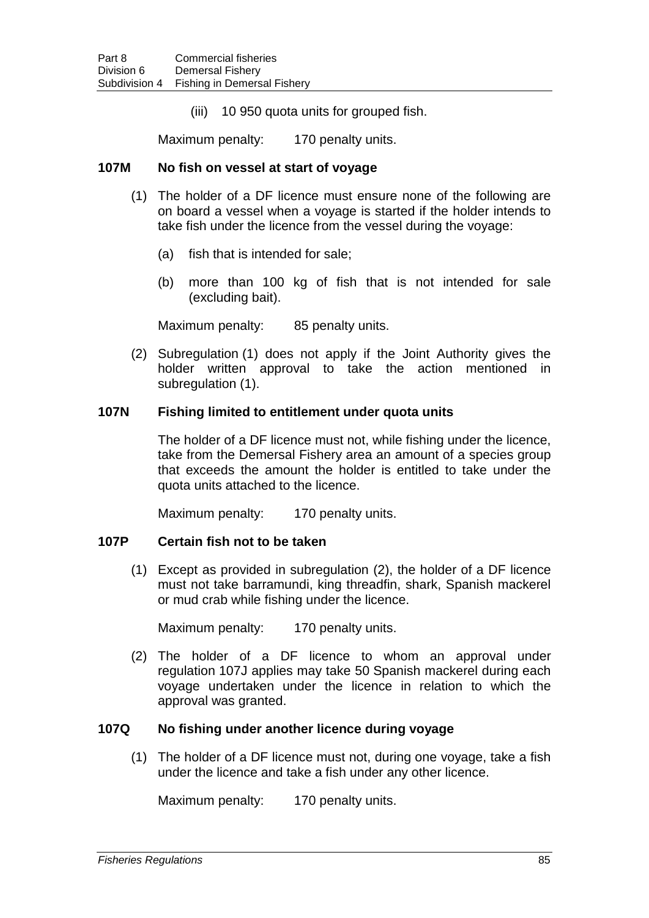(iii) 10 950 quota units for grouped fish.

Maximum penalty: 170 penalty units.

### 107M No fish on vessel at start of voyage

(1) The holder of a DF licence must ensure none of the following are on board a vessel when a voyage is started if the holder intends to take fish under the licence from the vessel during the voyage:

(a) fish that is intended for sale;

(b) more than 100 kg of fish that is not intended for sale (excluding bait).

Maximum penalty: 85 penalty units.

(2) Subregulation (1) does not apply if the Joint Authority gives the holder written approval to take the action mentioned in subregulation (1).

### 107N Fishing limited to entitlement under quota units

The holder of a DF licence must not, while fishing under the licence, take from the Demersal Fishery area an amount of a species group that exceeds the amount the holder is entitled to take under the quota units attached to the licence.

Maximum penalty: 170 penalty units.

### 107P Certain fish not to be taken

(1) Except as provided in subregulation (2), the holder of a DF licence must not take barramundi, king threadfin, shark, Spanish mackerel or mud crab while fishing under the licence.

Maximum penalty: 170 penalty units.

(2) The holder of a DF licence to whom an approval under regulation 107J applies may take 50 Spanish mackerel during each voyage undertaken under the licence in relation to which the approval was granted.

### 107Q No fishing under another licence during voyage

(1) The holder of a DF licence must not, during one voyage, take a fish under the licence and take a fish under any other licence.

Maximum penalty: 170 penalty units.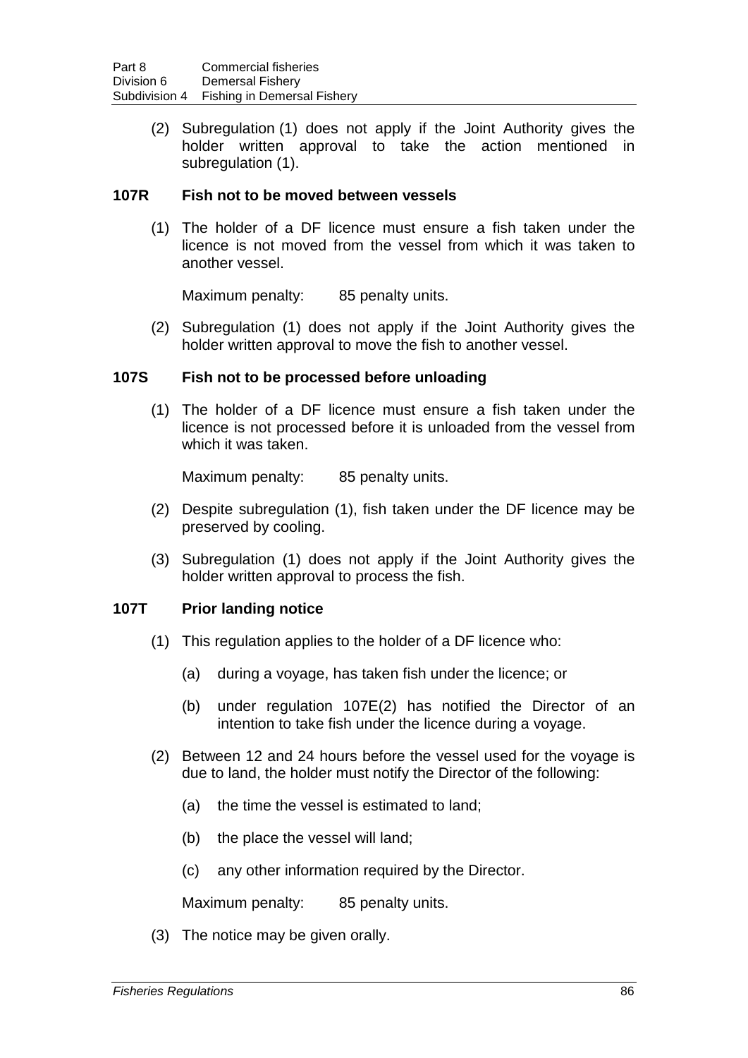(2) Subregulation (1) does not apply if the Joint Authority gives the holder written approval to take the action mentioned in subregulation (1).

### 107R Fish not to be moved between vessels

(1) The holder of a DF licence must ensure a fish taken under the licence is not moved from the vessel from which it was taken to another vessel.

Maximum penalty: 85 penalty units.

(2) Subregulation (1) does not apply if the Joint Authority gives the holder written approval to move the fish to another vessel.

### 107S Fish not to be processed before unloading

(1) The holder of a DF licence must ensure a fish taken under the licence is not processed before it is unloaded from the vessel from which it was taken.

Maximum penalty: 85 penalty units.

(2) Despite subregulation (1), fish taken under the DF licence may be preserved by cooling.

(3) Subregulation (1) does not apply if the Joint Authority gives the holder written approval to process the fish.

### 107T Prior landing notice

(1) This regulation applies to the holder of a DF licence who:

(a) during a voyage, has taken fish under the licence; or

(b) under regulation 107E(2) has notified the Director of an intention to take fish under the licence during a voyage.

(2) Between 12 and 24 hours before the vessel used for the voyage is due to land, the holder must notify the Director of the following:

(a) the time the vessel is estimated to land;

(b) the place the vessel will land;

(c) any other information required by the Director.

Maximum penalty: 85 penalty units.

(3) The notice may be given orally.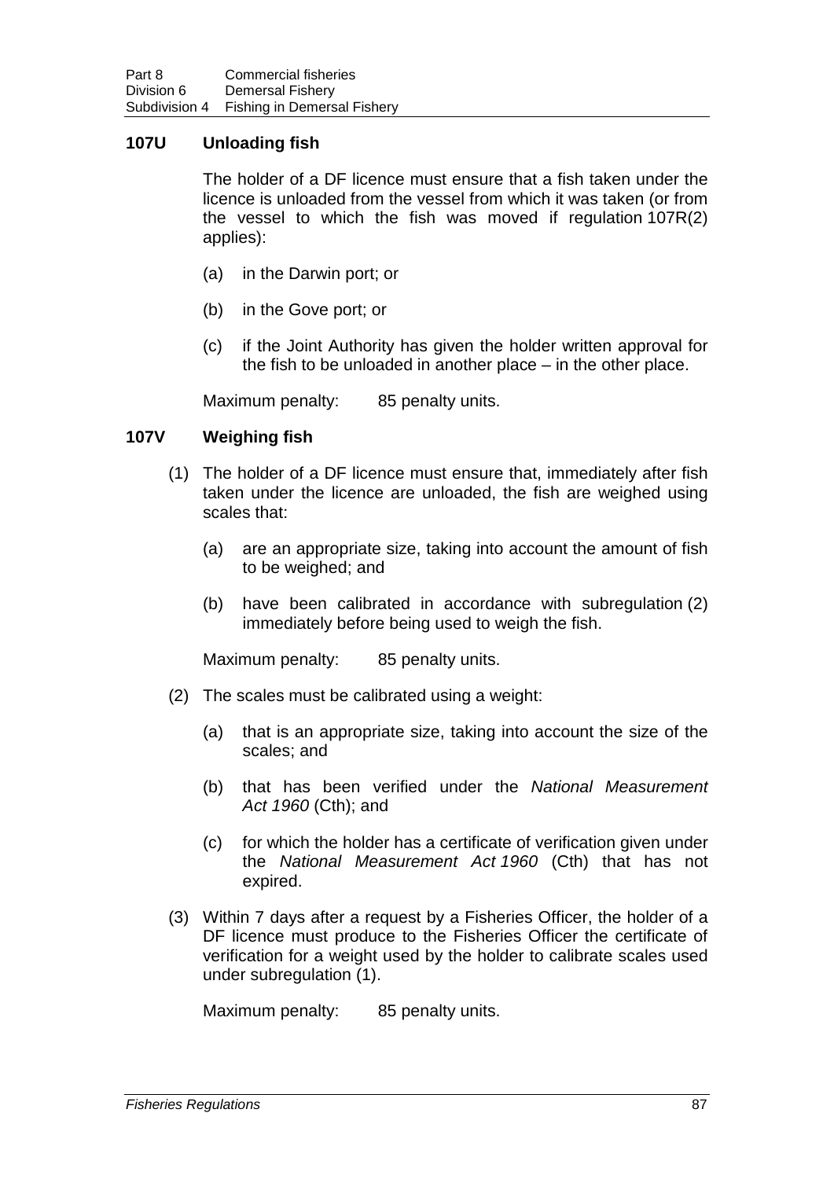### 107U Unloading fish

The holder of a DF licence must ensure that a fish taken under the licence is unloaded from the vessel from which it was taken (or from the vessel to which the fish was moved if regulation 107R(2) applies):

(a) in the Darwin port; or

(b) in the Gove port; or

(c) if the Joint Authority has given the holder written approval for the fish to be unloaded in another place – in the other place.

Maximum penalty: 85 penalty units.

### 107V Weighing fish

(1) The holder of a DF licence must ensure that, immediately after fish taken under the licence are unloaded, the fish are weighed using scales that:

(a) are an appropriate size, taking into account the amount of fish to be weighed; and

(b) have been calibrated in accordance with subregulation (2) immediately before being used to weigh the fish.

Maximum penalty: 85 penalty units.

(2) The scales must be calibrated using a weight:

(a) that is an appropriate size, taking into account the size of the scales; and

(b) that has been verified under the *National Measurement Act 1960* (Cth); and

(c) for which the holder has a certificate of verification given under the *National Measurement Act 1960* (Cth) that has not expired.

(3) Within 7 days after a request by a Fisheries Officer, the holder of a DF licence must produce to the Fisheries Officer the certificate of verification for a weight used by the holder to calibrate scales used under subregulation (1).

Maximum penalty: 85 penalty units.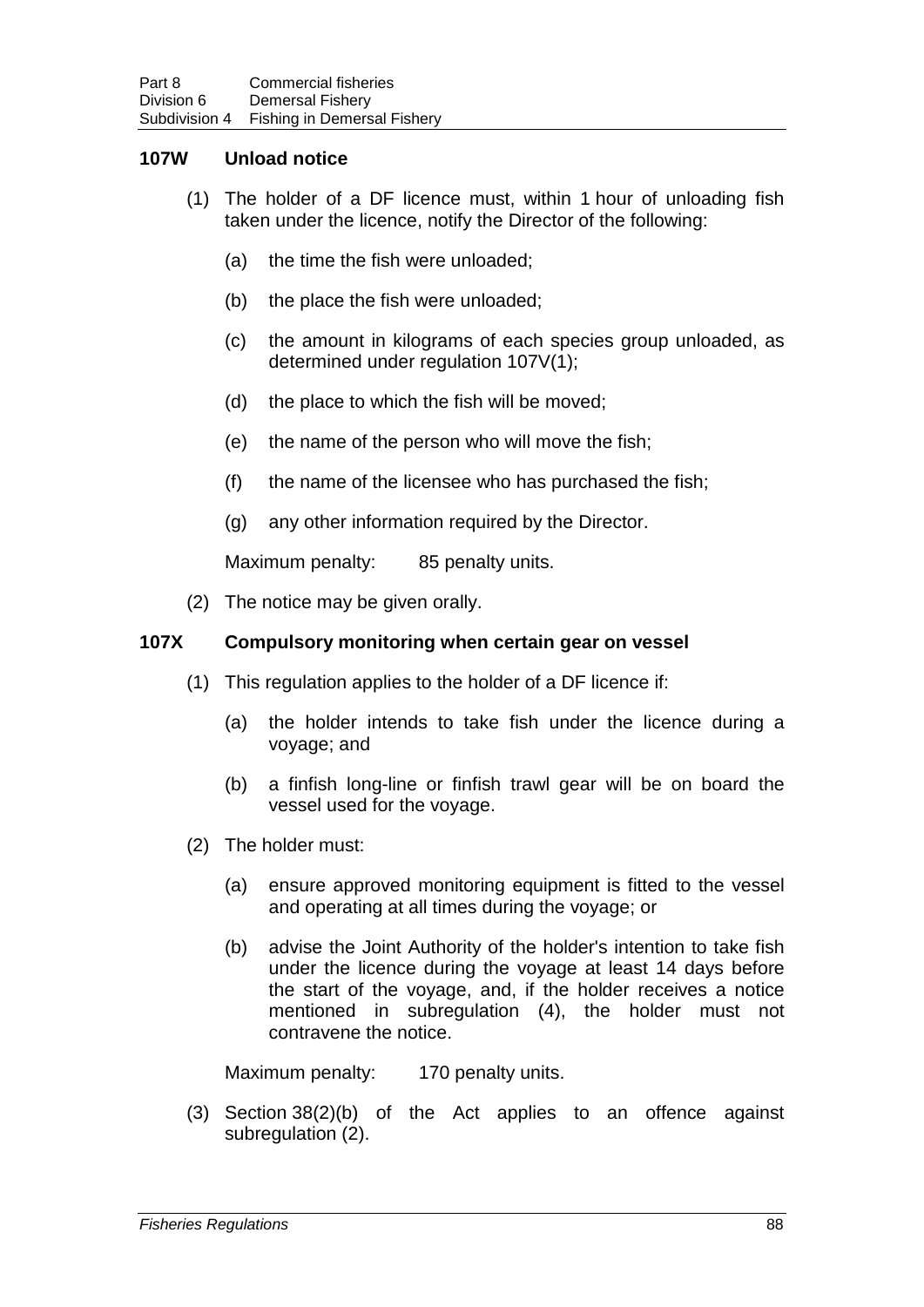### 107W Unload notice

(1) The holder of a DF licence must, within 1 hour of unloading fish taken under the licence, notify the Director of the following:

(a) the time the fish were unloaded;

(b) the place the fish were unloaded;

(c) the amount in kilograms of each species group unloaded, as determined under regulation 107V(1);

(d) the place to which the fish will be moved;

(e) the name of the person who will move the fish;

(f) the name of the licensee who has purchased the fish;

(g) any other information required by the Director.

Maximum penalty: 85 penalty units.

(2) The notice may be given orally.

### 107X Compulsory monitoring when certain gear on vessel

(1) This regulation applies to the holder of a DF licence if:

(a) the holder intends to take fish under the licence during a voyage; and

(b) a finfish long-line or finfish trawl gear will be on board the vessel used for the voyage.

(2) The holder must:

(a) ensure approved monitoring equipment is fitted to the vessel and operating at all times during the voyage; or

(b) advise the Joint Authority of the holder's intention to take fish under the licence during the voyage at least 14 days before the start of the voyage, and, if the holder receives a notice mentioned in subregulation (4), the holder must not contravene the notice.

Maximum penalty: 170 penalty units.

(3) Section 38(2)(b) of the Act applies to an offence against subregulation (2).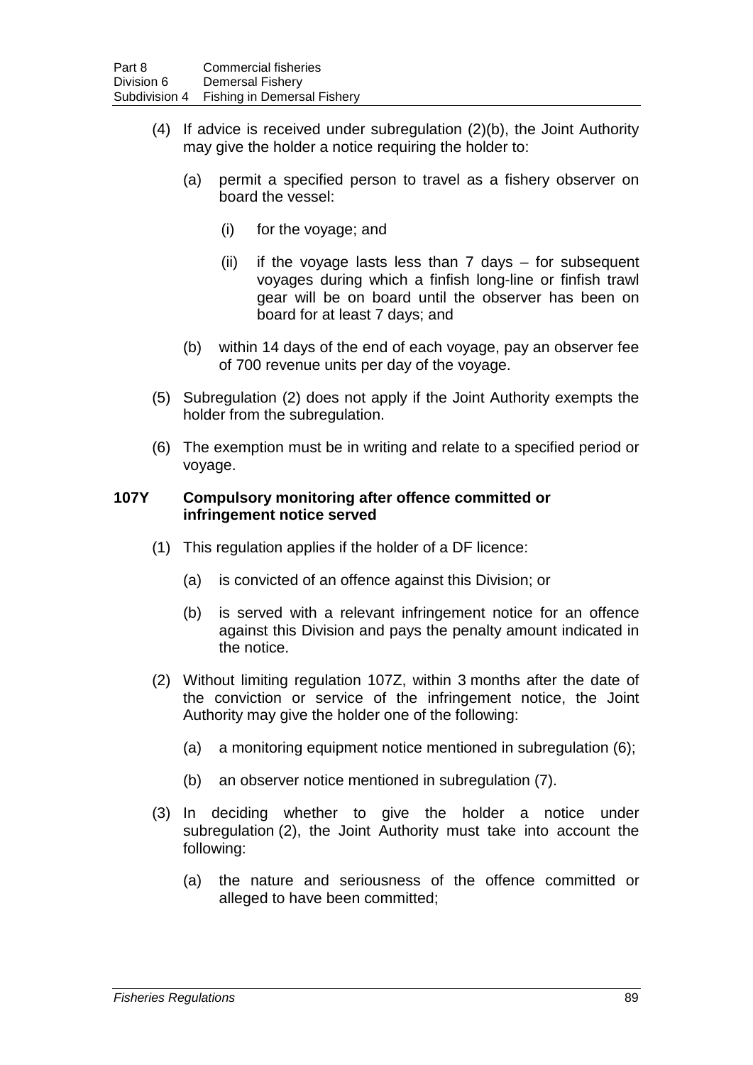(4) If advice is received under subregulation (2)(b), the Joint Authority may give the holder a notice requiring the holder to:

(a) permit a specified person to travel as a fishery observer on board the vessel:

(i) for the voyage; and

(ii) if the voyage lasts less than 7 days – for subsequent voyages during which a finfish long-line or finfish trawl gear will be on board until the observer has been on board for at least 7 days; and

(b) within 14 days of the end of each voyage, pay an observer fee of 700 revenue units per day of the voyage.

(5) Subregulation (2) does not apply if the Joint Authority exempts the holder from the subregulation.

(6) The exemption must be in writing and relate to a specified period or voyage.

### 107Y Compulsory monitoring after offence committed or infringement notice served

(1) This regulation applies if the holder of a DF licence:

(a) is convicted of an offence against this Division; or

(b) is served with a relevant infringement notice for an offence against this Division and pays the penalty amount indicated in the notice.

(2) Without limiting regulation 107Z, within 3 months after the date of the conviction or service of the infringement notice, the Joint Authority may give the holder one of the following:

(a) a monitoring equipment notice mentioned in subregulation (6);

(b) an observer notice mentioned in subregulation (7).

(3) In deciding whether to give the holder a notice under subregulation (2), the Joint Authority must take into account the following:

(a) the nature and seriousness of the offence committed or alleged to have been committed;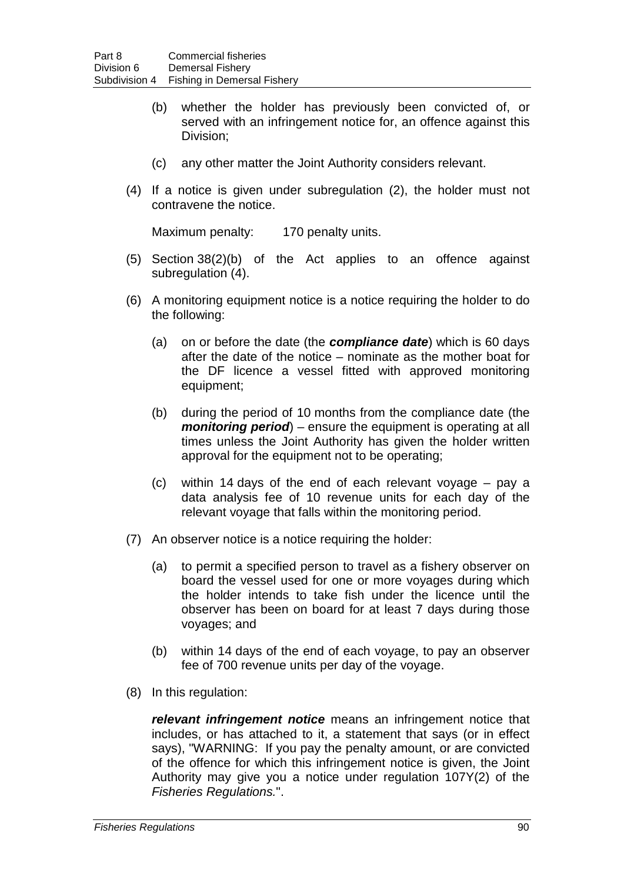(b) whether the holder has previously been convicted of, or served with an infringement notice for, an offence against this Division;

(c) any other matter the Joint Authority considers relevant.

(4) If a notice is given under subregulation (2), the holder must not contravene the notice.

Maximum penalty: 170 penalty units.

(5) Section 38(2)(b) of the Act applies to an offence against subregulation (4).

(6) A monitoring equipment notice is a notice requiring the holder to do the following:

(a) on or before the date (the ***compliance date***) which is 60 days after the date of the notice – nominate as the mother boat for the DF licence a vessel fitted with approved monitoring equipment;

(b) during the period of 10 months from the compliance date (the ***monitoring period***) – ensure the equipment is operating at all times unless the Joint Authority has given the holder written approval for the equipment not to be operating;

(c) within 14 days of the end of each relevant voyage – pay a data analysis fee of 10 revenue units for each day of the relevant voyage that falls within the monitoring period.

(7) An observer notice is a notice requiring the holder:

(a) to permit a specified person to travel as a fishery observer on board the vessel used for one or more voyages during which the holder intends to take fish under the licence until the observer has been on board for at least 7 days during those voyages; and

(b) within 14 days of the end of each voyage, to pay an observer fee of 700 revenue units per day of the voyage.

(8) In this regulation:

***relevant infringement notice*** means an infringement notice that includes, or has attached to it, a statement that says (or in effect says), "WARNING: If you pay the penalty amount, or are convicted of the offence for which this infringement notice is given, the Joint Authority may give you a notice under regulation 107Y(2) of the *Fisheries Regulations.*".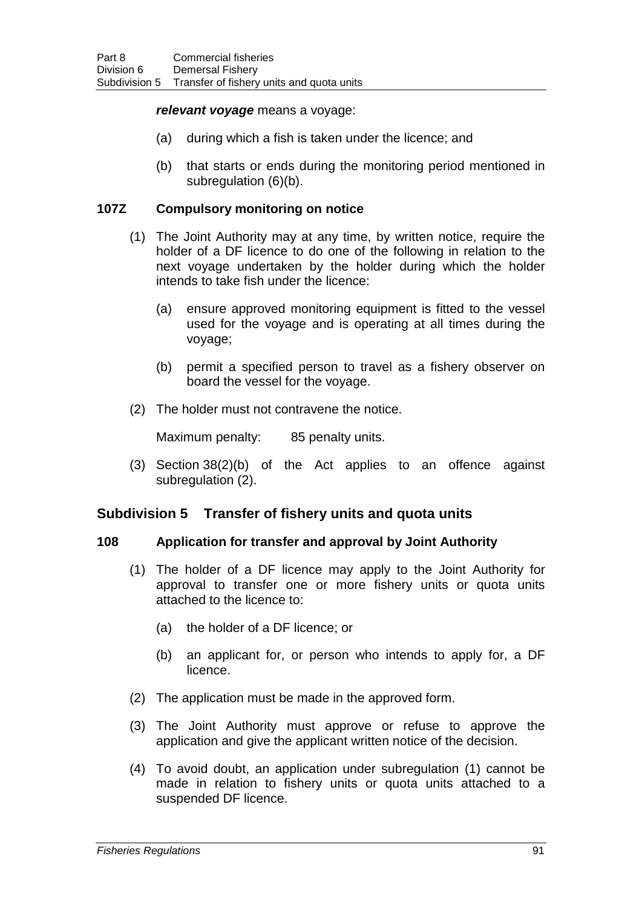***relevant voyage*** means a voyage:

(a) during which a fish is taken under the licence; and

(b) that starts or ends during the monitoring period mentioned in subregulation (6)(b).

### 107Z Compulsory monitoring on notice

(1) The Joint Authority may at any time, by written notice, require the holder of a DF licence to do one of the following in relation to the next voyage undertaken by the holder during which the holder intends to take fish under the licence:

(a) ensure approved monitoring equipment is fitted to the vessel used for the voyage and is operating at all times during the voyage;

(b) permit a specified person to travel as a fishery observer on board the vessel for the voyage.

(2) The holder must not contravene the notice.

Maximum penalty: 85 penalty units.

(3) Section 38(2)(b) of the Act applies to an offence against subregulation (2).

## Subdivision 5 Transfer of fishery units and quota units

### 108 Application for transfer and approval by Joint Authority

(1) The holder of a DF licence may apply to the Joint Authority for approval to transfer one or more fishery units or quota units attached to the licence to:

(a) the holder of a DF licence; or

(b) an applicant for, or person who intends to apply for, a DF licence.

(2) The application must be made in the approved form.

(3) The Joint Authority must approve or refuse to approve the application and give the applicant written notice of the decision.

(4) To avoid doubt, an application under subregulation (1) cannot be made in relation to fishery units or quota units attached to a suspended DF licence.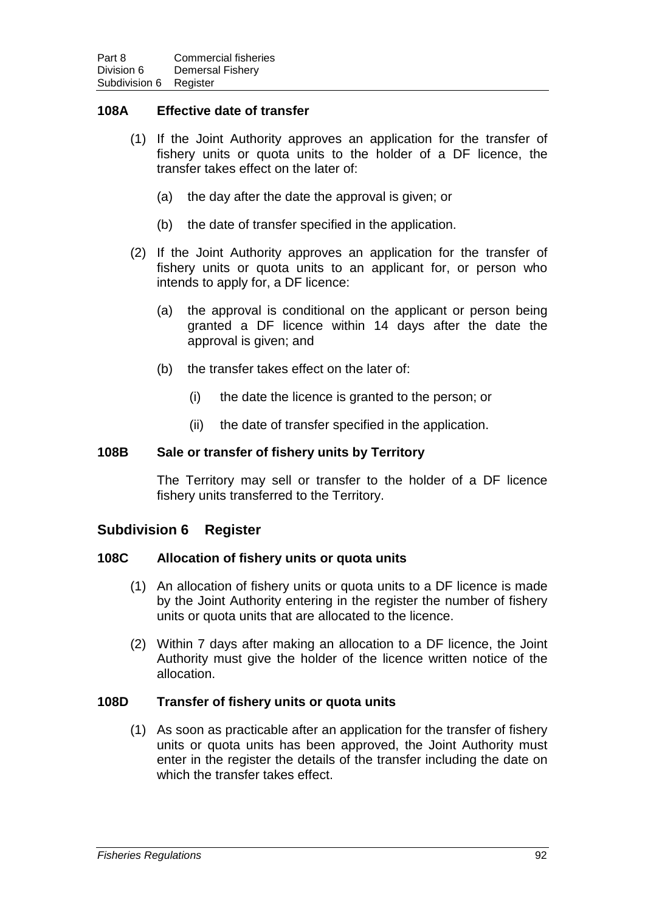### 108A Effective date of transfer

(1) If the Joint Authority approves an application for the transfer of fishery units or quota units to the holder of a DF licence, the transfer takes effect on the later of:

(a) the day after the date the approval is given; or

(b) the date of transfer specified in the application.

(2) If the Joint Authority approves an application for the transfer of fishery units or quota units to an applicant for, or person who intends to apply for, a DF licence:

(a) the approval is conditional on the applicant or person being granted a DF licence within 14 days after the date the approval is given; and

(b) the transfer takes effect on the later of:

(i) the date the licence is granted to the person; or

(ii) the date of transfer specified in the application.

### 108B Sale or transfer of fishery units by Territory

The Territory may sell or transfer to the holder of a DF licence fishery units transferred to the Territory.

## Subdivision 6 Register

### 108C Allocation of fishery units or quota units

(1) An allocation of fishery units or quota units to a DF licence is made by the Joint Authority entering in the register the number of fishery units or quota units that are allocated to the licence.

(2) Within 7 days after making an allocation to a DF licence, the Joint Authority must give the holder of the licence written notice of the allocation.

### 108D Transfer of fishery units or quota units

(1) As soon as practicable after an application for the transfer of fishery units or quota units has been approved, the Joint Authority must enter in the register the details of the transfer including the date on which the transfer takes effect.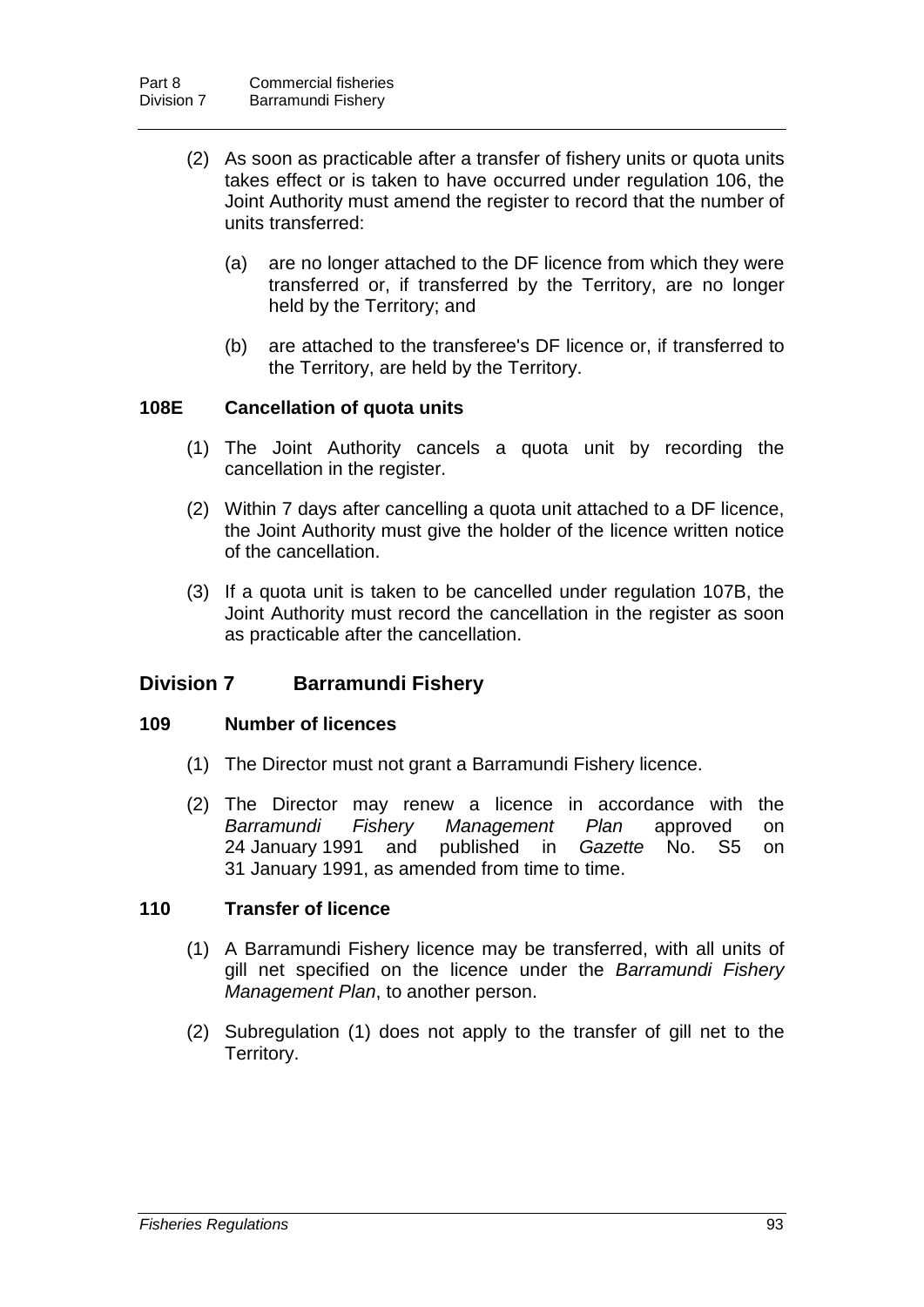(2) As soon as practicable after a transfer of fishery units or quota units takes effect or is taken to have occurred under regulation 106, the Joint Authority must amend the register to record that the number of units transferred:

(a) are no longer attached to the DF licence from which they were transferred or, if transferred by the Territory, are no longer held by the Territory; and

(b) are attached to the transferee's DF licence or, if transferred to the Territory, are held by the Territory.

### 108E Cancellation of quota units

(1) The Joint Authority cancels a quota unit by recording the cancellation in the register.

(2) Within 7 days after cancelling a quota unit attached to a DF licence, the Joint Authority must give the holder of the licence written notice of the cancellation.

(3) If a quota unit is taken to be cancelled under regulation 107B, the Joint Authority must record the cancellation in the register as soon as practicable after the cancellation.

## Division 7 Barramundi Fishery

### 109 Number of licences

(1) The Director must not grant a Barramundi Fishery licence.

(2) The Director may renew a licence in accordance with the *Barramundi Fishery Management Plan* approved on 24 January 1991 and published in *Gazette* No. S5 on 31 January 1991, as amended from time to time.

### 110 Transfer of licence

(1) A Barramundi Fishery licence may be transferred, with all units of gill net specified on the licence under the *Barramundi Fishery Management Plan*, to another person.

(2) Subregulation (1) does not apply to the transfer of gill net to the Territory.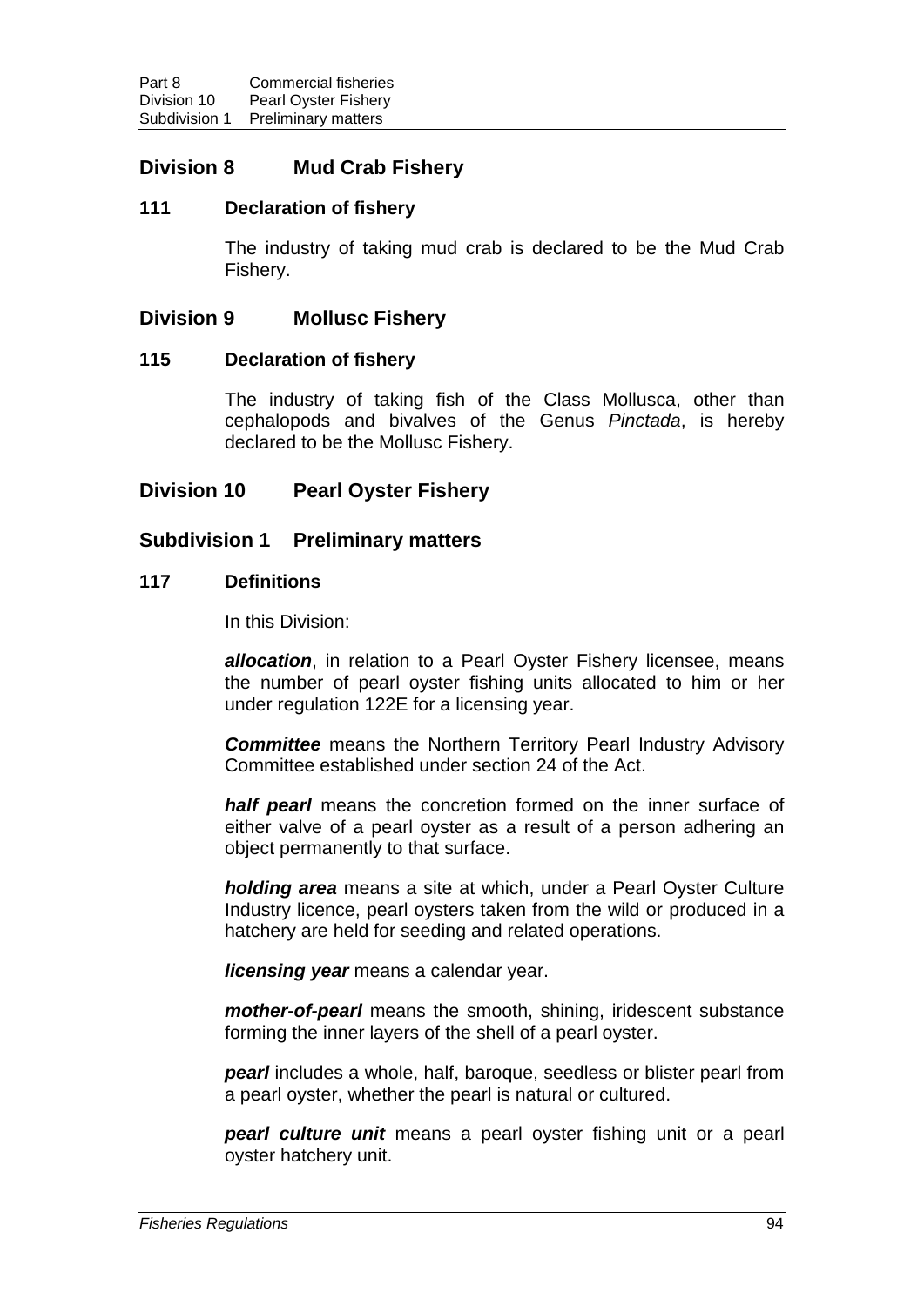## Division 8 Mud Crab Fishery

### 111 Declaration of fishery

The industry of taking mud crab is declared to be the Mud Crab Fishery.

## Division 9 Mollusc Fishery

### 115 Declaration of fishery

The industry of taking fish of the Class Mollusca, other than cephalopods and bivalves of the Genus *Pinctada*, is hereby declared to be the Mollusc Fishery.

## Division 10 Pearl Oyster Fishery

## Subdivision 1 Preliminary matters

### 117 Definitions

In this Division:

***allocation***, in relation to a Pearl Oyster Fishery licensee, means the number of pearl oyster fishing units allocated to him or her under regulation 122E for a licensing year.

***Committee*** means the Northern Territory Pearl Industry Advisory Committee established under section 24 of the Act.

***half pearl*** means the concretion formed on the inner surface of either valve of a pearl oyster as a result of a person adhering an object permanently to that surface.

***holding area*** means a site at which, under a Pearl Oyster Culture Industry licence, pearl oysters taken from the wild or produced in a hatchery are held for seeding and related operations.

***licensing year*** means a calendar year.

***mother-of-pearl*** means the smooth, shining, iridescent substance forming the inner layers of the shell of a pearl oyster.

***pearl*** includes a whole, half, baroque, seedless or blister pearl from a pearl oyster, whether the pearl is natural or cultured.

***pearl culture unit*** means a pearl oyster fishing unit or a pearl oyster hatchery unit.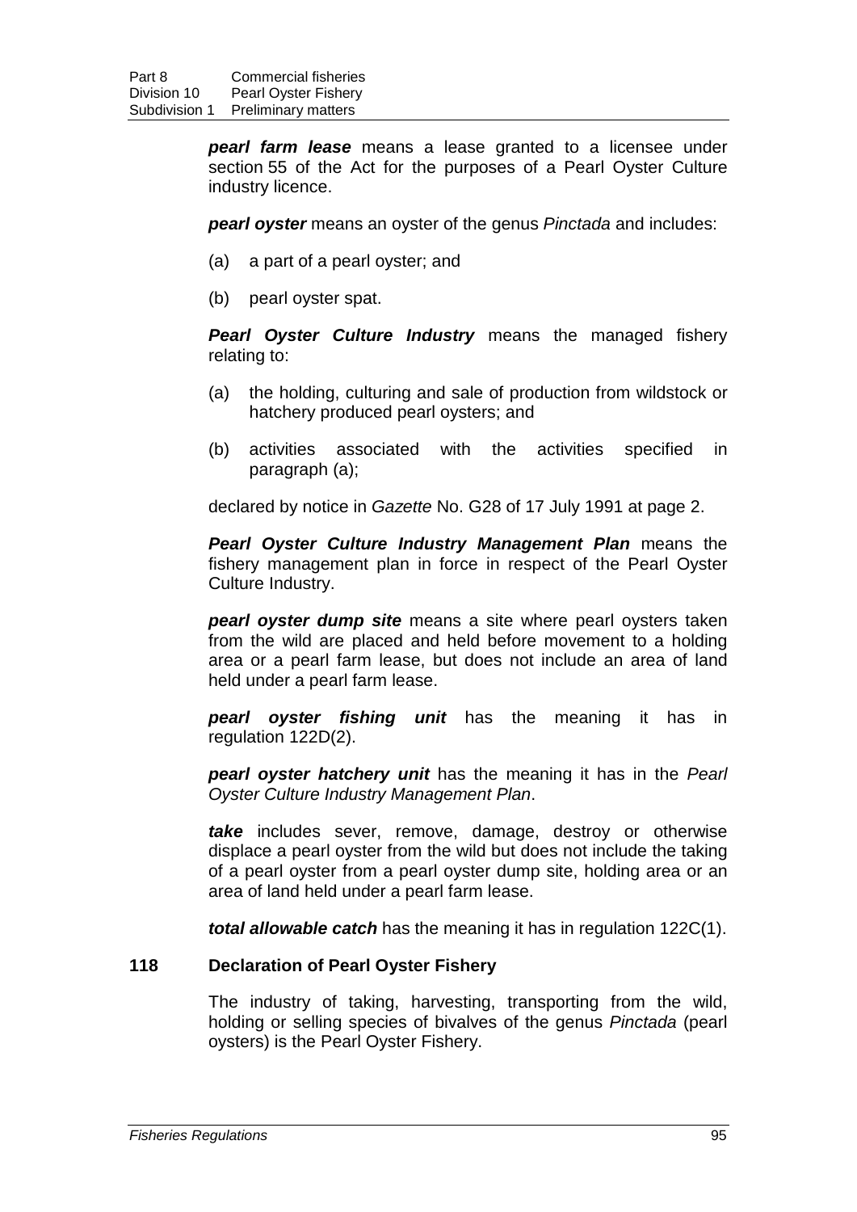***pearl farm lease*** means a lease granted to a licensee under section 55 of the Act for the purposes of a Pearl Oyster Culture industry licence.

***pearl oyster*** means an oyster of the genus *Pinctada* and includes:

(a) a part of a pearl oyster; and

(b) pearl oyster spat.

***Pearl Oyster Culture Industry*** means the managed fishery relating to:

(a) the holding, culturing and sale of production from wildstock or hatchery produced pearl oysters; and

(b) activities associated with the activities specified in paragraph (a);

declared by notice in *Gazette* No. G28 of 17 July 1991 at page 2.

***Pearl Oyster Culture Industry Management Plan*** means the fishery management plan in force in respect of the Pearl Oyster Culture Industry.

***pearl oyster dump site*** means a site where pearl oysters taken from the wild are placed and held before movement to a holding area or a pearl farm lease, but does not include an area of land held under a pearl farm lease.

***pearl oyster fishing unit*** has the meaning it has in regulation 122D(2).

***pearl oyster hatchery unit*** has the meaning it has in the *Pearl Oyster Culture Industry Management Plan*.

***take*** includes sever, remove, damage, destroy or otherwise displace a pearl oyster from the wild but does not include the taking of a pearl oyster from a pearl oyster dump site, holding area or an area of land held under a pearl farm lease.

***total allowable catch*** has the meaning it has in regulation 122C(1).

### 118 Declaration of Pearl Oyster Fishery

The industry of taking, harvesting, transporting from the wild, holding or selling species of bivalves of the genus *Pinctada* (pearl oysters) is the Pearl Oyster Fishery.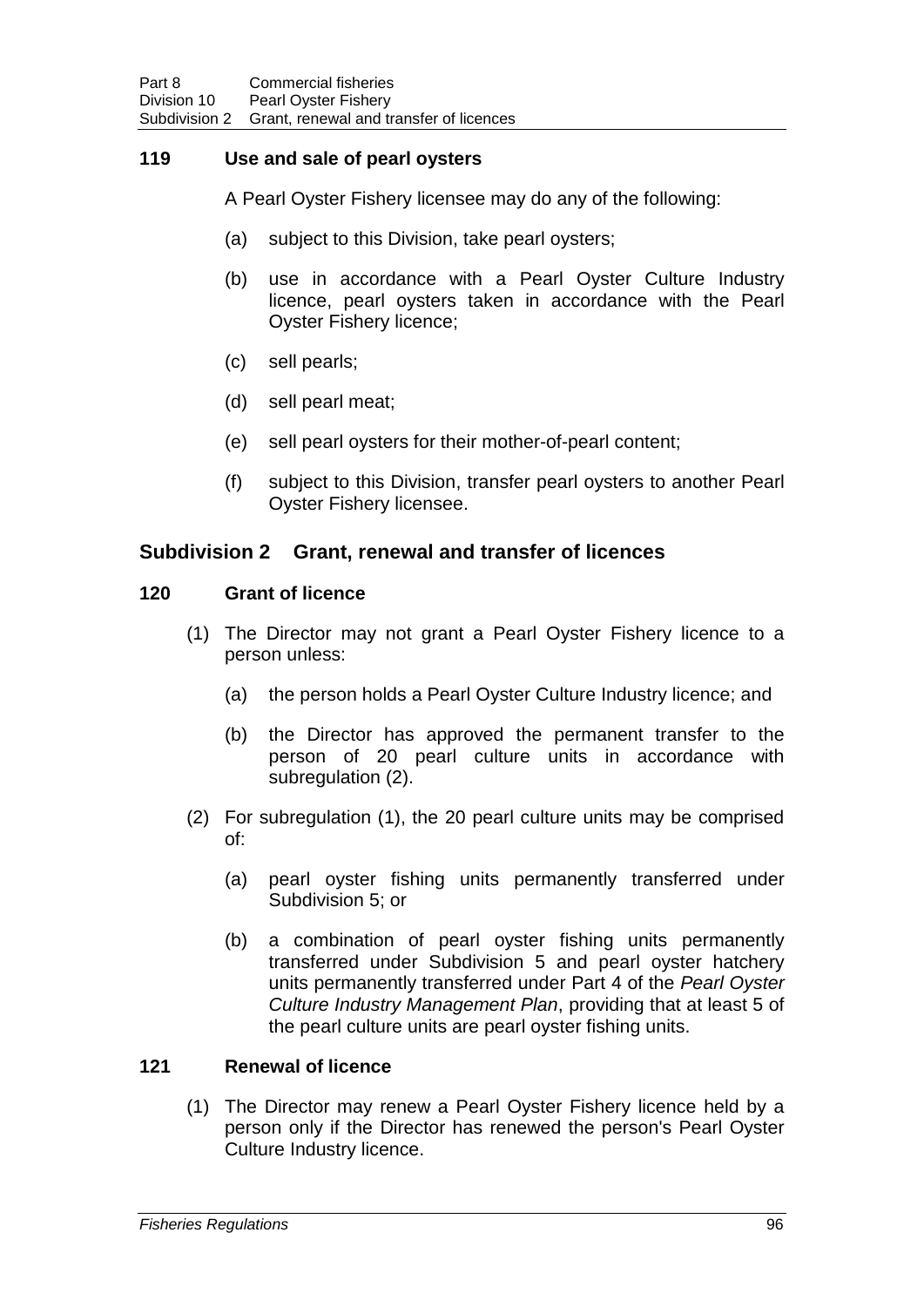### 119 Use and sale of pearl oysters

A Pearl Oyster Fishery licensee may do any of the following:

(a) subject to this Division, take pearl oysters;

(b) use in accordance with a Pearl Oyster Culture Industry licence, pearl oysters taken in accordance with the Pearl Oyster Fishery licence;

(c) sell pearls;

(d) sell pearl meat;

(e) sell pearl oysters for their mother-of-pearl content;

(f) subject to this Division, transfer pearl oysters to another Pearl Oyster Fishery licensee.

## Subdivision 2 Grant, renewal and transfer of licences

### 120 Grant of licence

(1) The Director may not grant a Pearl Oyster Fishery licence to a person unless:

(a) the person holds a Pearl Oyster Culture Industry licence; and

(b) the Director has approved the permanent transfer to the person of 20 pearl culture units in accordance with subregulation (2).

(2) For subregulation (1), the 20 pearl culture units may be comprised of:

(a) pearl oyster fishing units permanently transferred under Subdivision 5; or

(b) a combination of pearl oyster fishing units permanently transferred under Subdivision 5 and pearl oyster hatchery units permanently transferred under Part 4 of the *Pearl Oyster Culture Industry Management Plan*, providing that at least 5 of the pearl culture units are pearl oyster fishing units.

### 121 Renewal of licence

(1) The Director may renew a Pearl Oyster Fishery licence held by a person only if the Director has renewed the person's Pearl Oyster Culture Industry licence.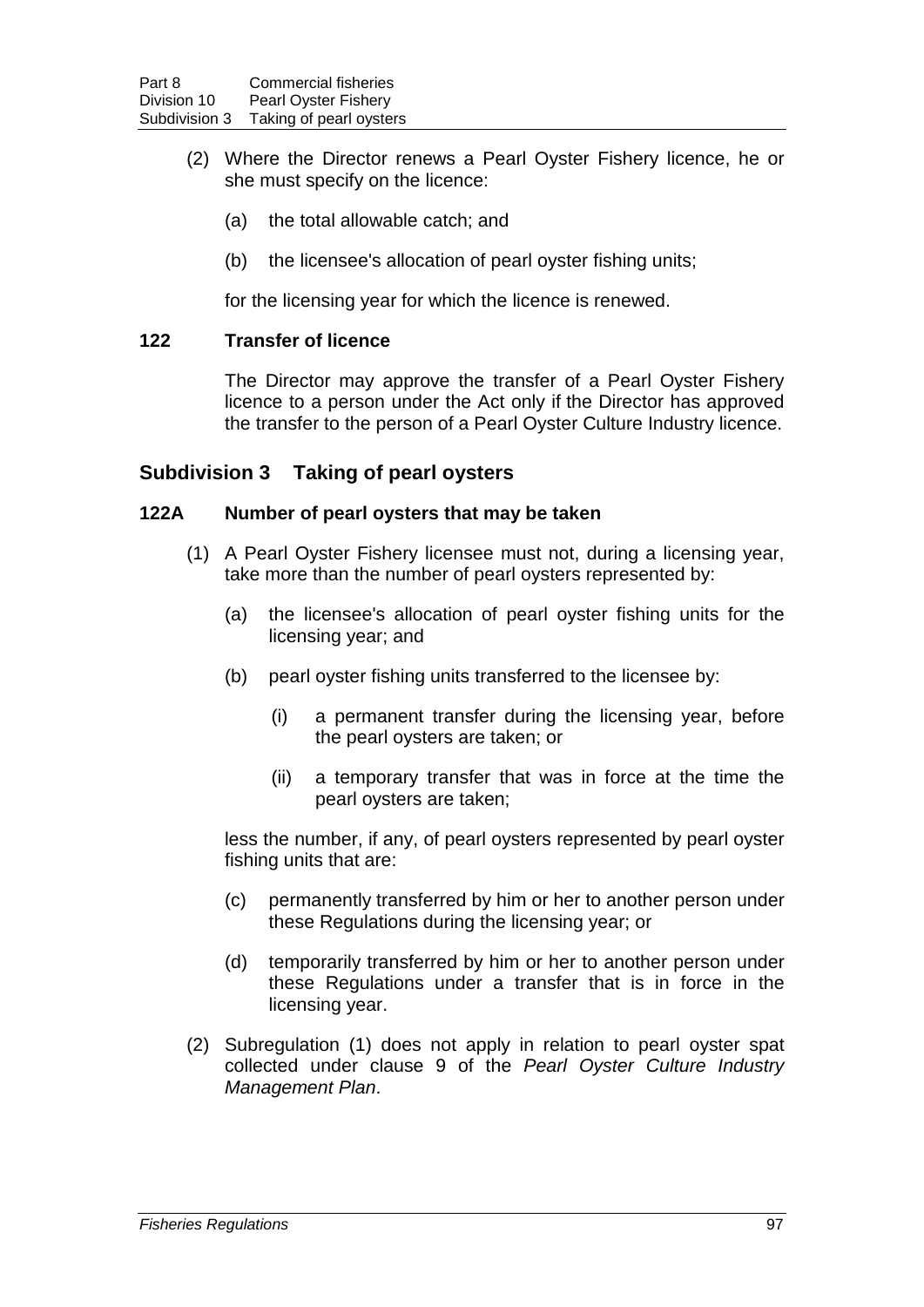(2) Where the Director renews a Pearl Oyster Fishery licence, he or she must specify on the licence:

(a) the total allowable catch; and

(b) the licensee's allocation of pearl oyster fishing units;

for the licensing year for which the licence is renewed.

**122 Transfer of licence**

The Director may approve the transfer of a Pearl Oyster Fishery licence to a person under the Act only if the Director has approved the transfer to the person of a Pearl Oyster Culture Industry licence.

## Subdivision 3 Taking of pearl oysters

**122A Number of pearl oysters that may be taken**

(1) A Pearl Oyster Fishery licensee must not, during a licensing year, take more than the number of pearl oysters represented by:

(a) the licensee's allocation of pearl oyster fishing units for the licensing year; and

(b) pearl oyster fishing units transferred to the licensee by:

(i) a permanent transfer during the licensing year, before the pearl oysters are taken; or

(ii) a temporary transfer that was in force at the time the pearl oysters are taken;

less the number, if any, of pearl oysters represented by pearl oyster fishing units that are:

(c) permanently transferred by him or her to another person under these Regulations during the licensing year; or

(d) temporarily transferred by him or her to another person under these Regulations under a transfer that is in force in the licensing year.

(2) Subregulation (1) does not apply in relation to pearl oyster spat collected under clause 9 of the *Pearl Oyster Culture Industry Management Plan*.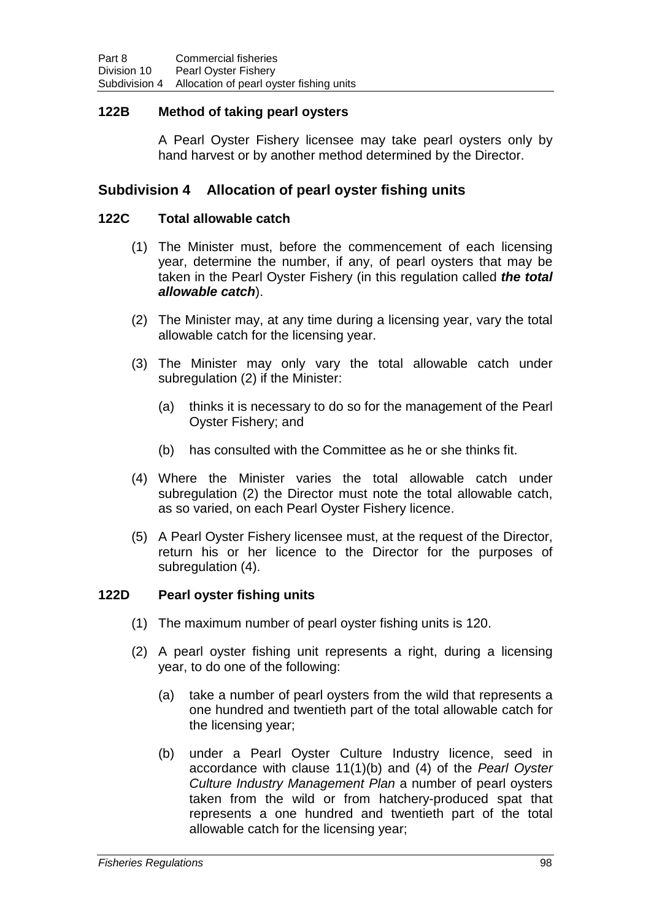### 122B Method of taking pearl oysters

A Pearl Oyster Fishery licensee may take pearl oysters only by hand harvest or by another method determined by the Director.

## Subdivision 4 Allocation of pearl oyster fishing units

### 122C Total allowable catch

(1) The Minister must, before the commencement of each licensing year, determine the number, if any, of pearl oysters that may be taken in the Pearl Oyster Fishery (in this regulation called ***the total allowable catch***).

(2) The Minister may, at any time during a licensing year, vary the total allowable catch for the licensing year.

(3) The Minister may only vary the total allowable catch under subregulation (2) if the Minister:

(a) thinks it is necessary to do so for the management of the Pearl Oyster Fishery; and

(b) has consulted with the Committee as he or she thinks fit.

(4) Where the Minister varies the total allowable catch under subregulation (2) the Director must note the total allowable catch, as so varied, on each Pearl Oyster Fishery licence.

(5) A Pearl Oyster Fishery licensee must, at the request of the Director, return his or her licence to the Director for the purposes of subregulation (4).

### 122D Pearl oyster fishing units

(1) The maximum number of pearl oyster fishing units is 120.

(2) A pearl oyster fishing unit represents a right, during a licensing year, to do one of the following:

(a) take a number of pearl oysters from the wild that represents a one hundred and twentieth part of the total allowable catch for the licensing year;

(b) under a Pearl Oyster Culture Industry licence, seed in accordance with clause 11(1)(b) and (4) of the *Pearl Oyster Culture Industry Management Plan* a number of pearl oysters taken from the wild or from hatchery-produced spat that represents a one hundred and twentieth part of the total allowable catch for the licensing year;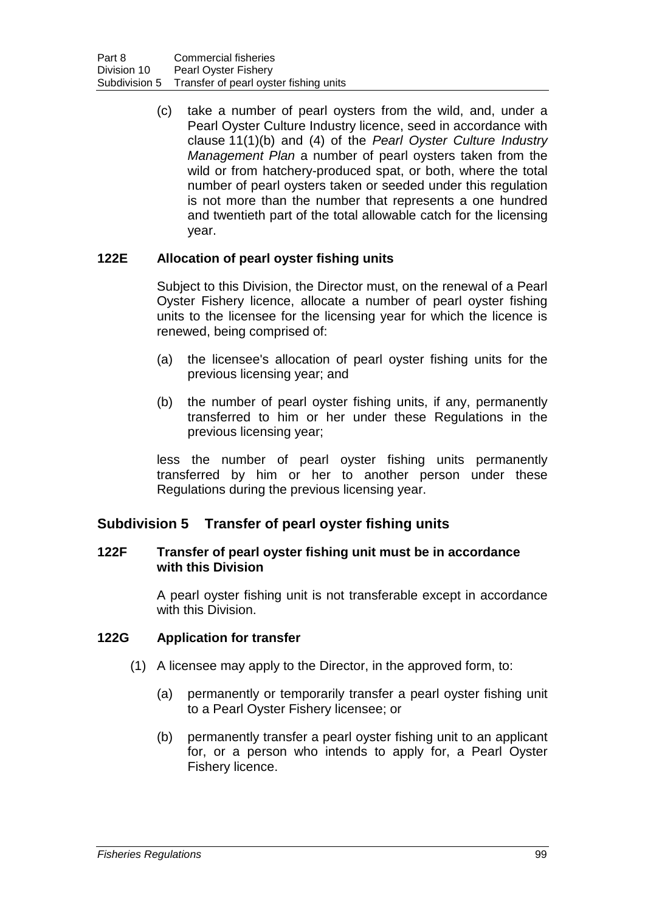(c) take a number of pearl oysters from the wild, and, under a Pearl Oyster Culture Industry licence, seed in accordance with clause 11(1)(b) and (4) of the *Pearl Oyster Culture Industry Management Plan* a number of pearl oysters taken from the wild or from hatchery-produced spat, or both, where the total number of pearl oysters taken or seeded under this regulation is not more than the number that represents a one hundred and twentieth part of the total allowable catch for the licensing year.

### 122E Allocation of pearl oyster fishing units

Subject to this Division, the Director must, on the renewal of a Pearl Oyster Fishery licence, allocate a number of pearl oyster fishing units to the licensee for the licensing year for which the licence is renewed, being comprised of:

(a) the licensee's allocation of pearl oyster fishing units for the previous licensing year; and

(b) the number of pearl oyster fishing units, if any, permanently transferred to him or her under these Regulations in the previous licensing year;

less the number of pearl oyster fishing units permanently transferred by him or her to another person under these Regulations during the previous licensing year.

## Subdivision 5 Transfer of pearl oyster fishing units

### 122F Transfer of pearl oyster fishing unit must be in accordance with this Division

A pearl oyster fishing unit is not transferable except in accordance with this Division.

### 122G Application for transfer

(1) A licensee may apply to the Director, in the approved form, to:

(a) permanently or temporarily transfer a pearl oyster fishing unit to a Pearl Oyster Fishery licensee; or

(b) permanently transfer a pearl oyster fishing unit to an applicant for, or a person who intends to apply for, a Pearl Oyster Fishery licence.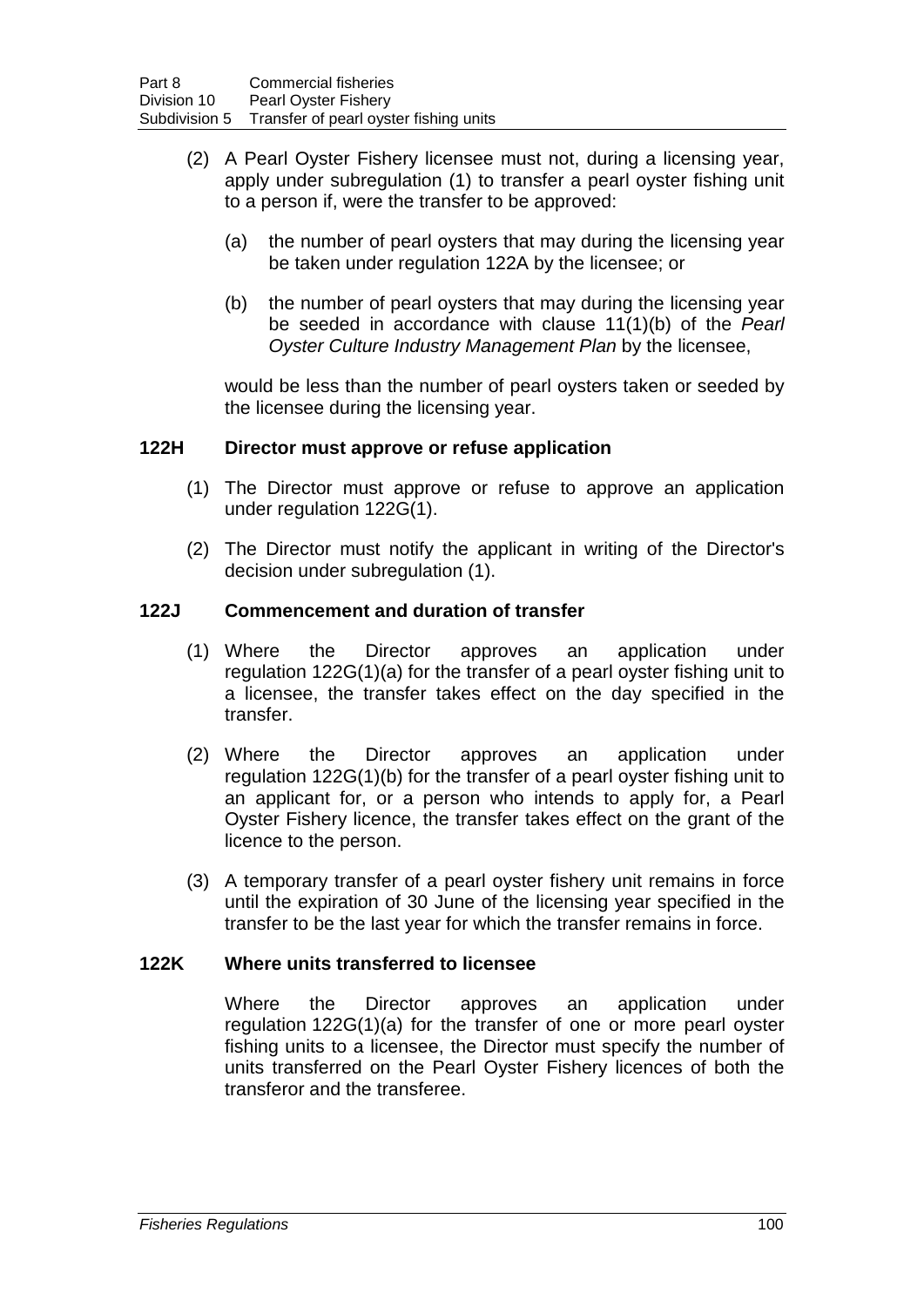(2) A Pearl Oyster Fishery licensee must not, during a licensing year, apply under subregulation (1) to transfer a pearl oyster fishing unit to a person if, were the transfer to be approved:

(a) the number of pearl oysters that may during the licensing year be taken under regulation 122A by the licensee; or

(b) the number of pearl oysters that may during the licensing year be seeded in accordance with clause 11(1)(b) of the *Pearl Oyster Culture Industry Management Plan* by the licensee,

would be less than the number of pearl oysters taken or seeded by the licensee during the licensing year.

### 122H Director must approve or refuse application

(1) The Director must approve or refuse to approve an application under regulation 122G(1).

(2) The Director must notify the applicant in writing of the Director's decision under subregulation (1).

### 122J Commencement and duration of transfer

(1) Where the Director approves an application under regulation 122G(1)(a) for the transfer of a pearl oyster fishing unit to a licensee, the transfer takes effect on the day specified in the transfer.

(2) Where the Director approves an application under regulation 122G(1)(b) for the transfer of a pearl oyster fishing unit to an applicant for, or a person who intends to apply for, a Pearl Oyster Fishery licence, the transfer takes effect on the grant of the licence to the person.

(3) A temporary transfer of a pearl oyster fishery unit remains in force until the expiration of 30 June of the licensing year specified in the transfer to be the last year for which the transfer remains in force.

### 122K Where units transferred to licensee

Where the Director approves an application under regulation 122G(1)(a) for the transfer of one or more pearl oyster fishing units to a licensee, the Director must specify the number of units transferred on the Pearl Oyster Fishery licences of both the transferor and the transferee.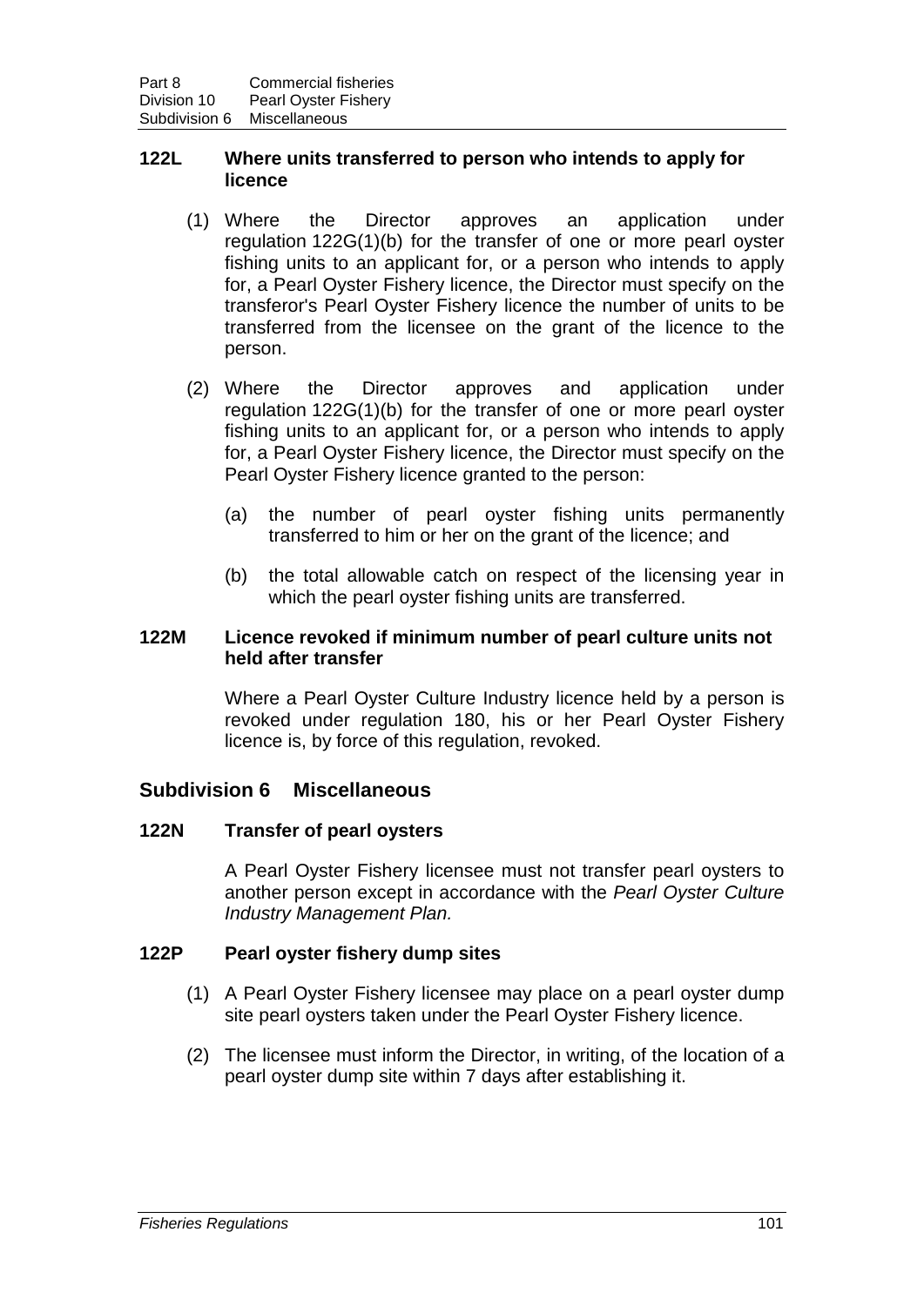### 122L Where units transferred to person who intends to apply for licence

(1) Where the Director approves an application under regulation 122G(1)(b) for the transfer of one or more pearl oyster fishing units to an applicant for, or a person who intends to apply for, a Pearl Oyster Fishery licence, the Director must specify on the transferor's Pearl Oyster Fishery licence the number of units to be transferred from the licensee on the grant of the licence to the person.

(2) Where the Director approves and application under regulation 122G(1)(b) for the transfer of one or more pearl oyster fishing units to an applicant for, or a person who intends to apply for, a Pearl Oyster Fishery licence, the Director must specify on the Pearl Oyster Fishery licence granted to the person:

(a) the number of pearl oyster fishing units permanently transferred to him or her on the grant of the licence; and

(b) the total allowable catch on respect of the licensing year in which the pearl oyster fishing units are transferred.

### 122M Licence revoked if minimum number of pearl culture units not held after transfer

Where a Pearl Oyster Culture Industry licence held by a person is revoked under regulation 180, his or her Pearl Oyster Fishery licence is, by force of this regulation, revoked.

## Subdivision 6 Miscellaneous

### 122N Transfer of pearl oysters

A Pearl Oyster Fishery licensee must not transfer pearl oysters to another person except in accordance with the *Pearl Oyster Culture Industry Management Plan.*

### 122P Pearl oyster fishery dump sites

(1) A Pearl Oyster Fishery licensee may place on a pearl oyster dump site pearl oysters taken under the Pearl Oyster Fishery licence.

(2) The licensee must inform the Director, in writing, of the location of a pearl oyster dump site within 7 days after establishing it.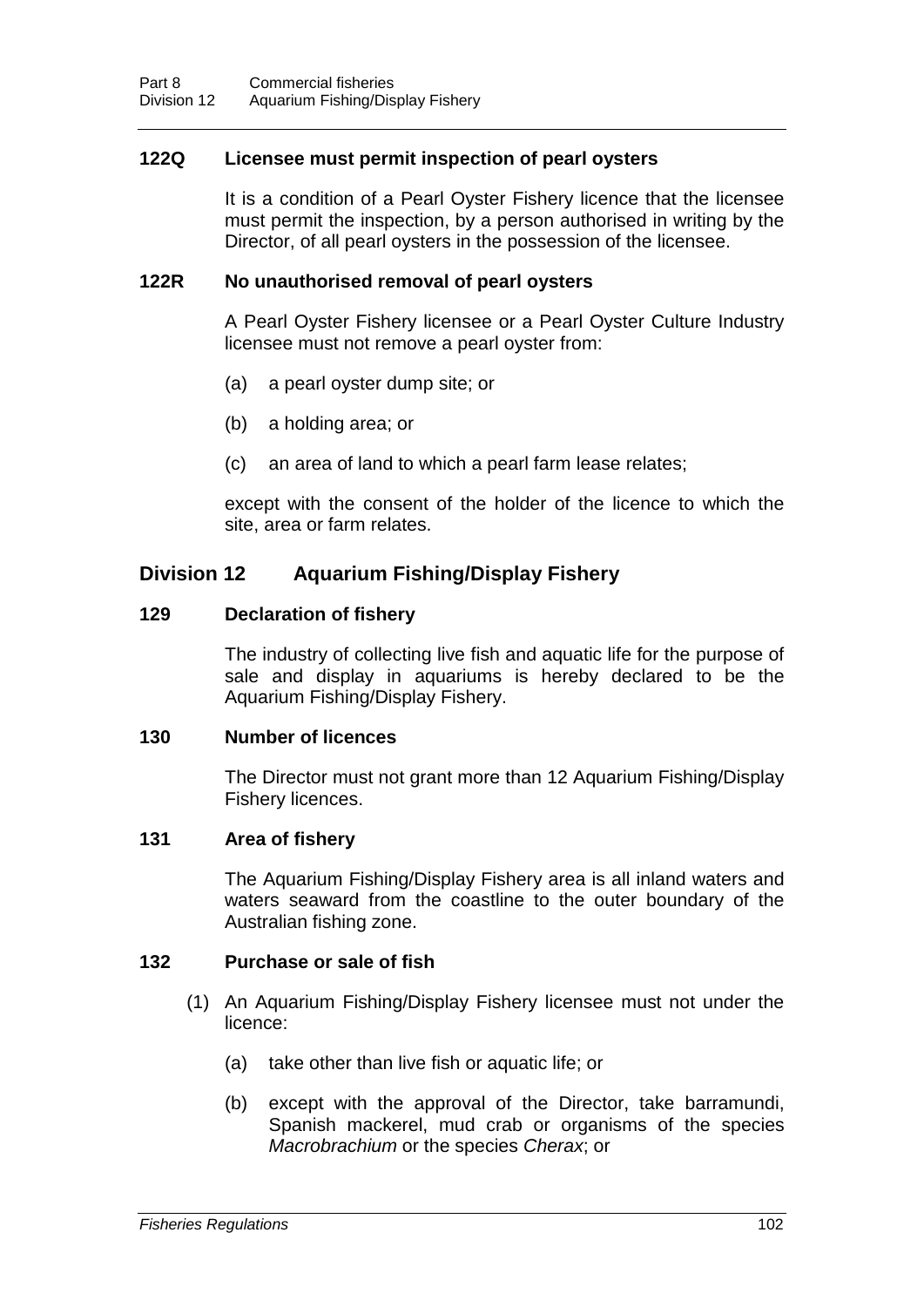### 122Q Licensee must permit inspection of pearl oysters

It is a condition of a Pearl Oyster Fishery licence that the licensee must permit the inspection, by a person authorised in writing by the Director, of all pearl oysters in the possession of the licensee.

### 122R No unauthorised removal of pearl oysters

A Pearl Oyster Fishery licensee or a Pearl Oyster Culture Industry licensee must not remove a pearl oyster from:

(a) a pearl oyster dump site; or

(b) a holding area; or

(c) an area of land to which a pearl farm lease relates;

except with the consent of the holder of the licence to which the site, area or farm relates.

## Division 12 Aquarium Fishing/Display Fishery

### 129 Declaration of fishery

The industry of collecting live fish and aquatic life for the purpose of sale and display in aquariums is hereby declared to be the Aquarium Fishing/Display Fishery.

### 130 Number of licences

The Director must not grant more than 12 Aquarium Fishing/Display Fishery licences.

### 131 Area of fishery

The Aquarium Fishing/Display Fishery area is all inland waters and waters seaward from the coastline to the outer boundary of the Australian fishing zone.

### 132 Purchase or sale of fish

(1) An Aquarium Fishing/Display Fishery licensee must not under the licence:

(a) take other than live fish or aquatic life; or

(b) except with the approval of the Director, take barramundi, Spanish mackerel, mud crab or organisms of the species *Macrobrachium* or the species *Cherax*; or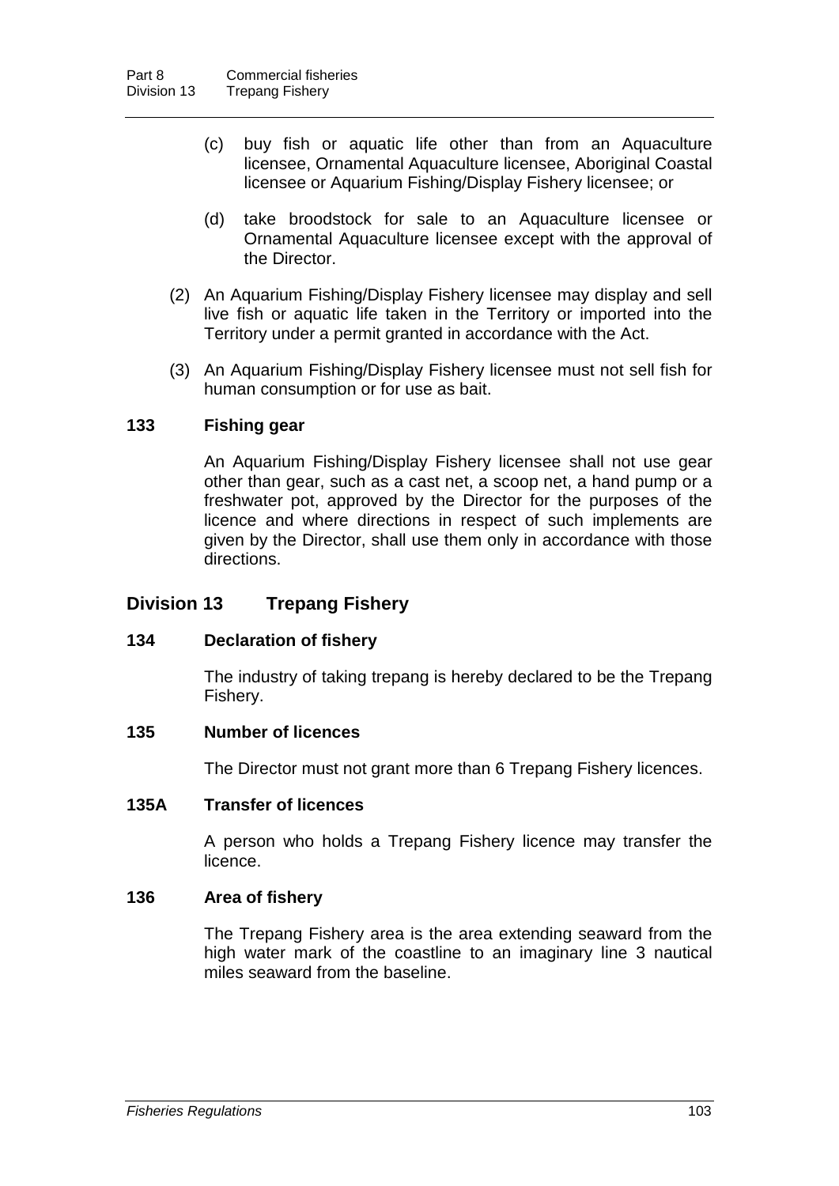(c) buy fish or aquatic life other than from an Aquaculture licensee, Ornamental Aquaculture licensee, Aboriginal Coastal licensee or Aquarium Fishing/Display Fishery licensee; or

(d) take broodstock for sale to an Aquaculture licensee or Ornamental Aquaculture licensee except with the approval of the Director.

(2) An Aquarium Fishing/Display Fishery licensee may display and sell live fish or aquatic life taken in the Territory or imported into the Territory under a permit granted in accordance with the Act.

(3) An Aquarium Fishing/Display Fishery licensee must not sell fish for human consumption or for use as bait.

### 133 Fishing gear

An Aquarium Fishing/Display Fishery licensee shall not use gear other than gear, such as a cast net, a scoop net, a hand pump or a freshwater pot, approved by the Director for the purposes of the licence and where directions in respect of such implements are given by the Director, shall use them only in accordance with those directions.

## Division 13 Trepang Fishery

### 134 Declaration of fishery

The industry of taking trepang is hereby declared to be the Trepang Fishery.

### 135 Number of licences

The Director must not grant more than 6 Trepang Fishery licences.

### 135A Transfer of licences

A person who holds a Trepang Fishery licence may transfer the licence.

### 136 Area of fishery

The Trepang Fishery area is the area extending seaward from the high water mark of the coastline to an imaginary line 3 nautical miles seaward from the baseline.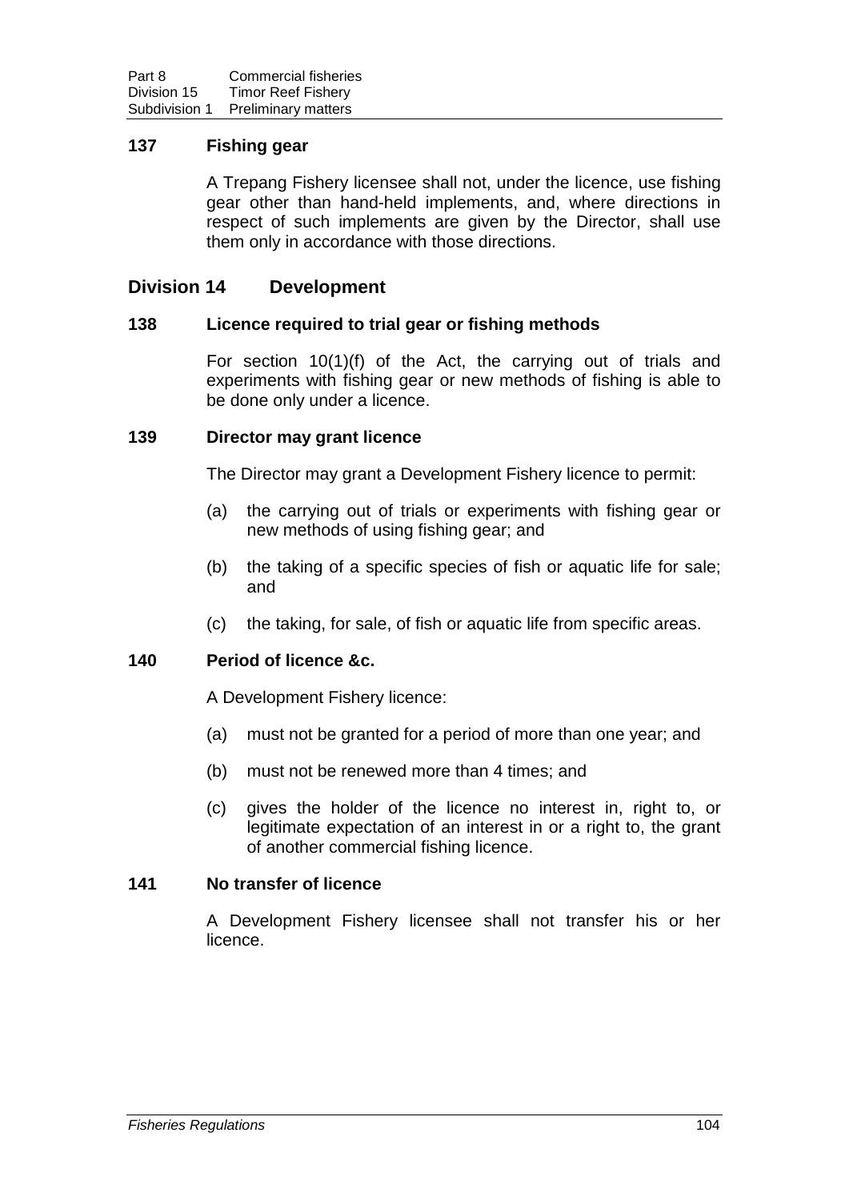### 137 Fishing gear

A Trepang Fishery licensee shall not, under the licence, use fishing gear other than hand-held implements, and, where directions in respect of such implements are given by the Director, shall use them only in accordance with those directions.

## Division 14 Development

### 138 Licence required to trial gear or fishing methods

For section 10(1)(f) of the Act, the carrying out of trials and experiments with fishing gear or new methods of fishing is able to be done only under a licence.

### 139 Director may grant licence

The Director may grant a Development Fishery licence to permit:

(a) the carrying out of trials or experiments with fishing gear or new methods of using fishing gear; and

(b) the taking of a specific species of fish or aquatic life for sale; and

(c) the taking, for sale, of fish or aquatic life from specific areas.

### 140 Period of licence &c.

A Development Fishery licence:

(a) must not be granted for a period of more than one year; and

(b) must not be renewed more than 4 times; and

(c) gives the holder of the licence no interest in, right to, or legitimate expectation of an interest in or a right to, the grant of another commercial fishing licence.

### 141 No transfer of licence

A Development Fishery licensee shall not transfer his or her licence.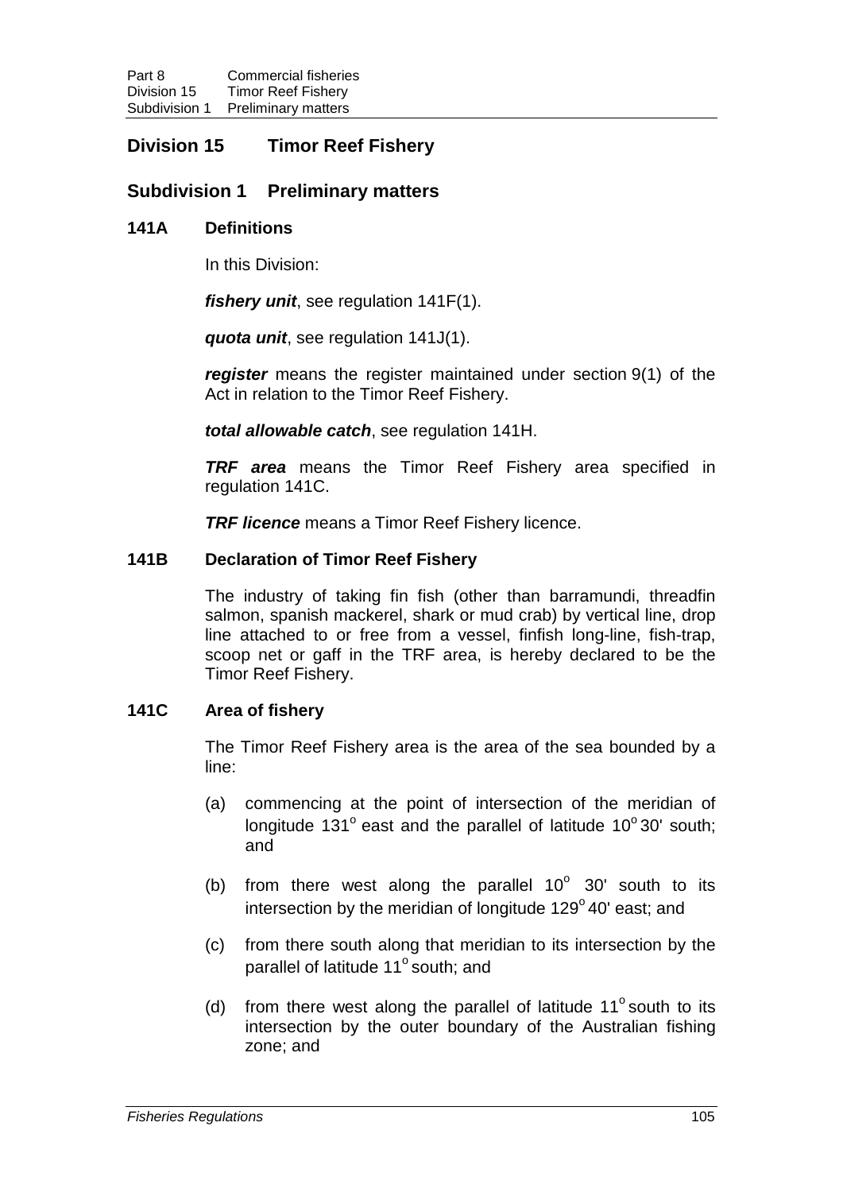## Division 15 Timor Reef Fishery

### Subdivision 1 Preliminary matters

#### 141A Definitions

In this Division:

***fishery unit***, see regulation 141F(1).

***quota unit***, see regulation 141J(1).

***register*** means the register maintained under section 9(1) of the Act in relation to the Timor Reef Fishery.

***total allowable catch***, see regulation 141H.

***TRF area*** means the Timor Reef Fishery area specified in regulation 141C.

***TRF licence*** means a Timor Reef Fishery licence.

#### 141B Declaration of Timor Reef Fishery

The industry of taking fin fish (other than barramundi, threadfin salmon, spanish mackerel, shark or mud crab) by vertical line, drop line attached to or free from a vessel, finfish long-line, fish-trap, scoop net or gaff in the TRF area, is hereby declared to be the Timor Reef Fishery.

#### 141C Area of fishery

The Timor Reef Fishery area is the area of the sea bounded by a line:

(a) commencing at the point of intersection of the meridian of longitude 131° east and the parallel of latitude 10° 30' south; and

(b) from there west along the parallel 10° 30' south to its intersection by the meridian of longitude 129° 40' east; and

(c) from there south along that meridian to its intersection by the parallel of latitude 11° south; and

(d) from there west along the parallel of latitude 11° south to its intersection by the outer boundary of the Australian fishing zone; and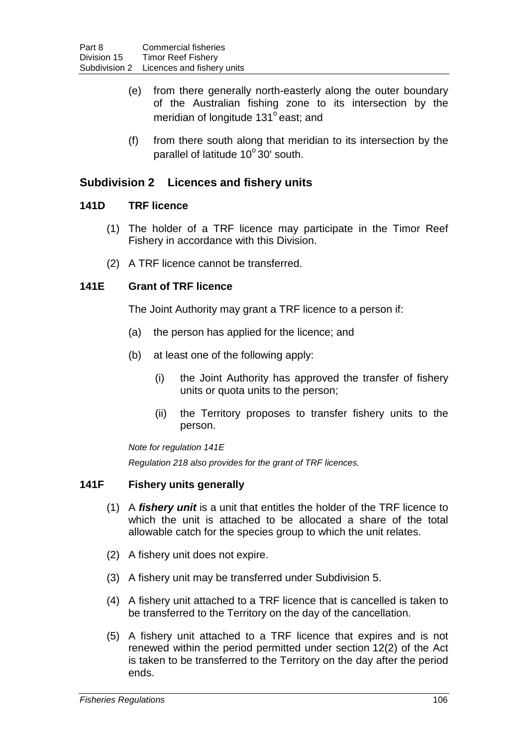(e) from there generally north-easterly along the outer boundary of the Australian fishing zone to its intersection by the meridian of longitude 131° east; and

(f) from there south along that meridian to its intersection by the parallel of latitude 10° 30' south.

## Subdivision 2 Licences and fishery units

### 141D TRF licence

(1) The holder of a TRF licence may participate in the Timor Reef Fishery in accordance with this Division.

(2) A TRF licence cannot be transferred.

### 141E Grant of TRF licence

The Joint Authority may grant a TRF licence to a person if:

(a) the person has applied for the licence; and

(b) at least one of the following apply:

(i) the Joint Authority has approved the transfer of fishery units or quota units to the person;

(ii) the Territory proposes to transfer fishery units to the person.

*Note for regulation 141E*

*Regulation 218 also provides for the grant of TRF licences.*

### 141F Fishery units generally

(1) A ***fishery unit*** is a unit that entitles the holder of the TRF licence to which the unit is attached to be allocated a share of the total allowable catch for the species group to which the unit relates.

(2) A fishery unit does not expire.

(3) A fishery unit may be transferred under Subdivision 5.

(4) A fishery unit attached to a TRF licence that is cancelled is taken to be transferred to the Territory on the day of the cancellation.

(5) A fishery unit attached to a TRF licence that expires and is not renewed within the period permitted under section 12(2) of the Act is taken to be transferred to the Territory on the day after the period ends.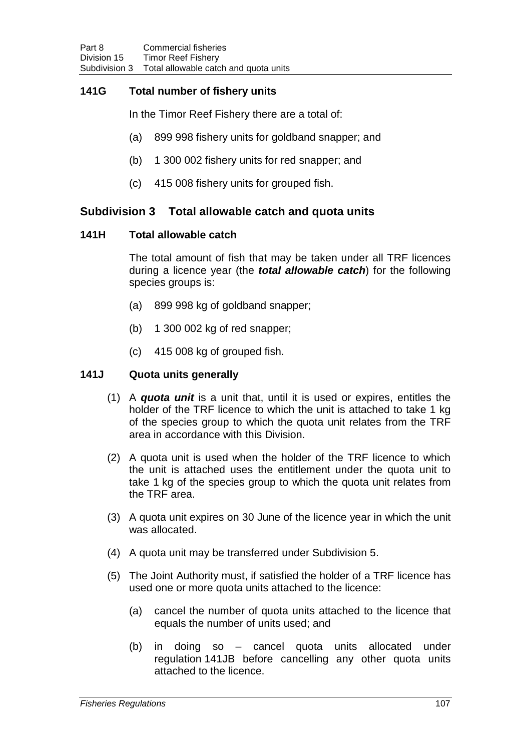### 141G Total number of fishery units

In the Timor Reef Fishery there are a total of:

(a) 899 998 fishery units for goldband snapper; and

(b) 1 300 002 fishery units for red snapper; and

(c) 415 008 fishery units for grouped fish.

## Subdivision 3 Total allowable catch and quota units

### 141H Total allowable catch

The total amount of fish that may be taken under all TRF licences during a licence year (the ***total allowable catch***) for the following species groups is:

(a) 899 998 kg of goldband snapper;

(b) 1 300 002 kg of red snapper;

(c) 415 008 kg of grouped fish.

### 141J Quota units generally

(1) A ***quota unit*** is a unit that, until it is used or expires, entitles the holder of the TRF licence to which the unit is attached to take 1 kg of the species group to which the quota unit relates from the TRF area in accordance with this Division.

(2) A quota unit is used when the holder of the TRF licence to which the unit is attached uses the entitlement under the quota unit to take 1 kg of the species group to which the quota unit relates from the TRF area.

(3) A quota unit expires on 30 June of the licence year in which the unit was allocated.

(4) A quota unit may be transferred under Subdivision 5.

(5) The Joint Authority must, if satisfied the holder of a TRF licence has used one or more quota units attached to the licence:

(a) cancel the number of quota units attached to the licence that equals the number of units used; and

(b) in doing so – cancel quota units allocated under regulation 141JB before cancelling any other quota units attached to the licence.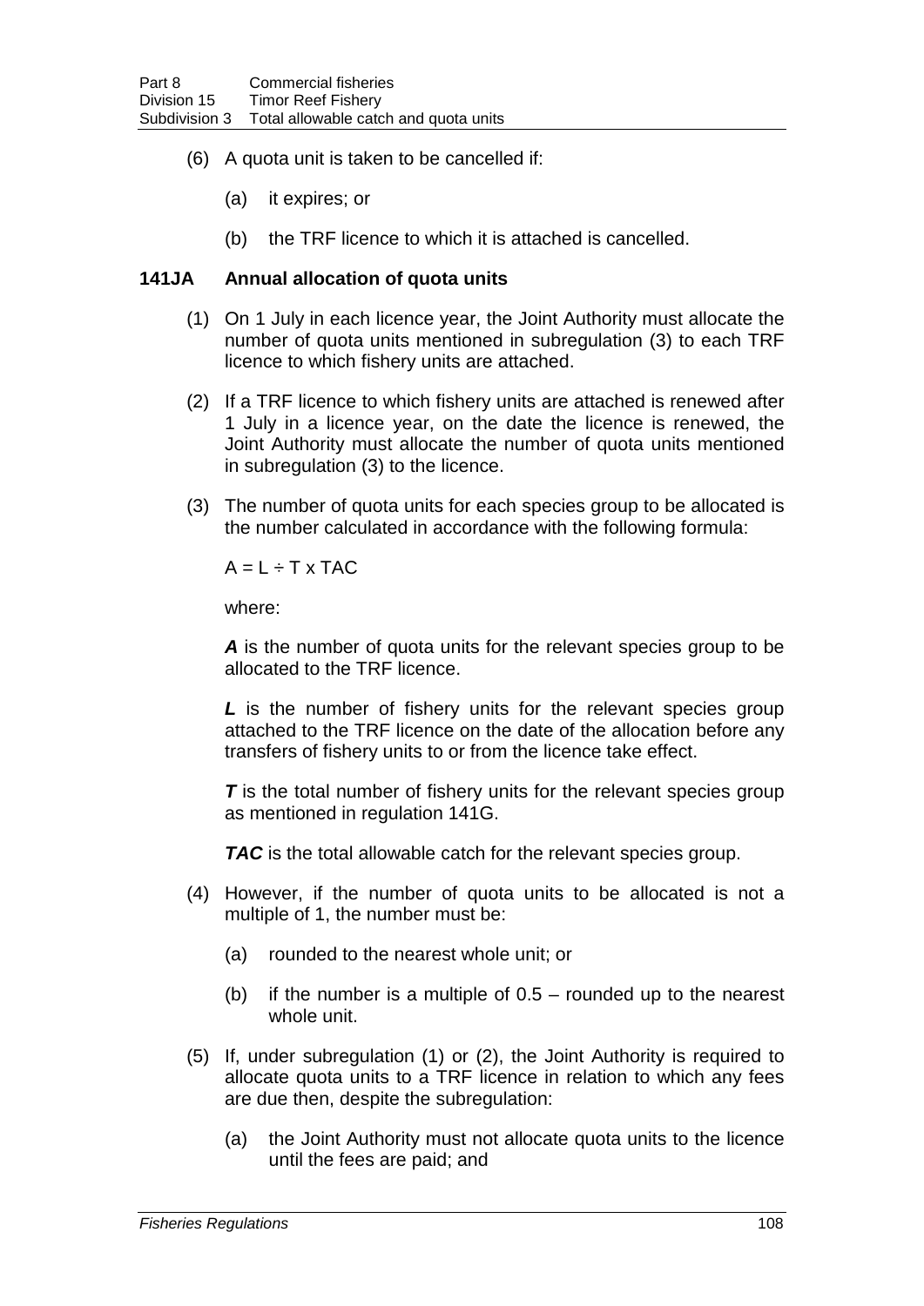(6) A quota unit is taken to be cancelled if:

(a) it expires; or

(b) the TRF licence to which it is attached is cancelled.

### 141JA Annual allocation of quota units

(1) On 1 July in each licence year, the Joint Authority must allocate the number of quota units mentioned in subregulation (3) to each TRF licence to which fishery units are attached.

(2) If a TRF licence to which fishery units are attached is renewed after 1 July in a licence year, on the date the licence is renewed, the Joint Authority must allocate the number of quota units mentioned in subregulation (3) to the licence.

(3) The number of quota units for each species group to be allocated is the number calculated in accordance with the following formula:

$$A = L \div T \times TAC$$

where:

***A*** is the number of quota units for the relevant species group to be allocated to the TRF licence.

***L*** is the number of fishery units for the relevant species group attached to the TRF licence on the date of the allocation before any transfers of fishery units to or from the licence take effect.

***T*** is the total number of fishery units for the relevant species group as mentioned in regulation 141G.

***TAC*** is the total allowable catch for the relevant species group.

(4) However, if the number of quota units to be allocated is not a multiple of 1, the number must be:

(a) rounded to the nearest whole unit; or

(b) if the number is a multiple of 0.5 – rounded up to the nearest whole unit.

(5) If, under subregulation (1) or (2), the Joint Authority is required to allocate quota units to a TRF licence in relation to which any fees are due then, despite the subregulation:

(a) the Joint Authority must not allocate quota units to the licence until the fees are paid; and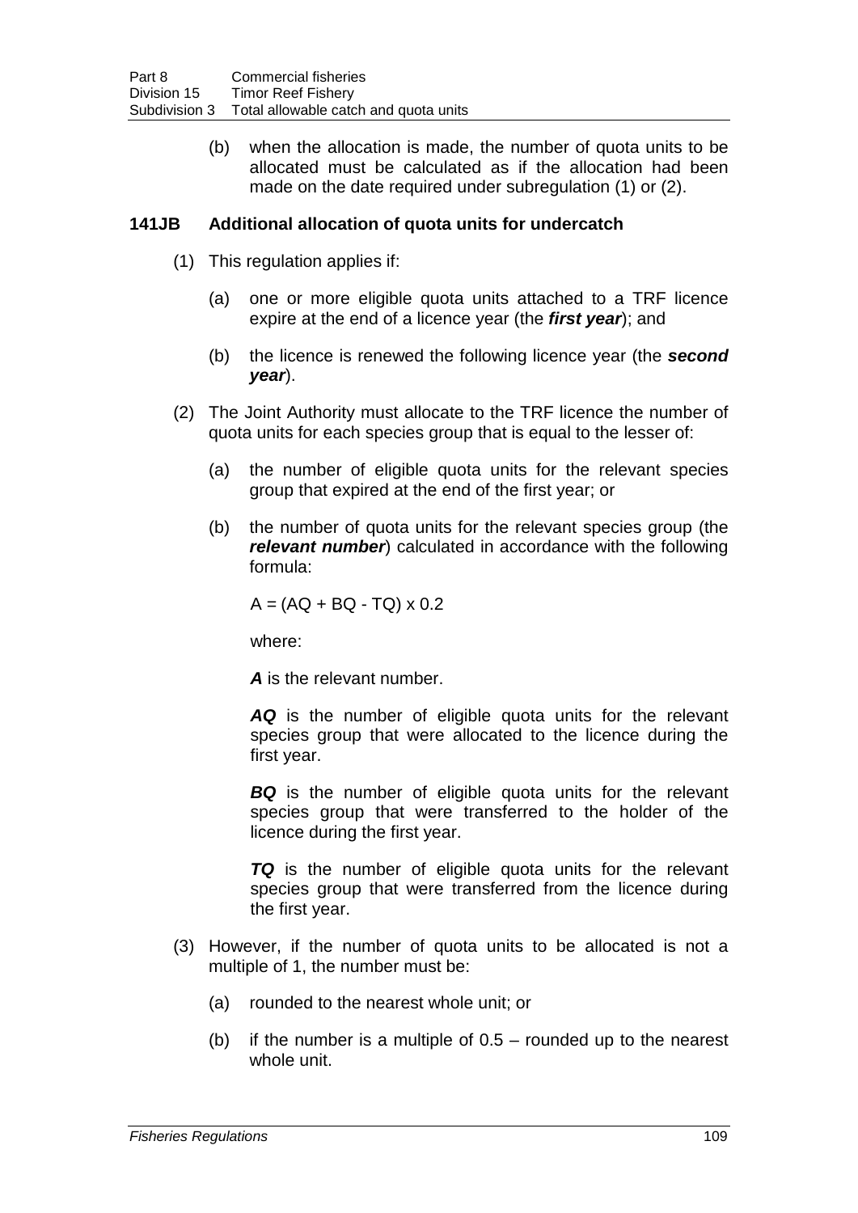(b) when the allocation is made, the number of quota units to be allocated must be calculated as if the allocation had been made on the date required under subregulation (1) or (2).

### 141JB Additional allocation of quota units for undercatch

(1) This regulation applies if:

(a) one or more eligible quota units attached to a TRF licence expire at the end of a licence year (the ***first year***); and

(b) the licence is renewed the following licence year (the ***second year***).

(2) The Joint Authority must allocate to the TRF licence the number of quota units for each species group that is equal to the lesser of:

(a) the number of eligible quota units for the relevant species group that expired at the end of the first year; or

(b) the number of quota units for the relevant species group (the ***relevant number***) calculated in accordance with the following formula:

$$A = (AQ + BQ - TQ) \times 0.2$$

where:

***A*** is the relevant number.

***AQ*** is the number of eligible quota units for the relevant species group that were allocated to the licence during the first year.

***BQ*** is the number of eligible quota units for the relevant species group that were transferred to the holder of the licence during the first year.

***TQ*** is the number of eligible quota units for the relevant species group that were transferred from the licence during the first year.

(3) However, if the number of quota units to be allocated is not a multiple of 1, the number must be:

(a) rounded to the nearest whole unit; or

(b) if the number is a multiple of 0.5 – rounded up to the nearest whole unit.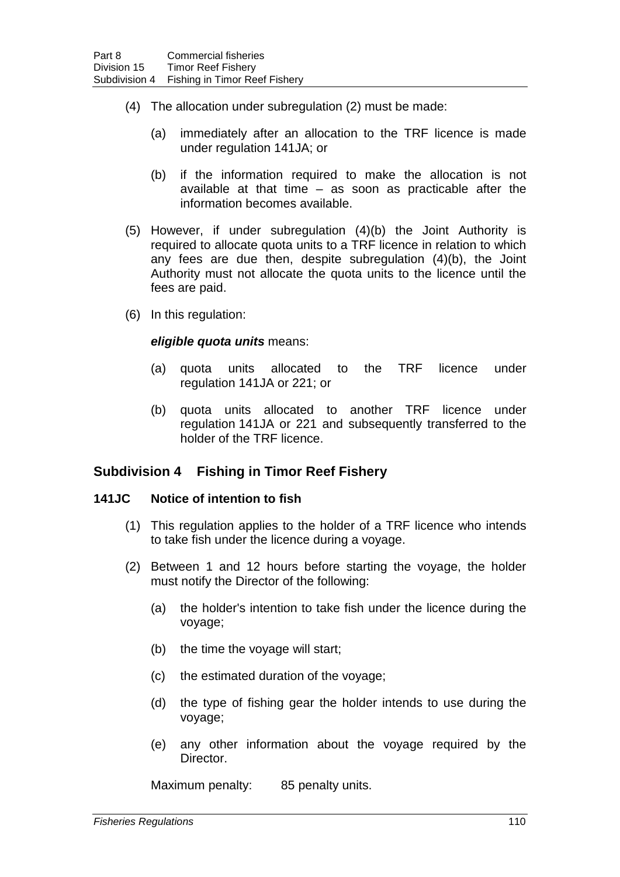(4) The allocation under subregulation (2) must be made:

(a) immediately after an allocation to the TRF licence is made under regulation 141JA; or

(b) if the information required to make the allocation is not available at that time – as soon as practicable after the information becomes available.

(5) However, if under subregulation (4)(b) the Joint Authority is required to allocate quota units to a TRF licence in relation to which any fees are due then, despite subregulation (4)(b), the Joint Authority must not allocate the quota units to the licence until the fees are paid.

(6) In this regulation:

***eligible quota units*** means:

(a) quota units allocated to the TRF licence under regulation 141JA or 221; or

(b) quota units allocated to another TRF licence under regulation 141JA or 221 and subsequently transferred to the holder of the TRF licence.

## Subdivision 4 Fishing in Timor Reef Fishery

### 141JC Notice of intention to fish

(1) This regulation applies to the holder of a TRF licence who intends to take fish under the licence during a voyage.

(2) Between 1 and 12 hours before starting the voyage, the holder must notify the Director of the following:

(a) the holder's intention to take fish under the licence during the voyage;

(b) the time the voyage will start;

(c) the estimated duration of the voyage;

(d) the type of fishing gear the holder intends to use during the voyage;

(e) any other information about the voyage required by the Director.

Maximum penalty: 85 penalty units.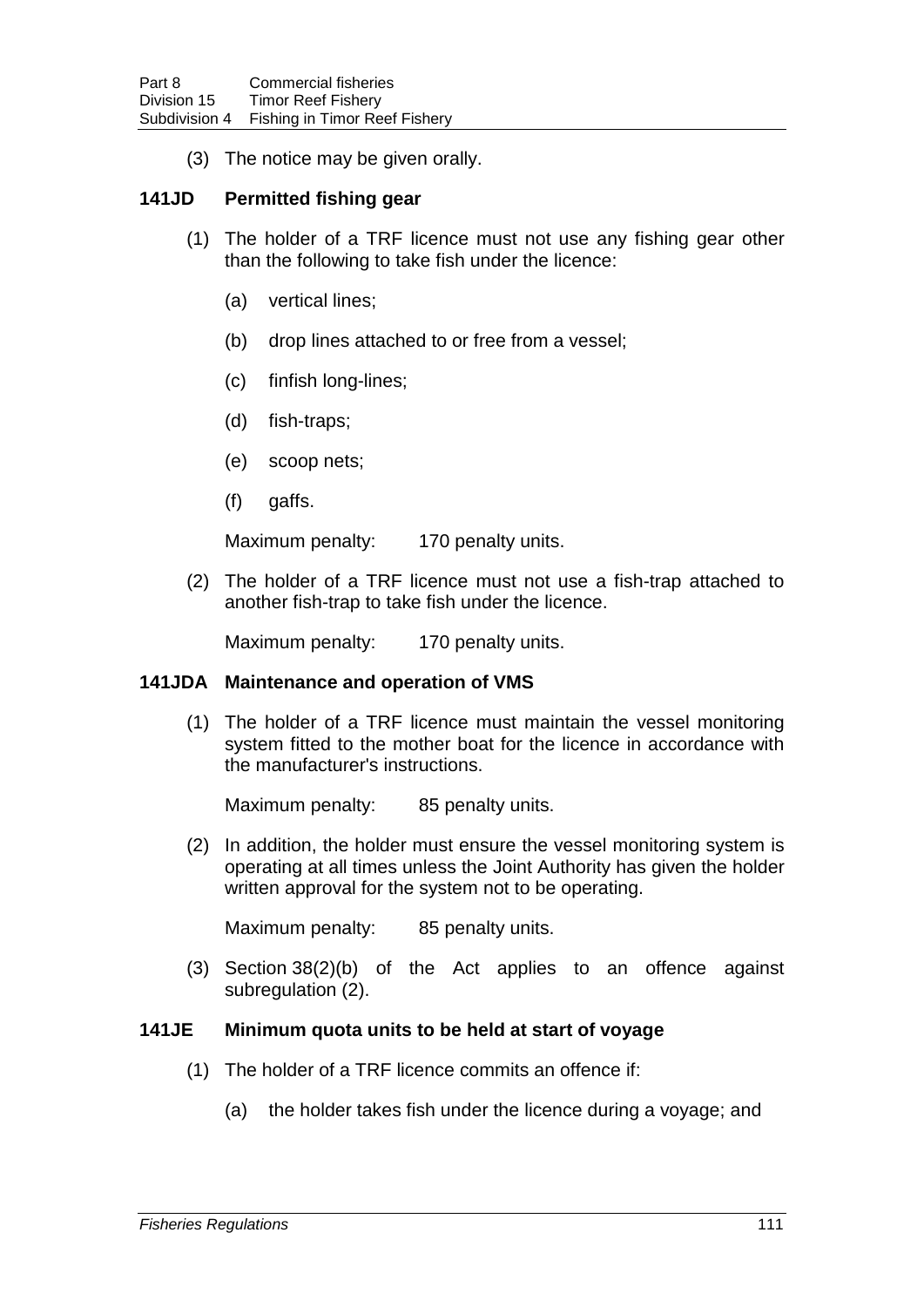(3) The notice may be given orally.

### 141JD Permitted fishing gear

(1) The holder of a TRF licence must not use any fishing gear other than the following to take fish under the licence:

- (a) vertical lines;
- (b) drop lines attached to or free from a vessel;
- (c) finfish long-lines;
- (d) fish-traps;
- (e) scoop nets;
- (f) gaffs.

Maximum penalty: 170 penalty units.

(2) The holder of a TRF licence must not use a fish-trap attached to another fish-trap to take fish under the licence.

Maximum penalty: 170 penalty units.

### 141JDA Maintenance and operation of VMS

(1) The holder of a TRF licence must maintain the vessel monitoring system fitted to the mother boat for the licence in accordance with the manufacturer's instructions.

Maximum penalty: 85 penalty units.

(2) In addition, the holder must ensure the vessel monitoring system is operating at all times unless the Joint Authority has given the holder written approval for the system not to be operating.

Maximum penalty: 85 penalty units.

(3) Section 38(2)(b) of the Act applies to an offence against subregulation (2).

### 141JE Minimum quota units to be held at start of voyage

(1) The holder of a TRF licence commits an offence if:

- (a) the holder takes fish under the licence during a voyage; and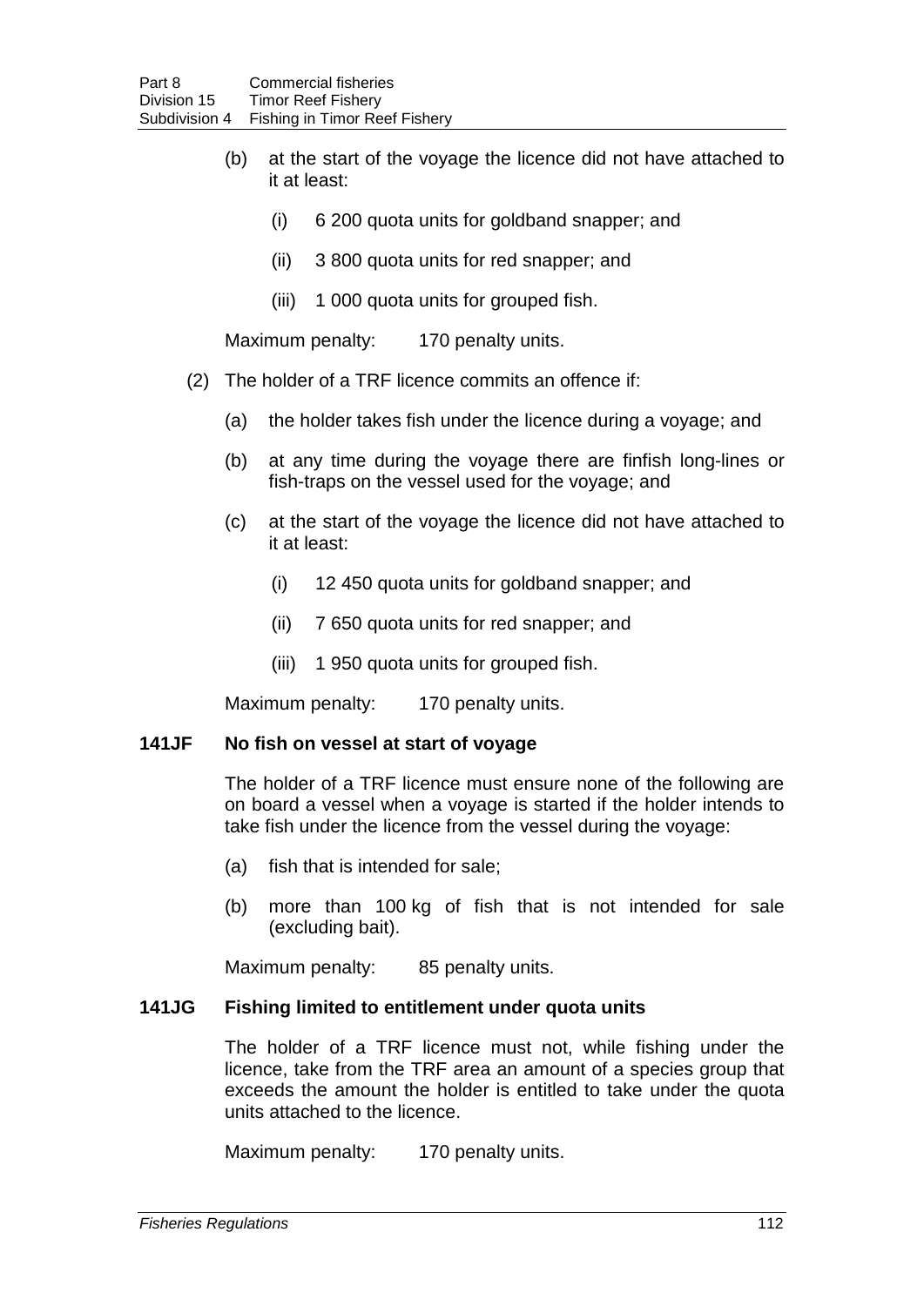(b) at the start of the voyage the licence did not have attached to it at least:

   (i) 6 200 quota units for goldband snapper; and

   (ii) 3 800 quota units for red snapper; and

   (iii) 1 000 quota units for grouped fish.

Maximum penalty: 170 penalty units.

(2) The holder of a TRF licence commits an offence if:

   (a) the holder takes fish under the licence during a voyage; and

   (b) at any time during the voyage there are finfish long-lines or fish-traps on the vessel used for the voyage; and

   (c) at the start of the voyage the licence did not have attached to it at least:

      (i) 12 450 quota units for goldband snapper; and

      (ii) 7 650 quota units for red snapper; and

      (iii) 1 950 quota units for grouped fish.

Maximum penalty: 170 penalty units.

### 141JF No fish on vessel at start of voyage

The holder of a TRF licence must ensure none of the following are on board a vessel when a voyage is started if the holder intends to take fish under the licence from the vessel during the voyage:

(a) fish that is intended for sale;

(b) more than 100 kg of fish that is not intended for sale (excluding bait).

Maximum penalty: 85 penalty units.

### 141JG Fishing limited to entitlement under quota units

The holder of a TRF licence must not, while fishing under the licence, take from the TRF area an amount of a species group that exceeds the amount the holder is entitled to take under the quota units attached to the licence.

Maximum penalty: 170 penalty units.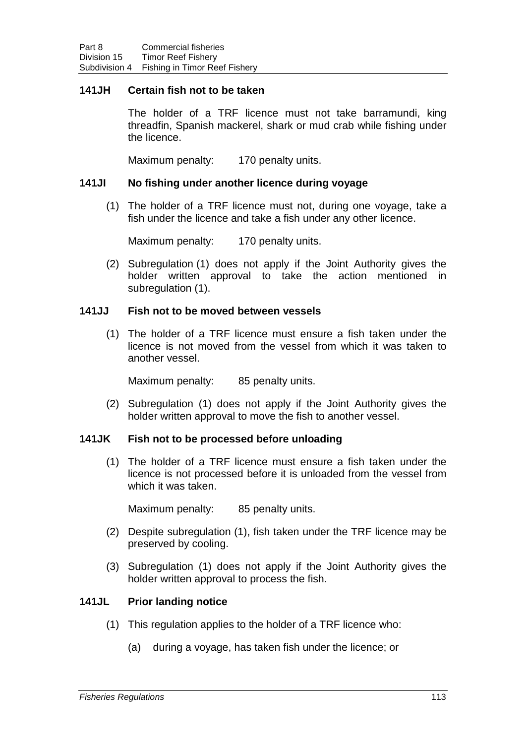### 141JH Certain fish not to be taken

The holder of a TRF licence must not take barramundi, king threadfin, Spanish mackerel, shark or mud crab while fishing under the licence.

Maximum penalty: 170 penalty units.

### 141JI No fishing under another licence during voyage

(1) The holder of a TRF licence must not, during one voyage, take a fish under the licence and take a fish under any other licence.

Maximum penalty: 170 penalty units.

(2) Subregulation (1) does not apply if the Joint Authority gives the holder written approval to take the action mentioned in subregulation (1).

### 141JJ Fish not to be moved between vessels

(1) The holder of a TRF licence must ensure a fish taken under the licence is not moved from the vessel from which it was taken to another vessel.

Maximum penalty: 85 penalty units.

(2) Subregulation (1) does not apply if the Joint Authority gives the holder written approval to move the fish to another vessel.

### 141JK Fish not to be processed before unloading

(1) The holder of a TRF licence must ensure a fish taken under the licence is not processed before it is unloaded from the vessel from which it was taken.

Maximum penalty: 85 penalty units.

(2) Despite subregulation (1), fish taken under the TRF licence may be preserved by cooling.

(3) Subregulation (1) does not apply if the Joint Authority gives the holder written approval to process the fish.

### 141JL Prior landing notice

(1) This regulation applies to the holder of a TRF licence who:

(a) during a voyage, has taken fish under the licence; or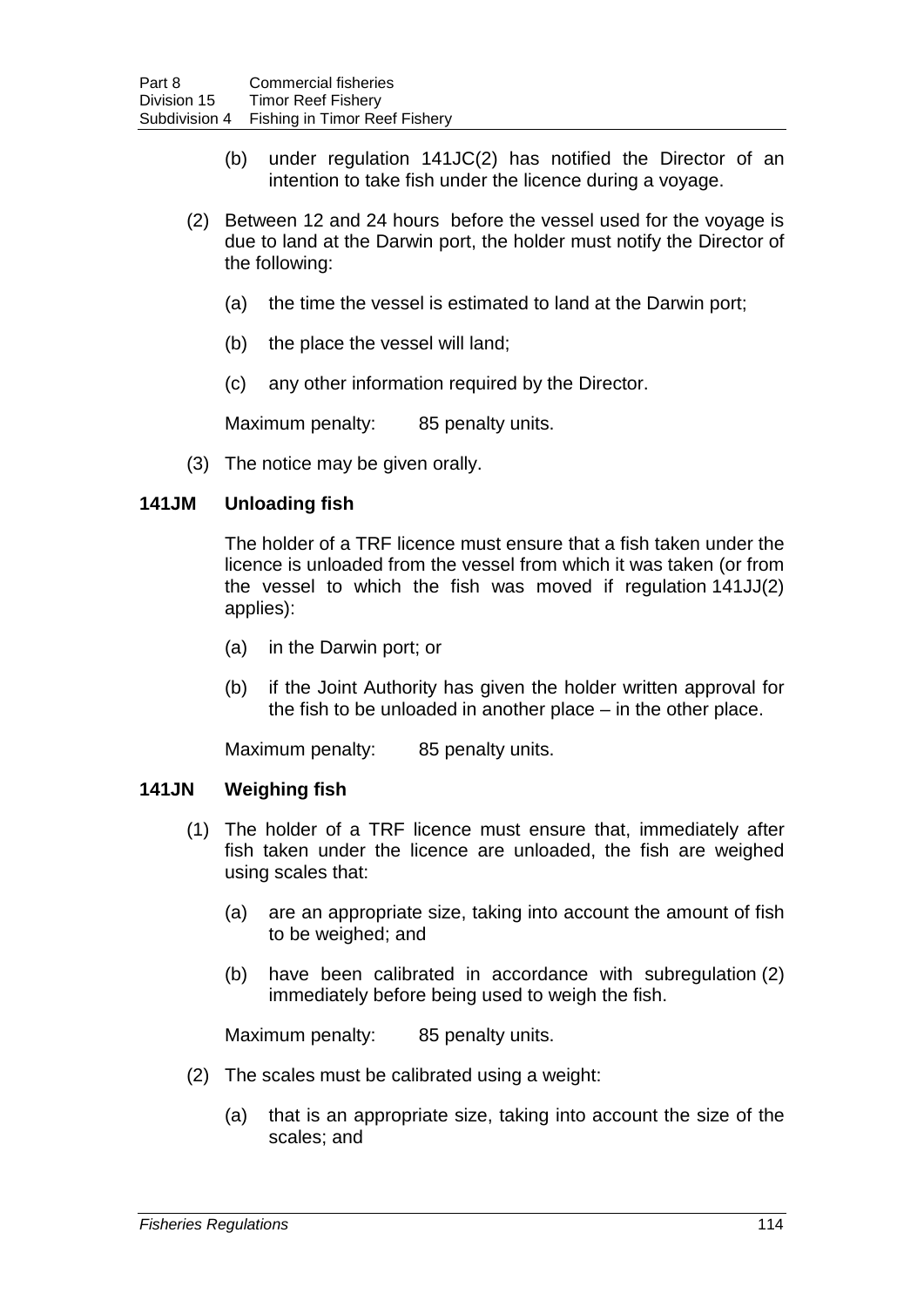(b) under regulation 141JC(2) has notified the Director of an intention to take fish under the licence during a voyage.

(2) Between 12 and 24 hours before the vessel used for the voyage is due to land at the Darwin port, the holder must notify the Director of the following:

(a) the time the vessel is estimated to land at the Darwin port;

(b) the place the vessel will land;

(c) any other information required by the Director.

Maximum penalty: 85 penalty units.

(3) The notice may be given orally.

### 141JM Unloading fish

The holder of a TRF licence must ensure that a fish taken under the licence is unloaded from the vessel from which it was taken (or from the vessel to which the fish was moved if regulation 141JJ(2) applies):

(a) in the Darwin port; or

(b) if the Joint Authority has given the holder written approval for the fish to be unloaded in another place – in the other place.

Maximum penalty: 85 penalty units.

### 141JN Weighing fish

(1) The holder of a TRF licence must ensure that, immediately after fish taken under the licence are unloaded, the fish are weighed using scales that:

(a) are an appropriate size, taking into account the amount of fish to be weighed; and

(b) have been calibrated in accordance with subregulation (2) immediately before being used to weigh the fish.

Maximum penalty: 85 penalty units.

(2) The scales must be calibrated using a weight:

(a) that is an appropriate size, taking into account the size of the scales; and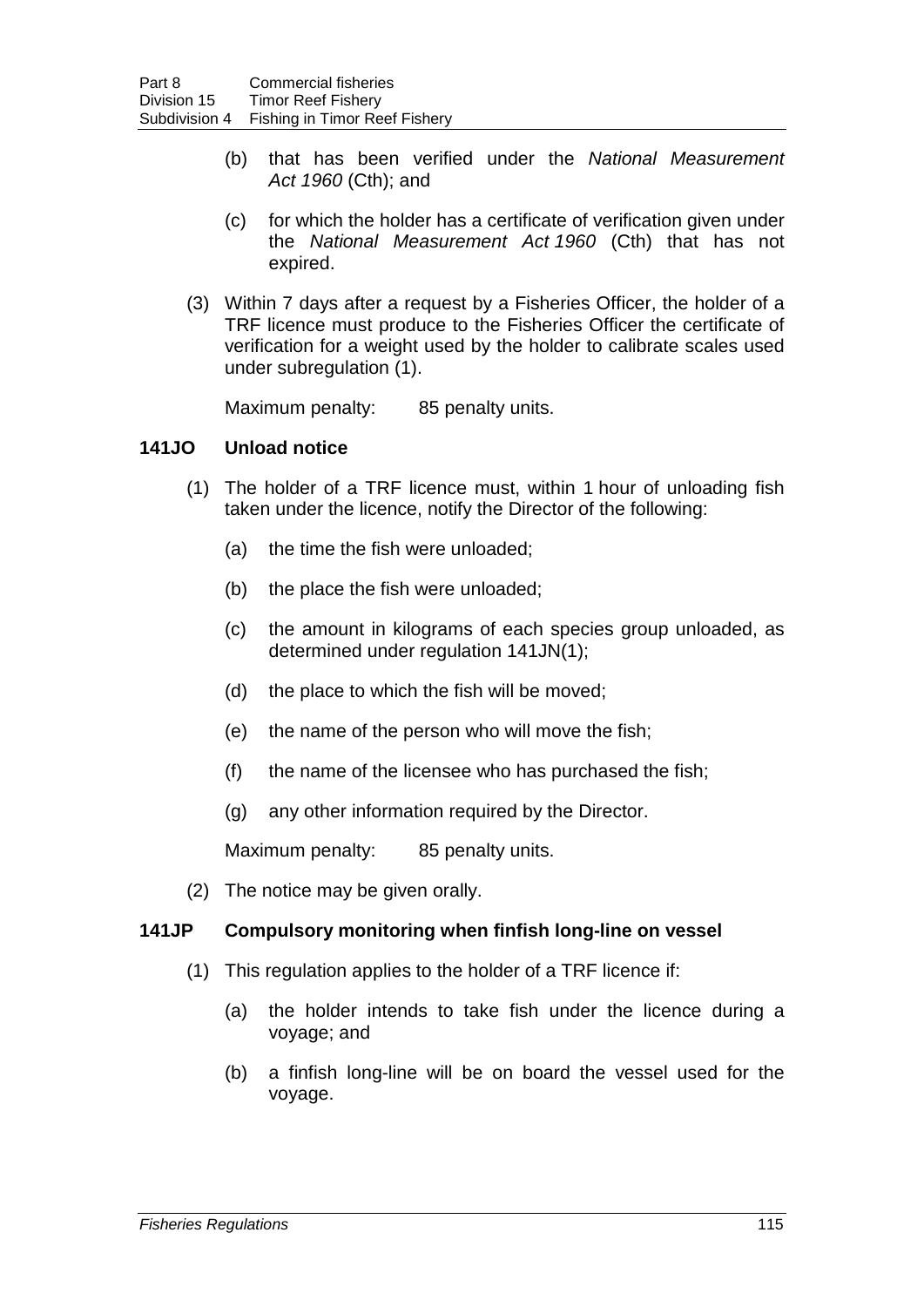(b) that has been verified under the *National Measurement Act 1960* (Cth); and

(c) for which the holder has a certificate of verification given under the *National Measurement Act 1960* (Cth) that has not expired.

(3) Within 7 days after a request by a Fisheries Officer, the holder of a TRF licence must produce to the Fisheries Officer the certificate of verification for a weight used by the holder to calibrate scales used under subregulation (1).

Maximum penalty: 85 penalty units.

### 141JO Unload notice

(1) The holder of a TRF licence must, within 1 hour of unloading fish taken under the licence, notify the Director of the following:

(a) the time the fish were unloaded;

(b) the place the fish were unloaded;

(c) the amount in kilograms of each species group unloaded, as determined under regulation 141JN(1);

(d) the place to which the fish will be moved;

(e) the name of the person who will move the fish;

(f) the name of the licensee who has purchased the fish;

(g) any other information required by the Director.

Maximum penalty: 85 penalty units.

(2) The notice may be given orally.

### 141JP Compulsory monitoring when finfish long-line on vessel

(1) This regulation applies to the holder of a TRF licence if:

(a) the holder intends to take fish under the licence during a voyage; and

(b) a finfish long-line will be on board the vessel used for the voyage.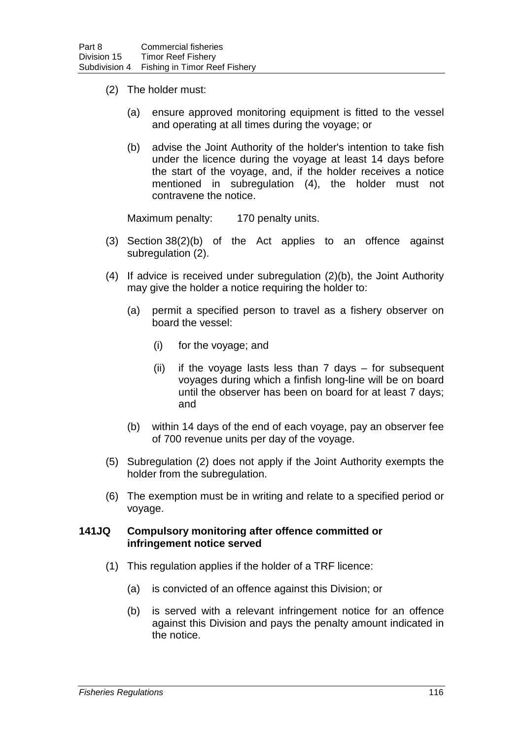(2) The holder must:

(a) ensure approved monitoring equipment is fitted to the vessel and operating at all times during the voyage; or

(b) advise the Joint Authority of the holder's intention to take fish under the licence during the voyage at least 14 days before the start of the voyage, and, if the holder receives a notice mentioned in subregulation (4), the holder must not contravene the notice.

Maximum penalty: 170 penalty units.

(3) Section 38(2)(b) of the Act applies to an offence against subregulation (2).

(4) If advice is received under subregulation (2)(b), the Joint Authority may give the holder a notice requiring the holder to:

(a) permit a specified person to travel as a fishery observer on board the vessel:

(i) for the voyage; and

(ii) if the voyage lasts less than 7 days – for subsequent voyages during which a finfish long-line will be on board until the observer has been on board for at least 7 days; and

(b) within 14 days of the end of each voyage, pay an observer fee of 700 revenue units per day of the voyage.

(5) Subregulation (2) does not apply if the Joint Authority exempts the holder from the subregulation.

(6) The exemption must be in writing and relate to a specified period or voyage.

### 141JQ Compulsory monitoring after offence committed or infringement notice served

(1) This regulation applies if the holder of a TRF licence:

(a) is convicted of an offence against this Division; or

(b) is served with a relevant infringement notice for an offence against this Division and pays the penalty amount indicated in the notice.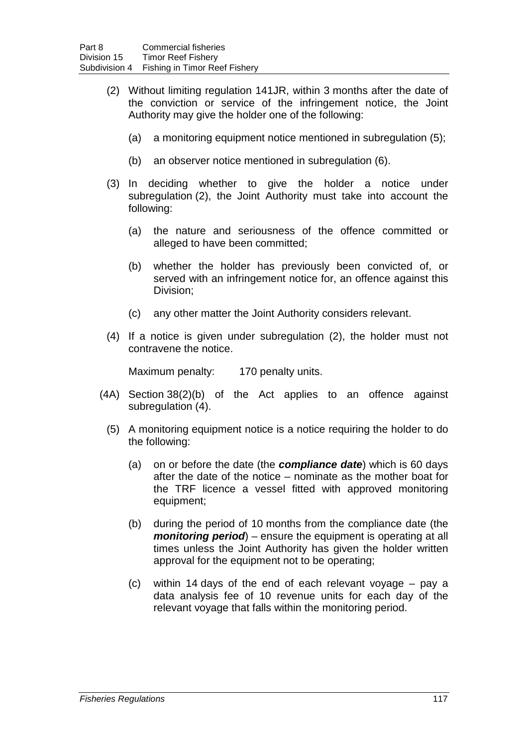(2) Without limiting regulation 141JR, within 3 months after the date of the conviction or service of the infringement notice, the Joint Authority may give the holder one of the following:

(a) a monitoring equipment notice mentioned in subregulation (5);

(b) an observer notice mentioned in subregulation (6).

(3) In deciding whether to give the holder a notice under subregulation (2), the Joint Authority must take into account the following:

(a) the nature and seriousness of the offence committed or alleged to have been committed;

(b) whether the holder has previously been convicted of, or served with an infringement notice for, an offence against this Division;

(c) any other matter the Joint Authority considers relevant.

(4) If a notice is given under subregulation (2), the holder must not contravene the notice.

Maximum penalty: 170 penalty units.

(4A) Section 38(2)(b) of the Act applies to an offence against subregulation (4).

(5) A monitoring equipment notice is a notice requiring the holder to do the following:

(a) on or before the date (the ***compliance date***) which is 60 days after the date of the notice – nominate as the mother boat for the TRF licence a vessel fitted with approved monitoring equipment;

(b) during the period of 10 months from the compliance date (the ***monitoring period***) – ensure the equipment is operating at all times unless the Joint Authority has given the holder written approval for the equipment not to be operating;

(c) within 14 days of the end of each relevant voyage – pay a data analysis fee of 10 revenue units for each day of the relevant voyage that falls within the monitoring period.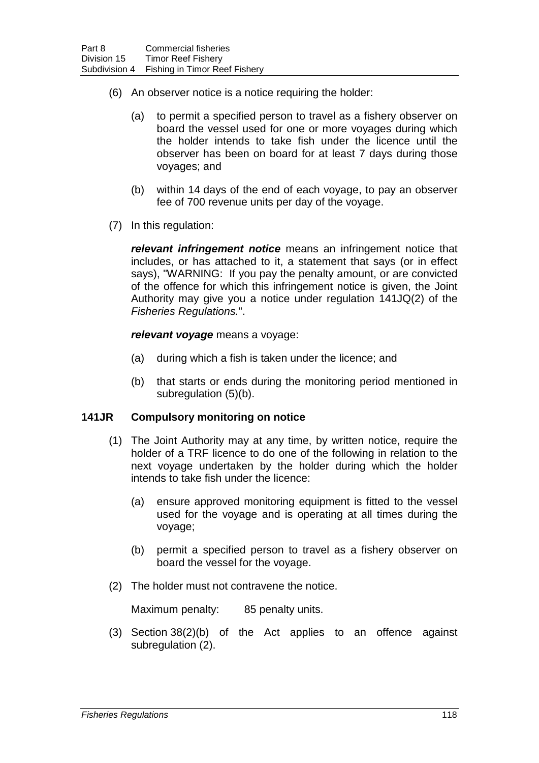(6) An observer notice is a notice requiring the holder:

(a) to permit a specified person to travel as a fishery observer on board the vessel used for one or more voyages during which the holder intends to take fish under the licence until the observer has been on board for at least 7 days during those voyages; and

(b) within 14 days of the end of each voyage, to pay an observer fee of 700 revenue units per day of the voyage.

(7) In this regulation:

***relevant infringement notice*** means an infringement notice that includes, or has attached to it, a statement that says (or in effect says), "WARNING: If you pay the penalty amount, or are convicted of the offence for which this infringement notice is given, the Joint Authority may give you a notice under regulation 141JQ(2) of the *Fisheries Regulations.*".

***relevant voyage*** means a voyage:

(a) during which a fish is taken under the licence; and

(b) that starts or ends during the monitoring period mentioned in subregulation (5)(b).

### 141JR Compulsory monitoring on notice

(1) The Joint Authority may at any time, by written notice, require the holder of a TRF licence to do one of the following in relation to the next voyage undertaken by the holder during which the holder intends to take fish under the licence:

(a) ensure approved monitoring equipment is fitted to the vessel used for the voyage and is operating at all times during the voyage;

(b) permit a specified person to travel as a fishery observer on board the vessel for the voyage.

(2) The holder must not contravene the notice.

Maximum penalty: 85 penalty units.

(3) Section 38(2)(b) of the Act applies to an offence against subregulation (2).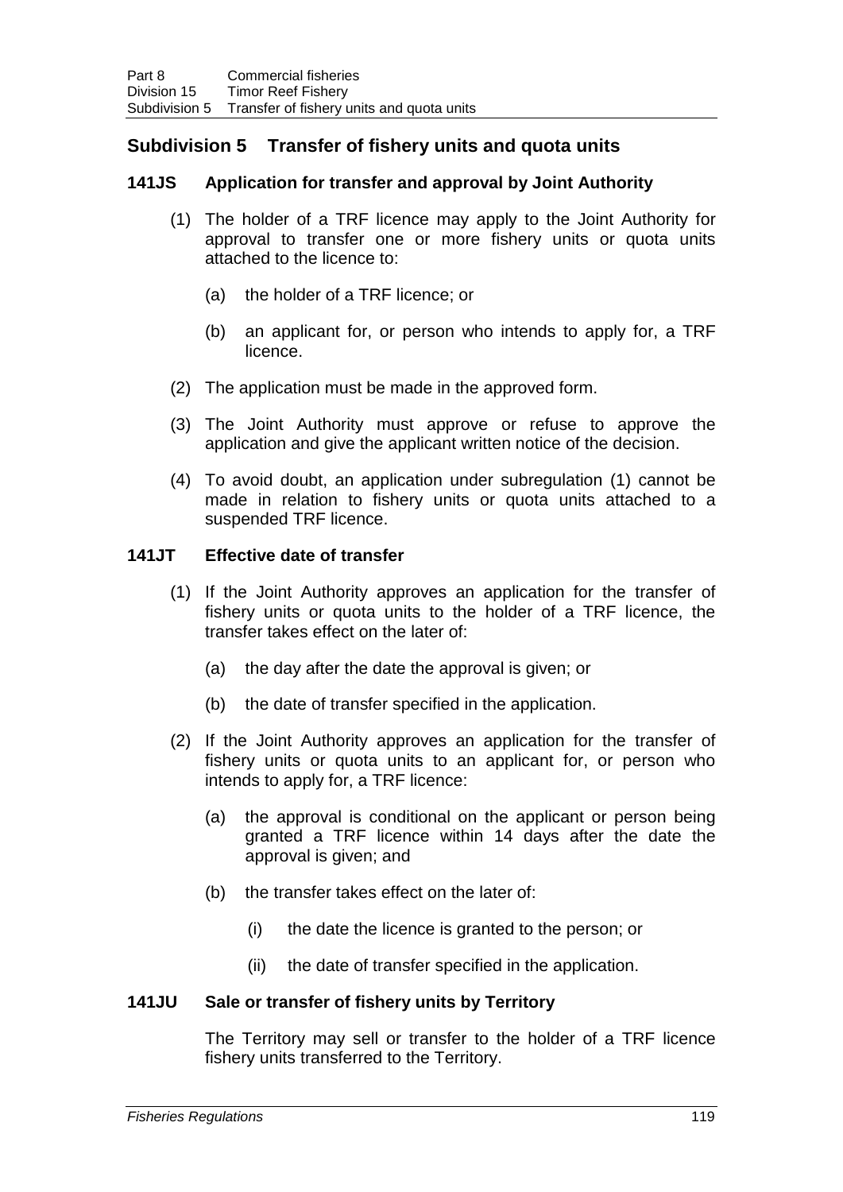## Subdivision 5 Transfer of fishery units and quota units

### 141JS Application for transfer and approval by Joint Authority

(1) The holder of a TRF licence may apply to the Joint Authority for approval to transfer one or more fishery units or quota units attached to the licence to:

(a) the holder of a TRF licence; or

(b) an applicant for, or person who intends to apply for, a TRF licence.

(2) The application must be made in the approved form.

(3) The Joint Authority must approve or refuse to approve the application and give the applicant written notice of the decision.

(4) To avoid doubt, an application under subregulation (1) cannot be made in relation to fishery units or quota units attached to a suspended TRF licence.

### 141JT Effective date of transfer

(1) If the Joint Authority approves an application for the transfer of fishery units or quota units to the holder of a TRF licence, the transfer takes effect on the later of:

(a) the day after the date the approval is given; or

(b) the date of transfer specified in the application.

(2) If the Joint Authority approves an application for the transfer of fishery units or quota units to an applicant for, or person who intends to apply for, a TRF licence:

(a) the approval is conditional on the applicant or person being granted a TRF licence within 14 days after the date the approval is given; and

(b) the transfer takes effect on the later of:

(i) the date the licence is granted to the person; or

(ii) the date of transfer specified in the application.

### 141JU Sale or transfer of fishery units by Territory

The Territory may sell or transfer to the holder of a TRF licence fishery units transferred to the Territory.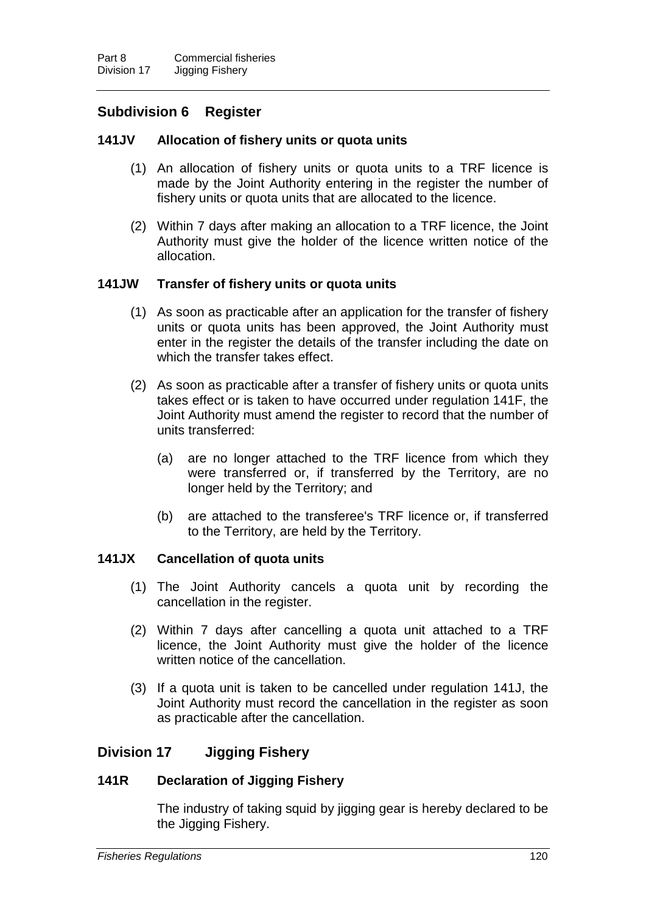## Subdivision 6 Register

### 141JV Allocation of fishery units or quota units

(1) An allocation of fishery units or quota units to a TRF licence is made by the Joint Authority entering in the register the number of fishery units or quota units that are allocated to the licence.

(2) Within 7 days after making an allocation to a TRF licence, the Joint Authority must give the holder of the licence written notice of the allocation.

### 141JW Transfer of fishery units or quota units

(1) As soon as practicable after an application for the transfer of fishery units or quota units has been approved, the Joint Authority must enter in the register the details of the transfer including the date on which the transfer takes effect.

(2) As soon as practicable after a transfer of fishery units or quota units takes effect or is taken to have occurred under regulation 141F, the Joint Authority must amend the register to record that the number of units transferred:

(a) are no longer attached to the TRF licence from which they were transferred or, if transferred by the Territory, are no longer held by the Territory; and

(b) are attached to the transferee's TRF licence or, if transferred to the Territory, are held by the Territory.

### 141JX Cancellation of quota units

(1) The Joint Authority cancels a quota unit by recording the cancellation in the register.

(2) Within 7 days after cancelling a quota unit attached to a TRF licence, the Joint Authority must give the holder of the licence written notice of the cancellation.

(3) If a quota unit is taken to be cancelled under regulation 141J, the Joint Authority must record the cancellation in the register as soon as practicable after the cancellation.

## Division 17 Jigging Fishery

### 141R Declaration of Jigging Fishery

The industry of taking squid by jigging gear is hereby declared to be the Jigging Fishery.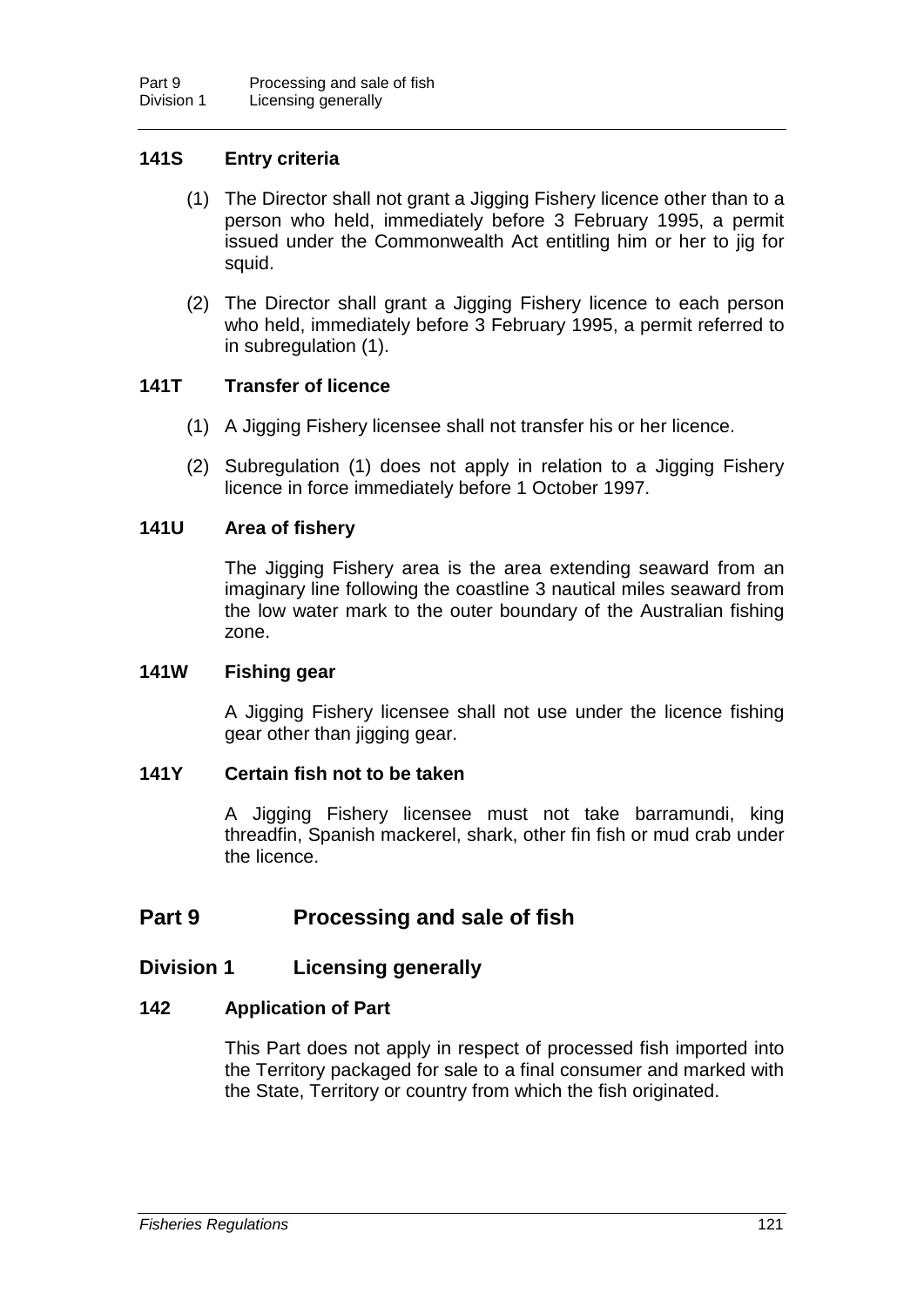### 141S Entry criteria

(1) The Director shall not grant a Jigging Fishery licence other than to a person who held, immediately before 3 February 1995, a permit issued under the Commonwealth Act entitling him or her to jig for squid.

(2) The Director shall grant a Jigging Fishery licence to each person who held, immediately before 3 February 1995, a permit referred to in subregulation (1).

### 141T Transfer of licence

(1) A Jigging Fishery licensee shall not transfer his or her licence.

(2) Subregulation (1) does not apply in relation to a Jigging Fishery licence in force immediately before 1 October 1997.

### 141U Area of fishery

The Jigging Fishery area is the area extending seaward from an imaginary line following the coastline 3 nautical miles seaward from the low water mark to the outer boundary of the Australian fishing zone.

### 141W Fishing gear

A Jigging Fishery licensee shall not use under the licence fishing gear other than jigging gear.

### 141Y Certain fish not to be taken

A Jigging Fishery licensee must not take barramundi, king threadfin, Spanish mackerel, shark, other fin fish or mud crab under the licence.

# Part 9 Processing and sale of fish

## Division 1 Licensing generally

### 142 Application of Part

This Part does not apply in respect of processed fish imported into the Territory packaged for sale to a final consumer and marked with the State, Territory or country from which the fish originated.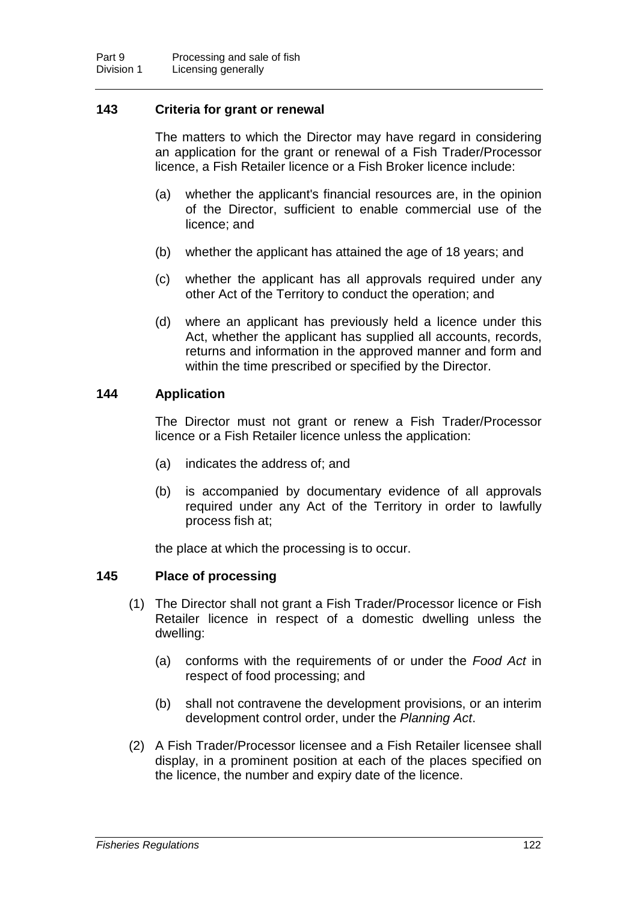### 143 Criteria for grant or renewal

The matters to which the Director may have regard in considering an application for the grant or renewal of a Fish Trader/Processor licence, a Fish Retailer licence or a Fish Broker licence include:

(a) whether the applicant's financial resources are, in the opinion of the Director, sufficient to enable commercial use of the licence; and

(b) whether the applicant has attained the age of 18 years; and

(c) whether the applicant has all approvals required under any other Act of the Territory to conduct the operation; and

(d) where an applicant has previously held a licence under this Act, whether the applicant has supplied all accounts, records, returns and information in the approved manner and form and within the time prescribed or specified by the Director.

### 144 Application

The Director must not grant or renew a Fish Trader/Processor licence or a Fish Retailer licence unless the application:

(a) indicates the address of; and

(b) is accompanied by documentary evidence of all approvals required under any Act of the Territory in order to lawfully process fish at;

the place at which the processing is to occur.

### 145 Place of processing

(1) The Director shall not grant a Fish Trader/Processor licence or Fish Retailer licence in respect of a domestic dwelling unless the dwelling:

(a) conforms with the requirements of or under the *Food Act* in respect of food processing; and

(b) shall not contravene the development provisions, or an interim development control order, under the *Planning Act*.

(2) A Fish Trader/Processor licensee and a Fish Retailer licensee shall display, in a prominent position at each of the places specified on the licence, the number and expiry date of the licence.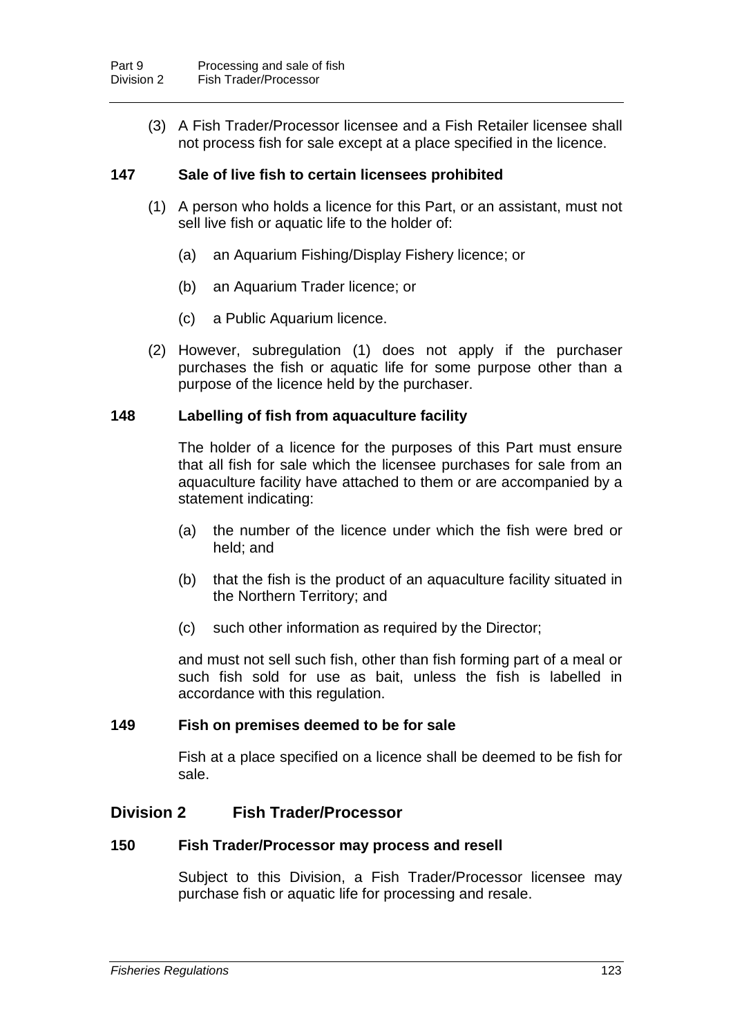(3) A Fish Trader/Processor licensee and a Fish Retailer licensee shall not process fish for sale except at a place specified in the licence.

### 147 Sale of live fish to certain licensees prohibited

(1) A person who holds a licence for this Part, or an assistant, must not sell live fish or aquatic life to the holder of:

(a) an Aquarium Fishing/Display Fishery licence; or

(b) an Aquarium Trader licence; or

(c) a Public Aquarium licence.

(2) However, subregulation (1) does not apply if the purchaser purchases the fish or aquatic life for some purpose other than a purpose of the licence held by the purchaser.

### 148 Labelling of fish from aquaculture facility

The holder of a licence for the purposes of this Part must ensure that all fish for sale which the licensee purchases for sale from an aquaculture facility have attached to them or are accompanied by a statement indicating:

(a) the number of the licence under which the fish were bred or held; and

(b) that the fish is the product of an aquaculture facility situated in the Northern Territory; and

(c) such other information as required by the Director;

and must not sell such fish, other than fish forming part of a meal or such fish sold for use as bait, unless the fish is labelled in accordance with this regulation.

### 149 Fish on premises deemed to be for sale

Fish at a place specified on a licence shall be deemed to be fish for sale.

## Division 2 Fish Trader/Processor

### 150 Fish Trader/Processor may process and resell

Subject to this Division, a Fish Trader/Processor licensee may purchase fish or aquatic life for processing and resale.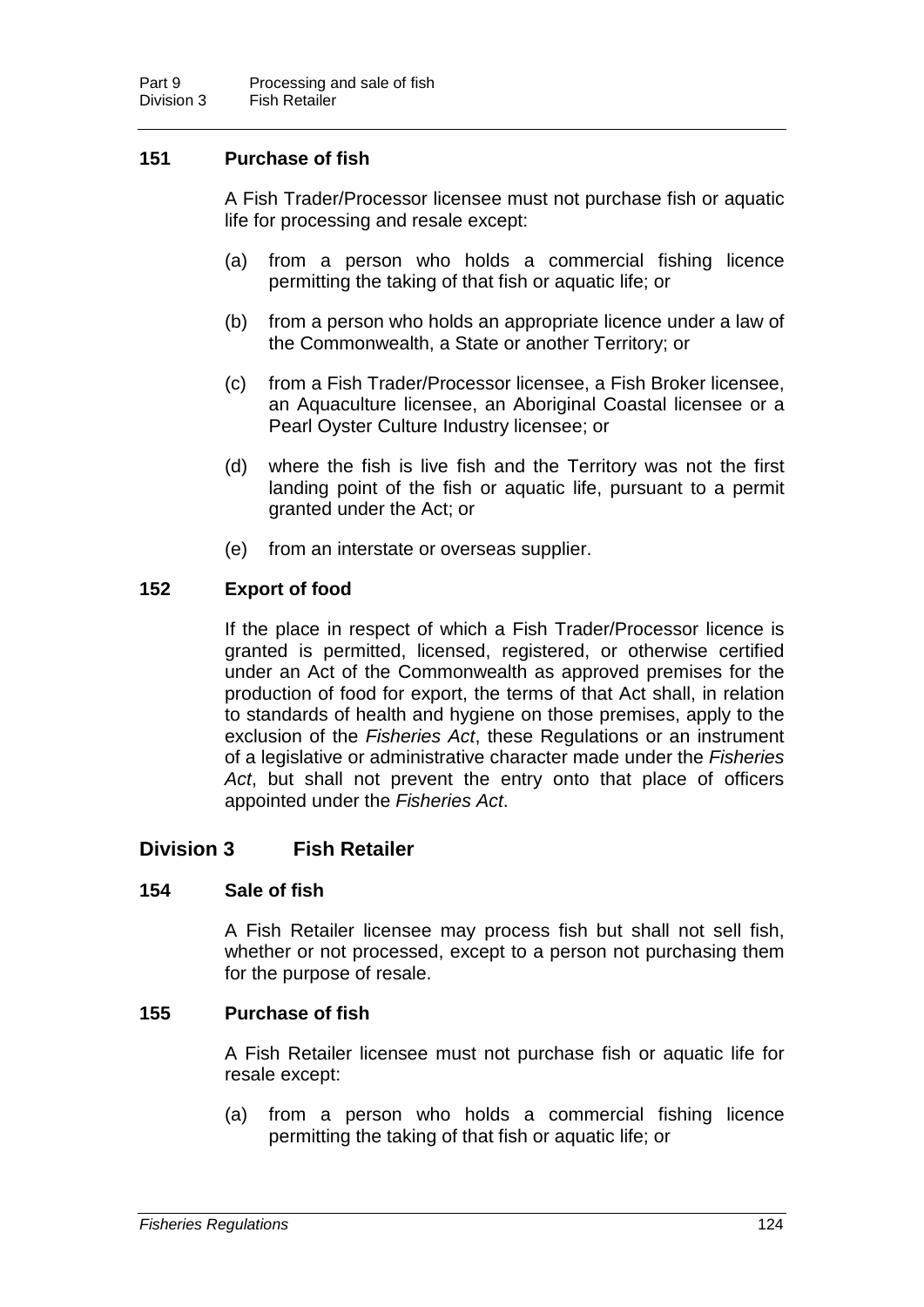### 151 Purchase of fish

A Fish Trader/Processor licensee must not purchase fish or aquatic life for processing and resale except:

(a) from a person who holds a commercial fishing licence permitting the taking of that fish or aquatic life; or

(b) from a person who holds an appropriate licence under a law of the Commonwealth, a State or another Territory; or

(c) from a Fish Trader/Processor licensee, a Fish Broker licensee, an Aquaculture licensee, an Aboriginal Coastal licensee or a Pearl Oyster Culture Industry licensee; or

(d) where the fish is live fish and the Territory was not the first landing point of the fish or aquatic life, pursuant to a permit granted under the Act; or

(e) from an interstate or overseas supplier.

### 152 Export of food

If the place in respect of which a Fish Trader/Processor licence is granted is permitted, licensed, registered, or otherwise certified under an Act of the Commonwealth as approved premises for the production of food for export, the terms of that Act shall, in relation to standards of health and hygiene on those premises, apply to the exclusion of the *Fisheries Act*, these Regulations or an instrument of a legislative or administrative character made under the *Fisheries Act*, but shall not prevent the entry onto that place of officers appointed under the *Fisheries Act*.

## Division 3 Fish Retailer

### 154 Sale of fish

A Fish Retailer licensee may process fish but shall not sell fish, whether or not processed, except to a person not purchasing them for the purpose of resale.

### 155 Purchase of fish

A Fish Retailer licensee must not purchase fish or aquatic life for resale except:

(a) from a person who holds a commercial fishing licence permitting the taking of that fish or aquatic life; or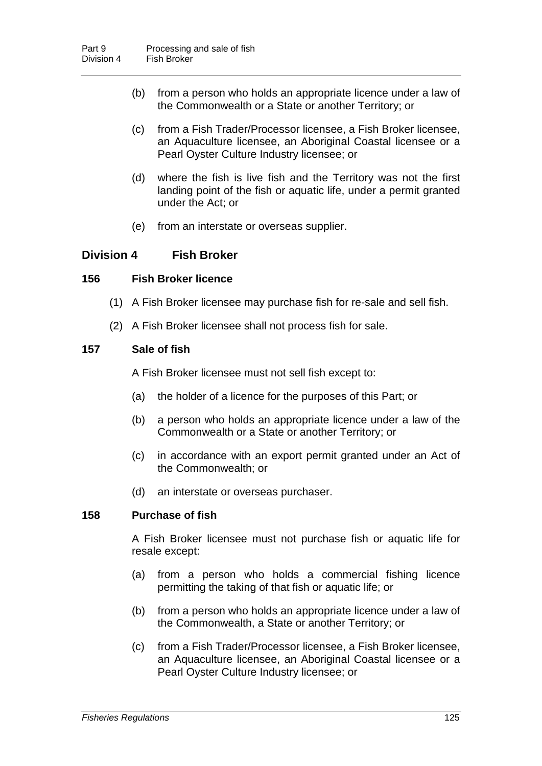(b) from a person who holds an appropriate licence under a law of the Commonwealth or a State or another Territory; or

(c) from a Fish Trader/Processor licensee, a Fish Broker licensee, an Aquaculture licensee, an Aboriginal Coastal licensee or a Pearl Oyster Culture Industry licensee; or

(d) where the fish is live fish and the Territory was not the first landing point of the fish or aquatic life, under a permit granted under the Act; or

(e) from an interstate or overseas supplier.

## Division 4 Fish Broker

### 156 Fish Broker licence

(1) A Fish Broker licensee may purchase fish for re-sale and sell fish.

(2) A Fish Broker licensee shall not process fish for sale.

### 157 Sale of fish

A Fish Broker licensee must not sell fish except to:

(a) the holder of a licence for the purposes of this Part; or

(b) a person who holds an appropriate licence under a law of the Commonwealth or a State or another Territory; or

(c) in accordance with an export permit granted under an Act of the Commonwealth; or

(d) an interstate or overseas purchaser.

### 158 Purchase of fish

A Fish Broker licensee must not purchase fish or aquatic life for resale except:

(a) from a person who holds a commercial fishing licence permitting the taking of that fish or aquatic life; or

(b) from a person who holds an appropriate licence under a law of the Commonwealth, a State or another Territory; or

(c) from a Fish Trader/Processor licensee, a Fish Broker licensee, an Aquaculture licensee, an Aboriginal Coastal licensee or a Pearl Oyster Culture Industry licensee; or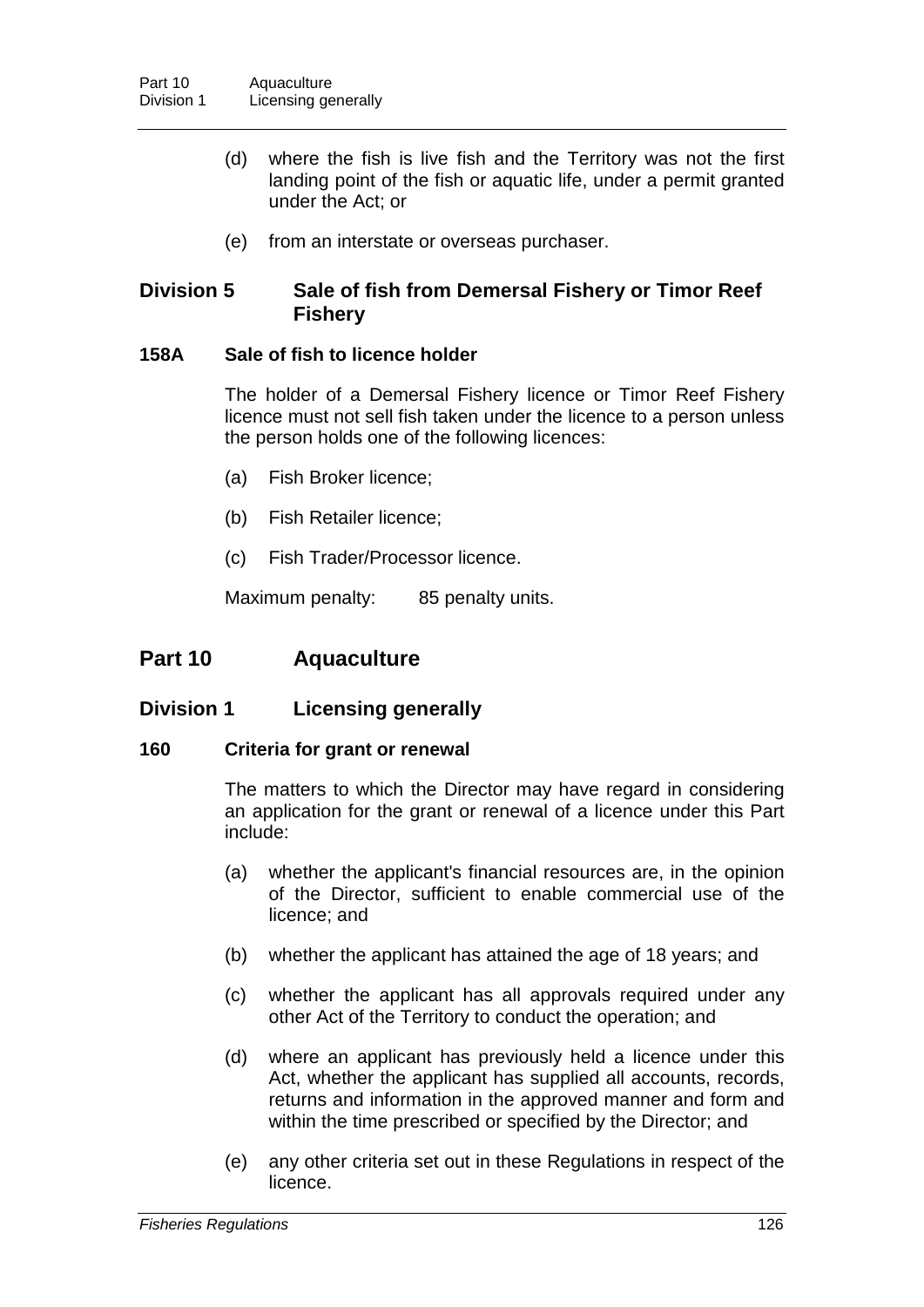(d) where the fish is live fish and the Territory was not the first landing point of the fish or aquatic life, under a permit granted under the Act; or

(e) from an interstate or overseas purchaser.

## Division 5 Sale of fish from Demersal Fishery or Timor Reef Fishery

### 158A Sale of fish to licence holder

The holder of a Demersal Fishery licence or Timor Reef Fishery licence must not sell fish taken under the licence to a person unless the person holds one of the following licences:

(a) Fish Broker licence;

(b) Fish Retailer licence;

(c) Fish Trader/Processor licence.

Maximum penalty: 85 penalty units.

# Part 10 Aquaculture

## Division 1 Licensing generally

### 160 Criteria for grant or renewal

The matters to which the Director may have regard in considering an application for the grant or renewal of a licence under this Part include:

(a) whether the applicant's financial resources are, in the opinion of the Director, sufficient to enable commercial use of the licence; and

(b) whether the applicant has attained the age of 18 years; and

(c) whether the applicant has all approvals required under any other Act of the Territory to conduct the operation; and

(d) where an applicant has previously held a licence under this Act, whether the applicant has supplied all accounts, records, returns and information in the approved manner and form and within the time prescribed or specified by the Director; and

(e) any other criteria set out in these Regulations in respect of the licence.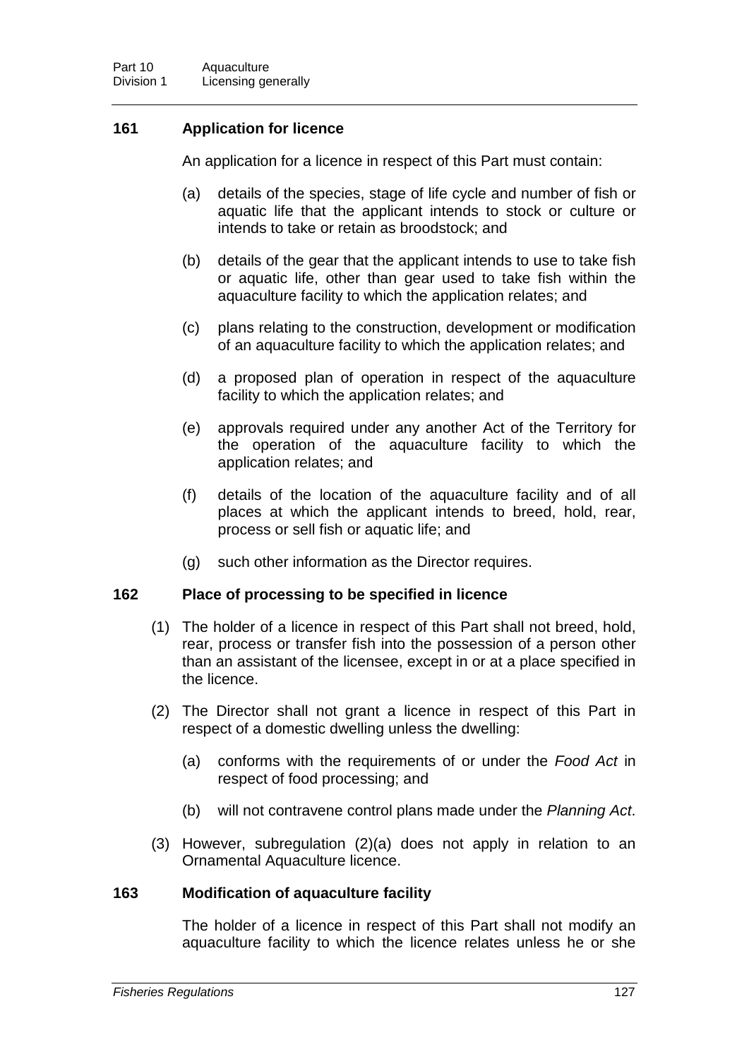### 161 Application for licence

An application for a licence in respect of this Part must contain:

(a) details of the species, stage of life cycle and number of fish or aquatic life that the applicant intends to stock or culture or intends to take or retain as broodstock; and

(b) details of the gear that the applicant intends to use to take fish or aquatic life, other than gear used to take fish within the aquaculture facility to which the application relates; and

(c) plans relating to the construction, development or modification of an aquaculture facility to which the application relates; and

(d) a proposed plan of operation in respect of the aquaculture facility to which the application relates; and

(e) approvals required under any another Act of the Territory for the operation of the aquaculture facility to which the application relates; and

(f) details of the location of the aquaculture facility and of all places at which the applicant intends to breed, hold, rear, process or sell fish or aquatic life; and

(g) such other information as the Director requires.

### 162 Place of processing to be specified in licence

(1) The holder of a licence in respect of this Part shall not breed, hold, rear, process or transfer fish into the possession of a person other than an assistant of the licensee, except in or at a place specified in the licence.

(2) The Director shall not grant a licence in respect of this Part in respect of a domestic dwelling unless the dwelling:

(a) conforms with the requirements of or under the *Food Act* in respect of food processing; and

(b) will not contravene control plans made under the *Planning Act*.

(3) However, subregulation (2)(a) does not apply in relation to an Ornamental Aquaculture licence.

### 163 Modification of aquaculture facility

The holder of a licence in respect of this Part shall not modify an aquaculture facility to which the licence relates unless he or she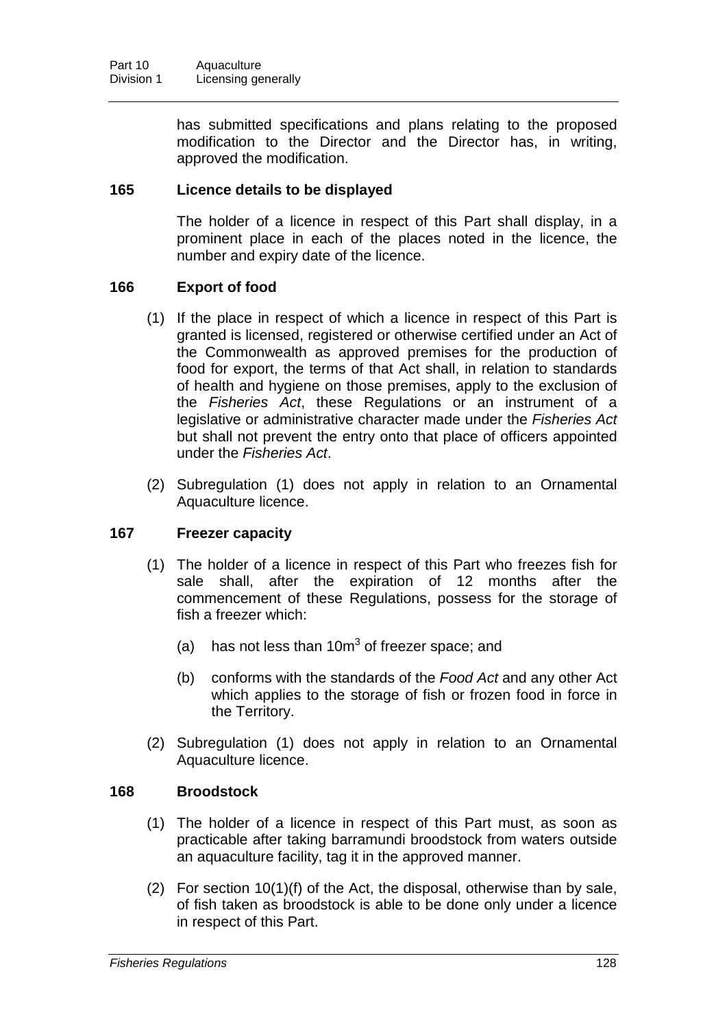has submitted specifications and plans relating to the proposed modification to the Director and the Director has, in writing, approved the modification.

### 165 Licence details to be displayed

The holder of a licence in respect of this Part shall display, in a prominent place in each of the places noted in the licence, the number and expiry date of the licence.

### 166 Export of food

(1) If the place in respect of which a licence in respect of this Part is granted is licensed, registered or otherwise certified under an Act of the Commonwealth as approved premises for the production of food for export, the terms of that Act shall, in relation to standards of health and hygiene on those premises, apply to the exclusion of the *Fisheries Act*, these Regulations or an instrument of a legislative or administrative character made under the *Fisheries Act* but shall not prevent the entry onto that place of officers appointed under the *Fisheries Act*.

(2) Subregulation (1) does not apply in relation to an Ornamental Aquaculture licence.

### 167 Freezer capacity

(1) The holder of a licence in respect of this Part who freezes fish for sale shall, after the expiration of 12 months after the commencement of these Regulations, possess for the storage of fish a freezer which:

(a) has not less than $10m^3$ of freezer space; and

(b) conforms with the standards of the *Food Act* and any other Act which applies to the storage of fish or frozen food in force in the Territory.

(2) Subregulation (1) does not apply in relation to an Ornamental Aquaculture licence.

### 168 Broodstock

(1) The holder of a licence in respect of this Part must, as soon as practicable after taking barramundi broodstock from waters outside an aquaculture facility, tag it in the approved manner.

(2) For section 10(1)(f) of the Act, the disposal, otherwise than by sale, of fish taken as broodstock is able to be done only under a licence in respect of this Part.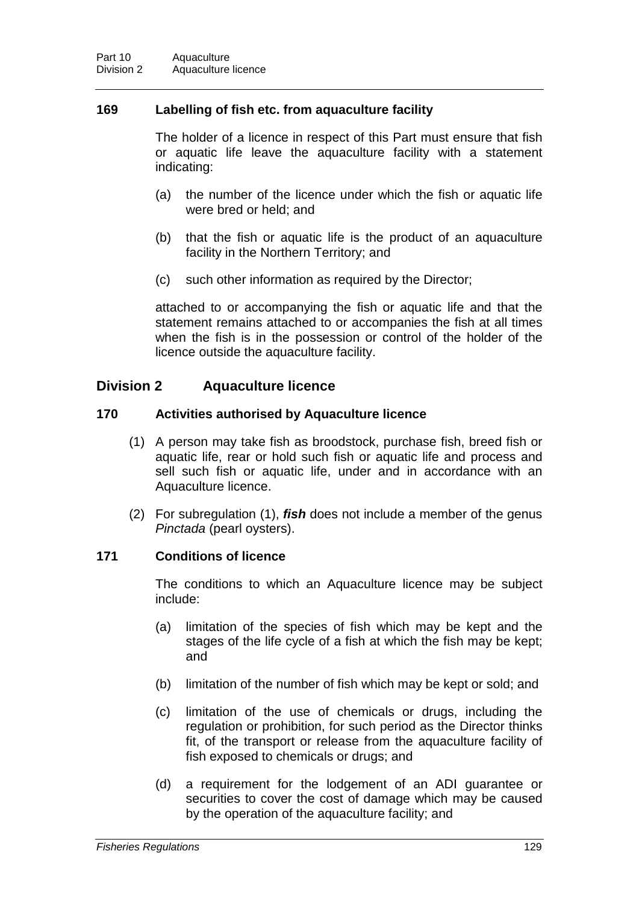### 169 Labelling of fish etc. from aquaculture facility

The holder of a licence in respect of this Part must ensure that fish or aquatic life leave the aquaculture facility with a statement indicating:

(a) the number of the licence under which the fish or aquatic life were bred or held; and

(b) that the fish or aquatic life is the product of an aquaculture facility in the Northern Territory; and

(c) such other information as required by the Director;

attached to or accompanying the fish or aquatic life and that the statement remains attached to or accompanies the fish at all times when the fish is in the possession or control of the holder of the licence outside the aquaculture facility.

## Division 2 Aquaculture licence

### 170 Activities authorised by Aquaculture licence

(1) A person may take fish as broodstock, purchase fish, breed fish or aquatic life, rear or hold such fish or aquatic life and process and sell such fish or aquatic life, under and in accordance with an Aquaculture licence.

(2) For subregulation (1), ***fish*** does not include a member of the genus *Pinctada* (pearl oysters).

### 171 Conditions of licence

The conditions to which an Aquaculture licence may be subject include:

(a) limitation of the species of fish which may be kept and the stages of the life cycle of a fish at which the fish may be kept; and

(b) limitation of the number of fish which may be kept or sold; and

(c) limitation of the use of chemicals or drugs, including the regulation or prohibition, for such period as the Director thinks fit, of the transport or release from the aquaculture facility of fish exposed to chemicals or drugs; and

(d) a requirement for the lodgement of an ADI guarantee or securities to cover the cost of damage which may be caused by the operation of the aquaculture facility; and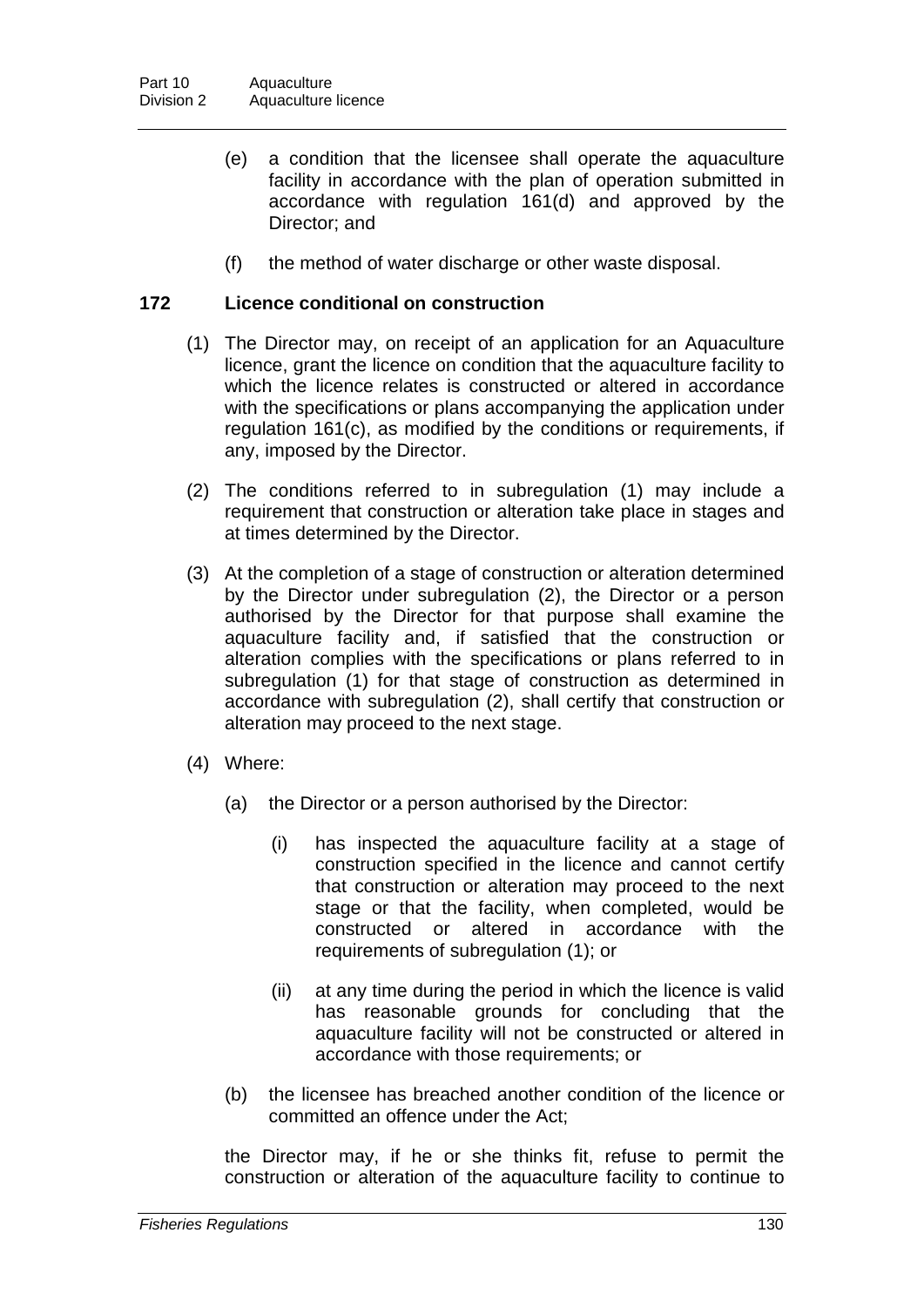(e) a condition that the licensee shall operate the aquaculture facility in accordance with the plan of operation submitted in accordance with regulation 161(d) and approved by the Director; and

(f) the method of water discharge or other waste disposal.

### 172 Licence conditional on construction

(1) The Director may, on receipt of an application for an Aquaculture licence, grant the licence on condition that the aquaculture facility to which the licence relates is constructed or altered in accordance with the specifications or plans accompanying the application under regulation 161(c), as modified by the conditions or requirements, if any, imposed by the Director.

(2) The conditions referred to in subregulation (1) may include a requirement that construction or alteration take place in stages and at times determined by the Director.

(3) At the completion of a stage of construction or alteration determined by the Director under subregulation (2), the Director or a person authorised by the Director for that purpose shall examine the aquaculture facility and, if satisfied that the construction or alteration complies with the specifications or plans referred to in subregulation (1) for that stage of construction as determined in accordance with subregulation (2), shall certify that construction or alteration may proceed to the next stage.

(4) Where:

(a) the Director or a person authorised by the Director:

(i) has inspected the aquaculture facility at a stage of construction specified in the licence and cannot certify that construction or alteration may proceed to the next stage or that the facility, when completed, would be constructed or altered in accordance with the requirements of subregulation (1); or

(ii) at any time during the period in which the licence is valid has reasonable grounds for concluding that the aquaculture facility will not be constructed or altered in accordance with those requirements; or

(b) the licensee has breached another condition of the licence or committed an offence under the Act;

the Director may, if he or she thinks fit, refuse to permit the construction or alteration of the aquaculture facility to continue to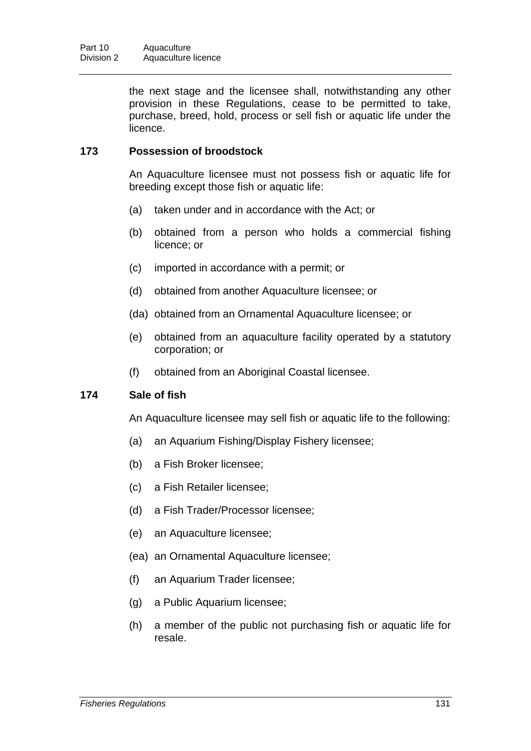the next stage and the licensee shall, notwithstanding any other provision in these Regulations, cease to be permitted to take, purchase, breed, hold, process or sell fish or aquatic life under the licence.

### 173 Possession of broodstock

An Aquaculture licensee must not possess fish or aquatic life for breeding except those fish or aquatic life:

(a) taken under and in accordance with the Act; or

(b) obtained from a person who holds a commercial fishing licence; or

(c) imported in accordance with a permit; or

(d) obtained from another Aquaculture licensee; or

(da) obtained from an Ornamental Aquaculture licensee; or

(e) obtained from an aquaculture facility operated by a statutory corporation; or

(f) obtained from an Aboriginal Coastal licensee.

### 174 Sale of fish

An Aquaculture licensee may sell fish or aquatic life to the following:

(a) an Aquarium Fishing/Display Fishery licensee;

(b) a Fish Broker licensee;

(c) a Fish Retailer licensee;

(d) a Fish Trader/Processor licensee;

(e) an Aquaculture licensee;

(ea) an Ornamental Aquaculture licensee;

(f) an Aquarium Trader licensee;

(g) a Public Aquarium licensee;

(h) a member of the public not purchasing fish or aquatic life for resale.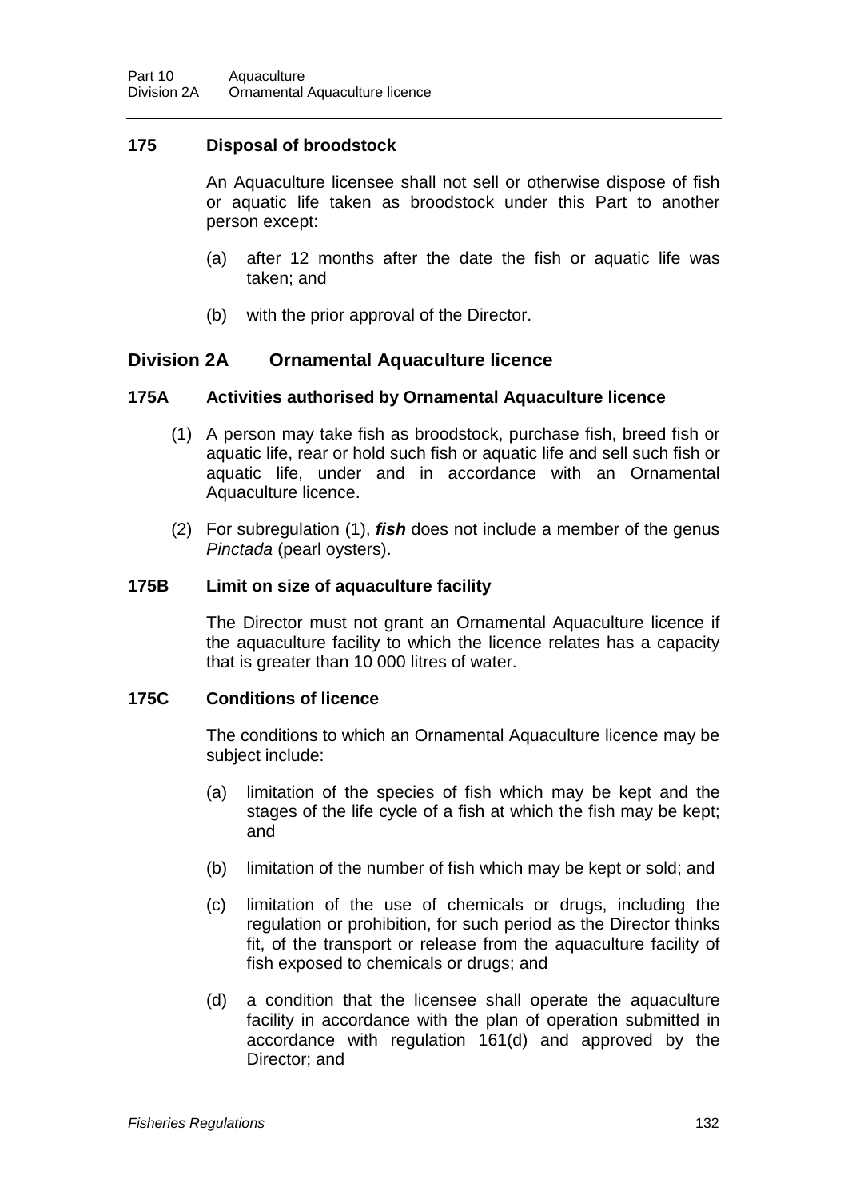### 175 Disposal of broodstock

An Aquaculture licensee shall not sell or otherwise dispose of fish or aquatic life taken as broodstock under this Part to another person except:

- (a) after 12 months after the date the fish or aquatic life was taken; and
- (b) with the prior approval of the Director.

## Division 2A Ornamental Aquaculture licence

### 175A Activities authorised by Ornamental Aquaculture licence

(1) A person may take fish as broodstock, purchase fish, breed fish or aquatic life, rear or hold such fish or aquatic life and sell such fish or aquatic life, under and in accordance with an Ornamental Aquaculture licence.

(2) For subregulation (1), ***fish*** does not include a member of the genus *Pinctada* (pearl oysters).

### 175B Limit on size of aquaculture facility

The Director must not grant an Ornamental Aquaculture licence if the aquaculture facility to which the licence relates has a capacity that is greater than 10 000 litres of water.

### 175C Conditions of licence

The conditions to which an Ornamental Aquaculture licence may be subject include:

- (a) limitation of the species of fish which may be kept and the stages of the life cycle of a fish at which the fish may be kept; and
- (b) limitation of the number of fish which may be kept or sold; and
- (c) limitation of the use of chemicals or drugs, including the regulation or prohibition, for such period as the Director thinks fit, of the transport or release from the aquaculture facility of fish exposed to chemicals or drugs; and
- (d) a condition that the licensee shall operate the aquaculture facility in accordance with the plan of operation submitted in accordance with regulation 161(d) and approved by the Director; and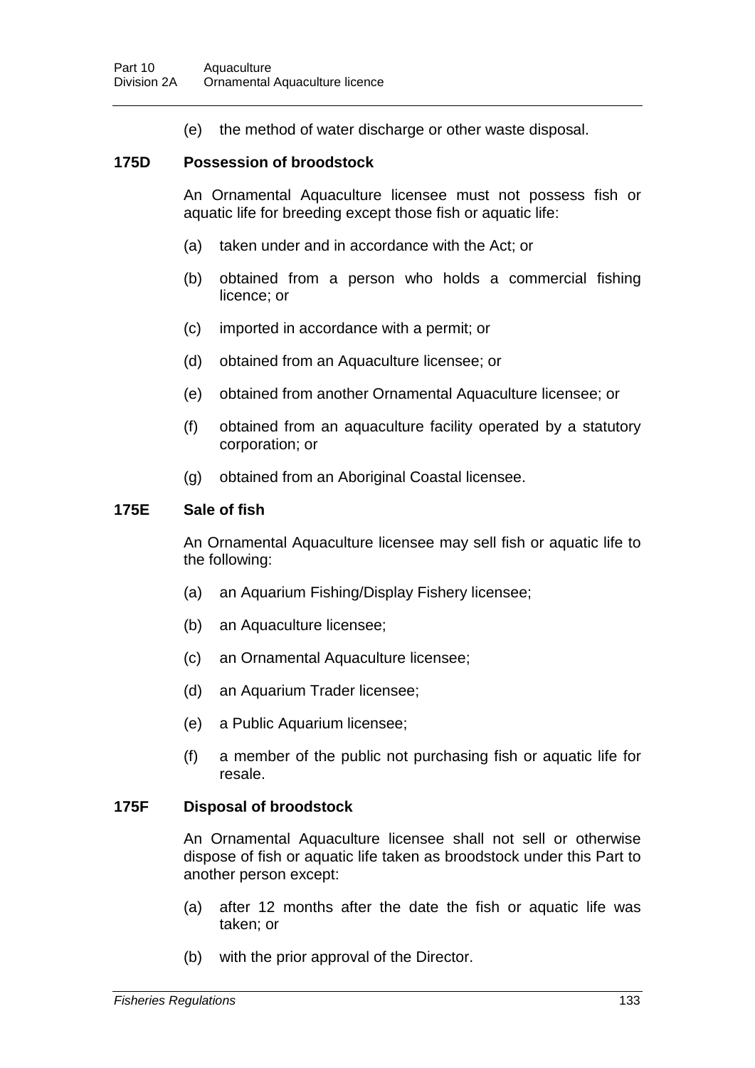(e) the method of water discharge or other waste disposal.

### 175D Possession of broodstock

An Ornamental Aquaculture licensee must not possess fish or aquatic life for breeding except those fish or aquatic life:

(a) taken under and in accordance with the Act; or

(b) obtained from a person who holds a commercial fishing licence; or

(c) imported in accordance with a permit; or

(d) obtained from an Aquaculture licensee; or

(e) obtained from another Ornamental Aquaculture licensee; or

(f) obtained from an aquaculture facility operated by a statutory corporation; or

(g) obtained from an Aboriginal Coastal licensee.

### 175E Sale of fish

An Ornamental Aquaculture licensee may sell fish or aquatic life to the following:

(a) an Aquarium Fishing/Display Fishery licensee;

(b) an Aquaculture licensee;

(c) an Ornamental Aquaculture licensee;

(d) an Aquarium Trader licensee;

(e) a Public Aquarium licensee;

(f) a member of the public not purchasing fish or aquatic life for resale.

### 175F Disposal of broodstock

An Ornamental Aquaculture licensee shall not sell or otherwise dispose of fish or aquatic life taken as broodstock under this Part to another person except:

(a) after 12 months after the date the fish or aquatic life was taken; or

(b) with the prior approval of the Director.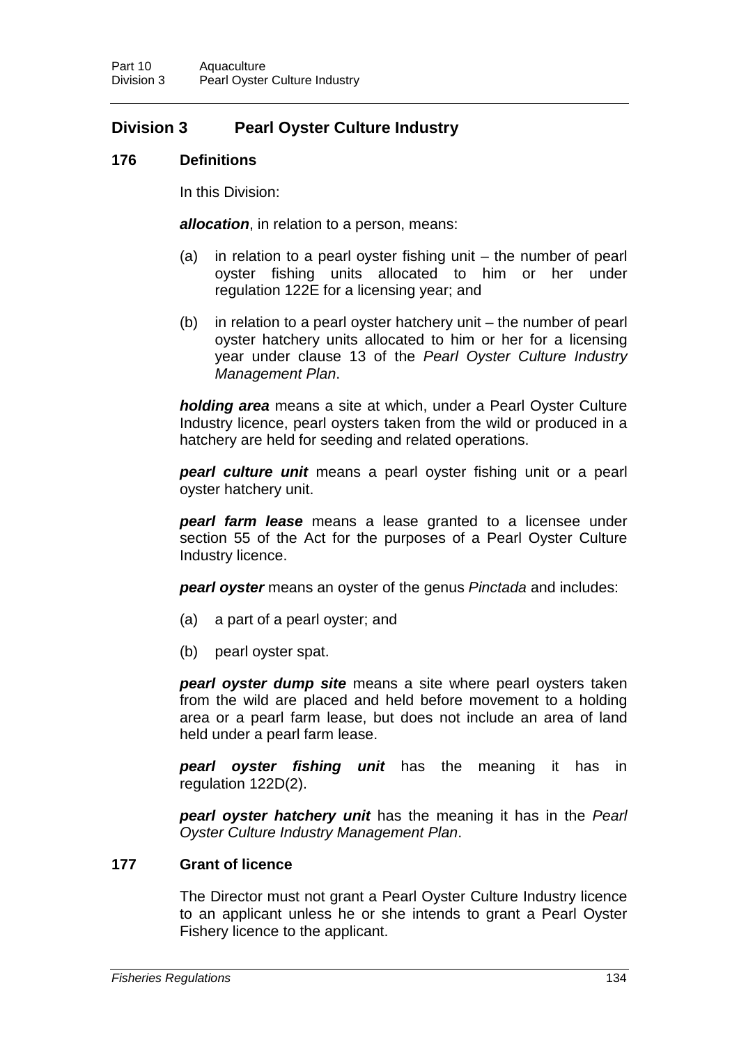## Division 3 Pearl Oyster Culture Industry

### 176 Definitions

In this Division:

***allocation***, in relation to a person, means:

(a) in relation to a pearl oyster fishing unit – the number of pearl oyster fishing units allocated to him or her under regulation 122E for a licensing year; and

(b) in relation to a pearl oyster hatchery unit – the number of pearl oyster hatchery units allocated to him or her for a licensing year under clause 13 of the *Pearl Oyster Culture Industry Management Plan*.

***holding area*** means a site at which, under a Pearl Oyster Culture Industry licence, pearl oysters taken from the wild or produced in a hatchery are held for seeding and related operations.

***pearl culture unit*** means a pearl oyster fishing unit or a pearl oyster hatchery unit.

***pearl farm lease*** means a lease granted to a licensee under section 55 of the Act for the purposes of a Pearl Oyster Culture Industry licence.

***pearl oyster*** means an oyster of the genus *Pinctada* and includes:

(a) a part of a pearl oyster; and

(b) pearl oyster spat.

***pearl oyster dump site*** means a site where pearl oysters taken from the wild are placed and held before movement to a holding area or a pearl farm lease, but does not include an area of land held under a pearl farm lease.

***pearl oyster fishing unit*** has the meaning it has in regulation 122D(2).

***pearl oyster hatchery unit*** has the meaning it has in the *Pearl Oyster Culture Industry Management Plan*.

### 177 Grant of licence

The Director must not grant a Pearl Oyster Culture Industry licence to an applicant unless he or she intends to grant a Pearl Oyster Fishery licence to the applicant.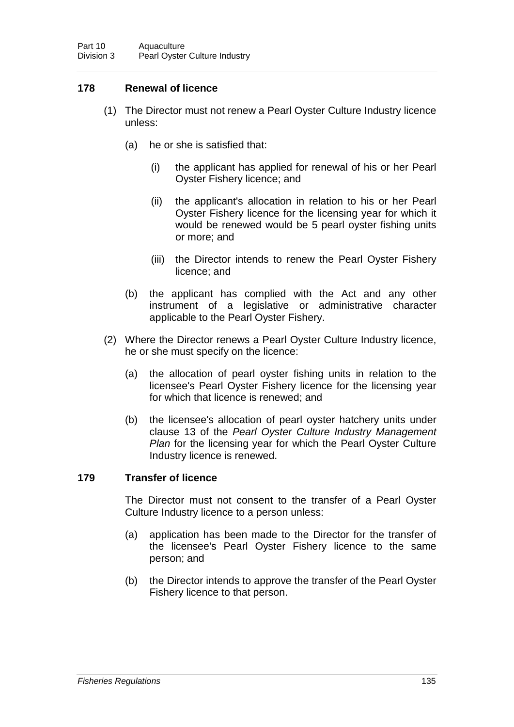### 178 Renewal of licence

(1) The Director must not renew a Pearl Oyster Culture Industry licence unless:

(a) he or she is satisfied that:

(i) the applicant has applied for renewal of his or her Pearl Oyster Fishery licence; and

(ii) the applicant's allocation in relation to his or her Pearl Oyster Fishery licence for the licensing year for which it would be renewed would be 5 pearl oyster fishing units or more; and

(iii) the Director intends to renew the Pearl Oyster Fishery licence; and

(b) the applicant has complied with the Act and any other instrument of a legislative or administrative character applicable to the Pearl Oyster Fishery.

(2) Where the Director renews a Pearl Oyster Culture Industry licence, he or she must specify on the licence:

(a) the allocation of pearl oyster fishing units in relation to the licensee's Pearl Oyster Fishery licence for the licensing year for which that licence is renewed; and

(b) the licensee's allocation of pearl oyster hatchery units under clause 13 of the *Pearl Oyster Culture Industry Management Plan* for the licensing year for which the Pearl Oyster Culture Industry licence is renewed.

### 179 Transfer of licence

The Director must not consent to the transfer of a Pearl Oyster Culture Industry licence to a person unless:

(a) application has been made to the Director for the transfer of the licensee's Pearl Oyster Fishery licence to the same person; and

(b) the Director intends to approve the transfer of the Pearl Oyster Fishery licence to that person.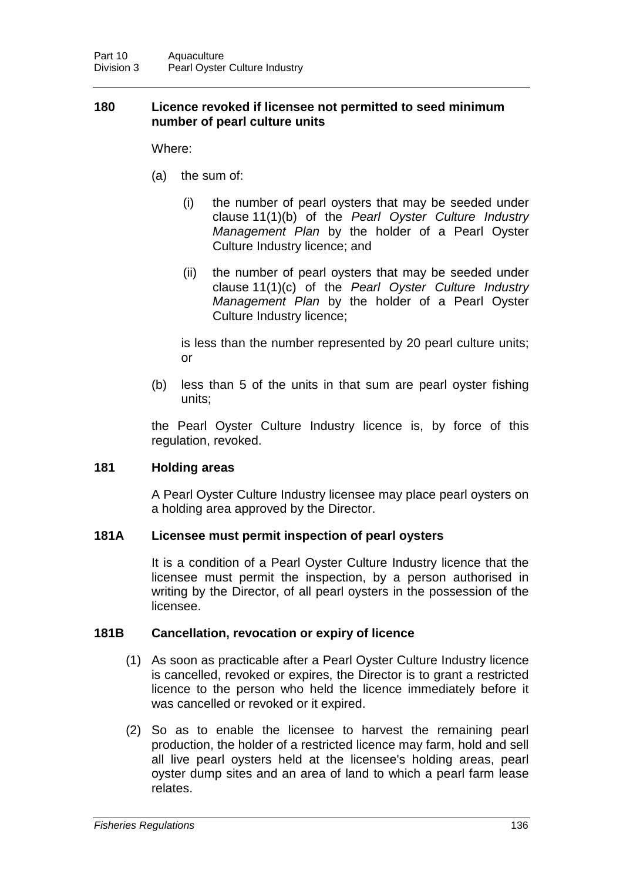### 180 Licence revoked if licensee not permitted to seed minimum number of pearl culture units

Where:

(a) the sum of:

  (i) the number of pearl oysters that may be seeded under clause 11(1)(b) of the *Pearl Oyster Culture Industry Management Plan* by the holder of a Pearl Oyster Culture Industry licence; and

  (ii) the number of pearl oysters that may be seeded under clause 11(1)(c) of the *Pearl Oyster Culture Industry Management Plan* by the holder of a Pearl Oyster Culture Industry licence;

  is less than the number represented by 20 pearl culture units; or

(b) less than 5 of the units in that sum are pearl oyster fishing units;

the Pearl Oyster Culture Industry licence is, by force of this regulation, revoked.

### 181 Holding areas

A Pearl Oyster Culture Industry licensee may place pearl oysters on a holding area approved by the Director.

### 181A Licensee must permit inspection of pearl oysters

It is a condition of a Pearl Oyster Culture Industry licence that the licensee must permit the inspection, by a person authorised in writing by the Director, of all pearl oysters in the possession of the licensee.

### 181B Cancellation, revocation or expiry of licence

(1) As soon as practicable after a Pearl Oyster Culture Industry licence is cancelled, revoked or expires, the Director is to grant a restricted licence to the person who held the licence immediately before it was cancelled or revoked or it expired.

(2) So as to enable the licensee to harvest the remaining pearl production, the holder of a restricted licence may farm, hold and sell all live pearl oysters held at the licensee's holding areas, pearl oyster dump sites and an area of land to which a pearl farm lease relates.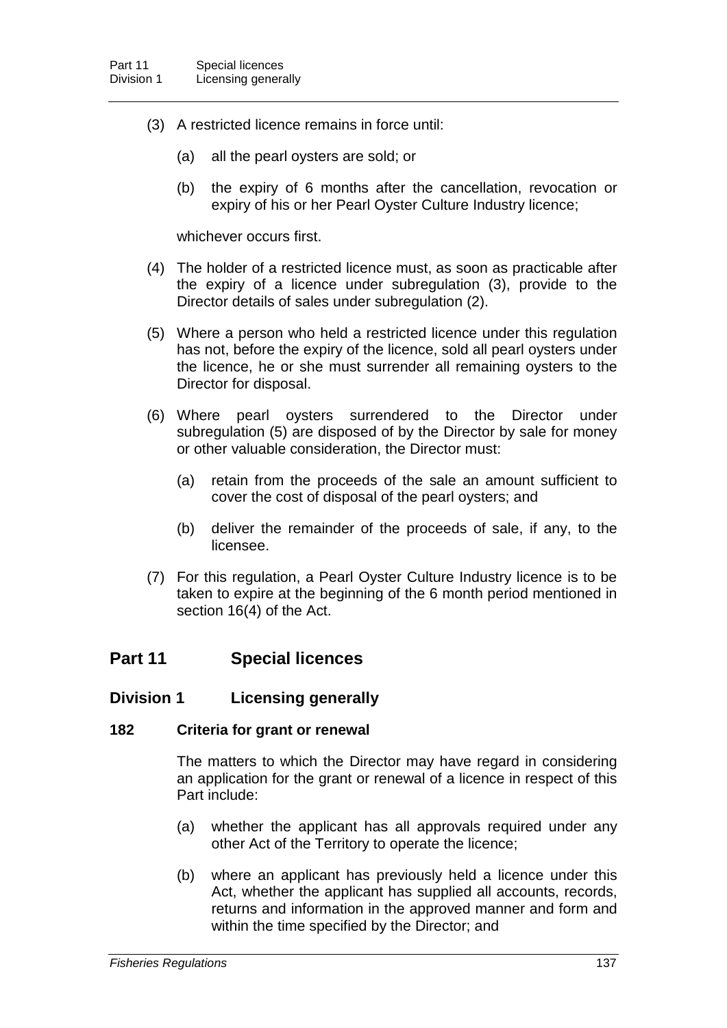(3) A restricted licence remains in force until:

(a) all the pearl oysters are sold; or

(b) the expiry of 6 months after the cancellation, revocation or expiry of his or her Pearl Oyster Culture Industry licence;

whichever occurs first.

(4) The holder of a restricted licence must, as soon as practicable after the expiry of a licence under subregulation (3), provide to the Director details of sales under subregulation (2).

(5) Where a person who held a restricted licence under this regulation has not, before the expiry of the licence, sold all pearl oysters under the licence, he or she must surrender all remaining oysters to the Director for disposal.

(6) Where pearl oysters surrendered to the Director under subregulation (5) are disposed of by the Director by sale for money or other valuable consideration, the Director must:

(a) retain from the proceeds of the sale an amount sufficient to cover the cost of disposal of the pearl oysters; and

(b) deliver the remainder of the proceeds of sale, if any, to the licensee.

(7) For this regulation, a Pearl Oyster Culture Industry licence is to be taken to expire at the beginning of the 6 month period mentioned in section 16(4) of the Act.

## Part 11 Special licences

### Division 1 Licensing generally

#### 182 Criteria for grant or renewal

The matters to which the Director may have regard in considering an application for the grant or renewal of a licence in respect of this Part include:

(a) whether the applicant has all approvals required under any other Act of the Territory to operate the licence;

(b) where an applicant has previously held a licence under this Act, whether the applicant has supplied all accounts, records, returns and information in the approved manner and form and within the time specified by the Director; and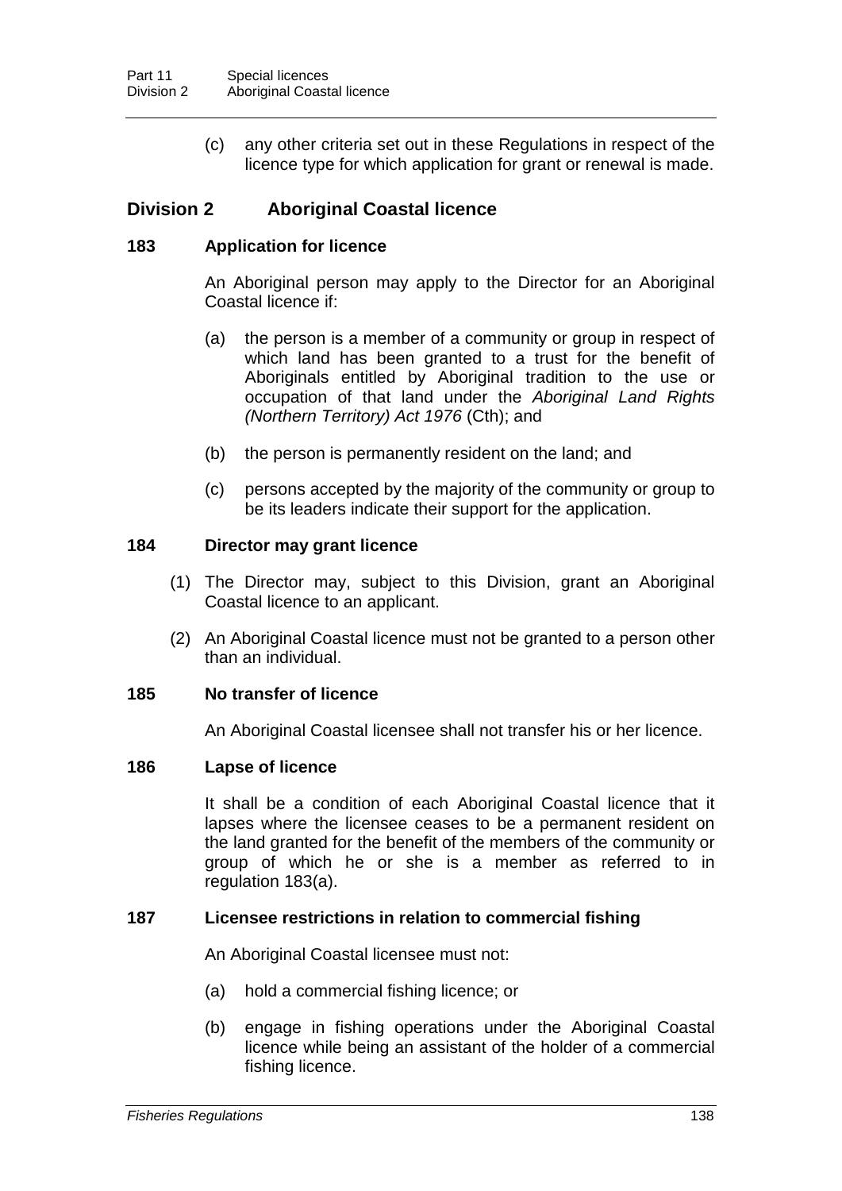(c) any other criteria set out in these Regulations in respect of the licence type for which application for grant or renewal is made.

## Division 2 Aboriginal Coastal licence

### 183 Application for licence

An Aboriginal person may apply to the Director for an Aboriginal Coastal licence if:

(a) the person is a member of a community or group in respect of which land has been granted to a trust for the benefit of Aboriginals entitled by Aboriginal tradition to the use or occupation of that land under the *Aboriginal Land Rights (Northern Territory) Act 1976* (Cth); and

(b) the person is permanently resident on the land; and

(c) persons accepted by the majority of the community or group to be its leaders indicate their support for the application.

### 184 Director may grant licence

(1) The Director may, subject to this Division, grant an Aboriginal Coastal licence to an applicant.

(2) An Aboriginal Coastal licence must not be granted to a person other than an individual.

### 185 No transfer of licence

An Aboriginal Coastal licensee shall not transfer his or her licence.

### 186 Lapse of licence

It shall be a condition of each Aboriginal Coastal licence that it lapses where the licensee ceases to be a permanent resident on the land granted for the benefit of the members of the community or group of which he or she is a member as referred to in regulation 183(a).

### 187 Licensee restrictions in relation to commercial fishing

An Aboriginal Coastal licensee must not:

(a) hold a commercial fishing licence; or

(b) engage in fishing operations under the Aboriginal Coastal licence while being an assistant of the holder of a commercial fishing licence.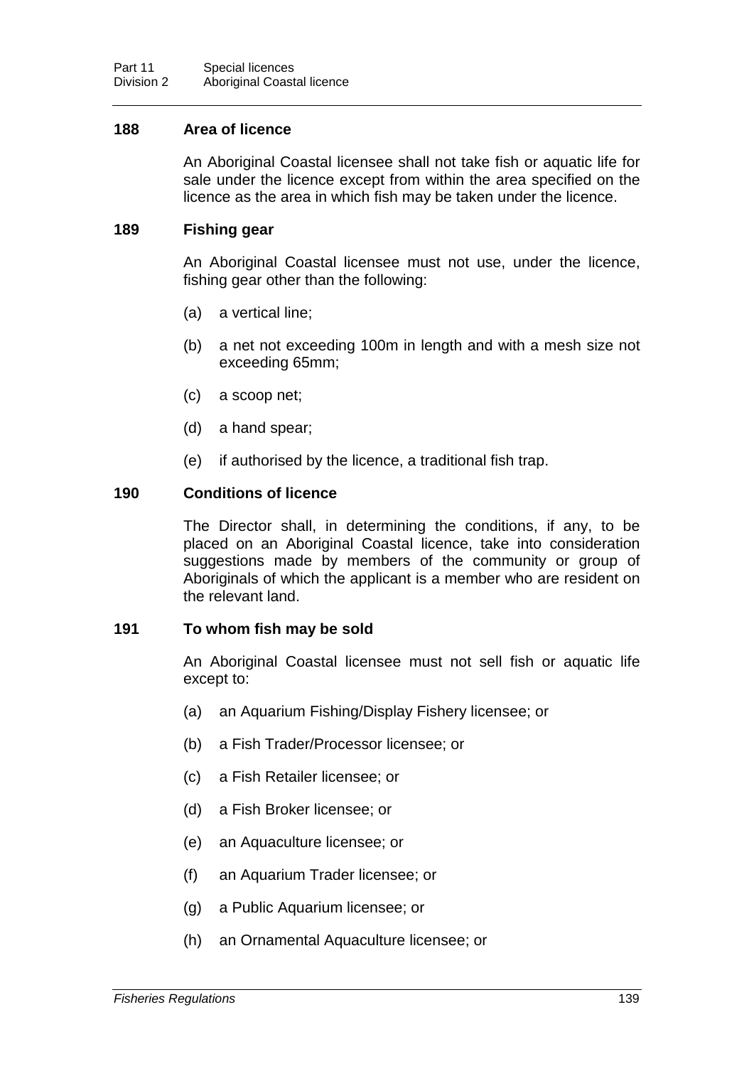### 188 Area of licence

An Aboriginal Coastal licensee shall not take fish or aquatic life for sale under the licence except from within the area specified on the licence as the area in which fish may be taken under the licence.

### 189 Fishing gear

An Aboriginal Coastal licensee must not use, under the licence, fishing gear other than the following:

(a) a vertical line;

(b) a net not exceeding 100m in length and with a mesh size not exceeding 65mm;

(c) a scoop net;

(d) a hand spear;

(e) if authorised by the licence, a traditional fish trap.

### 190 Conditions of licence

The Director shall, in determining the conditions, if any, to be placed on an Aboriginal Coastal licence, take into consideration suggestions made by members of the community or group of Aboriginals of which the applicant is a member who are resident on the relevant land.

### 191 To whom fish may be sold

An Aboriginal Coastal licensee must not sell fish or aquatic life except to:

(a) an Aquarium Fishing/Display Fishery licensee; or

(b) a Fish Trader/Processor licensee; or

(c) a Fish Retailer licensee; or

(d) a Fish Broker licensee; or

(e) an Aquaculture licensee; or

(f) an Aquarium Trader licensee; or

(g) a Public Aquarium licensee; or

(h) an Ornamental Aquaculture licensee; or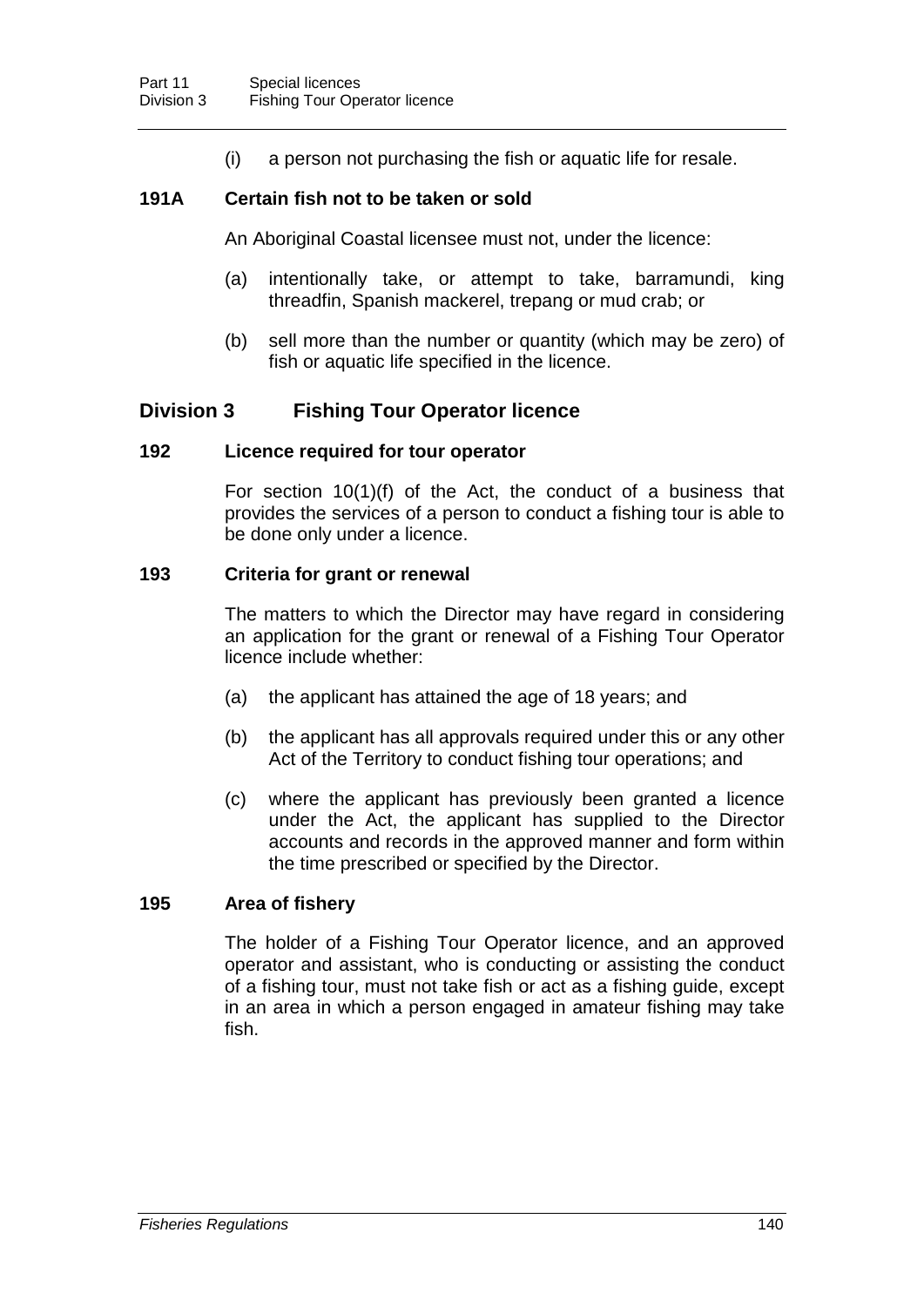(i) a person not purchasing the fish or aquatic life for resale.

**191A Certain fish not to be taken or sold**

An Aboriginal Coastal licensee must not, under the licence:

(a) intentionally take, or attempt to take, barramundi, king threadfin, Spanish mackerel, trepang or mud crab; or

(b) sell more than the number or quantity (which may be zero) of fish or aquatic life specified in the licence.

## Division 3 Fishing Tour Operator licence

**192 Licence required for tour operator**

For section 10(1)(f) of the Act, the conduct of a business that provides the services of a person to conduct a fishing tour is able to be done only under a licence.

**193 Criteria for grant or renewal**

The matters to which the Director may have regard in considering an application for the grant or renewal of a Fishing Tour Operator licence include whether:

(a) the applicant has attained the age of 18 years; and

(b) the applicant has all approvals required under this or any other Act of the Territory to conduct fishing tour operations; and

(c) where the applicant has previously been granted a licence under the Act, the applicant has supplied to the Director accounts and records in the approved manner and form within the time prescribed or specified by the Director.

**195 Area of fishery**

The holder of a Fishing Tour Operator licence, and an approved operator and assistant, who is conducting or assisting the conduct of a fishing tour, must not take fish or act as a fishing guide, except in an area in which a person engaged in amateur fishing may take fish.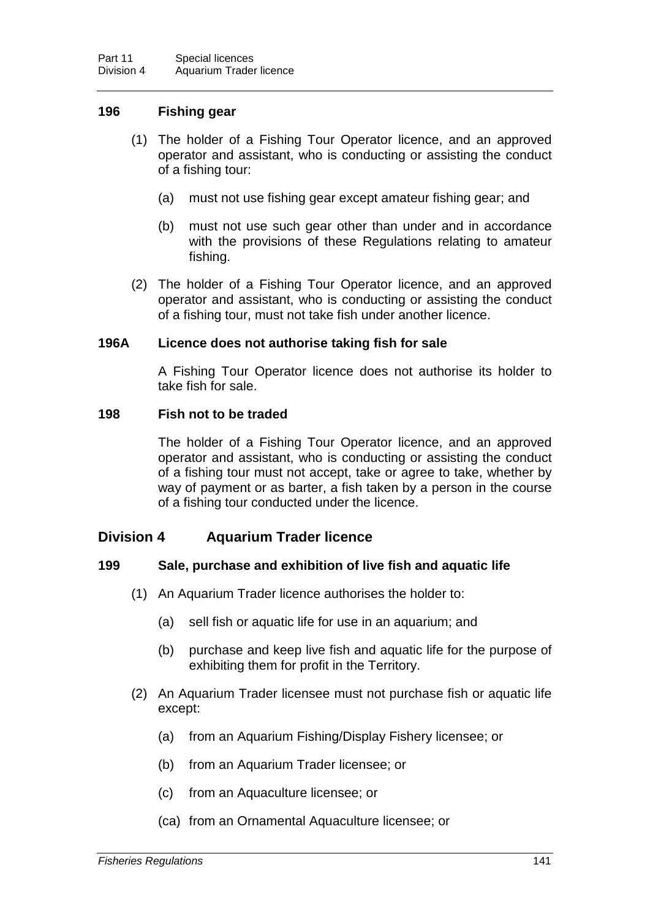### 196 Fishing gear

(1) The holder of a Fishing Tour Operator licence, and an approved operator and assistant, who is conducting or assisting the conduct of a fishing tour:

(a) must not use fishing gear except amateur fishing gear; and

(b) must not use such gear other than under and in accordance with the provisions of these Regulations relating to amateur fishing.

(2) The holder of a Fishing Tour Operator licence, and an approved operator and assistant, who is conducting or assisting the conduct of a fishing tour, must not take fish under another licence.

### 196A Licence does not authorise taking fish for sale

A Fishing Tour Operator licence does not authorise its holder to take fish for sale.

### 198 Fish not to be traded

The holder of a Fishing Tour Operator licence, and an approved operator and assistant, who is conducting or assisting the conduct of a fishing tour must not accept, take or agree to take, whether by way of payment or as barter, a fish taken by a person in the course of a fishing tour conducted under the licence.

## Division 4 Aquarium Trader licence

### 199 Sale, purchase and exhibition of live fish and aquatic life

(1) An Aquarium Trader licence authorises the holder to:

(a) sell fish or aquatic life for use in an aquarium; and

(b) purchase and keep live fish and aquatic life for the purpose of exhibiting them for profit in the Territory.

(2) An Aquarium Trader licensee must not purchase fish or aquatic life except:

(a) from an Aquarium Fishing/Display Fishery licensee; or

(b) from an Aquarium Trader licensee; or

(c) from an Aquaculture licensee; or

(ca) from an Ornamental Aquaculture licensee; or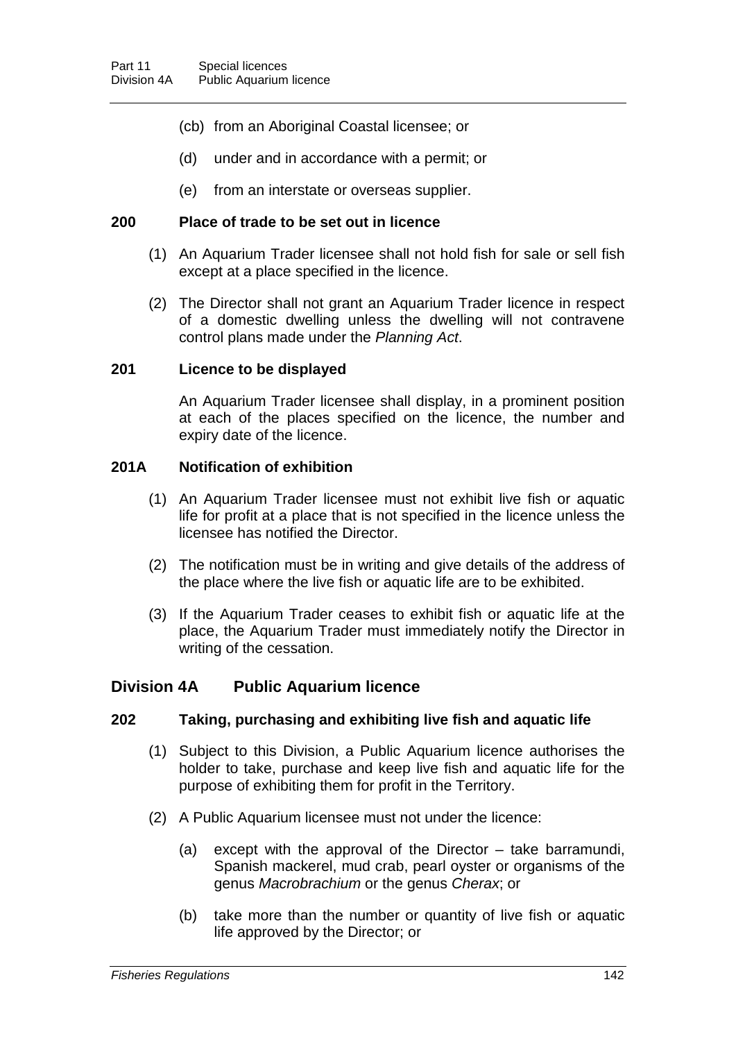(cb) from an Aboriginal Coastal licensee; or

(d) under and in accordance with a permit; or

(e) from an interstate or overseas supplier.

### 200 Place of trade to be set out in licence

(1) An Aquarium Trader licensee shall not hold fish for sale or sell fish except at a place specified in the licence.

(2) The Director shall not grant an Aquarium Trader licence in respect of a domestic dwelling unless the dwelling will not contravene control plans made under the *Planning Act*.

### 201 Licence to be displayed

An Aquarium Trader licensee shall display, in a prominent position at each of the places specified on the licence, the number and expiry date of the licence.

### 201A Notification of exhibition

(1) An Aquarium Trader licensee must not exhibit live fish or aquatic life for profit at a place that is not specified in the licence unless the licensee has notified the Director.

(2) The notification must be in writing and give details of the address of the place where the live fish or aquatic life are to be exhibited.

(3) If the Aquarium Trader ceases to exhibit fish or aquatic life at the place, the Aquarium Trader must immediately notify the Director in writing of the cessation.

## Division 4A Public Aquarium licence

### 202 Taking, purchasing and exhibiting live fish and aquatic life

(1) Subject to this Division, a Public Aquarium licence authorises the holder to take, purchase and keep live fish and aquatic life for the purpose of exhibiting them for profit in the Territory.

(2) A Public Aquarium licensee must not under the licence:

(a) except with the approval of the Director – take barramundi, Spanish mackerel, mud crab, pearl oyster or organisms of the genus *Macrobrachium* or the genus *Cherax*; or

(b) take more than the number or quantity of live fish or aquatic life approved by the Director; or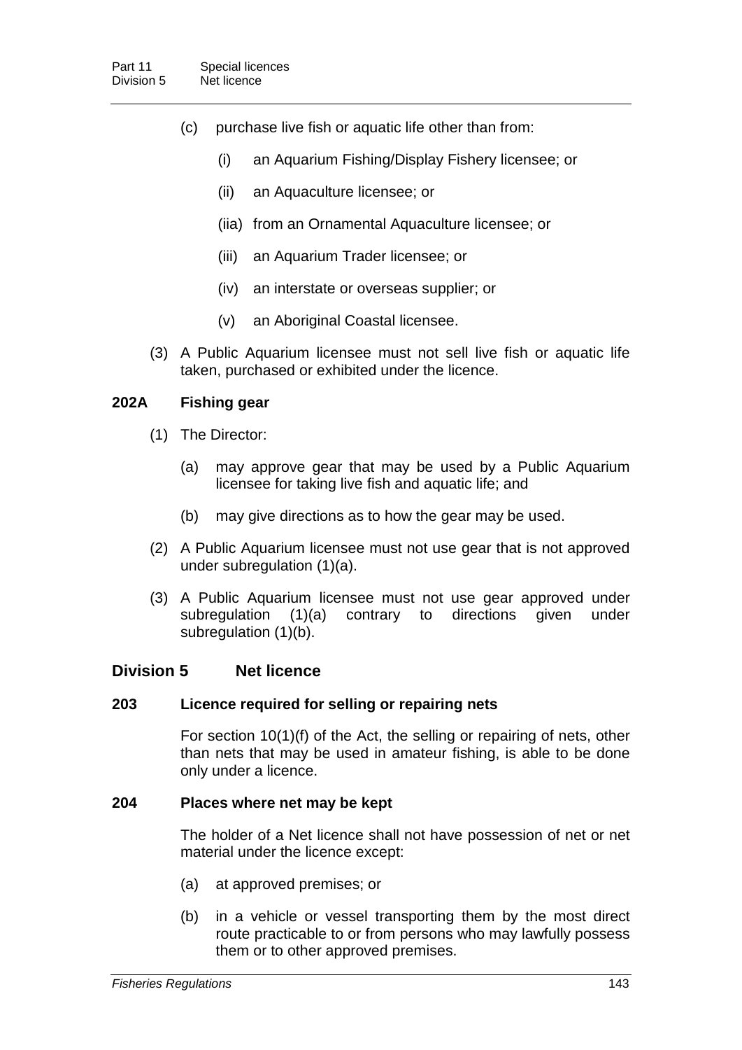(c) purchase live fish or aquatic life other than from:

(i) an Aquarium Fishing/Display Fishery licensee; or

(ii) an Aquaculture licensee; or

(iia) from an Ornamental Aquaculture licensee; or

(iii) an Aquarium Trader licensee; or

(iv) an interstate or overseas supplier; or

(v) an Aboriginal Coastal licensee.

(3) A Public Aquarium licensee must not sell live fish or aquatic life taken, purchased or exhibited under the licence.

### 202A Fishing gear

(1) The Director:

(a) may approve gear that may be used by a Public Aquarium licensee for taking live fish and aquatic life; and

(b) may give directions as to how the gear may be used.

(2) A Public Aquarium licensee must not use gear that is not approved under subregulation (1)(a).

(3) A Public Aquarium licensee must not use gear approved under subregulation (1)(a) contrary to directions given under subregulation (1)(b).

## Division 5 Net licence

### 203 Licence required for selling or repairing nets

For section 10(1)(f) of the Act, the selling or repairing of nets, other than nets that may be used in amateur fishing, is able to be done only under a licence.

### 204 Places where net may be kept

The holder of a Net licence shall not have possession of net or net material under the licence except:

(a) at approved premises; or

(b) in a vehicle or vessel transporting them by the most direct route practicable to or from persons who may lawfully possess them or to other approved premises.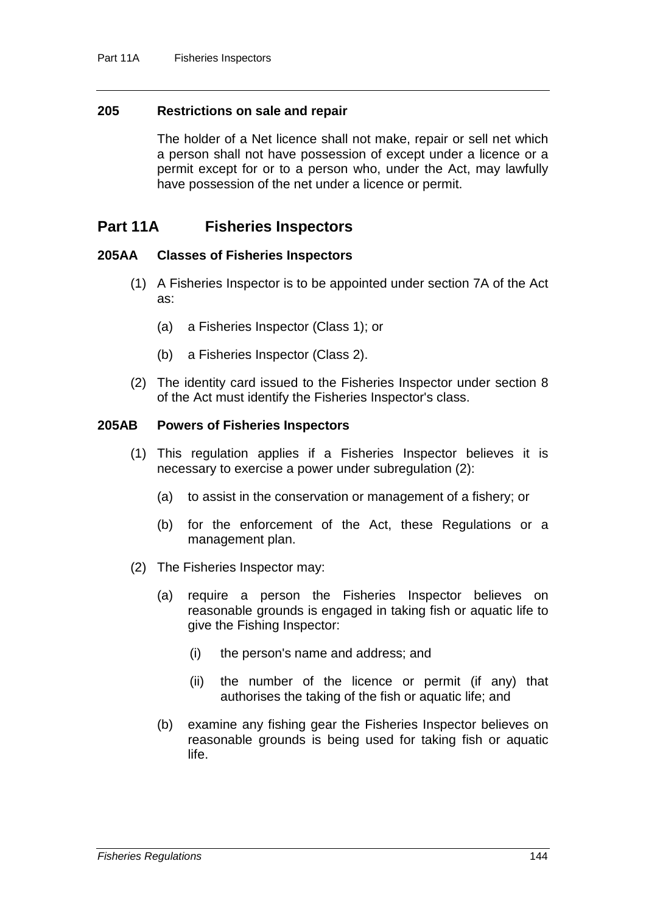### 205 Restrictions on sale and repair

The holder of a Net licence shall not make, repair or sell net which a person shall not have possession of except under a licence or a permit except for or to a person who, under the Act, may lawfully have possession of the net under a licence or permit.

## Part 11A Fisheries Inspectors

### 205AA Classes of Fisheries Inspectors

(1) A Fisheries Inspector is to be appointed under section 7A of the Act as:

(a) a Fisheries Inspector (Class 1); or

(b) a Fisheries Inspector (Class 2).

(2) The identity card issued to the Fisheries Inspector under section 8 of the Act must identify the Fisheries Inspector's class.

### 205AB Powers of Fisheries Inspectors

(1) This regulation applies if a Fisheries Inspector believes it is necessary to exercise a power under subregulation (2):

(a) to assist in the conservation or management of a fishery; or

(b) for the enforcement of the Act, these Regulations or a management plan.

(2) The Fisheries Inspector may:

(a) require a person the Fisheries Inspector believes on reasonable grounds is engaged in taking fish or aquatic life to give the Fishing Inspector:

(i) the person's name and address; and

(ii) the number of the licence or permit (if any) that authorises the taking of the fish or aquatic life; and

(b) examine any fishing gear the Fisheries Inspector believes on reasonable grounds is being used for taking fish or aquatic life.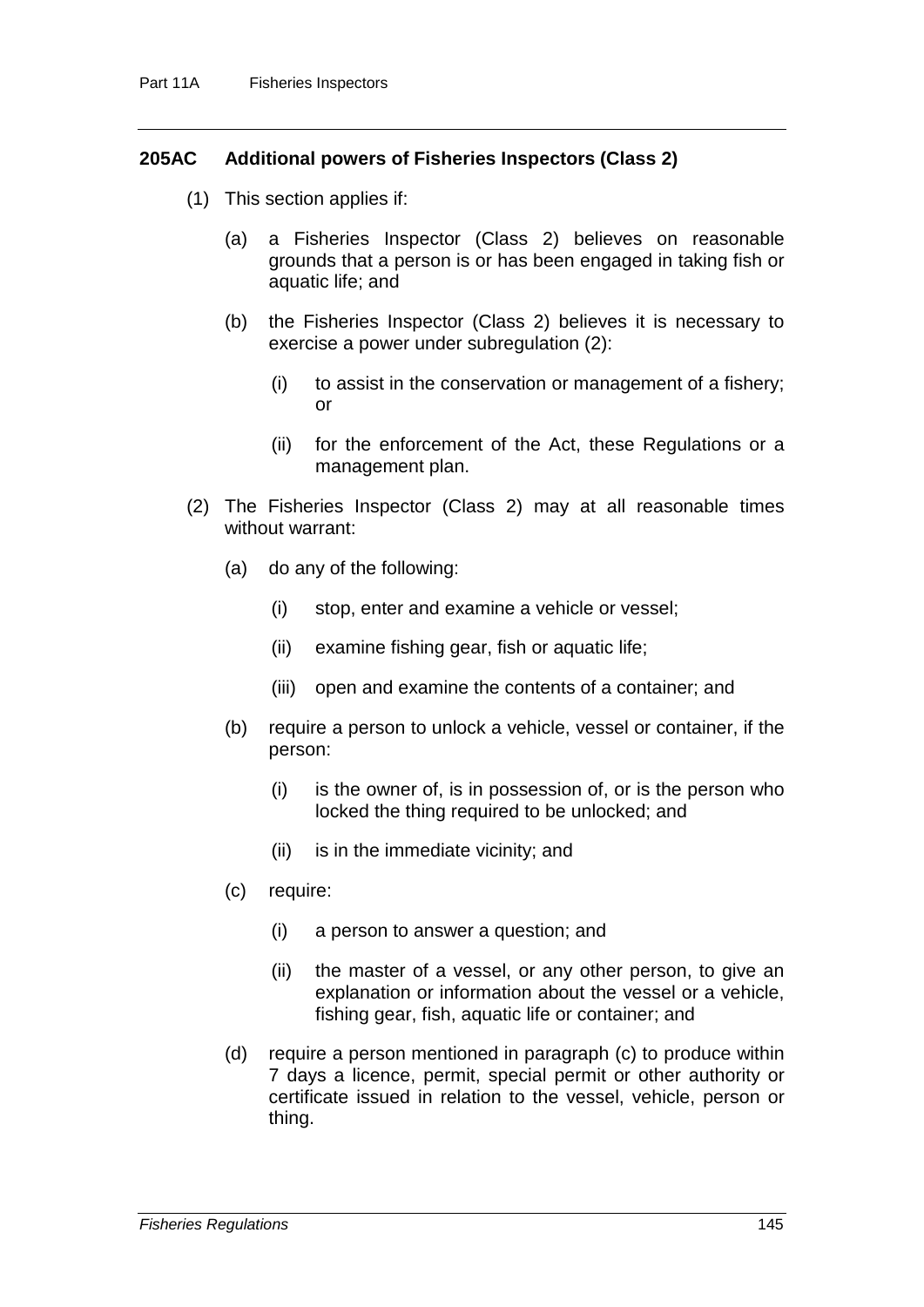## 205AC Additional powers of Fisheries Inspectors (Class 2)

(1) This section applies if:

(a) a Fisheries Inspector (Class 2) believes on reasonable grounds that a person is or has been engaged in taking fish or aquatic life; and

(b) the Fisheries Inspector (Class 2) believes it is necessary to exercise a power under subregulation (2):

(i) to assist in the conservation or management of a fishery; or

(ii) for the enforcement of the Act, these Regulations or a management plan.

(2) The Fisheries Inspector (Class 2) may at all reasonable times without warrant:

(a) do any of the following:

(i) stop, enter and examine a vehicle or vessel;

(ii) examine fishing gear, fish or aquatic life;

(iii) open and examine the contents of a container; and

(b) require a person to unlock a vehicle, vessel or container, if the person:

(i) is the owner of, is in possession of, or is the person who locked the thing required to be unlocked; and

(ii) is in the immediate vicinity; and

(c) require:

(i) a person to answer a question; and

(ii) the master of a vessel, or any other person, to give an explanation or information about the vessel or a vehicle, fishing gear, fish, aquatic life or container; and

(d) require a person mentioned in paragraph (c) to produce within 7 days a licence, permit, special permit or other authority or certificate issued in relation to the vessel, vehicle, person or thing.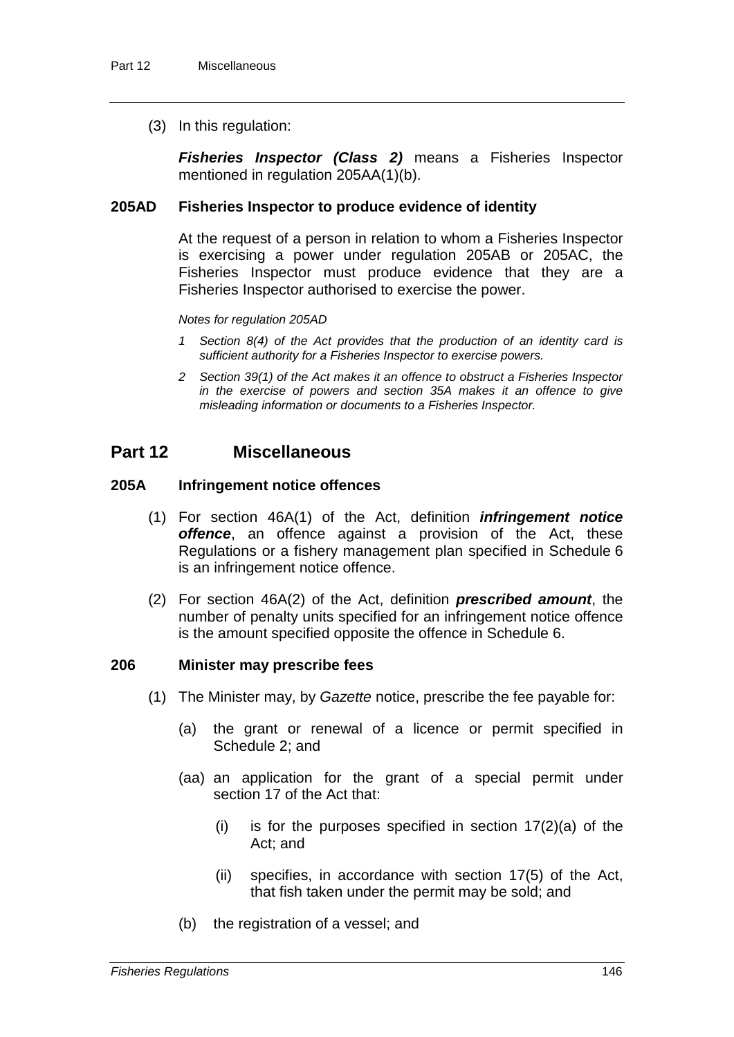(3) In this regulation:

***Fisheries Inspector (Class 2)*** means a Fisheries Inspector mentioned in regulation 205AA(1)(b).

### 205AD Fisheries Inspector to produce evidence of identity

At the request of a person in relation to whom a Fisheries Inspector is exercising a power under regulation 205AB or 205AC, the Fisheries Inspector must produce evidence that they are a Fisheries Inspector authorised to exercise the power.

*Notes for regulation 205AD*

*1 Section 8(4) of the Act provides that the production of an identity card is sufficient authority for a Fisheries Inspector to exercise powers.*

*2 Section 39(1) of the Act makes it an offence to obstruct a Fisheries Inspector in the exercise of powers and section 35A makes it an offence to give misleading information or documents to a Fisheries Inspector.*

## Part 12 Miscellaneous

### 205A Infringement notice offences

(1) For section 46A(1) of the Act, definition ***infringement notice offence***, an offence against a provision of the Act, these Regulations or a fishery management plan specified in Schedule 6 is an infringement notice offence.

(2) For section 46A(2) of the Act, definition ***prescribed amount***, the number of penalty units specified for an infringement notice offence is the amount specified opposite the offence in Schedule 6.

### 206 Minister may prescribe fees

(1) The Minister may, by *Gazette* notice, prescribe the fee payable for:

(a) the grant or renewal of a licence or permit specified in Schedule 2; and

(aa) an application for the grant of a special permit under section 17 of the Act that:

(i) is for the purposes specified in section 17(2)(a) of the Act; and

(ii) specifies, in accordance with section 17(5) of the Act, that fish taken under the permit may be sold; and

(b) the registration of a vessel; and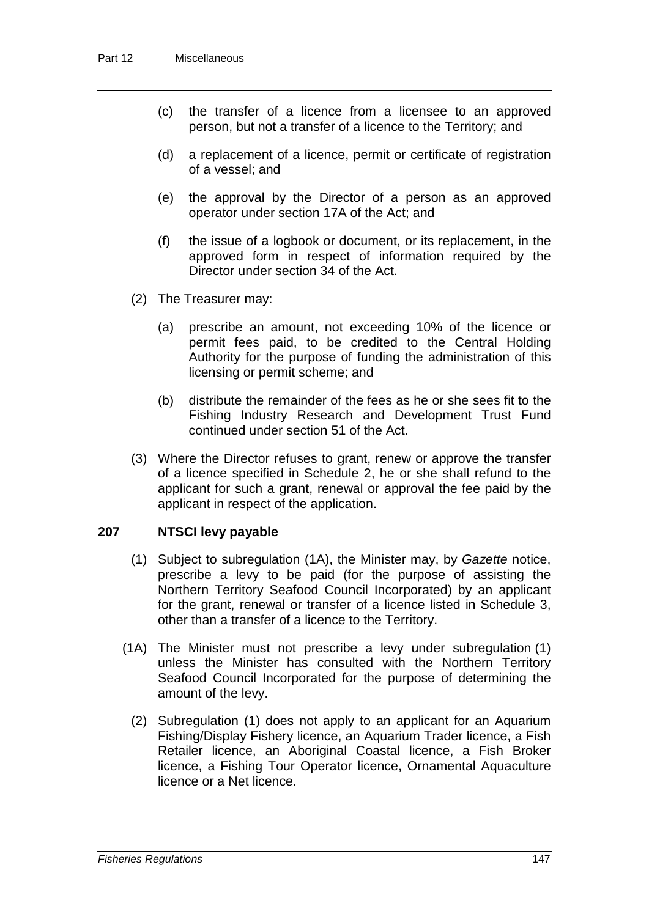(c) the transfer of a licence from a licensee to an approved person, but not a transfer of a licence to the Territory; and

(d) a replacement of a licence, permit or certificate of registration of a vessel; and

(e) the approval by the Director of a person as an approved operator under section 17A of the Act; and

(f) the issue of a logbook or document, or its replacement, in the approved form in respect of information required by the Director under section 34 of the Act.

(2) The Treasurer may:

(a) prescribe an amount, not exceeding 10% of the licence or permit fees paid, to be credited to the Central Holding Authority for the purpose of funding the administration of this licensing or permit scheme; and

(b) distribute the remainder of the fees as he or she sees fit to the Fishing Industry Research and Development Trust Fund continued under section 51 of the Act.

(3) Where the Director refuses to grant, renew or approve the transfer of a licence specified in Schedule 2, he or she shall refund to the applicant for such a grant, renewal or approval the fee paid by the applicant in respect of the application.

### 207 NTSCI levy payable

(1) Subject to subregulation (1A), the Minister may, by *Gazette* notice, prescribe a levy to be paid (for the purpose of assisting the Northern Territory Seafood Council Incorporated) by an applicant for the grant, renewal or transfer of a licence listed in Schedule 3, other than a transfer of a licence to the Territory.

(1A) The Minister must not prescribe a levy under subregulation (1) unless the Minister has consulted with the Northern Territory Seafood Council Incorporated for the purpose of determining the amount of the levy.

(2) Subregulation (1) does not apply to an applicant for an Aquarium Fishing/Display Fishery licence, an Aquarium Trader licence, a Fish Retailer licence, an Aboriginal Coastal licence, a Fish Broker licence, a Fishing Tour Operator licence, Ornamental Aquaculture licence or a Net licence.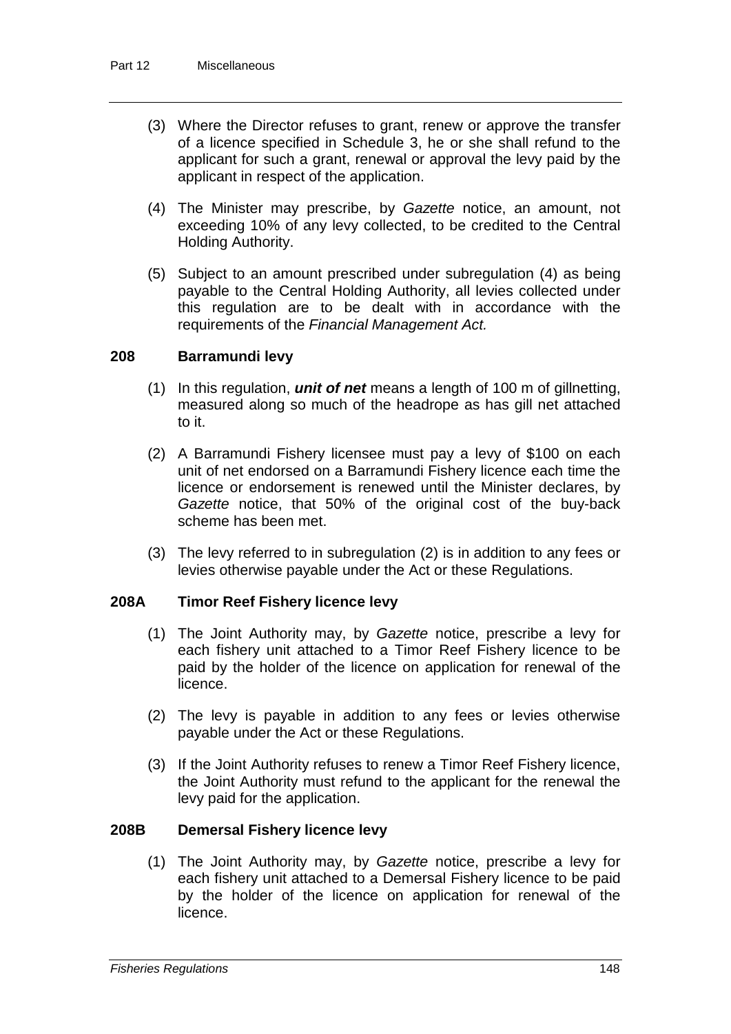(3) Where the Director refuses to grant, renew or approve the transfer of a licence specified in Schedule 3, he or she shall refund to the applicant for such a grant, renewal or approval the levy paid by the applicant in respect of the application.

(4) The Minister may prescribe, by *Gazette* notice, an amount, not exceeding 10% of any levy collected, to be credited to the Central Holding Authority.

(5) Subject to an amount prescribed under subregulation (4) as being payable to the Central Holding Authority, all levies collected under this regulation are to be dealt with in accordance with the requirements of the *Financial Management Act.*

### 208 Barramundi levy

(1) In this regulation, ***unit of net*** means a length of 100 m of gillnetting, measured along so much of the headrope as has gill net attached to it.

(2) A Barramundi Fishery licensee must pay a levy of $100 on each unit of net endorsed on a Barramundi Fishery licence each time the licence or endorsement is renewed until the Minister declares, by *Gazette* notice, that 50% of the original cost of the buy-back scheme has been met.

(3) The levy referred to in subregulation (2) is in addition to any fees or levies otherwise payable under the Act or these Regulations.

### 208A Timor Reef Fishery licence levy

(1) The Joint Authority may, by *Gazette* notice, prescribe a levy for each fishery unit attached to a Timor Reef Fishery licence to be paid by the holder of the licence on application for renewal of the licence.

(2) The levy is payable in addition to any fees or levies otherwise payable under the Act or these Regulations.

(3) If the Joint Authority refuses to renew a Timor Reef Fishery licence, the Joint Authority must refund to the applicant for the renewal the levy paid for the application.

### 208B Demersal Fishery licence levy

(1) The Joint Authority may, by *Gazette* notice, prescribe a levy for each fishery unit attached to a Demersal Fishery licence to be paid by the holder of the licence on application for renewal of the licence.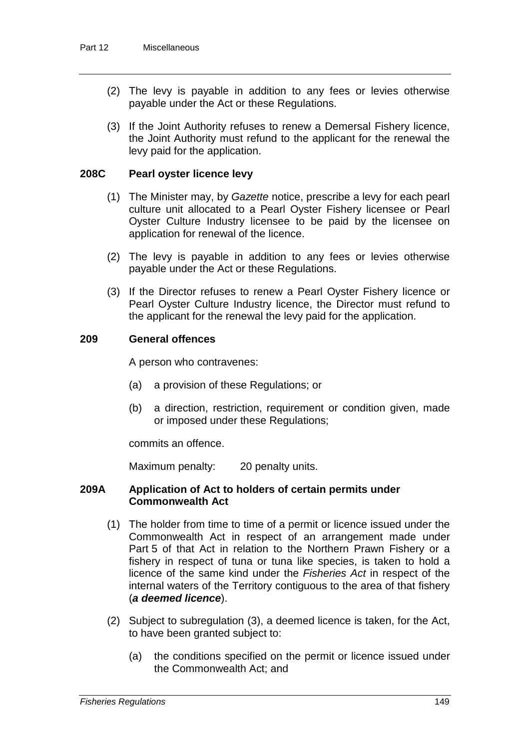(2) The levy is payable in addition to any fees or levies otherwise payable under the Act or these Regulations.

(3) If the Joint Authority refuses to renew a Demersal Fishery licence, the Joint Authority must refund to the applicant for the renewal the levy paid for the application.

### 208C Pearl oyster licence levy

(1) The Minister may, by *Gazette* notice, prescribe a levy for each pearl culture unit allocated to a Pearl Oyster Fishery licensee or Pearl Oyster Culture Industry licensee to be paid by the licensee on application for renewal of the licence.

(2) The levy is payable in addition to any fees or levies otherwise payable under the Act or these Regulations.

(3) If the Director refuses to renew a Pearl Oyster Fishery licence or Pearl Oyster Culture Industry licence, the Director must refund to the applicant for the renewal the levy paid for the application.

### 209 General offences

A person who contravenes:

(a) a provision of these Regulations; or

(b) a direction, restriction, requirement or condition given, made or imposed under these Regulations;

commits an offence.

Maximum penalty: 20 penalty units.

### 209A Application of Act to holders of certain permits under Commonwealth Act

(1) The holder from time to time of a permit or licence issued under the Commonwealth Act in respect of an arrangement made under Part 5 of that Act in relation to the Northern Prawn Fishery or a fishery in respect of tuna or tuna like species, is taken to hold a licence of the same kind under the *Fisheries Act* in respect of the internal waters of the Territory contiguous to the area of that fishery (***a deemed licence***).

(2) Subject to subregulation (3), a deemed licence is taken, for the Act, to have been granted subject to:

(a) the conditions specified on the permit or licence issued under the Commonwealth Act; and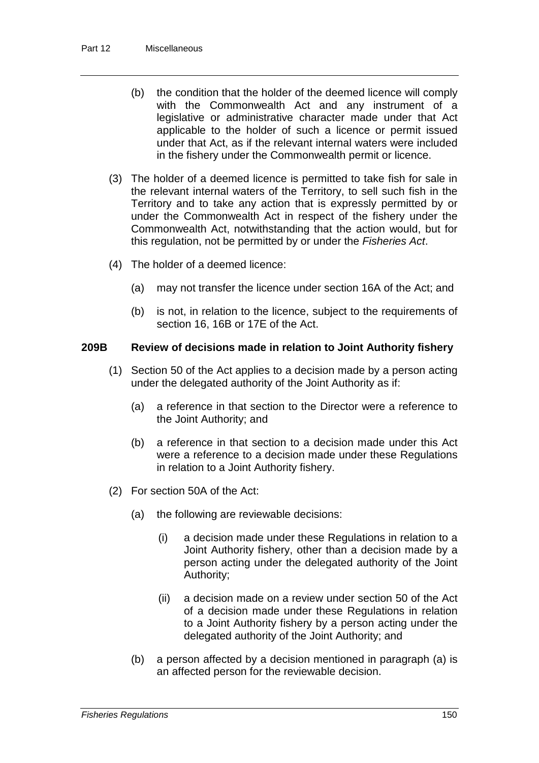(b) the condition that the holder of the deemed licence will comply with the Commonwealth Act and any instrument of a legislative or administrative character made under that Act applicable to the holder of such a licence or permit issued under that Act, as if the relevant internal waters were included in the fishery under the Commonwealth permit or licence.

(3) The holder of a deemed licence is permitted to take fish for sale in the relevant internal waters of the Territory, to sell such fish in the Territory and to take any action that is expressly permitted by or under the Commonwealth Act in respect of the fishery under the Commonwealth Act, notwithstanding that the action would, but for this regulation, not be permitted by or under the *Fisheries Act*.

(4) The holder of a deemed licence:

(a) may not transfer the licence under section 16A of the Act; and

(b) is not, in relation to the licence, subject to the requirements of section 16, 16B or 17E of the Act.

### 209B Review of decisions made in relation to Joint Authority fishery

(1) Section 50 of the Act applies to a decision made by a person acting under the delegated authority of the Joint Authority as if:

(a) a reference in that section to the Director were a reference to the Joint Authority; and

(b) a reference in that section to a decision made under this Act were a reference to a decision made under these Regulations in relation to a Joint Authority fishery.

(2) For section 50A of the Act:

(a) the following are reviewable decisions:

(i) a decision made under these Regulations in relation to a Joint Authority fishery, other than a decision made by a person acting under the delegated authority of the Joint Authority;

(ii) a decision made on a review under section 50 of the Act of a decision made under these Regulations in relation to a Joint Authority fishery by a person acting under the delegated authority of the Joint Authority; and

(b) a person affected by a decision mentioned in paragraph (a) is an affected person for the reviewable decision.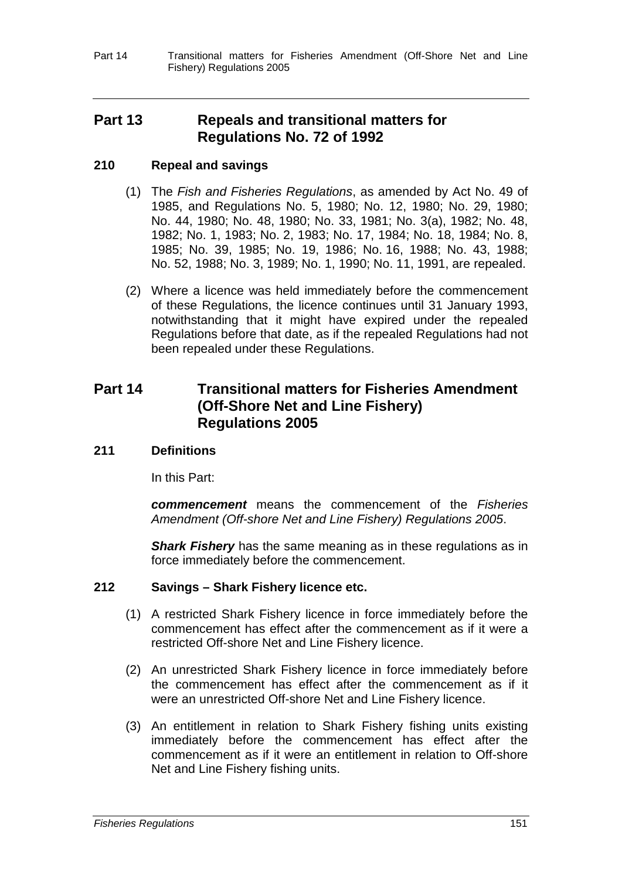## Part 13 Repeals and transitional matters for Regulations No. 72 of 1992

### 210 Repeal and savings

(1) The *Fish and Fisheries Regulations*, as amended by Act No. 49 of 1985, and Regulations No. 5, 1980; No. 12, 1980; No. 29, 1980; No. 44, 1980; No. 48, 1980; No. 33, 1981; No. 3(a), 1982; No. 48, 1982; No. 1, 1983; No. 2, 1983; No. 17, 1984; No. 18, 1984; No. 8, 1985; No. 39, 1985; No. 19, 1986; No. 16, 1988; No. 43, 1988; No. 52, 1988; No. 3, 1989; No. 1, 1990; No. 11, 1991, are repealed.

(2) Where a licence was held immediately before the commencement of these Regulations, the licence continues until 31 January 1993, notwithstanding that it might have expired under the repealed Regulations before that date, as if the repealed Regulations had not been repealed under these Regulations.

## Part 14 Transitional matters for Fisheries Amendment (Off-Shore Net and Line Fishery) Regulations 2005

### 211 Definitions

In this Part:

***commencement*** means the commencement of the *Fisheries Amendment (Off-shore Net and Line Fishery) Regulations 2005*.

***Shark Fishery*** has the same meaning as in these regulations as in force immediately before the commencement.

### 212 Savings – Shark Fishery licence etc.

(1) A restricted Shark Fishery licence in force immediately before the commencement has effect after the commencement as if it were a restricted Off-shore Net and Line Fishery licence.

(2) An unrestricted Shark Fishery licence in force immediately before the commencement has effect after the commencement as if it were an unrestricted Off-shore Net and Line Fishery licence.

(3) An entitlement in relation to Shark Fishery fishing units existing immediately before the commencement has effect after the commencement as if it were an entitlement in relation to Off-shore Net and Line Fishery fishing units.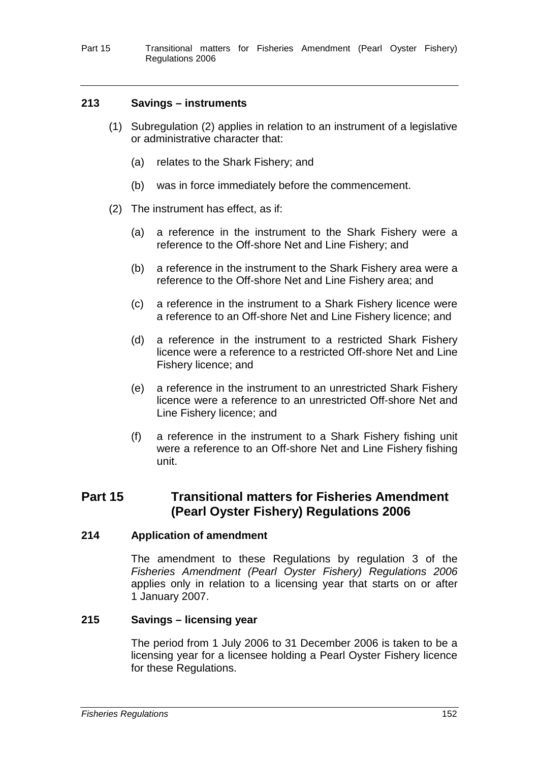### 213 Savings – instruments

(1) Subregulation (2) applies in relation to an instrument of a legislative or administrative character that:

(a) relates to the Shark Fishery; and

(b) was in force immediately before the commencement.

(2) The instrument has effect, as if:

(a) a reference in the instrument to the Shark Fishery were a reference to the Off-shore Net and Line Fishery; and

(b) a reference in the instrument to the Shark Fishery area were a reference to the Off-shore Net and Line Fishery area; and

(c) a reference in the instrument to a Shark Fishery licence were a reference to an Off-shore Net and Line Fishery licence; and

(d) a reference in the instrument to a restricted Shark Fishery licence were a reference to a restricted Off-shore Net and Line Fishery licence; and

(e) a reference in the instrument to an unrestricted Shark Fishery licence were a reference to an unrestricted Off-shore Net and Line Fishery licence; and

(f) a reference in the instrument to a Shark Fishery fishing unit were a reference to an Off-shore Net and Line Fishery fishing unit.

## Part 15 Transitional matters for Fisheries Amendment (Pearl Oyster Fishery) Regulations 2006

### 214 Application of amendment

The amendment to these Regulations by regulation 3 of the *Fisheries Amendment (Pearl Oyster Fishery) Regulations 2006* applies only in relation to a licensing year that starts on or after 1 January 2007.

### 215 Savings – licensing year

The period from 1 July 2006 to 31 December 2006 is taken to be a licensing year for a licensee holding a Pearl Oyster Fishery licence for these Regulations.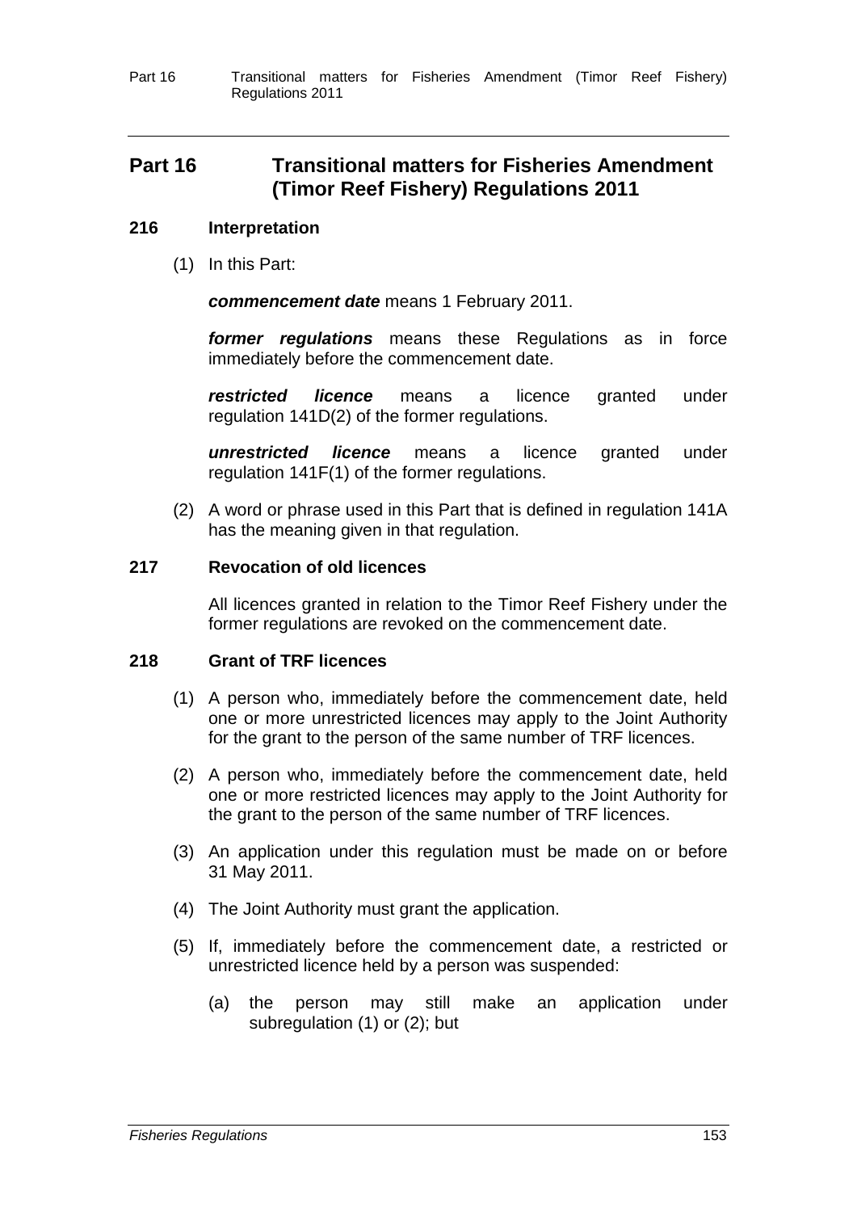## Part 16 Transitional matters for Fisheries Amendment (Timor Reef Fishery) Regulations 2011

### 216 Interpretation

(1) In this Part:

***commencement date*** means 1 February 2011.

***former regulations*** means these Regulations as in force immediately before the commencement date.

***restricted licence*** means a licence granted under regulation 141D(2) of the former regulations.

***unrestricted licence*** means a licence granted under regulation 141F(1) of the former regulations.

(2) A word or phrase used in this Part that is defined in regulation 141A has the meaning given in that regulation.

### 217 Revocation of old licences

All licences granted in relation to the Timor Reef Fishery under the former regulations are revoked on the commencement date.

### 218 Grant of TRF licences

(1) A person who, immediately before the commencement date, held one or more unrestricted licences may apply to the Joint Authority for the grant to the person of the same number of TRF licences.

(2) A person who, immediately before the commencement date, held one or more restricted licences may apply to the Joint Authority for the grant to the person of the same number of TRF licences.

(3) An application under this regulation must be made on or before 31 May 2011.

(4) The Joint Authority must grant the application.

(5) If, immediately before the commencement date, a restricted or unrestricted licence held by a person was suspended:

(a) the person may still make an application under subregulation (1) or (2); but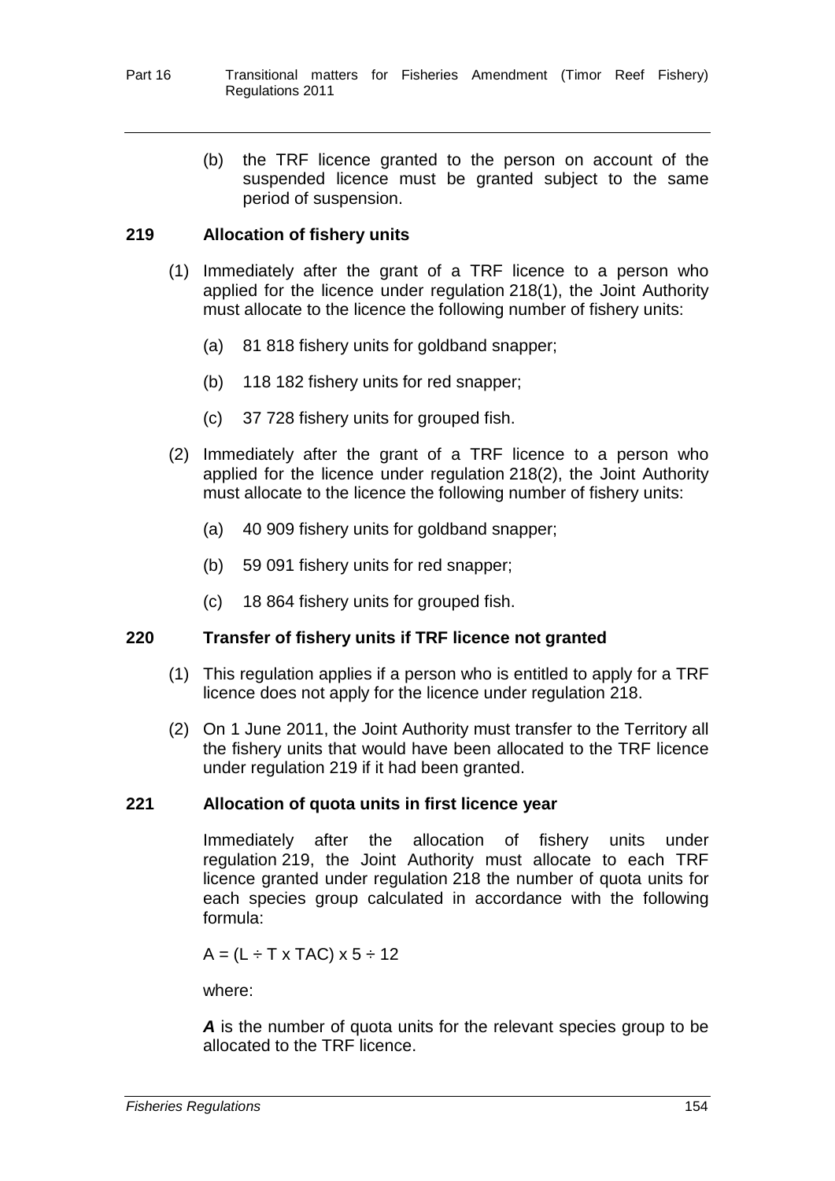(b) the TRF licence granted to the person on account of the suspended licence must be granted subject to the same period of suspension.

## 219 Allocation of fishery units

(1) Immediately after the grant of a TRF licence to a person who applied for the licence under regulation 218(1), the Joint Authority must allocate to the licence the following number of fishery units:

(a) 81 818 fishery units for goldband snapper;

(b) 118 182 fishery units for red snapper;

(c) 37 728 fishery units for grouped fish.

(2) Immediately after the grant of a TRF licence to a person who applied for the licence under regulation 218(2), the Joint Authority must allocate to the licence the following number of fishery units:

(a) 40 909 fishery units for goldband snapper;

(b) 59 091 fishery units for red snapper;

(c) 18 864 fishery units for grouped fish.

## 220 Transfer of fishery units if TRF licence not granted

(1) This regulation applies if a person who is entitled to apply for a TRF licence does not apply for the licence under regulation 218.

(2) On 1 June 2011, the Joint Authority must transfer to the Territory all the fishery units that would have been allocated to the TRF licence under regulation 219 if it had been granted.

## 221 Allocation of quota units in first licence year

Immediately after the allocation of fishery units under regulation 219, the Joint Authority must allocate to each TRF licence granted under regulation 218 the number of quota units for each species group calculated in accordance with the following formula:

$$A = (L \div T \times TAC) \times 5 \div 12$$

where:

***A*** is the number of quota units for the relevant species group to be allocated to the TRF licence.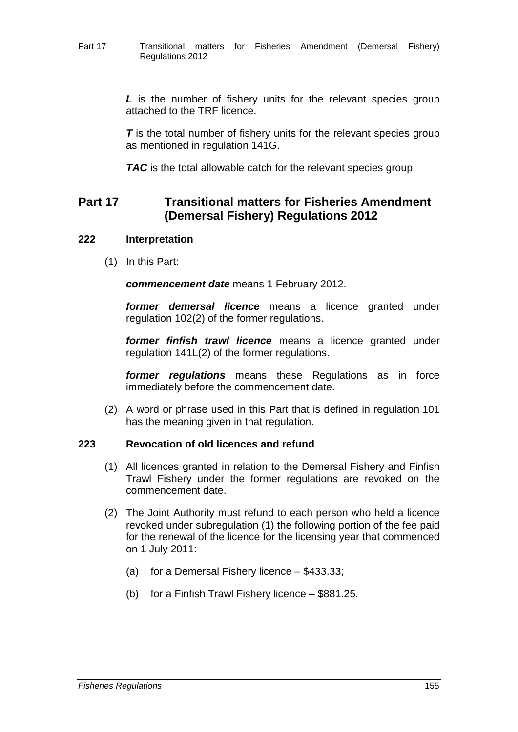***L*** is the number of fishery units for the relevant species group attached to the TRF licence.

***T*** is the total number of fishery units for the relevant species group as mentioned in regulation 141G.

***TAC*** is the total allowable catch for the relevant species group.

## Part 17 Transitional matters for Fisheries Amendment (Demersal Fishery) Regulations 2012

### 222 Interpretation

(1) In this Part:

***commencement date*** means 1 February 2012.

***former demersal licence*** means a licence granted under regulation 102(2) of the former regulations.

***former finfish trawl licence*** means a licence granted under regulation 141L(2) of the former regulations.

***former regulations*** means these Regulations as in force immediately before the commencement date.

(2) A word or phrase used in this Part that is defined in regulation 101 has the meaning given in that regulation.

### 223 Revocation of old licences and refund

(1) All licences granted in relation to the Demersal Fishery and Finfish Trawl Fishery under the former regulations are revoked on the commencement date.

(2) The Joint Authority must refund to each person who held a licence revoked under subregulation (1) the following portion of the fee paid for the renewal of the licence for the licensing year that commenced on 1 July 2011:

(a) for a Demersal Fishery licence – $433.33;

(b) for a Finfish Trawl Fishery licence – $881.25.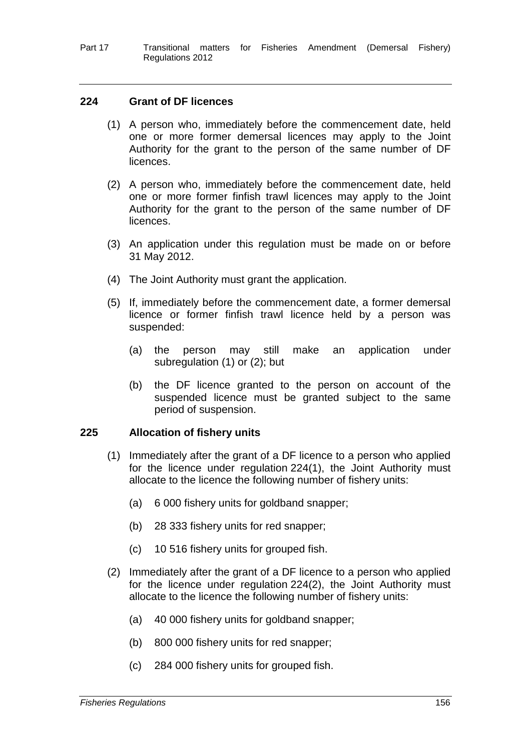## 224 Grant of DF licences

(1) A person who, immediately before the commencement date, held one or more former demersal licences may apply to the Joint Authority for the grant to the person of the same number of DF licences.

(2) A person who, immediately before the commencement date, held one or more former finfish trawl licences may apply to the Joint Authority for the grant to the person of the same number of DF licences.

(3) An application under this regulation must be made on or before 31 May 2012.

(4) The Joint Authority must grant the application.

(5) If, immediately before the commencement date, a former demersal licence or former finfish trawl licence held by a person was suspended:

(a) the person may still make an application under subregulation (1) or (2); but

(b) the DF licence granted to the person on account of the suspended licence must be granted subject to the same period of suspension.

## 225 Allocation of fishery units

(1) Immediately after the grant of a DF licence to a person who applied for the licence under regulation 224(1), the Joint Authority must allocate to the licence the following number of fishery units:

(a) 6 000 fishery units for goldband snapper;

(b) 28 333 fishery units for red snapper;

(c) 10 516 fishery units for grouped fish.

(2) Immediately after the grant of a DF licence to a person who applied for the licence under regulation 224(2), the Joint Authority must allocate to the licence the following number of fishery units:

(a) 40 000 fishery units for goldband snapper;

(b) 800 000 fishery units for red snapper;

(c) 284 000 fishery units for grouped fish.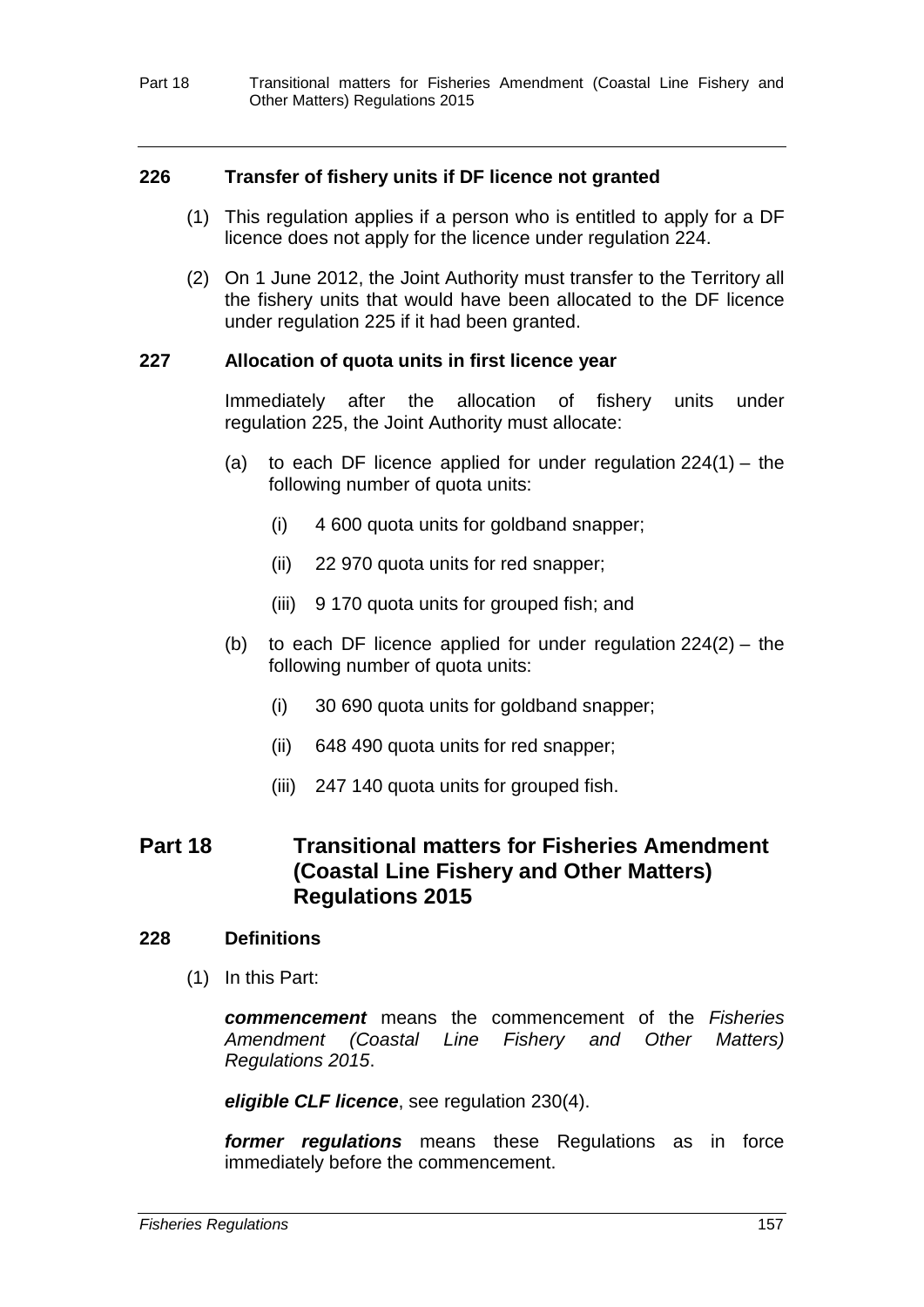### 226 Transfer of fishery units if DF licence not granted

(1) This regulation applies if a person who is entitled to apply for a DF licence does not apply for the licence under regulation 224.

(2) On 1 June 2012, the Joint Authority must transfer to the Territory all the fishery units that would have been allocated to the DF licence under regulation 225 if it had been granted.

### 227 Allocation of quota units in first licence year

Immediately after the allocation of fishery units under regulation 225, the Joint Authority must allocate:

(a) to each DF licence applied for under regulation 224(1) – the following number of quota units:

(i) 4 600 quota units for goldband snapper;

(ii) 22 970 quota units for red snapper;

(iii) 9 170 quota units for grouped fish; and

(b) to each DF licence applied for under regulation 224(2) – the following number of quota units:

(i) 30 690 quota units for goldband snapper;

(ii) 648 490 quota units for red snapper;

(iii) 247 140 quota units for grouped fish.

## Part 18 Transitional matters for Fisheries Amendment (Coastal Line Fishery and Other Matters) Regulations 2015

### 228 Definitions

(1) In this Part:

***commencement*** means the commencement of the *Fisheries Amendment (Coastal Line Fishery and Other Matters) Regulations 2015*.

***eligible CLF licence***, see regulation 230(4).

***former regulations*** means these Regulations as in force immediately before the commencement.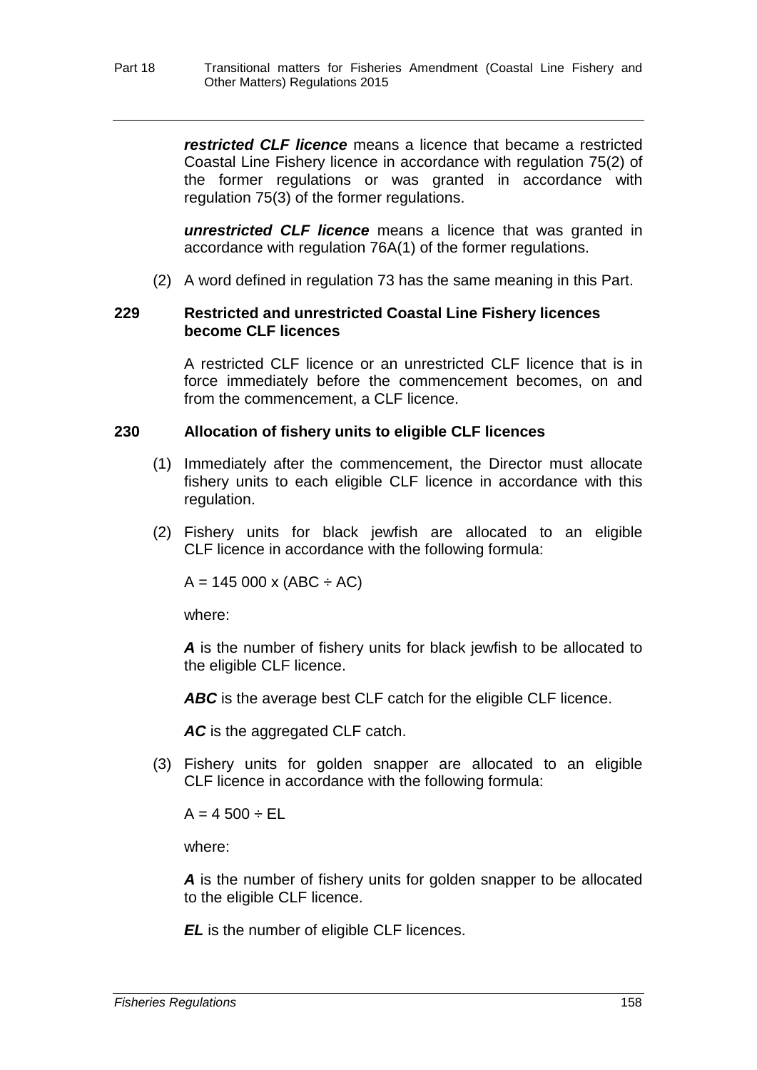***restricted CLF licence*** means a licence that became a restricted Coastal Line Fishery licence in accordance with regulation 75(2) of the former regulations or was granted in accordance with regulation 75(3) of the former regulations.

***unrestricted CLF licence*** means a licence that was granted in accordance with regulation 76A(1) of the former regulations.

(2) A word defined in regulation 73 has the same meaning in this Part.

### 229 Restricted and unrestricted Coastal Line Fishery licences become CLF licences

A restricted CLF licence or an unrestricted CLF licence that is in force immediately before the commencement becomes, on and from the commencement, a CLF licence.

### 230 Allocation of fishery units to eligible CLF licences

(1) Immediately after the commencement, the Director must allocate fishery units to each eligible CLF licence in accordance with this regulation.

(2) Fishery units for black jewfish are allocated to an eligible CLF licence in accordance with the following formula:

$$A = 145\,000 \times (ABC \div AC)$$

where:

***A*** is the number of fishery units for black jewfish to be allocated to the eligible CLF licence.

***ABC*** is the average best CLF catch for the eligible CLF licence.

***AC*** is the aggregated CLF catch.

(3) Fishery units for golden snapper are allocated to an eligible CLF licence in accordance with the following formula:

$$A = 4\,500 \div EL$$

where:

***A*** is the number of fishery units for golden snapper to be allocated to the eligible CLF licence.

***EL*** is the number of eligible CLF licences.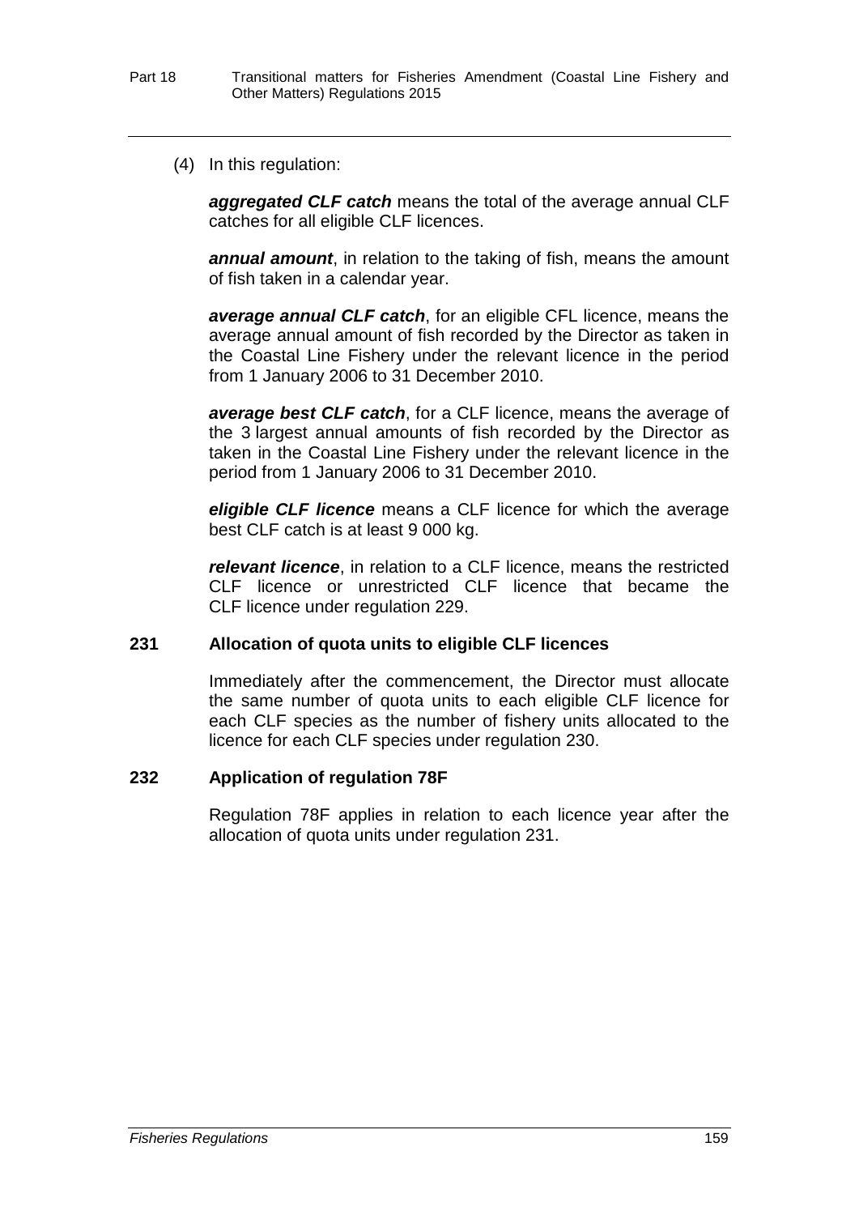(4) In this regulation:

***aggregated CLF catch*** means the total of the average annual CLF catches for all eligible CLF licences.

***annual amount***, in relation to the taking of fish, means the amount of fish taken in a calendar year.

***average annual CLF catch***, for an eligible CFL licence, means the average annual amount of fish recorded by the Director as taken in the Coastal Line Fishery under the relevant licence in the period from 1 January 2006 to 31 December 2010.

***average best CLF catch***, for a CLF licence, means the average of the 3 largest annual amounts of fish recorded by the Director as taken in the Coastal Line Fishery under the relevant licence in the period from 1 January 2006 to 31 December 2010.

***eligible CLF licence*** means a CLF licence for which the average best CLF catch is at least 9 000 kg.

***relevant licence***, in relation to a CLF licence, means the restricted CLF licence or unrestricted CLF licence that became the CLF licence under regulation 229.

### 231 Allocation of quota units to eligible CLF licences

Immediately after the commencement, the Director must allocate the same number of quota units to each eligible CLF licence for each CLF species as the number of fishery units allocated to the licence for each CLF species under regulation 230.

### 232 Application of regulation 78F

Regulation 78F applies in relation to each licence year after the allocation of quota units under regulation 231.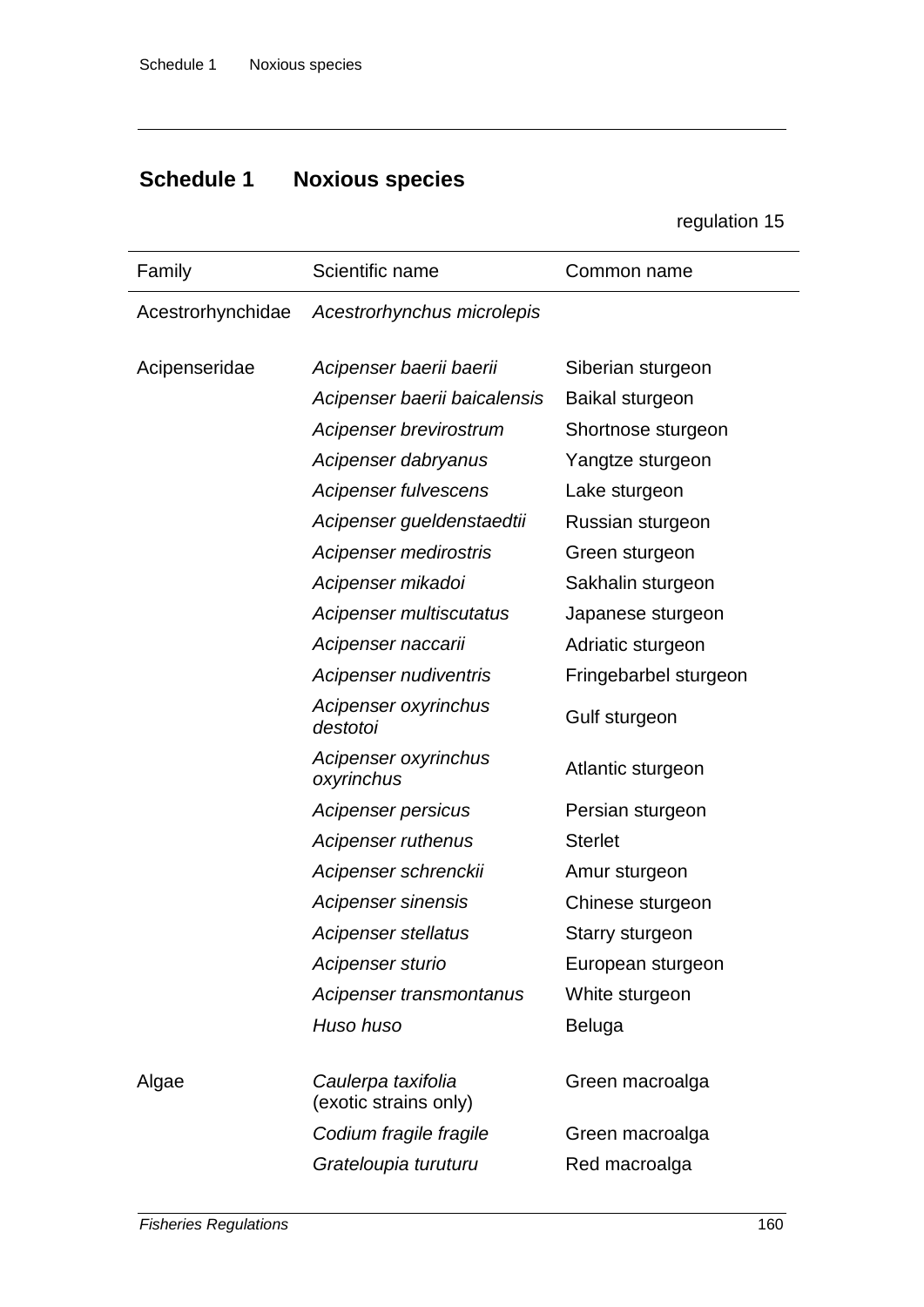## Schedule 1 Noxious species

regulation 15

| Family | Scientific name | Common name |
|---|---|---|
| Acestrorhynchidae | *Acestrorhynchus microlepis* | |
| Acipenseridae | *Acipenser baerii baerii* | Siberian sturgeon |
| | *Acipenser baerii baicalensis* | Baikal sturgeon |
| | *Acipenser brevirostrum* | Shortnose sturgeon |
| | *Acipenser dabryanus* | Yangtze sturgeon |
| | *Acipenser fulvescens* | Lake sturgeon |
| | *Acipenser gueldenstaedtii* | Russian sturgeon |
| | *Acipenser medirostris* | Green sturgeon |
| | *Acipenser mikadoi* | Sakhalin sturgeon |
| | *Acipenser multiscutatus* | Japanese sturgeon |
| | *Acipenser naccarii* | Adriatic sturgeon |
| | *Acipenser nudiventris* | Fringebarbel sturgeon |
| | *Acipenser oxyrinchus destotoi* | Gulf sturgeon |
| | *Acipenser oxyrinchus oxyrinchus* | Atlantic sturgeon |
| | *Acipenser persicus* | Persian sturgeon |
| | *Acipenser ruthenus* | Sterlet |
| | *Acipenser schrenckii* | Amur sturgeon |
| | *Acipenser sinensis* | Chinese sturgeon |
| | *Acipenser stellatus* | Starry sturgeon |
| | *Acipenser sturio* | European sturgeon |
| | *Acipenser transmontanus* | White sturgeon |
| | *Huso huso* | Beluga |
| Algae | *Caulerpa taxifolia* (exotic strains only) | Green macroalga |
| | *Codium fragile fragile* | Green macroalga |
| | *Grateloupia turuturu* | Red macroalga |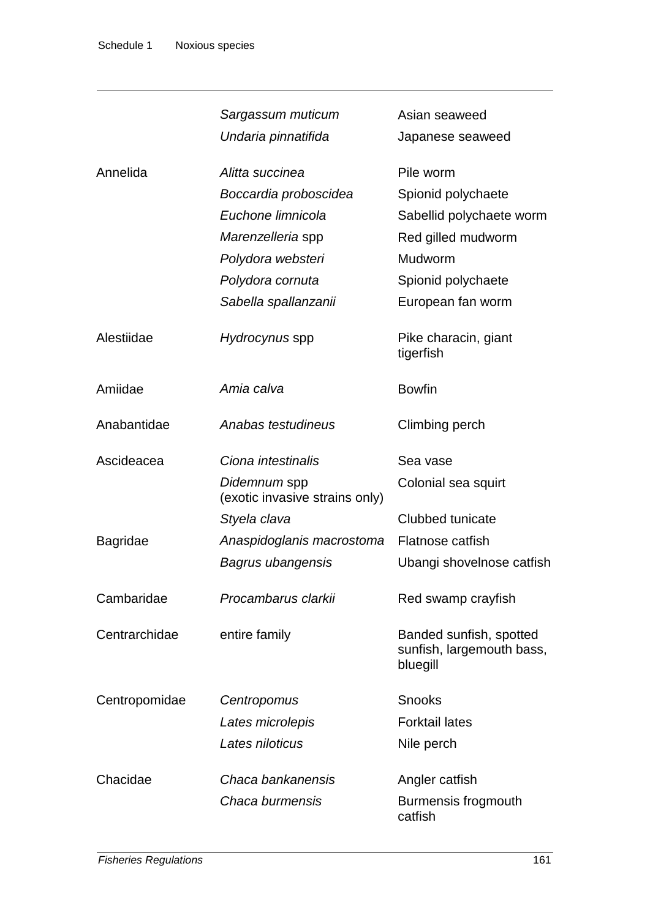| | | |
|---|---|---|
| | *Sargassum muticum* | Asian seaweed |
| | *Undaria pinnatifida* | Japanese seaweed |
| Annelida | *Alitta succinea* | Pile worm |
| | *Boccardia proboscidea* | Spionid polychaete |
| | *Euchone limnicola* | Sabellid polychaete worm |
| | *Marenzelleria* spp | Red gilled mudworm |
| | *Polydora websteri* | Mudworm |
| | *Polydora cornuta* | Spionid polychaete |
| | *Sabella spallanzanii* | European fan worm |
| Alestiidae | *Hydrocynus* spp | Pike characin, giant tigerfish |
| Amiidae | *Amia calva* | Bowfin |
| Anabantidae | *Anabas testudineus* | Climbing perch |
| Ascideacea | *Ciona intestinalis* | Sea vase |
| | *Didemnum* spp (exotic invasive strains only) | Colonial sea squirt |
| | *Styela clava* | Clubbed tunicate |
| Bagridae | *Anaspidoglanis macrostoma* | Flatnose catfish |
| | *Bagrus ubangensis* | Ubangi shovelnose catfish |
| Cambaridae | *Procambarus clarkii* | Red swamp crayfish |
| Centrarchidae | entire family | Banded sunfish, spotted sunfish, largemouth bass, bluegill |
| Centropomidae | *Centropomus* | Snooks |
| | *Lates microlepis* | Forktail lates |
| | *Lates niloticus* | Nile perch |
| Chacidae | *Chaca bankanensis* | Angler catfish |
| | *Chaca burmensis* | Burmensis frogmouth catfish |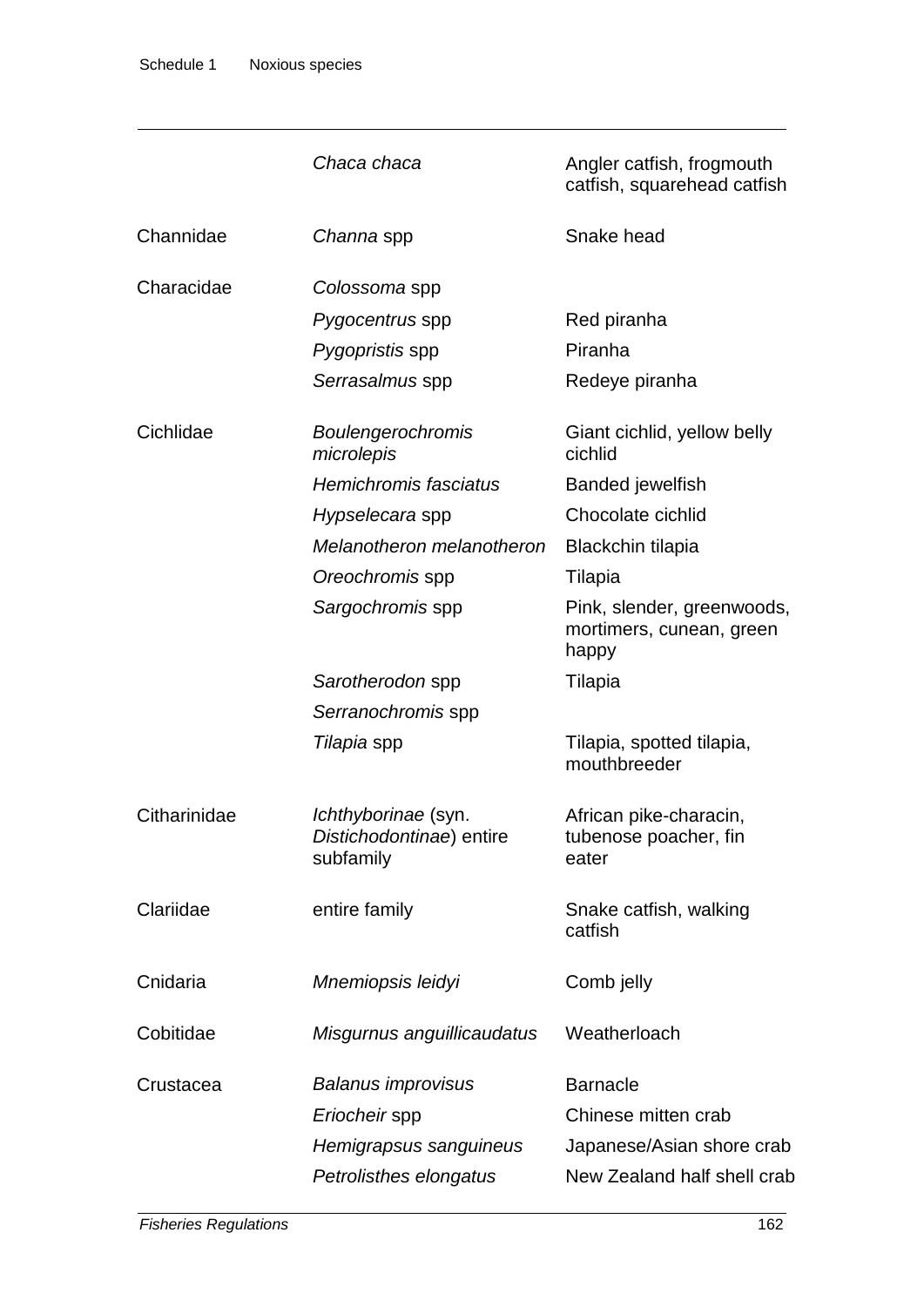| | | |
|---|---|---|
| | *Chaca chaca* | Angler catfish, frogmouth catfish, squarehead catfish |
| Channidae | *Channa* spp | Snake head |
| Characidae | *Colossoma* spp | |
| | *Pygocentrus* spp | Red piranha |
| | *Pygopristis* spp | Piranha |
| | *Serrasalmus* spp | Redeye piranha |
| Cichlidae | *Boulengerochromis microlepis* | Giant cichlid, yellow belly cichlid |
| | *Hemichromis fasciatus* | Banded jewelfish |
| | *Hypselecara* spp | Chocolate cichlid |
| | *Melanotheron melanotheron* | Blackchin tilapia |
| | *Oreochromis* spp | Tilapia |
| | *Sargochromis* spp | Pink, slender, greenwoods, mortimers, cunean, green happy |
| | *Sarotherodon* spp | Tilapia |
| | *Serranochromis* spp | |
| | *Tilapia* spp | Tilapia, spotted tilapia, mouthbreeder |
| Citharinidae | *Ichthyborinae* (syn. *Distichodontinae*) entire subfamily | African pike-characin, tubenose poacher, fin eater |
| Clariidae | entire family | Snake catfish, walking catfish |
| Cnidaria | *Mnemiopsis leidyi* | Comb jelly |
| Cobitidae | *Misgurnus anguillicaudatus* | Weatherloach |
| Crustacea | *Balanus improvisus* | Barnacle |
| | *Eriocheir* spp | Chinese mitten crab |
| | *Hemigrapsus sanguineus* | Japanese/Asian shore crab |
| | *Petrolisthes elongatus* | New Zealand half shell crab |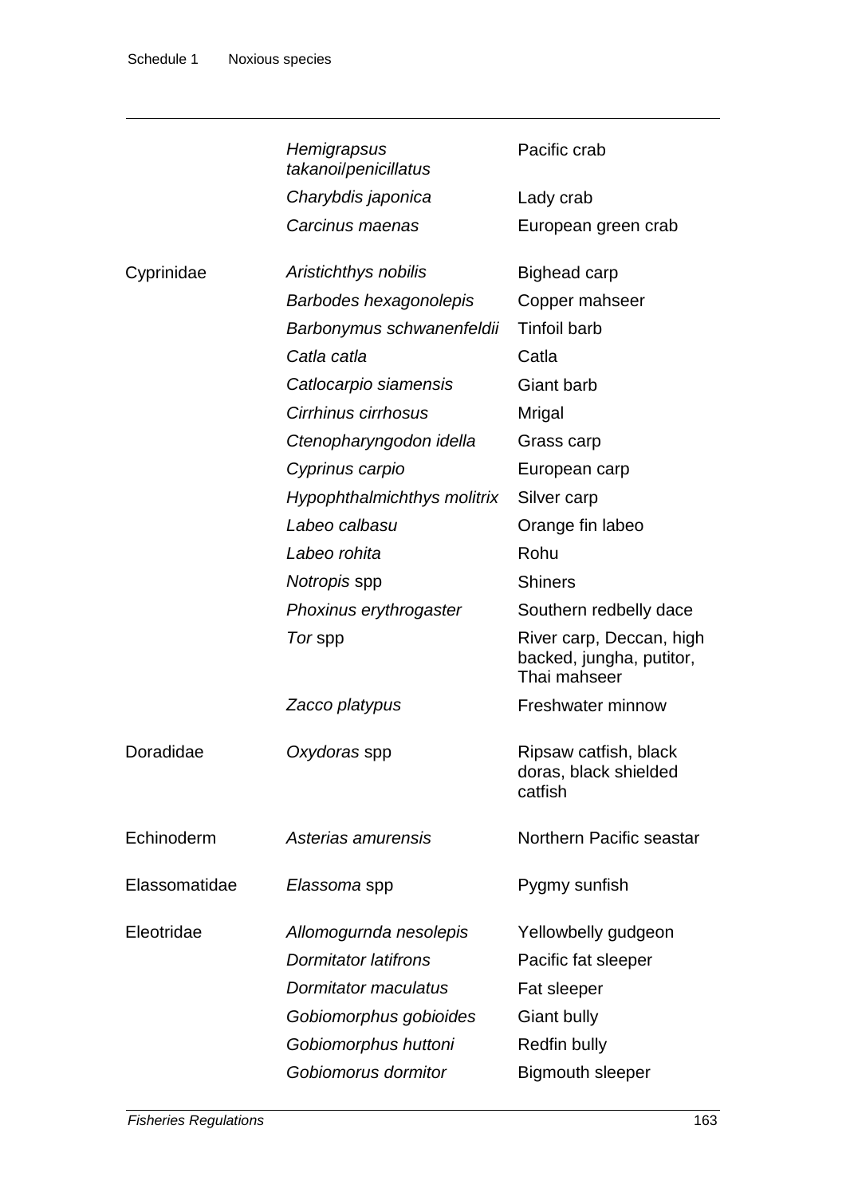| | | |
|---|---|---|
| | *Hemigrapsus takanoi/penicillatus* | Pacific crab |
| | *Charybdis japonica* | Lady crab |
| | *Carcinus maenas* | European green crab |
| Cyprinidae | *Aristichthys nobilis* | Bighead carp |
| | *Barbodes hexagonolepis* | Copper mahseer |
| | *Barbonymus schwanenfeldii* | Tinfoil barb |
| | *Catla catla* | Catla |
| | *Catlocarpio siamensis* | Giant barb |
| | *Cirrhinus cirrhosus* | Mrigal |
| | *Ctenopharyngodon idella* | Grass carp |
| | *Cyprinus carpio* | European carp |
| | *Hypophthalmichthys molitrix* | Silver carp |
| | *Labeo calbasu* | Orange fin labeo |
| | *Labeo rohita* | Rohu |
| | *Notropis* spp | Shiners |
| | *Phoxinus erythrogaster* | Southern redbelly dace |
| | *Tor* spp | River carp, Deccan, high backed, jungha, putitor, Thai mahseer |
| | *Zacco platypus* | Freshwater minnow |
| Doradidae | *Oxydoras* spp | Ripsaw catfish, black doras, black shielded catfish |
| Echinoderm | *Asterias amurensis* | Northern Pacific seastar |
| Elassomatidae | *Elassoma* spp | Pygmy sunfish |
| Eleotridae | *Allomogurnda nesolepis* | Yellowbelly gudgeon |
| | *Dormitator latifrons* | Pacific fat sleeper |
| | *Dormitator maculatus* | Fat sleeper |
| | *Gobiomorphus gobioides* | Giant bully |
| | *Gobiomorphus huttoni* | Redfin bully |
| | *Gobiomorus dormitor* | Bigmouth sleeper |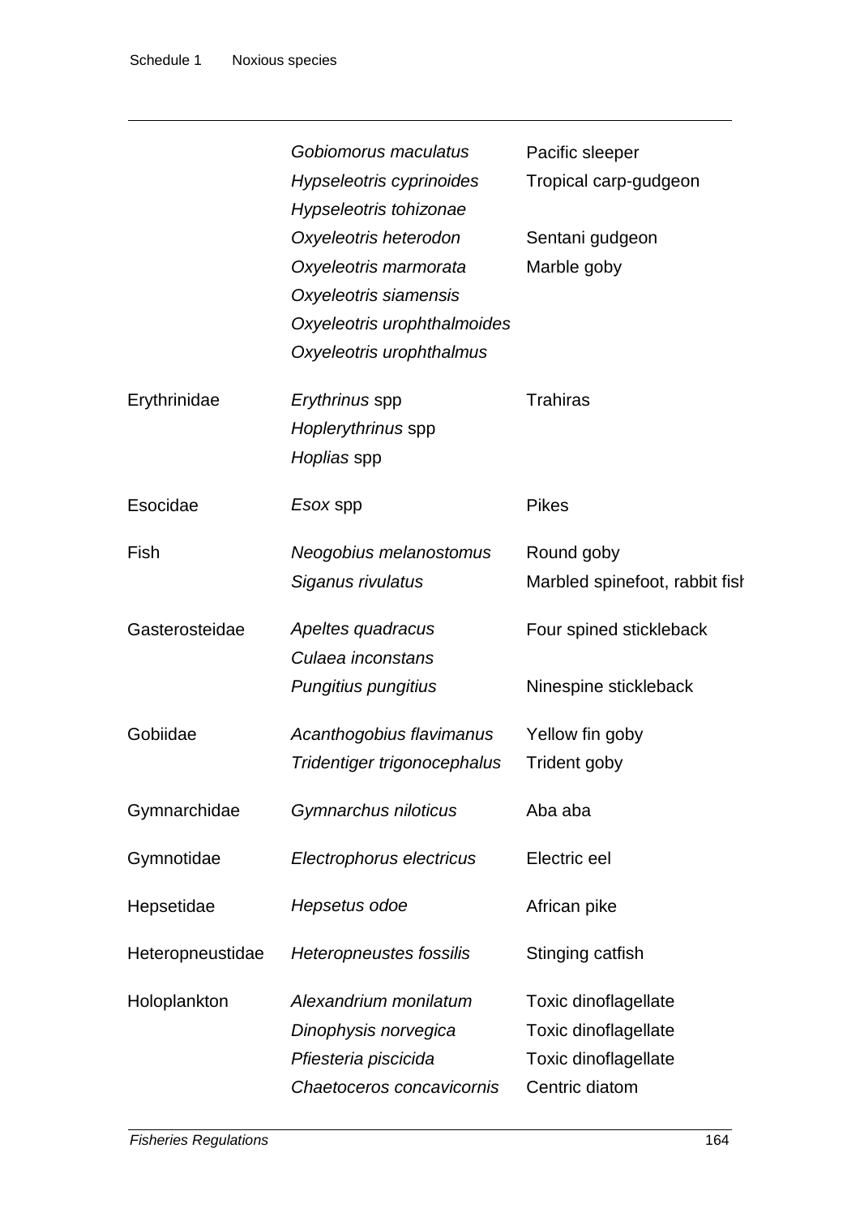| | | |
|---|---|---|
| | *Gobiomorus maculatus* | Pacific sleeper |
| | *Hypseleotris cyprinoides* | Tropical carp-gudgeon |
| | *Hypseleotris tohizonae* | |
| | *Oxyeleotris heterodon* | Sentani gudgeon |
| | *Oxyeleotris marmorata* | Marble goby |
| | *Oxyeleotris siamensis* | |
| | *Oxyeleotris urophthalmoides* | |
| | *Oxyeleotris urophthalmus* | |
| Erythrinidae | *Erythrinus* spp | Trahiras |
| | *Hoplerythrinus* spp | |
| | *Hoplias* spp | |
| Esocidae | *Esox* spp | Pikes |
| Fish | *Neogobius melanostomus* | Round goby |
| | *Siganus rivulatus* | Marbled spinefoot, rabbit fish |
| Gasterosteidae | *Apeltes quadracus* | Four spined stickleback |
| | *Culaea inconstans* | |
| | *Pungitius pungitius* | Ninespine stickleback |
| Gobiidae | *Acanthogobius flavimanus* | Yellow fin goby |
| | *Tridentiger trigonocephalus* | Trident goby |
| Gymnarchidae | *Gymnarchus niloticus* | Aba aba |
| Gymnotidae | *Electrophorus electricus* | Electric eel |
| Hepsetidae | *Hepsetus odoe* | African pike |
| Heteropneustidae | *Heteropneustes fossilis* | Stinging catfish |
| Holoplankton | *Alexandrium monilatum* | Toxic dinoflagellate |
| | *Dinophysis norvegica* | Toxic dinoflagellate |
| | *Pfiesteria piscicida* | Toxic dinoflagellate |
| | *Chaetoceros concavicornis* | Centric diatom |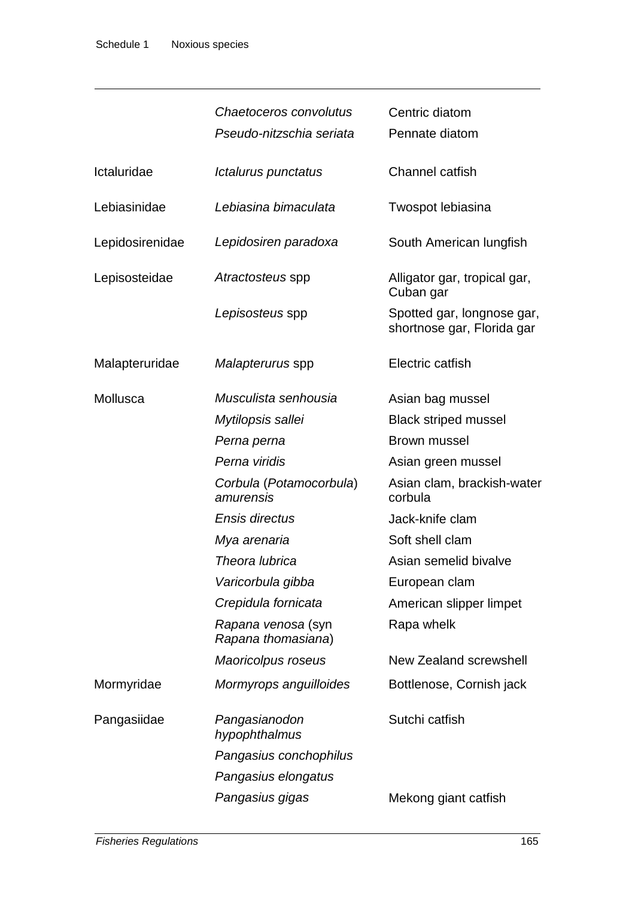| | | |
|---|---|---|
| | *Chaetoceros convolutus* | Centric diatom |
| | *Pseudo-nitzschia seriata* | Pennate diatom |
| Ictaluridae | *Ictalurus punctatus* | Channel catfish |
| Lebiasinidae | *Lebiasina bimaculata* | Twospot lebiasina |
| Lepidosirenidae | *Lepidosiren paradoxa* | South American lungfish |
| Lepisosteidae | *Atractosteus* spp | Alligator gar, tropical gar, Cuban gar |
| | *Lepisosteus* spp | Spotted gar, longnose gar, shortnose gar, Florida gar |
| Malapteruridae | *Malapterurus* spp | Electric catfish |
| Mollusca | *Musculista senhousia* | Asian bag mussel |
| | *Mytilopsis sallei* | Black striped mussel |
| | *Perna perna* | Brown mussel |
| | *Perna viridis* | Asian green mussel |
| | *Corbula* (*Potamocorbula*) *amurensis* | Asian clam, brackish-water corbula |
| | *Ensis directus* | Jack-knife clam |
| | *Mya arenaria* | Soft shell clam |
| | *Theora lubrica* | Asian semelid bivalve |
| | *Varicorbula gibba* | European clam |
| | *Crepidula fornicata* | American slipper limpet |
| | *Rapana venosa* (syn *Rapana thomasiana*) | Rapa whelk |
| | *Maoricolpus roseus* | New Zealand screwshell |
| Mormyridae | *Mormyrops anguilloides* | Bottlenose, Cornish jack |
| Pangasiidae | *Pangasianodon hypophthalmus* | Sutchi catfish |
| | *Pangasius conchophilus* | |
| | *Pangasius elongatus* | |
| | *Pangasius gigas* | Mekong giant catfish |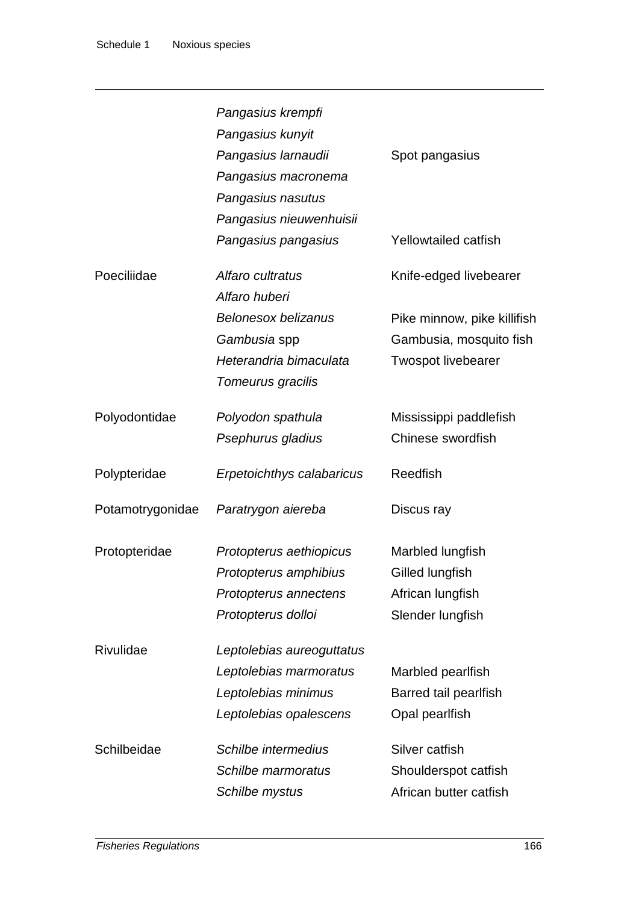| | | |
|---|---|---|
| | *Pangasius krempfi* | |
| | *Pangasius kunyit* | |
| | *Pangasius larnaudii* | Spot pangasius |
| | *Pangasius macronema* | |
| | *Pangasius nasutus* | |
| | *Pangasius nieuwenhuisii* | |
| | *Pangasius pangasius* | Yellowtailed catfish |
| Poeciliidae | *Alfaro cultratus* | Knife-edged livebearer |
| | *Alfaro huberi* | |
| | *Belonesox belizanus* | Pike minnow, pike killifish |
| | *Gambusia* spp | Gambusia, mosquito fish |
| | *Heterandria bimaculata* | Twospot livebearer |
| | *Tomeurus gracilis* | |
| Polyodontidae | *Polyodon spathula* | Mississippi paddlefish |
| | *Psephurus gladius* | Chinese swordfish |
| Polypteridae | *Erpetoichthys calabaricus* | Reedfish |
| Potamotrygonidae | *Paratrygon aiereba* | Discus ray |
| Protopteridae | *Protopterus aethiopicus* | Marbled lungfish |
| | *Protopterus amphibius* | Gilled lungfish |
| | *Protopterus annectens* | African lungfish |
| | *Protopterus dolloi* | Slender lungfish |
| Rivulidae | *Leptolebias aureoguttatus* | |
| | *Leptolebias marmoratus* | Marbled pearlfish |
| | *Leptolebias minimus* | Barred tail pearlfish |
| | *Leptolebias opalescens* | Opal pearlfish |
| Schilbeidae | *Schilbe intermedius* | Silver catfish |
| | *Schilbe marmoratus* | Shoulderspot catfish |
| | *Schilbe mystus* | African butter catfish |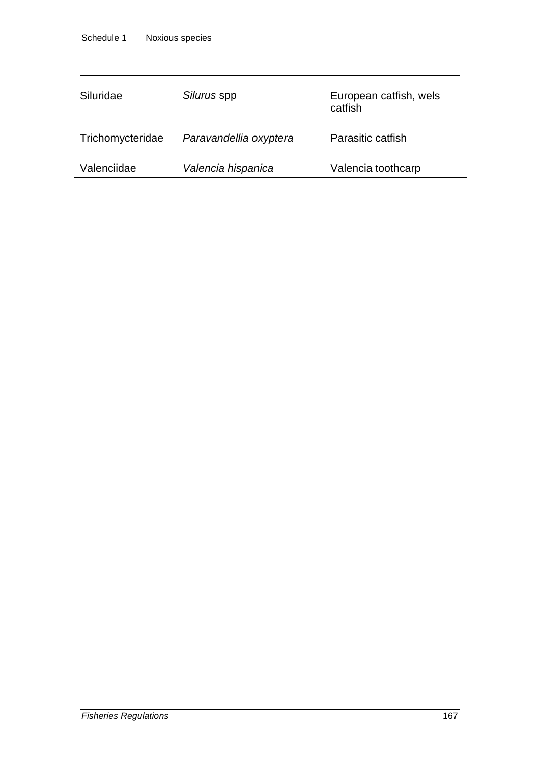| | | |
|---|---|---|
| Siluridae | *Silurus* spp | European catfish, wels catfish |
| Trichomycteridae | *Paravandellia oxyptera* | Parasitic catfish |
| Valenciidae | *Valencia hispanica* | Valencia toothcarp |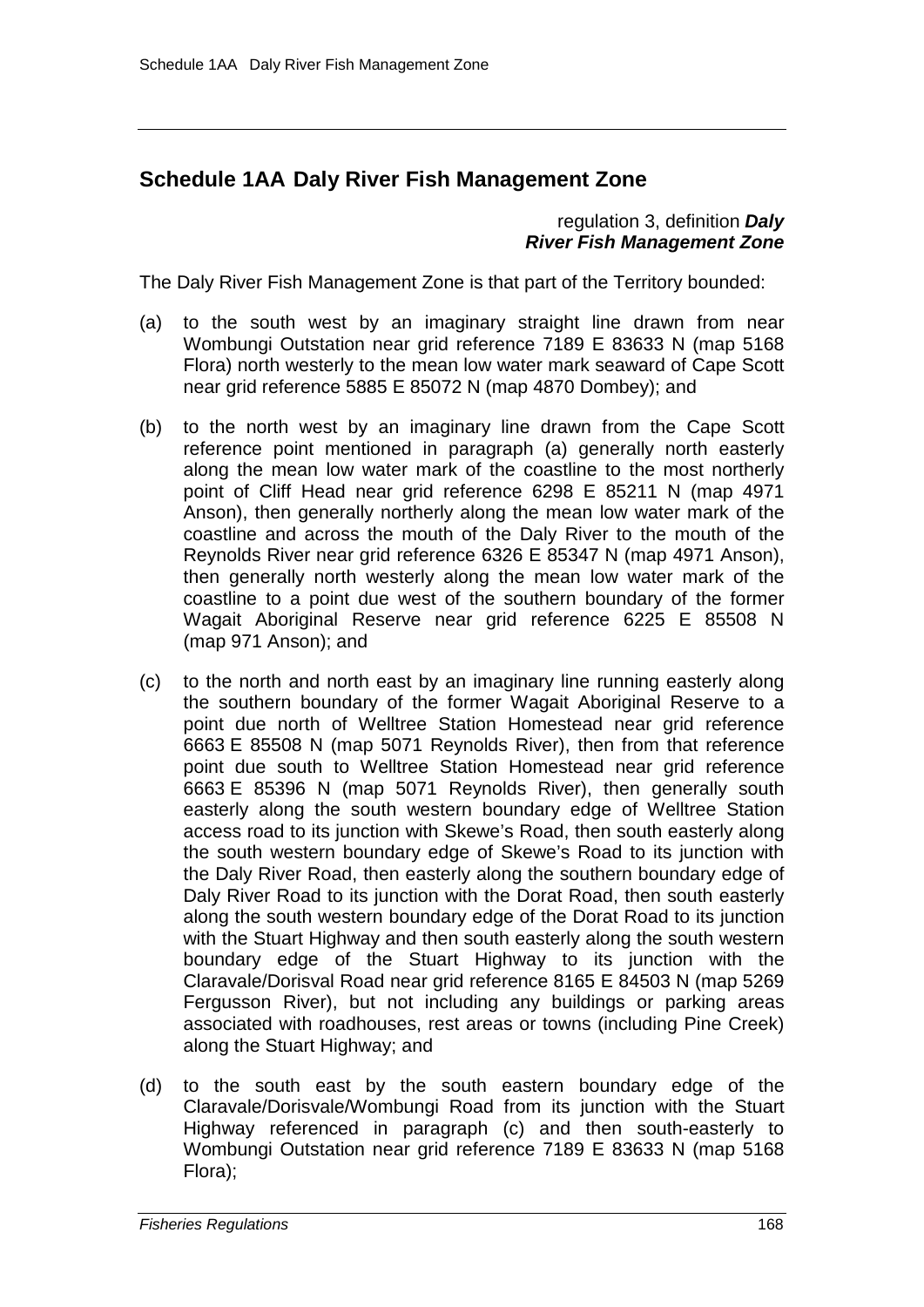## Schedule 1AA Daly River Fish Management Zone

regulation 3, definition ***Daly River Fish Management Zone***

The Daly River Fish Management Zone is that part of the Territory bounded:

(a) to the south west by an imaginary straight line drawn from near Wombungi Outstation near grid reference 7189 E 83633 N (map 5168 Flora) north westerly to the mean low water mark seaward of Cape Scott near grid reference 5885 E 85072 N (map 4870 Dombey); and

(b) to the north west by an imaginary line drawn from the Cape Scott reference point mentioned in paragraph (a) generally north easterly along the mean low water mark of the coastline to the most northerly point of Cliff Head near grid reference 6298 E 85211 N (map 4971 Anson), then generally northerly along the mean low water mark of the coastline and across the mouth of the Daly River to the mouth of the Reynolds River near grid reference 6326 E 85347 N (map 4971 Anson), then generally north westerly along the mean low water mark of the coastline to a point due west of the southern boundary of the former Wagait Aboriginal Reserve near grid reference 6225 E 85508 N (map 971 Anson); and

(c) to the north and north east by an imaginary line running easterly along the southern boundary of the former Wagait Aboriginal Reserve to a point due north of Welltree Station Homestead near grid reference 6663 E 85508 N (map 5071 Reynolds River), then from that reference point due south to Welltree Station Homestead near grid reference 6663 E 85396 N (map 5071 Reynolds River), then generally south easterly along the south western boundary edge of Welltree Station access road to its junction with Skewe's Road, then south easterly along the south western boundary edge of Skewe's Road to its junction with the Daly River Road, then easterly along the southern boundary edge of Daly River Road to its junction with the Dorat Road, then south easterly along the south western boundary edge of the Dorat Road to its junction with the Stuart Highway and then south easterly along the south western boundary edge of the Stuart Highway to its junction with the Claravale/Dorisval Road near grid reference 8165 E 84503 N (map 5269 Fergusson River), but not including any buildings or parking areas associated with roadhouses, rest areas or towns (including Pine Creek) along the Stuart Highway; and

(d) to the south east by the south eastern boundary edge of the Claravale/Dorisvale/Wombungi Road from its junction with the Stuart Highway referenced in paragraph (c) and then south-easterly to Wombungi Outstation near grid reference 7189 E 83633 N (map 5168 Flora);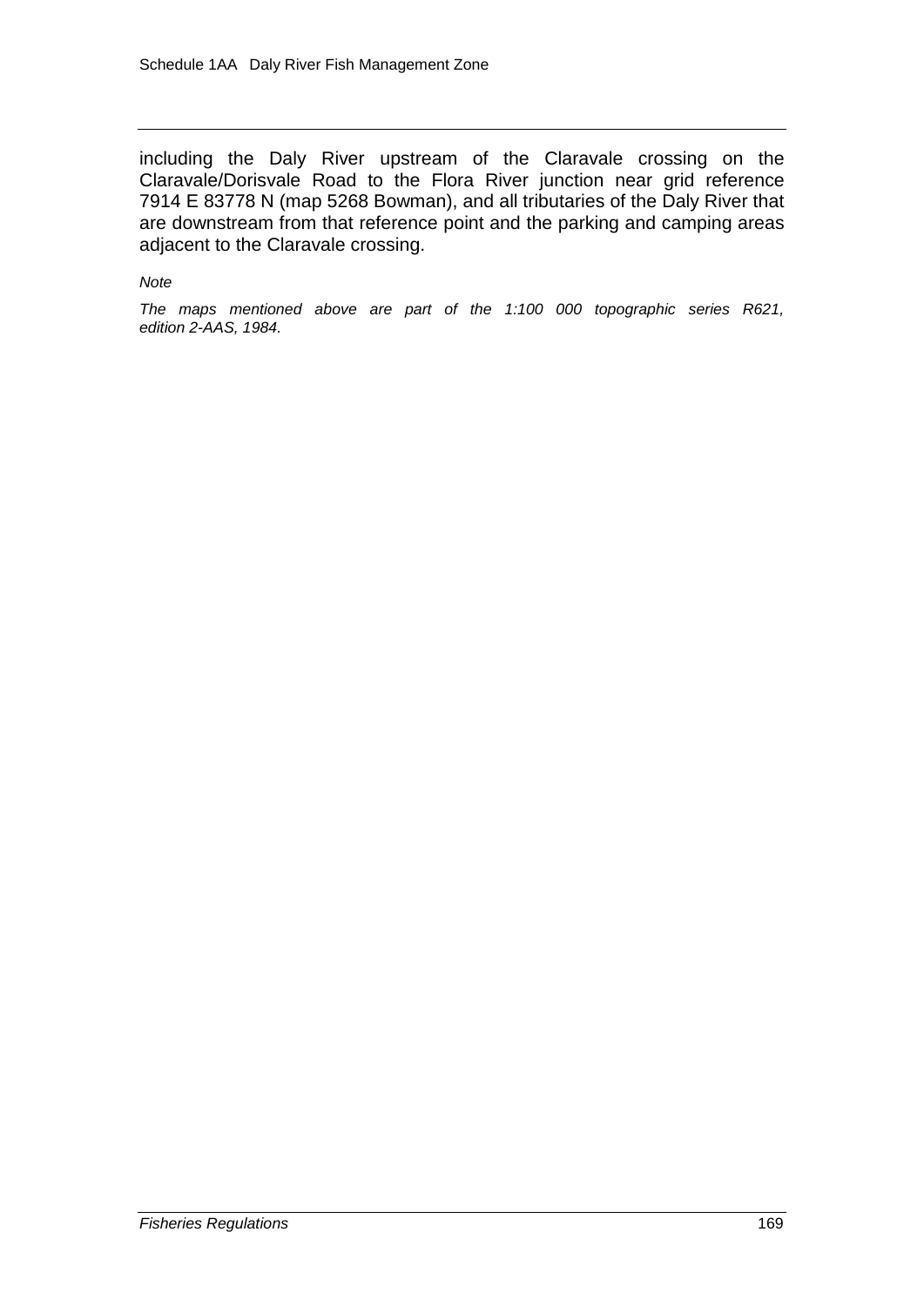including the Daly River upstream of the Claravale crossing on the Claravale/Dorisvale Road to the Flora River junction near grid reference 7914 E 83778 N (map 5268 Bowman), and all tributaries of the Daly River that are downstream from that reference point and the parking and camping areas adjacent to the Claravale crossing.

*Note*

*The maps mentioned above are part of the 1:100 000 topographic series R621, edition 2-AAS, 1984.*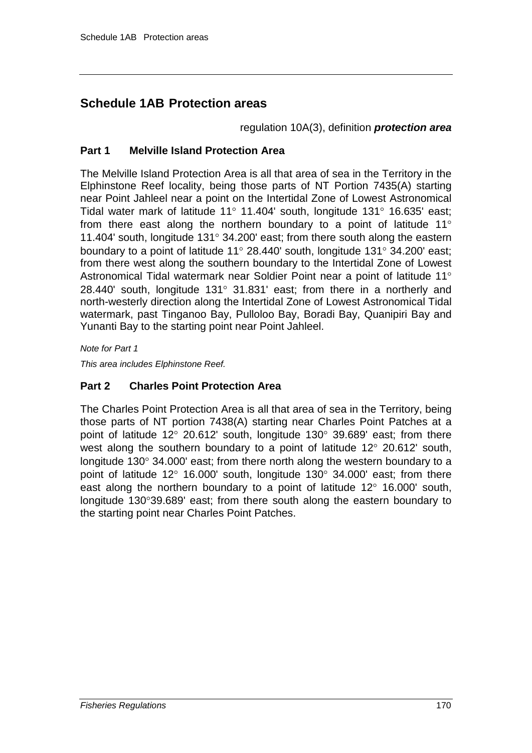# Schedule 1AB Protection areas

regulation 10A(3), definition ***protection area***

### Part 1 Melville Island Protection Area

The Melville Island Protection Area is all that area of sea in the Territory in the Elphinstone Reef locality, being those parts of NT Portion 7435(A) starting near Point Jahleel near a point on the Intertidal Zone of Lowest Astronomical Tidal water mark of latitude 11° 11.404' south, longitude 131° 16.635' east; from there east along the northern boundary to a point of latitude 11° 11.404' south, longitude 131° 34.200' east; from there south along the eastern boundary to a point of latitude 11° 28.440' south, longitude 131° 34.200' east; from there west along the southern boundary to the Intertidal Zone of Lowest Astronomical Tidal watermark near Soldier Point near a point of latitude 11° 28.440' south, longitude 131° 31.831' east; from there in a northerly and north-westerly direction along the Intertidal Zone of Lowest Astronomical Tidal watermark, past Tinganoo Bay, Pulloloo Bay, Boradi Bay, Quanipiri Bay and Yunanti Bay to the starting point near Point Jahleel.

*Note for Part 1*

*This area includes Elphinstone Reef.*

### Part 2 Charles Point Protection Area

The Charles Point Protection Area is all that area of sea in the Territory, being those parts of NT portion 7438(A) starting near Charles Point Patches at a point of latitude 12° 20.612' south, longitude 130° 39.689' east; from there west along the southern boundary to a point of latitude 12° 20.612' south, longitude 130° 34.000' east; from there north along the western boundary to a point of latitude 12° 16.000' south, longitude 130° 34.000' east; from there east along the northern boundary to a point of latitude 12° 16.000' south, longitude 130°39.689' east; from there south along the eastern boundary to the starting point near Charles Point Patches.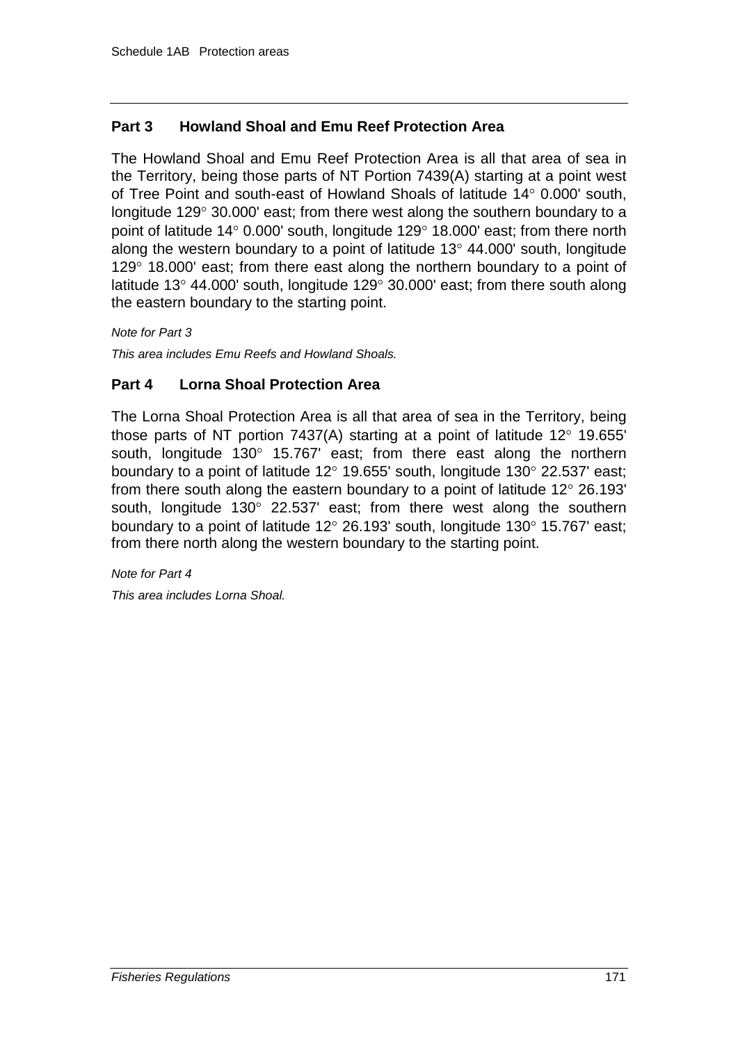## Part 3 Howland Shoal and Emu Reef Protection Area

The Howland Shoal and Emu Reef Protection Area is all that area of sea in the Territory, being those parts of NT Portion 7439(A) starting at a point west of Tree Point and south-east of Howland Shoals of latitude 14° 0.000' south, longitude 129° 30.000' east; from there west along the southern boundary to a point of latitude 14° 0.000' south, longitude 129° 18.000' east; from there north along the western boundary to a point of latitude 13° 44.000' south, longitude 129° 18.000' east; from there east along the northern boundary to a point of latitude 13° 44.000' south, longitude 129° 30.000' east; from there south along the eastern boundary to the starting point.

*Note for Part 3*

*This area includes Emu Reefs and Howland Shoals.*

## Part 4 Lorna Shoal Protection Area

The Lorna Shoal Protection Area is all that area of sea in the Territory, being those parts of NT portion 7437(A) starting at a point of latitude 12° 19.655' south, longitude 130° 15.767' east; from there east along the northern boundary to a point of latitude 12° 19.655' south, longitude 130° 22.537' east; from there south along the eastern boundary to a point of latitude 12° 26.193' south, longitude 130° 22.537' east; from there west along the southern boundary to a point of latitude 12° 26.193' south, longitude 130° 15.767' east; from there north along the western boundary to the starting point.

*Note for Part 4*

*This area includes Lorna Shoal.*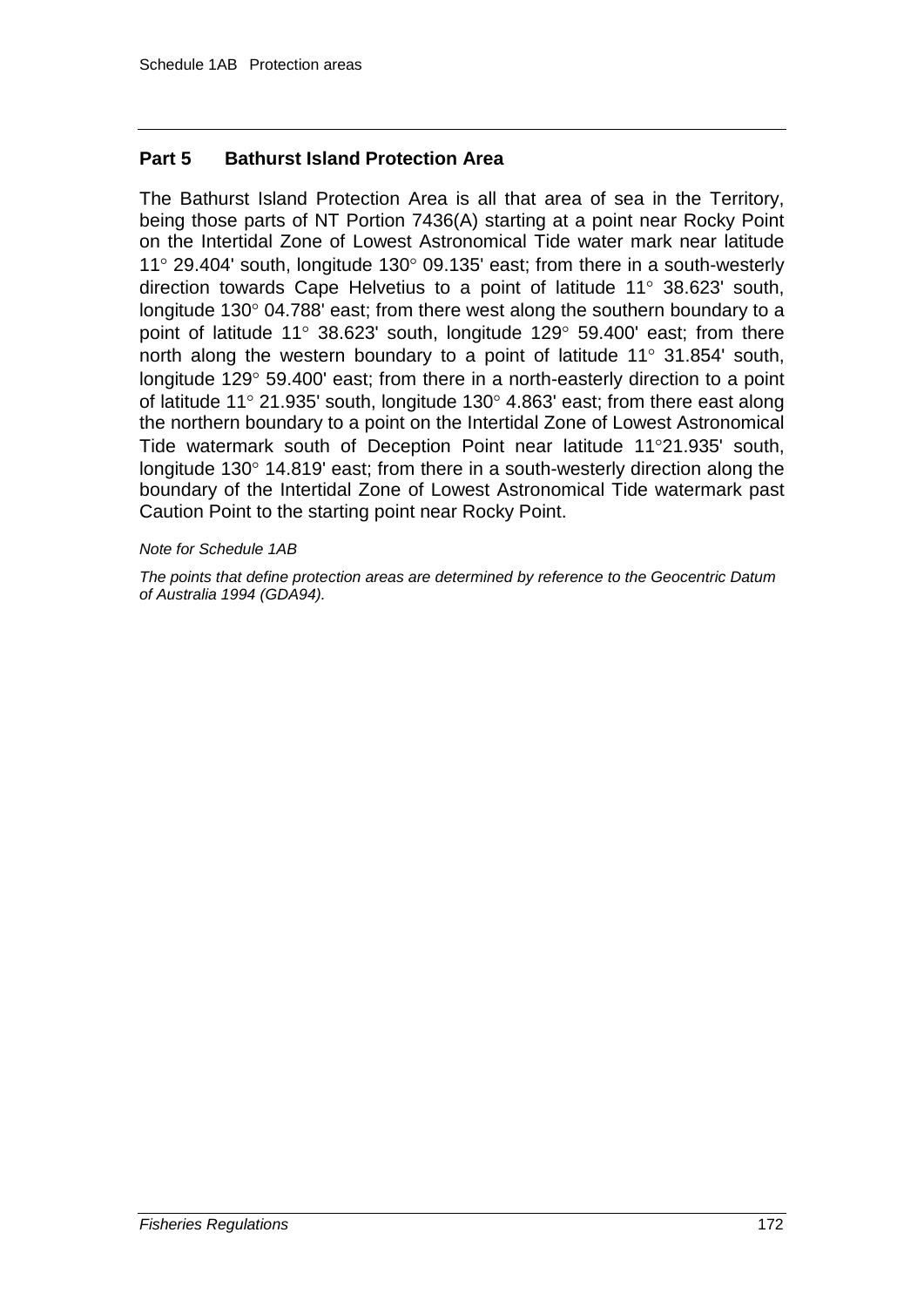## Part 5 Bathurst Island Protection Area

The Bathurst Island Protection Area is all that area of sea in the Territory, being those parts of NT Portion 7436(A) starting at a point near Rocky Point on the Intertidal Zone of Lowest Astronomical Tide water mark near latitude 11° 29.404' south, longitude 130° 09.135' east; from there in a south-westerly direction towards Cape Helvetius to a point of latitude 11° 38.623' south, longitude 130° 04.788' east; from there west along the southern boundary to a point of latitude 11° 38.623' south, longitude 129° 59.400' east; from there north along the western boundary to a point of latitude 11° 31.854' south, longitude 129° 59.400' east; from there in a north-easterly direction to a point of latitude 11° 21.935' south, longitude 130° 4.863' east; from there east along the northern boundary to a point on the Intertidal Zone of Lowest Astronomical Tide watermark south of Deception Point near latitude 11°21.935' south, longitude 130° 14.819' east; from there in a south-westerly direction along the boundary of the Intertidal Zone of Lowest Astronomical Tide watermark past Caution Point to the starting point near Rocky Point.

*Note for Schedule 1AB*

*The points that define protection areas are determined by reference to the Geocentric Datum of Australia 1994 (GDA94).*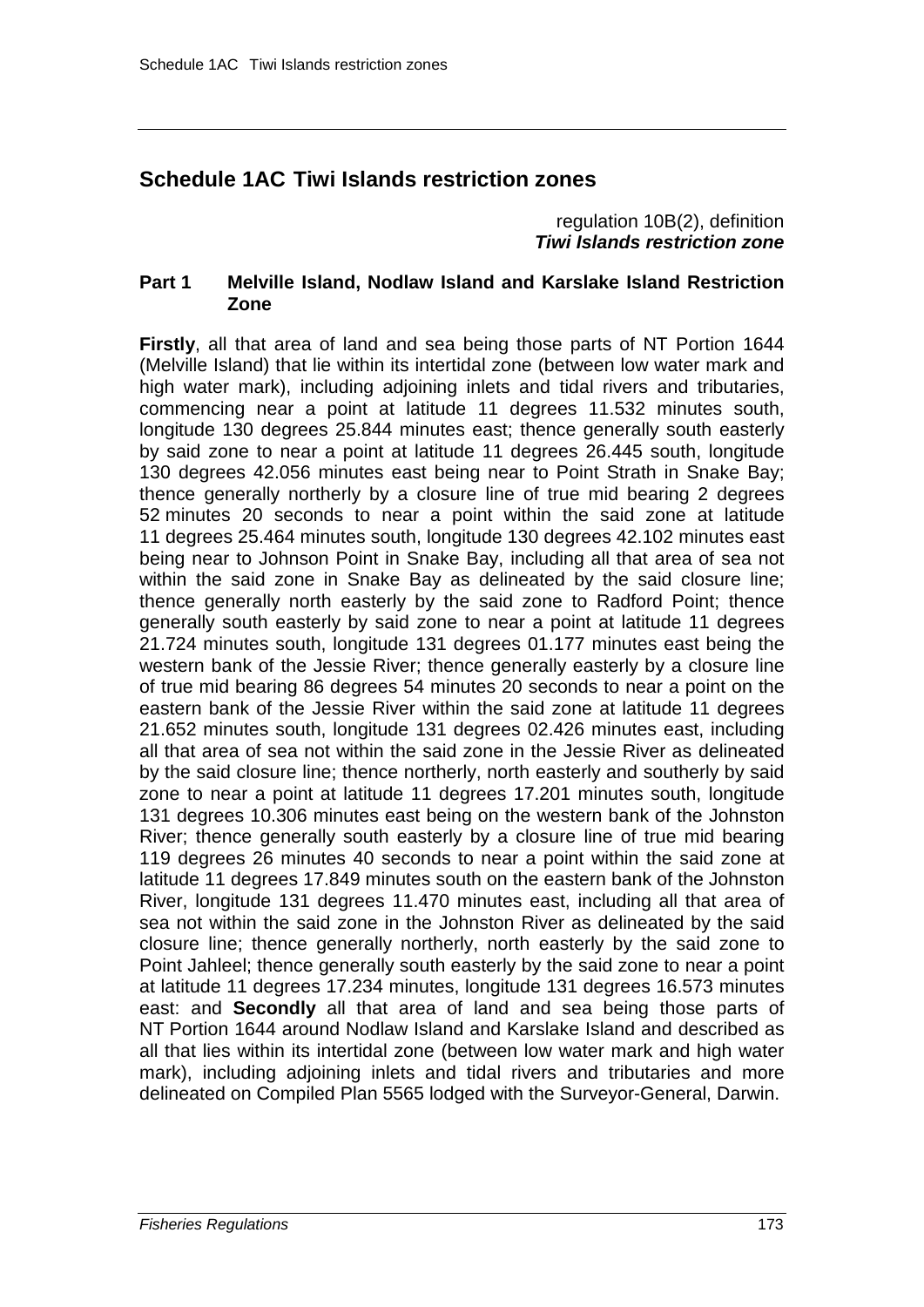# Schedule 1AC Tiwi Islands restriction zones

regulation 10B(2), definition
***Tiwi Islands restriction zone***

## Part 1 Melville Island, Nodlaw Island and Karslake Island Restriction Zone

**Firstly**, all that area of land and sea being those parts of NT Portion 1644 (Melville Island) that lie within its intertidal zone (between low water mark and high water mark), including adjoining inlets and tidal rivers and tributaries, commencing near a point at latitude 11 degrees 11.532 minutes south, longitude 130 degrees 25.844 minutes east; thence generally south easterly by said zone to near a point at latitude 11 degrees 26.445 south, longitude 130 degrees 42.056 minutes east being near to Point Strath in Snake Bay; thence generally northerly by a closure line of true mid bearing 2 degrees 52 minutes 20 seconds to near a point within the said zone at latitude 11 degrees 25.464 minutes south, longitude 130 degrees 42.102 minutes east being near to Johnson Point in Snake Bay, including all that area of sea not within the said zone in Snake Bay as delineated by the said closure line; thence generally north easterly by the said zone to Radford Point; thence generally south easterly by said zone to near a point at latitude 11 degrees 21.724 minutes south, longitude 131 degrees 01.177 minutes east being the western bank of the Jessie River; thence generally easterly by a closure line of true mid bearing 86 degrees 54 minutes 20 seconds to near a point on the eastern bank of the Jessie River within the said zone at latitude 11 degrees 21.652 minutes south, longitude 131 degrees 02.426 minutes east, including all that area of sea not within the said zone in the Jessie River as delineated by the said closure line; thence northerly, north easterly and southerly by said zone to near a point at latitude 11 degrees 17.201 minutes south, longitude 131 degrees 10.306 minutes east being on the western bank of the Johnston River; thence generally south easterly by a closure line of true mid bearing 119 degrees 26 minutes 40 seconds to near a point within the said zone at latitude 11 degrees 17.849 minutes south on the eastern bank of the Johnston River, longitude 131 degrees 11.470 minutes east, including all that area of sea not within the said zone in the Johnston River as delineated by the said closure line; thence generally northerly, north easterly by the said zone to Point Jahleel; thence generally south easterly by the said zone to near a point at latitude 11 degrees 17.234 minutes, longitude 131 degrees 16.573 minutes east: and **Secondly** all that area of land and sea being those parts of NT Portion 1644 around Nodlaw Island and Karslake Island and described as all that lies within its intertidal zone (between low water mark and high water mark), including adjoining inlets and tidal rivers and tributaries and more delineated on Compiled Plan 5565 lodged with the Surveyor-General, Darwin.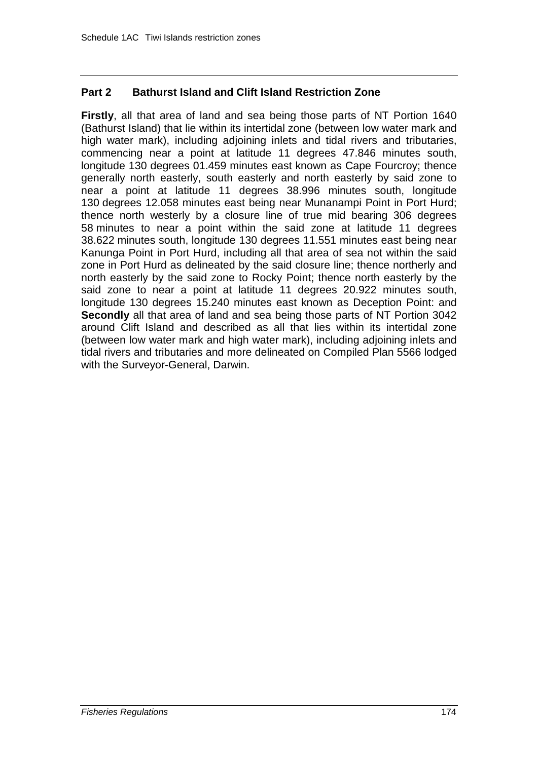## Part 2 Bathurst Island and Clift Island Restriction Zone

**Firstly**, all that area of land and sea being those parts of NT Portion 1640 (Bathurst Island) that lie within its intertidal zone (between low water mark and high water mark), including adjoining inlets and tidal rivers and tributaries, commencing near a point at latitude 11 degrees 47.846 minutes south, longitude 130 degrees 01.459 minutes east known as Cape Fourcroy; thence generally north easterly, south easterly and north easterly by said zone to near a point at latitude 11 degrees 38.996 minutes south, longitude 130 degrees 12.058 minutes east being near Munanampi Point in Port Hurd; thence north westerly by a closure line of true mid bearing 306 degrees 58 minutes to near a point within the said zone at latitude 11 degrees 38.622 minutes south, longitude 130 degrees 11.551 minutes east being near Kanunga Point in Port Hurd, including all that area of sea not within the said zone in Port Hurd as delineated by the said closure line; thence northerly and north easterly by the said zone to Rocky Point; thence north easterly by the said zone to near a point at latitude 11 degrees 20.922 minutes south, longitude 130 degrees 15.240 minutes east known as Deception Point: and **Secondly** all that area of land and sea being those parts of NT Portion 3042 around Clift Island and described as all that lies within its intertidal zone (between low water mark and high water mark), including adjoining inlets and tidal rivers and tributaries and more delineated on Compiled Plan 5566 lodged with the Surveyor-General, Darwin.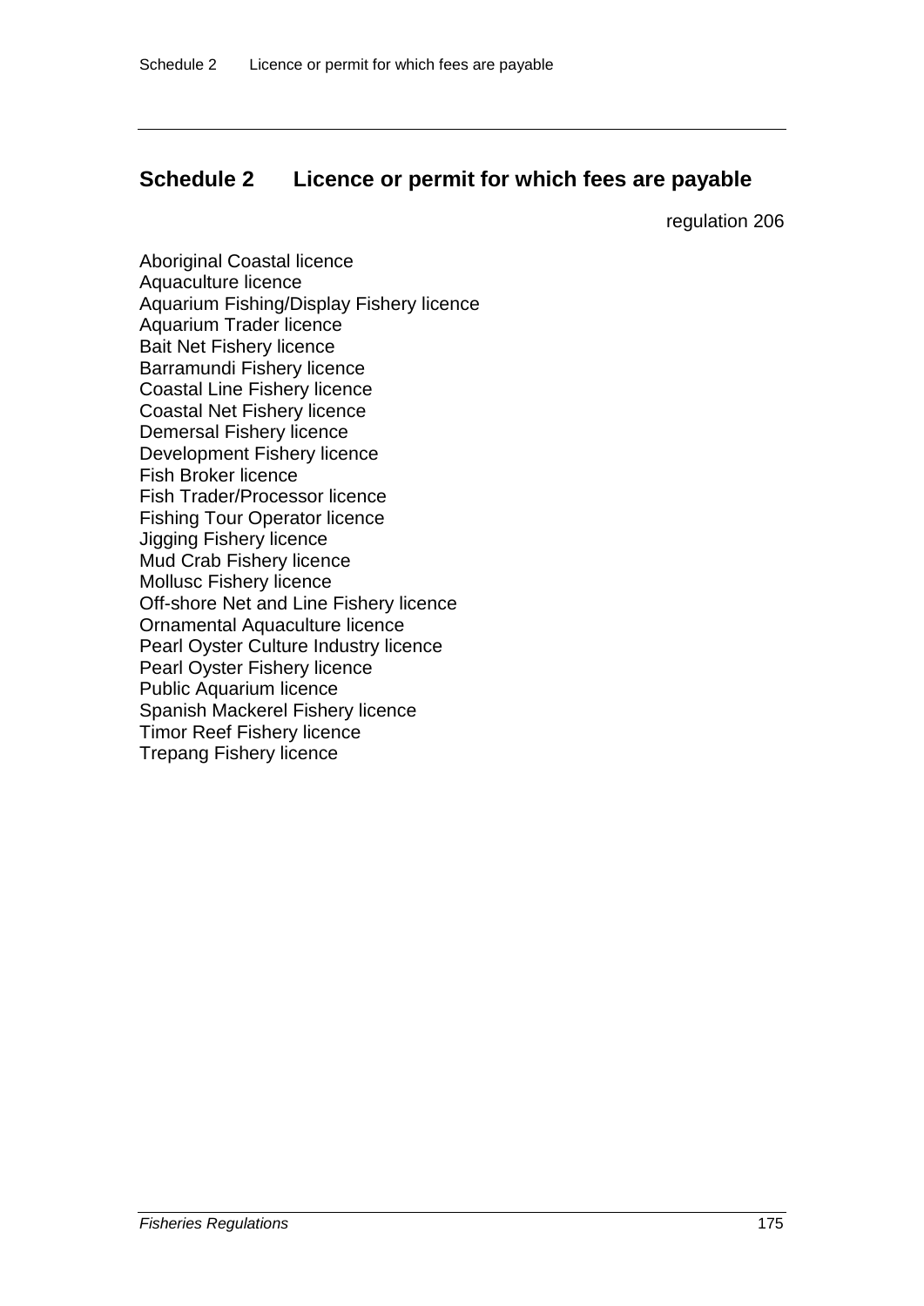## Schedule 2 Licence or permit for which fees are payable

regulation 206

Aboriginal Coastal licence
Aquaculture licence
Aquarium Fishing/Display Fishery licence
Aquarium Trader licence
Bait Net Fishery licence
Barramundi Fishery licence
Coastal Line Fishery licence
Coastal Net Fishery licence
Demersal Fishery licence
Development Fishery licence
Fish Broker licence
Fish Trader/Processor licence
Fishing Tour Operator licence
Jigging Fishery licence
Mud Crab Fishery licence
Mollusc Fishery licence
Off-shore Net and Line Fishery licence
Ornamental Aquaculture licence
Pearl Oyster Culture Industry licence
Pearl Oyster Fishery licence
Public Aquarium licence
Spanish Mackerel Fishery licence
Timor Reef Fishery licence
Trepang Fishery licence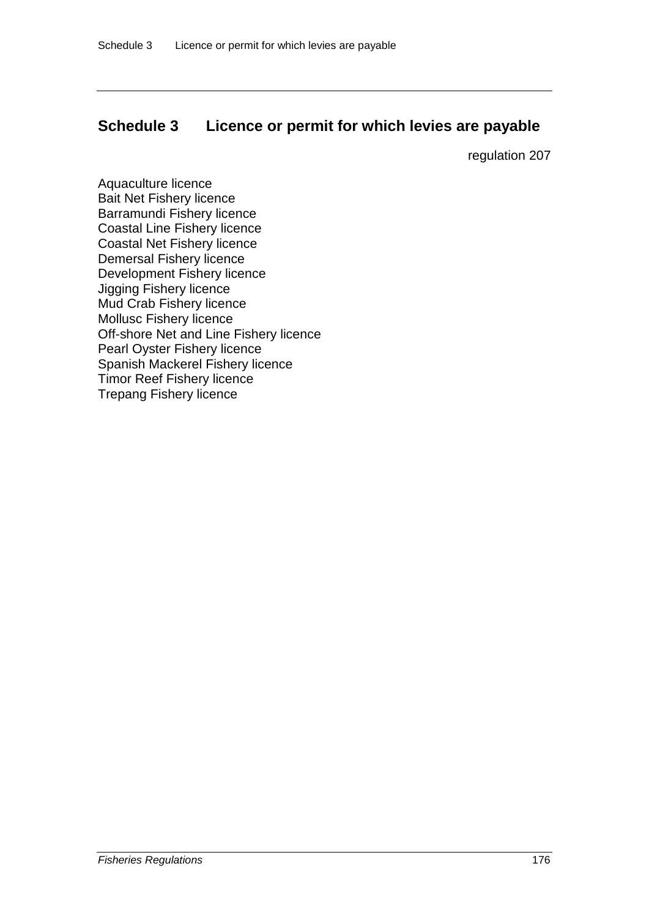## Schedule 3 Licence or permit for which levies are payable

regulation 207

Aquaculture licence
Bait Net Fishery licence
Barramundi Fishery licence
Coastal Line Fishery licence
Coastal Net Fishery licence
Demersal Fishery licence
Development Fishery licence
Jigging Fishery licence
Mud Crab Fishery licence
Mollusc Fishery licence
Off-shore Net and Line Fishery licence
Pearl Oyster Fishery licence
Spanish Mackerel Fishery licence
Timor Reef Fishery licence
Trepang Fishery licence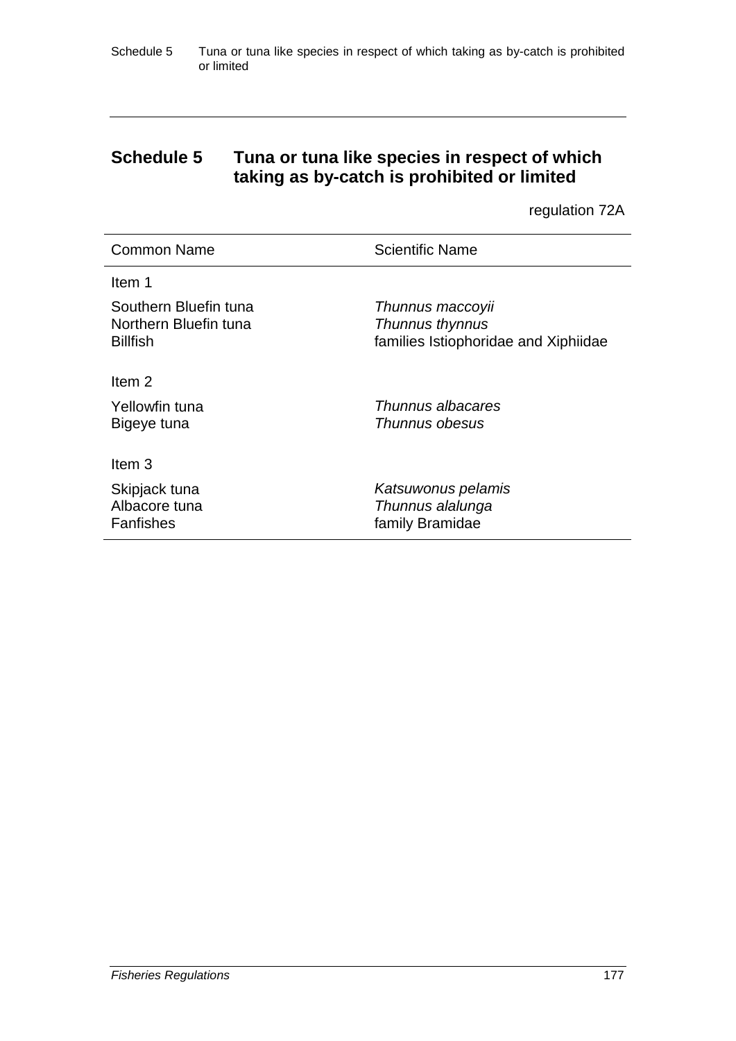## Schedule 5 Tuna or tuna like species in respect of which taking as by-catch is prohibited or limited

regulation 72A

| Common Name | Scientific Name |
|---|---|
| Item 1 | |
| Southern Bluefin tuna | *Thunnus maccoyii* |
| Northern Bluefin tuna | *Thunnus thynnus* |
| Billfish | families Istiophoridae and Xiphiidae |
| Item 2 | |
| Yellowfin tuna | *Thunnus albacares* |
| Bigeye tuna | *Thunnus obesus* |
| Item 3 | |
| Skipjack tuna | *Katsuwonus pelamis* |
| Albacore tuna | *Thunnus alalunga* |
| Fanfishes | family Bramidae |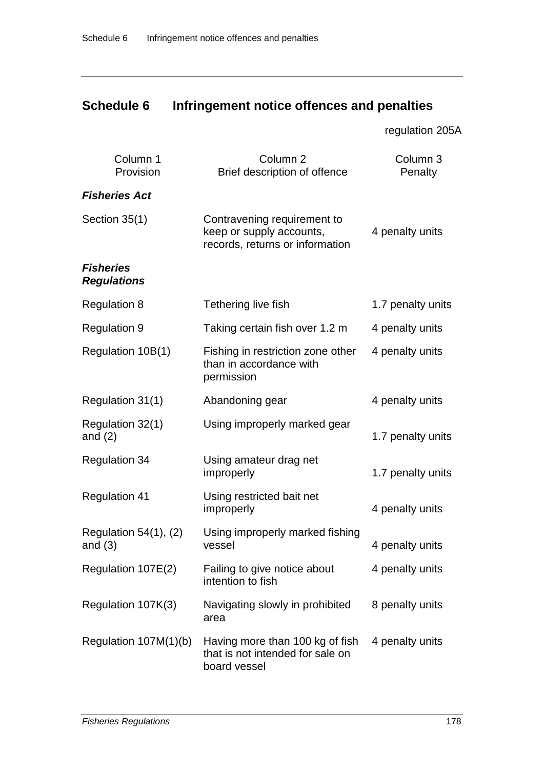# Schedule 6 Infringement notice offences and penalties

regulation 205A

| Column 1<br>Provision | Column 2<br>Brief description of offence | Column 3<br>Penalty |
|---|---|---|
| ***Fisheries Act*** | | |
| Section 35(1) | Contravening requirement to keep or supply accounts, records, returns or information | 4 penalty units |
| ***Fisheries Regulations*** | | |
| Regulation 8 | Tethering live fish | 1.7 penalty units |
| Regulation 9 | Taking certain fish over 1.2 m | 4 penalty units |
| Regulation 10B(1) | Fishing in restriction zone other than in accordance with permission | 4 penalty units |
| Regulation 31(1) | Abandoning gear | 4 penalty units |
| Regulation 32(1) and (2) | Using improperly marked gear | 1.7 penalty units |
| Regulation 34 | Using amateur drag net improperly | 1.7 penalty units |
| Regulation 41 | Using restricted bait net improperly | 4 penalty units |
| Regulation 54(1), (2) and (3) | Using improperly marked fishing vessel | 4 penalty units |
| Regulation 107E(2) | Failing to give notice about intention to fish | 4 penalty units |
| Regulation 107K(3) | Navigating slowly in prohibited area | 8 penalty units |
| Regulation 107M(1)(b) | Having more than 100 kg of fish that is not intended for sale on board vessel | 4 penalty units |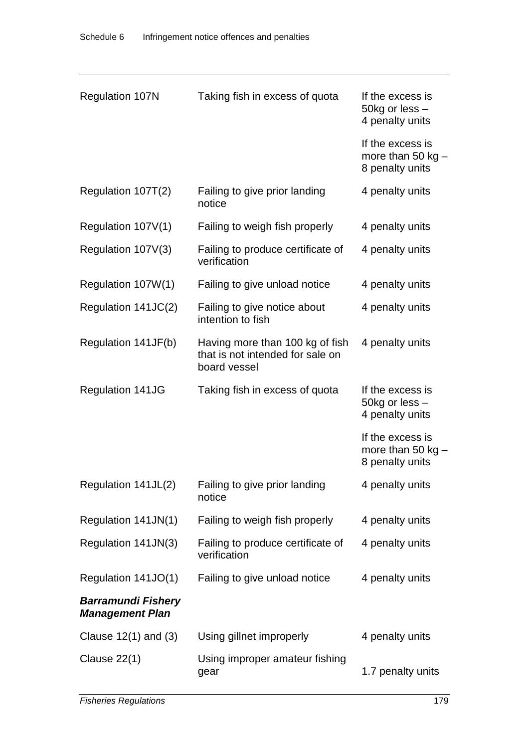| | | |
|---|---|---|
| Regulation 107N | Taking fish in excess of quota | If the excess is 50kg or less – 4 penalty units<br><br>If the excess is more than 50 kg – 8 penalty units |
| Regulation 107T(2) | Failing to give prior landing notice | 4 penalty units |
| Regulation 107V(1) | Failing to weigh fish properly | 4 penalty units |
| Regulation 107V(3) | Failing to produce certificate of verification | 4 penalty units |
| Regulation 107W(1) | Failing to give unload notice | 4 penalty units |
| Regulation 141JC(2) | Failing to give notice about intention to fish | 4 penalty units |
| Regulation 141JF(b) | Having more than 100 kg of fish that is not intended for sale on board vessel | 4 penalty units |
| Regulation 141JG | Taking fish in excess of quota | If the excess is 50kg or less – 4 penalty units<br><br>If the excess is more than 50 kg – 8 penalty units |
| Regulation 141JL(2) | Failing to give prior landing notice | 4 penalty units |
| Regulation 141JN(1) | Failing to weigh fish properly | 4 penalty units |
| Regulation 141JN(3) | Failing to produce certificate of verification | 4 penalty units |
| Regulation 141JO(1) | Failing to give unload notice | 4 penalty units |
| ***Barramundi Fishery Management Plan*** | | |
| Clause 12(1) and (3) | Using gillnet improperly | 4 penalty units |
| Clause 22(1) | Using improper amateur fishing gear | 1.7 penalty units |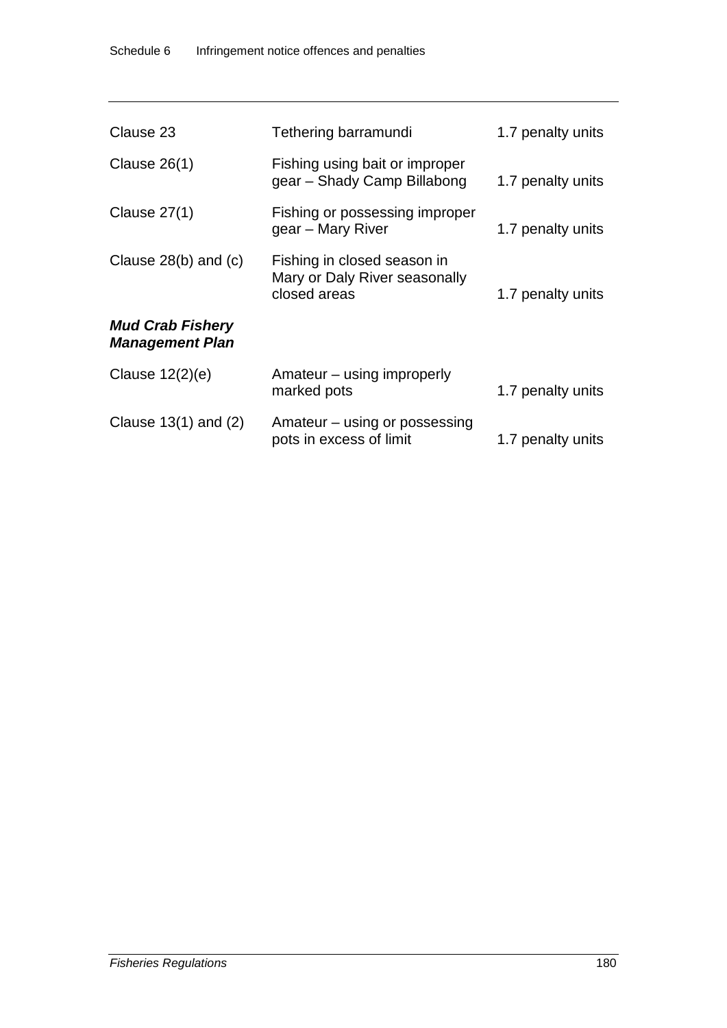| | | |
|---|---|---|
| Clause 23 | Tethering barramundi | 1.7 penalty units |
| Clause 26(1) | Fishing using bait or improper gear – Shady Camp Billabong | 1.7 penalty units |
| Clause 27(1) | Fishing or possessing improper gear – Mary River | 1.7 penalty units |
| Clause 28(b) and (c) | Fishing in closed season in Mary or Daly River seasonally closed areas | 1.7 penalty units |
| ***Mud Crab Fishery Management Plan*** | | |
| Clause 12(2)(e) | Amateur – using improperly marked pots | 1.7 penalty units |
| Clause 13(1) and (2) | Amateur – using or possessing pots in excess of limit | 1.7 penalty units |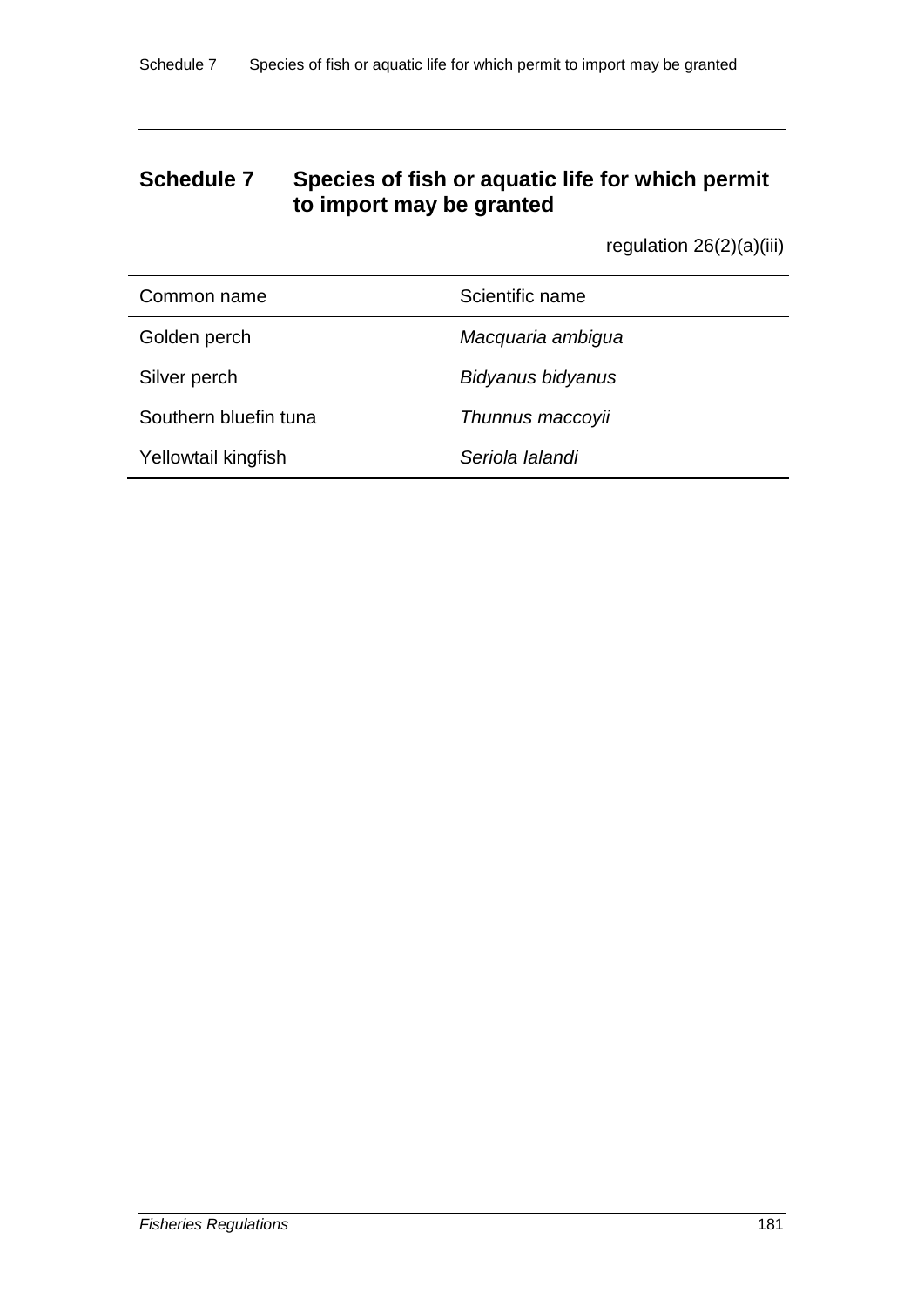## Schedule 7 Species of fish or aquatic life for which permit to import may be granted

regulation 26(2)(a)(iii)

| Common name | Scientific name |
| --- | --- |
| Golden perch | *Macquaria ambigua* |
| Silver perch | *Bidyanus bidyanus* |
| Southern bluefin tuna | *Thunnus maccoyii* |
| Yellowtail kingfish | *Seriola Ialandi* |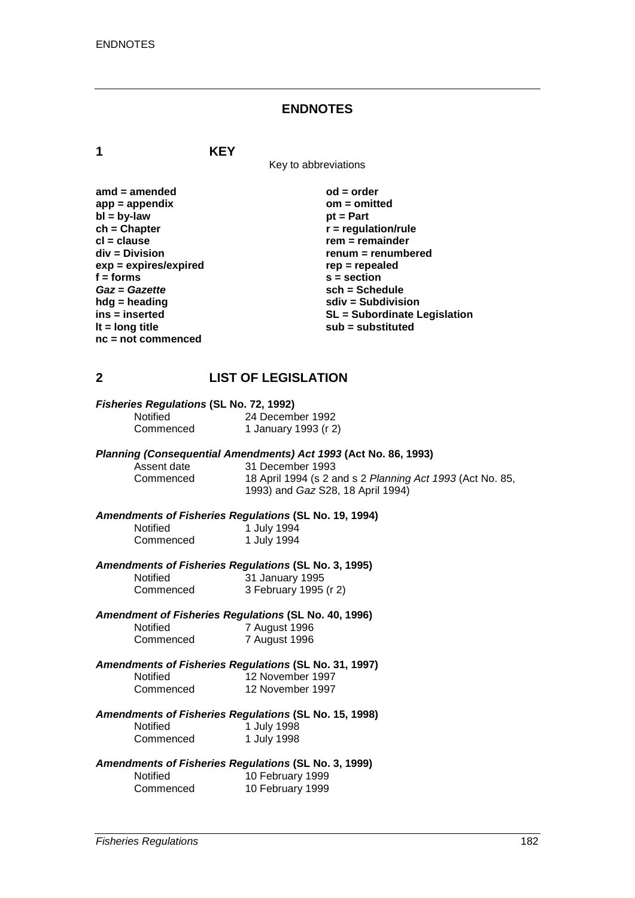# ENDNOTES

## 1 KEY

Key to abbreviations

**amd = amended**
**app = appendix**
**bl = by-law**
**ch = Chapter**
**cl = clause**
**div = Division**
**exp = expires/expired**
**f = forms**
***Gaz* = *Gazette***
**hdg = heading**
**ins = inserted**
**lt = long title**
**nc = not commenced**
**od = order**
**om = omitted**
**pt = Part**
**r = regulation/rule**
**rem = remainder**
**renum = renumbered**
**rep = repealed**
**s = section**
**sch = Schedule**
**sdiv = Subdivision**
**SL = Subordinate Legislation**
**sub = substituted**

## 2 LIST OF LEGISLATION

***Fisheries Regulations* (SL No. 72, 1992)**

| | |
|---|---|
| Notified | 24 December 1992 |
| Commenced | 1 January 1993 (r 2) |

***Planning (Consequential Amendments) Act 1993* (Act No. 86, 1993)**

| | |
|---|---|
| Assent date | 31 December 1993 |
| Commenced | 18 April 1994 (s 2 and s 2 *Planning Act 1993* (Act No. 85, 1993) and *Gaz* S28, 18 April 1994) |

***Amendments of Fisheries Regulations* (SL No. 19, 1994)**

| | |
|---|---|
| Notified | 1 July 1994 |
| Commenced | 1 July 1994 |

***Amendments of Fisheries Regulations* (SL No. 3, 1995)**

| | |
|---|---|
| Notified | 31 January 1995 |
| Commenced | 3 February 1995 (r 2) |

***Amendment of Fisheries Regulations* (SL No. 40, 1996)**

| | |
|---|---|
| Notified | 7 August 1996 |
| Commenced | 7 August 1996 |

***Amendments of Fisheries Regulations* (SL No. 31, 1997)**

| | |
|---|---|
| Notified | 12 November 1997 |
| Commenced | 12 November 1997 |

***Amendments of Fisheries Regulations* (SL No. 15, 1998)**

| | |
|---|---|
| Notified | 1 July 1998 |
| Commenced | 1 July 1998 |

***Amendments of Fisheries Regulations* (SL No. 3, 1999)**

| | |
|---|---|
| Notified | 10 February 1999 |
| Commenced | 10 February 1999 |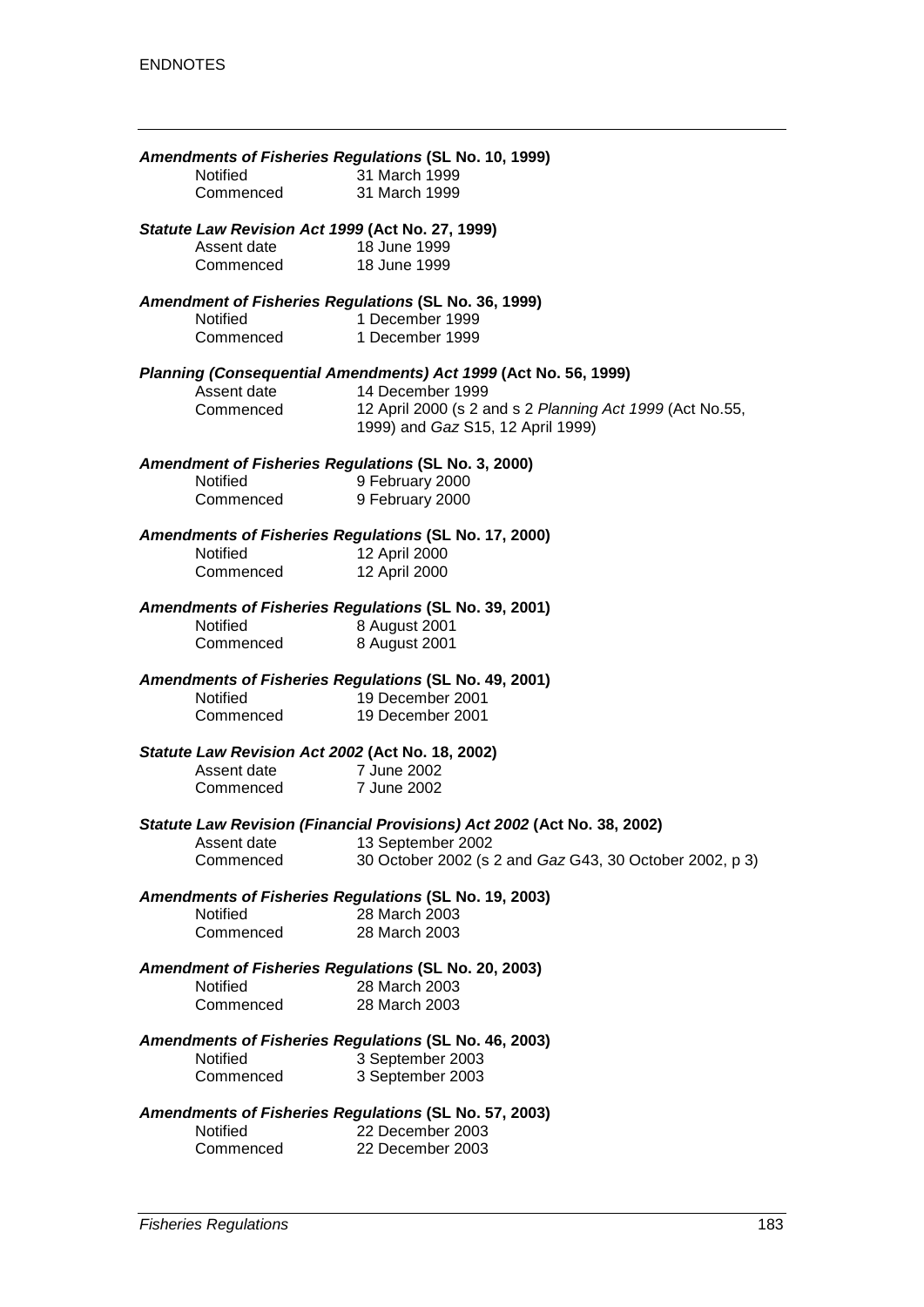***Amendments of Fisheries Regulations* (SL No. 10, 1999)**

| | |
|---|---|
| Notified | 31 March 1999 |
| Commenced | 31 March 1999 |

***Statute Law Revision Act 1999* (Act No. 27, 1999)**

| | |
|---|---|
| Assent date | 18 June 1999 |
| Commenced | 18 June 1999 |

***Amendment of Fisheries Regulations* (SL No. 36, 1999)**

| | |
|---|---|
| Notified | 1 December 1999 |
| Commenced | 1 December 1999 |

***Planning (Consequential Amendments) Act 1999* (Act No. 56, 1999)**

| | |
|---|---|
| Assent date | 14 December 1999 |
| Commenced | 12 April 2000 (s 2 and s 2 *Planning Act 1999* (Act No.55, 1999) and *Gaz* S15, 12 April 1999) |

***Amendment of Fisheries Regulations* (SL No. 3, 2000)**

| | |
|---|---|
| Notified | 9 February 2000 |
| Commenced | 9 February 2000 |

***Amendments of Fisheries Regulations* (SL No. 17, 2000)**

| | |
|---|---|
| Notified | 12 April 2000 |
| Commenced | 12 April 2000 |

***Amendments of Fisheries Regulations* (SL No. 39, 2001)**

| | |
|---|---|
| Notified | 8 August 2001 |
| Commenced | 8 August 2001 |

***Amendments of Fisheries Regulations* (SL No. 49, 2001)**

| | |
|---|---|
| Notified | 19 December 2001 |
| Commenced | 19 December 2001 |

***Statute Law Revision Act 2002* (Act No. 18, 2002)**

| | |
|---|---|
| Assent date | 7 June 2002 |
| Commenced | 7 June 2002 |

***Statute Law Revision (Financial Provisions) Act 2002* (Act No. 38, 2002)**

| | |
|---|---|
| Assent date | 13 September 2002 |
| Commenced | 30 October 2002 (s 2 and *Gaz* G43, 30 October 2002, p 3) |

***Amendments of Fisheries Regulations* (SL No. 19, 2003)**

| | |
|---|---|
| Notified | 28 March 2003 |
| Commenced | 28 March 2003 |

***Amendment of Fisheries Regulations* (SL No. 20, 2003)**

| | |
|---|---|
| Notified | 28 March 2003 |
| Commenced | 28 March 2003 |

***Amendments of Fisheries Regulations* (SL No. 46, 2003)**

| | |
|---|---|
| Notified | 3 September 2003 |
| Commenced | 3 September 2003 |

***Amendments of Fisheries Regulations* (SL No. 57, 2003)**

| | |
|---|---|
| Notified | 22 December 2003 |
| Commenced | 22 December 2003 |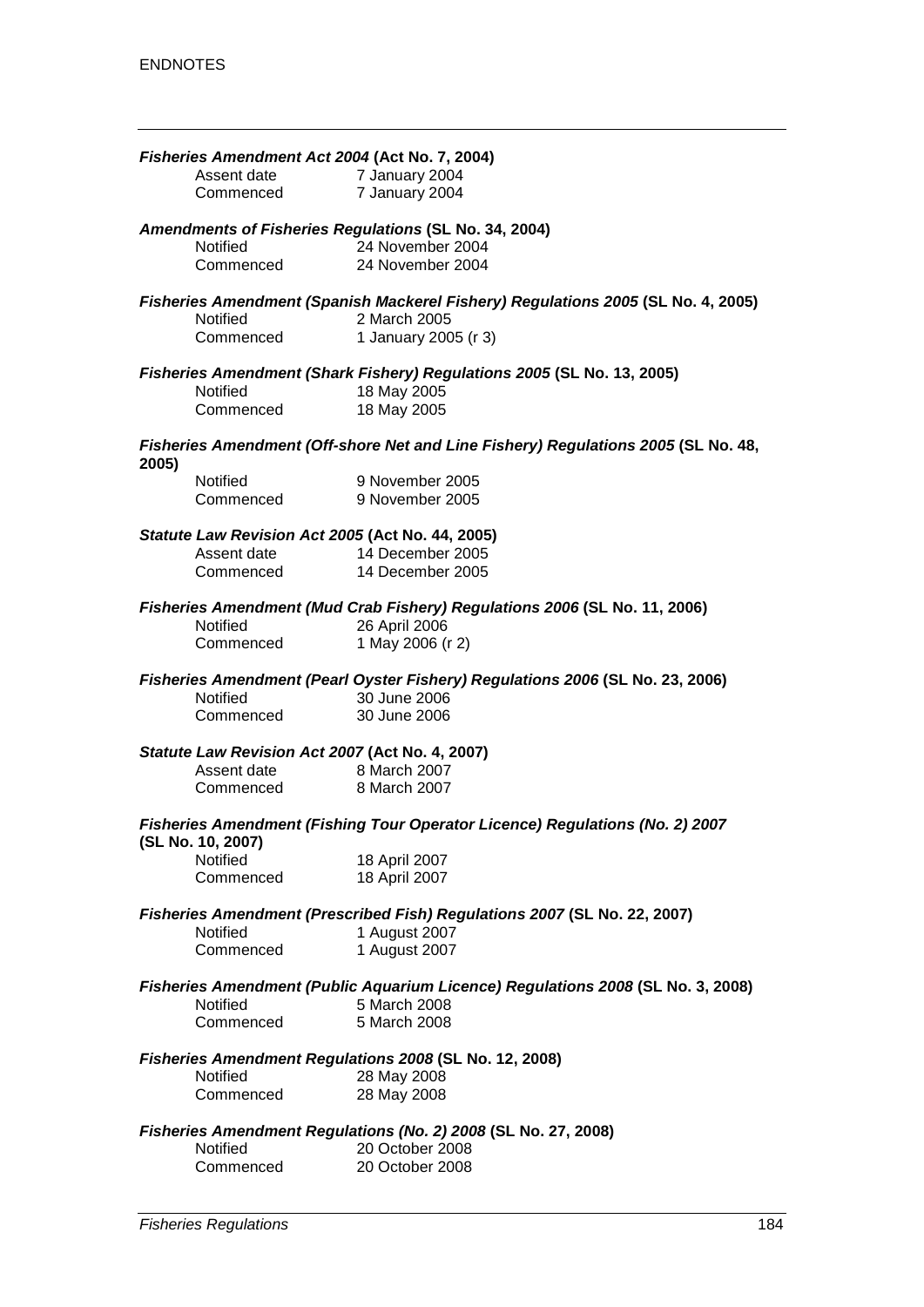***Fisheries Amendment Act 2004* (Act No. 7, 2004)**

Assent date 7 January 2004
Commenced 7 January 2004

***Amendments of Fisheries Regulations* (SL No. 34, 2004)**

Notified 24 November 2004
Commenced 24 November 2004

***Fisheries Amendment (Spanish Mackerel Fishery) Regulations 2005* (SL No. 4, 2005)**

Notified 2 March 2005
Commenced 1 January 2005 (r 3)

***Fisheries Amendment (Shark Fishery) Regulations 2005* (SL No. 13, 2005)**

Notified 18 May 2005
Commenced 18 May 2005

***Fisheries Amendment (Off-shore Net and Line Fishery) Regulations 2005* (SL No. 48, 2005)**

Notified 9 November 2005
Commenced 9 November 2005

***Statute Law Revision Act 2005* (Act No. 44, 2005)**

Assent date 14 December 2005
Commenced 14 December 2005

***Fisheries Amendment (Mud Crab Fishery) Regulations 2006* (SL No. 11, 2006)**

Notified 26 April 2006
Commenced 1 May 2006 (r 2)

***Fisheries Amendment (Pearl Oyster Fishery) Regulations 2006* (SL No. 23, 2006)**

Notified 30 June 2006
Commenced 30 June 2006

***Statute Law Revision Act 2007* (Act No. 4, 2007)**

Assent date 8 March 2007
Commenced 8 March 2007

***Fisheries Amendment (Fishing Tour Operator Licence) Regulations (No. 2) 2007* (SL No. 10, 2007)**

Notified 18 April 2007
Commenced 18 April 2007

***Fisheries Amendment (Prescribed Fish) Regulations 2007* (SL No. 22, 2007)**

Notified 1 August 2007
Commenced 1 August 2007

***Fisheries Amendment (Public Aquarium Licence) Regulations 2008* (SL No. 3, 2008)**

Notified 5 March 2008
Commenced 5 March 2008

***Fisheries Amendment Regulations 2008* (SL No. 12, 2008)**

Notified 28 May 2008
Commenced 28 May 2008

***Fisheries Amendment Regulations (No. 2) 2008* (SL No. 27, 2008)**

Notified 20 October 2008
Commenced 20 October 2008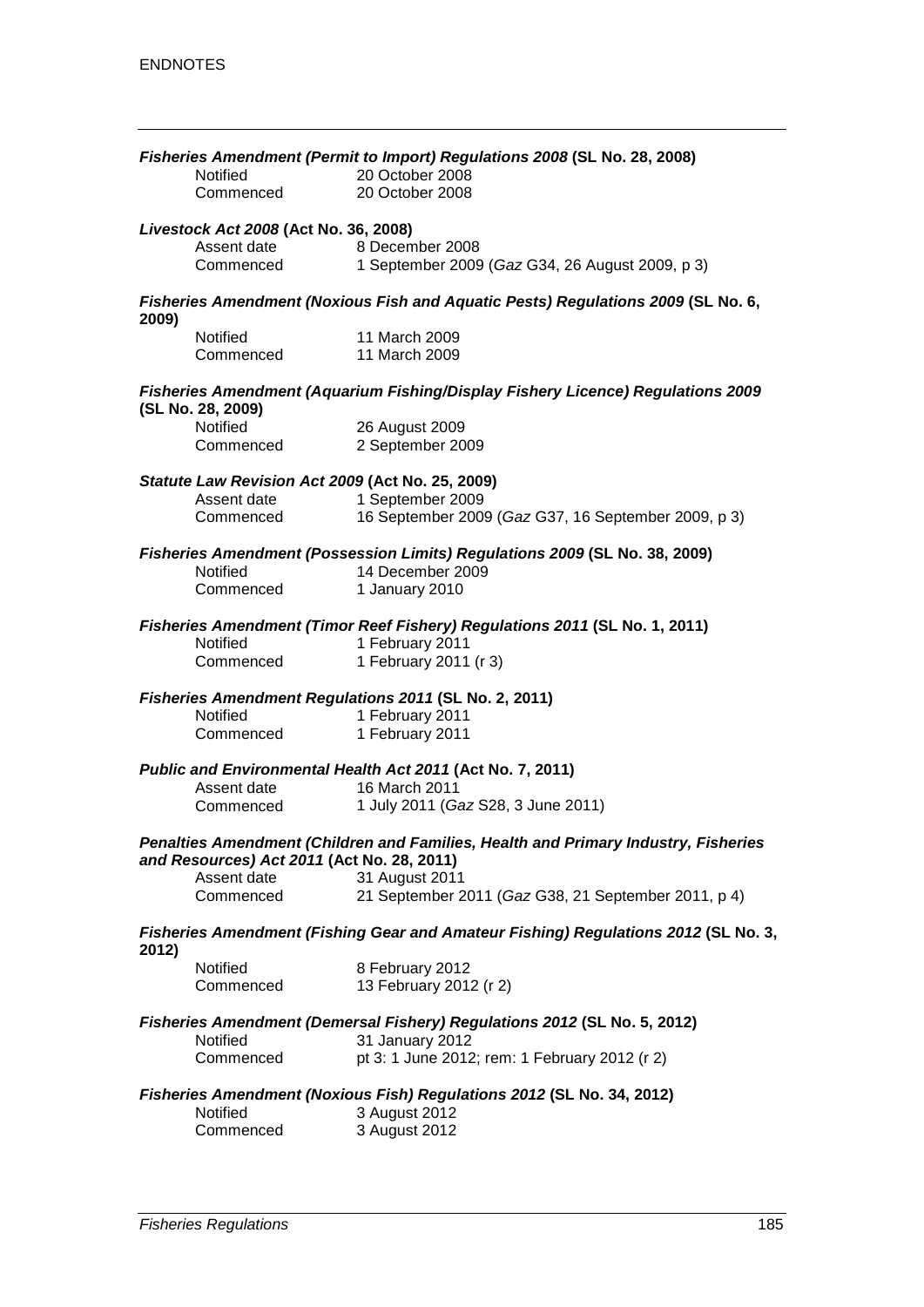***Fisheries Amendment (Permit to Import) Regulations 2008*** **(SL No. 28, 2008)**

| | |
|---|---|
| Notified | 20 October 2008 |
| Commenced | 20 October 2008 |

***Livestock Act 2008*** **(Act No. 36, 2008)**

| | |
|---|---|
| Assent date | 8 December 2008 |
| Commenced | 1 September 2009 (*Gaz* G34, 26 August 2009, p 3) |

***Fisheries Amendment (Noxious Fish and Aquatic Pests) Regulations 2009*** **(SL No. 6, 2009)**

| | |
|---|---|
| Notified | 11 March 2009 |
| Commenced | 11 March 2009 |

***Fisheries Amendment (Aquarium Fishing/Display Fishery Licence) Regulations 2009*** **(SL No. 28, 2009)**

| | |
|---|---|
| Notified | 26 August 2009 |
| Commenced | 2 September 2009 |

***Statute Law Revision Act 2009*** **(Act No. 25, 2009)**

| | |
|---|---|
| Assent date | 1 September 2009 |
| Commenced | 16 September 2009 (*Gaz* G37, 16 September 2009, p 3) |

***Fisheries Amendment (Possession Limits) Regulations 2009*** **(SL No. 38, 2009)**

| | |
|---|---|
| Notified | 14 December 2009 |
| Commenced | 1 January 2010 |

***Fisheries Amendment (Timor Reef Fishery) Regulations 2011*** **(SL No. 1, 2011)**

| | |
|---|---|
| Notified | 1 February 2011 |
| Commenced | 1 February 2011 (r 3) |

***Fisheries Amendment Regulations 2011*** **(SL No. 2, 2011)**

| | |
|---|---|
| Notified | 1 February 2011 |
| Commenced | 1 February 2011 |

***Public and Environmental Health Act 2011*** **(Act No. 7, 2011)**

| | |
|---|---|
| Assent date | 16 March 2011 |
| Commenced | 1 July 2011 (*Gaz* S28, 3 June 2011) |

***Penalties Amendment (Children and Families, Health and Primary Industry, Fisheries and Resources) Act 2011*** **(Act No. 28, 2011)**

| | |
|---|---|
| Assent date | 31 August 2011 |
| Commenced | 21 September 2011 (*Gaz* G38, 21 September 2011, p 4) |

***Fisheries Amendment (Fishing Gear and Amateur Fishing) Regulations 2012*** **(SL No. 3, 2012)**

| | |
|---|---|
| Notified | 8 February 2012 |
| Commenced | 13 February 2012 (r 2) |

***Fisheries Amendment (Demersal Fishery) Regulations 2012*** **(SL No. 5, 2012)**

| | |
|---|---|
| Notified | 31 January 2012 |
| Commenced | pt 3: 1 June 2012; rem: 1 February 2012 (r 2) |

***Fisheries Amendment (Noxious Fish) Regulations 2012*** **(SL No. 34, 2012)**

| | |
|---|---|
| Notified | 3 August 2012 |
| Commenced | 3 August 2012 |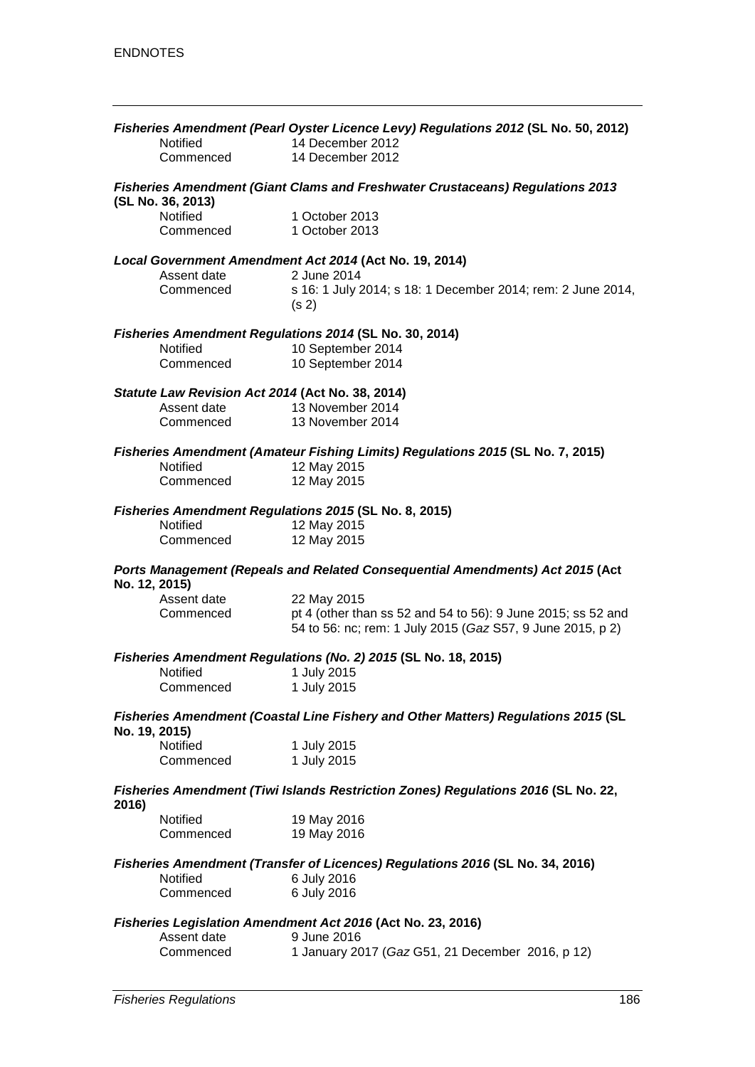***Fisheries Amendment (Pearl Oyster Licence Levy) Regulations 2012* (SL No. 50, 2012)**

| | |
|---|---|
| Notified | 14 December 2012 |
| Commenced | 14 December 2012 |

***Fisheries Amendment (Giant Clams and Freshwater Crustaceans) Regulations 2013* (SL No. 36, 2013)**

| | |
|---|---|
| Notified | 1 October 2013 |
| Commenced | 1 October 2013 |

***Local Government Amendment Act 2014* (Act No. 19, 2014)**

| | |
|---|---|
| Assent date | 2 June 2014 |
| Commenced | s 16: 1 July 2014; s 18: 1 December 2014; rem: 2 June 2014, (s 2) |

***Fisheries Amendment Regulations 2014* (SL No. 30, 2014)**

| | |
|---|---|
| Notified | 10 September 2014 |
| Commenced | 10 September 2014 |

***Statute Law Revision Act 2014* (Act No. 38, 2014)**

| | |
|---|---|
| Assent date | 13 November 2014 |
| Commenced | 13 November 2014 |

***Fisheries Amendment (Amateur Fishing Limits) Regulations 2015* (SL No. 7, 2015)**

| | |
|---|---|
| Notified | 12 May 2015 |
| Commenced | 12 May 2015 |

***Fisheries Amendment Regulations 2015* (SL No. 8, 2015)**

| | |
|---|---|
| Notified | 12 May 2015 |
| Commenced | 12 May 2015 |

***Ports Management (Repeals and Related Consequential Amendments) Act 2015* (Act No. 12, 2015)**

| | |
|---|---|
| Assent date | 22 May 2015 |
| Commenced | pt 4 (other than ss 52 and 54 to 56): 9 June 2015; ss 52 and 54 to 56: nc; rem: 1 July 2015 (*Gaz* S57, 9 June 2015, p 2) |

***Fisheries Amendment Regulations (No. 2) 2015* (SL No. 18, 2015)**

| | |
|---|---|
| Notified | 1 July 2015 |
| Commenced | 1 July 2015 |

***Fisheries Amendment (Coastal Line Fishery and Other Matters) Regulations 2015* (SL No. 19, 2015)**

| | |
|---|---|
| Notified | 1 July 2015 |
| Commenced | 1 July 2015 |

***Fisheries Amendment (Tiwi Islands Restriction Zones) Regulations 2016* (SL No. 22, 2016)**

| | |
|---|---|
| Notified | 19 May 2016 |
| Commenced | 19 May 2016 |

***Fisheries Amendment (Transfer of Licences) Regulations 2016* (SL No. 34, 2016)**

| | |
|---|---|
| Notified | 6 July 2016 |
| Commenced | 6 July 2016 |

***Fisheries Legislation Amendment Act 2016* (Act No. 23, 2016)**

| | |
|---|---|
| Assent date | 9 June 2016 |
| Commenced | 1 January 2017 (*Gaz* G51, 21 December 2016, p 12) |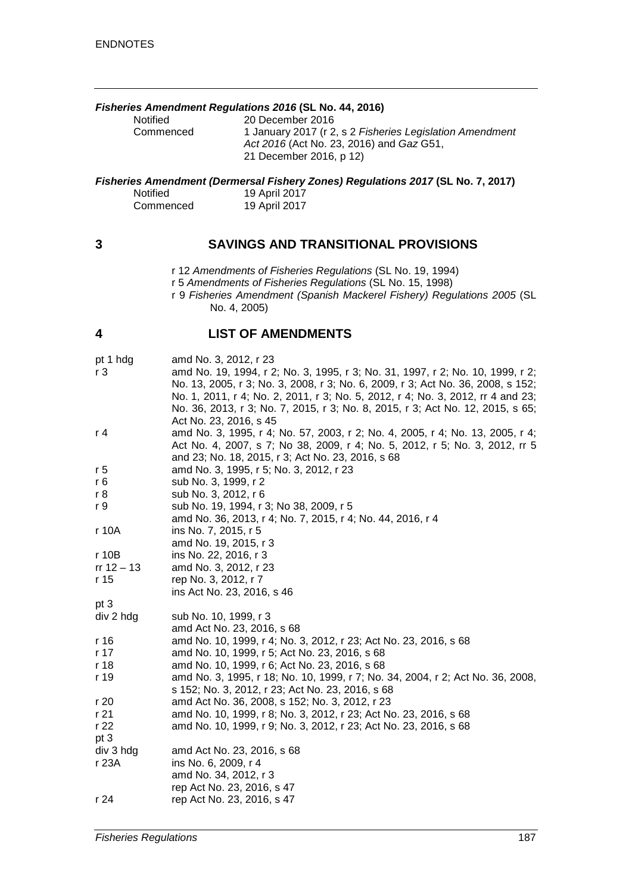***Fisheries Amendment Regulations 2016* (SL No. 44, 2016)**

| | |
|---|---|
| Notified | 20 December 2016 |
| Commenced | 1 January 2017 (r 2, s 2 *Fisheries Legislation Amendment Act 2016* (Act No. 23, 2016) and *Gaz* G51, 21 December 2016, p 12) |

***Fisheries Amendment (Dermersal Fishery Zones) Regulations 2017* (SL No. 7, 2017)**

| | |
|---|---|
| Notified | 19 April 2017 |
| Commenced | 19 April 2017 |

## 3 SAVINGS AND TRANSITIONAL PROVISIONS

r 12 *Amendments of Fisheries Regulations* (SL No. 19, 1994)
r 5 *Amendments of Fisheries Regulations* (SL No. 15, 1998)
r 9 *Fisheries Amendment (Spanish Mackerel Fishery) Regulations 2005* (SL No. 4, 2005)

## 4 LIST OF AMENDMENTS

| | |
|---|---|
| pt 1 hdg | amd No. 3, 2012, r 23 |
| r 3 | amd No. 19, 1994, r 2; No. 3, 1995, r 3; No. 31, 1997, r 2; No. 10, 1999, r 2; No. 13, 2005, r 3; No. 3, 2008, r 3; No. 6, 2009, r 3; Act No. 36, 2008, s 152; No. 1, 2011, r 4; No. 2, 2011, r 3; No. 5, 2012, r 4; No. 3, 2012, rr 4 and 23; No. 36, 2013, r 3; No. 7, 2015, r 3; No. 8, 2015, r 3; Act No. 12, 2015, s 65; Act No. 23, 2016, s 45 |
| r 4 | amd No. 3, 1995, r 4; No. 57, 2003, r 2; No. 4, 2005, r 4; No. 13, 2005, r 4; Act No. 4, 2007, s 7; No 38, 2009, r 4; No. 5, 2012, r 5; No. 3, 2012, rr 5 and 23; No. 18, 2015, r 3; Act No. 23, 2016, s 68 |
| r 5 | amd No. 3, 1995, r 5; No. 3, 2012, r 23 |
| r 6 | sub No. 3, 1999, r 2 |
| r 8 | sub No. 3, 2012, r 6 |
| r 9 | sub No. 19, 1994, r 3; No 38, 2009, r 5 |
| | amd No. 36, 2013, r 4; No. 7, 2015, r 4; No. 44, 2016, r 4 |
| r 10A | ins No. 7, 2015, r 5 |
| | amd No. 19, 2015, r 3 |
| r 10B | ins No. 22, 2016, r 3 |
| rr 12 – 13 | amd No. 3, 2012, r 23 |
| r 15 | rep No. 3, 2012, r 7 |
| | ins Act No. 23, 2016, s 46 |
| pt 3 | |
| div 2 hdg | sub No. 10, 1999, r 3 |
| | amd Act No. 23, 2016, s 68 |
| r 16 | amd No. 10, 1999, r 4; No. 3, 2012, r 23; Act No. 23, 2016, s 68 |
| r 17 | amd No. 10, 1999, r 5; Act No. 23, 2016, s 68 |
| r 18 | amd No. 10, 1999, r 6; Act No. 23, 2016, s 68 |
| r 19 | amd No. 3, 1995, r 18; No. 10, 1999, r 7; No. 34, 2004, r 2; Act No. 36, 2008, s 152; No. 3, 2012, r 23; Act No. 23, 2016, s 68 |
| r 20 | amd Act No. 36, 2008, s 152; No. 3, 2012, r 23 |
| r 21 | amd No. 10, 1999, r 8; No. 3, 2012, r 23; Act No. 23, 2016, s 68 |
| r 22 | amd No. 10, 1999, r 9; No. 3, 2012, r 23; Act No. 23, 2016, s 68 |
| pt 3 | |
| div 3 hdg | amd Act No. 23, 2016, s 68 |
| r 23A | ins No. 6, 2009, r 4 |
| | amd No. 34, 2012, r 3 |
| | rep Act No. 23, 2016, s 47 |
| r 24 | rep Act No. 23, 2016, s 47 |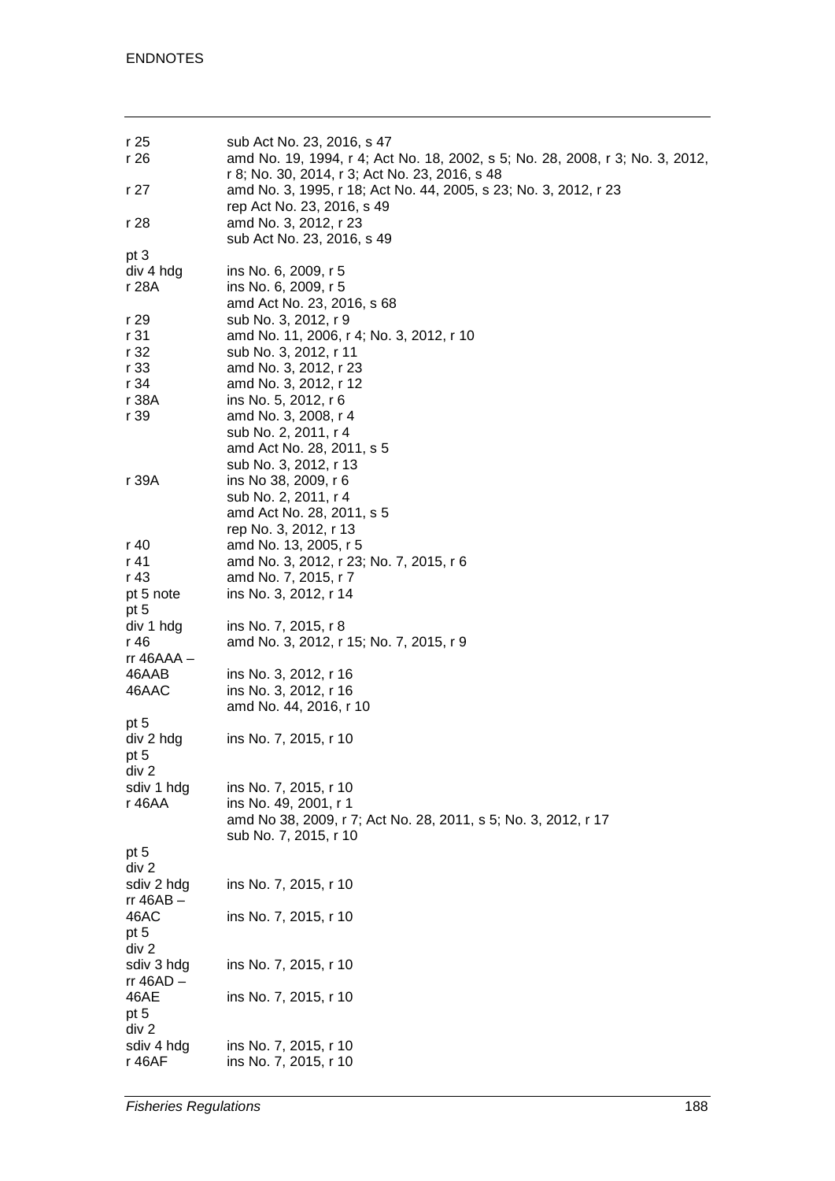| | |
|---|---|
| r 25 | sub Act No. 23, 2016, s 47 |
| r 26 | amd No. 19, 1994, r 4; Act No. 18, 2002, s 5; No. 28, 2008, r 3; No. 3, 2012, r 8; No. 30, 2014, r 3; Act No. 23, 2016, s 48 |
| r 27 | amd No. 3, 1995, r 18; Act No. 44, 2005, s 23; No. 3, 2012, r 23<br>rep Act No. 23, 2016, s 49 |
| r 28 | amd No. 3, 2012, r 23<br>sub Act No. 23, 2016, s 49 |
| pt 3<br>div 4 hdg | ins No. 6, 2009, r 5 |
| r 28A | ins No. 6, 2009, r 5<br>amd Act No. 23, 2016, s 68 |
| r 29 | sub No. 3, 2012, r 9 |
| r 31 | amd No. 11, 2006, r 4; No. 3, 2012, r 10 |
| r 32 | sub No. 3, 2012, r 11 |
| r 33 | amd No. 3, 2012, r 23 |
| r 34 | amd No. 3, 2012, r 12 |
| r 38A | ins No. 5, 2012, r 6 |
| r 39 | amd No. 3, 2008, r 4<br>sub No. 2, 2011, r 4<br>amd Act No. 28, 2011, s 5<br>sub No. 3, 2012, r 13 |
| r 39A | ins No 38, 2009, r 6<br>sub No. 2, 2011, r 4<br>amd Act No. 28, 2011, s 5<br>rep No. 3, 2012, r 13 |
| r 40 | amd No. 13, 2005, r 5 |
| r 41 | amd No. 3, 2012, r 23; No. 7, 2015, r 6 |
| r 43 | amd No. 7, 2015, r 7 |
| pt 5 note | ins No. 3, 2012, r 14 |
| pt 5<br>div 1 hdg | ins No. 7, 2015, r 8 |
| r 46 | amd No. 3, 2012, r 15; No. 7, 2015, r 9 |
| rr 46AAA – 46AAB | ins No. 3, 2012, r 16 |
| 46AAC | ins No. 3, 2012, r 16<br>amd No. 44, 2016, r 10 |
| pt 5<br>div 2 hdg | ins No. 7, 2015, r 10 |
| pt 5<br>div 2<br>sdiv 1 hdg | ins No. 7, 2015, r 10 |
| r 46AA | ins No. 49, 2001, r 1<br>amd No 38, 2009, r 7; Act No. 28, 2011, s 5; No. 3, 2012, r 17<br>sub No. 7, 2015, r 10 |
| pt 5<br>div 2<br>sdiv 2 hdg | ins No. 7, 2015, r 10 |
| rr 46AB – 46AC | ins No. 7, 2015, r 10 |
| pt 5<br>div 2<br>sdiv 3 hdg | ins No. 7, 2015, r 10 |
| rr 46AD – 46AE | ins No. 7, 2015, r 10 |
| pt 5<br>div 2<br>sdiv 4 hdg | ins No. 7, 2015, r 10 |
| r 46AF | ins No. 7, 2015, r 10 |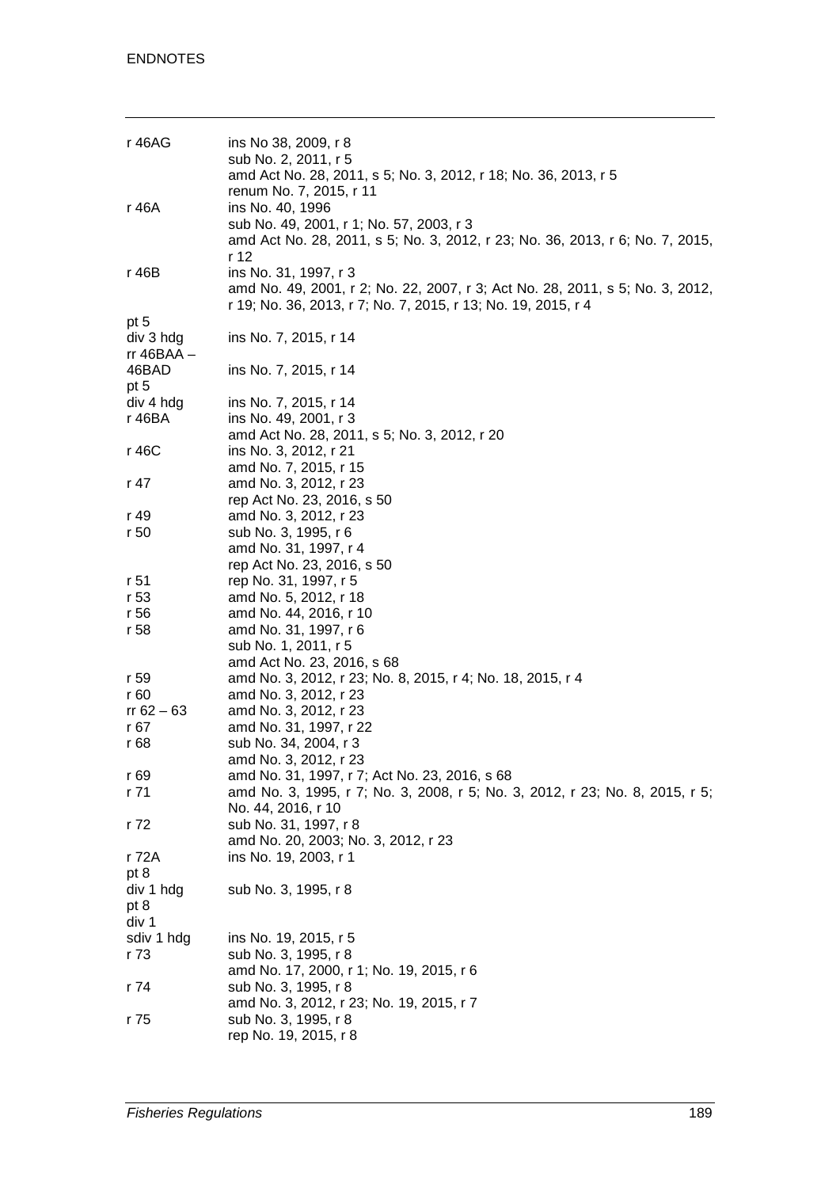| | |
|---|---|
| r 46AG | ins No 38, 2009, r 8 |
| | sub No. 2, 2011, r 5 |
| | amd Act No. 28, 2011, s 5; No. 3, 2012, r 18; No. 36, 2013, r 5 |
| | renum No. 7, 2015, r 11 |
| r 46A | ins No. 40, 1996 |
| | sub No. 49, 2001, r 1; No. 57, 2003, r 3 |
| | amd Act No. 28, 2011, s 5; No. 3, 2012, r 23; No. 36, 2013, r 6; No. 7, 2015, r 12 |
| r 46B | ins No. 31, 1997, r 3 |
| | amd No. 49, 2001, r 2; No. 22, 2007, r 3; Act No. 28, 2011, s 5; No. 3, 2012, r 19; No. 36, 2013, r 7; No. 7, 2015, r 13; No. 19, 2015, r 4 |
| pt 5 | |
| div 3 hdg | ins No. 7, 2015, r 14 |
| rr 46BAA – 46BAD | ins No. 7, 2015, r 14 |
| pt 5 | |
| div 4 hdg | ins No. 7, 2015, r 14 |
| r 46BA | ins No. 49, 2001, r 3 |
| | amd Act No. 28, 2011, s 5; No. 3, 2012, r 20 |
| r 46C | ins No. 3, 2012, r 21 |
| | amd No. 7, 2015, r 15 |
| r 47 | amd No. 3, 2012, r 23 |
| | rep Act No. 23, 2016, s 50 |
| r 49 | amd No. 3, 2012, r 23 |
| r 50 | sub No. 3, 1995, r 6 |
| | amd No. 31, 1997, r 4 |
| | rep Act No. 23, 2016, s 50 |
| r 51 | rep No. 31, 1997, r 5 |
| r 53 | amd No. 5, 2012, r 18 |
| r 56 | amd No. 44, 2016, r 10 |
| r 58 | amd No. 31, 1997, r 6 |
| | sub No. 1, 2011, r 5 |
| | amd Act No. 23, 2016, s 68 |
| r 59 | amd No. 3, 2012, r 23; No. 8, 2015, r 4; No. 18, 2015, r 4 |
| r 60 | amd No. 3, 2012, r 23 |
| rr 62 – 63 | amd No. 3, 2012, r 23 |
| r 67 | amd No. 31, 1997, r 22 |
| r 68 | sub No. 34, 2004, r 3 |
| | amd No. 3, 2012, r 23 |
| r 69 | amd No. 31, 1997, r 7; Act No. 23, 2016, s 68 |
| r 71 | amd No. 3, 1995, r 7; No. 3, 2008, r 5; No. 3, 2012, r 23; No. 8, 2015, r 5; No. 44, 2016, r 10 |
| r 72 | sub No. 31, 1997, r 8 |
| | amd No. 20, 2003; No. 3, 2012, r 23 |
| r 72A | ins No. 19, 2003, r 1 |
| pt 8 | |
| div 1 hdg | sub No. 3, 1995, r 8 |
| pt 8 | |
| div 1 | |
| sdiv 1 hdg | ins No. 19, 2015, r 5 |
| r 73 | sub No. 3, 1995, r 8 |
| | amd No. 17, 2000, r 1; No. 19, 2015, r 6 |
| r 74 | sub No. 3, 1995, r 8 |
| | amd No. 3, 2012, r 23; No. 19, 2015, r 7 |
| r 75 | sub No. 3, 1995, r 8 |
| | rep No. 19, 2015, r 8 |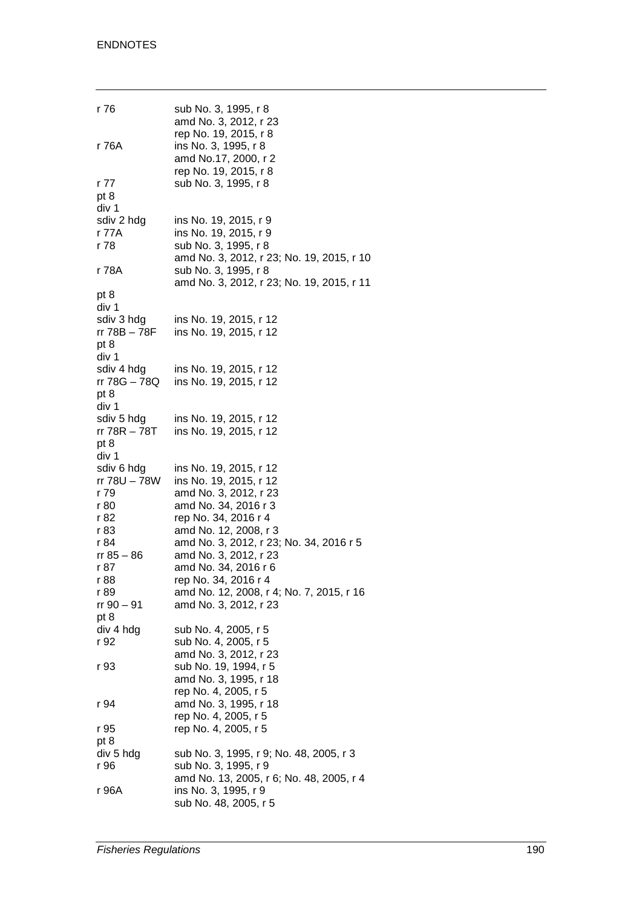| | |
|---|---|
| r 76 | sub No. 3, 1995, r 8<br>amd No. 3, 2012, r 23<br>rep No. 19, 2015, r 8 |
| r 76A | ins No. 3, 1995, r 8<br>amd No.17, 2000, r 2<br>rep No. 19, 2015, r 8 |
| r 77 | sub No. 3, 1995, r 8 |
| pt 8<br>div 1<br>sdiv 2 hdg | ins No. 19, 2015, r 9 |
| r 77A | ins No. 19, 2015, r 9 |
| r 78 | sub No. 3, 1995, r 8<br>amd No. 3, 2012, r 23; No. 19, 2015, r 10 |
| r 78A | sub No. 3, 1995, r 8<br>amd No. 3, 2012, r 23; No. 19, 2015, r 11 |
| pt 8<br>div 1<br>sdiv 3 hdg | ins No. 19, 2015, r 12 |
| rr 78B – 78F | ins No. 19, 2015, r 12 |
| pt 8<br>div 1<br>sdiv 4 hdg | ins No. 19, 2015, r 12 |
| rr 78G – 78Q | ins No. 19, 2015, r 12 |
| pt 8<br>div 1<br>sdiv 5 hdg | ins No. 19, 2015, r 12 |
| rr 78R – 78T | ins No. 19, 2015, r 12 |
| pt 8<br>div 1<br>sdiv 6 hdg | ins No. 19, 2015, r 12 |
| rr 78U – 78W | ins No. 19, 2015, r 12 |
| r 79 | amd No. 3, 2012, r 23 |
| r 80 | amd No. 34, 2016 r 3 |
| r 82 | rep No. 34, 2016 r 4 |
| r 83 | amd No. 12, 2008, r 3 |
| r 84 | amd No. 3, 2012, r 23; No. 34, 2016 r 5 |
| rr 85 – 86 | amd No. 3, 2012, r 23 |
| r 87 | amd No. 34, 2016 r 6 |
| r 88 | rep No. 34, 2016 r 4 |
| r 89 | amd No. 12, 2008, r 4; No. 7, 2015, r 16 |
| rr 90 – 91 | amd No. 3, 2012, r 23 |
| pt 8<br>div 4 hdg | sub No. 4, 2005, r 5 |
| r 92 | sub No. 4, 2005, r 5<br>amd No. 3, 2012, r 23 |
| r 93 | sub No. 19, 1994, r 5<br>amd No. 3, 1995, r 18<br>rep No. 4, 2005, r 5 |
| r 94 | amd No. 3, 1995, r 18<br>rep No. 4, 2005, r 5 |
| r 95 | rep No. 4, 2005, r 5 |
| pt 8<br>div 5 hdg | sub No. 3, 1995, r 9; No. 48, 2005, r 3 |
| r 96 | sub No. 3, 1995, r 9<br>amd No. 13, 2005, r 6; No. 48, 2005, r 4 |
| r 96A | ins No. 3, 1995, r 9<br>sub No. 48, 2005, r 5 |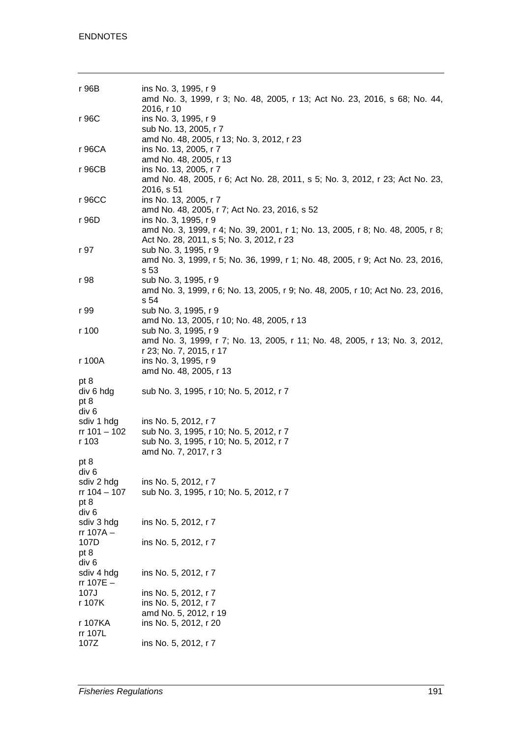| | |
|---|---|
| r 96B | ins No. 3, 1995, r 9<br>amd No. 3, 1999, r 3; No. 48, 2005, r 13; Act No. 23, 2016, s 68; No. 44, 2016, r 10 |
| r 96C | ins No. 3, 1995, r 9<br>sub No. 13, 2005, r 7<br>amd No. 48, 2005, r 13; No. 3, 2012, r 23 |
| r 96CA | ins No. 13, 2005, r 7<br>amd No. 48, 2005, r 13 |
| r 96CB | ins No. 13, 2005, r 7<br>amd No. 48, 2005, r 6; Act No. 28, 2011, s 5; No. 3, 2012, r 23; Act No. 23, 2016, s 51 |
| r 96CC | ins No. 13, 2005, r 7<br>amd No. 48, 2005, r 7; Act No. 23, 2016, s 52 |
| r 96D | ins No. 3, 1995, r 9<br>amd No. 3, 1999, r 4; No. 39, 2001, r 1; No. 13, 2005, r 8; No. 48, 2005, r 8; Act No. 28, 2011, s 5; No. 3, 2012, r 23 |
| r 97 | sub No. 3, 1995, r 9<br>amd No. 3, 1999, r 5; No. 36, 1999, r 1; No. 48, 2005, r 9; Act No. 23, 2016, s 53 |
| r 98 | sub No. 3, 1995, r 9<br>amd No. 3, 1999, r 6; No. 13, 2005, r 9; No. 48, 2005, r 10; Act No. 23, 2016, s 54 |
| r 99 | sub No. 3, 1995, r 9<br>amd No. 13, 2005, r 10; No. 48, 2005, r 13 |
| r 100 | sub No. 3, 1995, r 9<br>amd No. 3, 1999, r 7; No. 13, 2005, r 11; No. 48, 2005, r 13; No. 3, 2012, r 23; No. 7, 2015, r 17 |
| r 100A | ins No. 3, 1995, r 9<br>amd No. 48, 2005, r 13 |
| pt 8<br>div 6 hdg | sub No. 3, 1995, r 10; No. 5, 2012, r 7 |
| pt 8<br>div 6<br>sdiv 1 hdg | ins No. 5, 2012, r 7 |
| rr 101 – 102 | sub No. 3, 1995, r 10; No. 5, 2012, r 7 |
| r 103 | sub No. 3, 1995, r 10; No. 5, 2012, r 7<br>amd No. 7, 2017, r 3 |
| pt 8<br>div 6<br>sdiv 2 hdg | ins No. 5, 2012, r 7 |
| rr 104 – 107 | sub No. 3, 1995, r 10; No. 5, 2012, r 7 |
| pt 8<br>div 6<br>sdiv 3 hdg | ins No. 5, 2012, r 7 |
| rr 107A – 107D | ins No. 5, 2012, r 7 |
| pt 8<br>div 6<br>sdiv 4 hdg | ins No. 5, 2012, r 7 |
| rr 107E – 107J | ins No. 5, 2012, r 7 |
| r 107K | ins No. 5, 2012, r 7<br>amd No. 5, 2012, r 19 |
| r 107KA | ins No. 5, 2012, r 20 |
| rr 107L<br>107Z | ins No. 5, 2012, r 7 |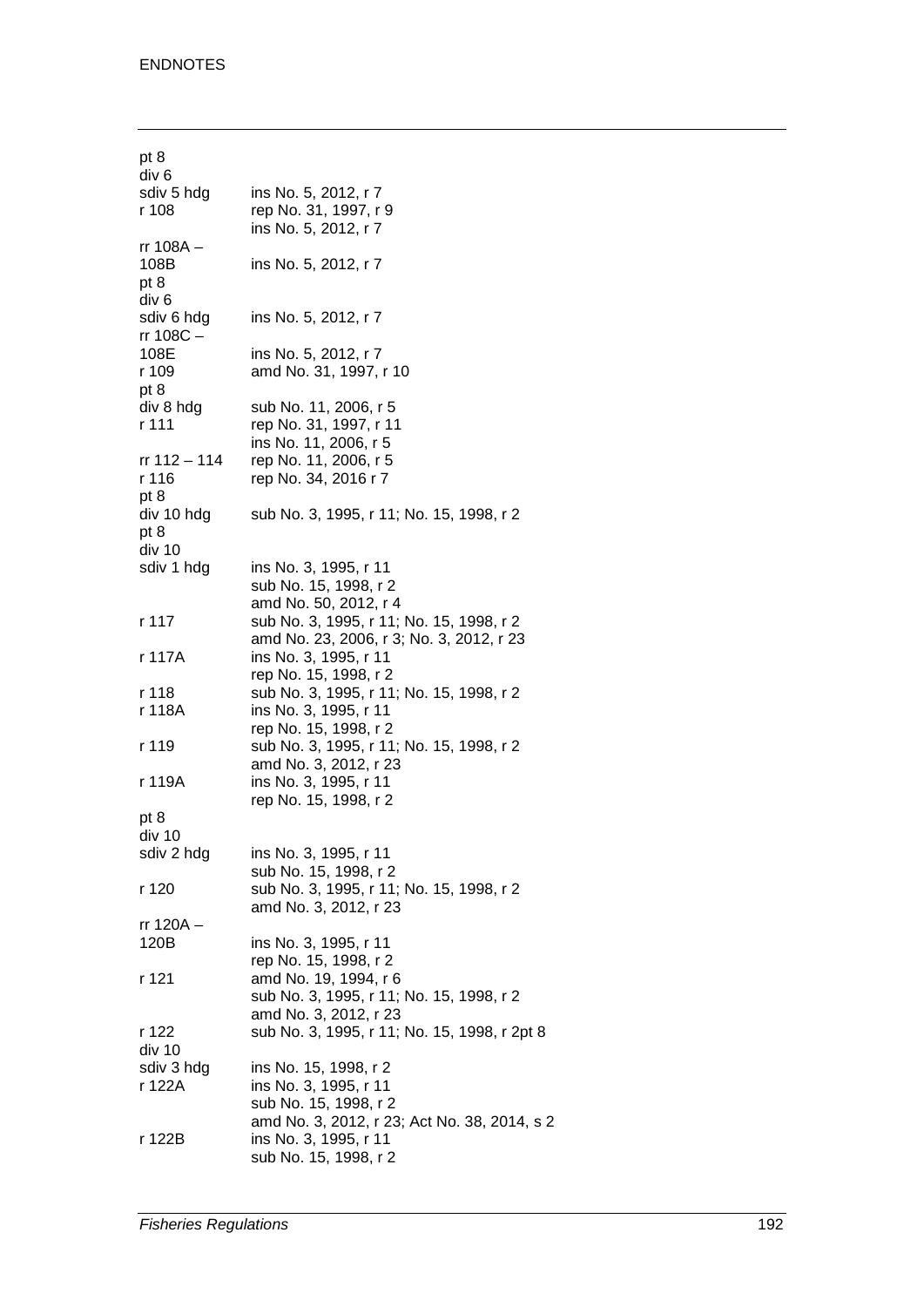| | |
|---|---|
| pt 8 | |
| div 6 | |
| sdiv 5 hdg | ins No. 5, 2012, r 7 |
| r 108 | rep No. 31, 1997, r 9 |
| | ins No. 5, 2012, r 7 |
| rr 108A – 108B | ins No. 5, 2012, r 7 |
| pt 8 | |
| div 6 | |
| sdiv 6 hdg | ins No. 5, 2012, r 7 |
| rr 108C – 108E | ins No. 5, 2012, r 7 |
| r 109 | amd No. 31, 1997, r 10 |
| pt 8 | |
| div 8 hdg | sub No. 11, 2006, r 5 |
| r 111 | rep No. 31, 1997, r 11 |
| | ins No. 11, 2006, r 5 |
| rr 112 – 114 | rep No. 11, 2006, r 5 |
| r 116 | rep No. 34, 2016 r 7 |
| pt 8 | |
| div 10 hdg | sub No. 3, 1995, r 11; No. 15, 1998, r 2 |
| pt 8 | |
| div 10 | |
| sdiv 1 hdg | ins No. 3, 1995, r 11 |
| | sub No. 15, 1998, r 2 |
| | amd No. 50, 2012, r 4 |
| r 117 | sub No. 3, 1995, r 11; No. 15, 1998, r 2 |
| | amd No. 23, 2006, r 3; No. 3, 2012, r 23 |
| r 117A | ins No. 3, 1995, r 11 |
| | rep No. 15, 1998, r 2 |
| r 118 | sub No. 3, 1995, r 11; No. 15, 1998, r 2 |
| r 118A | ins No. 3, 1995, r 11 |
| | rep No. 15, 1998, r 2 |
| r 119 | sub No. 3, 1995, r 11; No. 15, 1998, r 2 |
| | amd No. 3, 2012, r 23 |
| r 119A | ins No. 3, 1995, r 11 |
| | rep No. 15, 1998, r 2 |
| pt 8 | |
| div 10 | |
| sdiv 2 hdg | ins No. 3, 1995, r 11 |
| | sub No. 15, 1998, r 2 |
| r 120 | sub No. 3, 1995, r 11; No. 15, 1998, r 2 |
| | amd No. 3, 2012, r 23 |
| rr 120A – 120B | ins No. 3, 1995, r 11 |
| | rep No. 15, 1998, r 2 |
| r 121 | amd No. 19, 1994, r 6 |
| | sub No. 3, 1995, r 11; No. 15, 1998, r 2 |
| | amd No. 3, 2012, r 23 |
| r 122 | sub No. 3, 1995, r 11; No. 15, 1998, r 2pt 8 |
| div 10 | |
| sdiv 3 hdg | ins No. 15, 1998, r 2 |
| r 122A | ins No. 3, 1995, r 11 |
| | sub No. 15, 1998, r 2 |
| | amd No. 3, 2012, r 23; Act No. 38, 2014, s 2 |
| r 122B | ins No. 3, 1995, r 11 |
| | sub No. 15, 1998, r 2 |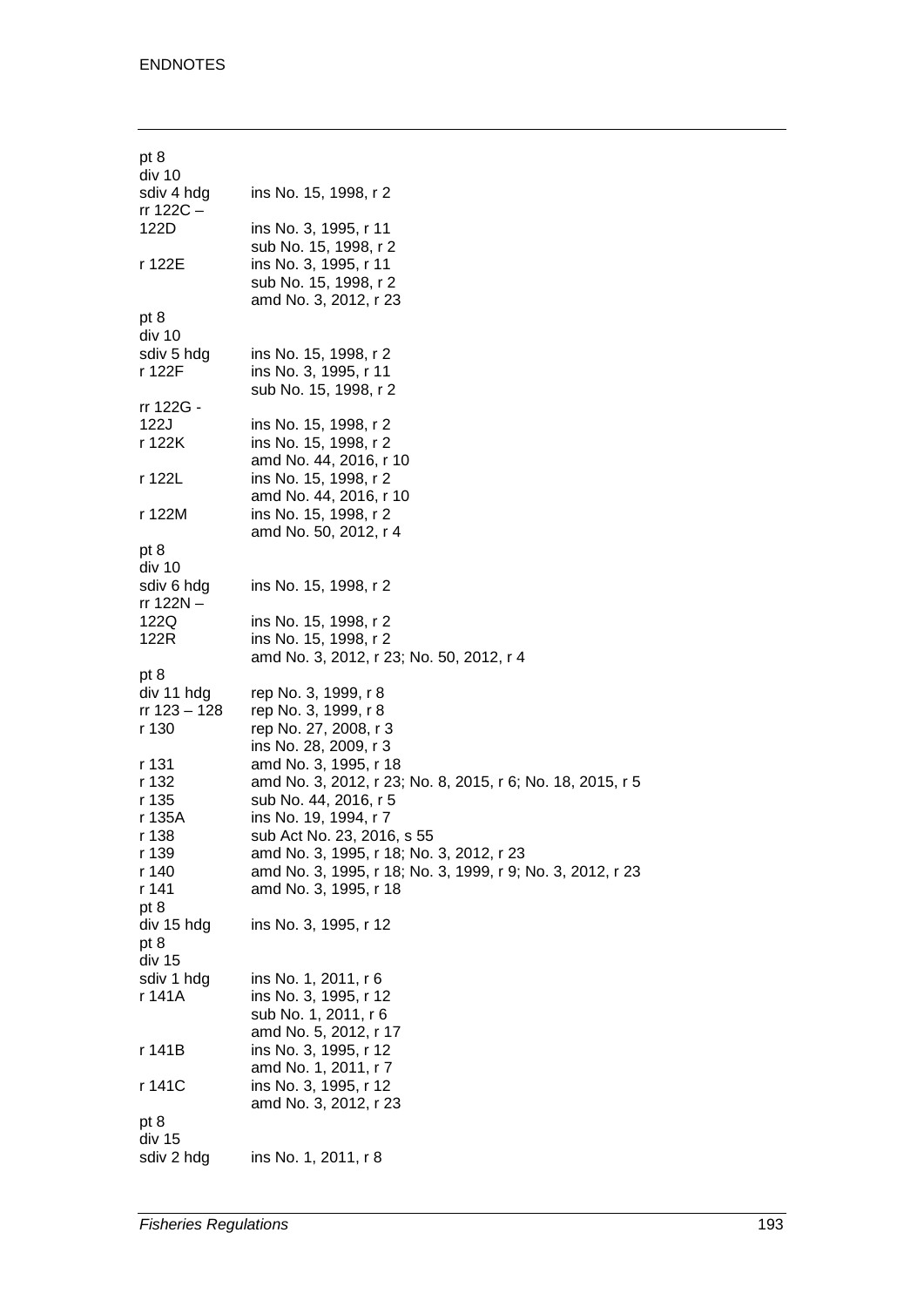| | |
|---|---|
| pt 8 | |
| div 10 | |
| sdiv 4 hdg | ins No. 15, 1998, r 2 |
| rr 122C – 122D | ins No. 3, 1995, r 11 |
| | sub No. 15, 1998, r 2 |
| r 122E | ins No. 3, 1995, r 11 |
| | sub No. 15, 1998, r 2 |
| | amd No. 3, 2012, r 23 |
| pt 8 | |
| div 10 | |
| sdiv 5 hdg | ins No. 15, 1998, r 2 |
| r 122F | ins No. 3, 1995, r 11 |
| | sub No. 15, 1998, r 2 |
| rr 122G - 122J | ins No. 15, 1998, r 2 |
| r 122K | ins No. 15, 1998, r 2 |
| | amd No. 44, 2016, r 10 |
| r 122L | ins No. 15, 1998, r 2 |
| | amd No. 44, 2016, r 10 |
| r 122M | ins No. 15, 1998, r 2 |
| | amd No. 50, 2012, r 4 |
| pt 8 | |
| div 10 | |
| sdiv 6 hdg | ins No. 15, 1998, r 2 |
| rr 122N – 122Q | ins No. 15, 1998, r 2 |
| 122R | ins No. 15, 1998, r 2 |
| | amd No. 3, 2012, r 23; No. 50, 2012, r 4 |
| pt 8 | |
| div 11 hdg | rep No. 3, 1999, r 8 |
| rr 123 – 128 | rep No. 3, 1999, r 8 |
| r 130 | rep No. 27, 2008, r 3 |
| | ins No. 28, 2009, r 3 |
| r 131 | amd No. 3, 1995, r 18 |
| r 132 | amd No. 3, 2012, r 23; No. 8, 2015, r 6; No. 18, 2015, r 5 |
| r 135 | sub No. 44, 2016, r 5 |
| r 135A | ins No. 19, 1994, r 7 |
| r 138 | sub Act No. 23, 2016, s 55 |
| r 139 | amd No. 3, 1995, r 18; No. 3, 2012, r 23 |
| r 140 | amd No. 3, 1995, r 18; No. 3, 1999, r 9; No. 3, 2012, r 23 |
| r 141 | amd No. 3, 1995, r 18 |
| pt 8 | |
| div 15 hdg | ins No. 3, 1995, r 12 |
| pt 8 | |
| div 15 | |
| sdiv 1 hdg | ins No. 1, 2011, r 6 |
| r 141A | ins No. 3, 1995, r 12 |
| | sub No. 1, 2011, r 6 |
| | amd No. 5, 2012, r 17 |
| r 141B | ins No. 3, 1995, r 12 |
| | amd No. 1, 2011, r 7 |
| r 141C | ins No. 3, 1995, r 12 |
| | amd No. 3, 2012, r 23 |
| pt 8 | |
| div 15 | |
| sdiv 2 hdg | ins No. 1, 2011, r 8 |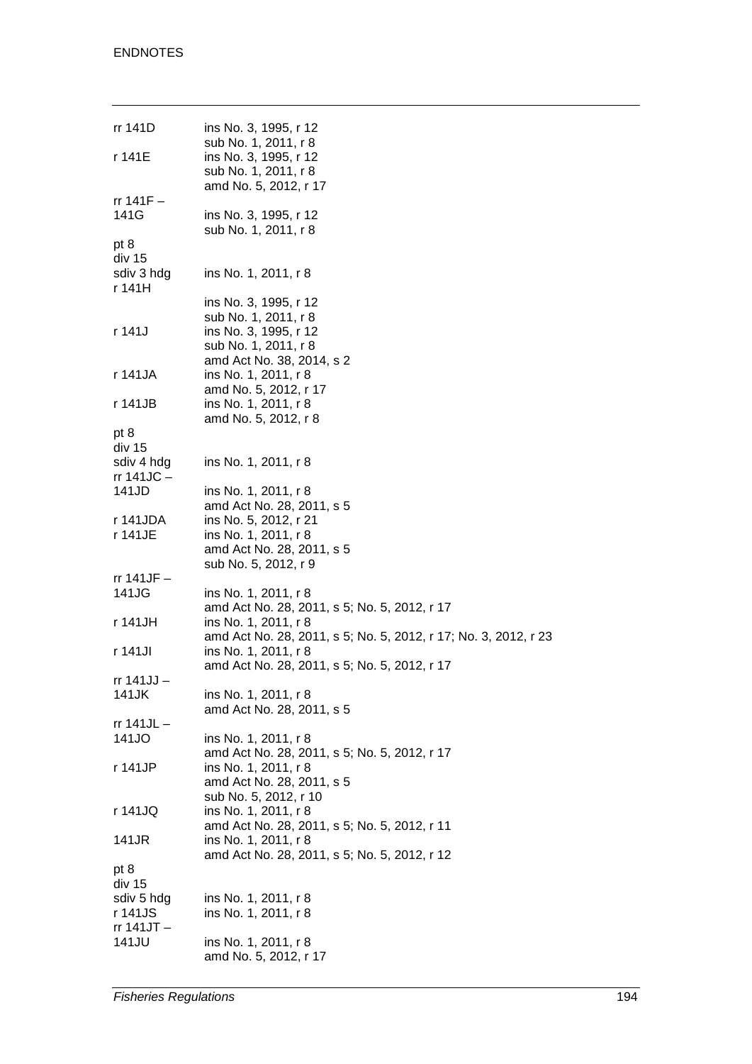| | |
|---|---|
| rr 141D | ins No. 3, 1995, r 12 |
| | sub No. 1, 2011, r 8 |
| r 141E | ins No. 3, 1995, r 12 |
| | sub No. 1, 2011, r 8 |
| | amd No. 5, 2012, r 17 |
| rr 141F – 141G | ins No. 3, 1995, r 12 |
| | sub No. 1, 2011, r 8 |
| pt 8 div 15 sdiv 3 hdg | ins No. 1, 2011, r 8 |
| r 141H | ins No. 3, 1995, r 12 |
| | sub No. 1, 2011, r 8 |
| r 141J | ins No. 3, 1995, r 12 |
| | sub No. 1, 2011, r 8 |
| | amd Act No. 38, 2014, s 2 |
| r 141JA | ins No. 1, 2011, r 8 |
| | amd No. 5, 2012, r 17 |
| r 141JB | ins No. 1, 2011, r 8 |
| | amd No. 5, 2012, r 8 |
| pt 8 div 15 sdiv 4 hdg | ins No. 1, 2011, r 8 |
| rr 141JC – 141JD | ins No. 1, 2011, r 8 |
| | amd Act No. 28, 2011, s 5 |
| r 141JDA | ins No. 5, 2012, r 21 |
| r 141JE | ins No. 1, 2011, r 8 |
| | amd Act No. 28, 2011, s 5 |
| | sub No. 5, 2012, r 9 |
| rr 141JF – 141JG | ins No. 1, 2011, r 8 |
| | amd Act No. 28, 2011, s 5; No. 5, 2012, r 17 |
| r 141JH | ins No. 1, 2011, r 8 |
| | amd Act No. 28, 2011, s 5; No. 5, 2012, r 17; No. 3, 2012, r 23 |
| r 141JI | ins No. 1, 2011, r 8 |
| | amd Act No. 28, 2011, s 5; No. 5, 2012, r 17 |
| rr 141JJ – 141JK | ins No. 1, 2011, r 8 |
| | amd Act No. 28, 2011, s 5 |
| rr 141JL – 141JO | ins No. 1, 2011, r 8 |
| | amd Act No. 28, 2011, s 5; No. 5, 2012, r 17 |
| r 141JP | ins No. 1, 2011, r 8 |
| | amd Act No. 28, 2011, s 5 |
| | sub No. 5, 2012, r 10 |
| r 141JQ | ins No. 1, 2011, r 8 |
| | amd Act No. 28, 2011, s 5; No. 5, 2012, r 11 |
| 141JR | ins No. 1, 2011, r 8 |
| | amd Act No. 28, 2011, s 5; No. 5, 2012, r 12 |
| pt 8 div 15 sdiv 5 hdg | ins No. 1, 2011, r 8 |
| r 141JS | ins No. 1, 2011, r 8 |
| rr 141JT – 141JU | ins No. 1, 2011, r 8 |
| | amd No. 5, 2012, r 17 |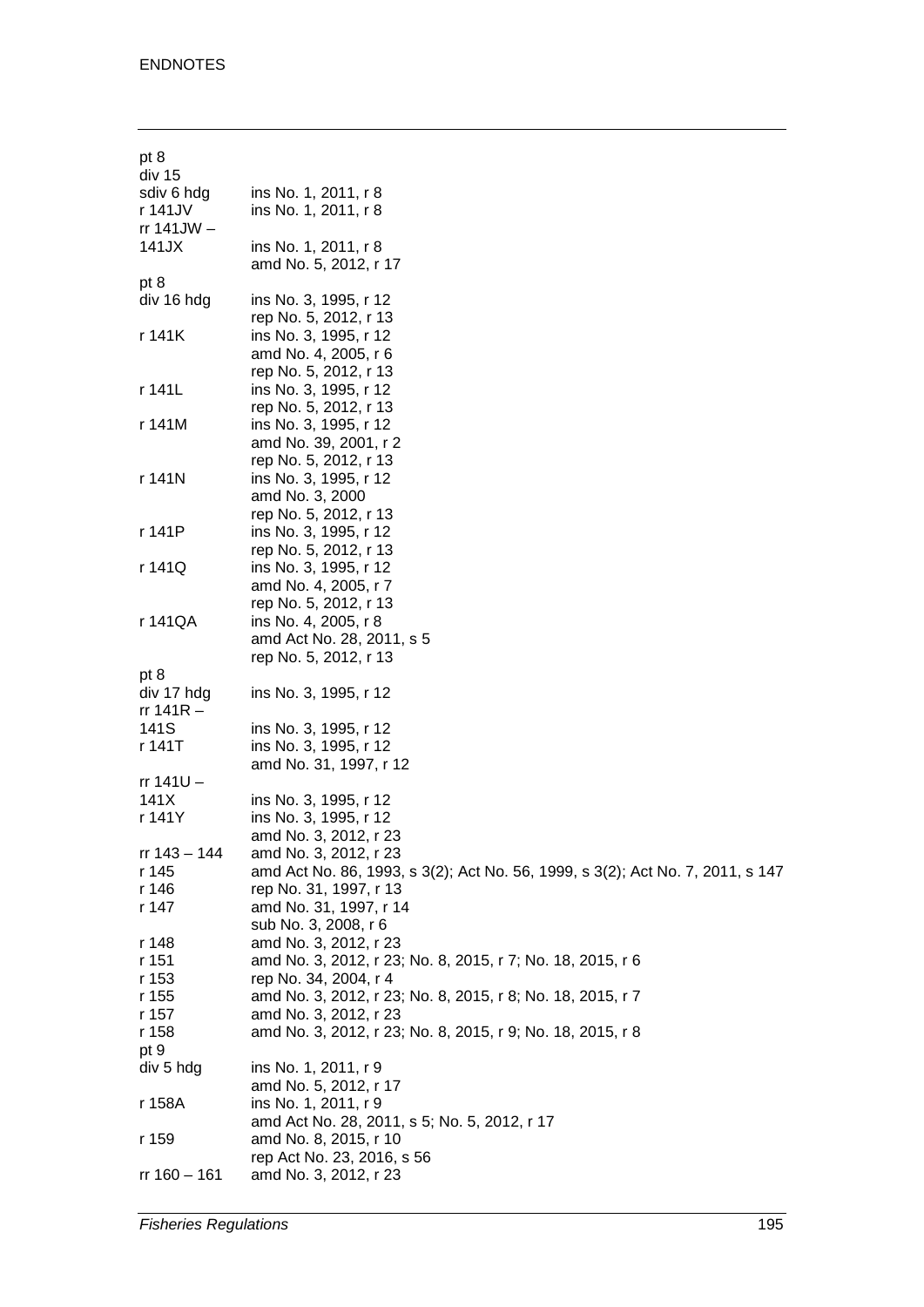| | |
|---|---|
| pt 8 | |
| div 15 | |
| sdiv 6 hdg | ins No. 1, 2011, r 8 |
| r 141JV | ins No. 1, 2011, r 8 |
| rr 141JW – 141JX | ins No. 1, 2011, r 8<br>amd No. 5, 2012, r 17 |
| pt 8 | |
| div 16 hdg | ins No. 3, 1995, r 12<br>rep No. 5, 2012, r 13 |
| r 141K | ins No. 3, 1995, r 12<br>amd No. 4, 2005, r 6<br>rep No. 5, 2012, r 13 |
| r 141L | ins No. 3, 1995, r 12<br>rep No. 5, 2012, r 13 |
| r 141M | ins No. 3, 1995, r 12<br>amd No. 39, 2001, r 2<br>rep No. 5, 2012, r 13 |
| r 141N | ins No. 3, 1995, r 12<br>amd No. 3, 2000<br>rep No. 5, 2012, r 13 |
| r 141P | ins No. 3, 1995, r 12<br>rep No. 5, 2012, r 13 |
| r 141Q | ins No. 3, 1995, r 12<br>amd No. 4, 2005, r 7<br>rep No. 5, 2012, r 13 |
| r 141QA | ins No. 4, 2005, r 8<br>amd Act No. 28, 2011, s 5<br>rep No. 5, 2012, r 13 |
| pt 8 | |
| div 17 hdg | ins No. 3, 1995, r 12 |
| rr 141R – 141S | ins No. 3, 1995, r 12 |
| r 141T | ins No. 3, 1995, r 12<br>amd No. 31, 1997, r 12 |
| rr 141U – 141X | ins No. 3, 1995, r 12 |
| r 141Y | ins No. 3, 1995, r 12<br>amd No. 3, 2012, r 23 |
| rr 143 – 144 | amd No. 3, 2012, r 23 |
| r 145 | amd Act No. 86, 1993, s 3(2); Act No. 56, 1999, s 3(2); Act No. 7, 2011, s 147 |
| r 146 | rep No. 31, 1997, r 13 |
| r 147 | amd No. 31, 1997, r 14<br>sub No. 3, 2008, r 6 |
| r 148 | amd No. 3, 2012, r 23 |
| r 151 | amd No. 3, 2012, r 23; No. 8, 2015, r 7; No. 18, 2015, r 6 |
| r 153 | rep No. 34, 2004, r 4 |
| r 155 | amd No. 3, 2012, r 23; No. 8, 2015, r 8; No. 18, 2015, r 7 |
| r 157 | amd No. 3, 2012, r 23 |
| r 158 | amd No. 3, 2012, r 23; No. 8, 2015, r 9; No. 18, 2015, r 8 |
| pt 9 | |
| div 5 hdg | ins No. 1, 2011, r 9<br>amd No. 5, 2012, r 17 |
| r 158A | ins No. 1, 2011, r 9<br>amd Act No. 28, 2011, s 5; No. 5, 2012, r 17 |
| r 159 | amd No. 8, 2015, r 10<br>rep Act No. 23, 2016, s 56 |
| rr 160 – 161 | amd No. 3, 2012, r 23 |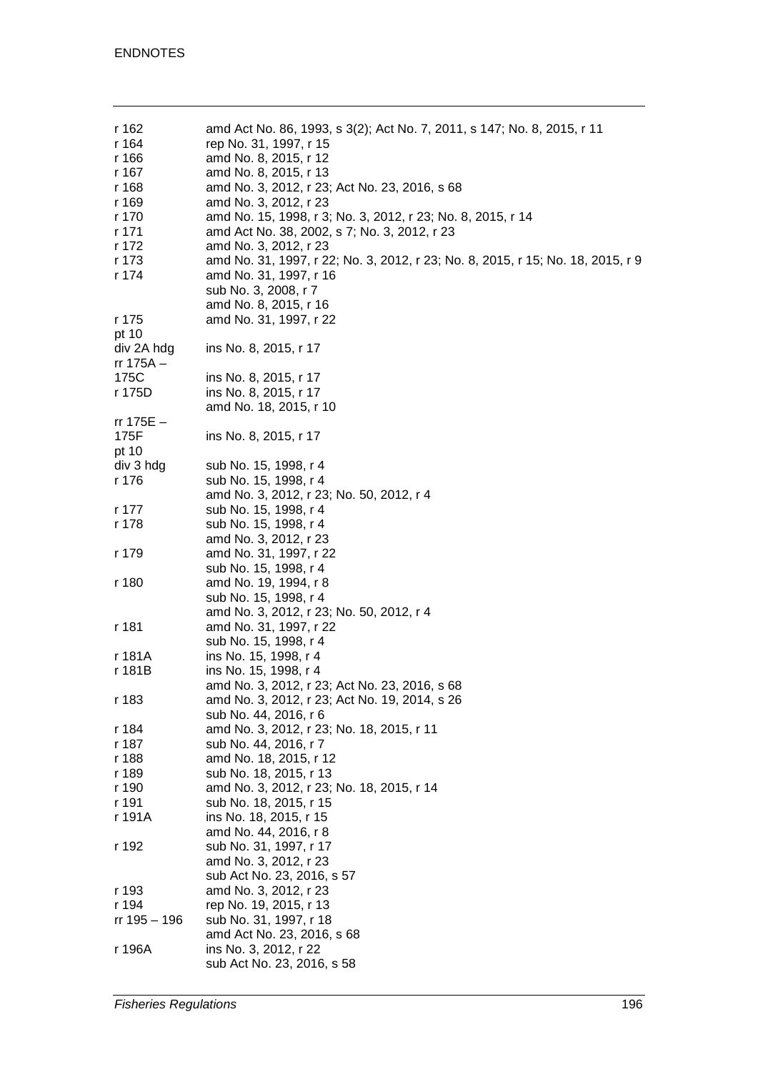| | |
|---|---|
| r 162 | amd Act No. 86, 1993, s 3(2); Act No. 7, 2011, s 147; No. 8, 2015, r 11 |
| r 164 | rep No. 31, 1997, r 15 |
| r 166 | amd No. 8, 2015, r 12 |
| r 167 | amd No. 8, 2015, r 13 |
| r 168 | amd No. 3, 2012, r 23; Act No. 23, 2016, s 68 |
| r 169 | amd No. 3, 2012, r 23 |
| r 170 | amd No. 15, 1998, r 3; No. 3, 2012, r 23; No. 8, 2015, r 14 |
| r 171 | amd Act No. 38, 2002, s 7; No. 3, 2012, r 23 |
| r 172 | amd No. 3, 2012, r 23 |
| r 173 | amd No. 31, 1997, r 22; No. 3, 2012, r 23; No. 8, 2015, r 15; No. 18, 2015, r 9 |
| r 174 | amd No. 31, 1997, r 16 |
| | sub No. 3, 2008, r 7 |
| | amd No. 8, 2015, r 16 |
| r 175 | amd No. 31, 1997, r 22 |
| pt 10 | |
| div 2A hdg | ins No. 8, 2015, r 17 |
| rr 175A – 175C | ins No. 8, 2015, r 17 |
| r 175D | ins No. 8, 2015, r 17 |
| | amd No. 18, 2015, r 10 |
| rr 175E – 175F | ins No. 8, 2015, r 17 |
| pt 10 | |
| div 3 hdg | sub No. 15, 1998, r 4 |
| r 176 | sub No. 15, 1998, r 4 |
| | amd No. 3, 2012, r 23; No. 50, 2012, r 4 |
| r 177 | sub No. 15, 1998, r 4 |
| r 178 | sub No. 15, 1998, r 4 |
| | amd No. 3, 2012, r 23 |
| r 179 | amd No. 31, 1997, r 22 |
| | sub No. 15, 1998, r 4 |
| r 180 | amd No. 19, 1994, r 8 |
| | sub No. 15, 1998, r 4 |
| | amd No. 3, 2012, r 23; No. 50, 2012, r 4 |
| r 181 | amd No. 31, 1997, r 22 |
| | sub No. 15, 1998, r 4 |
| r 181A | ins No. 15, 1998, r 4 |
| r 181B | ins No. 15, 1998, r 4 |
| | amd No. 3, 2012, r 23; Act No. 23, 2016, s 68 |
| r 183 | amd No. 3, 2012, r 23; Act No. 19, 2014, s 26 |
| | sub No. 44, 2016, r 6 |
| r 184 | amd No. 3, 2012, r 23; No. 18, 2015, r 11 |
| r 187 | sub No. 44, 2016, r 7 |
| r 188 | amd No. 18, 2015, r 12 |
| r 189 | sub No. 18, 2015, r 13 |
| r 190 | amd No. 3, 2012, r 23; No. 18, 2015, r 14 |
| r 191 | sub No. 18, 2015, r 15 |
| r 191A | ins No. 18, 2015, r 15 |
| | amd No. 44, 2016, r 8 |
| r 192 | sub No. 31, 1997, r 17 |
| | amd No. 3, 2012, r 23 |
| | sub Act No. 23, 2016, s 57 |
| r 193 | amd No. 3, 2012, r 23 |
| r 194 | rep No. 19, 2015, r 13 |
| rr 195 – 196 | sub No. 31, 1997, r 18 |
| | amd Act No. 23, 2016, s 68 |
| r 196A | ins No. 3, 2012, r 22 |
| | sub Act No. 23, 2016, s 58 |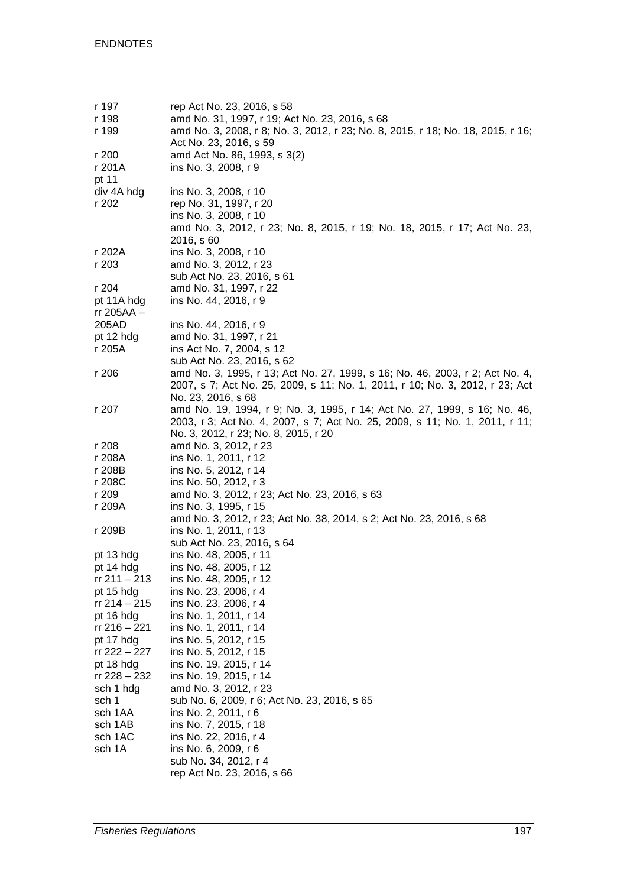| | |
|---|---|
| r 197 | rep Act No. 23, 2016, s 58 |
| r 198 | amd No. 31, 1997, r 19; Act No. 23, 2016, s 68 |
| r 199 | amd No. 3, 2008, r 8; No. 3, 2012, r 23; No. 8, 2015, r 18; No. 18, 2015, r 16; Act No. 23, 2016, s 59 |
| r 200 | amd Act No. 86, 1993, s 3(2) |
| r 201A | ins No. 3, 2008, r 9 |
| pt 11 | |
| div 4A hdg | ins No. 3, 2008, r 10 |
| r 202 | rep No. 31, 1997, r 20 |
| | ins No. 3, 2008, r 10 |
| | amd No. 3, 2012, r 23; No. 8, 2015, r 19; No. 18, 2015, r 17; Act No. 23, 2016, s 60 |
| r 202A | ins No. 3, 2008, r 10 |
| r 203 | amd No. 3, 2012, r 23 |
| | sub Act No. 23, 2016, s 61 |
| r 204 | amd No. 31, 1997, r 22 |
| pt 11A hdg | ins No. 44, 2016, r 9 |
| rr 205AA – 205AD | ins No. 44, 2016, r 9 |
| pt 12 hdg | amd No. 31, 1997, r 21 |
| r 205A | ins Act No. 7, 2004, s 12 |
| | sub Act No. 23, 2016, s 62 |
| r 206 | amd No. 3, 1995, r 13; Act No. 27, 1999, s 16; No. 46, 2003, r 2; Act No. 4, 2007, s 7; Act No. 25, 2009, s 11; No. 1, 2011, r 10; No. 3, 2012, r 23; Act No. 23, 2016, s 68 |
| r 207 | amd No. 19, 1994, r 9; No. 3, 1995, r 14; Act No. 27, 1999, s 16; No. 46, 2003, r 3; Act No. 4, 2007, s 7; Act No. 25, 2009, s 11; No. 1, 2011, r 11; No. 3, 2012, r 23; No. 8, 2015, r 20 |
| r 208 | amd No. 3, 2012, r 23 |
| r 208A | ins No. 1, 2011, r 12 |
| r 208B | ins No. 5, 2012, r 14 |
| r 208C | ins No. 50, 2012, r 3 |
| r 209 | amd No. 3, 2012, r 23; Act No. 23, 2016, s 63 |
| r 209A | ins No. 3, 1995, r 15 |
| | amd No. 3, 2012, r 23; Act No. 38, 2014, s 2; Act No. 23, 2016, s 68 |
| r 209B | ins No. 1, 2011, r 13 |
| | sub Act No. 23, 2016, s 64 |
| pt 13 hdg | ins No. 48, 2005, r 11 |
| pt 14 hdg | ins No. 48, 2005, r 12 |
| rr 211 – 213 | ins No. 48, 2005, r 12 |
| pt 15 hdg | ins No. 23, 2006, r 4 |
| rr 214 – 215 | ins No. 23, 2006, r 4 |
| pt 16 hdg | ins No. 1, 2011, r 14 |
| rr 216 – 221 | ins No. 1, 2011, r 14 |
| pt 17 hdg | ins No. 5, 2012, r 15 |
| rr 222 – 227 | ins No. 5, 2012, r 15 |
| pt 18 hdg | ins No. 19, 2015, r 14 |
| rr 228 – 232 | ins No. 19, 2015, r 14 |
| sch 1 hdg | amd No. 3, 2012, r 23 |
| sch 1 | sub No. 6, 2009, r 6; Act No. 23, 2016, s 65 |
| sch 1AA | ins No. 2, 2011, r 6 |
| sch 1AB | ins No. 7, 2015, r 18 |
| sch 1AC | ins No. 22, 2016, r 4 |
| sch 1A | ins No. 6, 2009, r 6 |
| | sub No. 34, 2012, r 4 |
| | rep Act No. 23, 2016, s 66 |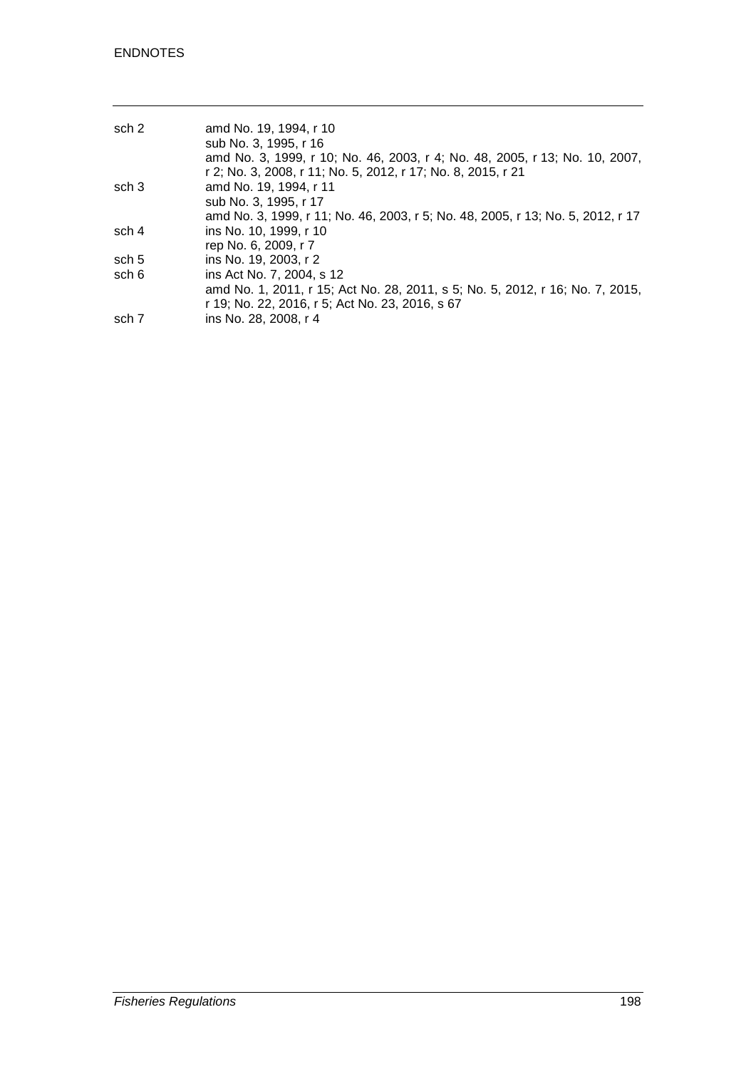| | |
|---|---|
| sch 2 | amd No. 19, 1994, r 10<br>sub No. 3, 1995, r 16<br>amd No. 3, 1999, r 10; No. 46, 2003, r 4; No. 48, 2005, r 13; No. 10, 2007, r 2; No. 3, 2008, r 11; No. 5, 2012, r 17; No. 8, 2015, r 21 |
| sch 3 | amd No. 19, 1994, r 11<br>sub No. 3, 1995, r 17<br>amd No. 3, 1999, r 11; No. 46, 2003, r 5; No. 48, 2005, r 13; No. 5, 2012, r 17 |
| sch 4 | ins No. 10, 1999, r 10<br>rep No. 6, 2009, r 7 |
| sch 5 | ins No. 19, 2003, r 2 |
| sch 6 | ins Act No. 7, 2004, s 12<br>amd No. 1, 2011, r 15; Act No. 28, 2011, s 5; No. 5, 2012, r 16; No. 7, 2015, r 19; No. 22, 2016, r 5; Act No. 23, 2016, s 67 |
| sch 7 | ins No. 28, 2008, r 4 |